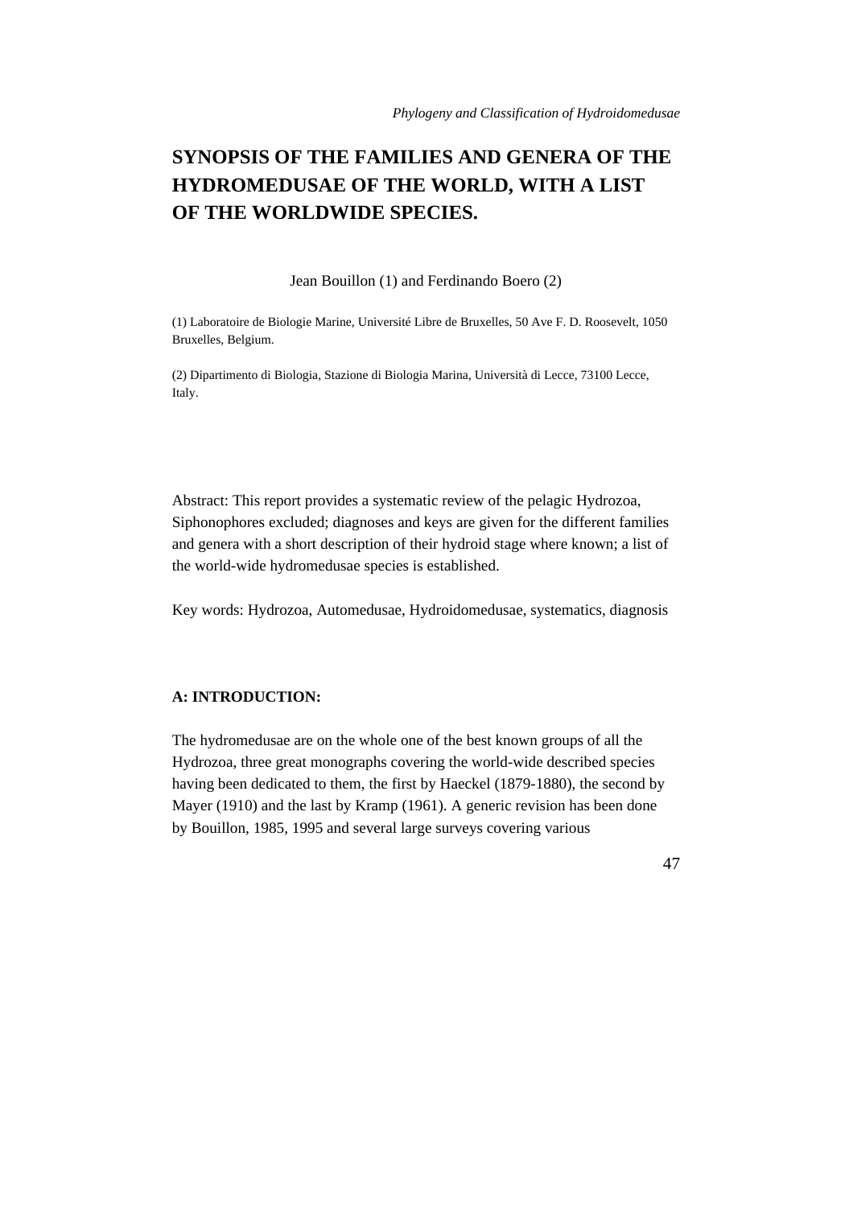# SYNOPSIS OF THE FAMILIES AND GENERA OF THE HYDROMEDUSAE OF THE WORLD, WITH A LIST OF THE WORLDWIDE SPECIES.

Jean Bouillon (1) and Ferdinando Boero (2)

(1) Laboratoire de Biologie Marine, Université Libre de Bruxelles, 50 Ave F. D. Roosevelt, 1050 Bruxelles, Belgium.

(2) Dipartimento di Biologia, Stazione di Biologia Marina, Università di Lecce, 73100 Lecce, Italy.

Abstract: This report provides a systematic review of the pelagic Hydrozoa, Siphonophores excluded; diagnoses and keys are given for the different families and genera with a short description of their hydroid stage where known; a list of the world-wide hydromedusae species is established.

Key words: Hydrozoa, Automedusae, Hydroidomedusae, systematics, diagnosis

## A: INTRODUCTION:

The hydromedusae are on the whole one of the best known groups of all the Hydrozoa, three great monographs covering the world-wide described species having been dedicated to them, the first by Haeckel (1879-1880), the second by Mayer (1910) and the last by Kramp (1961). A generic revision has been done by Bouillon, 1985, 1995 and several large surveys covering various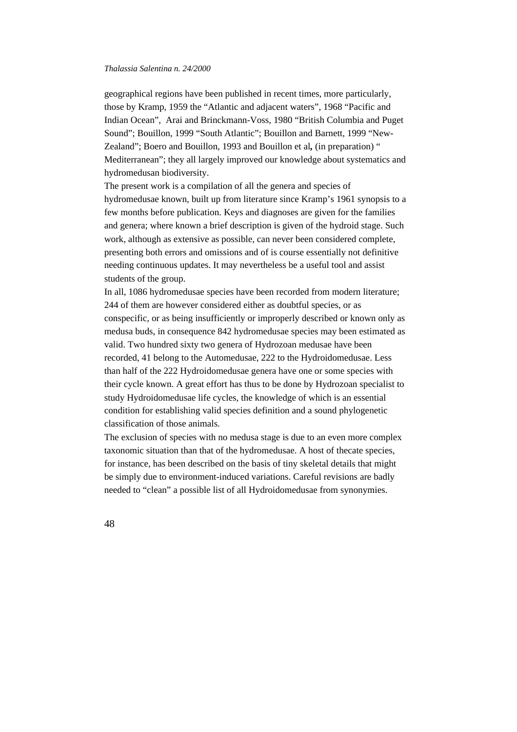geographical regions have been published in recent times, more particularly, those by Kramp, 1959 the "Atlantic and adjacent waters", 1968 "Pacific and Indian Ocean", Arai and Brinckmann-Voss, 1980 "British Columbia and Puget Sound"; Bouillon, 1999 "South Atlantic"; Bouillon and Barnett, 1999 "New-Zealand"; Boero and Bouillon, 1993 and Bouillon et al**,** (in preparation) " Mediterranean"; they all largely improved our knowledge about systematics and hydromedusan biodiversity.

The present work is a compilation of all the genera and species of hydromedusae known, built up from literature since Kramp's 1961 synopsis to a few months before publication. Keys and diagnoses are given for the families and genera; where known a brief description is given of the hydroid stage. Such work, although as extensive as possible, can never been considered complete, presenting both errors and omissions and of is course essentially not definitive needing continuous updates. It may nevertheless be a useful tool and assist students of the group.

In all, 1086 hydromedusae species have been recorded from modern literature; 244 of them are however considered either as doubtful species, or as conspecific, or as being insufficiently or improperly described or known only as medusa buds, in consequence 842 hydromedusae species may been estimated as valid. Two hundred sixty two genera of Hydrozoan medusae have been recorded, 41 belong to the Automedusae, 222 to the Hydroidomedusae. Less than half of the 222 Hydroidomedusae genera have one or some species with their cycle known. A great effort has thus to be done by Hydrozoan specialist to study Hydroidomedusae life cycles, the knowledge of which is an essential condition for establishing valid species definition and a sound phylogenetic classification of those animals.

The exclusion of species with no medusa stage is due to an even more complex taxonomic situation than that of the hydromedusae. A host of thecate species, for instance, has been described on the basis of tiny skeletal details that might be simply due to environment-induced variations. Careful revisions are badly needed to "clean" a possible list of all Hydroidomedusae from synonymies.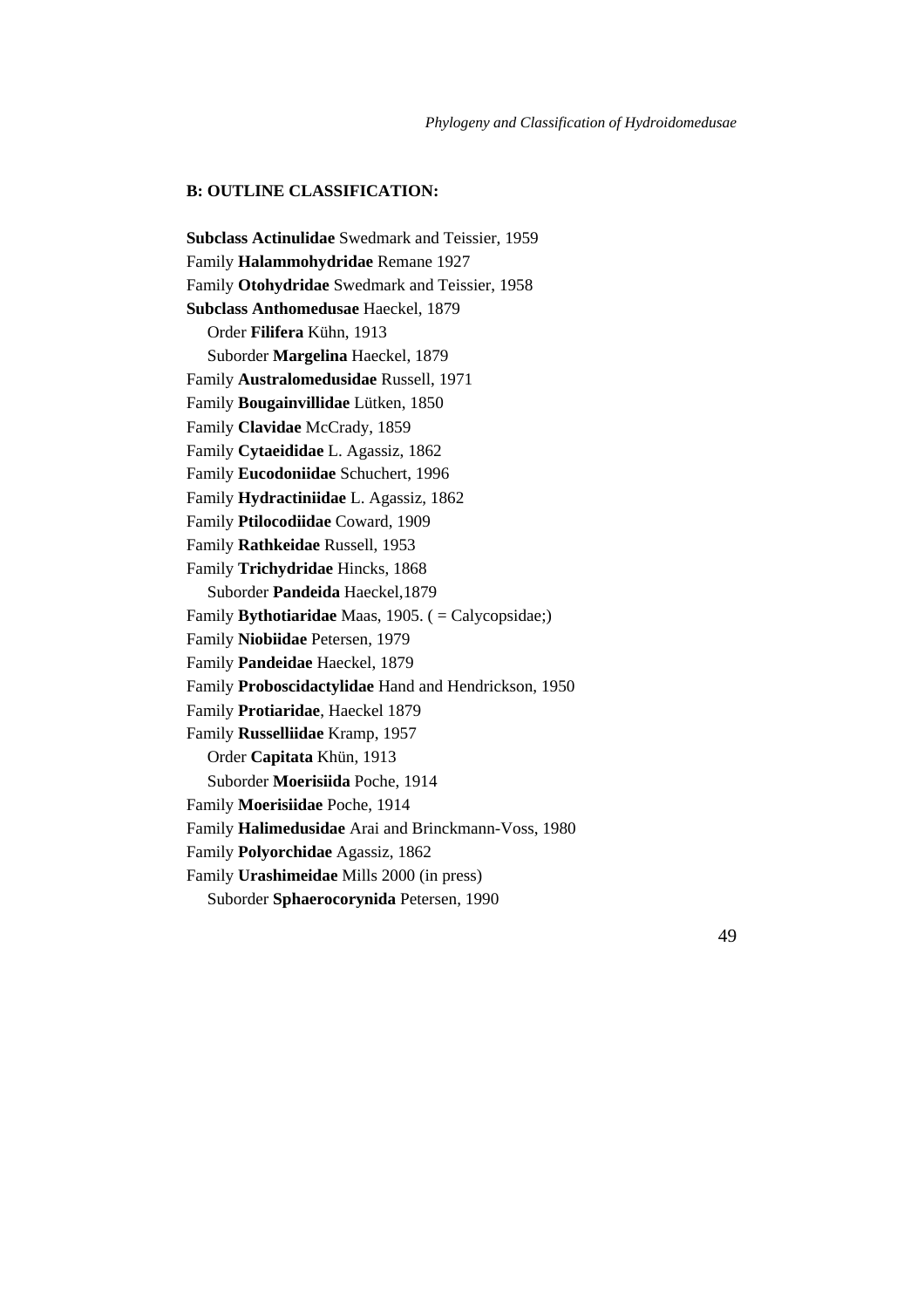**B: OUTLINE CLASSIFICATION:**

**Subclass Actinulidae** Swedmark and Teissier, 1959
Family **Halammohydridae** Remane 1927
Family **Otohydridae** Swedmark and Teissier, 1958
**Subclass Anthomedusae** Haeckel, 1879
  Order **Filifera** Kühn, 1913
  Suborder **Margelina** Haeckel, 1879
Family **Australomedusidae** Russell, 1971
Family **Bougainvillidae** Lütken, 1850
Family **Clavidae** McCrady, 1859
Family **Cytaeididae** L. Agassiz, 1862
Family **Eucodoniidae** Schuchert, 1996
Family **Hydractiniidae** L. Agassiz, 1862
Family **Ptilocodiidae** Coward, 1909
Family **Rathkeidae** Russell, 1953
Family **Trichydridae** Hincks, 1868
  Suborder **Pandeida** Haeckel,1879
Family **Bythotiaridae** Maas, 1905. ( = Calycopsidae;)
Family **Niobiidae** Petersen, 1979
Family **Pandeidae** Haeckel, 1879
Family **Proboscidactylidae** Hand and Hendrickson, 1950
Family **Protiaridae**, Haeckel 1879
Family **Russelliidae** Kramp, 1957
  Order **Capitata** Khün, 1913
  Suborder **Moerisiida** Poche, 1914
Family **Moerisiidae** Poche, 1914
Family **Halimedusidae** Arai and Brinckmann-Voss, 1980
Family **Polyorchidae** Agassiz, 1862
Family **Urashimeidae** Mills 2000 (in press)
  Suborder **Sphaerocorynida** Petersen, 1990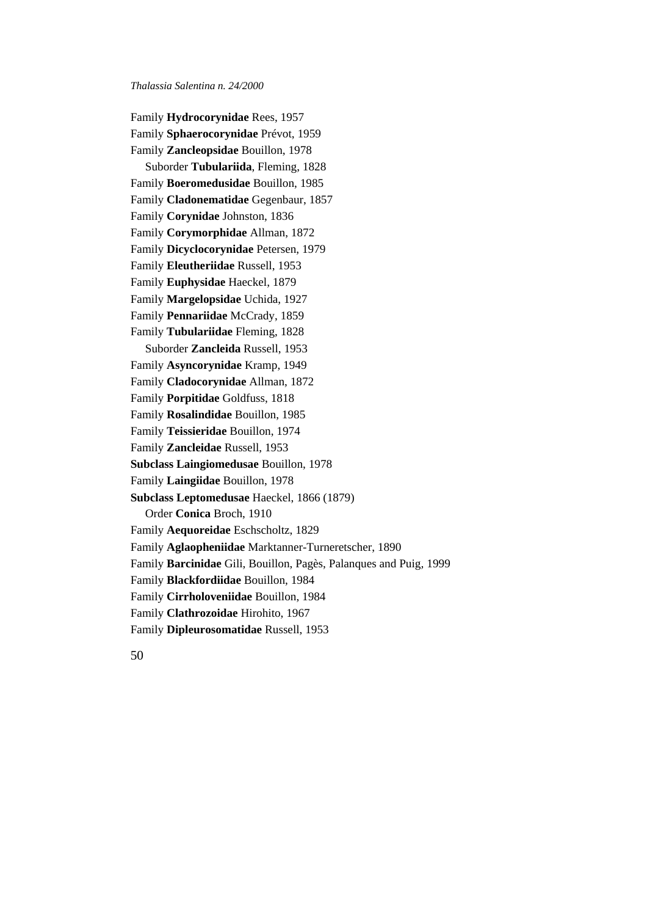Family **Hydrocorynidae** Rees, 1957
Family **Sphaerocorynidae** Prévot, 1959
Family **Zancleopsidae** Bouillon, 1978
  Suborder **Tubulariida**, Fleming, 1828
Family **Boeromedusidae** Bouillon, 1985
Family **Cladonematidae** Gegenbaur, 1857
Family **Corynidae** Johnston, 1836
Family **Corymorphidae** Allman, 1872
Family **Dicyclocorynidae** Petersen, 1979
Family **Eleutheriidae** Russell, 1953
Family **Euphysidae** Haeckel, 1879
Family **Margelopsidae** Uchida, 1927
Family **Pennariidae** McCrady, 1859
Family **Tubulariidae** Fleming, 1828
  Suborder **Zancleida** Russell, 1953
Family **Asyncorynidae** Kramp, 1949
Family **Cladocorynidae** Allman, 1872
Family **Porpitidae** Goldfuss, 1818
Family **Rosalindidae** Bouillon, 1985
Family **Teissieridae** Bouillon, 1974
Family **Zancleidae** Russell, 1953
**Subclass Laingiomedusae** Bouillon, 1978
Family **Laingiidae** Bouillon, 1978
**Subclass Leptomedusae** Haeckel, 1866 (1879)
  Order **Conica** Broch, 1910
Family **Aequoreidae** Eschscholtz, 1829
Family **Aglaopheniidae** Marktanner-Turneretscher, 1890
Family **Barcinidae** Gili, Bouillon, Pagès, Palanques and Puig, 1999
Family **Blackfordiidae** Bouillon, 1984
Family **Cirrholoveniidae** Bouillon, 1984
Family **Clathrozoidae** Hirohito, 1967
Family **Dipleurosomatidae** Russell, 1953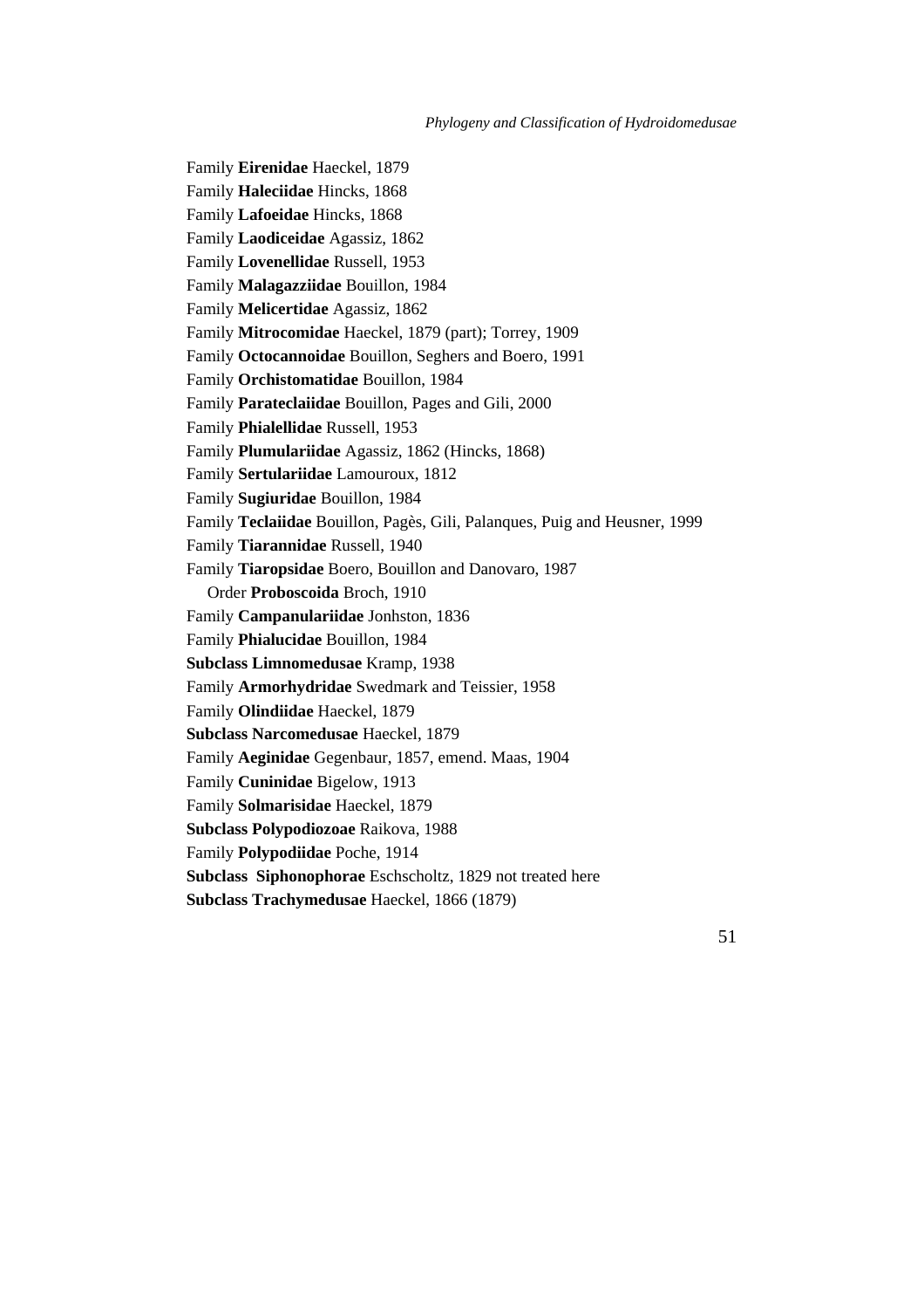Family **Eirenidae** Haeckel, 1879

Family **Haleciidae** Hincks, 1868

Family **Lafoeidae** Hincks, 1868

Family **Laodiceidae** Agassiz, 1862

Family **Lovenellidae** Russell, 1953

Family **Malagazziidae** Bouillon, 1984

Family **Melicertidae** Agassiz, 1862

Family **Mitrocomidae** Haeckel, 1879 (part); Torrey, 1909

Family **Octocannoidae** Bouillon, Seghers and Boero, 1991

Family **Orchistomatidae** Bouillon, 1984

Family **Parateclaiidae** Bouillon, Pages and Gili, 2000

Family **Phialellidae** Russell, 1953

Family **Plumulariidae** Agassiz, 1862 (Hincks, 1868)

Family **Sertulariidae** Lamouroux, 1812

Family **Sugiuridae** Bouillon, 1984

Family **Teclaiidae** Bouillon, Pagès, Gili, Palanques, Puig and Heusner, 1999

Family **Tiarannidae** Russell, 1940

Family **Tiaropsidae** Boero, Bouillon and Danovaro, 1987

Order **Proboscoida** Broch, 1910

Family **Campanulariidae** Jonhston, 1836

Family **Phialucidae** Bouillon, 1984

**Subclass Limnomedusae** Kramp, 1938

Family **Armorhydridae** Swedmark and Teissier, 1958

Family **Olindiidae** Haeckel, 1879

**Subclass Narcomedusae** Haeckel, 1879

Family **Aeginidae** Gegenbaur, 1857, emend. Maas, 1904

Family **Cuninidae** Bigelow, 1913

Family **Solmarisidae** Haeckel, 1879

**Subclass Polypodiozoae** Raikova, 1988

Family **Polypodiidae** Poche, 1914

**Subclass Siphonophorae** Eschscholtz, 1829 not treated here

**Subclass Trachymedusae** Haeckel, 1866 (1879)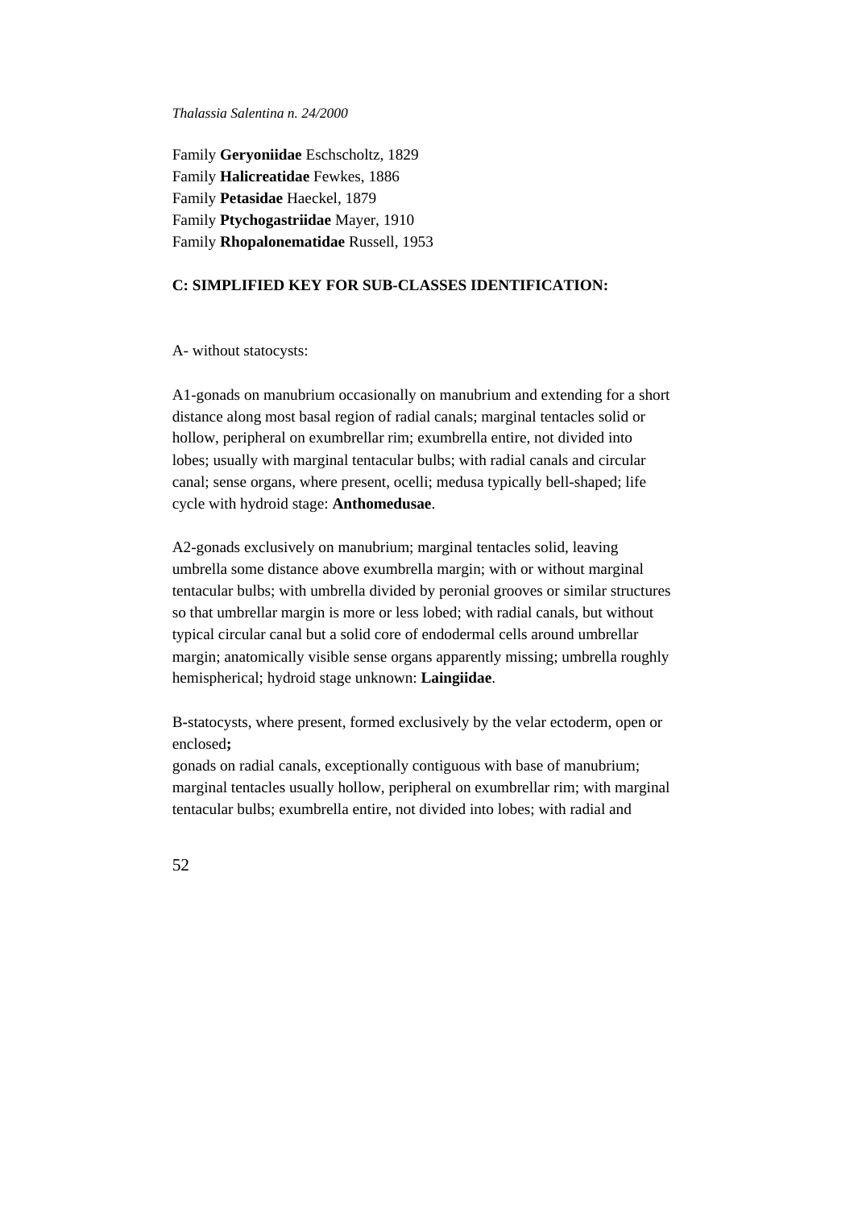Family **Geryoniidae** Eschscholtz, 1829
Family **Halicreatidae** Fewkes, 1886
Family **Petasidae** Haeckel, 1879
Family **Ptychogastriidae** Mayer, 1910
Family **Rhopalonematidae** Russell, 1953

### C: SIMPLIFIED KEY FOR SUB-CLASSES IDENTIFICATION:

A- without statocysts:

A1-gonads on manubrium occasionally on manubrium and extending for a short distance along most basal region of radial canals; marginal tentacles solid or hollow, peripheral on exumbrellar rim; exumbrella entire, not divided into lobes; usually with marginal tentacular bulbs; with radial canals and circular canal; sense organs, where present, ocelli; medusa typically bell-shaped; life cycle with hydroid stage: **Anthomedusae**.

A2-gonads exclusively on manubrium; marginal tentacles solid, leaving umbrella some distance above exumbrella margin; with or without marginal tentacular bulbs; with umbrella divided by peronial grooves or similar structures so that umbrellar margin is more or less lobed; with radial canals, but without typical circular canal but a solid core of endodermal cells around umbrellar margin; anatomically visible sense organs apparently missing; umbrella roughly hemispherical; hydroid stage unknown: **Laingiidae**.

B-statocysts, where present, formed exclusively by the velar ectoderm, open or enclosed**;**
gonads on radial canals, exceptionally contiguous with base of manubrium; marginal tentacles usually hollow, peripheral on exumbrellar rim; with marginal tentacular bulbs; exumbrella entire, not divided into lobes; with radial and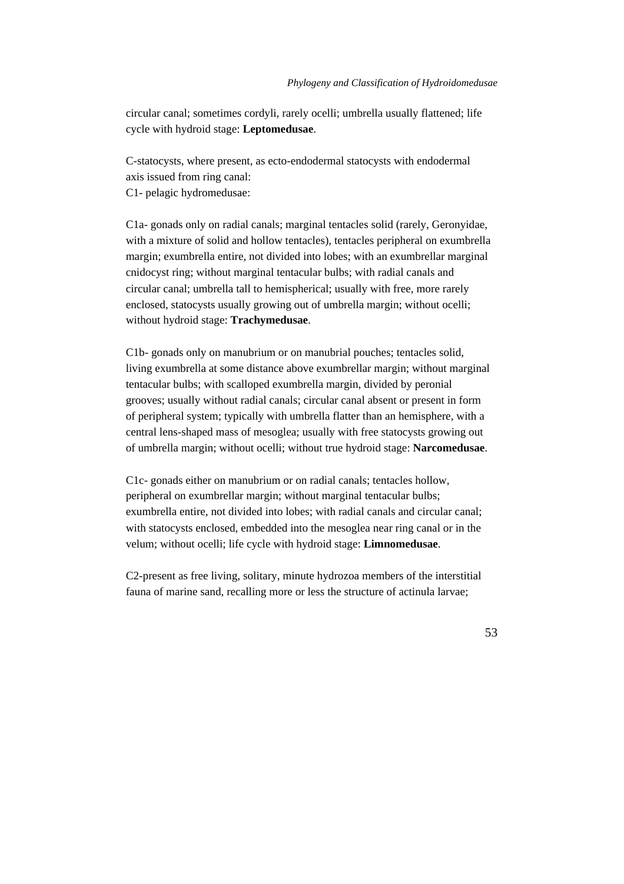circular canal; sometimes cordyli, rarely ocelli; umbrella usually flattened; life cycle with hydroid stage: **Leptomedusae**.

C-statocysts, where present, as ecto-endodermal statocysts with endodermal axis issued from ring canal:
C1- pelagic hydromedusae:

C1a- gonads only on radial canals; marginal tentacles solid (rarely, Geronyidae, with a mixture of solid and hollow tentacles), tentacles peripheral on exumbrella margin; exumbrella entire, not divided into lobes; with an exumbrellar marginal cnidocyst ring; without marginal tentacular bulbs; with radial canals and circular canal; umbrella tall to hemispherical; usually with free, more rarely enclosed, statocysts usually growing out of umbrella margin; without ocelli; without hydroid stage: **Trachymedusae**.

C1b- gonads only on manubrium or on manubrial pouches; tentacles solid, living exumbrella at some distance above exumbrellar margin; without marginal tentacular bulbs; with scalloped exumbrella margin, divided by peronial grooves; usually without radial canals; circular canal absent or present in form of peripheral system; typically with umbrella flatter than an hemisphere, with a central lens-shaped mass of mesoglea; usually with free statocysts growing out of umbrella margin; without ocelli; without true hydroid stage: **Narcomedusae**.

C1c- gonads either on manubrium or on radial canals; tentacles hollow, peripheral on exumbrellar margin; without marginal tentacular bulbs; exumbrella entire, not divided into lobes; with radial canals and circular canal; with statocysts enclosed, embedded into the mesoglea near ring canal or in the velum; without ocelli; life cycle with hydroid stage: **Limnomedusae**.

C2-present as free living, solitary, minute hydrozoa members of the interstitial fauna of marine sand, recalling more or less the structure of actinula larvae;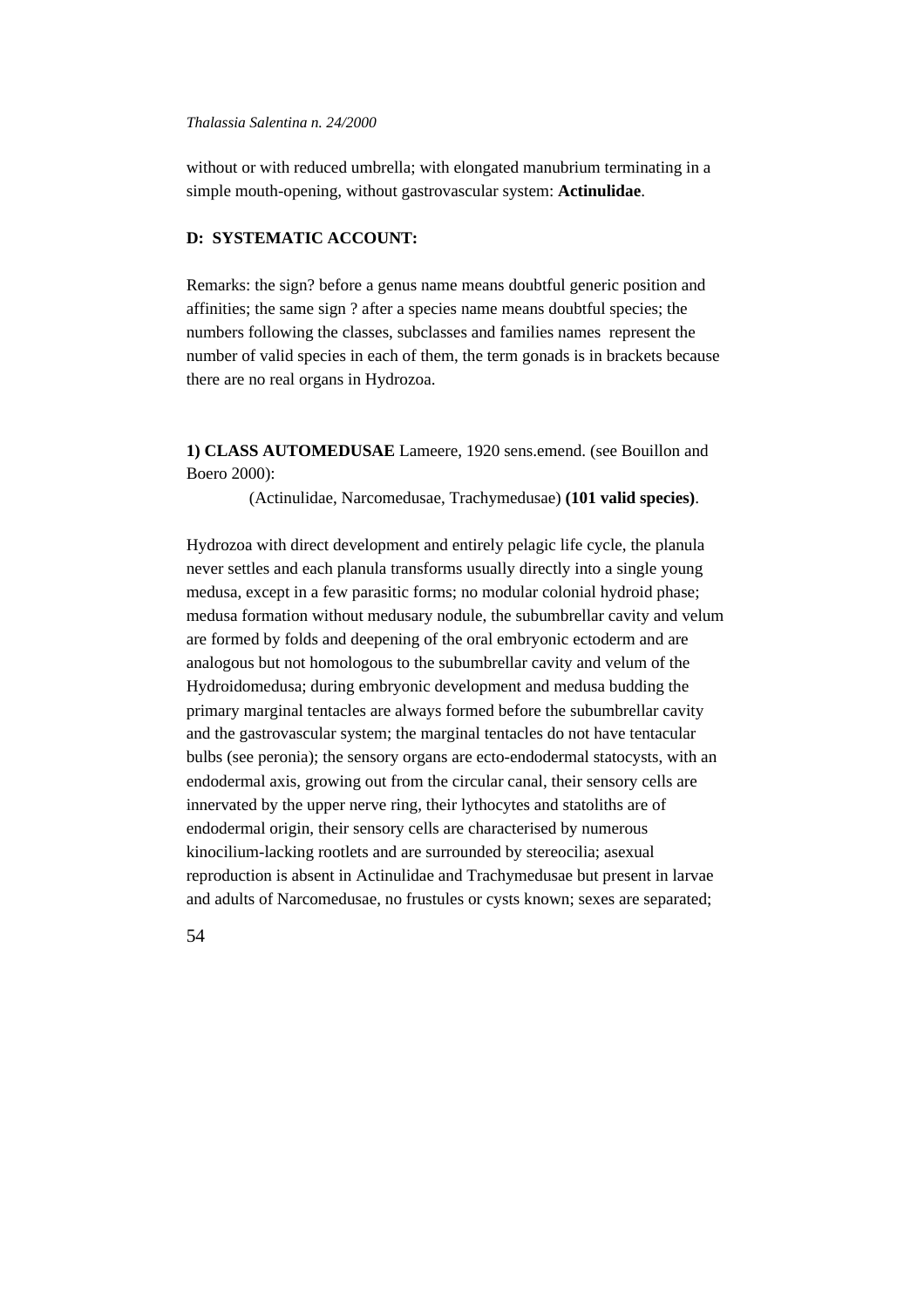without or with reduced umbrella; with elongated manubrium terminating in a simple mouth-opening, without gastrovascular system: **Actinulidae**.

## D: SYSTEMATIC ACCOUNT:

Remarks: the sign? before a genus name means doubtful generic position and affinities; the same sign ? after a species name means doubtful species; the numbers following the classes, subclasses and families names represent the number of valid species in each of them, the term gonads is in brackets because there are no real organs in Hydrozoa.

**1) CLASS AUTOMEDUSAE** Lameere, 1920 sens.emend. (see Bouillon and Boero 2000):

(Actinulidae, Narcomedusae, Trachymedusae) **(101 valid species)**.

Hydrozoa with direct development and entirely pelagic life cycle, the planula never settles and each planula transforms usually directly into a single young medusa, except in a few parasitic forms; no modular colonial hydroid phase; medusa formation without medusary nodule, the subumbrellar cavity and velum are formed by folds and deepening of the oral embryonic ectoderm and are analogous but not homologous to the subumbrellar cavity and velum of the Hydroidomedusa; during embryonic development and medusa budding the primary marginal tentacles are always formed before the subumbrellar cavity and the gastrovascular system; the marginal tentacles do not have tentacular bulbs (see peronia); the sensory organs are ecto-endodermal statocysts, with an endodermal axis, growing out from the circular canal, their sensory cells are innervated by the upper nerve ring, their lythocytes and statoliths are of endodermal origin, their sensory cells are characterised by numerous kinocilium-lacking rootlets and are surrounded by stereocilia; asexual reproduction is absent in Actinulidae and Trachymedusae but present in larvae and adults of Narcomedusae, no frustules or cysts known; sexes are separated;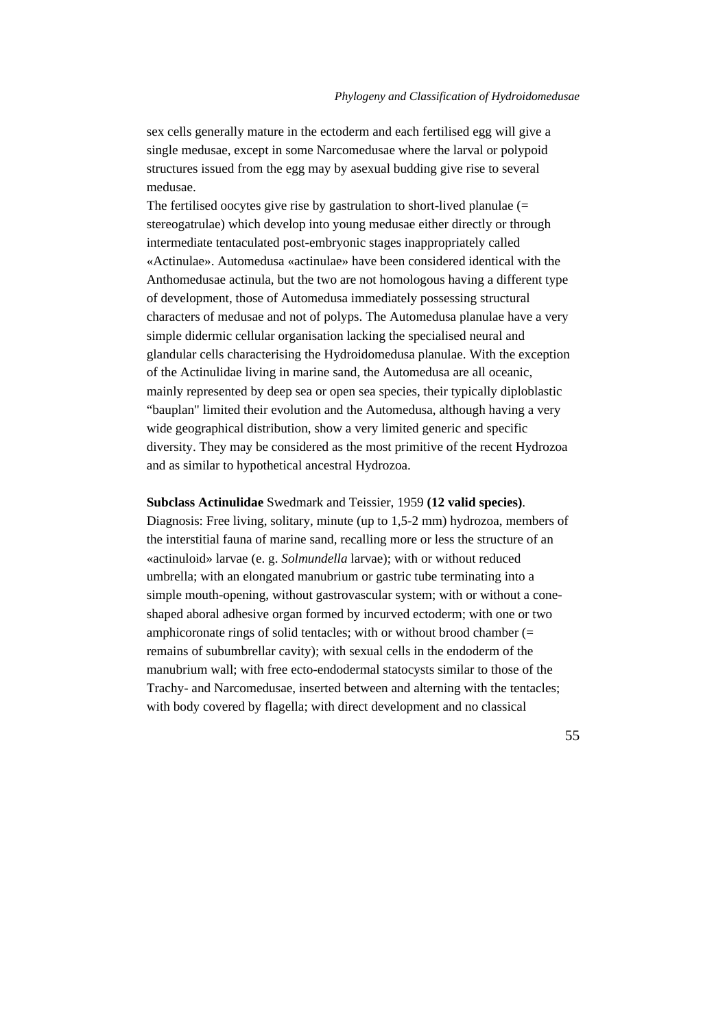sex cells generally mature in the ectoderm and each fertilised egg will give a single medusae, except in some Narcomedusae where the larval or polypoid structures issued from the egg may by asexual budding give rise to several medusae.

The fertilised oocytes give rise by gastrulation to short-lived planulae (= stereogatrulae) which develop into young medusae either directly or through intermediate tentaculated post-embryonic stages inappropriately called «Actinulae». Automedusa «actinulae» have been considered identical with the Anthomedusae actinula, but the two are not homologous having a different type of development, those of Automedusa immediately possessing structural characters of medusae and not of polyps. The Automedusa planulae have a very simple didermic cellular organisation lacking the specialised neural and glandular cells characterising the Hydroidomedusa planulae. With the exception of the Actinulidae living in marine sand, the Automedusa are all oceanic, mainly represented by deep sea or open sea species, their typically diploblastic "bauplan" limited their evolution and the Automedusa, although having a very wide geographical distribution, show a very limited generic and specific diversity. They may be considered as the most primitive of the recent Hydrozoa and as similar to hypothetical ancestral Hydrozoa.

**Subclass Actinulidae** Swedmark and Teissier, 1959 **(12 valid species)**. Diagnosis: Free living, solitary, minute (up to 1,5-2 mm) hydrozoa, members of the interstitial fauna of marine sand, recalling more or less the structure of an «actinuloid» larvae (e. g. *Solmundella* larvae); with or without reduced umbrella; with an elongated manubrium or gastric tube terminating into a simple mouth-opening, without gastrovascular system; with or without a cone-shaped aboral adhesive organ formed by incurved ectoderm; with one or two amphicoronate rings of solid tentacles; with or without brood chamber (= remains of subumbrellar cavity); with sexual cells in the endoderm of the manubrium wall; with free ecto-endodermal statocysts similar to those of the Trachy- and Narcomedusae, inserted between and alterning with the tentacles; with body covered by flagella; with direct development and no classical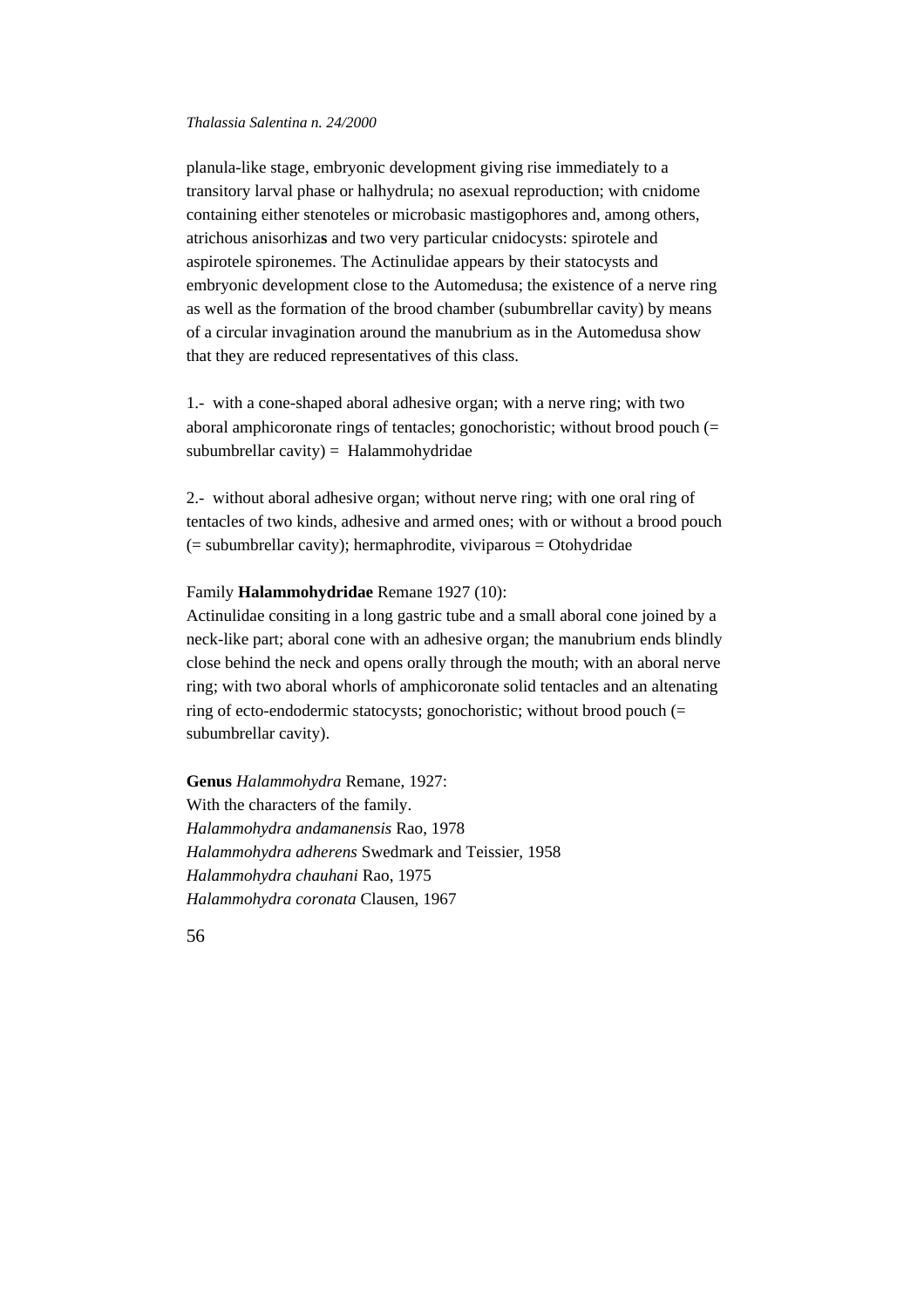planula-like stage, embryonic development giving rise immediately to a transitory larval phase or halhydrula; no asexual reproduction; with cnidome containing either stenoteles or microbasic mastigophores and, among others, atrichous anisorhiza**s** and two very particular cnidocysts: spirotele and aspirotele spironemes. The Actinulidae appears by their statocysts and embryonic development close to the Automedusa; the existence of a nerve ring as well as the formation of the brood chamber (subumbrellar cavity) by means of a circular invagination around the manubrium as in the Automedusa show that they are reduced representatives of this class.

1.- with a cone-shaped aboral adhesive organ; with a nerve ring; with two aboral amphicoronate rings of tentacles; gonochoristic; without brood pouch (= subumbrellar cavity) = Halammohydridae

2.- without aboral adhesive organ; without nerve ring; with one oral ring of tentacles of two kinds, adhesive and armed ones; with or without a brood pouch (= subumbrellar cavity); hermaphrodite, viviparous = Otohydridae

Family **Halammohydridae** Remane 1927 (10):
Actinulidae consiting in a long gastric tube and a small aboral cone joined by a neck-like part; aboral cone with an adhesive organ; the manubrium ends blindly close behind the neck and opens orally through the mouth; with an aboral nerve ring; with two aboral whorls of amphicoronate solid tentacles and an altenating ring of ecto-endodermic statocysts; gonochoristic; without brood pouch (= subumbrellar cavity).

**Genus** *Halammohydra* Remane, 1927:
With the characters of the family.
*Halammohydra andamanensis* Rao, 1978
*Halammohydra adherens* Swedmark and Teissier, 1958
*Halammohydra chauhani* Rao, 1975
*Halammohydra coronata* Clausen, 1967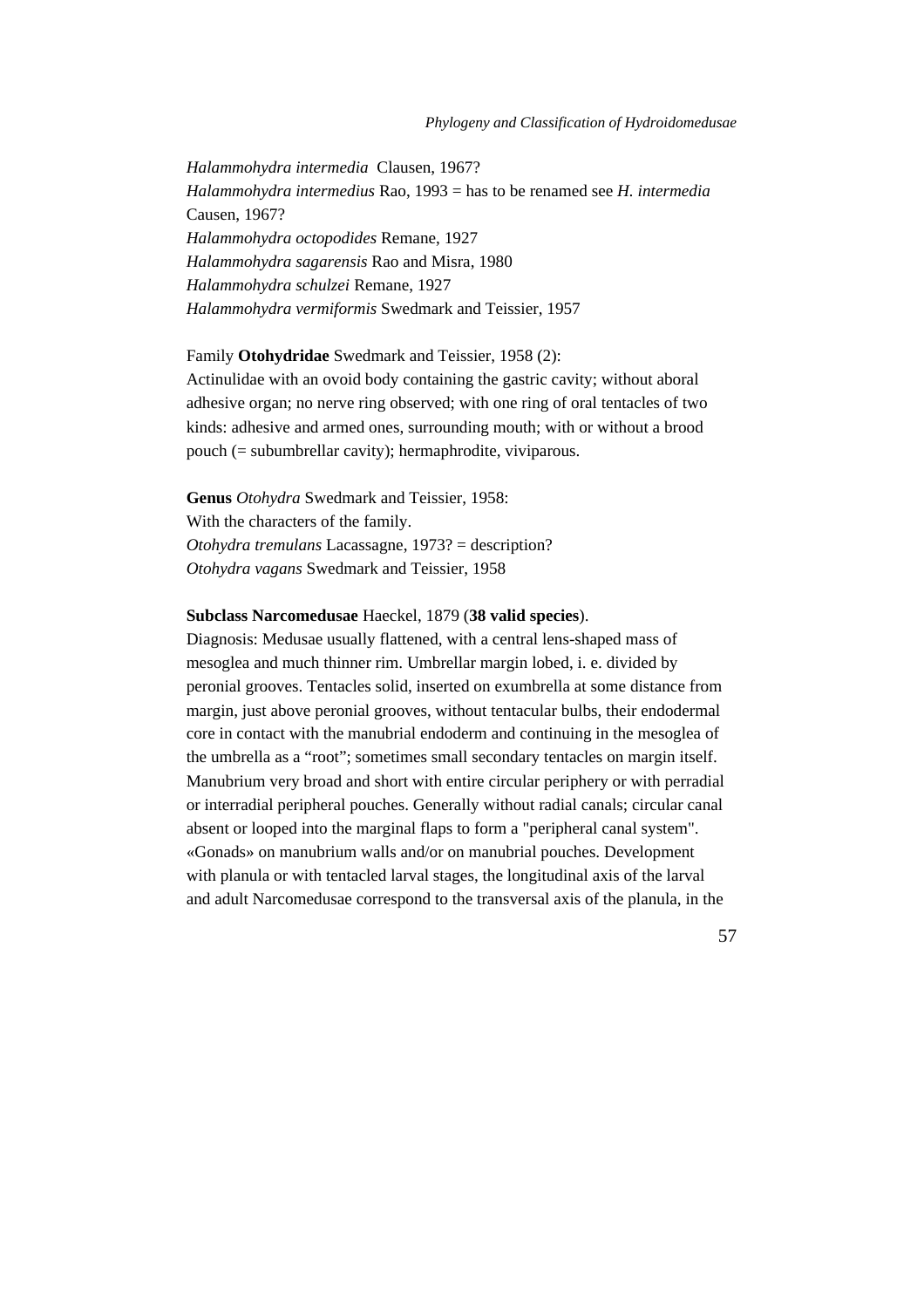*Halammohydra intermedia* Clausen, 1967?
*Halammohydra intermedius* Rao, 1993 = has to be renamed see *H. intermedia* Causen, 1967?
*Halammohydra octopodides* Remane, 1927
*Halammohydra sagarensis* Rao and Misra, 1980
*Halammohydra schulzei* Remane, 1927
*Halammohydra vermiformis* Swedmark and Teissier, 1957

Family **Otohydridae** Swedmark and Teissier, 1958 (2):
Actinulidae with an ovoid body containing the gastric cavity; without aboral adhesive organ; no nerve ring observed; with one ring of oral tentacles of two kinds: adhesive and armed ones, surrounding mouth; with or without a brood pouch (= subumbrellar cavity); hermaphrodite, viviparous.

**Genus** *Otohydra* Swedmark and Teissier, 1958:
With the characters of the family.
*Otohydra tremulans* Lacassagne, 1973? = description?
*Otohydra vagans* Swedmark and Teissier, 1958

**Subclass Narcomedusae** Haeckel, 1879 (**38 valid species**).
Diagnosis: Medusae usually flattened, with a central lens-shaped mass of mesoglea and much thinner rim. Umbrellar margin lobed, i. e. divided by peronial grooves. Tentacles solid, inserted on exumbrella at some distance from margin, just above peronial grooves, without tentacular bulbs, their endodermal core in contact with the manubrial endoderm and continuing in the mesoglea of the umbrella as a "root"; sometimes small secondary tentacles on margin itself. Manubrium very broad and short with entire circular periphery or with perradial or interradial peripheral pouches. Generally without radial canals; circular canal absent or looped into the marginal flaps to form a "peripheral canal system". «Gonads» on manubrium walls and/or on manubrial pouches. Development with planula or with tentacled larval stages, the longitudinal axis of the larval and adult Narcomedusae correspond to the transversal axis of the planula, in the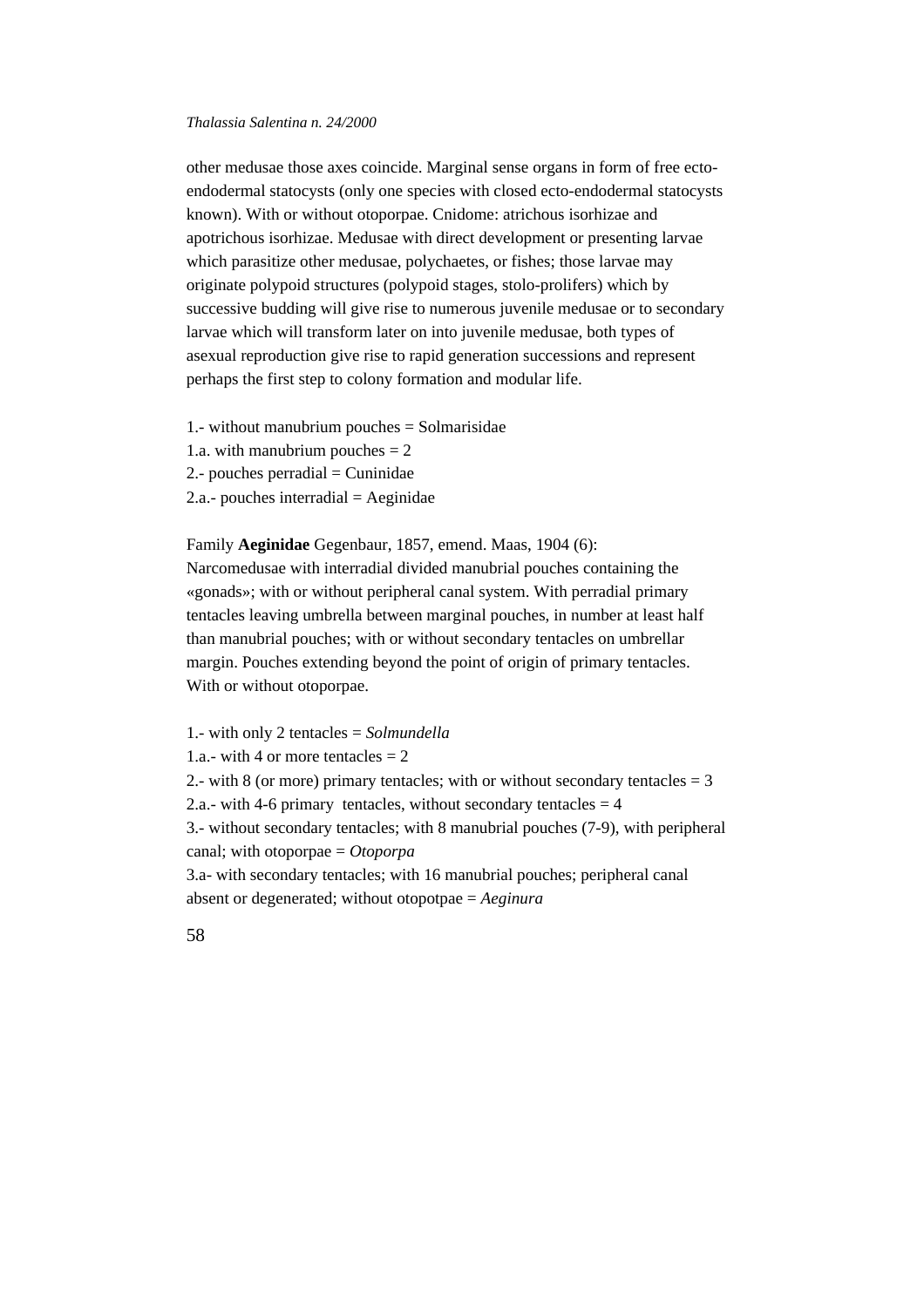other medusae those axes coincide. Marginal sense organs in form of free ecto-endodermal statocysts (only one species with closed ecto-endodermal statocysts known). With or without otoporpae. Cnidome: atrichous isorhizae and apotrichous isorhizae. Medusae with direct development or presenting larvae which parasitize other medusae, polychaetes, or fishes; those larvae may originate polypoid structures (polypoid stages, stolo-prolifers) which by successive budding will give rise to numerous juvenile medusae or to secondary larvae which will transform later on into juvenile medusae, both types of asexual reproduction give rise to rapid generation successions and represent perhaps the first step to colony formation and modular life.

1.- without manubrium pouches = Solmarisidae
1.a. with manubrium pouches = 2
2.- pouches perradial = Cuninidae
2.a.- pouches interradial = Aeginidae

Family **Aeginidae** Gegenbaur, 1857, emend. Maas, 1904 (6):
Narcomedusae with interradial divided manubrial pouches containing the «gonads»; with or without peripheral canal system. With perradial primary tentacles leaving umbrella between marginal pouches, in number at least half than manubrial pouches; with or without secondary tentacles on umbrellar margin. Pouches extending beyond the point of origin of primary tentacles. With or without otoporpae.

1.- with only 2 tentacles = *Solmundella*
1.a.- with 4 or more tentacles = 2
2.- with 8 (or more) primary tentacles; with or without secondary tentacles = 3
2.a.- with 4-6 primary tentacles, without secondary tentacles = 4
3.- without secondary tentacles; with 8 manubrial pouches (7-9), with peripheral canal; with otoporpae = *Otoporpa*
3.a- with secondary tentacles; with 16 manubrial pouches; peripheral canal absent or degenerated; without otopotpae = *Aeginura*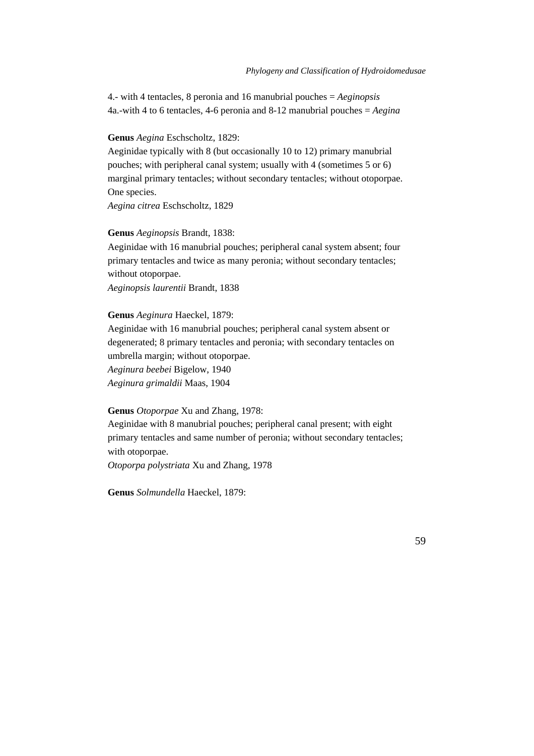4.- with 4 tentacles, 8 peronia and 16 manubrial pouches = *Aeginopsis*
4a.-with 4 to 6 tentacles, 4-6 peronia and 8-12 manubrial pouches = *Aegina*

**Genus** *Aegina* Eschscholtz, 1829:
Aeginidae typically with 8 (but occasionally 10 to 12) primary manubrial pouches; with peripheral canal system; usually with 4 (sometimes 5 or 6) marginal primary tentacles; without secondary tentacles; without otoporpae. One species.
*Aegina citrea* Eschscholtz, 1829

**Genus** *Aeginopsis* Brandt, 1838:
Aeginidae with 16 manubrial pouches; peripheral canal system absent; four primary tentacles and twice as many peronia; without secondary tentacles; without otoporpae.
*Aeginopsis laurentii* Brandt, 1838

**Genus** *Aeginura* Haeckel, 1879:
Aeginidae with 16 manubrial pouches; peripheral canal system absent or degenerated; 8 primary tentacles and peronia; with secondary tentacles on umbrella margin; without otoporpae.
*Aeginura beebei* Bigelow, 1940
*Aeginura grimaldii* Maas, 1904

**Genus** *Otoporpae* Xu and Zhang, 1978:
Aeginidae with 8 manubrial pouches; peripheral canal present; with eight primary tentacles and same number of peronia; without secondary tentacles; with otoporpae.
*Otoporpa polystriata* Xu and Zhang, 1978

**Genus** *Solmundella* Haeckel, 1879: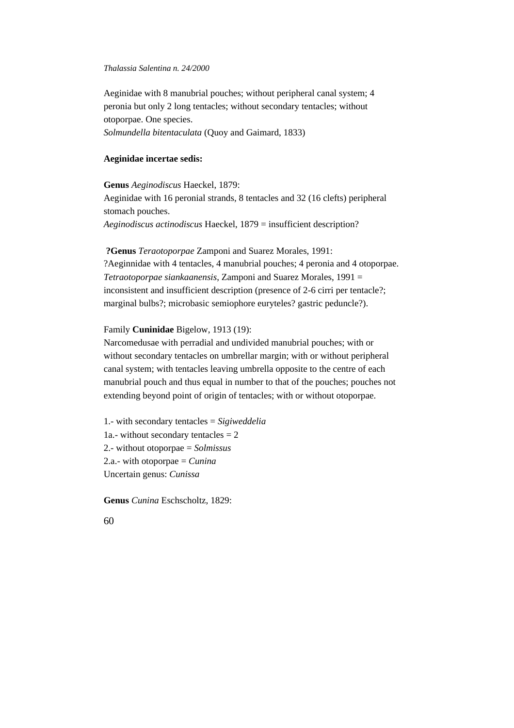Aeginidae with 8 manubrial pouches; without peripheral canal system; 4 peronia but only 2 long tentacles; without secondary tentacles; without otoporpae. One species.
*Solmundella bitentaculata* (Quoy and Gaimard, 1833)

**Aeginidae incertae sedis:**

**Genus** *Aeginodiscus* Haeckel, 1879:
Aeginidae with 16 peronial strands, 8 tentacles and 32 (16 clefts) peripheral stomach pouches.
*Aeginodiscus actinodiscus* Haeckel, 1879 = insufficient description?

**?Genus** *Teraotoporpae* Zamponi and Suarez Morales, 1991:
?Aeginnidae with 4 tentacles, 4 manubrial pouches; 4 peronia and 4 otoporpae.
*Tetraotoporpae siankaanensis*, Zamponi and Suarez Morales, 1991 = inconsistent and insufficient description (presence of 2-6 cirri per tentacle?; marginal bulbs?; microbasic semiophore euryteles? gastric peduncle?).

Family **Cuninidae** Bigelow, 1913 (19):
Narcomedusae with perradial and undivided manubrial pouches; with or without secondary tentacles on umbrellar margin; with or without peripheral canal system; with tentacles leaving umbrella opposite to the centre of each manubrial pouch and thus equal in number to that of the pouches; pouches not extending beyond point of origin of tentacles; with or without otoporpae.

1.- with secondary tentacles = *Sigiweddelia*
1a.- without secondary tentacles = 2
2.- without otoporpae = *Solmissus*
2.a.- with otoporpae = *Cunina*
Uncertain genus: *Cunissa*

**Genus** *Cunina* Eschscholtz, 1829: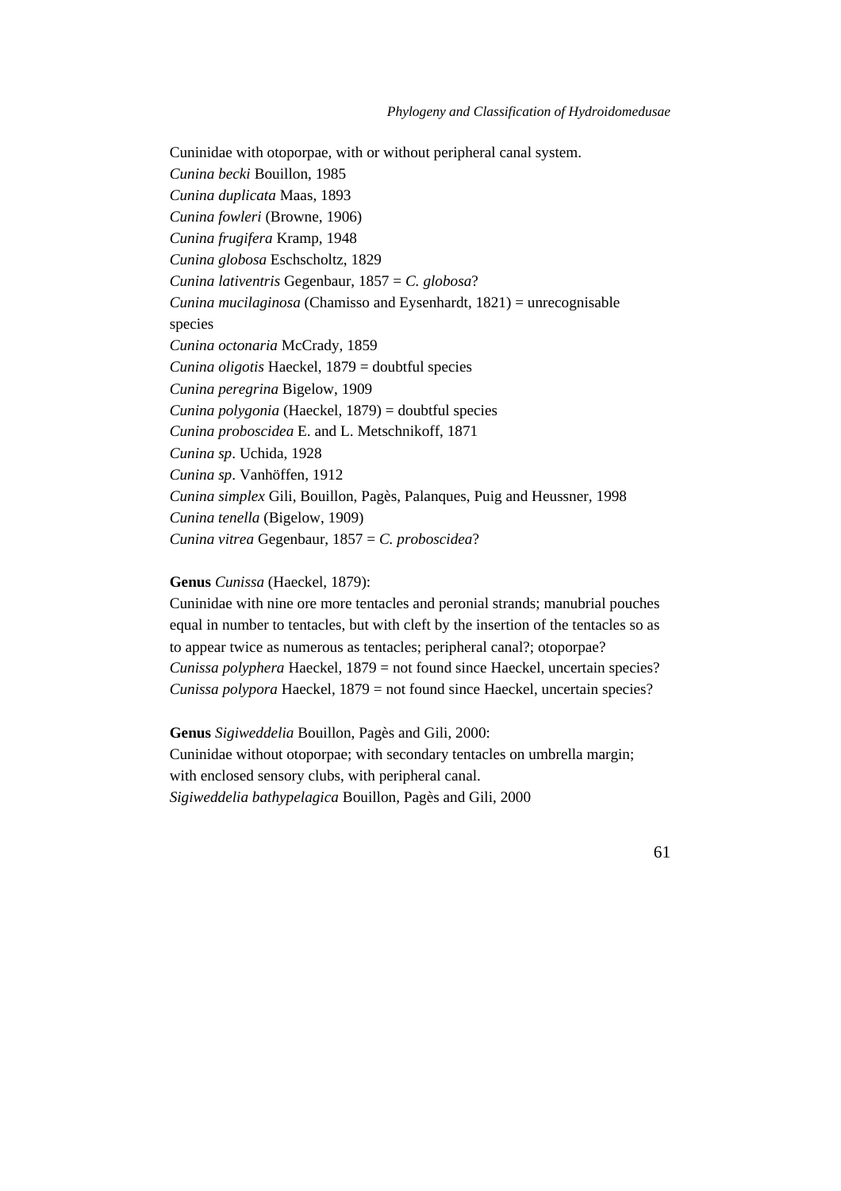Cuninidae with otoporpae, with or without peripheral canal system.

*Cunina becki* Bouillon, 1985
*Cunina duplicata* Maas, 1893
*Cunina fowleri* (Browne, 1906)
*Cunina frugifera* Kramp, 1948
*Cunina globosa* Eschscholtz, 1829
*Cunina lativentris* Gegenbaur, 1857 = *C. globosa*?
*Cunina mucilaginosa* (Chamisso and Eysenhardt, 1821) = unrecognisable species
*Cunina octonaria* McCrady, 1859
*Cunina oligotis* Haeckel, 1879 = doubtful species
*Cunina peregrina* Bigelow, 1909
*Cunina polygonia* (Haeckel, 1879) = doubtful species
*Cunina proboscidea* E. and L. Metschnikoff, 1871
*Cunina sp*. Uchida, 1928
*Cunina sp*. Vanhöffen, 1912
*Cunina simplex* Gili, Bouillon, Pagès, Palanques, Puig and Heussner, 1998
*Cunina tenella* (Bigelow, 1909)
*Cunina vitrea* Gegenbaur, 1857 = *C. proboscidea*?

**Genus** *Cunissa* (Haeckel, 1879):

Cuninidae with nine ore more tentacles and peronial strands; manubrial pouches equal in number to tentacles, but with cleft by the insertion of the tentacles so as to appear twice as numerous as tentacles; peripheral canal?; otoporpae?

*Cunissa polyphera* Haeckel, 1879 = not found since Haeckel, uncertain species?
*Cunissa polypora* Haeckel, 1879 = not found since Haeckel, uncertain species?

**Genus** *Sigiweddelia* Bouillon, Pagès and Gili, 2000:

Cuninidae without otoporpae; with secondary tentacles on umbrella margin; with enclosed sensory clubs, with peripheral canal.

*Sigiweddelia bathypelagica* Bouillon, Pagès and Gili, 2000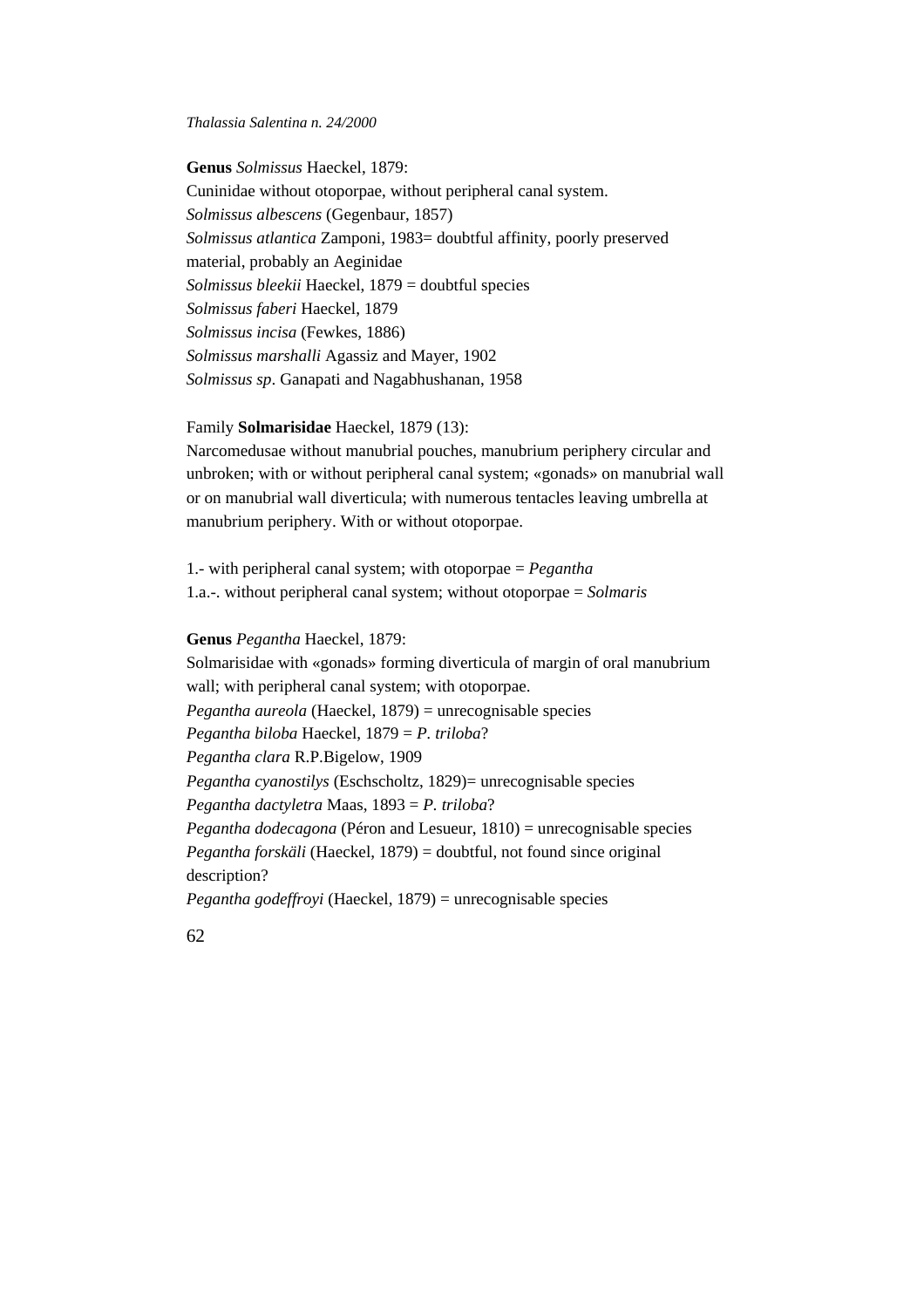**Genus** *Solmissus* Haeckel, 1879:

Cuninidae without otoporpae, without peripheral canal system.

*Solmissus albescens* (Gegenbaur, 1857)
*Solmissus atlantica* Zamponi, 1983= doubtful affinity, poorly preserved material, probably an Aeginidae
*Solmissus bleekii* Haeckel, 1879 = doubtful species
*Solmissus faberi* Haeckel, 1879
*Solmissus incisa* (Fewkes, 1886)
*Solmissus marshalli* Agassiz and Mayer, 1902
*Solmissus sp*. Ganapati and Nagabhushanan, 1958

Family **Solmarisidae** Haeckel, 1879 (13):

Narcomedusae without manubrial pouches, manubrium periphery circular and unbroken; with or without peripheral canal system; «gonads» on manubrial wall or on manubrial wall diverticula; with numerous tentacles leaving umbrella at manubrium periphery. With or without otoporpae.

1.- with peripheral canal system; with otoporpae = *Pegantha*
1.a.-. without peripheral canal system; without otoporpae = *Solmaris*

**Genus** *Pegantha* Haeckel, 1879:

Solmarisidae with «gonads» forming diverticula of margin of oral manubrium wall; with peripheral canal system; with otoporpae.

*Pegantha aureola* (Haeckel, 1879) = unrecognisable species
*Pegantha biloba* Haeckel, 1879 = *P. triloba*?
*Pegantha clara* R.P.Bigelow, 1909
*Pegantha cyanostilys* (Eschscholtz, 1829)= unrecognisable species
*Pegantha dactyletra* Maas, 1893 = *P. triloba*?
*Pegantha dodecagona* (Péron and Lesueur, 1810) = unrecognisable species
*Pegantha forskäli* (Haeckel, 1879) = doubtful, not found since original description?
*Pegantha godeffroyi* (Haeckel, 1879) = unrecognisable species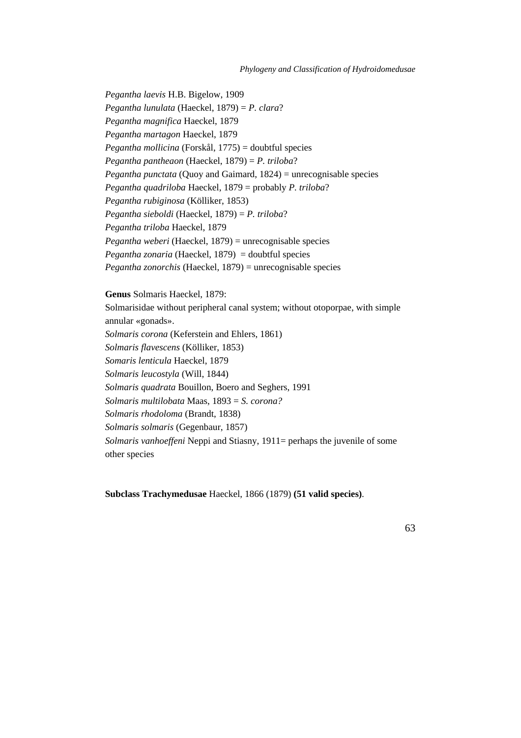*Pegantha laevis* H.B. Bigelow, 1909  
*Pegantha lunulata* (Haeckel, 1879) = *P. clara*?  
*Pegantha magnifica* Haeckel, 1879  
*Pegantha martagon* Haeckel, 1879  
*Pegantha mollicina* (Forskål, 1775) = doubtful species  
*Pegantha pantheaon* (Haeckel, 1879) = *P. triloba*?  
*Pegantha punctata* (Quoy and Gaimard, 1824) = unrecognisable species  
*Pegantha quadriloba* Haeckel, 1879 = probably *P. triloba*?  
*Pegantha rubiginosa* (Kölliker, 1853)  
*Pegantha sieboldi* (Haeckel, 1879) = *P. triloba*?  
*Pegantha triloba* Haeckel, 1879  
*Pegantha weberi* (Haeckel, 1879) = unrecognisable species  
*Pegantha zonaria* (Haeckel, 1879)  = doubtful species  
*Pegantha zonorchis* (Haeckel, 1879) = unrecognisable species

**Genus** Solmaris Haeckel, 1879:  
Solmarisidae without peripheral canal system; without otoporpae, with simple annular «gonads».  
*Solmaris corona* (Keferstein and Ehlers, 1861)  
*Solmaris flavescens* (Kölliker, 1853)  
*Somaris lenticula* Haeckel, 1879  
*Solmaris leucostyla* (Will, 1844)  
*Solmaris quadrata* Bouillon, Boero and Seghers, 1991  
*Solmaris multilobata* Maas, 1893 = *S. corona?*  
*Solmaris rhodoloma* (Brandt, 1838)  
*Solmaris solmaris* (Gegenbaur, 1857)  
*Solmaris vanhoeffeni* Neppi and Stiasny, 1911= perhaps the juvenile of some other species

**Subclass Trachymedusae** Haeckel, 1866 (1879) **(51 valid species)**.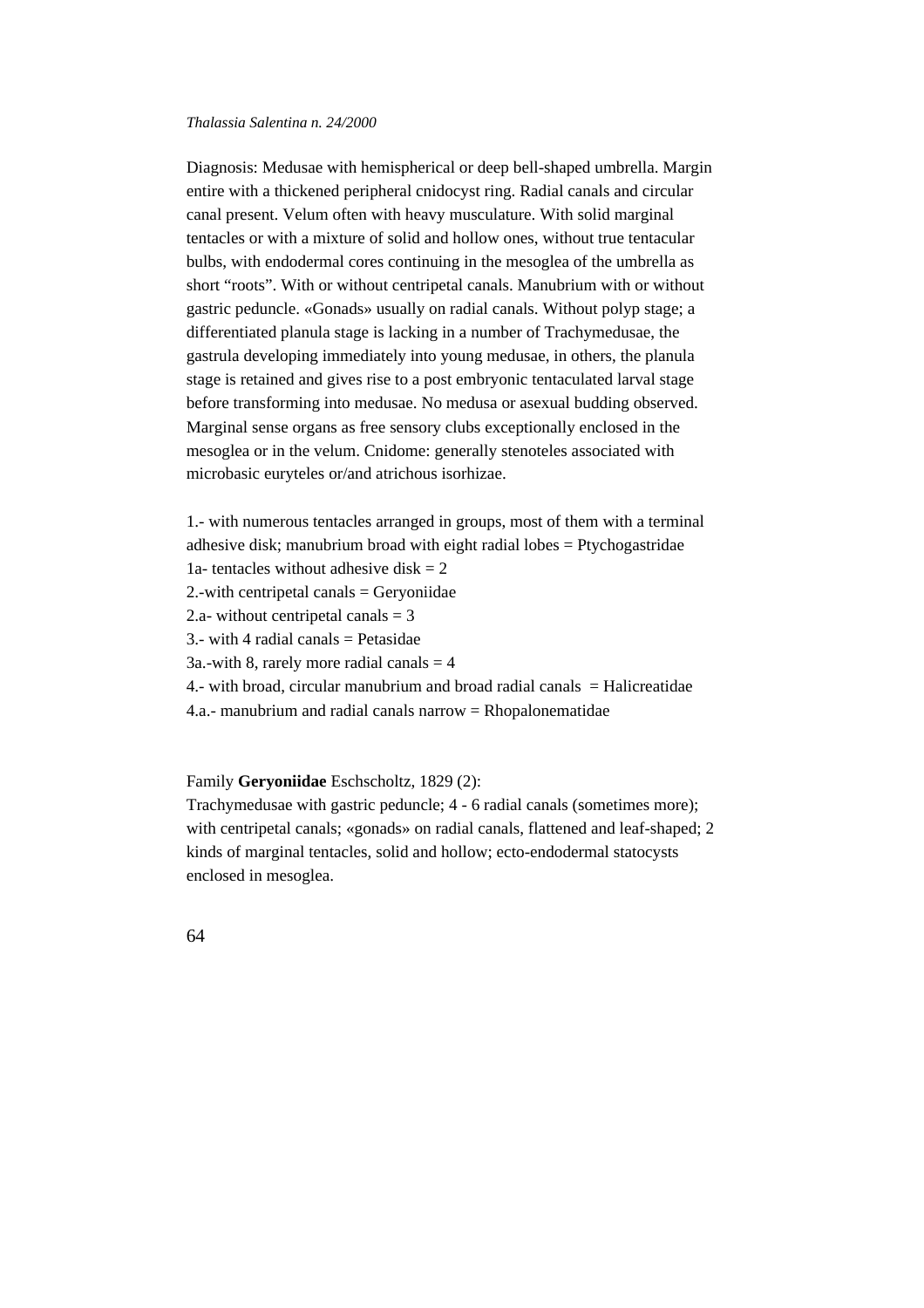Diagnosis: Medusae with hemispherical or deep bell-shaped umbrella. Margin entire with a thickened peripheral cnidocyst ring. Radial canals and circular canal present. Velum often with heavy musculature. With solid marginal tentacles or with a mixture of solid and hollow ones, without true tentacular bulbs, with endodermal cores continuing in the mesoglea of the umbrella as short "roots". With or without centripetal canals. Manubrium with or without gastric peduncle. «Gonads» usually on radial canals. Without polyp stage; a differentiated planula stage is lacking in a number of Trachymedusae, the gastrula developing immediately into young medusae, in others, the planula stage is retained and gives rise to a post embryonic tentaculated larval stage before transforming into medusae. No medusa or asexual budding observed. Marginal sense organs as free sensory clubs exceptionally enclosed in the mesoglea or in the velum. Cnidome: generally stenoteles associated with microbasic euryteles or/and atrichous isorhizae.

1.- with numerous tentacles arranged in groups, most of them with a terminal adhesive disk; manubrium broad with eight radial lobes = Ptychogastridae
1a- tentacles without adhesive disk = 2
2.-with centripetal canals = Geryoniidae
2.a- without centripetal canals = 3
3.- with 4 radial canals = Petasidae
3a.-with 8, rarely more radial canals = 4
4.- with broad, circular manubrium and broad radial canals = Halicreatidae
4.a.- manubrium and radial canals narrow = Rhopalonematidae

Family **Geryoniidae** Eschscholtz, 1829 (2):
Trachymedusae with gastric peduncle; 4 - 6 radial canals (sometimes more); with centripetal canals; «gonads» on radial canals, flattened and leaf-shaped; 2 kinds of marginal tentacles, solid and hollow; ecto-endodermal statocysts enclosed in mesoglea.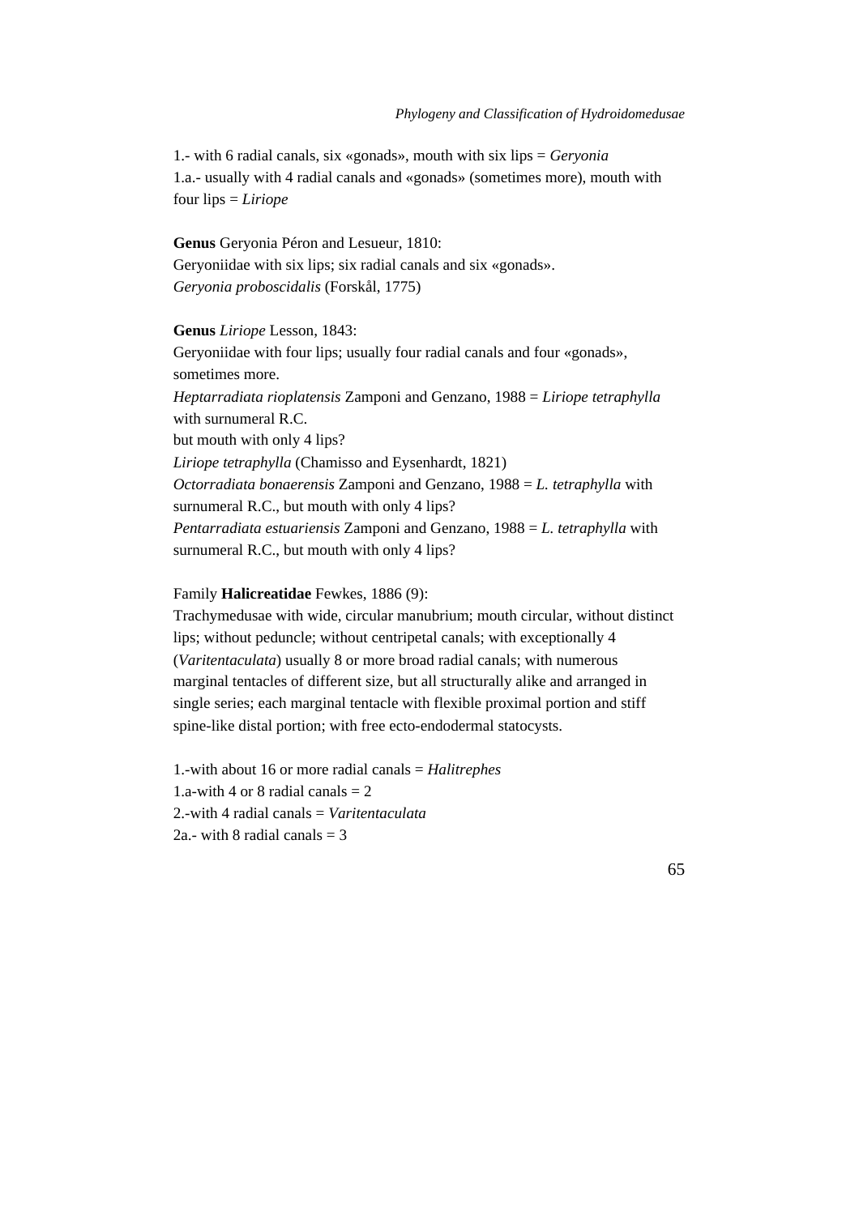1.- with 6 radial canals, six «gonads», mouth with six lips = *Geryonia*
1.a.- usually with 4 radial canals and «gonads» (sometimes more), mouth with four lips = *Liriope*

**Genus** Geryonia Péron and Lesueur, 1810:
Geryoniidae with six lips; six radial canals and six «gonads».
*Geryonia proboscidalis* (Forskål, 1775)

**Genus** *Liriope* Lesson, 1843:
Geryoniidae with four lips; usually four radial canals and four «gonads», sometimes more.
*Heptarradiata rioplatensis* Zamponi and Genzano, 1988 = *Liriope tetraphylla* with surnumeral R.C.
but mouth with only 4 lips?
*Liriope tetraphylla* (Chamisso and Eysenhardt, 1821)
*Octorradiata bonaerensis* Zamponi and Genzano, 1988 = *L. tetraphylla* with surnumeral R.C., but mouth with only 4 lips?
*Pentarradiata estuariensis* Zamponi and Genzano, 1988 = *L. tetraphylla* with surnumeral R.C., but mouth with only 4 lips?

Family **Halicreatidae** Fewkes, 1886 (9):
Trachymedusae with wide, circular manubrium; mouth circular, without distinct lips; without peduncle; without centripetal canals; with exceptionally 4 (*Varitentaculata*) usually 8 or more broad radial canals; with numerous marginal tentacles of different size, but all structurally alike and arranged in single series; each marginal tentacle with flexible proximal portion and stiff spine-like distal portion; with free ecto-endodermal statocysts.

1.-with about 16 or more radial canals = *Halitrephes*
1.a-with 4 or 8 radial canals = 2
2.-with 4 radial canals = *Varitentaculata*
2a.- with 8 radial canals = 3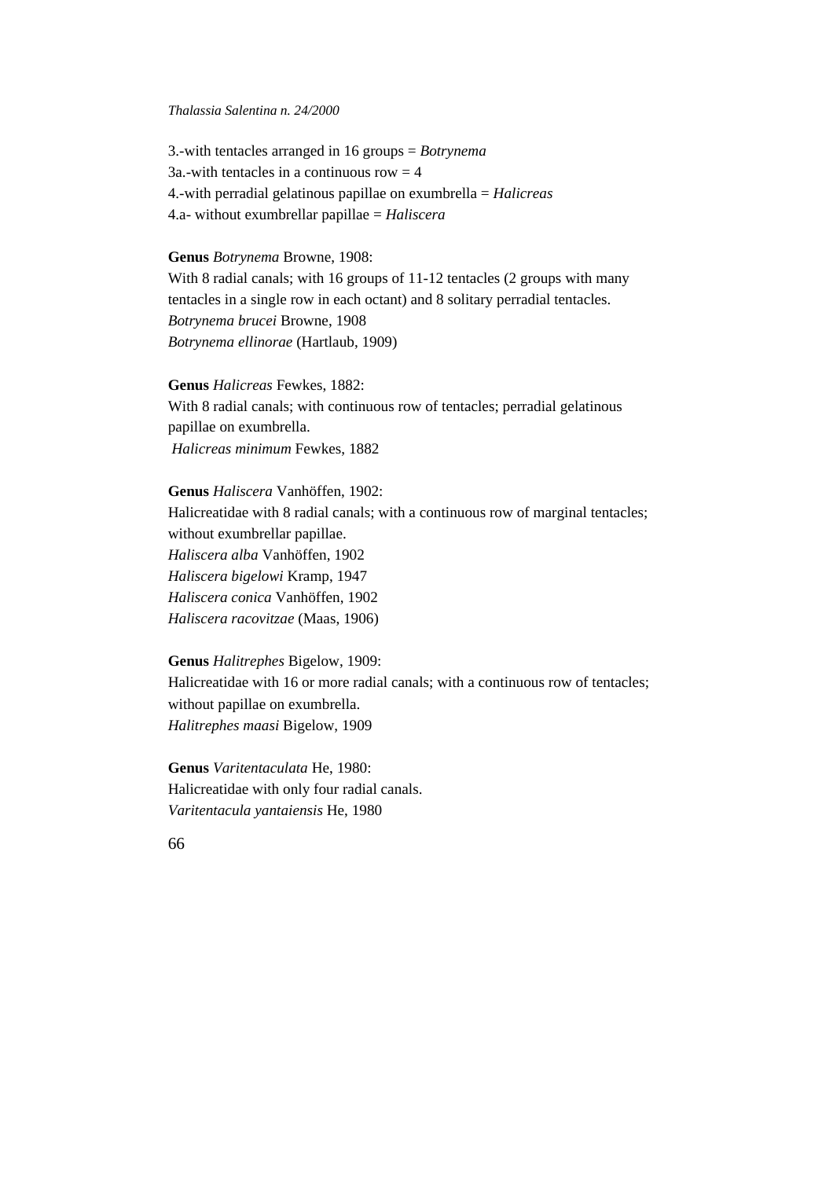3.-with tentacles arranged in 16 groups = *Botrynema*
3a.-with tentacles in a continuous row = 4
4.-with perradial gelatinous papillae on exumbrella = *Halicreas*
4.a- without exumbrellar papillae = *Haliscera*

**Genus** *Botrynema* Browne, 1908:
With 8 radial canals; with 16 groups of 11-12 tentacles (2 groups with many tentacles in a single row in each octant) and 8 solitary perradial tentacles.
*Botrynema brucei* Browne, 1908
*Botrynema ellinorae* (Hartlaub, 1909)

**Genus** *Halicreas* Fewkes, 1882:
With 8 radial canals; with continuous row of tentacles; perradial gelatinous papillae on exumbrella.
*Halicreas minimum* Fewkes, 1882

**Genus** *Haliscera* Vanhöffen, 1902:
Halicreatidae with 8 radial canals; with a continuous row of marginal tentacles; without exumbrellar papillae.
*Haliscera alba* Vanhöffen, 1902
*Haliscera bigelowi* Kramp, 1947
*Haliscera conica* Vanhöffen, 1902
*Haliscera racovitzae* (Maas, 1906)

**Genus** *Halitrephes* Bigelow, 1909:
Halicreatidae with 16 or more radial canals; with a continuous row of tentacles; without papillae on exumbrella.
*Halitrephes maasi* Bigelow, 1909

**Genus** *Varitentaculata* He, 1980:
Halicreatidae with only four radial canals.
*Varitentacula yantaiensis* He, 1980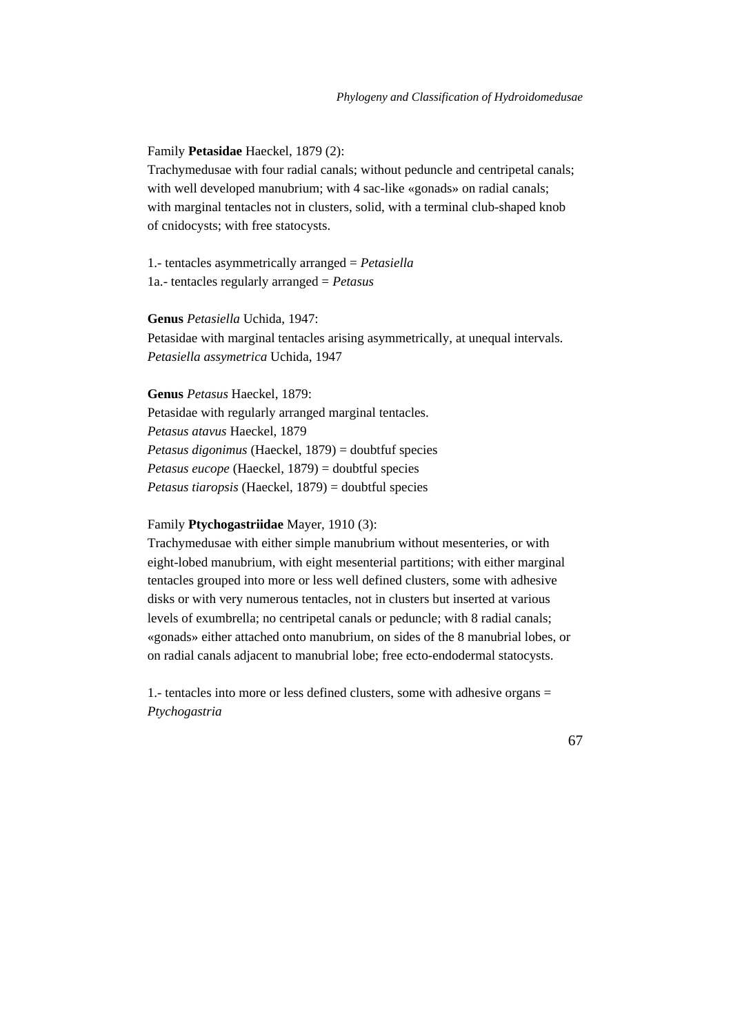Family **Petasidae** Haeckel, 1879 (2):
Trachymedusae with four radial canals; without peduncle and centripetal canals; with well developed manubrium; with 4 sac-like «gonads» on radial canals; with marginal tentacles not in clusters, solid, with a terminal club-shaped knob of cnidocysts; with free statocysts.

1.- tentacles asymmetrically arranged = *Petasiella*
1a.- tentacles regularly arranged = *Petasus*

**Genus** *Petasiella* Uchida, 1947:
Petasidae with marginal tentacles arising asymmetrically, at unequal intervals.
*Petasiella assymetrica* Uchida, 1947

**Genus** *Petasus* Haeckel, 1879:
Petasidae with regularly arranged marginal tentacles.
*Petasus atavus* Haeckel, 1879
*Petasus digonimus* (Haeckel, 1879) = doubtfuf species
*Petasus eucope* (Haeckel, 1879) = doubtful species
*Petasus tiaropsis* (Haeckel, 1879) = doubtful species

Family **Ptychogastriidae** Mayer, 1910 (3):
Trachymedusae with either simple manubrium without mesenteries, or with eight-lobed manubrium, with eight mesenterial partitions; with either marginal tentacles grouped into more or less well defined clusters, some with adhesive disks or with very numerous tentacles, not in clusters but inserted at various levels of exumbrella; no centripetal canals or peduncle; with 8 radial canals; «gonads» either attached onto manubrium, on sides of the 8 manubrial lobes, or on radial canals adjacent to manubrial lobe; free ecto-endodermal statocysts.

1.- tentacles into more or less defined clusters, some with adhesive organs = *Ptychogastria*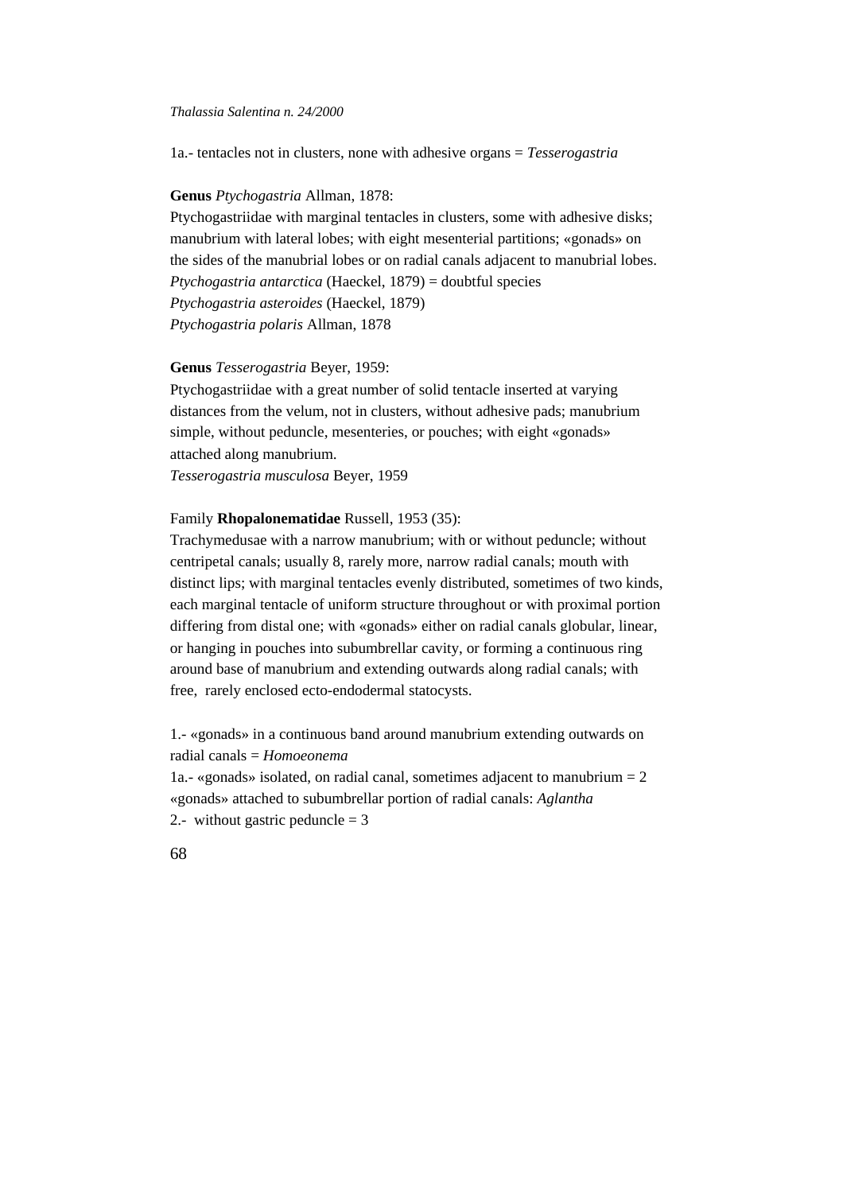1a.- tentacles not in clusters, none with adhesive organs = *Tesserogastria*

**Genus** *Ptychogastria* Allman, 1878:

Ptychogastriidae with marginal tentacles in clusters, some with adhesive disks; manubrium with lateral lobes; with eight mesenterial partitions; «gonads» on the sides of the manubrial lobes or on radial canals adjacent to manubrial lobes.

*Ptychogastria antarctica* (Haeckel, 1879) = doubtful species

*Ptychogastria asteroides* (Haeckel, 1879)

*Ptychogastria polaris* Allman, 1878

**Genus** *Tesserogastria* Beyer, 1959:

Ptychogastriidae with a great number of solid tentacle inserted at varying distances from the velum, not in clusters, without adhesive pads; manubrium simple, without peduncle, mesenteries, or pouches; with eight «gonads» attached along manubrium.

*Tesserogastria musculosa* Beyer, 1959

Family **Rhopalonematidae** Russell, 1953 (35):

Trachymedusae with a narrow manubrium; with or without peduncle; without centripetal canals; usually 8, rarely more, narrow radial canals; mouth with distinct lips; with marginal tentacles evenly distributed, sometimes of two kinds, each marginal tentacle of uniform structure throughout or with proximal portion differing from distal one; with «gonads» either on radial canals globular, linear, or hanging in pouches into subumbrellar cavity, or forming a continuous ring around base of manubrium and extending outwards along radial canals; with free, rarely enclosed ecto-endodermal statocysts.

1.- «gonads» in a continuous band around manubrium extending outwards on radial canals = *Homoeonema*

1a.- «gonads» isolated, on radial canal, sometimes adjacent to manubrium = 2

«gonads» attached to subumbrellar portion of radial canals: *Aglantha*

2.- without gastric peduncle = 3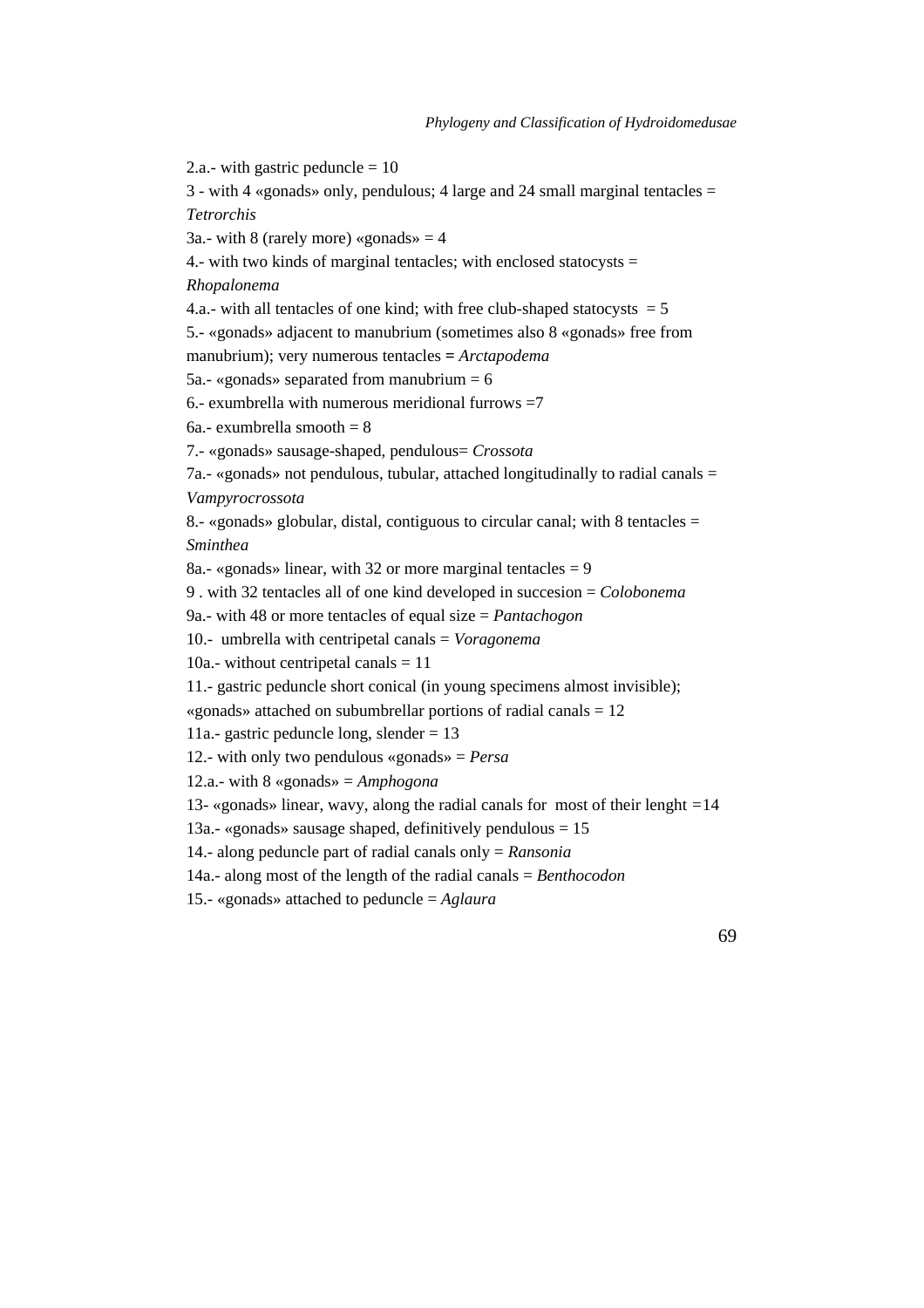2.a.- with gastric peduncle = 10

3 - with 4 «gonads» only, pendulous; 4 large and 24 small marginal tentacles = *Tetrorchis*

3a.- with 8 (rarely more) «gonads» = 4

4.- with two kinds of marginal tentacles; with enclosed statocysts = *Rhopalonema*

4.a.- with all tentacles of one kind; with free club-shaped statocysts = 5

5.- «gonads» adjacent to manubrium (sometimes also 8 «gonads» free from manubrium); very numerous tentacles = *Arctapodema*

5a.- «gonads» separated from manubrium = 6

6.- exumbrella with numerous meridional furrows =7

6a.- exumbrella smooth = 8

7.- «gonads» sausage-shaped, pendulous= *Crossota*

7a.- «gonads» not pendulous, tubular, attached longitudinally to radial canals = *Vampyrocrossota*

8.- «gonads» globular, distal, contiguous to circular canal; with 8 tentacles = *Sminthea*

8a.- «gonads» linear, with 32 or more marginal tentacles = 9

9 . with 32 tentacles all of one kind developed in succesion = *Colobonema*

9a.- with 48 or more tentacles of equal size = *Pantachogon*

10.- umbrella with centripetal canals = *Voragonema*

10a.- without centripetal canals = 11

11.- gastric peduncle short conical (in young specimens almost invisible); «gonads» attached on subumbrellar portions of radial canals = 12

11a.- gastric peduncle long, slender = 13

12.- with only two pendulous «gonads» = *Persa*

12.a.- with 8 «gonads» = *Amphogona*

13- «gonads» linear, wavy, along the radial canals for most of their lenght =14

13a.- «gonads» sausage shaped, definitively pendulous = 15

14.- along peduncle part of radial canals only = *Ransonia*

14a.- along most of the length of the radial canals = *Benthocodon*

15.- «gonads» attached to peduncle = *Aglaura*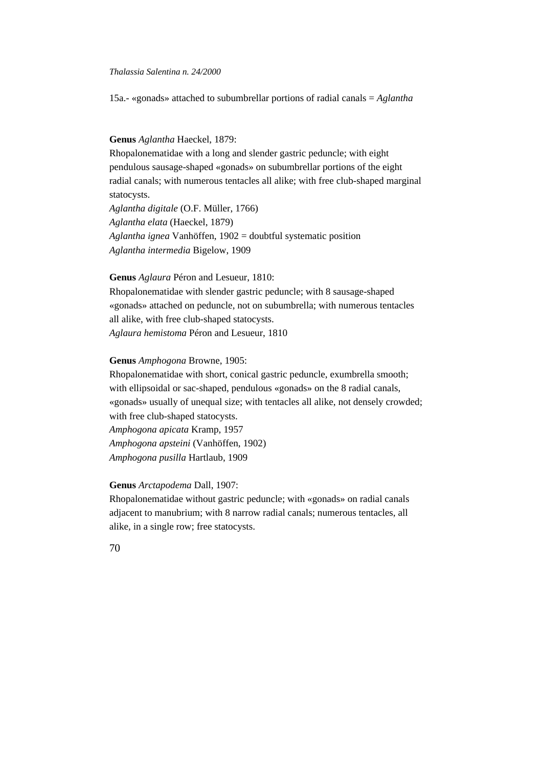15a.- «gonads» attached to subumbrellar portions of radial canals = *Aglantha*

**Genus** *Aglantha* Haeckel, 1879:

Rhopalonematidae with a long and slender gastric peduncle; with eight pendulous sausage-shaped «gonads» on subumbrellar portions of the eight radial canals; with numerous tentacles all alike; with free club-shaped marginal statocysts.

*Aglantha digitale* (O.F. Müller, 1766)
*Aglantha elata* (Haeckel, 1879)
*Aglantha ignea* Vanhöffen, 1902 = doubtful systematic position
*Aglantha intermedia* Bigelow, 1909

**Genus** *Aglaura* Péron and Lesueur, 1810:

Rhopalonematidae with slender gastric peduncle; with 8 sausage-shaped «gonads» attached on peduncle, not on subumbrella; with numerous tentacles all alike, with free club-shaped statocysts.

*Aglaura hemistoma* Péron and Lesueur, 1810

**Genus** *Amphogona* Browne, 1905:

Rhopalonematidae with short, conical gastric peduncle, exumbrella smooth; with ellipsoidal or sac-shaped, pendulous «gonads» on the 8 radial canals, «gonads» usually of unequal size; with tentacles all alike, not densely crowded; with free club-shaped statocysts.

*Amphogona apicata* Kramp, 1957
*Amphogona apsteini* (Vanhöffen, 1902)
*Amphogona pusilla* Hartlaub, 1909

**Genus** *Arctapodema* Dall, 1907:

Rhopalonematidae without gastric peduncle; with «gonads» on radial canals adjacent to manubrium; with 8 narrow radial canals; numerous tentacles, all alike, in a single row; free statocysts.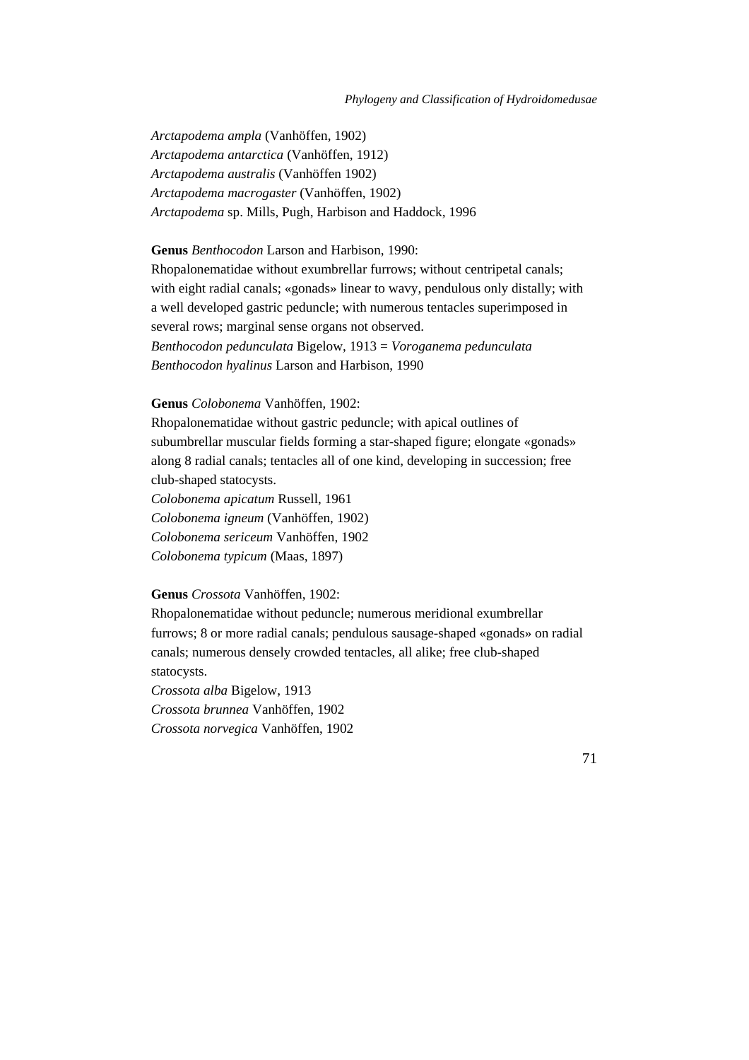*Arctapodema ampla* (Vanhöffen, 1902)
*Arctapodema antarctica* (Vanhöffen, 1912)
*Arctapodema australis* (Vanhöffen 1902)
*Arctapodema macrogaster* (Vanhöffen, 1902)
*Arctapodema* sp. Mills, Pugh, Harbison and Haddock, 1996

**Genus** *Benthocodon* Larson and Harbison, 1990:
Rhopalonematidae without exumbrellar furrows; without centripetal canals; with eight radial canals; «gonads» linear to wavy, pendulous only distally; with a well developed gastric peduncle; with numerous tentacles superimposed in several rows; marginal sense organs not observed.
*Benthocodon pedunculata* Bigelow, 1913 = *Voroganema pedunculata*
*Benthocodon hyalinus* Larson and Harbison, 1990

**Genus** *Colobonema* Vanhöffen, 1902:
Rhopalonematidae without gastric peduncle; with apical outlines of subumbrellar muscular fields forming a star-shaped figure; elongate «gonads» along 8 radial canals; tentacles all of one kind, developing in succession; free club-shaped statocysts.
*Colobonema apicatum* Russell, 1961
*Colobonema igneum* (Vanhöffen, 1902)
*Colobonema sericeum* Vanhöffen, 1902
*Colobonema typicum* (Maas, 1897)

**Genus** *Crossota* Vanhöffen, 1902:
Rhopalonematidae without peduncle; numerous meridional exumbrellar furrows; 8 or more radial canals; pendulous sausage-shaped «gonads» on radial canals; numerous densely crowded tentacles, all alike; free club-shaped statocysts.
*Crossota alba* Bigelow, 1913
*Crossota brunnea* Vanhöffen, 1902
*Crossota norvegica* Vanhöffen, 1902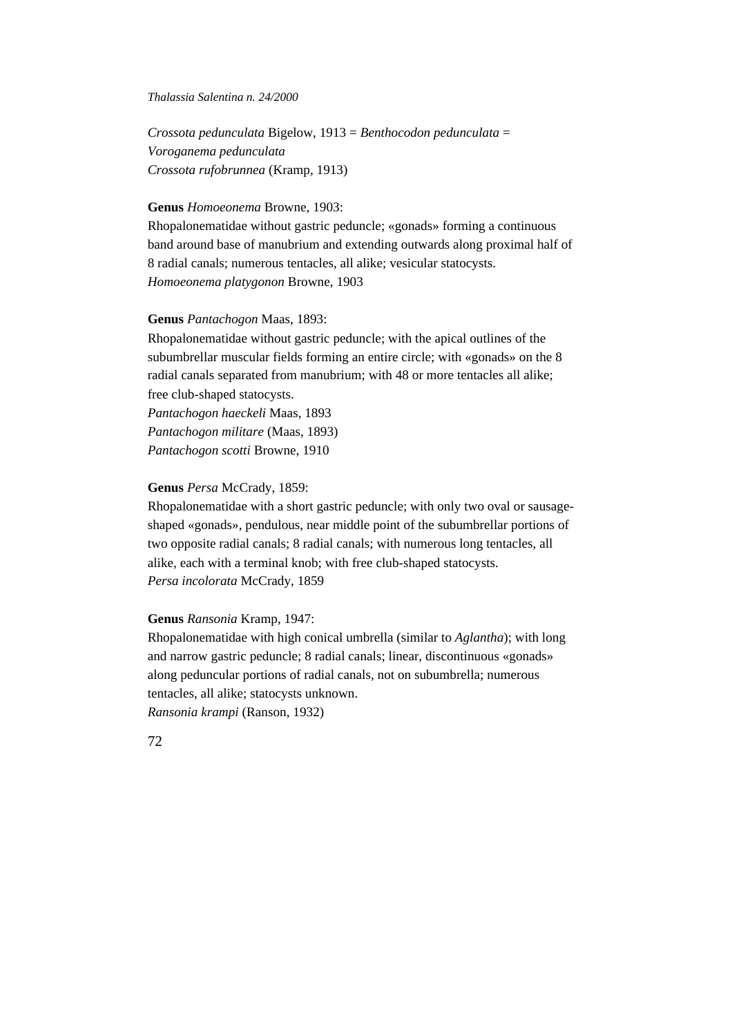*Crossota pedunculata* Bigelow, 1913 = *Benthocodon pedunculata* = *Voroganema pedunculata*
*Crossota rufobrunnea* (Kramp, 1913)

**Genus** *Homoeonema* Browne, 1903:
Rhopalonematidae without gastric peduncle; «gonads» forming a continuous band around base of manubrium and extending outwards along proximal half of 8 radial canals; numerous tentacles, all alike; vesicular statocysts.
*Homoeonema platygonon* Browne, 1903

**Genus** *Pantachogon* Maas, 1893:
Rhopalonematidae without gastric peduncle; with the apical outlines of the subumbrellar muscular fields forming an entire circle; with «gonads» on the 8 radial canals separated from manubrium; with 48 or more tentacles all alike; free club-shaped statocysts.
*Pantachogon haeckeli* Maas, 1893
*Pantachogon militare* (Maas, 1893)
*Pantachogon scotti* Browne, 1910

**Genus** *Persa* McCrady, 1859:
Rhopalonematidae with a short gastric peduncle; with only two oval or sausage-shaped «gonads», pendulous, near middle point of the subumbrellar portions of two opposite radial canals; 8 radial canals; with numerous long tentacles, all alike, each with a terminal knob; with free club-shaped statocysts.
*Persa incolorata* McCrady, 1859

**Genus** *Ransonia* Kramp, 1947:
Rhopalonematidae with high conical umbrella (similar to *Aglantha*); with long and narrow gastric peduncle; 8 radial canals; linear, discontinuous «gonads» along peduncular portions of radial canals, not on subumbrella; numerous tentacles, all alike; statocysts unknown.
*Ransonia krampi* (Ranson, 1932)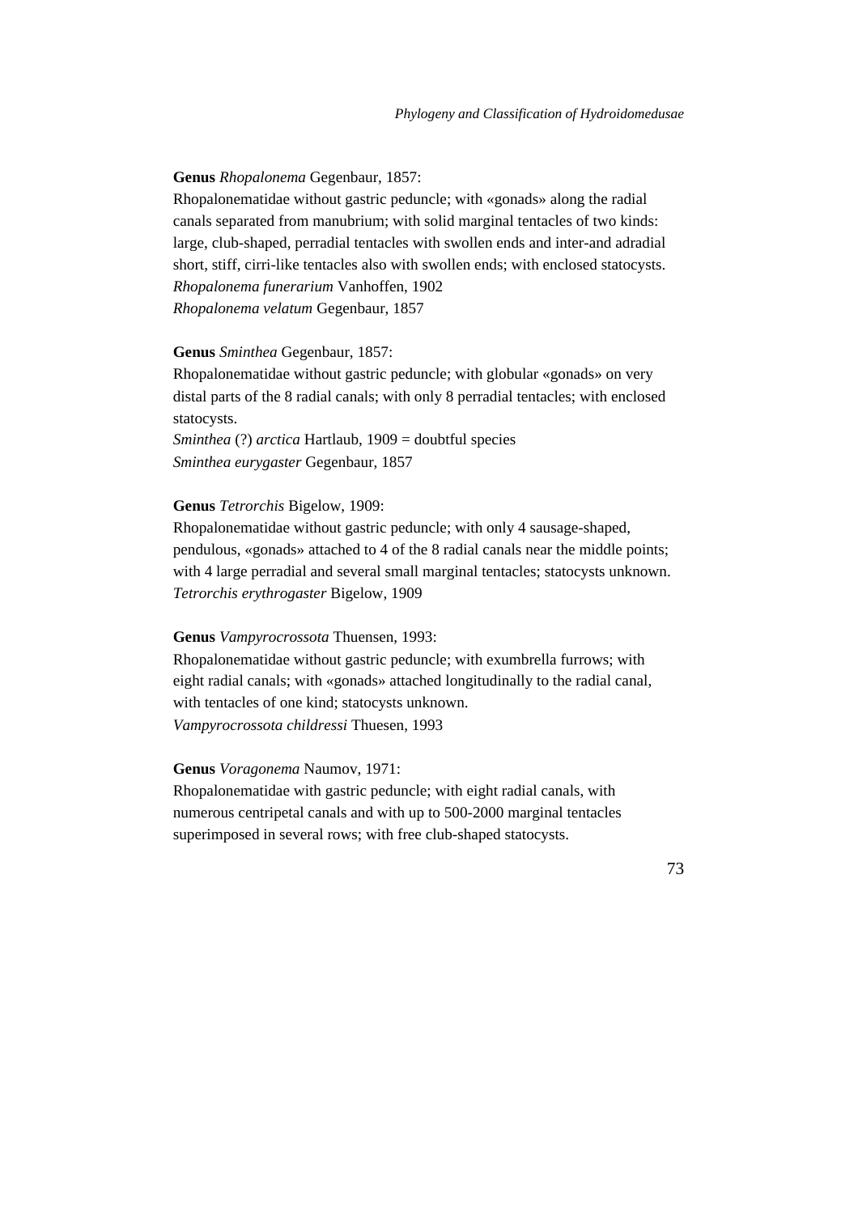**Genus** *Rhopalonema* Gegenbaur, 1857:

Rhopalonematidae without gastric peduncle; with «gonads» along the radial canals separated from manubrium; with solid marginal tentacles of two kinds: large, club-shaped, perradial tentacles with swollen ends and inter-and adradial short, stiff, cirri-like tentacles also with swollen ends; with enclosed statocysts.

*Rhopalonema funerarium* Vanhoffen, 1902
*Rhopalonema velatum* Gegenbaur, 1857

**Genus** *Sminthea* Gegenbaur, 1857:

Rhopalonematidae without gastric peduncle; with globular «gonads» on very distal parts of the 8 radial canals; with only 8 perradial tentacles; with enclosed statocysts.

*Sminthea* (?) *arctica* Hartlaub, 1909 = doubtful species
*Sminthea eurygaster* Gegenbaur, 1857

**Genus** *Tetrorchis* Bigelow, 1909:

Rhopalonematidae without gastric peduncle; with only 4 sausage-shaped, pendulous, «gonads» attached to 4 of the 8 radial canals near the middle points; with 4 large perradial and several small marginal tentacles; statocysts unknown.

*Tetrorchis erythrogaster* Bigelow, 1909

**Genus** *Vampyrocrossota* Thuensen, 1993:

Rhopalonematidae without gastric peduncle; with exumbrella furrows; with eight radial canals; with «gonads» attached longitudinally to the radial canal, with tentacles of one kind; statocysts unknown.

*Vampyrocrossota childressi* Thuesen, 1993

**Genus** *Voragonema* Naumov, 1971:

Rhopalonematidae with gastric peduncle; with eight radial canals, with numerous centripetal canals and with up to 500-2000 marginal tentacles superimposed in several rows; with free club-shaped statocysts.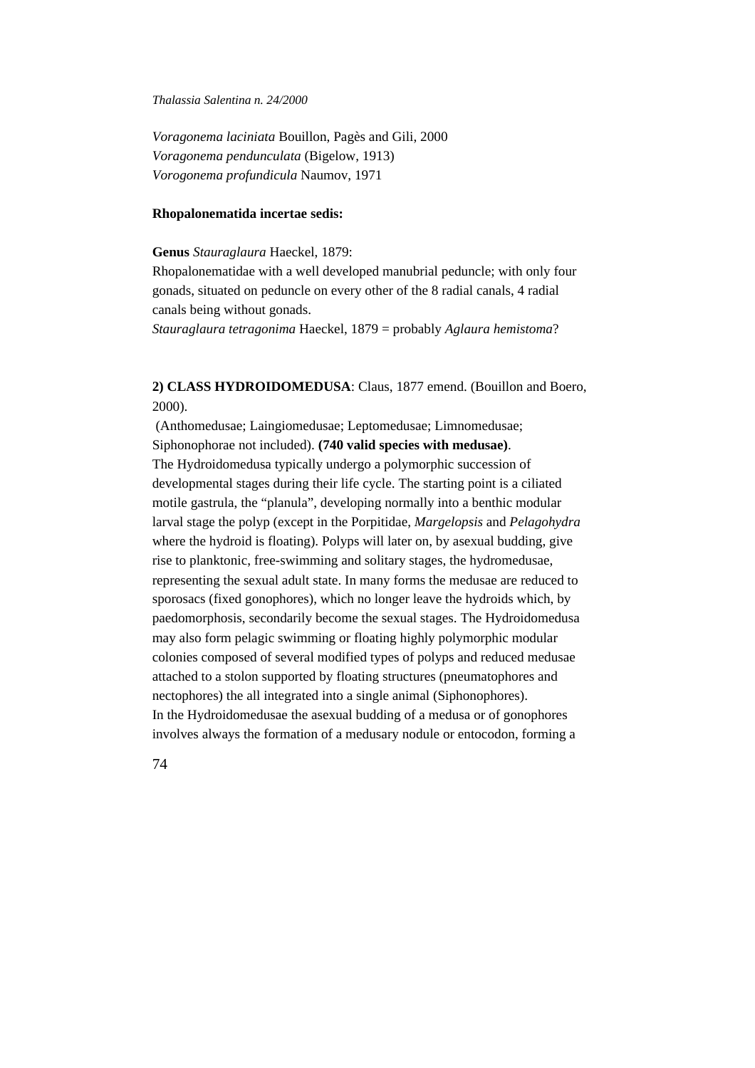*Voragonema laciniata* Bouillon, Pagès and Gili, 2000
*Voragonema pendunculata* (Bigelow, 1913)
*Vorogonema profundicula* Naumov, 1971

**Rhopalonematida incertae sedis:**

**Genus** *Stauraglaura* Haeckel, 1879:
Rhopalonematidae with a well developed manubrial peduncle; with only four gonads, situated on peduncle on every other of the 8 radial canals, 4 radial canals being without gonads.
*Stauraglaura tetragonima* Haeckel, 1879 = probably *Aglaura hemistoma*?

**2) CLASS HYDROIDOMEDUSA**: Claus, 1877 emend. (Bouillon and Boero, 2000).
(Anthomedusae; Laingiomedusae; Leptomedusae; Limnomedusae; Siphonophorae not included). **(740 valid species with medusae)**.
The Hydroidomedusa typically undergo a polymorphic succession of developmental stages during their life cycle. The starting point is a ciliated motile gastrula, the "planula", developing normally into a benthic modular larval stage the polyp (except in the Porpitidae, *Margelopsis* and *Pelagohydra* where the hydroid is floating). Polyps will later on, by asexual budding, give rise to planktonic, free-swimming and solitary stages, the hydromedusae, representing the sexual adult state. In many forms the medusae are reduced to sporosacs (fixed gonophores), which no longer leave the hydroids which, by paedomorphosis, secondarily become the sexual stages. The Hydroidomedusa may also form pelagic swimming or floating highly polymorphic modular colonies composed of several modified types of polyps and reduced medusae attached to a stolon supported by floating structures (pneumatophores and nectophores) the all integrated into a single animal (Siphonophores).
In the Hydroidomedusae the asexual budding of a medusa or of gonophores involves always the formation of a medusary nodule or entocodon, forming a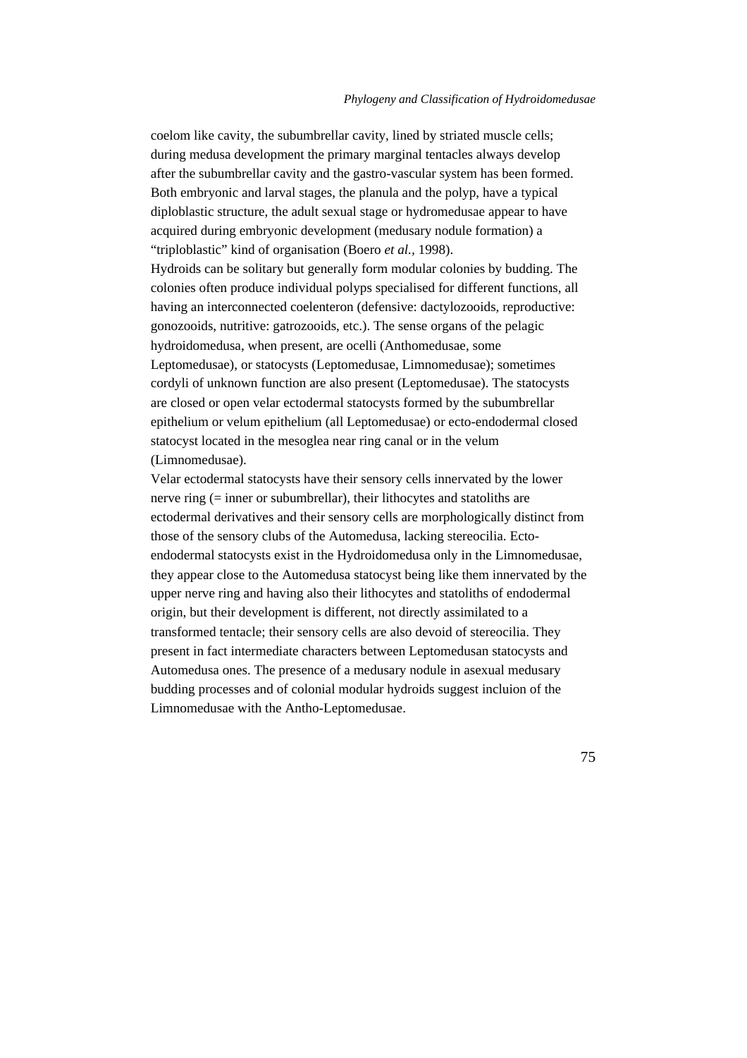coelom like cavity, the subumbrellar cavity, lined by striated muscle cells; during medusa development the primary marginal tentacles always develop after the subumbrellar cavity and the gastro-vascular system has been formed. Both embryonic and larval stages, the planula and the polyp, have a typical diploblastic structure, the adult sexual stage or hydromedusae appear to have acquired during embryonic development (medusary nodule formation) a "triploblastic" kind of organisation (Boero *et al.*, 1998).

Hydroids can be solitary but generally form modular colonies by budding. The colonies often produce individual polyps specialised for different functions, all having an interconnected coelenteron (defensive: dactylozooids, reproductive: gonozooids, nutritive: gatrozooids, etc.). The sense organs of the pelagic hydroidomedusa, when present, are ocelli (Anthomedusae, some Leptomedusae), or statocysts (Leptomedusae, Limnomedusae); sometimes cordyli of unknown function are also present (Leptomedusae). The statocysts are closed or open velar ectodermal statocysts formed by the subumbrellar epithelium or velum epithelium (all Leptomedusae) or ecto-endodermal closed statocyst located in the mesoglea near ring canal or in the velum (Limnomedusae).

Velar ectodermal statocysts have their sensory cells innervated by the lower nerve ring (= inner or subumbrellar), their lithocytes and statoliths are ectodermal derivatives and their sensory cells are morphologically distinct from those of the sensory clubs of the Automedusa, lacking stereocilia. Ecto-endodermal statocysts exist in the Hydroidomedusa only in the Limnomedusae, they appear close to the Automedusa statocyst being like them innervated by the upper nerve ring and having also their lithocytes and statoliths of endodermal origin, but their development is different, not directly assimilated to a transformed tentacle; their sensory cells are also devoid of stereocilia. They present in fact intermediate characters between Leptomedusan statocysts and Automedusa ones. The presence of a medusary nodule in asexual medusary budding processes and of colonial modular hydroids suggest incluion of the Limnomedusae with the Antho-Leptomedusae.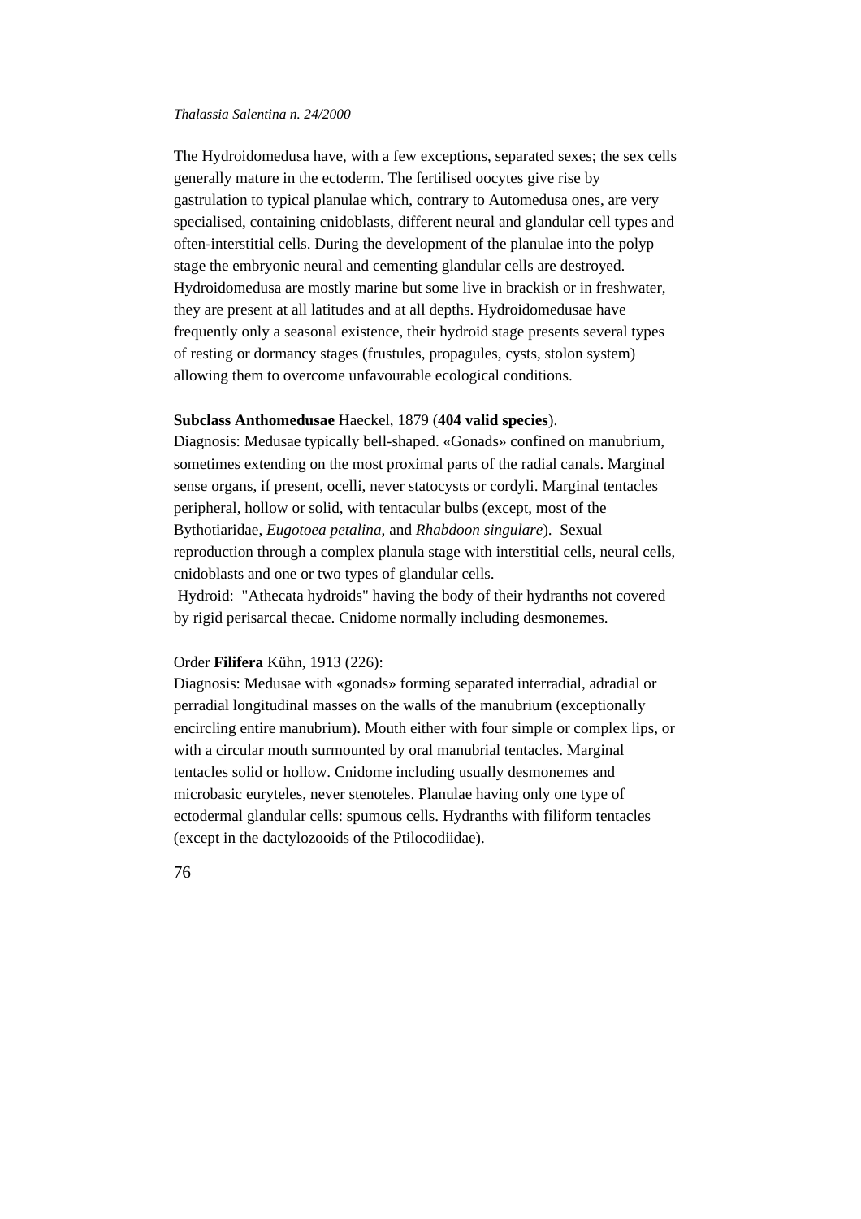The Hydroidomedusa have, with a few exceptions, separated sexes; the sex cells generally mature in the ectoderm. The fertilised oocytes give rise by gastrulation to typical planulae which, contrary to Automedusa ones, are very specialised, containing cnidoblasts, different neural and glandular cell types and often-interstitial cells. During the development of the planulae into the polyp stage the embryonic neural and cementing glandular cells are destroyed. Hydroidomedusa are mostly marine but some live in brackish or in freshwater, they are present at all latitudes and at all depths. Hydroidomedusae have frequently only a seasonal existence, their hydroid stage presents several types of resting or dormancy stages (frustules, propagules, cysts, stolon system) allowing them to overcome unfavourable ecological conditions.

**Subclass Anthomedusae** Haeckel, 1879 (**404 valid species**).

Diagnosis: Medusae typically bell-shaped. «Gonads» confined on manubrium, sometimes extending on the most proximal parts of the radial canals. Marginal sense organs, if present, ocelli, never statocysts or cordyli. Marginal tentacles peripheral, hollow or solid, with tentacular bulbs (except, most of the Bythotiaridae, *Eugotoea petalina*, and *Rhabdoon singulare*). Sexual reproduction through a complex planula stage with interstitial cells, neural cells, cnidoblasts and one or two types of glandular cells.

Hydroid: "Athecata hydroids" having the body of their hydranths not covered by rigid perisarcal thecae. Cnidome normally including desmonemes.

Order **Filifera** Kühn, 1913 (226):

Diagnosis: Medusae with «gonads» forming separated interradial, adradial or perradial longitudinal masses on the walls of the manubrium (exceptionally encircling entire manubrium). Mouth either with four simple or complex lips, or with a circular mouth surmounted by oral manubrial tentacles. Marginal tentacles solid or hollow. Cnidome including usually desmonemes and microbasic euryteles, never stenoteles. Planulae having only one type of ectodermal glandular cells: spumous cells. Hydranths with filiform tentacles (except in the dactylozooids of the Ptilocodiidae).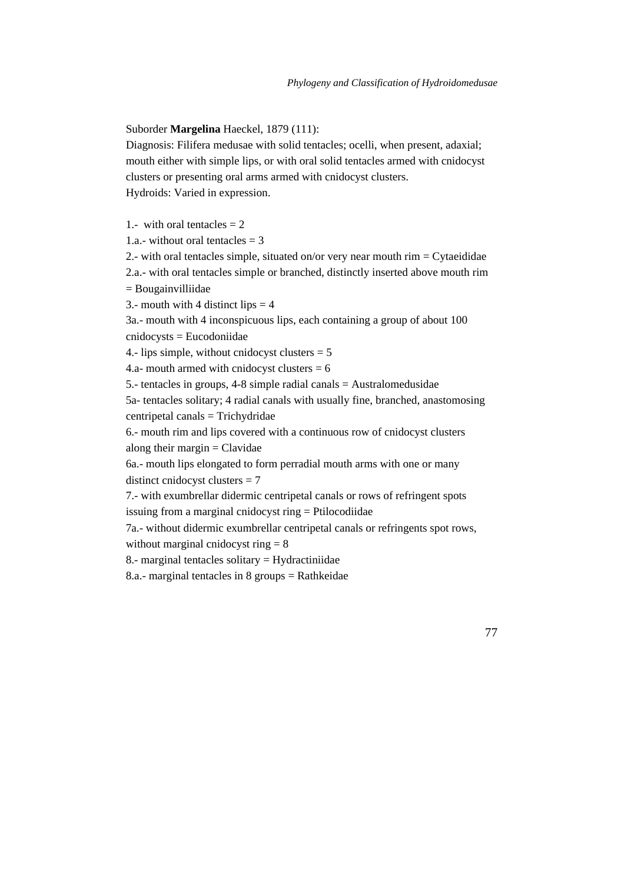Suborder **Margelina** Haeckel, 1879 (111):

Diagnosis: Filifera medusae with solid tentacles; ocelli, when present, adaxial; mouth either with simple lips, or with oral solid tentacles armed with cnidocyst clusters or presenting oral arms armed with cnidocyst clusters.

Hydroids: Varied in expression.

1.- with oral tentacles = 2

1.a.- without oral tentacles = 3

2.- with oral tentacles simple, situated on/or very near mouth rim = Cytaeididae

2.a.- with oral tentacles simple or branched, distinctly inserted above mouth rim = Bougainvilliidae

3.- mouth with 4 distinct lips = 4

3a.- mouth with 4 inconspicuous lips, each containing a group of about 100 cnidocysts = Eucodoniidae

4.- lips simple, without cnidocyst clusters = 5

4.a- mouth armed with cnidocyst clusters = 6

5.- tentacles in groups, 4-8 simple radial canals = Australomedusidae

5a- tentacles solitary; 4 radial canals with usually fine, branched, anastomosing centripetal canals = Trichydridae

6.- mouth rim and lips covered with a continuous row of cnidocyst clusters along their margin = Clavidae

6a.- mouth lips elongated to form perradial mouth arms with one or many distinct cnidocyst clusters = 7

7.- with exumbrellar didermic centripetal canals or rows of refringent spots issuing from a marginal cnidocyst ring = Ptilocodiidae

7a.- without didermic exumbrellar centripetal canals or refringents spot rows, without marginal cnidocyst ring = 8

8.- marginal tentacles solitary = Hydractiniidae

8.a.- marginal tentacles in 8 groups = Rathkeidae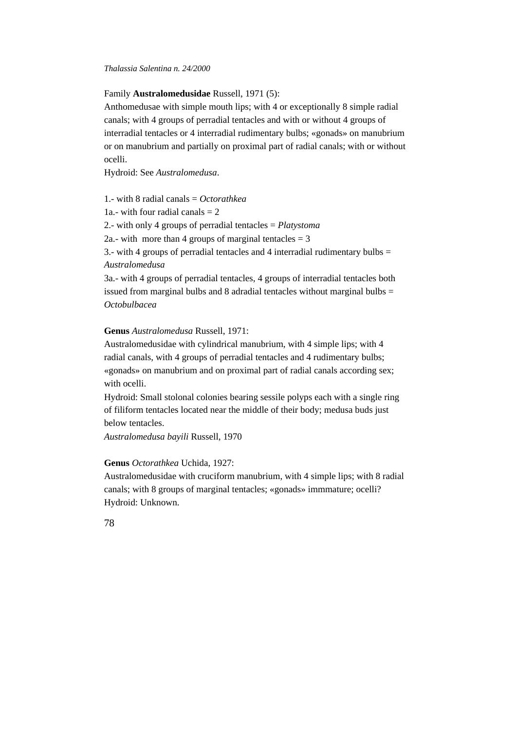Family **Australomedusidae** Russell, 1971 (5):
Anthomedusae with simple mouth lips; with 4 or exceptionally 8 simple radial canals; with 4 groups of perradial tentacles and with or without 4 groups of interradial tentacles or 4 interradial rudimentary bulbs; «gonads» on manubrium or on manubrium and partially on proximal part of radial canals; with or without ocelli.
Hydroid: See *Australomedusa*.

1.- with 8 radial canals = *Octorathkea*
1a.- with four radial canals = 2
2.- with only 4 groups of perradial tentacles = *Platystoma*
2a.- with  more than 4 groups of marginal tentacles = 3
3.- with 4 groups of perradial tentacles and 4 interradial rudimentary bulbs = *Australomedusa*
3a.- with 4 groups of perradial tentacles, 4 groups of interradial tentacles both issued from marginal bulbs and 8 adradial tentacles without marginal bulbs = *Octobulbacea*

**Genus** *Australomedusa* Russell, 1971:
Australomedusidae with cylindrical manubrium, with 4 simple lips; with 4 radial canals, with 4 groups of perradial tentacles and 4 rudimentary bulbs; «gonads» on manubrium and on proximal part of radial canals according sex; with ocelli.
Hydroid: Small stolonal colonies bearing sessile polyps each with a single ring of filiform tentacles located near the middle of their body; medusa buds just below tentacles.
*Australomedusa bayili* Russell, 1970

**Genus** *Octorathkea* Uchida, 1927:
Australomedusidae with cruciform manubrium, with 4 simple lips; with 8 radial canals; with 8 groups of marginal tentacles; «gonads» immmature; ocelli?
Hydroid: Unknown.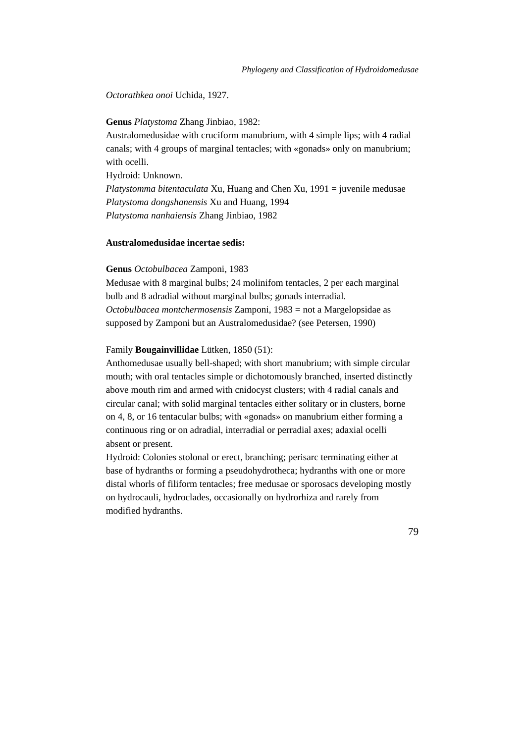*Octorathkea onoi* Uchida, 1927.

**Genus** *Platystoma* Zhang Jinbiao, 1982:
Australomedusidae with cruciform manubrium, with 4 simple lips; with 4 radial canals; with 4 groups of marginal tentacles; with «gonads» only on manubrium; with ocelli.
Hydroid: Unknown.
*Platystomma bitentaculata* Xu, Huang and Chen Xu, 1991 = juvenile medusae
*Platystoma dongshanensis* Xu and Huang, 1994
*Platystoma nanhaiensis* Zhang Jinbiao, 1982

**Australomedusidae incertae sedis:**

**Genus** *Octobulbacea* Zamponi, 1983
Medusae with 8 marginal bulbs; 24 molinifom tentacles, 2 per each marginal bulb and 8 adradial without marginal bulbs; gonads interradial.
*Octobulbacea montchermosensis* Zamponi, 1983 = not a Margelopsidae as supposed by Zamponi but an Australomedusidae? (see Petersen, 1990)

Family **Bougainvillidae** Lütken, 1850 (51):
Anthomedusae usually bell-shaped; with short manubrium; with simple circular mouth; with oral tentacles simple or dichotomously branched, inserted distinctly above mouth rim and armed with cnidocyst clusters; with 4 radial canals and circular canal; with solid marginal tentacles either solitary or in clusters, borne on 4, 8, or 16 tentacular bulbs; with «gonads» on manubrium either forming a continuous ring or on adradial, interradial or perradial axes; adaxial ocelli absent or present.
Hydroid: Colonies stolonal or erect, branching; perisarc terminating either at base of hydranths or forming a pseudohydrotheca; hydranths with one or more distal whorls of filiform tentacles; free medusae or sporosacs developing mostly on hydrocauli, hydroclades, occasionally on hydrorhiza and rarely from modified hydranths.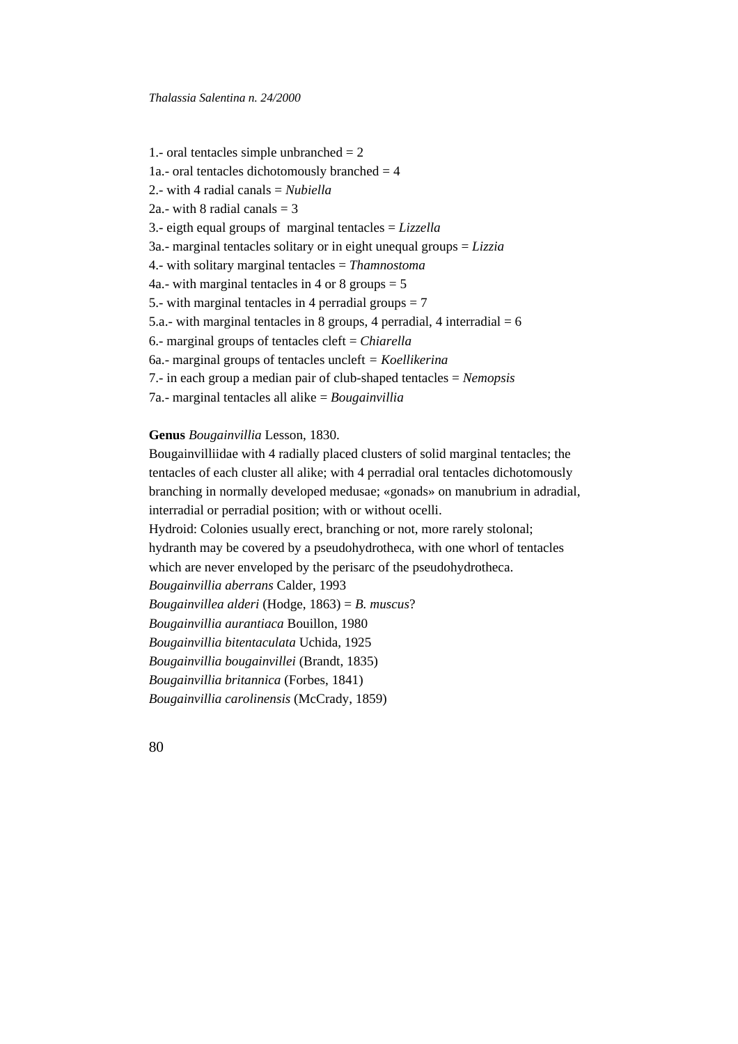1.- oral tentacles simple unbranched = 2
1a.- oral tentacles dichotomously branched = 4
2.- with 4 radial canals = *Nubiella*
2a.- with 8 radial canals = 3
3.- eigth equal groups of marginal tentacles = *Lizzella*
3a.- marginal tentacles solitary or in eight unequal groups = *Lizzia*
4.- with solitary marginal tentacles = *Thamnostoma*
4a.- with marginal tentacles in 4 or 8 groups = 5
5.- with marginal tentacles in 4 perradial groups = 7
5.a.- with marginal tentacles in 8 groups, 4 perradial, 4 interradial = 6
6.- marginal groups of tentacles cleft = *Chiarella*
6a.- marginal groups of tentacles uncleft = *Koellikerina*
7.- in each group a median pair of club-shaped tentacles = *Nemopsis*
7a.- marginal tentacles all alike = *Bougainvillia*

**Genus** *Bougainvillia* Lesson, 1830.
Bougainvilliidae with 4 radially placed clusters of solid marginal tentacles; the tentacles of each cluster all alike; with 4 perradial oral tentacles dichotomously branching in normally developed medusae; «gonads» on manubrium in adradial, interradial or perradial position; with or without ocelli.
Hydroid: Colonies usually erect, branching or not, more rarely stolonal; hydranth may be covered by a pseudohydrotheca, with one whorl of tentacles which are never enveloped by the perisarc of the pseudohydrotheca.
*Bougainvillia aberrans* Calder, 1993
*Bougainvillea alderi* (Hodge, 1863) = *B. muscus*?
*Bougainvillia aurantiaca* Bouillon, 1980
*Bougainvillia bitentaculata* Uchida, 1925
*Bougainvillia bougainvillei* (Brandt, 1835)
*Bougainvillia britannica* (Forbes, 1841)
*Bougainvillia carolinensis* (McCrady, 1859)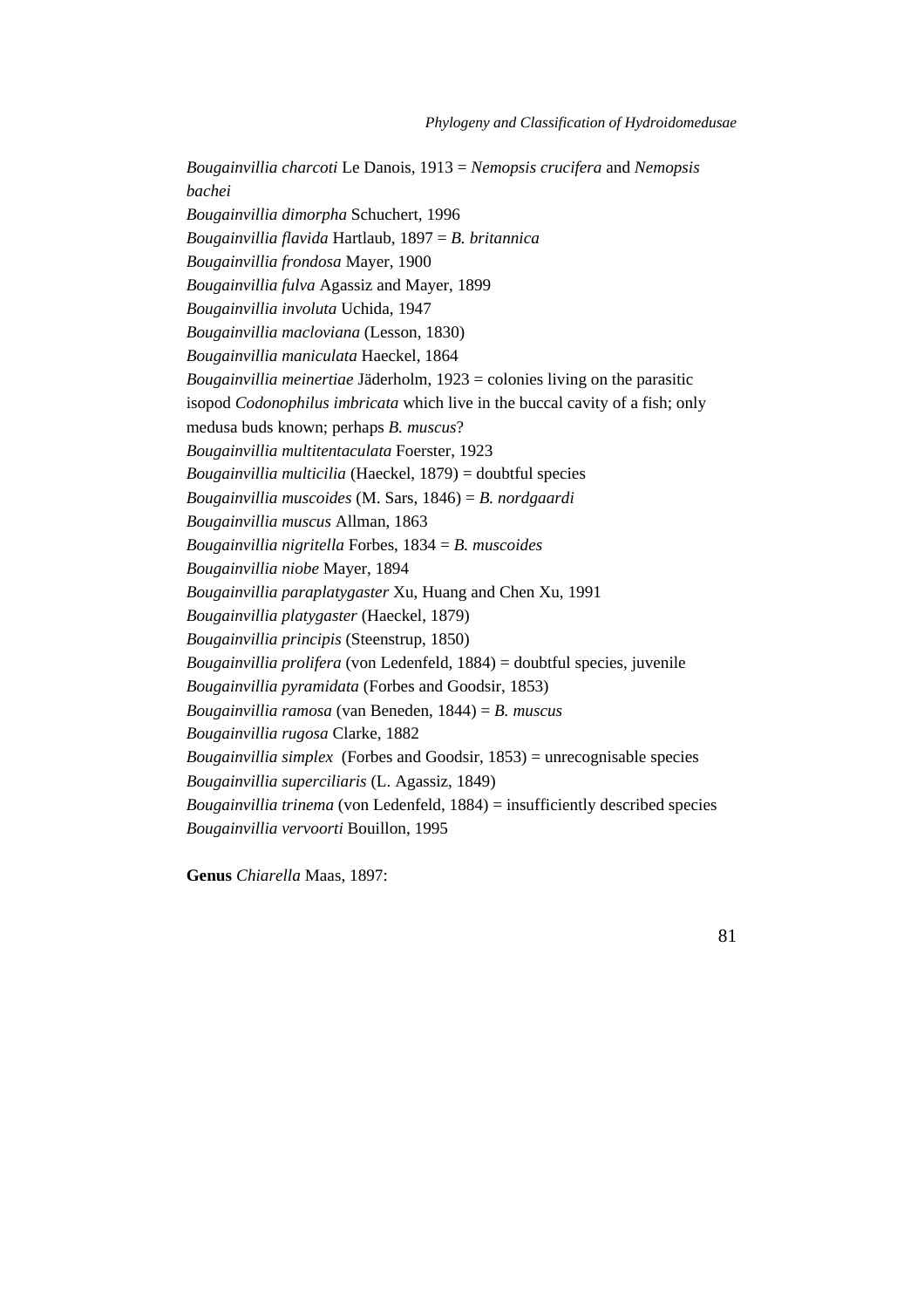*Bougainvillia charcoti* Le Danois, 1913 = *Nemopsis crucifera* and *Nemopsis bachei*
*Bougainvillia dimorpha* Schuchert, 1996
*Bougainvillia flavida* Hartlaub, 1897 = *B. britannica*
*Bougainvillia frondosa* Mayer, 1900
*Bougainvillia fulva* Agassiz and Mayer, 1899
*Bougainvillia involuta* Uchida, 1947
*Bougainvillia macloviana* (Lesson, 1830)
*Bougainvillia maniculata* Haeckel, 1864
*Bougainvillia meinertiae* Jäderholm, 1923 = colonies living on the parasitic isopod *Codonophilus imbricata* which live in the buccal cavity of a fish; only medusa buds known; perhaps *B. muscus*?
*Bougainvillia multitentaculata* Foerster, 1923
*Bougainvillia multicilia* (Haeckel, 1879) = doubtful species
*Bougainvillia muscoides* (M. Sars, 1846) = *B. nordgaardi*
*Bougainvillia muscus* Allman, 1863
*Bougainvillia nigritella* Forbes, 1834 = *B. muscoides*
*Bougainvillia niobe* Mayer, 1894
*Bougainvillia paraplatygaster* Xu, Huang and Chen Xu, 1991
*Bougainvillia platygaster* (Haeckel, 1879)
*Bougainvillia principis* (Steenstrup, 1850)
*Bougainvillia prolifera* (von Ledenfeld, 1884) = doubtful species, juvenile
*Bougainvillia pyramidata* (Forbes and Goodsir, 1853)
*Bougainvillia ramosa* (van Beneden, 1844) = *B. muscus*
*Bougainvillia rugosa* Clarke, 1882
*Bougainvillia simplex* (Forbes and Goodsir, 1853) = unrecognisable species
*Bougainvillia superciliaris* (L. Agassiz, 1849)
*Bougainvillia trinema* (von Ledenfeld, 1884) = insufficiently described species
*Bougainvillia vervoorti* Bouillon, 1995

**Genus** *Chiarella* Maas, 1897: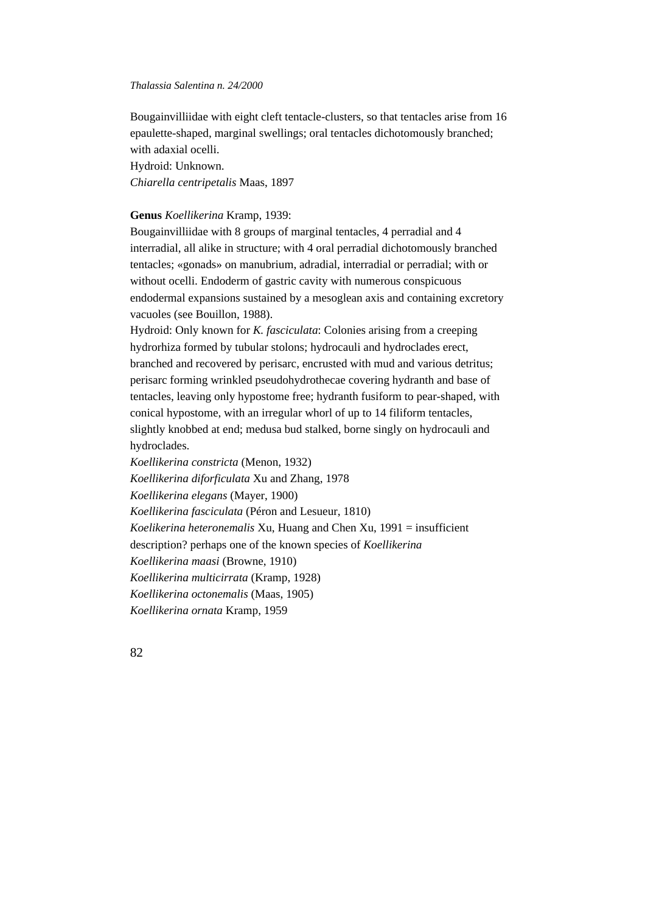Bougainvilliidae with eight cleft tentacle-clusters, so that tentacles arise from 16 epaulette-shaped, marginal swellings; oral tentacles dichotomously branched; with adaxial ocelli.
Hydroid: Unknown.
*Chiarella centripetalis* Maas, 1897

**Genus** *Koellikerina* Kramp, 1939:
Bougainvilliidae with 8 groups of marginal tentacles, 4 perradial and 4 interradial, all alike in structure; with 4 oral perradial dichotomously branched tentacles; «gonads» on manubrium, adradial, interradial or perradial; with or without ocelli. Endoderm of gastric cavity with numerous conspicuous endodermal expansions sustained by a mesoglean axis and containing excretory vacuoles (see Bouillon, 1988).
Hydroid: Only known for *K. fasciculata*: Colonies arising from a creeping hydrorhiza formed by tubular stolons; hydrocauli and hydroclades erect, branched and recovered by perisarc, encrusted with mud and various detritus; perisarc forming wrinkled pseudohydrothecae covering hydranth and base of tentacles, leaving only hypostome free; hydranth fusiform to pear-shaped, with conical hypostome, with an irregular whorl of up to 14 filiform tentacles, slightly knobbed at end; medusa bud stalked, borne singly on hydrocauli and hydroclades.
*Koellikerina constricta* (Menon, 1932)
*Koellikerina diforficulata* Xu and Zhang, 1978
*Koellikerina elegans* (Mayer, 1900)
*Koellikerina fasciculata* (Péron and Lesueur, 1810)
*Koelikerina heteronemalis* Xu, Huang and Chen Xu, 1991 = insufficient description? perhaps one of the known species of *Koellikerina*
*Koellikerina maasi* (Browne, 1910)
*Koellikerina multicirrata* (Kramp, 1928)
*Koellikerina octonemalis* (Maas, 1905)
*Koellikerina ornata* Kramp, 1959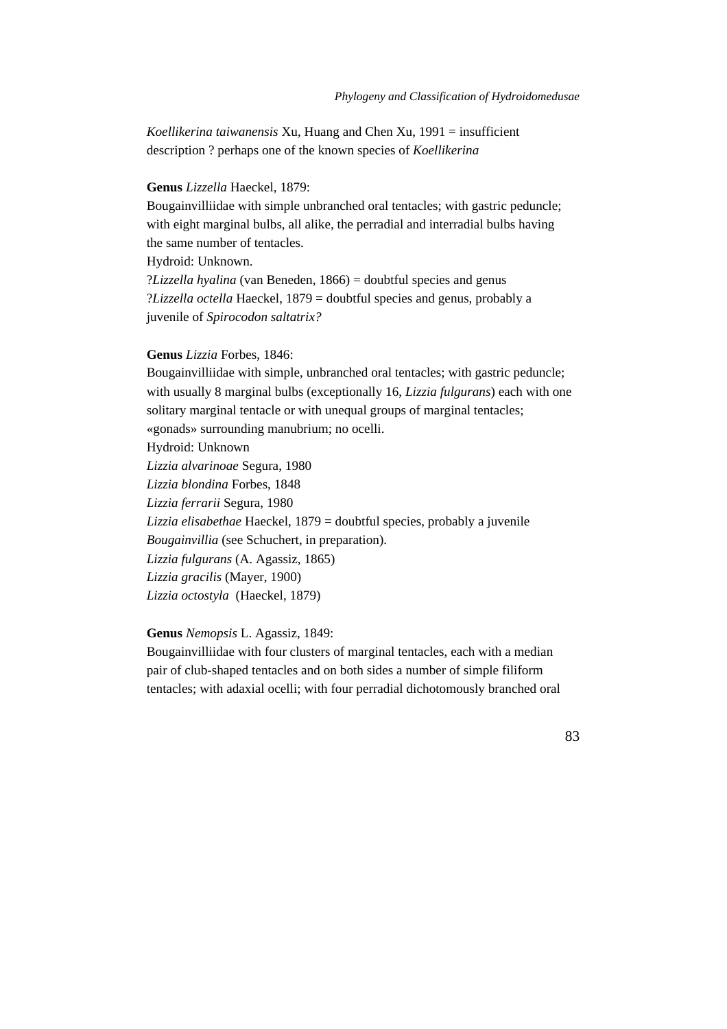*Koellikerina taiwanensis* Xu, Huang and Chen Xu, 1991 = insufficient description ? perhaps one of the known species of *Koellikerina*

**Genus** *Lizzella* Haeckel, 1879:

Bougainvilliidae with simple unbranched oral tentacles; with gastric peduncle; with eight marginal bulbs, all alike, the perradial and interradial bulbs having the same number of tentacles.

Hydroid: Unknown.

?*Lizzella hyalina* (van Beneden, 1866) = doubtful species and genus

?*Lizzella octella* Haeckel, 1879 = doubtful species and genus, probably a juvenile of *Spirocodon saltatrix?*

**Genus** *Lizzia* Forbes, 1846:

Bougainvilliidae with simple, unbranched oral tentacles; with gastric peduncle; with usually 8 marginal bulbs (exceptionally 16, *Lizzia fulgurans*) each with one solitary marginal tentacle or with unequal groups of marginal tentacles; «gonads» surrounding manubrium; no ocelli.

Hydroid: Unknown

*Lizzia alvarinoae* Segura, 1980

*Lizzia blondina* Forbes, 1848

*Lizzia ferrarii* Segura, 1980

*Lizzia elisabethae* Haeckel, 1879 = doubtful species, probably a juvenile *Bougainvillia* (see Schuchert, in preparation).

*Lizzia fulgurans* (A. Agassiz, 1865)

*Lizzia gracilis* (Mayer, 1900)

*Lizzia octostyla* (Haeckel, 1879)

**Genus** *Nemopsis* L. Agassiz, 1849:

Bougainvilliidae with four clusters of marginal tentacles, each with a median pair of club-shaped tentacles and on both sides a number of simple filiform tentacles; with adaxial ocelli; with four perradial dichotomously branched oral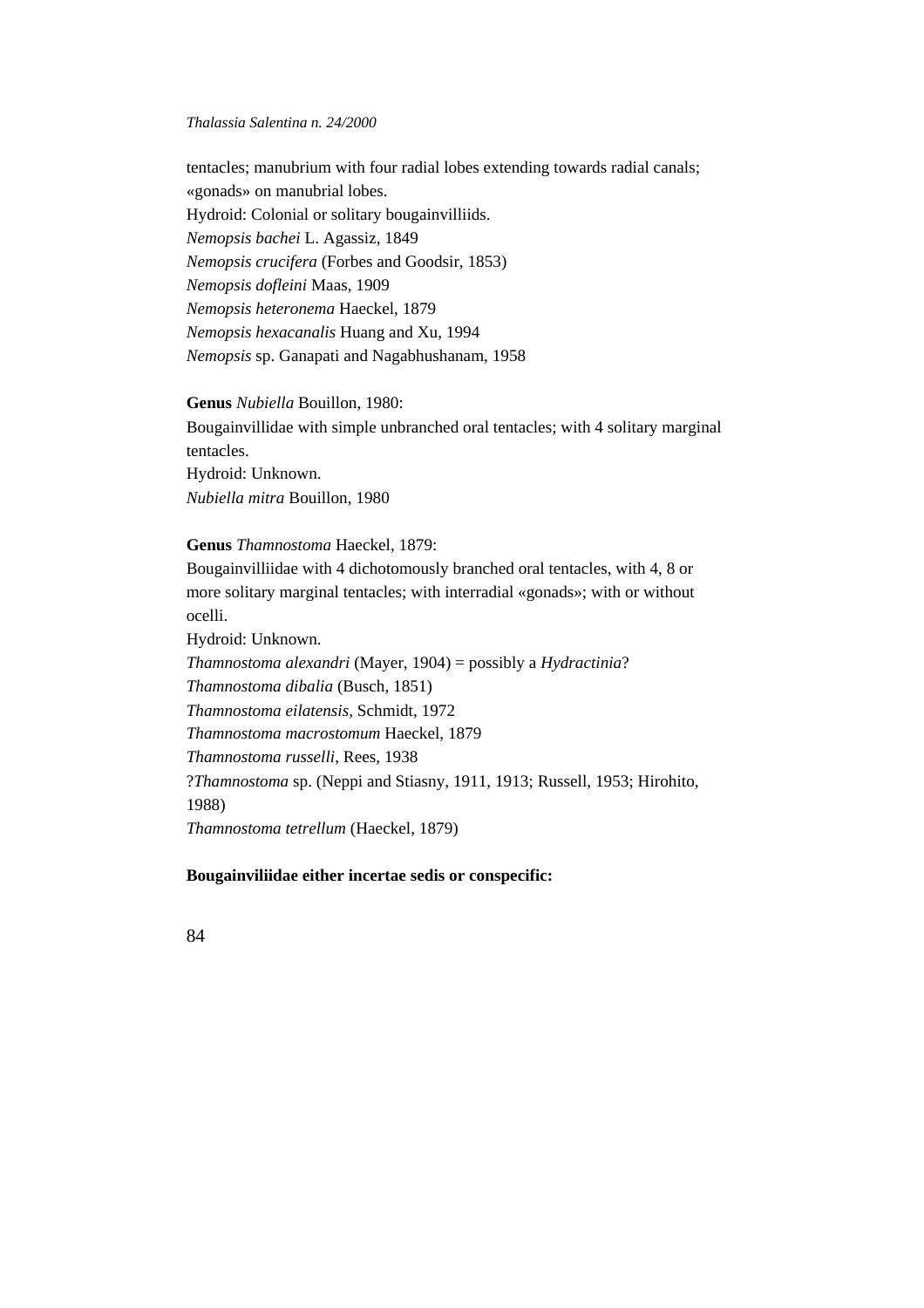tentacles; manubrium with four radial lobes extending towards radial canals; «gonads» on manubrial lobes.
Hydroid: Colonial or solitary bougainvilliids.
*Nemopsis bachei* L. Agassiz, 1849
*Nemopsis crucifera* (Forbes and Goodsir, 1853)
*Nemopsis dofleini* Maas, 1909
*Nemopsis heteronema* Haeckel, 1879
*Nemopsis hexacanalis* Huang and Xu, 1994
*Nemopsis* sp. Ganapati and Nagabhushanam, 1958

**Genus** *Nubiella* Bouillon, 1980:
Bougainvillidae with simple unbranched oral tentacles; with 4 solitary marginal tentacles.
Hydroid: Unknown.
*Nubiella mitra* Bouillon, 1980

**Genus** *Thamnostoma* Haeckel, 1879:
Bougainvilliidae with 4 dichotomously branched oral tentacles, with 4, 8 or more solitary marginal tentacles; with interradial «gonads»; with or without ocelli.
Hydroid: Unknown.
*Thamnostoma alexandri* (Mayer, 1904) = possibly a *Hydractinia*?
*Thamnostoma dibalia* (Busch, 1851)
*Thamnostoma eilatensis*, Schmidt, 1972
*Thamnostoma macrostomum* Haeckel, 1879
*Thamnostoma russelli*, Rees, 1938
?*Thamnostoma* sp. (Neppi and Stiasny, 1911, 1913; Russell, 1953; Hirohito, 1988)
*Thamnostoma tetrellum* (Haeckel, 1879)

**Bougainviliidae either incertae sedis or conspecific:**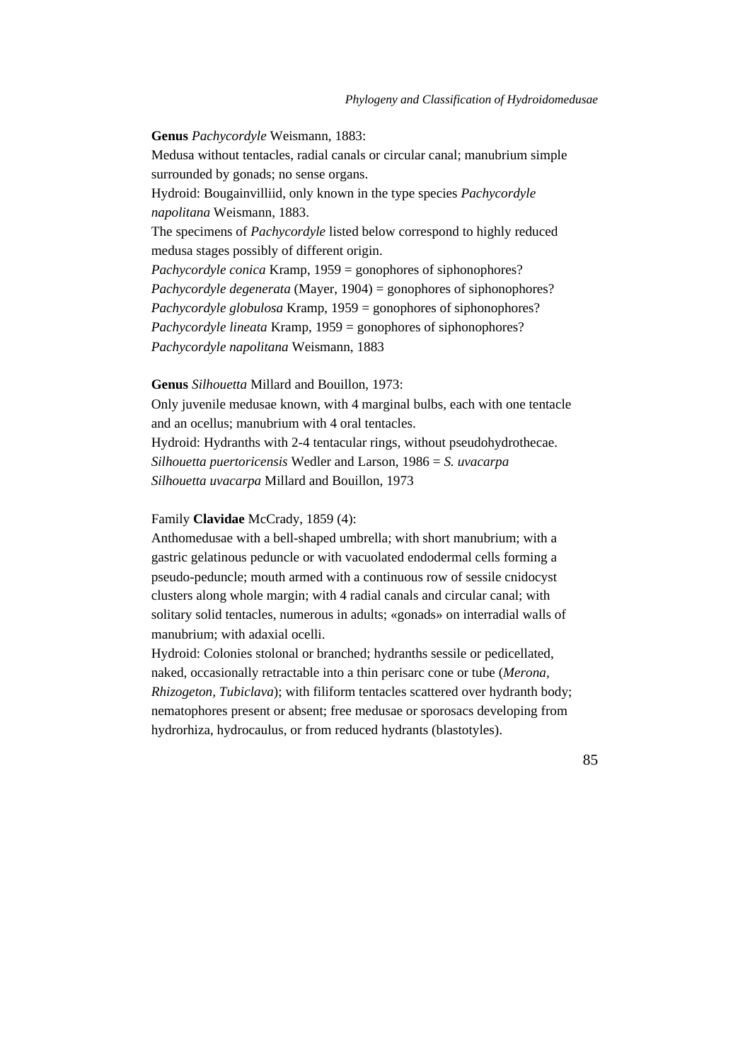**Genus** *Pachycordyle* Weismann, 1883:

Medusa without tentacles, radial canals or circular canal; manubrium simple surrounded by gonads; no sense organs.

Hydroid: Bougainvilliid, only known in the type species *Pachycordyle napolitana* Weismann, 1883.

The specimens of *Pachycordyle* listed below correspond to highly reduced medusa stages possibly of different origin.

*Pachycordyle conica* Kramp, 1959 = gonophores of siphonophores?
*Pachycordyle degenerata* (Mayer, 1904) = gonophores of siphonophores?
*Pachycordyle globulosa* Kramp, 1959 = gonophores of siphonophores?
*Pachycordyle lineata* Kramp, 1959 = gonophores of siphonophores?
*Pachycordyle napolitana* Weismann, 1883

**Genus** *Silhouetta* Millard and Bouillon, 1973:

Only juvenile medusae known, with 4 marginal bulbs, each with one tentacle and an ocellus; manubrium with 4 oral tentacles.

Hydroid: Hydranths with 2-4 tentacular rings, without pseudohydrothecae.

*Silhouetta puertoricensis* Wedler and Larson, 1986 = *S. uvacarpa*
*Silhouetta uvacarpa* Millard and Bouillon, 1973

Family **Clavidae** McCrady, 1859 (4):

Anthomedusae with a bell-shaped umbrella; with short manubrium; with a gastric gelatinous peduncle or with vacuolated endodermal cells forming a pseudo-peduncle; mouth armed with a continuous row of sessile cnidocyst clusters along whole margin; with 4 radial canals and circular canal; with solitary solid tentacles, numerous in adults; «gonads» on interradial walls of manubrium; with adaxial ocelli.

Hydroid: Colonies stolonal or branched; hydranths sessile or pedicellated, naked, occasionally retractable into a thin perisarc cone or tube (*Merona, Rhizogeton, Tubiclava*); with filiform tentacles scattered over hydranth body; nematophores present or absent; free medusae or sporosacs developing from hydrorhiza, hydrocaulus, or from reduced hydrants (blastotyles).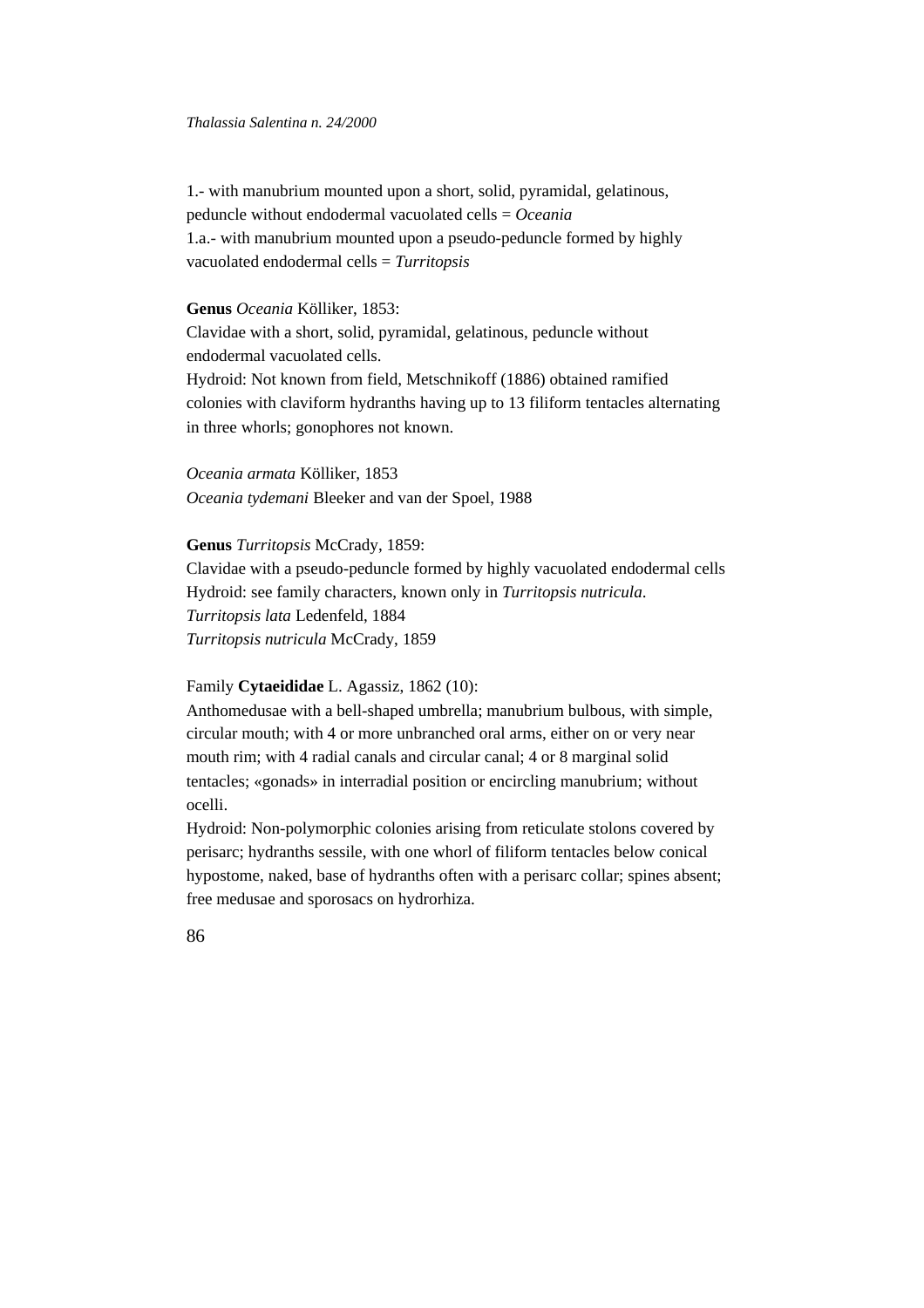1.- with manubrium mounted upon a short, solid, pyramidal, gelatinous, peduncle without endodermal vacuolated cells = *Oceania*
1.a.- with manubrium mounted upon a pseudo-peduncle formed by highly vacuolated endodermal cells = *Turritopsis*

**Genus** *Oceania* Kölliker, 1853:
Clavidae with a short, solid, pyramidal, gelatinous, peduncle without endodermal vacuolated cells.
Hydroid: Not known from field, Metschnikoff (1886) obtained ramified colonies with claviform hydranths having up to 13 filiform tentacles alternating in three whorls; gonophores not known.

*Oceania armata* Kölliker, 1853
*Oceania tydemani* Bleeker and van der Spoel, 1988

**Genus** *Turritopsis* McCrady, 1859:
Clavidae with a pseudo-peduncle formed by highly vacuolated endodermal cells
Hydroid: see family characters, known only in *Turritopsis nutricula*.
*Turritopsis lata* Ledenfeld, 1884
*Turritopsis nutricula* McCrady, 1859

Family **Cytaeididae** L. Agassiz, 1862 (10):
Anthomedusae with a bell-shaped umbrella; manubrium bulbous, with simple, circular mouth; with 4 or more unbranched oral arms, either on or very near mouth rim; with 4 radial canals and circular canal; 4 or 8 marginal solid tentacles; «gonads» in interradial position or encircling manubrium; without ocelli.
Hydroid: Non-polymorphic colonies arising from reticulate stolons covered by perisarc; hydranths sessile, with one whorl of filiform tentacles below conical hypostome, naked, base of hydranths often with a perisarc collar; spines absent; free medusae and sporosacs on hydrorhiza.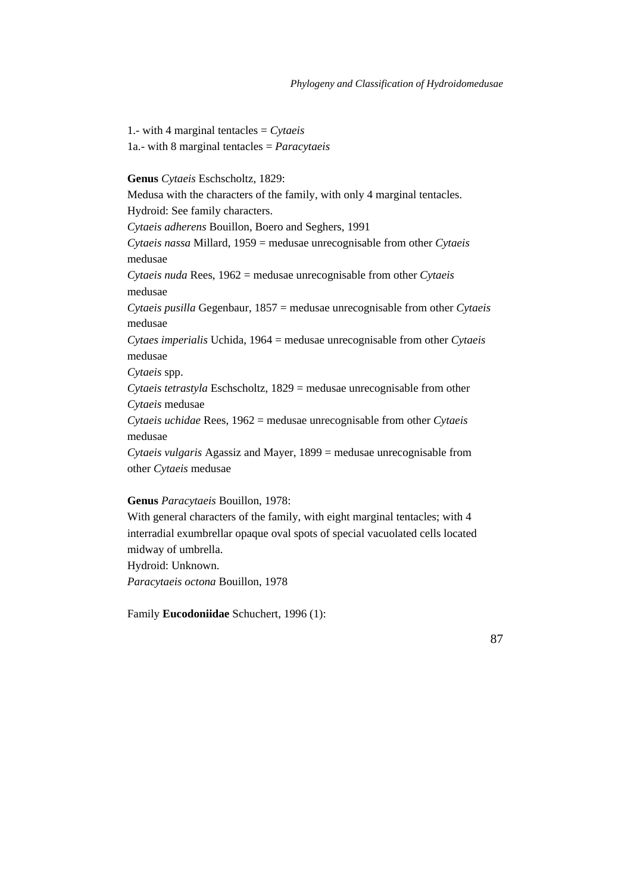1.- with 4 marginal tentacles = *Cytaeis*
1a.- with 8 marginal tentacles = *Paracytaeis*

**Genus** *Cytaeis* Eschscholtz, 1829:
Medusa with the characters of the family, with only 4 marginal tentacles.
Hydroid: See family characters.
*Cytaeis adherens* Bouillon, Boero and Seghers, 1991
*Cytaeis nassa* Millard, 1959 = medusae unrecognisable from other *Cytaeis* medusae
*Cytaeis nuda* Rees, 1962 = medusae unrecognisable from other *Cytaeis* medusae
*Cytaeis pusilla* Gegenbaur, 1857 = medusae unrecognisable from other *Cytaeis* medusae
*Cytaes imperialis* Uchida, 1964 = medusae unrecognisable from other *Cytaeis* medusae
*Cytaeis* spp.
*Cytaeis tetrastyla* Eschscholtz, 1829 = medusae unrecognisable from other *Cytaeis* medusae
*Cytaeis uchidae* Rees, 1962 = medusae unrecognisable from other *Cytaeis* medusae
*Cytaeis vulgaris* Agassiz and Mayer, 1899 = medusae unrecognisable from other *Cytaeis* medusae

**Genus** *Paracytaeis* Bouillon, 1978:
With general characters of the family, with eight marginal tentacles; with 4 interradial exumbrellar opaque oval spots of special vacuolated cells located midway of umbrella.
Hydroid: Unknown.
*Paracytaeis octona* Bouillon, 1978

Family **Eucodoniidae** Schuchert, 1996 (1):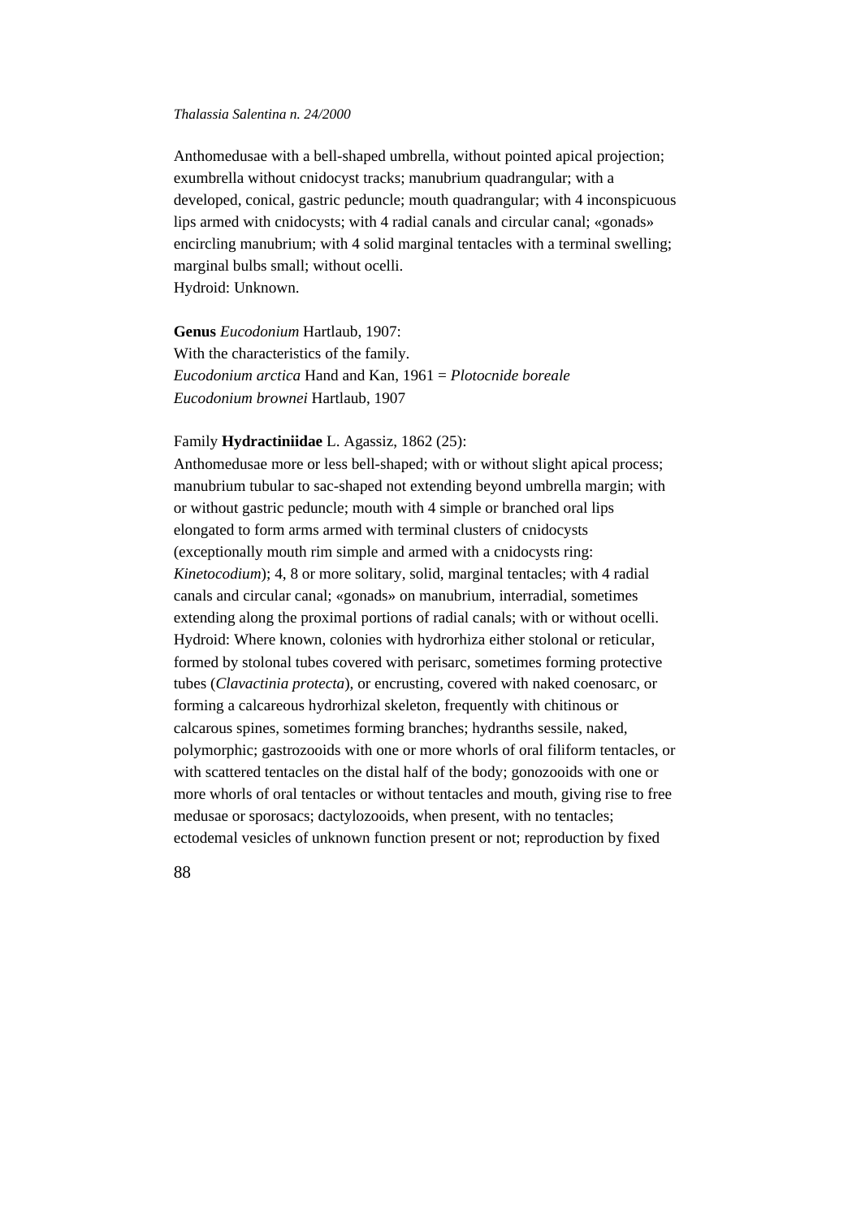Anthomedusae with a bell-shaped umbrella, without pointed apical projection; exumbrella without cnidocyst tracks; manubrium quadrangular; with a developed, conical, gastric peduncle; mouth quadrangular; with 4 inconspicuous lips armed with cnidocysts; with 4 radial canals and circular canal; «gonads» encircling manubrium; with 4 solid marginal tentacles with a terminal swelling; marginal bulbs small; without ocelli.
Hydroid: Unknown.

**Genus** *Eucodonium* Hartlaub, 1907:
With the characteristics of the family.
*Eucodonium arctica* Hand and Kan, 1961 = *Plotocnide boreale*
*Eucodonium brownei* Hartlaub, 1907

Family **Hydractiniidae** L. Agassiz, 1862 (25):
Anthomedusae more or less bell-shaped; with or without slight apical process; manubrium tubular to sac-shaped not extending beyond umbrella margin; with or without gastric peduncle; mouth with 4 simple or branched oral lips elongated to form arms armed with terminal clusters of cnidocysts (exceptionally mouth rim simple and armed with a cnidocysts ring: *Kinetocodium*); 4, 8 or more solitary, solid, marginal tentacles; with 4 radial canals and circular canal; «gonads» on manubrium, interradial, sometimes extending along the proximal portions of radial canals; with or without ocelli.
Hydroid: Where known, colonies with hydrorhiza either stolonal or reticular, formed by stolonal tubes covered with perisarc, sometimes forming protective tubes (*Clavactinia protecta*), or encrusting, covered with naked coenosarc, or forming a calcareous hydrorhizal skeleton, frequently with chitinous or calcarous spines, sometimes forming branches; hydranths sessile, naked, polymorphic; gastrozooids with one or more whorls of oral filiform tentacles, or with scattered tentacles on the distal half of the body; gonozooids with one or more whorls of oral tentacles or without tentacles and mouth, giving rise to free medusae or sporosacs; dactylozooids, when present, with no tentacles; ectodemal vesicles of unknown function present or not; reproduction by fixed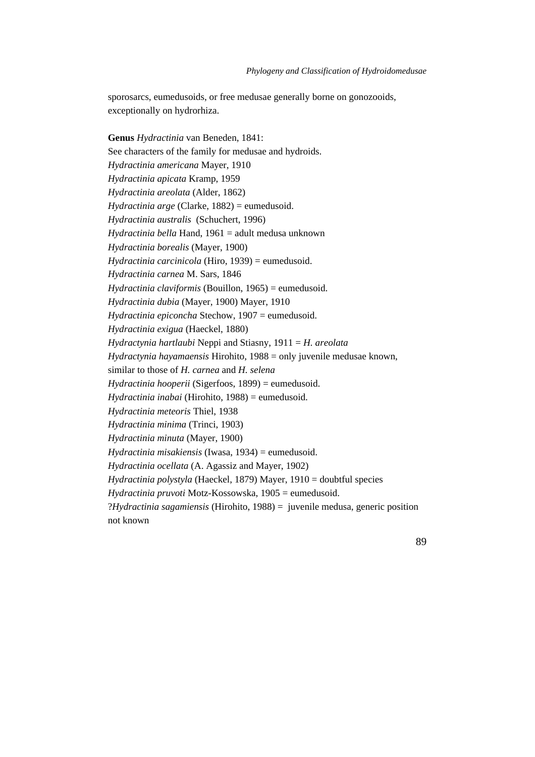sporosarcs, eumedusoids, or free medusae generally borne on gonozooids, exceptionally on hydrorhiza.

**Genus** *Hydractinia* van Beneden, 1841:
See characters of the family for medusae and hydroids.
*Hydractinia americana* Mayer, 1910
*Hydractinia apicata* Kramp, 1959
*Hydractinia areolata* (Alder, 1862)
*Hydractinia arge* (Clarke, 1882) = eumedusoid.
*Hydractinia australis* (Schuchert, 1996)
*Hydractinia bella* Hand, 1961 = adult medusa unknown
*Hydractinia borealis* (Mayer, 1900)
*Hydractinia carcinicola* (Hiro, 1939) = eumedusoid.
*Hydractinia carnea* M. Sars, 1846
*Hydractinia claviformis* (Bouillon, 1965) = eumedusoid.
*Hydractinia dubia* (Mayer, 1900) Mayer, 1910
*Hydractinia epiconcha* Stechow, 1907 = eumedusoid.
*Hydractinia exigua* (Haeckel, 1880)
*Hydractynia hartlaubi* Neppi and Stiasny, 1911 = *H. areolata*
*Hydractynia hayamaensis* Hirohito, 1988 = only juvenile medusae known, similar to those of *H. carnea* and *H. selena*
*Hydractinia hooperii* (Sigerfoos, 1899) = eumedusoid.
*Hydractinia inabai* (Hirohito, 1988) = eumedusoid.
*Hydractinia meteoris* Thiel, 1938
*Hydractinia minima* (Trinci, 1903)
*Hydractinia minuta* (Mayer, 1900)
*Hydractinia misakiensis* (Iwasa, 1934) = eumedusoid.
*Hydractinia ocellata* (A. Agassiz and Mayer, 1902)
*Hydractinia polystyla* (Haeckel, 1879) Mayer, 1910 = doubtful species
*Hydractinia pruvoti* Motz-Kossowska, 1905 = eumedusoid.
?*Hydractinia sagamiensis* (Hirohito, 1988) = juvenile medusa, generic position not known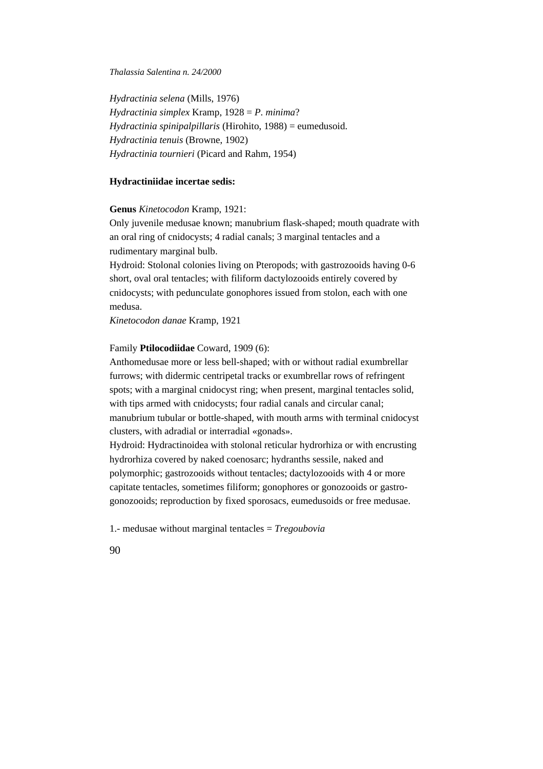*Hydractinia selena* (Mills, 1976)
*Hydractinia simplex* Kramp, 1928 = *P. minima*?
*Hydractinia spinipalpillaris* (Hirohito, 1988) = eumedusoid.
*Hydractinia tenuis* (Browne, 1902)
*Hydractinia tournieri* (Picard and Rahm, 1954)

**Hydractiniidae incertae sedis:**

**Genus** *Kinetocodon* Kramp, 1921:
Only juvenile medusae known; manubrium flask-shaped; mouth quadrate with an oral ring of cnidocysts; 4 radial canals; 3 marginal tentacles and a rudimentary marginal bulb.
Hydroid: Stolonal colonies living on Pteropods; with gastrozooids having 0-6 short, oval oral tentacles; with filiform dactylozooids entirely covered by cnidocysts; with pedunculate gonophores issued from stolon, each with one medusa.
*Kinetocodon danae* Kramp, 1921

Family **Ptilocodiidae** Coward, 1909 (6):
Anthomedusae more or less bell-shaped; with or without radial exumbrellar furrows; with didermic centripetal tracks or exumbrellar rows of refringent spots; with a marginal cnidocyst ring; when present, marginal tentacles solid, with tips armed with cnidocysts; four radial canals and circular canal; manubrium tubular or bottle-shaped, with mouth arms with terminal cnidocyst clusters, with adradial or interradial «gonads».
Hydroid: Hydractinoidea with stolonal reticular hydrorhiza or with encrusting hydrorhiza covered by naked coenosarc; hydranths sessile, naked and polymorphic; gastrozooids without tentacles; dactylozooids with 4 or more capitate tentacles, sometimes filiform; gonophores or gonozooids or gastro-gonozooids; reproduction by fixed sporosacs, eumedusoids or free medusae.

1.- medusae without marginal tentacles = *Tregoubovia*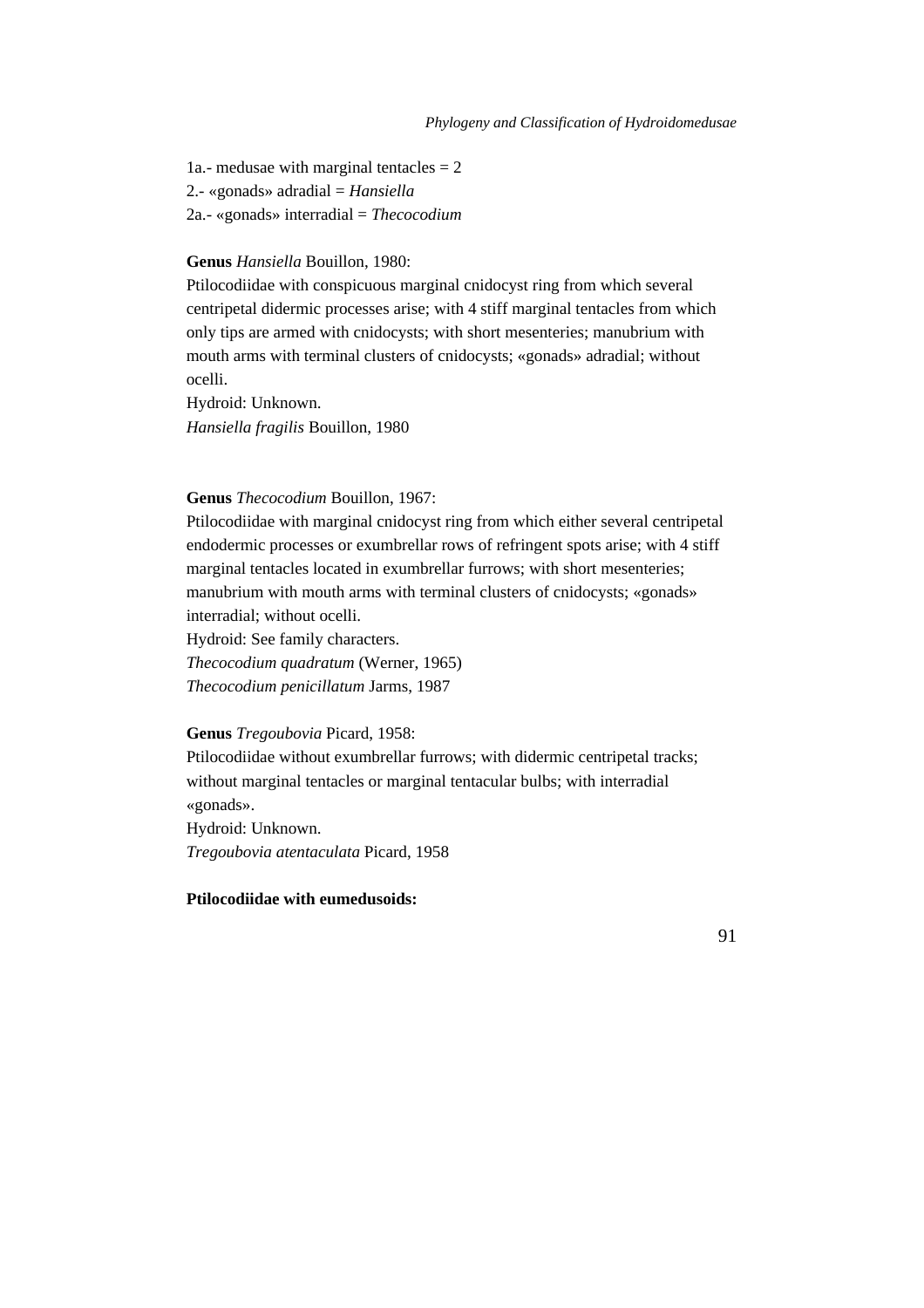1a.- medusae with marginal tentacles = 2
2.- «gonads» adradial = *Hansiella*
2a.- «gonads» interradial = *Thecocodium*

**Genus** *Hansiella* Bouillon, 1980:
Ptilocodiidae with conspicuous marginal cnidocyst ring from which several centripetal didermic processes arise; with 4 stiff marginal tentacles from which only tips are armed with cnidocysts; with short mesenteries; manubrium with mouth arms with terminal clusters of cnidocysts; «gonads» adradial; without ocelli.
Hydroid: Unknown.
*Hansiella fragilis* Bouillon, 1980

**Genus** *Thecocodium* Bouillon, 1967:
Ptilocodiidae with marginal cnidocyst ring from which either several centripetal endodermic processes or exumbrellar rows of refringent spots arise; with 4 stiff marginal tentacles located in exumbrellar furrows; with short mesenteries; manubrium with mouth arms with terminal clusters of cnidocysts; «gonads» interradial; without ocelli.
Hydroid: See family characters.
*Thecocodium quadratum* (Werner, 1965)
*Thecocodium penicillatum* Jarms, 1987

**Genus** *Tregoubovia* Picard, 1958:
Ptilocodiidae without exumbrellar furrows; with didermic centripetal tracks; without marginal tentacles or marginal tentacular bulbs; with interradial «gonads».
Hydroid: Unknown.
*Tregoubovia atentaculata* Picard, 1958

**Ptilocodiidae with eumedusoids:**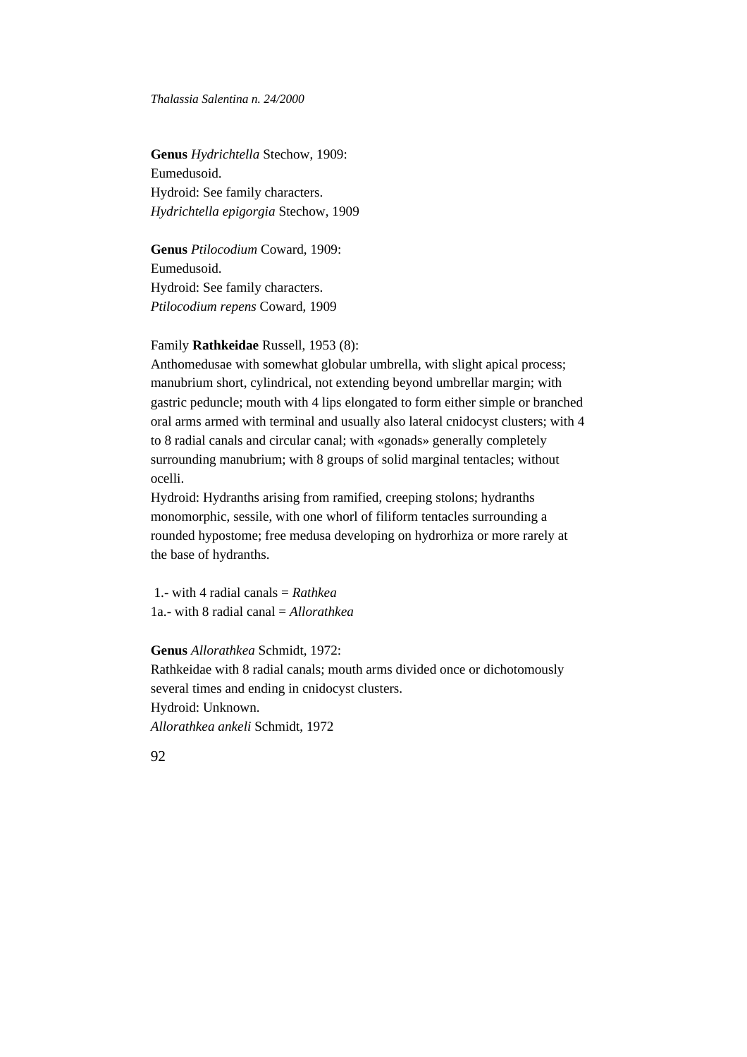**Genus** *Hydrichtella* Stechow, 1909:
Eumedusoid.
Hydroid: See family characters.
*Hydrichtella epigorgia* Stechow, 1909

**Genus** *Ptilocodium* Coward, 1909:
Eumedusoid.
Hydroid: See family characters.
*Ptilocodium repens* Coward, 1909

Family **Rathkeidae** Russell, 1953 (8):
Anthomedusae with somewhat globular umbrella, with slight apical process; manubrium short, cylindrical, not extending beyond umbrellar margin; with gastric peduncle; mouth with 4 lips elongated to form either simple or branched oral arms armed with terminal and usually also lateral cnidocyst clusters; with 4 to 8 radial canals and circular canal; with «gonads» generally completely surrounding manubrium; with 8 groups of solid marginal tentacles; without ocelli.
Hydroid: Hydranths arising from ramified, creeping stolons; hydranths monomorphic, sessile, with one whorl of filiform tentacles surrounding a rounded hypostome; free medusa developing on hydrorhiza or more rarely at the base of hydranths.

1.- with 4 radial canals = *Rathkea*
1a.- with 8 radial canal = *Allorathkea*

**Genus** *Allorathkea* Schmidt, 1972:
Rathkeidae with 8 radial canals; mouth arms divided once or dichotomously several times and ending in cnidocyst clusters.
Hydroid: Unknown.
*Allorathkea ankeli* Schmidt, 1972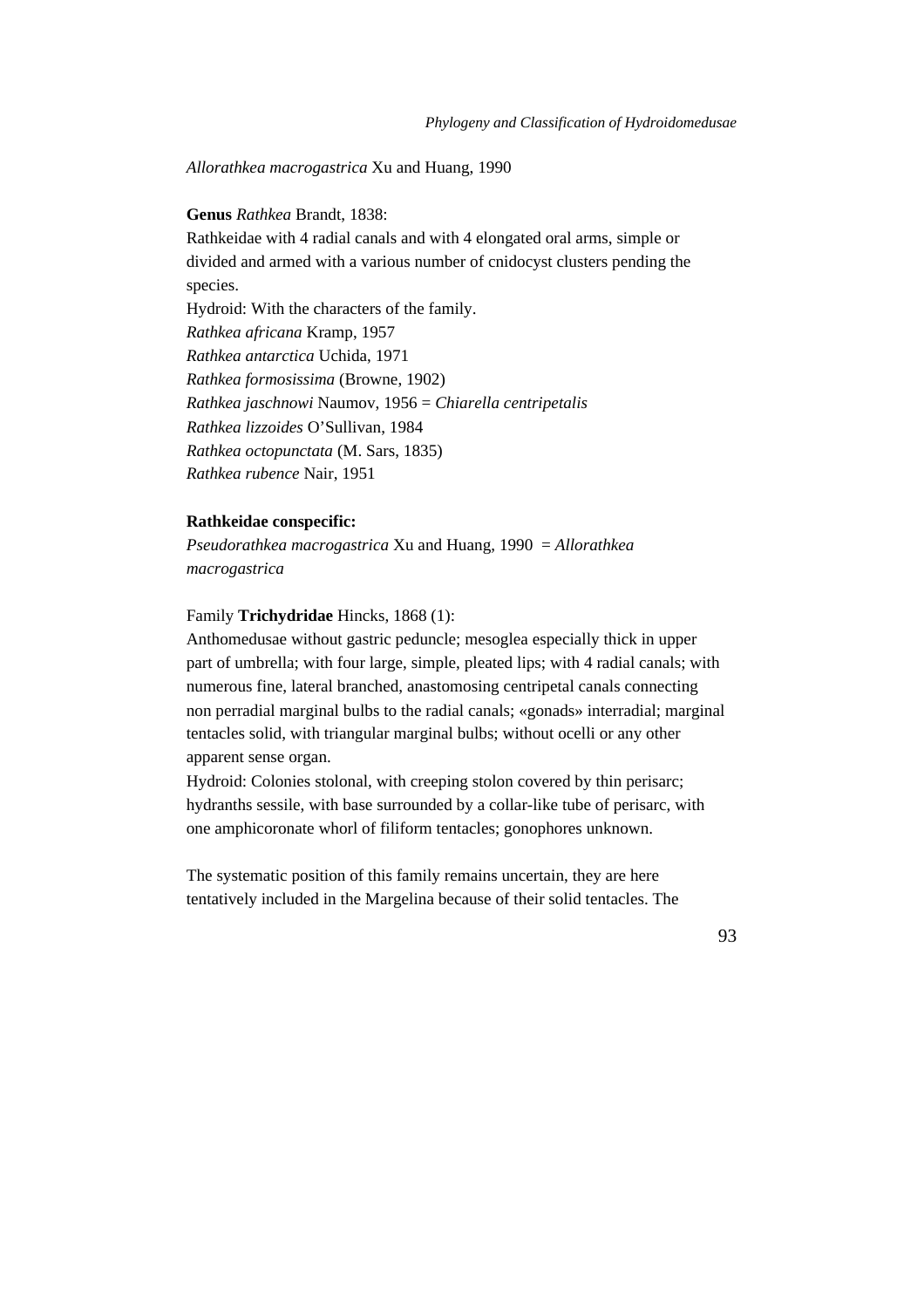*Allorathkea macrogastrica* Xu and Huang, 1990

**Genus** *Rathkea* Brandt, 1838:
Rathkeidae with 4 radial canals and with 4 elongated oral arms, simple or divided and armed with a various number of cnidocyst clusters pending the species.
Hydroid: With the characters of the family.
*Rathkea africana* Kramp, 1957
*Rathkea antarctica* Uchida, 1971
*Rathkea formosissima* (Browne, 1902)
*Rathkea jaschnowi* Naumov, 1956 = *Chiarella centripetalis*
*Rathkea lizzoides* O'Sullivan, 1984
*Rathkea octopunctata* (M. Sars, 1835)
*Rathkea rubence* Nair, 1951

**Rathkeidae conspecific:**
*Pseudorathkea macrogastrica* Xu and Huang, 1990 = *Allorathkea macrogastrica*

Family **Trichydridae** Hincks, 1868 (1):
Anthomedusae without gastric peduncle; mesoglea especially thick in upper part of umbrella; with four large, simple, pleated lips; with 4 radial canals; with numerous fine, lateral branched, anastomosing centripetal canals connecting non perradial marginal bulbs to the radial canals; «gonads» interradial; marginal tentacles solid, with triangular marginal bulbs; without ocelli or any other apparent sense organ.
Hydroid: Colonies stolonal, with creeping stolon covered by thin perisarc; hydranths sessile, with base surrounded by a collar-like tube of perisarc, with one amphicoronate whorl of filiform tentacles; gonophores unknown.

The systematic position of this family remains uncertain, they are here tentatively included in the Margelina because of their solid tentacles. The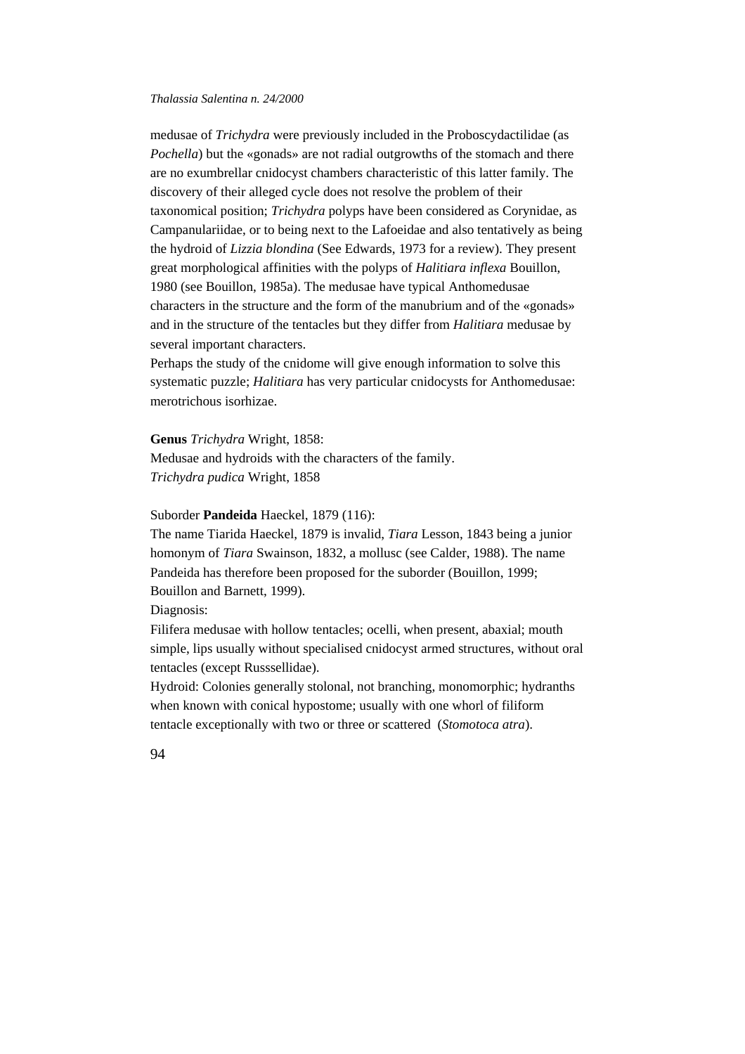medusae of *Trichydra* were previously included in the Proboscydactilidae (as *Pochella*) but the «gonads» are not radial outgrowths of the stomach and there are no exumbrellar cnidocyst chambers characteristic of this latter family. The discovery of their alleged cycle does not resolve the problem of their taxonomical position; *Trichydra* polyps have been considered as Corynidae, as Campanulariidae, or to being next to the Lafoeidae and also tentatively as being the hydroid of *Lizzia blondina* (See Edwards, 1973 for a review). They present great morphological affinities with the polyps of *Halitiara inflexa* Bouillon, 1980 (see Bouillon, 1985a). The medusae have typical Anthomedusae characters in the structure and the form of the manubrium and of the «gonads» and in the structure of the tentacles but they differ from *Halitiara* medusae by several important characters.
Perhaps the study of the cnidome will give enough information to solve this systematic puzzle; *Halitiara* has very particular cnidocysts for Anthomedusae: merotrichous isorhizae.

**Genus** *Trichydra* Wright, 1858:
Medusae and hydroids with the characters of the family.
*Trichydra pudica* Wright, 1858

Suborder **Pandeida** Haeckel, 1879 (116):
The name Tiarida Haeckel, 1879 is invalid, *Tiara* Lesson, 1843 being a junior homonym of *Tiara* Swainson, 1832, a mollusc (see Calder, 1988). The name Pandeida has therefore been proposed for the suborder (Bouillon, 1999; Bouillon and Barnett, 1999).
Diagnosis:
Filifera medusae with hollow tentacles; ocelli, when present, abaxial; mouth simple, lips usually without specialised cnidocyst armed structures, without oral tentacles (except Russsellidae).
Hydroid: Colonies generally stolonal, not branching, monomorphic; hydranths when known with conical hypostome; usually with one whorl of filiform tentacle exceptionally with two or three or scattered (*Stomotoca atra*).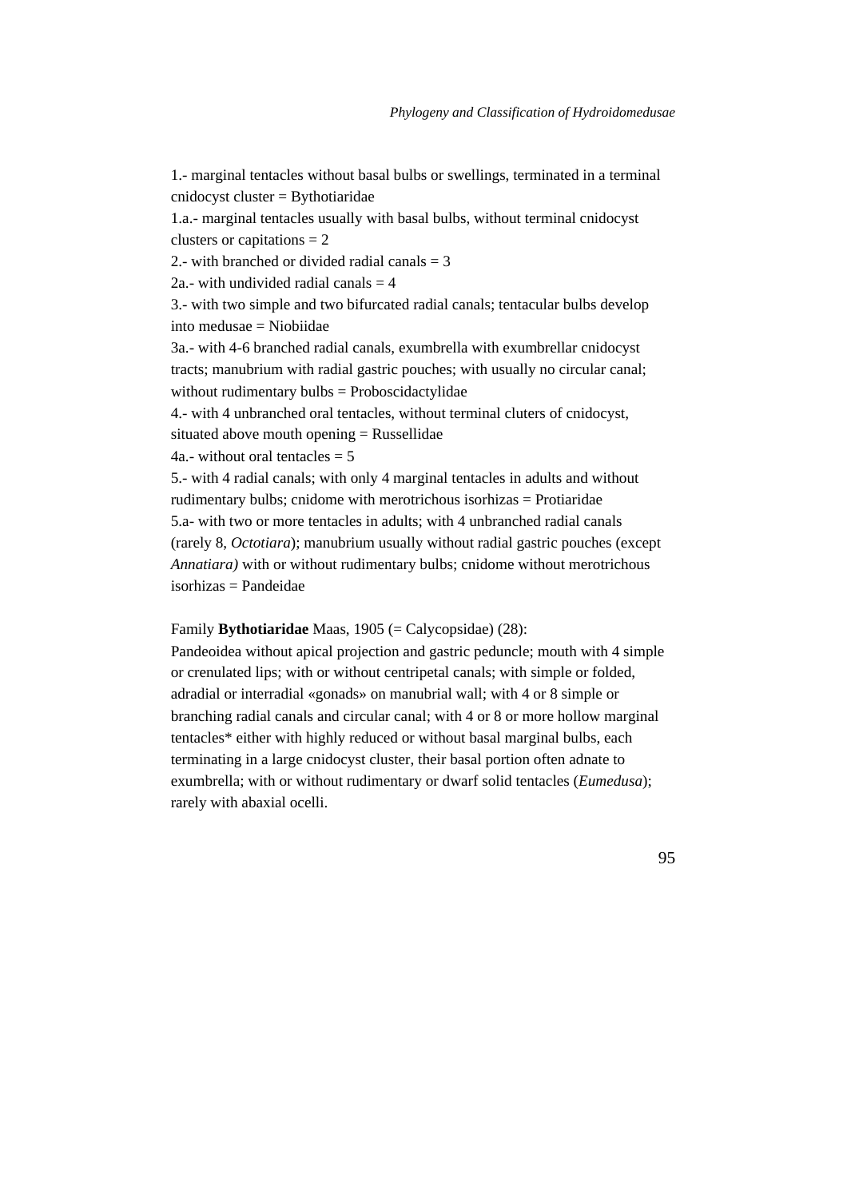1.- marginal tentacles without basal bulbs or swellings, terminated in a terminal cnidocyst cluster = Bythotiaridae

1.a.- marginal tentacles usually with basal bulbs, without terminal cnidocyst clusters or capitations = 2

2.- with branched or divided radial canals = 3

2a.- with undivided radial canals = 4

3.- with two simple and two bifurcated radial canals; tentacular bulbs develop into medusae = Niobiidae

3a.- with 4-6 branched radial canals, exumbrella with exumbrellar cnidocyst tracts; manubrium with radial gastric pouches; with usually no circular canal; without rudimentary bulbs = Proboscidactylidae

4.- with 4 unbranched oral tentacles, without terminal cluters of cnidocyst, situated above mouth opening = Russellidae

4a.- without oral tentacles = 5

5.- with 4 radial canals; with only 4 marginal tentacles in adults and without rudimentary bulbs; cnidome with merotrichous isorhizas = Protiaridae

5.a- with two or more tentacles in adults; with 4 unbranched radial canals (rarely 8, *Octotiara*); manubrium usually without radial gastric pouches (except *Annatiara)* with or without rudimentary bulbs; cnidome without merotrichous isorhizas = Pandeidae

Family **Bythotiaridae** Maas, 1905 (= Calycopsidae) (28):

Pandeoidea without apical projection and gastric peduncle; mouth with 4 simple or crenulated lips; with or without centripetal canals; with simple or folded, adradial or interradial «gonads» on manubrial wall; with 4 or 8 simple or branching radial canals and circular canal; with 4 or 8 or more hollow marginal tentacles* either with highly reduced or without basal marginal bulbs, each terminating in a large cnidocyst cluster, their basal portion often adnate to exumbrella; with or without rudimentary or dwarf solid tentacles (*Eumedusa*); rarely with abaxial ocelli.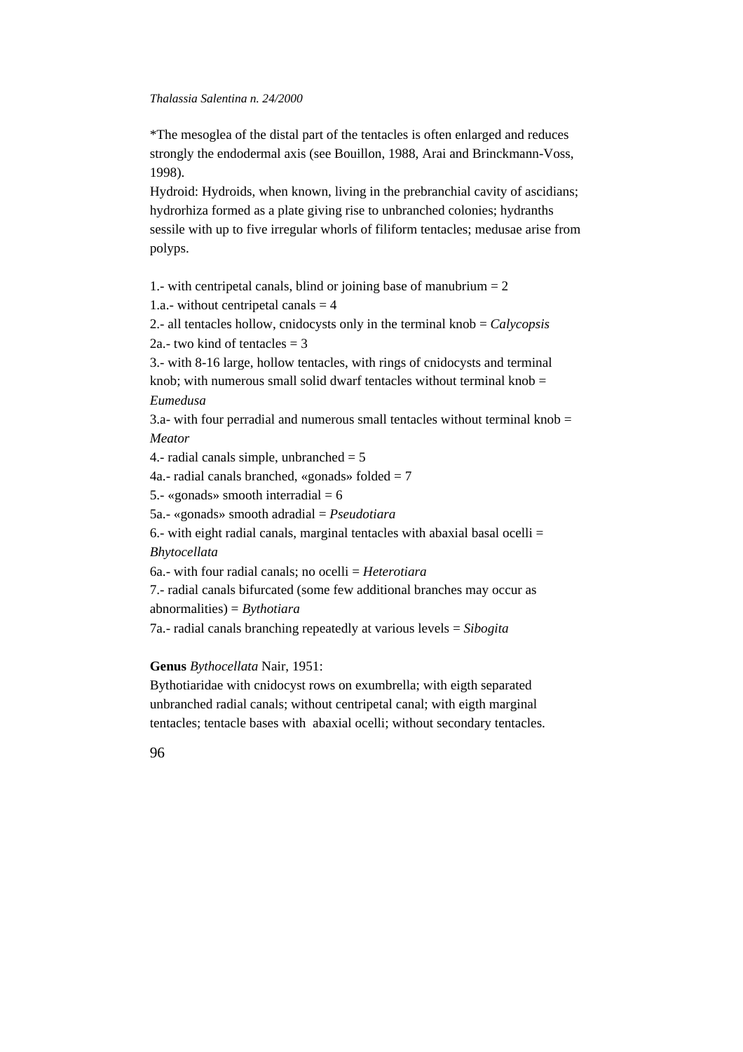*The mesoglea of the distal part of the tentacles is often enlarged and reduces strongly the endodermal axis (see Bouillon, 1988, Arai and Brinckmann-Voss, 1998).

Hydroid: Hydroids, when known, living in the prebranchial cavity of ascidians; hydrorhiza formed as a plate giving rise to unbranched colonies; hydranths sessile with up to five irregular whorls of filiform tentacles; medusae arise from polyps.

1.- with centripetal canals, blind or joining base of manubrium = 2
1.a.- without centripetal canals = 4
2.- all tentacles hollow, cnidocysts only in the terminal knob = *Calycopsis*
2a.- two kind of tentacles = 3
3.- with 8-16 large, hollow tentacles, with rings of cnidocysts and terminal knob; with numerous small solid dwarf tentacles without terminal knob = *Eumedusa*
3.a- with four perradial and numerous small tentacles without terminal knob = *Meator*
4.- radial canals simple, unbranched = 5
4a.- radial canals branched, «gonads» folded = 7
5.- «gonads» smooth interradial = 6
5a.- «gonads» smooth adradial = *Pseudotiara*
6.- with eight radial canals, marginal tentacles with abaxial basal ocelli = *Bhytocellata*
6a.- with four radial canals; no ocelli = *Heterotiara*
7.- radial canals bifurcated (some few additional branches may occur as abnormalities) = *Bythotiara*
7a.- radial canals branching repeatedly at various levels = *Sibogita*

**Genus** *Bythocellata* Nair, 1951:
Bythotiaridae with cnidocyst rows on exumbrella; with eigth separated unbranched radial canals; without centripetal canal; with eigth marginal tentacles; tentacle bases with abaxial ocelli; without secondary tentacles.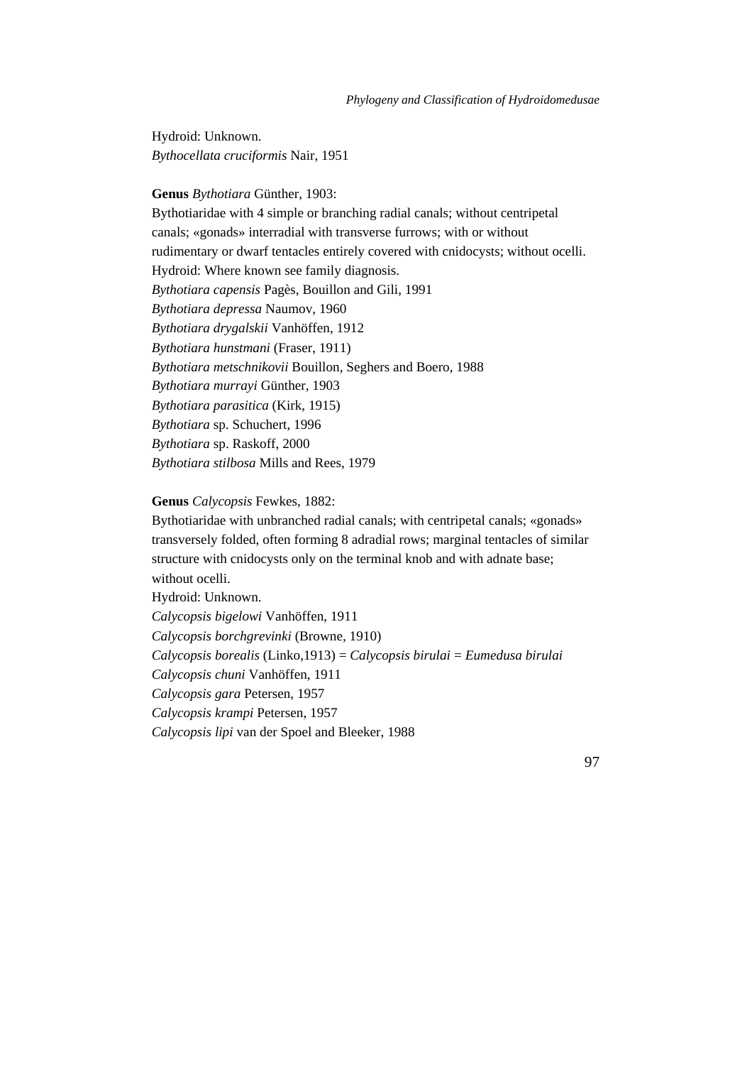Hydroid: Unknown.
*Bythocellata cruciformis* Nair, 1951

**Genus** *Bythotiara* Günther, 1903:
Bythotiaridae with 4 simple or branching radial canals; without centripetal canals; «gonads» interradial with transverse furrows; with or without rudimentary or dwarf tentacles entirely covered with cnidocysts; without ocelli.
Hydroid: Where known see family diagnosis.
*Bythotiara capensis* Pagès, Bouillon and Gili, 1991
*Bythotiara depressa* Naumov, 1960
*Bythotiara drygalskii* Vanhöffen, 1912
*Bythotiara hunstmani* (Fraser, 1911)
*Bythotiara metschnikovii* Bouillon, Seghers and Boero, 1988
*Bythotiara murrayi* Günther, 1903
*Bythotiara parasitica* (Kirk, 1915)
*Bythotiara* sp. Schuchert, 1996
*Bythotiara* sp. Raskoff, 2000
*Bythotiara stilbosa* Mills and Rees, 1979

**Genus** *Calycopsis* Fewkes, 1882:
Bythotiaridae with unbranched radial canals; with centripetal canals; «gonads» transversely folded, often forming 8 adradial rows; marginal tentacles of similar structure with cnidocysts only on the terminal knob and with adnate base; without ocelli.
Hydroid: Unknown.
*Calycopsis bigelowi* Vanhöffen, 1911
*Calycopsis borchgrevinki* (Browne, 1910)
*Calycopsis borealis* (Linko,1913) = *Calycopsis birulai* = *Eumedusa birulai*
*Calycopsis chuni* Vanhöffen, 1911
*Calycopsis gara* Petersen, 1957
*Calycopsis krampi* Petersen, 1957
*Calycopsis lipi* van der Spoel and Bleeker, 1988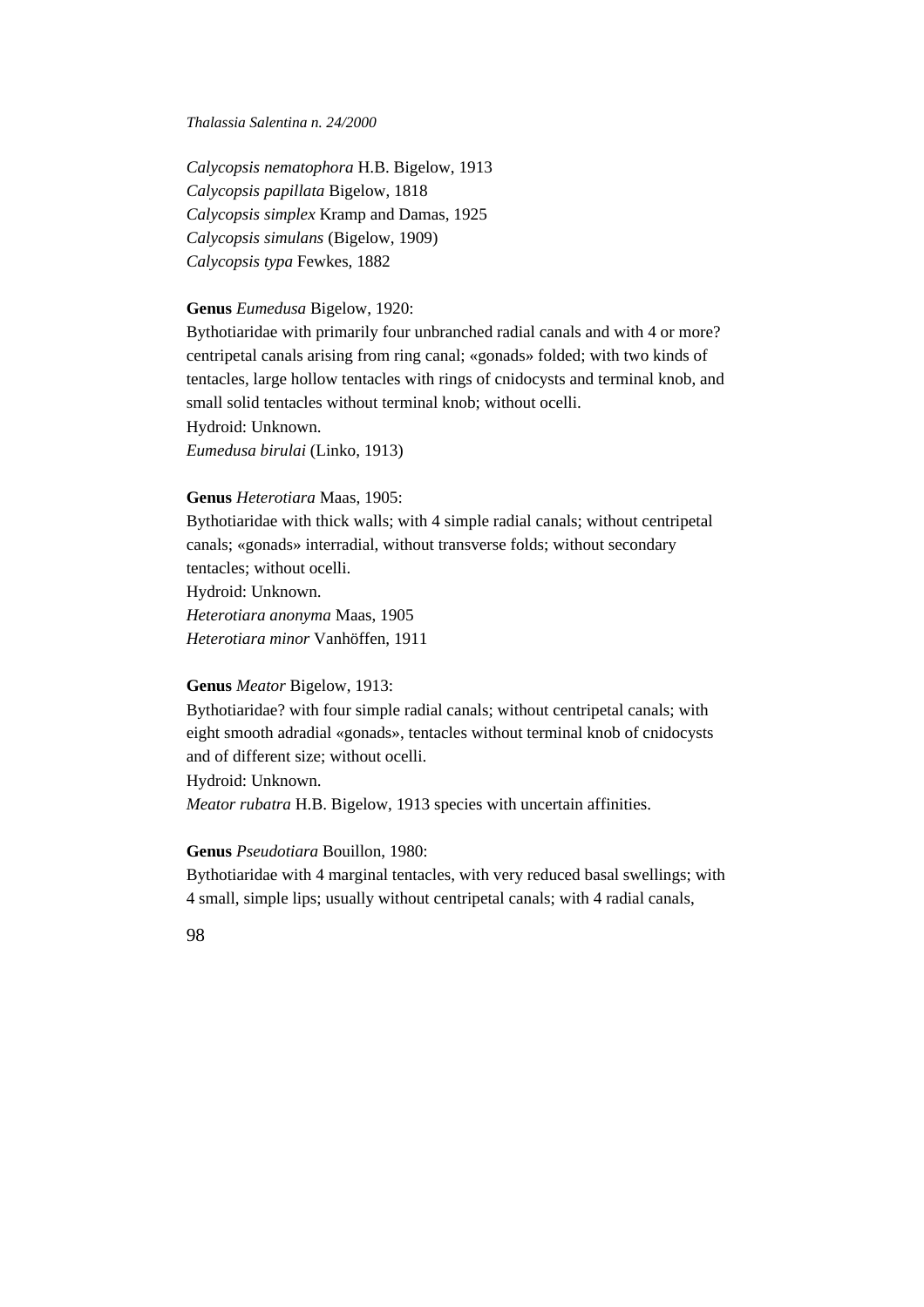*Calycopsis nematophora* H.B. Bigelow, 1913
*Calycopsis papillata* Bigelow, 1818
*Calycopsis simplex* Kramp and Damas, 1925
*Calycopsis simulans* (Bigelow, 1909)
*Calycopsis typa* Fewkes, 1882

**Genus** *Eumedusa* Bigelow, 1920:
Bythotiaridae with primarily four unbranched radial canals and with 4 or more? centripetal canals arising from ring canal; «gonads» folded; with two kinds of tentacles, large hollow tentacles with rings of cnidocysts and terminal knob, and small solid tentacles without terminal knob; without ocelli.
Hydroid: Unknown.
*Eumedusa birulai* (Linko, 1913)

**Genus** *Heterotiara* Maas, 1905:
Bythotiaridae with thick walls; with 4 simple radial canals; without centripetal canals; «gonads» interradial, without transverse folds; without secondary tentacles; without ocelli.
Hydroid: Unknown.
*Heterotiara anonyma* Maas, 1905
*Heterotiara minor* Vanhöffen, 1911

**Genus** *Meator* Bigelow, 1913:
Bythotiaridae? with four simple radial canals; without centripetal canals; with eight smooth adradial «gonads», tentacles without terminal knob of cnidocysts and of different size; without ocelli.
Hydroid: Unknown.
*Meator rubatra* H.B. Bigelow, 1913 species with uncertain affinities.

**Genus** *Pseudotiara* Bouillon, 1980:
Bythotiaridae with 4 marginal tentacles, with very reduced basal swellings; with 4 small, simple lips; usually without centripetal canals; with 4 radial canals,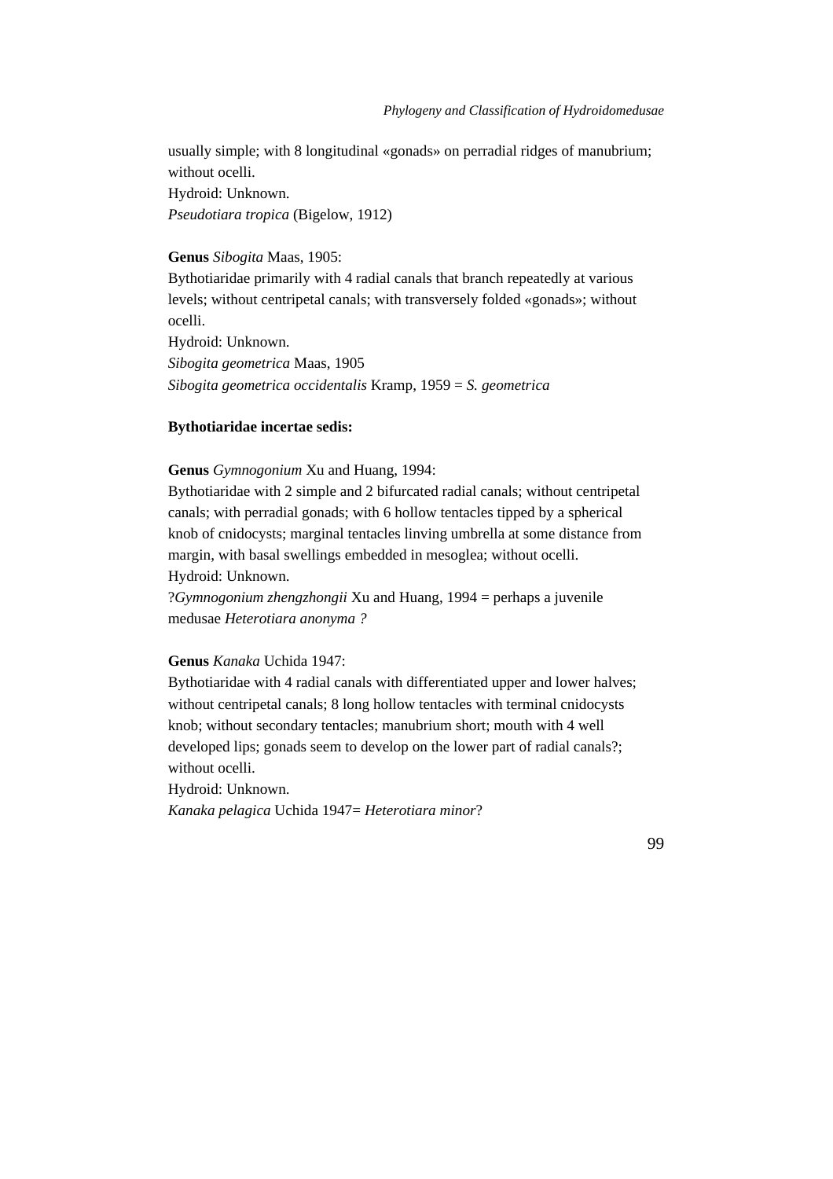usually simple; with 8 longitudinal «gonads» on perradial ridges of manubrium; without ocelli.

Hydroid: Unknown.

*Pseudotiara tropica* (Bigelow, 1912)

**Genus** *Sibogita* Maas, 1905:

Bythotiaridae primarily with 4 radial canals that branch repeatedly at various levels; without centripetal canals; with transversely folded «gonads»; without ocelli.

Hydroid: Unknown.

*Sibogita geometrica* Maas, 1905

*Sibogita geometrica occidentalis* Kramp, 1959 = *S. geometrica*

**Bythotiaridae incertae sedis:**

**Genus** *Gymnogonium* Xu and Huang, 1994:

Bythotiaridae with 2 simple and 2 bifurcated radial canals; without centripetal canals; with perradial gonads; with 6 hollow tentacles tipped by a spherical knob of cnidocysts; marginal tentacles linving umbrella at some distance from margin, with basal swellings embedded in mesoglea; without ocelli.

Hydroid: Unknown.

?*Gymnogonium zhengzhongii* Xu and Huang, 1994 = perhaps a juvenile medusae *Heterotiara anonyma ?*

**Genus** *Kanaka* Uchida 1947:

Bythotiaridae with 4 radial canals with differentiated upper and lower halves; without centripetal canals; 8 long hollow tentacles with terminal cnidocysts knob; without secondary tentacles; manubrium short; mouth with 4 well developed lips; gonads seem to develop on the lower part of radial canals?; without ocelli.

Hydroid: Unknown.

*Kanaka pelagica* Uchida 1947= *Heterotiara minor*?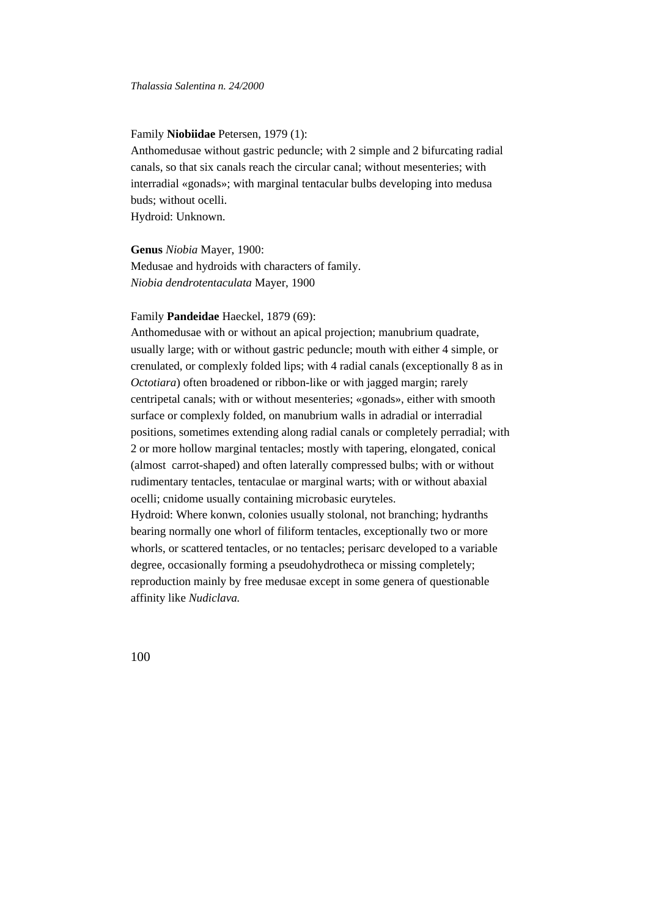Family **Niobiidae** Petersen, 1979 (1):
Anthomedusae without gastric peduncle; with 2 simple and 2 bifurcating radial canals, so that six canals reach the circular canal; without mesenteries; with interradial «gonads»; with marginal tentacular bulbs developing into medusa buds; without ocelli.
Hydroid: Unknown.

**Genus** *Niobia* Mayer, 1900:
Medusae and hydroids with characters of family.
*Niobia dendrotentaculata* Mayer, 1900

Family **Pandeidae** Haeckel, 1879 (69):
Anthomedusae with or without an apical projection; manubrium quadrate, usually large; with or without gastric peduncle; mouth with either 4 simple, or crenulated, or complexly folded lips; with 4 radial canals (exceptionally 8 as in *Octotiara*) often broadened or ribbon-like or with jagged margin; rarely centripetal canals; with or without mesenteries; «gonads», either with smooth surface or complexly folded, on manubrium walls in adradial or interradial positions, sometimes extending along radial canals or completely perradial; with 2 or more hollow marginal tentacles; mostly with tapering, elongated, conical (almost carrot-shaped) and often laterally compressed bulbs; with or without rudimentary tentacles, tentaculae or marginal warts; with or without abaxial ocelli; cnidome usually containing microbasic euryteles.
Hydroid: Where konwn, colonies usually stolonal, not branching; hydranths bearing normally one whorl of filiform tentacles, exceptionally two or more whorls, or scattered tentacles, or no tentacles; perisarc developed to a variable degree, occasionally forming a pseudohydrotheca or missing completely; reproduction mainly by free medusae except in some genera of questionable affinity like *Nudiclava.*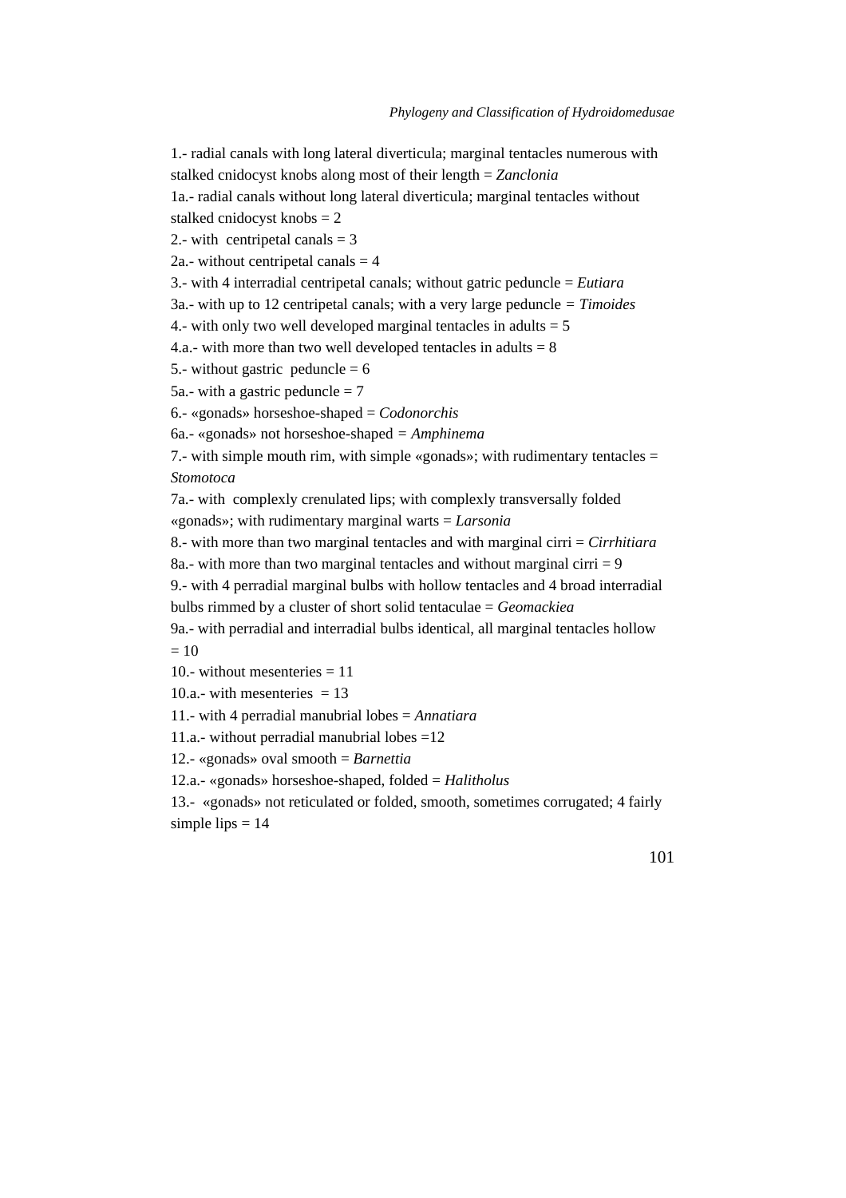1.- radial canals with long lateral diverticula; marginal tentacles numerous with stalked cnidocyst knobs along most of their length = *Zanclonia*

1a.- radial canals without long lateral diverticula; marginal tentacles without stalked cnidocyst knobs = 2

2.- with centripetal canals = 3

2a.- without centripetal canals = 4

3.- with 4 interradial centripetal canals; without gatric peduncle = *Eutiara*

3a.- with up to 12 centripetal canals; with a very large peduncle = *Timoides*

4.- with only two well developed marginal tentacles in adults = 5

4.a.- with more than two well developed tentacles in adults = 8

5.- without gastric peduncle = 6

5a.- with a gastric peduncle = 7

6.- «gonads» horseshoe-shaped = *Codonorchis*

6a.- «gonads» not horseshoe-shaped = *Amphinema*

7.- with simple mouth rim, with simple «gonads»; with rudimentary tentacles = *Stomotoca*

7a.- with complexly crenulated lips; with complexly transversally folded «gonads»; with rudimentary marginal warts = *Larsonia*

8.- with more than two marginal tentacles and with marginal cirri = *Cirrhitiara*

8a.- with more than two marginal tentacles and without marginal cirri = 9

9.- with 4 perradial marginal bulbs with hollow tentacles and 4 broad interradial bulbs rimmed by a cluster of short solid tentaculae = *Geomackiea*

9a.- with perradial and interradial bulbs identical, all marginal tentacles hollow = 10

10.- without mesenteries = 11

10.a.- with mesenteries = 13

11.- with 4 perradial manubrial lobes = *Annatiara*

11.a.- without perradial manubrial lobes =12

12.- «gonads» oval smooth = *Barnettia*

12.a.- «gonads» horseshoe-shaped, folded = *Halitholus*

13.- «gonads» not reticulated or folded, smooth, sometimes corrugated; 4 fairly simple lips = 14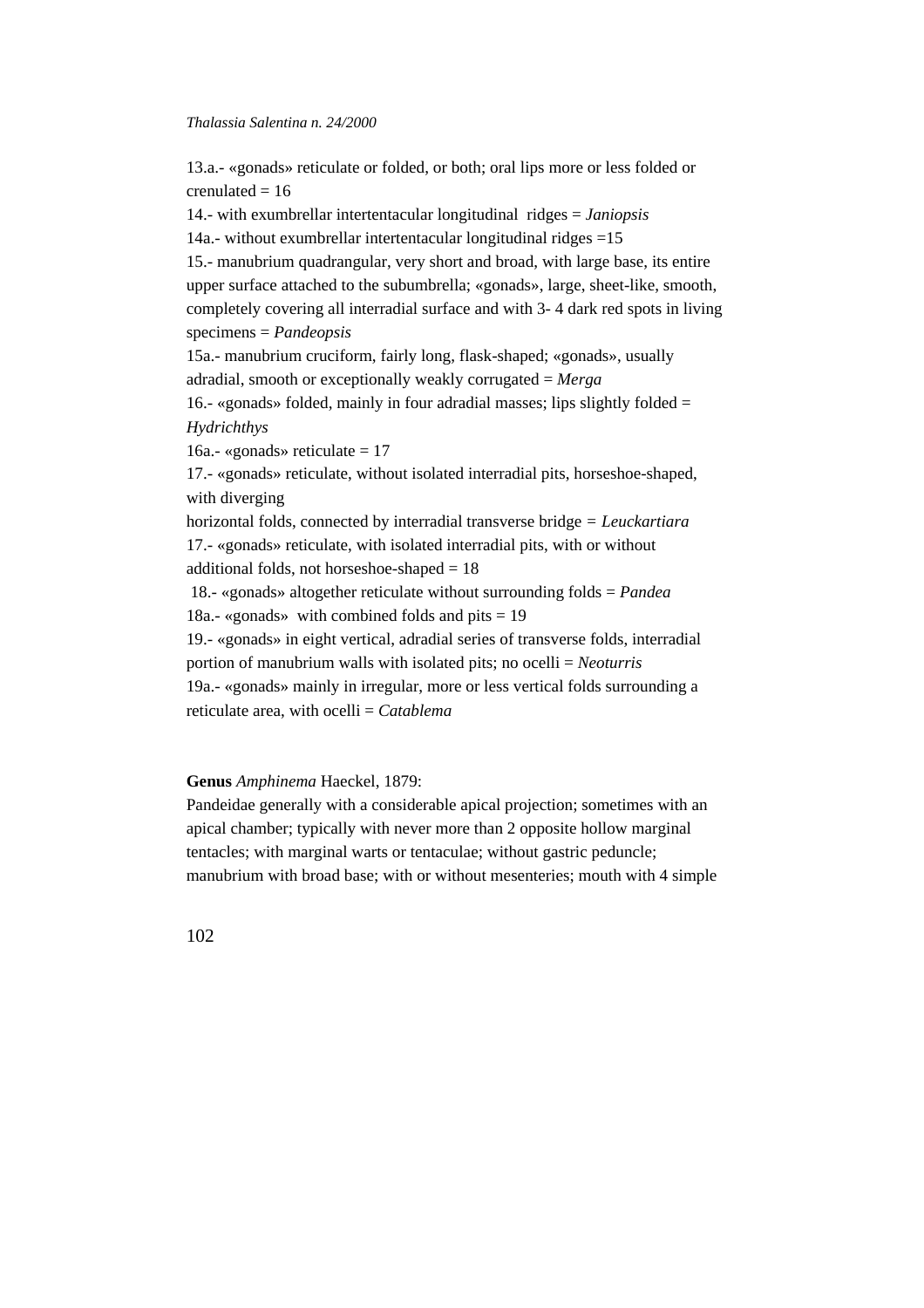13.a.- «gonads» reticulate or folded, or both; oral lips more or less folded or crenulated = 16

14.- with exumbrellar intertentacular longitudinal ridges = *Janiopsis*

14a.- without exumbrellar intertentacular longitudinal ridges =15

15.- manubrium quadrangular, very short and broad, with large base, its entire upper surface attached to the subumbrella; «gonads», large, sheet-like, smooth, completely covering all interradial surface and with 3- 4 dark red spots in living specimens = *Pandeopsis*

15a.- manubrium cruciform, fairly long, flask-shaped; «gonads», usually adradial, smooth or exceptionally weakly corrugated = *Merga*

16.- «gonads» folded, mainly in four adradial masses; lips slightly folded = *Hydrichthys*

16a.- «gonads» reticulate = 17

17.- «gonads» reticulate, without isolated interradial pits, horseshoe-shaped, with diverging horizontal folds, connected by interradial transverse bridge = *Leuckartiara*

17.- «gonads» reticulate, with isolated interradial pits, with or without additional folds, not horseshoe-shaped = 18

18.- «gonads» altogether reticulate without surrounding folds = *Pandea*

18a.- «gonads» with combined folds and pits = 19

19.- «gonads» in eight vertical, adradial series of transverse folds, interradial portion of manubrium walls with isolated pits; no ocelli = *Neoturris*

19a.- «gonads» mainly in irregular, more or less vertical folds surrounding a reticulate area, with ocelli = *Catablema*

**Genus** *Amphinema* Haeckel, 1879:

Pandeidae generally with a considerable apical projection; sometimes with an apical chamber; typically with never more than 2 opposite hollow marginal tentacles; with marginal warts or tentaculae; without gastric peduncle; manubrium with broad base; with or without mesenteries; mouth with 4 simple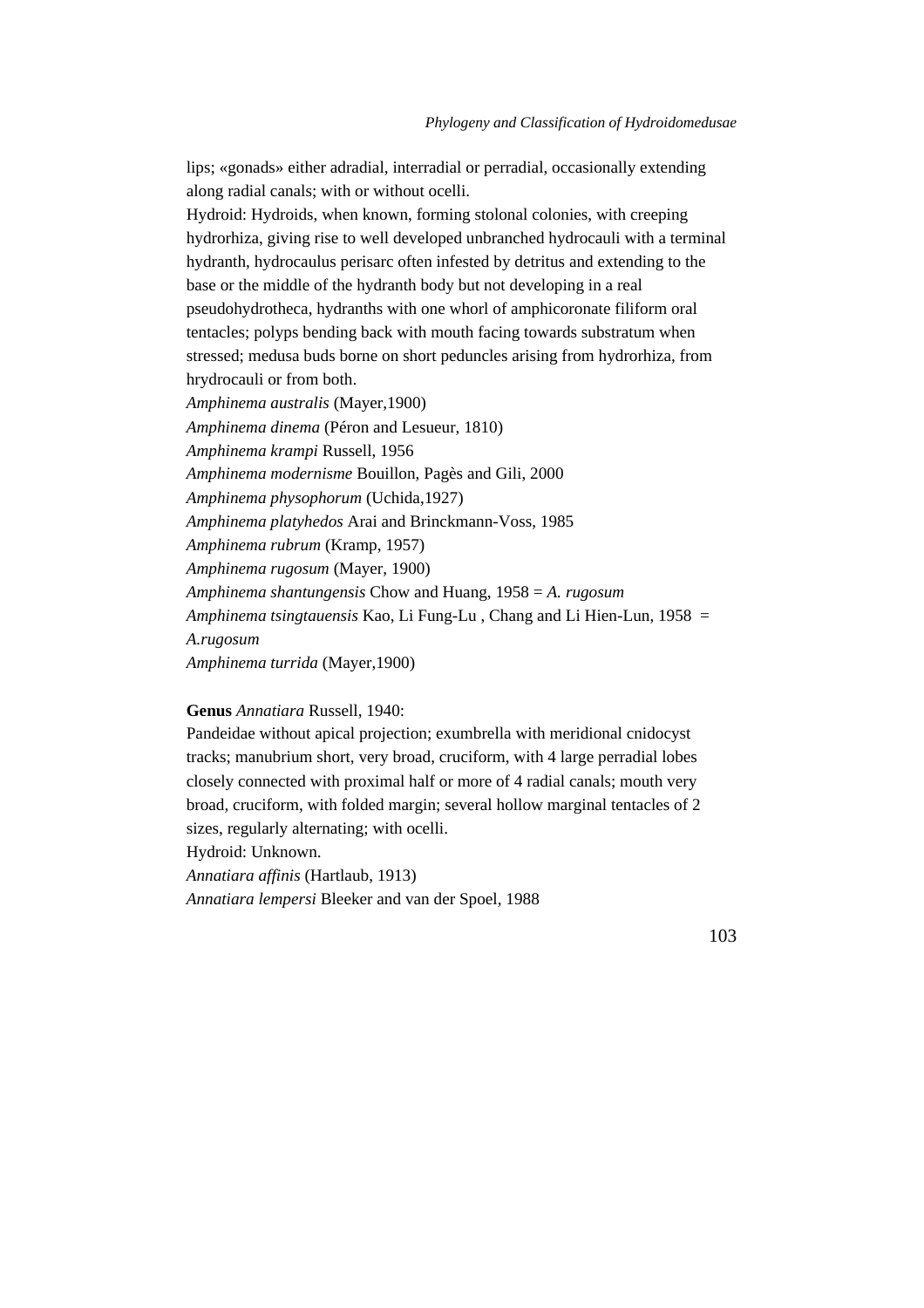lips; «gonads» either adradial, interradial or perradial, occasionally extending along radial canals; with or without ocelli.

Hydroid: Hydroids, when known, forming stolonal colonies, with creeping hydrorhiza, giving rise to well developed unbranched hydrocauli with a terminal hydranth, hydrocaulus perisarc often infested by detritus and extending to the base or the middle of the hydranth body but not developing in a real pseudohydrotheca, hydranths with one whorl of amphicoronate filiform oral tentacles; polyps bending back with mouth facing towards substratum when stressed; medusa buds borne on short peduncles arising from hydrorhiza, from hrydrocauli or from both.

*Amphinema australis* (Mayer,1900)

*Amphinema dinema* (Péron and Lesueur, 1810)

*Amphinema krampi* Russell, 1956

*Amphinema modernisme* Bouillon, Pagès and Gili, 2000

*Amphinema physophorum* (Uchida,1927)

*Amphinema platyhedos* Arai and Brinckmann-Voss, 1985

*Amphinema rubrum* (Kramp, 1957)

*Amphinema rugosum* (Mayer, 1900)

*Amphinema shantungensis* Chow and Huang, 1958 = *A. rugosum*

*Amphinema tsingtauensis* Kao, Li Fung-Lu , Chang and Li Hien-Lun, 1958 = *A.rugosum*

*Amphinema turrida* (Mayer,1900)

**Genus** *Annatiara* Russell, 1940:

Pandeidae without apical projection; exumbrella with meridional cnidocyst tracks; manubrium short, very broad, cruciform, with 4 large perradial lobes closely connected with proximal half or more of 4 radial canals; mouth very broad, cruciform, with folded margin; several hollow marginal tentacles of 2 sizes, regularly alternating; with ocelli.

Hydroid: Unknown.

*Annatiara affinis* (Hartlaub, 1913)

*Annatiara lempersi* Bleeker and van der Spoel, 1988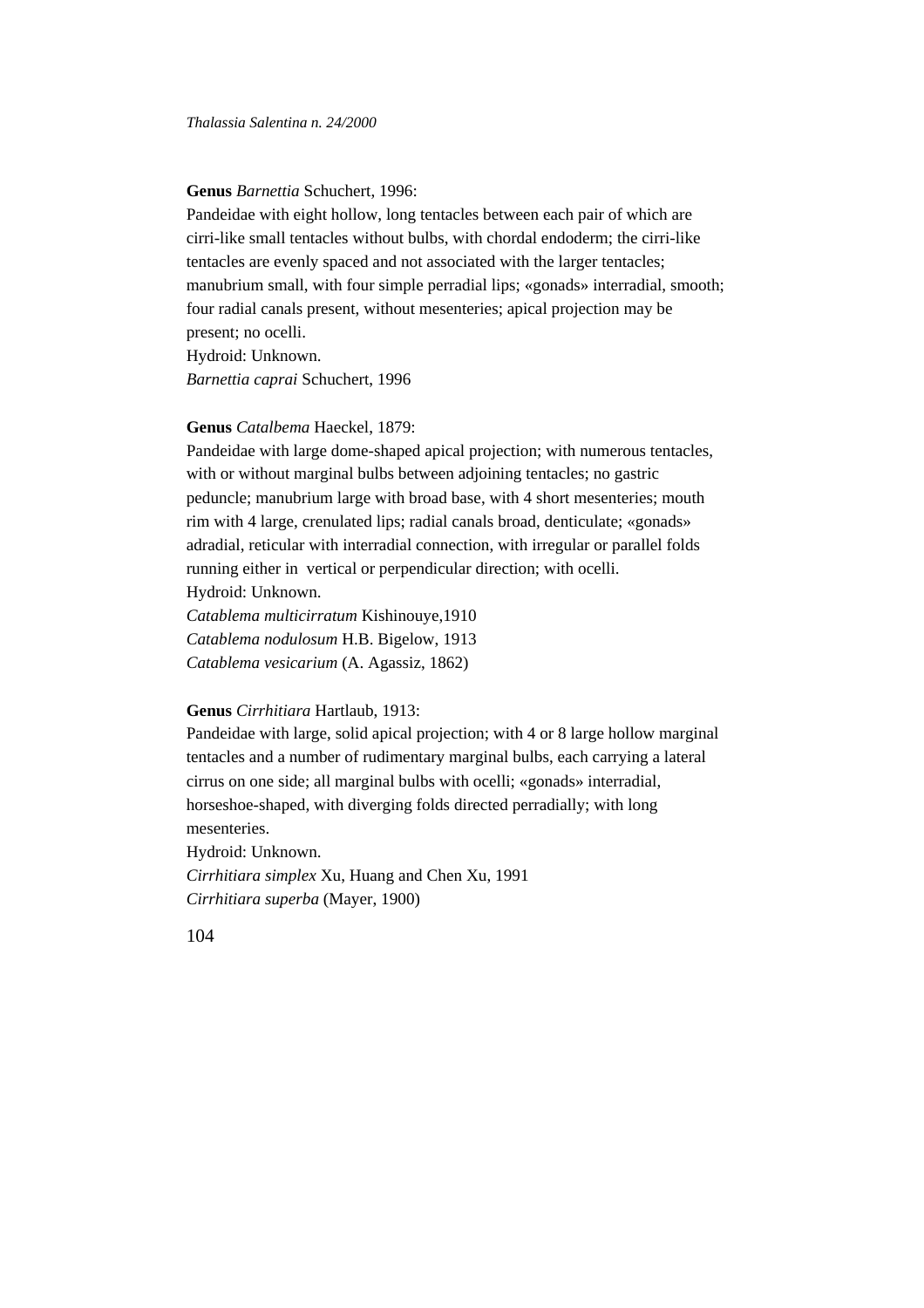**Genus** *Barnettia* Schuchert, 1996:
Pandeidae with eight hollow, long tentacles between each pair of which are cirri-like small tentacles without bulbs, with chordal endoderm; the cirri-like tentacles are evenly spaced and not associated with the larger tentacles; manubrium small, with four simple perradial lips; «gonads» interradial, smooth; four radial canals present, without mesenteries; apical projection may be present; no ocelli.
Hydroid: Unknown.
*Barnettia caprai* Schuchert, 1996

**Genus** *Catalbema* Haeckel, 1879:
Pandeidae with large dome-shaped apical projection; with numerous tentacles, with or without marginal bulbs between adjoining tentacles; no gastric peduncle; manubrium large with broad base, with 4 short mesenteries; mouth rim with 4 large, crenulated lips; radial canals broad, denticulate; «gonads» adradial, reticular with interradial connection, with irregular or parallel folds running either in vertical or perpendicular direction; with ocelli.
Hydroid: Unknown.
*Catablema multicirratum* Kishinouye,1910
*Catablema nodulosum* H.B. Bigelow, 1913
*Catablema vesicarium* (A. Agassiz, 1862)

**Genus** *Cirrhitiara* Hartlaub, 1913:
Pandeidae with large, solid apical projection; with 4 or 8 large hollow marginal tentacles and a number of rudimentary marginal bulbs, each carrying a lateral cirrus on one side; all marginal bulbs with ocelli; «gonads» interradial, horseshoe-shaped, with diverging folds directed perradially; with long mesenteries.
Hydroid: Unknown.
*Cirrhitiara simplex* Xu, Huang and Chen Xu, 1991
*Cirrhitiara superba* (Mayer, 1900)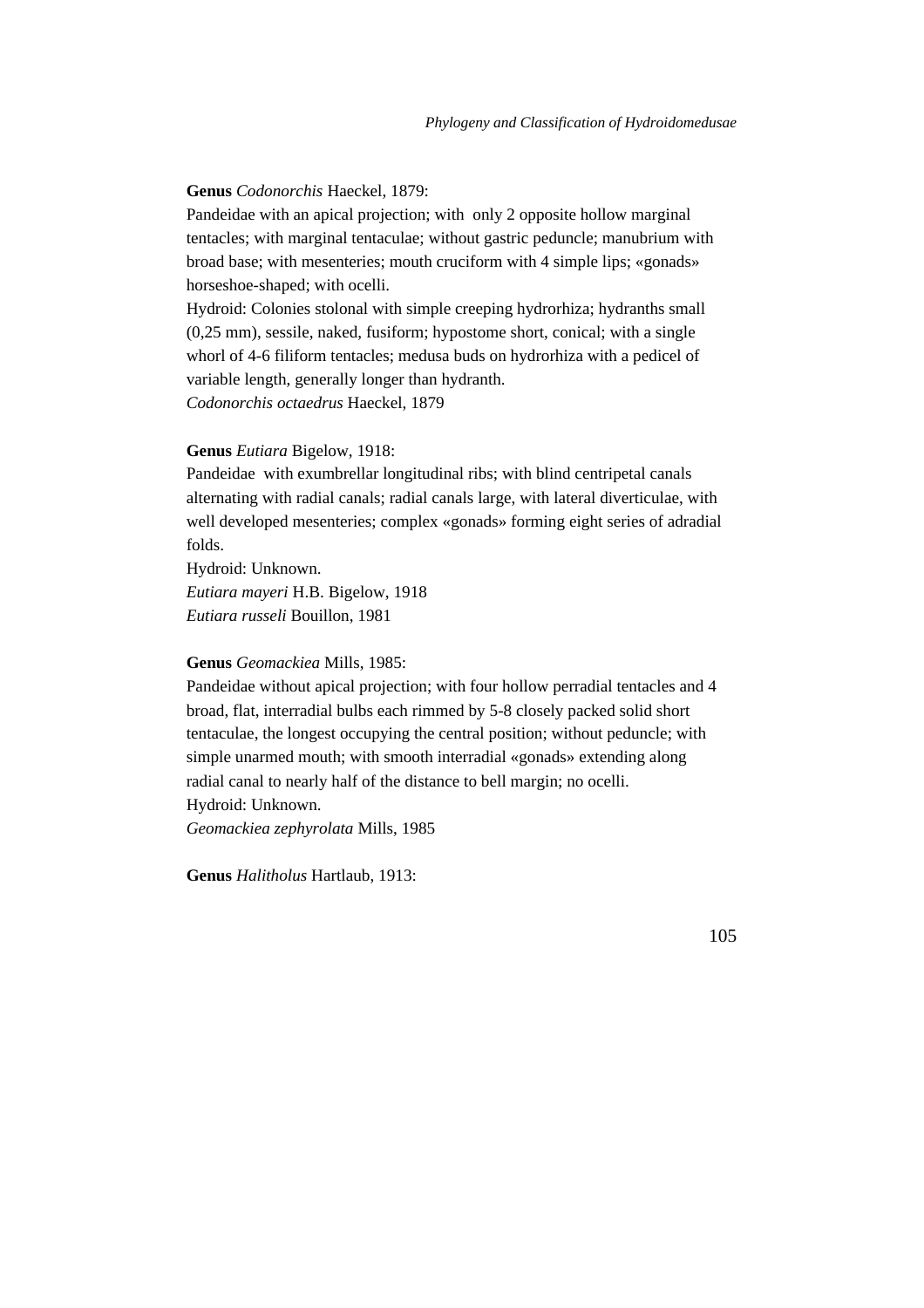**Genus** *Codonorchis* Haeckel, 1879:
Pandeidae with an apical projection; with only 2 opposite hollow marginal tentacles; with marginal tentaculae; without gastric peduncle; manubrium with broad base; with mesenteries; mouth cruciform with 4 simple lips; «gonads» horseshoe-shaped; with ocelli.
Hydroid: Colonies stolonal with simple creeping hydrorhiza; hydranths small (0,25 mm), sessile, naked, fusiform; hypostome short, conical; with a single whorl of 4-6 filiform tentacles; medusa buds on hydrorhiza with a pedicel of variable length, generally longer than hydranth.
*Codonorchis octaedrus* Haeckel, 1879

**Genus** *Eutiara* Bigelow, 1918:
Pandeidae with exumbrellar longitudinal ribs; with blind centripetal canals alternating with radial canals; radial canals large, with lateral diverticulae, with well developed mesenteries; complex «gonads» forming eight series of adradial folds.
Hydroid: Unknown.
*Eutiara mayeri* H.B. Bigelow, 1918
*Eutiara russeli* Bouillon, 1981

**Genus** *Geomackiea* Mills, 1985:
Pandeidae without apical projection; with four hollow perradial tentacles and 4 broad, flat, interradial bulbs each rimmed by 5-8 closely packed solid short tentaculae, the longest occupying the central position; without peduncle; with simple unarmed mouth; with smooth interradial «gonads» extending along radial canal to nearly half of the distance to bell margin; no ocelli.
Hydroid: Unknown.
*Geomackiea zephyrolata* Mills, 1985

**Genus** *Halitholus* Hartlaub, 1913: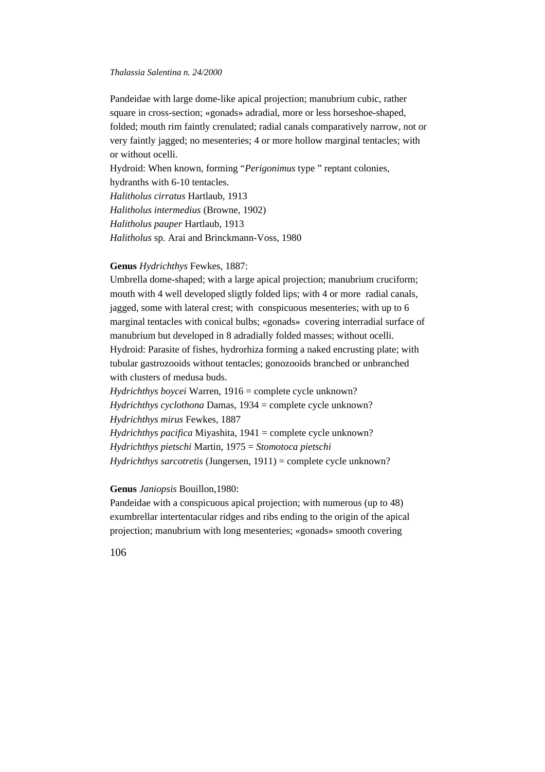Pandeidae with large dome-like apical projection; manubrium cubic, rather square in cross-section; «gonads» adradial, more or less horseshoe-shaped, folded; mouth rim faintly crenulated; radial canals comparatively narrow, not or very faintly jagged; no mesenteries; 4 or more hollow marginal tentacles; with or without ocelli.

Hydroid: When known, forming "*Perigonimus* type " reptant colonies, hydranths with 6-10 tentacles.

*Halitholus cirratus* Hartlaub, 1913
*Halitholus intermedius* (Browne, 1902)
*Halitholus pauper* Hartlaub, 1913
*Halitholus* sp. Arai and Brinckmann-Voss, 1980

**Genus** *Hydrichthys* Fewkes, 1887:

Umbrella dome-shaped; with a large apical projection; manubrium cruciform; mouth with 4 well developed sligtly folded lips; with 4 or more radial canals, jagged, some with lateral crest; with conspicuous mesenteries; with up to 6 marginal tentacles with conical bulbs; «gonads» covering interradial surface of manubrium but developed in 8 adradially folded masses; without ocelli.

Hydroid: Parasite of fishes, hydrorhiza forming a naked encrusting plate; with tubular gastrozooids without tentacles; gonozooids branched or unbranched with clusters of medusa buds.

*Hydrichthys boycei* Warren, 1916 = complete cycle unknown?
*Hydrichthys cyclothona* Damas, 1934 = complete cycle unknown?
*Hydrichthys mirus* Fewkes, 1887
*Hydrichthys pacifica* Miyashita, 1941 = complete cycle unknown?
*Hydrichthys pietschi* Martin, 1975 = *Stomotoca pietschi*
*Hydrichthys sarcotretis* (Jungersen, 1911) = complete cycle unknown?

**Genus** *Janiopsis* Bouillon,1980:

Pandeidae with a conspicuous apical projection; with numerous (up to 48) exumbrellar intertentacular ridges and ribs ending to the origin of the apical projection; manubrium with long mesenteries; «gonads» smooth covering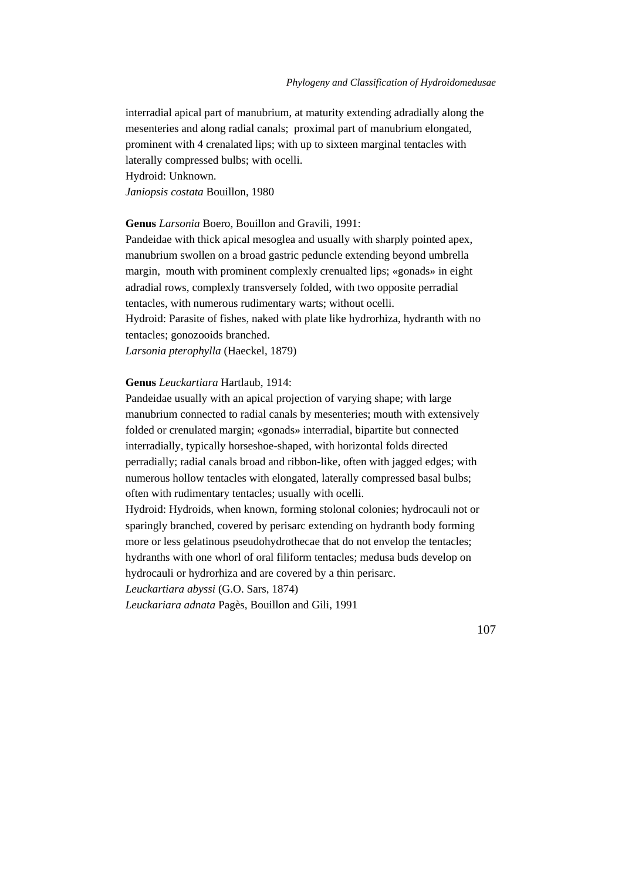interradial apical part of manubrium, at maturity extending adradially along the mesenteries and along radial canals; proximal part of manubrium elongated, prominent with 4 crenalated lips; with up to sixteen marginal tentacles with laterally compressed bulbs; with ocelli.

Hydroid: Unknown.

*Janiopsis costata* Bouillon, 1980

**Genus** *Larsonia* Boero, Bouillon and Gravili, 1991:

Pandeidae with thick apical mesoglea and usually with sharply pointed apex, manubrium swollen on a broad gastric peduncle extending beyond umbrella margin, mouth with prominent complexly crenualted lips; «gonads» in eight adradial rows, complexly transversely folded, with two opposite perradial tentacles, with numerous rudimentary warts; without ocelli.

Hydroid: Parasite of fishes, naked with plate like hydrorhiza, hydranth with no tentacles; gonozooids branched.

*Larsonia pterophylla* (Haeckel, 1879)

**Genus** *Leuckartiara* Hartlaub, 1914:

Pandeidae usually with an apical projection of varying shape; with large manubrium connected to radial canals by mesenteries; mouth with extensively folded or crenulated margin; «gonads» interradial, bipartite but connected interradially, typically horseshoe-shaped, with horizontal folds directed perradially; radial canals broad and ribbon-like, often with jagged edges; with numerous hollow tentacles with elongated, laterally compressed basal bulbs; often with rudimentary tentacles; usually with ocelli.

Hydroid: Hydroids, when known, forming stolonal colonies; hydrocauli not or sparingly branched, covered by perisarc extending on hydranth body forming more or less gelatinous pseudohydrothecae that do not envelop the tentacles; hydranths with one whorl of oral filiform tentacles; medusa buds develop on hydrocauli or hydrorhiza and are covered by a thin perisarc.

*Leuckartiara abyssi* (G.O. Sars, 1874)

*Leuckariara adnata* Pagès, Bouillon and Gili, 1991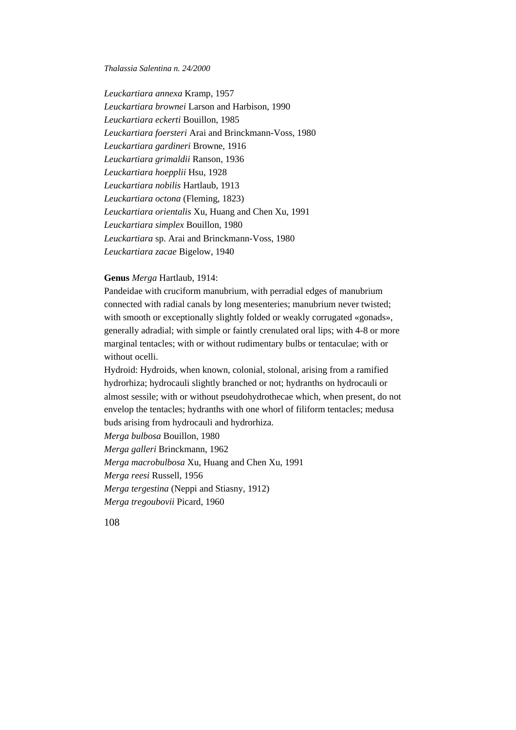*Leuckartiara annexa* Kramp, 1957
*Leuckartiara brownei* Larson and Harbison, 1990
*Leuckartiara eckerti* Bouillon, 1985
*Leuckartiara foersteri* Arai and Brinckmann-Voss, 1980
*Leuckartiara gardineri* Browne, 1916
*Leuckartiara grimaldii* Ranson, 1936
*Leuckartiara hoepplii* Hsu, 1928
*Leuckartiara nobilis* Hartlaub, 1913
*Leuckartiara octona* (Fleming, 1823)
*Leuckartiara orientalis* Xu, Huang and Chen Xu, 1991
*Leuckartiara simplex* Bouillon, 1980
*Leuckartiara* sp. Arai and Brinckmann-Voss, 1980
*Leuckartiara zacae* Bigelow, 1940

**Genus** *Merga* Hartlaub, 1914:
Pandeidae with cruciform manubrium, with perradial edges of manubrium connected with radial canals by long mesenteries; manubrium never twisted; with smooth or exceptionally slightly folded or weakly corrugated «gonads», generally adradial; with simple or faintly crenulated oral lips; with 4-8 or more marginal tentacles; with or without rudimentary bulbs or tentaculae; with or without ocelli.
Hydroid: Hydroids, when known, colonial, stolonal, arising from a ramified hydrorhiza; hydrocauli slightly branched or not; hydranths on hydrocauli or almost sessile; with or without pseudohydrothecae which, when present, do not envelop the tentacles; hydranths with one whorl of filiform tentacles; medusa buds arising from hydrocauli and hydrorhiza.
*Merga bulbosa* Bouillon, 1980
*Merga galleri* Brinckmann, 1962
*Merga macrobulbosa* Xu, Huang and Chen Xu, 1991
*Merga reesi* Russell, 1956
*Merga tergestina* (Neppi and Stiasny, 1912)
*Merga tregoubovii* Picard, 1960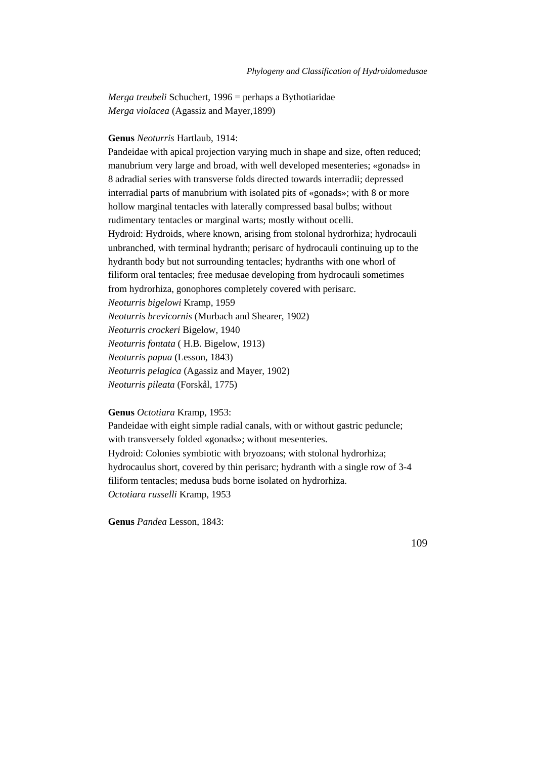*Merga treubeli* Schuchert, 1996 = perhaps a Bythotiaridae
*Merga violacea* (Agassiz and Mayer,1899)

**Genus** *Neoturris* Hartlaub, 1914:
Pandeidae with apical projection varying much in shape and size, often reduced; manubrium very large and broad, with well developed mesenteries; «gonads» in 8 adradial series with transverse folds directed towards interradii; depressed interradial parts of manubrium with isolated pits of «gonads»; with 8 or more hollow marginal tentacles with laterally compressed basal bulbs; without rudimentary tentacles or marginal warts; mostly without ocelli.
Hydroid: Hydroids, where known, arising from stolonal hydrorhiza; hydrocauli unbranched, with terminal hydranth; perisarc of hydrocauli continuing up to the hydranth body but not surrounding tentacles; hydranths with one whorl of filiform oral tentacles; free medusae developing from hydrocauli sometimes from hydrorhiza, gonophores completely covered with perisarc.
*Neoturris bigelowi* Kramp, 1959
*Neoturris brevicornis* (Murbach and Shearer, 1902)
*Neoturris crockeri* Bigelow, 1940
*Neoturris fontata* ( H.B. Bigelow, 1913)
*Neoturris papua* (Lesson, 1843)
*Neoturris pelagica* (Agassiz and Mayer, 1902)
*Neoturris pileata* (Forskål, 1775)

**Genus** *Octotiara* Kramp, 1953:
Pandeidae with eight simple radial canals, with or without gastric peduncle; with transversely folded «gonads»; without mesenteries.
Hydroid: Colonies symbiotic with bryozoans; with stolonal hydrorhiza; hydrocaulus short, covered by thin perisarc; hydranth with a single row of 3-4 filiform tentacles; medusa buds borne isolated on hydrorhiza.
*Octotiara russelli* Kramp, 1953

**Genus** *Pandea* Lesson, 1843: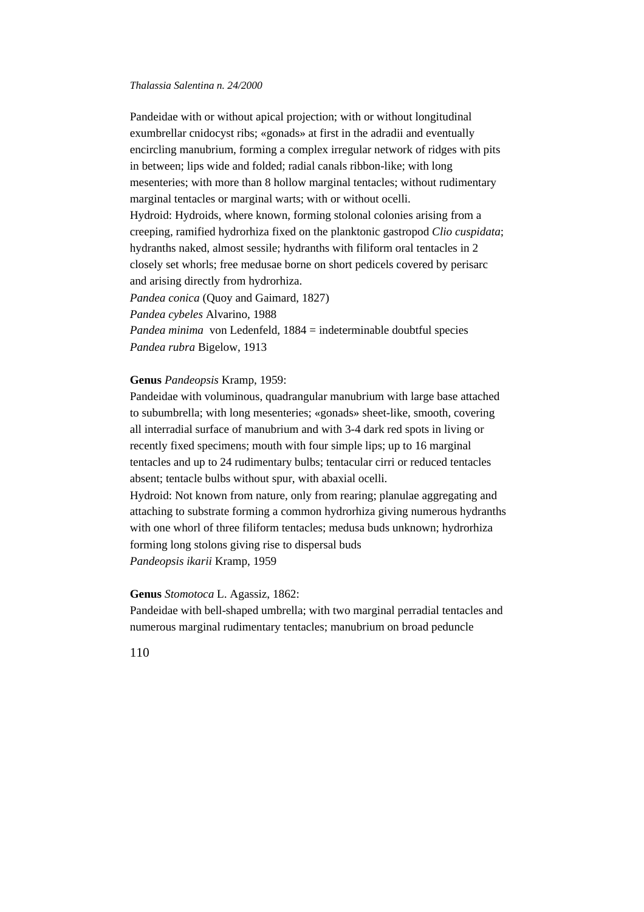Pandeidae with or without apical projection; with or without longitudinal exumbrellar cnidocyst ribs; «gonads» at first in the adradii and eventually encircling manubrium, forming a complex irregular network of ridges with pits in between; lips wide and folded; radial canals ribbon-like; with long mesenteries; with more than 8 hollow marginal tentacles; without rudimentary marginal tentacles or marginal warts; with or without ocelli.
Hydroid: Hydroids, where known, forming stolonal colonies arising from a creeping, ramified hydrorhiza fixed on the planktonic gastropod *Clio cuspidata*; hydranths naked, almost sessile; hydranths with filiform oral tentacles in 2 closely set whorls; free medusae borne on short pedicels covered by perisarc and arising directly from hydrorhiza.
*Pandea conica* (Quoy and Gaimard, 1827)
*Pandea cybeles* Alvarino, 1988
*Pandea minima* von Ledenfeld, 1884 = indeterminable doubtful species
*Pandea rubra* Bigelow, 1913

**Genus** *Pandeopsis* Kramp, 1959:
Pandeidae with voluminous, quadrangular manubrium with large base attached to subumbrella; with long mesenteries; «gonads» sheet-like, smooth, covering all interradial surface of manubrium and with 3-4 dark red spots in living or recently fixed specimens; mouth with four simple lips; up to 16 marginal tentacles and up to 24 rudimentary bulbs; tentacular cirri or reduced tentacles absent; tentacle bulbs without spur, with abaxial ocelli.
Hydroid: Not known from nature, only from rearing; planulae aggregating and attaching to substrate forming a common hydrorhiza giving numerous hydranths with one whorl of three filiform tentacles; medusa buds unknown; hydrorhiza forming long stolons giving rise to dispersal buds
*Pandeopsis ikarii* Kramp, 1959

**Genus** *Stomotoca* L. Agassiz, 1862:
Pandeidae with bell-shaped umbrella; with two marginal perradial tentacles and numerous marginal rudimentary tentacles; manubrium on broad peduncle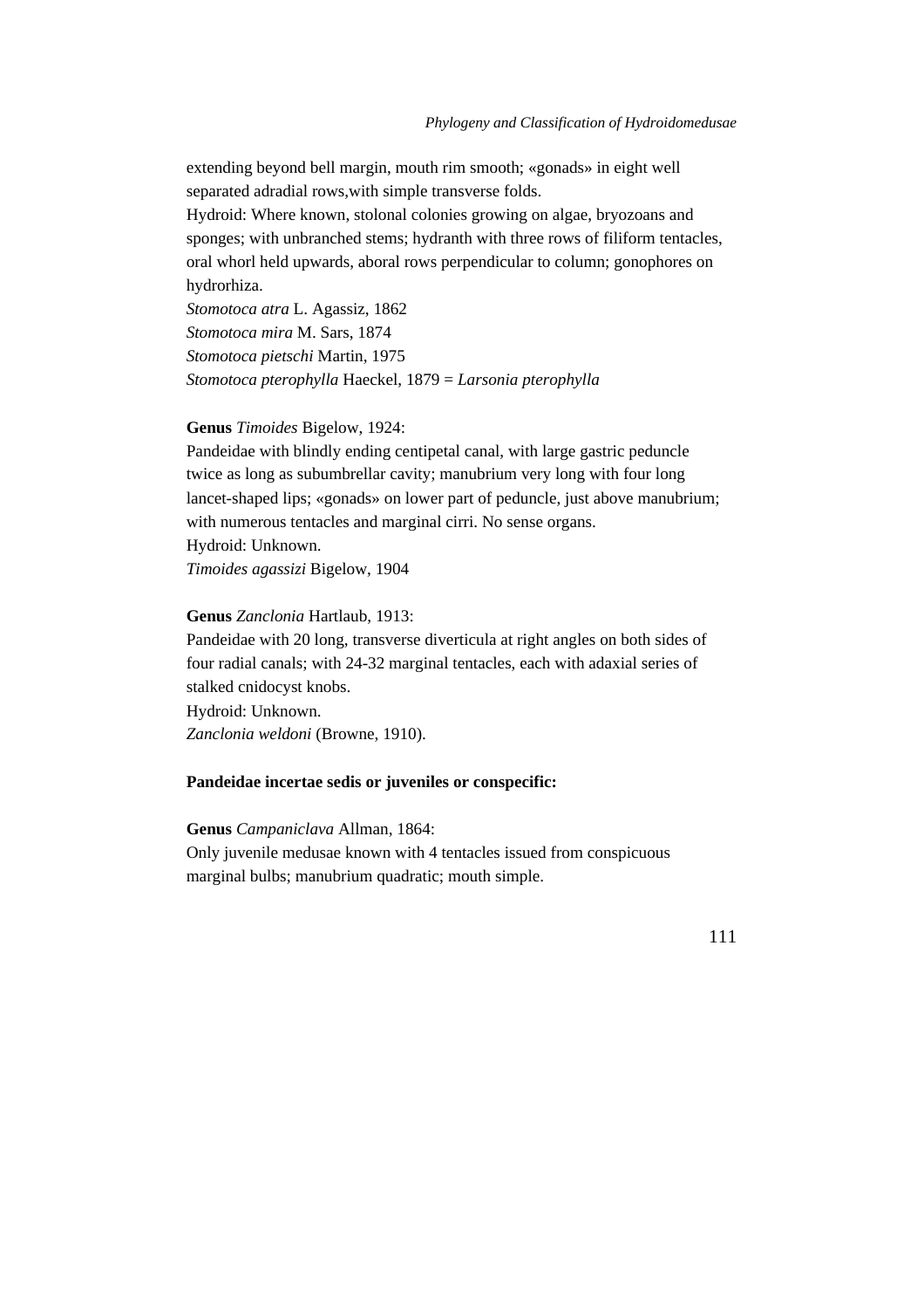extending beyond bell margin, mouth rim smooth; «gonads» in eight well separated adradial rows,with simple transverse folds.
Hydroid: Where known, stolonal colonies growing on algae, bryozoans and sponges; with unbranched stems; hydranth with three rows of filiform tentacles, oral whorl held upwards, aboral rows perpendicular to column; gonophores on hydrorhiza.
*Stomotoca atra* L. Agassiz, 1862
*Stomotoca mira* M. Sars, 1874
*Stomotoca pietschi* Martin, 1975
*Stomotoca pterophylla* Haeckel, 1879 = *Larsonia pterophylla*

**Genus** *Timoides* Bigelow, 1924:
Pandeidae with blindly ending centipetal canal, with large gastric peduncle twice as long as subumbrellar cavity; manubrium very long with four long lancet-shaped lips; «gonads» on lower part of peduncle, just above manubrium; with numerous tentacles and marginal cirri. No sense organs.
Hydroid: Unknown.
*Timoides agassizi* Bigelow, 1904

**Genus** *Zanclonia* Hartlaub, 1913:
Pandeidae with 20 long, transverse diverticula at right angles on both sides of four radial canals; with 24-32 marginal tentacles, each with adaxial series of stalked cnidocyst knobs.
Hydroid: Unknown.
*Zanclonia weldoni* (Browne, 1910).

**Pandeidae incertae sedis or juveniles or conspecific:**

**Genus** *Campaniclava* Allman, 1864:
Only juvenile medusae known with 4 tentacles issued from conspicuous marginal bulbs; manubrium quadratic; mouth simple.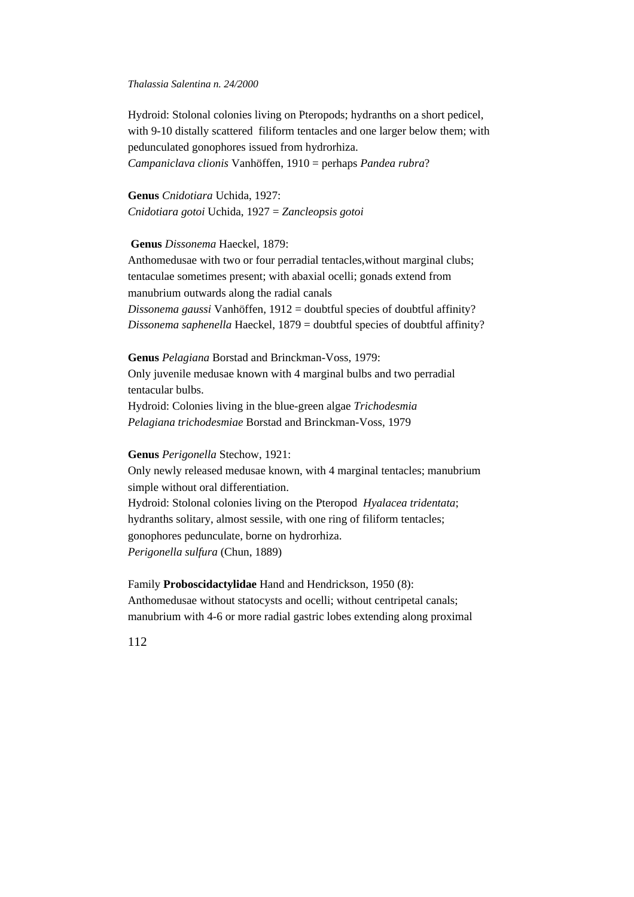Hydroid: Stolonal colonies living on Pteropods; hydranths on a short pedicel, with 9-10 distally scattered filiform tentacles and one larger below them; with pedunculated gonophores issued from hydrorhiza.
*Campaniclava clionis* Vanhöffen, 1910 = perhaps *Pandea rubra*?

**Genus** *Cnidotiara* Uchida, 1927:
*Cnidotiara gotoi* Uchida, 1927 = *Zancleopsis gotoi*

**Genus** *Dissonema* Haeckel, 1879:
Anthomedusae with two or four perradial tentacles,without marginal clubs; tentaculae sometimes present; with abaxial ocelli; gonads extend from manubrium outwards along the radial canals
*Dissonema gaussi* Vanhöffen, 1912 = doubtful species of doubtful affinity?
*Dissonema saphenella* Haeckel, 1879 = doubtful species of doubtful affinity?

**Genus** *Pelagiana* Borstad and Brinckman-Voss, 1979:
Only juvenile medusae known with 4 marginal bulbs and two perradial tentacular bulbs.
Hydroid: Colonies living in the blue-green algae *Trichodesmia*
*Pelagiana trichodesmiae* Borstad and Brinckman-Voss, 1979

**Genus** *Perigonella* Stechow, 1921:
Only newly released medusae known, with 4 marginal tentacles; manubrium simple without oral differentiation.
Hydroid: Stolonal colonies living on the Pteropod *Hyalacea tridentata*; hydranths solitary, almost sessile, with one ring of filiform tentacles; gonophores pedunculate, borne on hydrorhiza.
*Perigonella sulfura* (Chun, 1889)

Family **Proboscidactylidae** Hand and Hendrickson, 1950 (8):
Anthomedusae without statocysts and ocelli; without centripetal canals; manubrium with 4-6 or more radial gastric lobes extending along proximal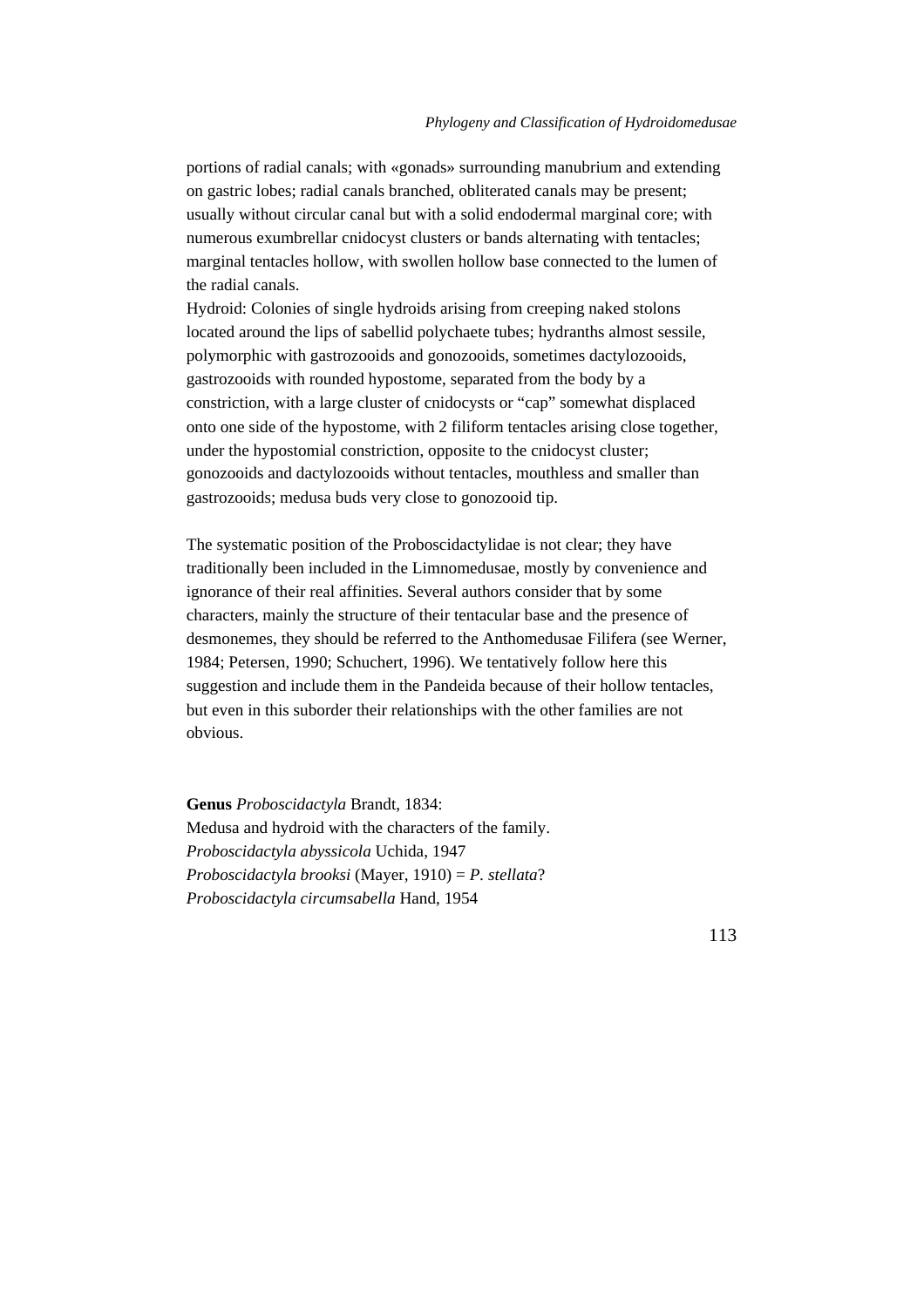portions of radial canals; with «gonads» surrounding manubrium and extending on gastric lobes; radial canals branched, obliterated canals may be present; usually without circular canal but with a solid endodermal marginal core; with numerous exumbrellar cnidocyst clusters or bands alternating with tentacles; marginal tentacles hollow, with swollen hollow base connected to the lumen of the radial canals.

Hydroid: Colonies of single hydroids arising from creeping naked stolons located around the lips of sabellid polychaete tubes; hydranths almost sessile, polymorphic with gastrozooids and gonozooids, sometimes dactylozooids, gastrozooids with rounded hypostome, separated from the body by a constriction, with a large cluster of cnidocysts or "cap" somewhat displaced onto one side of the hypostome, with 2 filiform tentacles arising close together, under the hypostomial constriction, opposite to the cnidocyst cluster; gonozooids and dactylozooids without tentacles, mouthless and smaller than gastrozooids; medusa buds very close to gonozooid tip.

The systematic position of the Proboscidactylidae is not clear; they have traditionally been included in the Limnomedusae, mostly by convenience and ignorance of their real affinities. Several authors consider that by some characters, mainly the structure of their tentacular base and the presence of desmonemes, they should be referred to the Anthomedusae Filifera (see Werner, 1984; Petersen, 1990; Schuchert, 1996). We tentatively follow here this suggestion and include them in the Pandeida because of their hollow tentacles, but even in this suborder their relationships with the other families are not obvious.

**Genus** *Proboscidactyla* Brandt, 1834:
Medusa and hydroid with the characters of the family.
*Proboscidactyla abyssicola* Uchida, 1947
*Proboscidactyla brooksi* (Mayer, 1910) = *P. stellata*?
*Proboscidactyla circumsabella* Hand, 1954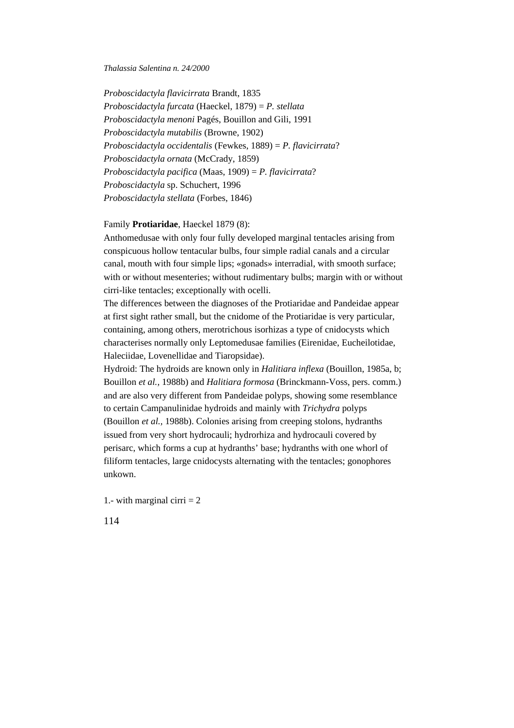*Proboscidactyla flavicirrata* Brandt, 1835
*Proboscidactyla furcata* (Haeckel, 1879) = *P. stellata*
*Proboscidactyla menoni* Pagés, Bouillon and Gili, 1991
*Proboscidactyla mutabilis* (Browne, 1902)
*Proboscidactyla occidentalis* (Fewkes, 1889) = *P. flavicirrata*?
*Proboscidactyla ornata* (McCrady, 1859)
*Proboscidactyla pacifica* (Maas, 1909) = *P. flavicirrata*?
*Proboscidactyla* sp. Schuchert, 1996
*Proboscidactyla stellata* (Forbes, 1846)

Family **Protiaridae**, Haeckel 1879 (8):
Anthomedusae with only four fully developed marginal tentacles arising from conspicuous hollow tentacular bulbs, four simple radial canals and a circular canal, mouth with four simple lips; «gonads» interradial, with smooth surface; with or without mesenteries; without rudimentary bulbs; margin with or without cirri-like tentacles; exceptionally with ocelli.
The differences between the diagnoses of the Protiaridae and Pandeidae appear at first sight rather small, but the cnidome of the Protiaridae is very particular, containing, among others, merotrichous isorhizas a type of cnidocysts which characterises normally only Leptomedusae families (Eirenidae, Eucheilotidae, Haleciidae, Lovenellidae and Tiaropsidae).
Hydroid: The hydroids are known only in *Halitiara inflexa* (Bouillon, 1985a, b; Bouillon *et al.*, 1988b) and *Halitiara formosa* (Brinckmann-Voss, pers. comm.) and are also very different from Pandeidae polyps, showing some resemblance to certain Campanulinidae hydroids and mainly with *Trichydra* polyps (Bouillon *et al.*, 1988b). Colonies arising from creeping stolons, hydranths issued from very short hydrocauli; hydrorhiza and hydrocauli covered by perisarc, which forms a cup at hydranths' base; hydranths with one whorl of filiform tentacles, large cnidocysts alternating with the tentacles; gonophores unkown.

1.- with marginal cirri = 2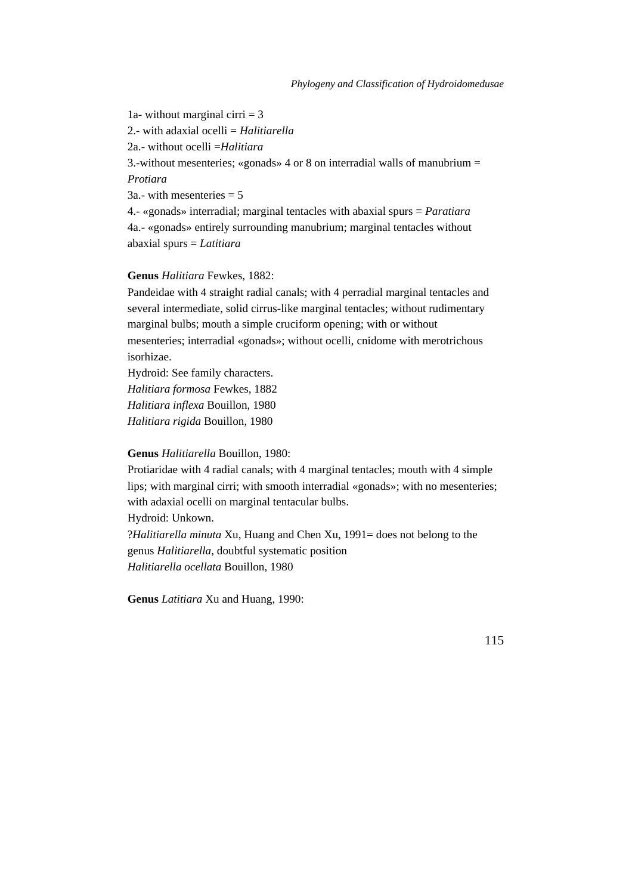1a- without marginal cirri = 3

2.- with adaxial ocelli = *Halitiarella*

2a.- without ocelli =*Halitiara*

3.-without mesenteries; «gonads» 4 or 8 on interradial walls of manubrium = *Protiara*

3a.- with mesenteries = 5

4.- «gonads» interradial; marginal tentacles with abaxial spurs = *Paratiara*

4a.- «gonads» entirely surrounding manubrium; marginal tentacles without abaxial spurs = *Latitiara*

**Genus** *Halitiara* Fewkes, 1882:

Pandeidae with 4 straight radial canals; with 4 perradial marginal tentacles and several intermediate, solid cirrus-like marginal tentacles; without rudimentary marginal bulbs; mouth a simple cruciform opening; with or without mesenteries; interradial «gonads»; without ocelli, cnidome with merotrichous isorhizae.

Hydroid: See family characters.

*Halitiara formosa* Fewkes, 1882

*Halitiara inflexa* Bouillon, 1980

*Halitiara rigida* Bouillon, 1980

**Genus** *Halitiarella* Bouillon, 1980:

Protiaridae with 4 radial canals; with 4 marginal tentacles; mouth with 4 simple lips; with marginal cirri; with smooth interradial «gonads»; with no mesenteries; with adaxial ocelli on marginal tentacular bulbs.

Hydroid: Unkown.

?*Halitiarella minuta* Xu, Huang and Chen Xu, 1991= does not belong to the genus *Halitiarella*, doubtful systematic position

*Halitiarella ocellata* Bouillon, 1980

**Genus** *Latitiara* Xu and Huang, 1990: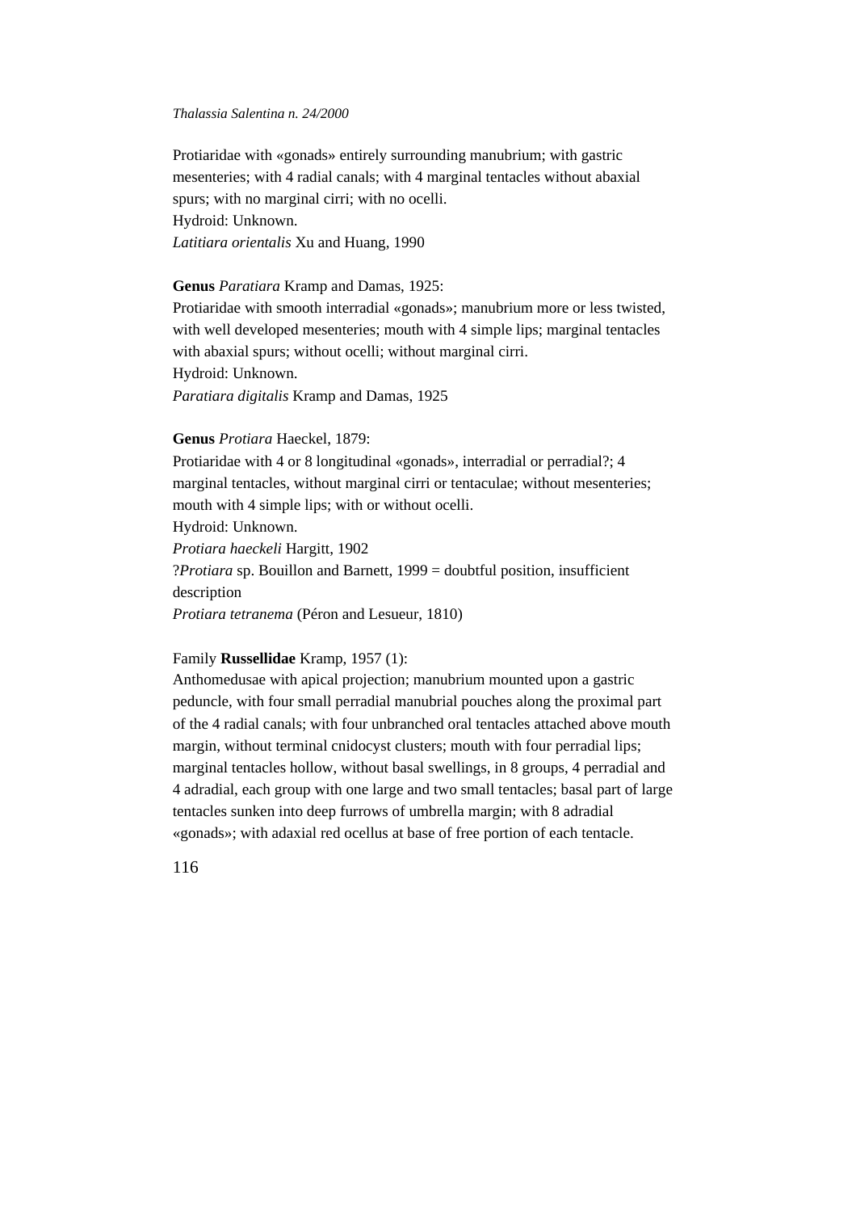Protiaridae with «gonads» entirely surrounding manubrium; with gastric mesenteries; with 4 radial canals; with 4 marginal tentacles without abaxial spurs; with no marginal cirri; with no ocelli.
Hydroid: Unknown.
*Latitiara orientalis* Xu and Huang, 1990

**Genus** *Paratiara* Kramp and Damas, 1925:
Protiaridae with smooth interradial «gonads»; manubrium more or less twisted, with well developed mesenteries; mouth with 4 simple lips; marginal tentacles with abaxial spurs; without ocelli; without marginal cirri.
Hydroid: Unknown.
*Paratiara digitalis* Kramp and Damas, 1925

**Genus** *Protiara* Haeckel, 1879:
Protiaridae with 4 or 8 longitudinal «gonads», interradial or perradial?; 4 marginal tentacles, without marginal cirri or tentaculae; without mesenteries; mouth with 4 simple lips; with or without ocelli.
Hydroid: Unknown.
*Protiara haeckeli* Hargitt, 1902
?*Protiara* sp. Bouillon and Barnett, 1999 = doubtful position, insufficient description
*Protiara tetranema* (Péron and Lesueur, 1810)

Family **Russellidae** Kramp, 1957 (1):
Anthomedusae with apical projection; manubrium mounted upon a gastric peduncle, with four small perradial manubrial pouches along the proximal part of the 4 radial canals; with four unbranched oral tentacles attached above mouth margin, without terminal cnidocyst clusters; mouth with four perradial lips; marginal tentacles hollow, without basal swellings, in 8 groups, 4 perradial and 4 adradial, each group with one large and two small tentacles; basal part of large tentacles sunken into deep furrows of umbrella margin; with 8 adradial «gonads»; with adaxial red ocellus at base of free portion of each tentacle.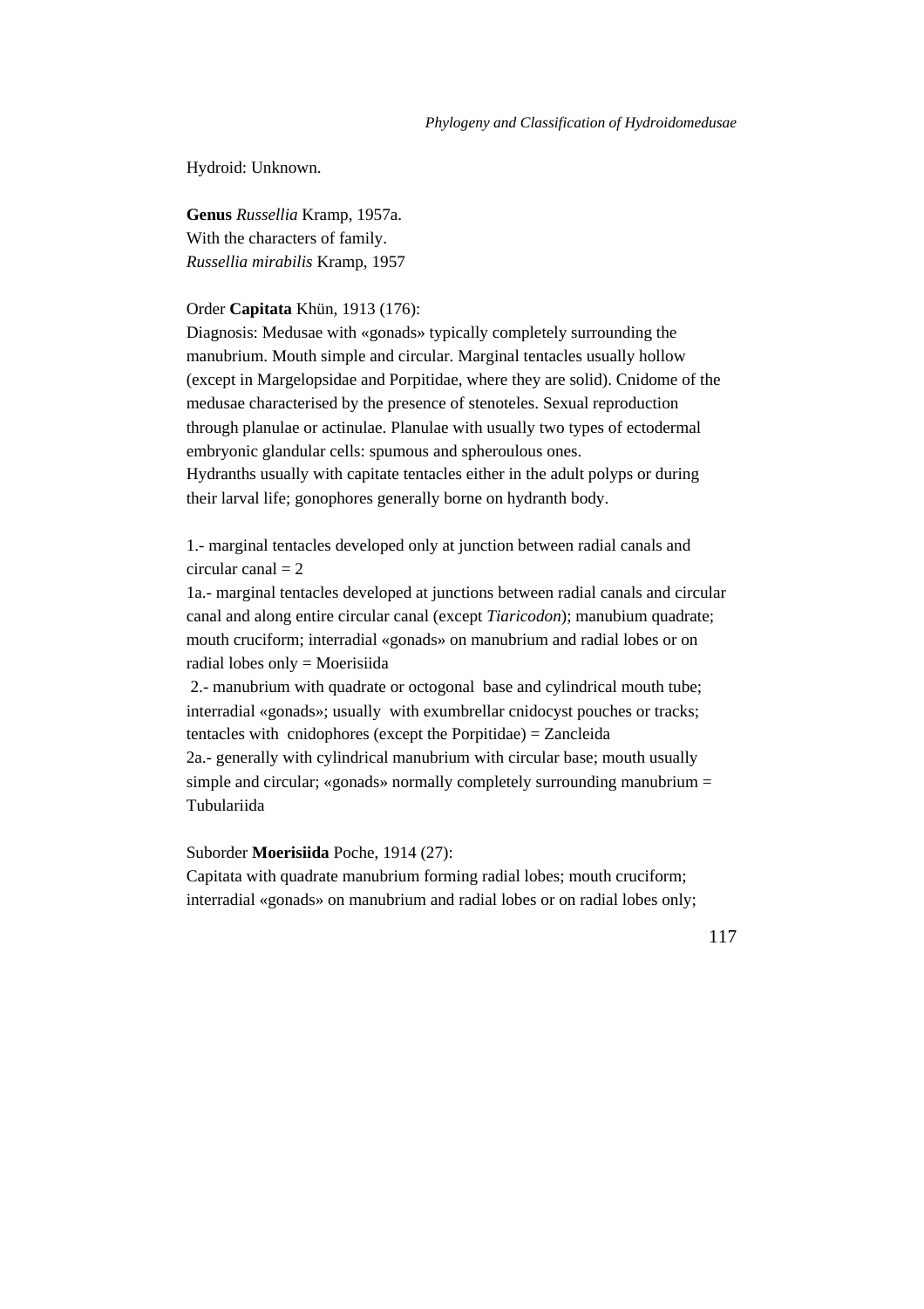Hydroid: Unknown.

**Genus** *Russellia* Kramp, 1957a.
With the characters of family.
*Russellia mirabilis* Kramp, 1957

Order **Capitata** Khün, 1913 (176):
Diagnosis: Medusae with «gonads» typically completely surrounding the manubrium. Mouth simple and circular. Marginal tentacles usually hollow (except in Margelopsidae and Porpitidae, where they are solid). Cnidome of the medusae characterised by the presence of stenoteles. Sexual reproduction through planulae or actinulae. Planulae with usually two types of ectodermal embryonic glandular cells: spumous and spheroulous ones.
Hydranths usually with capitate tentacles either in the adult polyps or during their larval life; gonophores generally borne on hydranth body.

1.- marginal tentacles developed only at junction between radial canals and circular canal = 2
1a.- marginal tentacles developed at junctions between radial canals and circular canal and along entire circular canal (except *Tiaricodon*); manubium quadrate; mouth cruciform; interradial «gonads» on manubrium and radial lobes or on radial lobes only = Moerisiida
2.- manubrium with quadrate or octogonal base and cylindrical mouth tube; interradial «gonads»; usually with exumbrellar cnidocyst pouches or tracks; tentacles with cnidophores (except the Porpitidae) = Zancleida
2a.- generally with cylindrical manubrium with circular base; mouth usually simple and circular; «gonads» normally completely surrounding manubrium = Tubulariida

Suborder **Moerisiida** Poche, 1914 (27):
Capitata with quadrate manubrium forming radial lobes; mouth cruciform; interradial «gonads» on manubrium and radial lobes or on radial lobes only;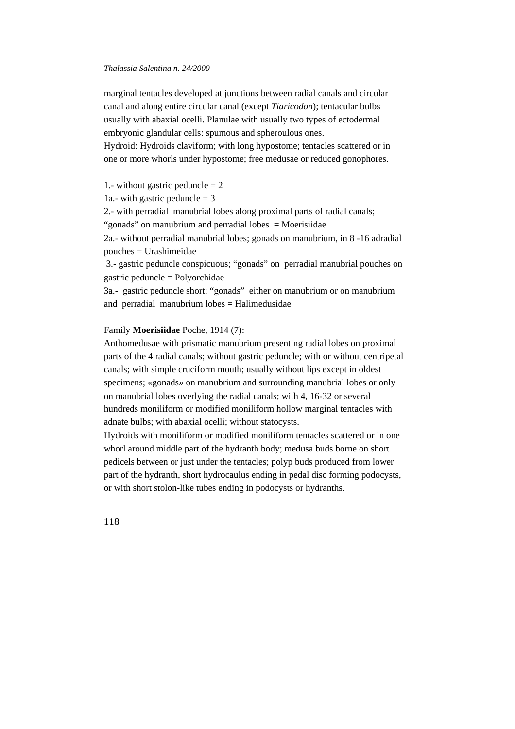marginal tentacles developed at junctions between radial canals and circular canal and along entire circular canal (except *Tiaricodon*); tentacular bulbs usually with abaxial ocelli. Planulae with usually two types of ectodermal embryonic glandular cells: spumous and spheroulous ones.
Hydroid: Hydroids claviform; with long hypostome; tentacles scattered or in one or more whorls under hypostome; free medusae or reduced gonophores.

1.- without gastric peduncle = 2
1a.- with gastric peduncle = 3
2.- with perradial manubrial lobes along proximal parts of radial canals; "gonads" on manubrium and perradial lobes = Moerisiidae
2a.- without perradial manubrial lobes; gonads on manubrium, in 8 -16 adradial pouches = Urashimeidae
3.- gastric peduncle conspicuous; "gonads" on perradial manubrial pouches on gastric peduncle = Polyorchidae
3a.- gastric peduncle short; "gonads" either on manubrium or on manubrium and perradial manubrium lobes = Halimedusidae

Family **Moerisiidae** Poche, 1914 (7):
Anthomedusae with prismatic manubrium presenting radial lobes on proximal parts of the 4 radial canals; without gastric peduncle; with or without centripetal canals; with simple cruciform mouth; usually without lips except in oldest specimens; «gonads» on manubrium and surrounding manubrial lobes or only on manubrial lobes overlying the radial canals; with 4, 16-32 or several hundreds moniliform or modified moniliform hollow marginal tentacles with adnate bulbs; with abaxial ocelli; without statocysts.
Hydroids with moniliform or modified moniliform tentacles scattered or in one whorl around middle part of the hydranth body; medusa buds borne on short pedicels between or just under the tentacles; polyp buds produced from lower part of the hydranth, short hydrocaulus ending in pedal disc forming podocysts, or with short stolon-like tubes ending in podocysts or hydranths.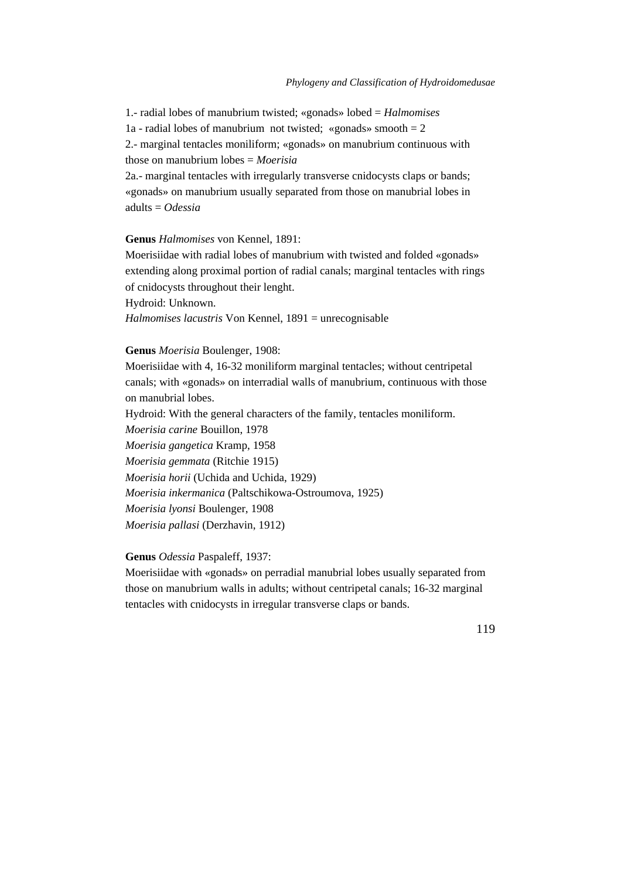1.- radial lobes of manubrium twisted; «gonads» lobed = *Halmomises*
1a - radial lobes of manubrium not twisted; «gonads» smooth = 2
2.- marginal tentacles moniliform; «gonads» on manubrium continuous with those on manubrium lobes = *Moerisia*
2a.- marginal tentacles with irregularly transverse cnidocysts claps or bands; «gonads» on manubrium usually separated from those on manubrial lobes in adults = *Odessia*

**Genus** *Halmomises* von Kennel, 1891:
Moerisiidae with radial lobes of manubrium with twisted and folded «gonads» extending along proximal portion of radial canals; marginal tentacles with rings of cnidocysts throughout their lenght.
Hydroid: Unknown.
*Halmomises lacustris* Von Kennel, 1891 = unrecognisable

**Genus** *Moerisia* Boulenger, 1908:
Moerisiidae with 4, 16-32 moniliform marginal tentacles; without centripetal canals; with «gonads» on interradial walls of manubrium, continuous with those on manubrial lobes.
Hydroid: With the general characters of the family, tentacles moniliform.
*Moerisia carine* Bouillon, 1978
*Moerisia gangetica* Kramp, 1958
*Moerisia gemmata* (Ritchie 1915)
*Moerisia horii* (Uchida and Uchida, 1929)
*Moerisia inkermanica* (Paltschikowa-Ostroumova, 1925)
*Moerisia lyonsi* Boulenger, 1908
*Moerisia pallasi* (Derzhavin, 1912)

**Genus** *Odessia* Paspaleff, 1937:
Moerisiidae with «gonads» on perradial manubrial lobes usually separated from those on manubrium walls in adults; without centripetal canals; 16-32 marginal tentacles with cnidocysts in irregular transverse claps or bands.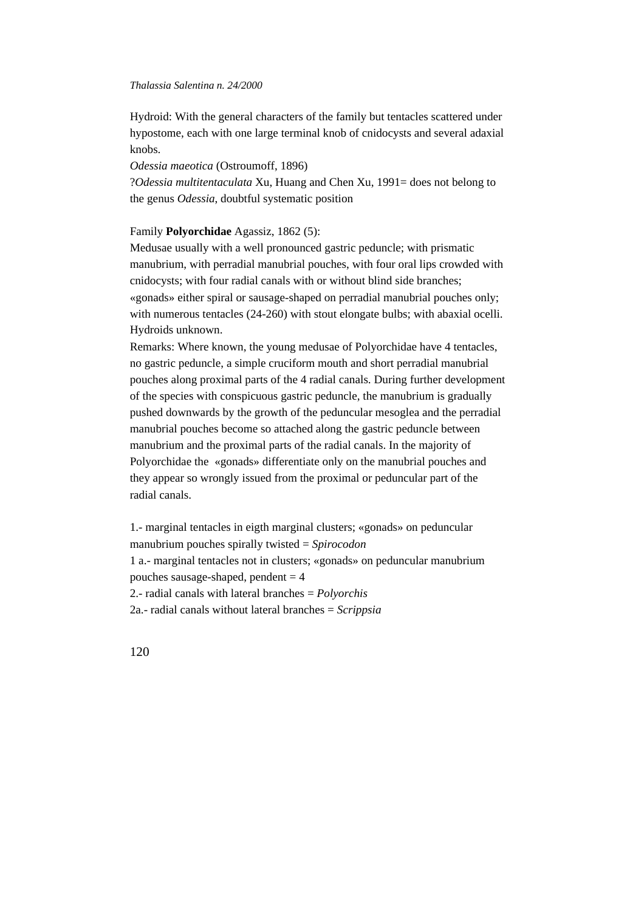Hydroid: With the general characters of the family but tentacles scattered under hypostome, each with one large terminal knob of cnidocysts and several adaxial knobs.

*Odessia maeotica* (Ostroumoff, 1896)

?*Odessia multitentaculata* Xu, Huang and Chen Xu, 1991= does not belong to the genus *Odessia*, doubtful systematic position

Family **Polyorchidae** Agassiz, 1862 (5):

Medusae usually with a well pronounced gastric peduncle; with prismatic manubrium, with perradial manubrial pouches, with four oral lips crowded with cnidocysts; with four radial canals with or without blind side branches; «gonads» either spiral or sausage-shaped on perradial manubrial pouches only; with numerous tentacles (24-260) with stout elongate bulbs; with abaxial ocelli. Hydroids unknown.

Remarks: Where known, the young medusae of Polyorchidae have 4 tentacles, no gastric peduncle, a simple cruciform mouth and short perradial manubrial pouches along proximal parts of the 4 radial canals. During further development of the species with conspicuous gastric peduncle, the manubrium is gradually pushed downwards by the growth of the peduncular mesoglea and the perradial manubrial pouches become so attached along the gastric peduncle between manubrium and the proximal parts of the radial canals. In the majority of Polyorchidae the «gonads» differentiate only on the manubrial pouches and they appear so wrongly issued from the proximal or peduncular part of the radial canals.

1.- marginal tentacles in eigth marginal clusters; «gonads» on peduncular manubrium pouches spirally twisted = *Spirocodon*

1 a.- marginal tentacles not in clusters; «gonads» on peduncular manubrium pouches sausage-shaped, pendent = 4

2.- radial canals with lateral branches = *Polyorchis*

2a.- radial canals without lateral branches = *Scrippsia*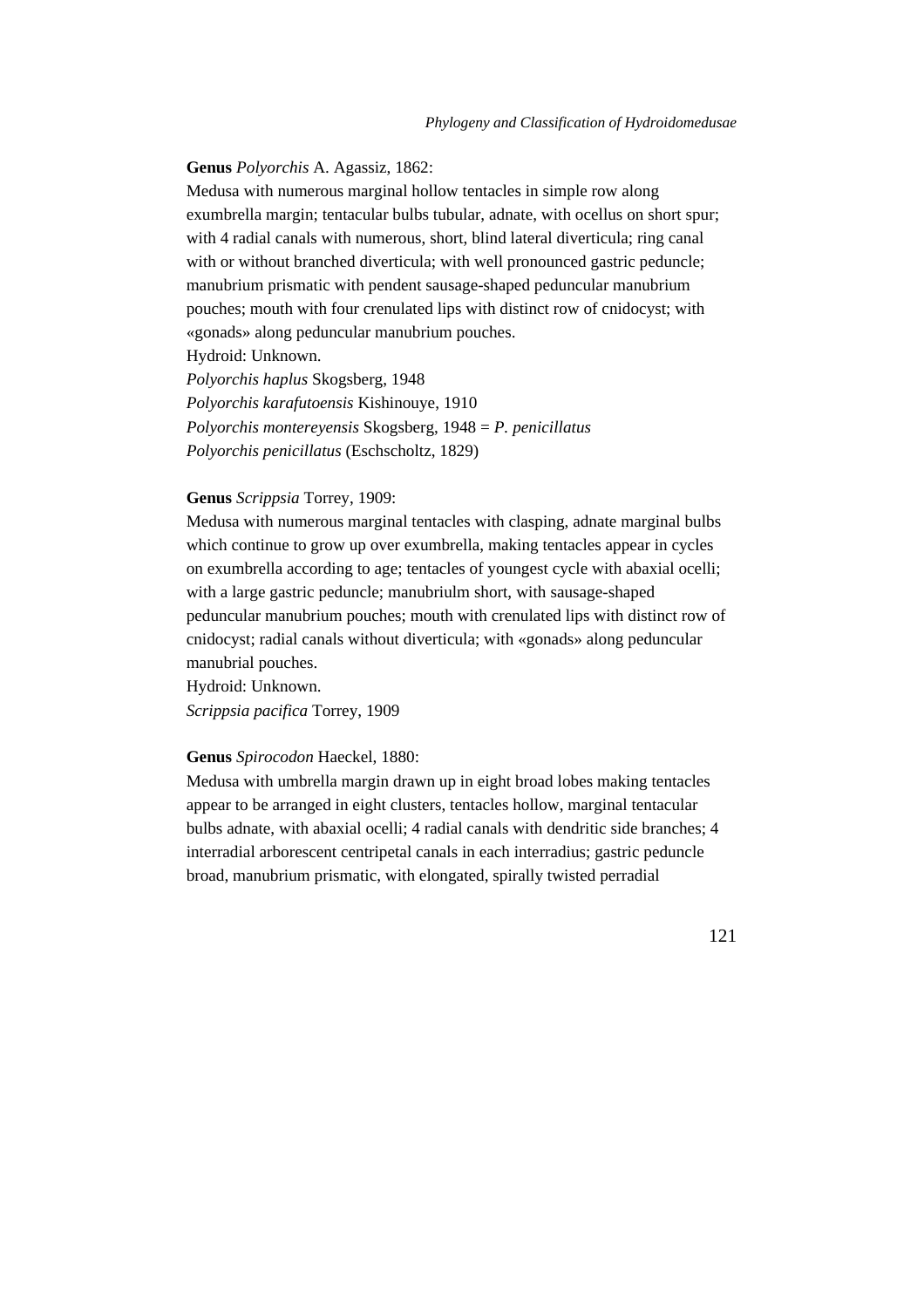**Genus** *Polyorchis* A. Agassiz, 1862:

Medusa with numerous marginal hollow tentacles in simple row along exumbrella margin; tentacular bulbs tubular, adnate, with ocellus on short spur; with 4 radial canals with numerous, short, blind lateral diverticula; ring canal with or without branched diverticula; with well pronounced gastric peduncle; manubrium prismatic with pendent sausage-shaped peduncular manubrium pouches; mouth with four crenulated lips with distinct row of cnidocyst; with «gonads» along peduncular manubrium pouches.

Hydroid: Unknown.

*Polyorchis haplus* Skogsberg, 1948

*Polyorchis karafutoensis* Kishinouye, 1910

*Polyorchis montereyensis* Skogsberg, 1948 = *P. penicillatus*

*Polyorchis penicillatus* (Eschscholtz, 1829)

**Genus** *Scrippsia* Torrey, 1909:

Medusa with numerous marginal tentacles with clasping, adnate marginal bulbs which continue to grow up over exumbrella, making tentacles appear in cycles on exumbrella according to age; tentacles of youngest cycle with abaxial ocelli; with a large gastric peduncle; manubriulm short, with sausage-shaped peduncular manubrium pouches; mouth with crenulated lips with distinct row of cnidocyst; radial canals without diverticula; with «gonads» along peduncular manubrial pouches.

Hydroid: Unknown.

*Scrippsia pacifica* Torrey, 1909

**Genus** *Spirocodon* Haeckel, 1880:

Medusa with umbrella margin drawn up in eight broad lobes making tentacles appear to be arranged in eight clusters, tentacles hollow, marginal tentacular bulbs adnate, with abaxial ocelli; 4 radial canals with dendritic side branches; 4 interradial arborescent centripetal canals in each interradius; gastric peduncle broad, manubrium prismatic, with elongated, spirally twisted perradial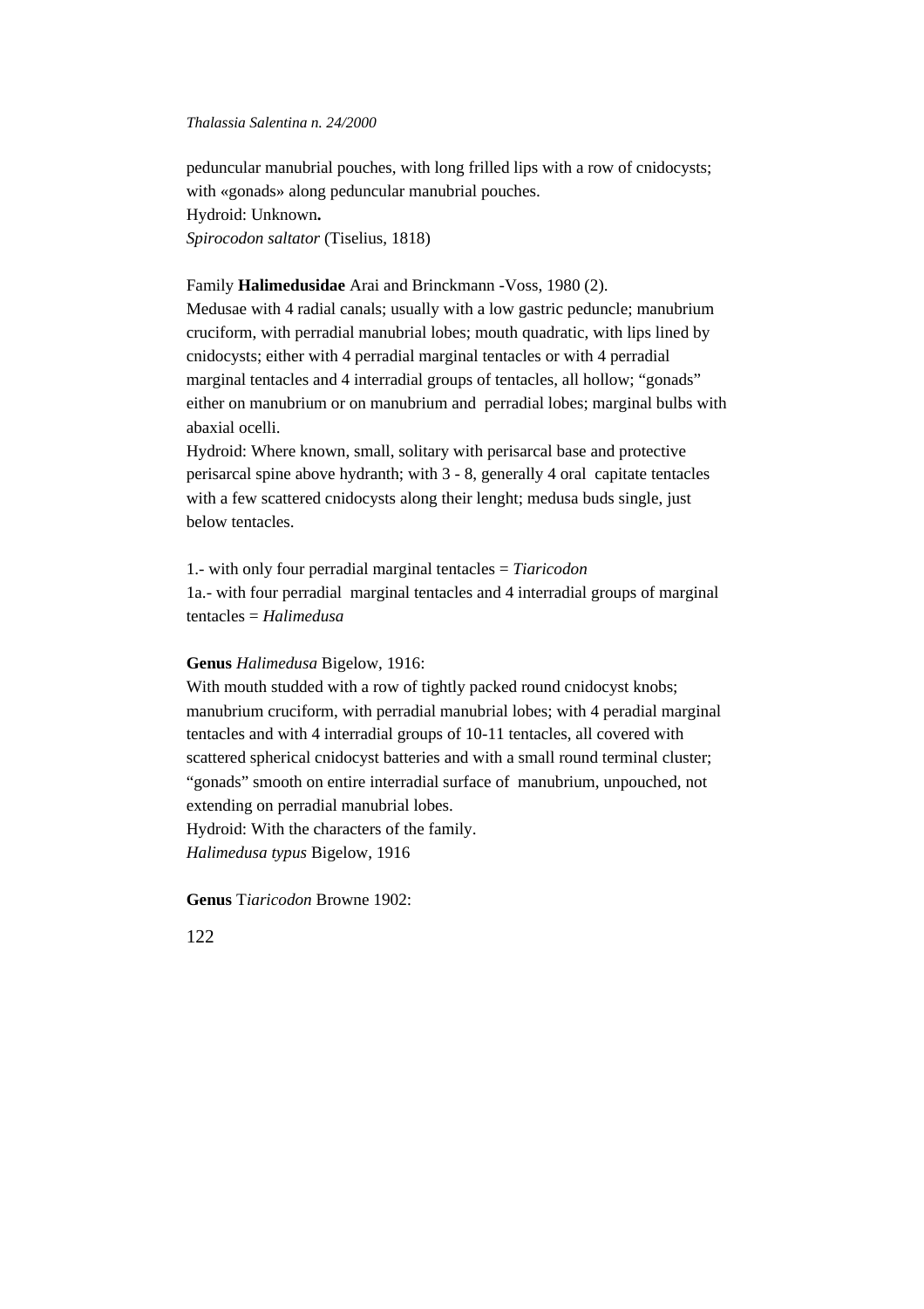peduncular manubrial pouches, with long frilled lips with a row of cnidocysts; with «gonads» along peduncular manubrial pouches.
Hydroid: Unknown**.**
*Spirocodon saltator* (Tiselius, 1818)

Family **Halimedusidae** Arai and Brinckmann -Voss, 1980 (2).
Medusae with 4 radial canals; usually with a low gastric peduncle; manubrium cruciform, with perradial manubrial lobes; mouth quadratic, with lips lined by cnidocysts; either with 4 perradial marginal tentacles or with 4 perradial marginal tentacles and 4 interradial groups of tentacles, all hollow; "gonads" either on manubrium or on manubrium and perradial lobes; marginal bulbs with abaxial ocelli.
Hydroid: Where known, small, solitary with perisarcal base and protective perisarcal spine above hydranth; with 3 - 8, generally 4 oral capitate tentacles with a few scattered cnidocysts along their lenght; medusa buds single, just below tentacles.

1.- with only four perradial marginal tentacles = *Tiaricodon*
1a.- with four perradial marginal tentacles and 4 interradial groups of marginal tentacles = *Halimedusa*

**Genus** *Halimedusa* Bigelow, 1916:
With mouth studded with a row of tightly packed round cnidocyst knobs; manubrium cruciform, with perradial manubrial lobes; with 4 peradial marginal tentacles and with 4 interradial groups of 10-11 tentacles, all covered with scattered spherical cnidocyst batteries and with a small round terminal cluster; "gonads" smooth on entire interradial surface of manubrium, unpouched, not extending on perradial manubrial lobes.
Hydroid: With the characters of the family.
*Halimedusa typus* Bigelow, 1916

**Genus** T*iaricodon* Browne 1902: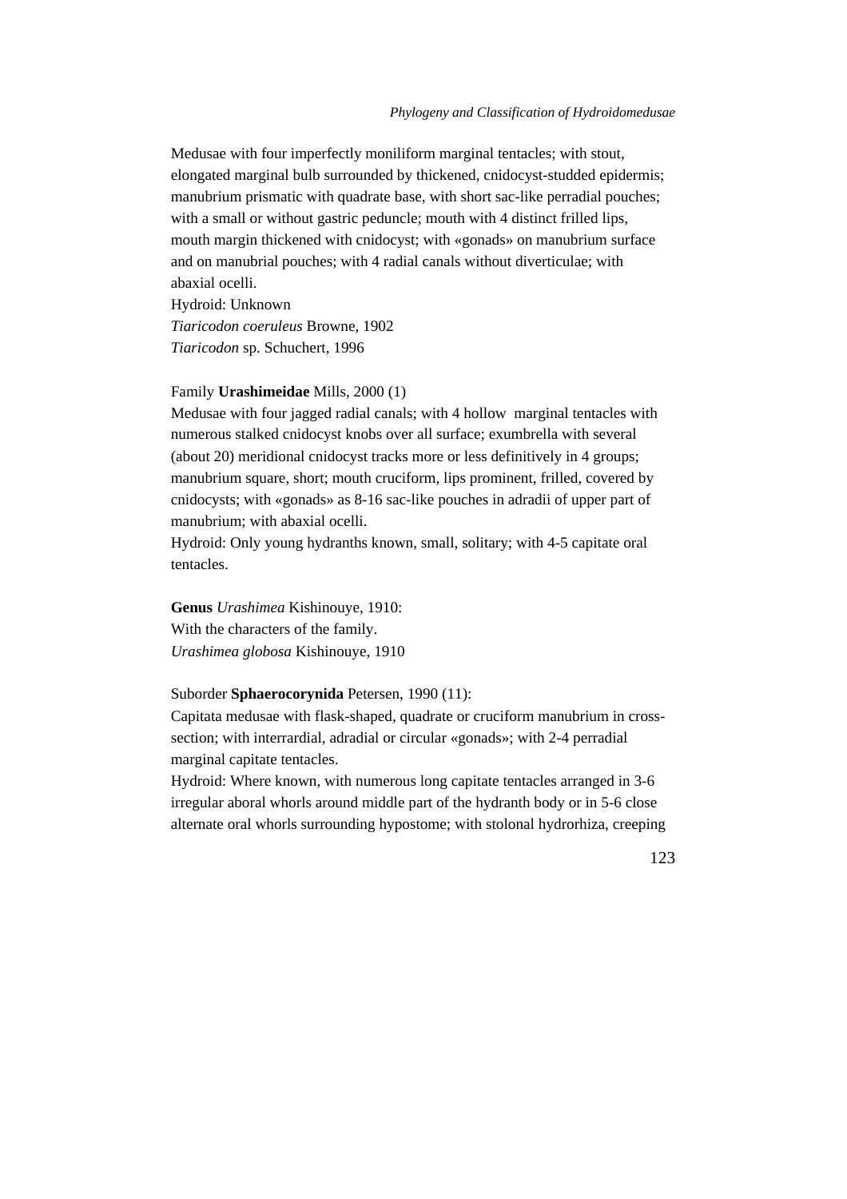Medusae with four imperfectly moniliform marginal tentacles; with stout, elongated marginal bulb surrounded by thickened, cnidocyst-studded epidermis; manubrium prismatic with quadrate base, with short sac-like perradial pouches; with a small or without gastric peduncle; mouth with 4 distinct frilled lips, mouth margin thickened with cnidocyst; with «gonads» on manubrium surface and on manubrial pouches; with 4 radial canals without diverticulae; with abaxial ocelli.
Hydroid: Unknown
*Tiaricodon coeruleus* Browne, 1902
*Tiaricodon* sp. Schuchert, 1996

Family **Urashimeidae** Mills, 2000 (1)
Medusae with four jagged radial canals; with 4 hollow marginal tentacles with numerous stalked cnidocyst knobs over all surface; exumbrella with several (about 20) meridional cnidocyst tracks more or less definitively in 4 groups; manubrium square, short; mouth cruciform, lips prominent, frilled, covered by cnidocysts; with «gonads» as 8-16 sac-like pouches in adradii of upper part of manubrium; with abaxial ocelli.
Hydroid: Only young hydranths known, small, solitary; with 4-5 capitate oral tentacles.

**Genus** *Urashimea* Kishinouye, 1910:
With the characters of the family.
*Urashimea globosa* Kishinouye, 1910

Suborder **Sphaerocorynida** Petersen, 1990 (11):
Capitata medusae with flask-shaped, quadrate or cruciform manubrium in cross-section; with interrardial, adradial or circular «gonads»; with 2-4 perradial marginal capitate tentacles.
Hydroid: Where known, with numerous long capitate tentacles arranged in 3-6 irregular aboral whorls around middle part of the hydranth body or in 5-6 close alternate oral whorls surrounding hypostome; with stolonal hydrorhiza, creeping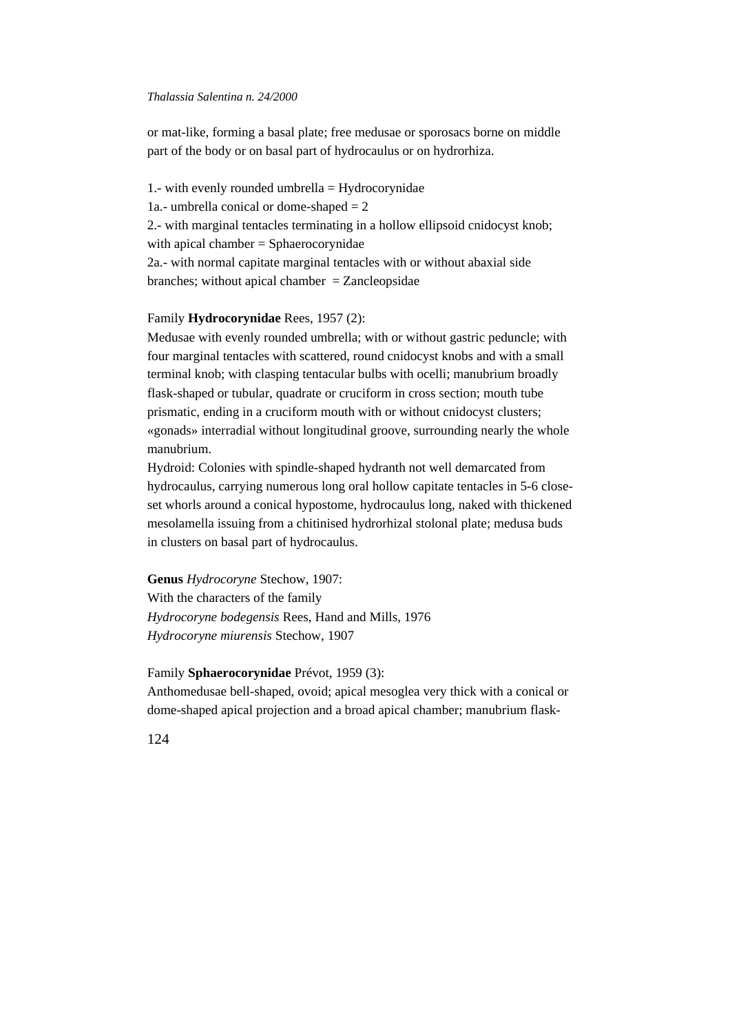or mat-like, forming a basal plate; free medusae or sporosacs borne on middle part of the body or on basal part of hydrocaulus or on hydrorhiza.

1.- with evenly rounded umbrella = Hydrocorynidae
1a.- umbrella conical or dome-shaped = 2
2.- with marginal tentacles terminating in a hollow ellipsoid cnidocyst knob; with apical chamber = Sphaerocorynidae
2a.- with normal capitate marginal tentacles with or without abaxial side branches; without apical chamber = Zancleopsidae

Family **Hydrocorynidae** Rees, 1957 (2):
Medusae with evenly rounded umbrella; with or without gastric peduncle; with four marginal tentacles with scattered, round cnidocyst knobs and with a small terminal knob; with clasping tentacular bulbs with ocelli; manubrium broadly flask-shaped or tubular, quadrate or cruciform in cross section; mouth tube prismatic, ending in a cruciform mouth with or without cnidocyst clusters; «gonads» interradial without longitudinal groove, surrounding nearly the whole manubrium.
Hydroid: Colonies with spindle-shaped hydranth not well demarcated from hydrocaulus, carrying numerous long oral hollow capitate tentacles in 5-6 close-set whorls around a conical hypostome, hydrocaulus long, naked with thickened mesolamella issuing from a chitinised hydrorhizal stolonal plate; medusa buds in clusters on basal part of hydrocaulus.

**Genus** *Hydrocoryne* Stechow, 1907:
With the characters of the family
*Hydrocoryne bodegensis* Rees, Hand and Mills, 1976
*Hydrocoryne miurensis* Stechow, 1907

Family **Sphaerocorynidae** Prévot, 1959 (3):
Anthomedusae bell-shaped, ovoid; apical mesoglea very thick with a conical or dome-shaped apical projection and a broad apical chamber; manubrium flask-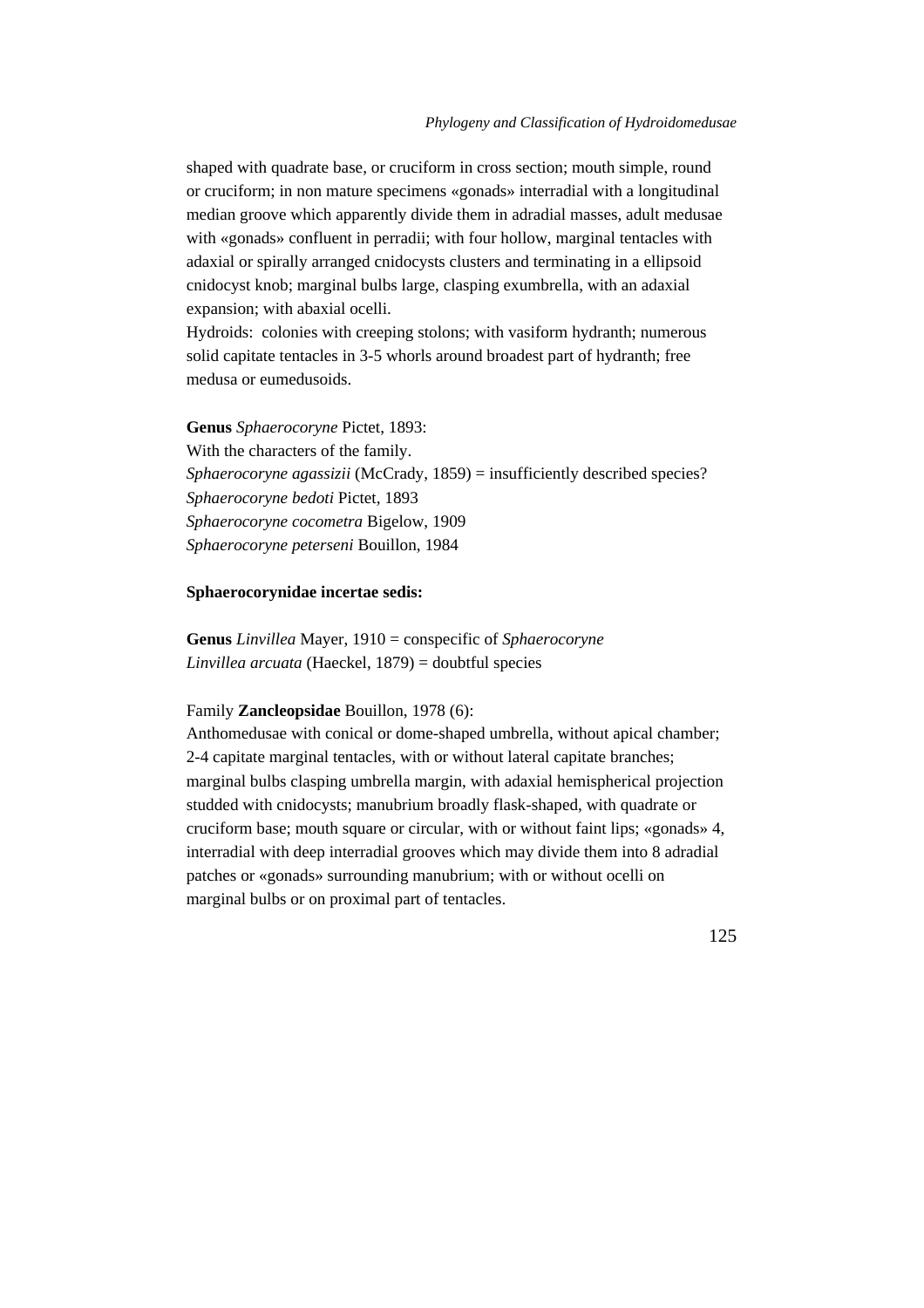shaped with quadrate base, or cruciform in cross section; mouth simple, round or cruciform; in non mature specimens «gonads» interradial with a longitudinal median groove which apparently divide them in adradial masses, adult medusae with «gonads» confluent in perradii; with four hollow, marginal tentacles with adaxial or spirally arranged cnidocysts clusters and terminating in a ellipsoid cnidocyst knob; marginal bulbs large, clasping exumbrella, with an adaxial expansion; with abaxial ocelli.

Hydroids: colonies with creeping stolons; with vasiform hydranth; numerous solid capitate tentacles in 3-5 whorls around broadest part of hydranth; free medusa or eumedusoids.

**Genus** *Sphaerocoryne* Pictet, 1893:
With the characters of the family.
*Sphaerocoryne agassizii* (McCrady, 1859) = insufficiently described species?
*Sphaerocoryne bedoti* Pictet, 1893
*Sphaerocoryne cocometra* Bigelow, 1909
*Sphaerocoryne peterseni* Bouillon, 1984

**Sphaerocorynidae incertae sedis:**

**Genus** *Linvillea* Mayer, 1910 = conspecific of *Sphaerocoryne*
*Linvillea arcuata* (Haeckel, 1879) = doubtful species

Family **Zancleopsidae** Bouillon, 1978 (6):
Anthomedusae with conical or dome-shaped umbrella, without apical chamber; 2-4 capitate marginal tentacles, with or without lateral capitate branches; marginal bulbs clasping umbrella margin, with adaxial hemispherical projection studded with cnidocysts; manubrium broadly flask-shaped, with quadrate or cruciform base; mouth square or circular, with or without faint lips; «gonads» 4, interradial with deep interradial grooves which may divide them into 8 adradial patches or «gonads» surrounding manubrium; with or without ocelli on marginal bulbs or on proximal part of tentacles.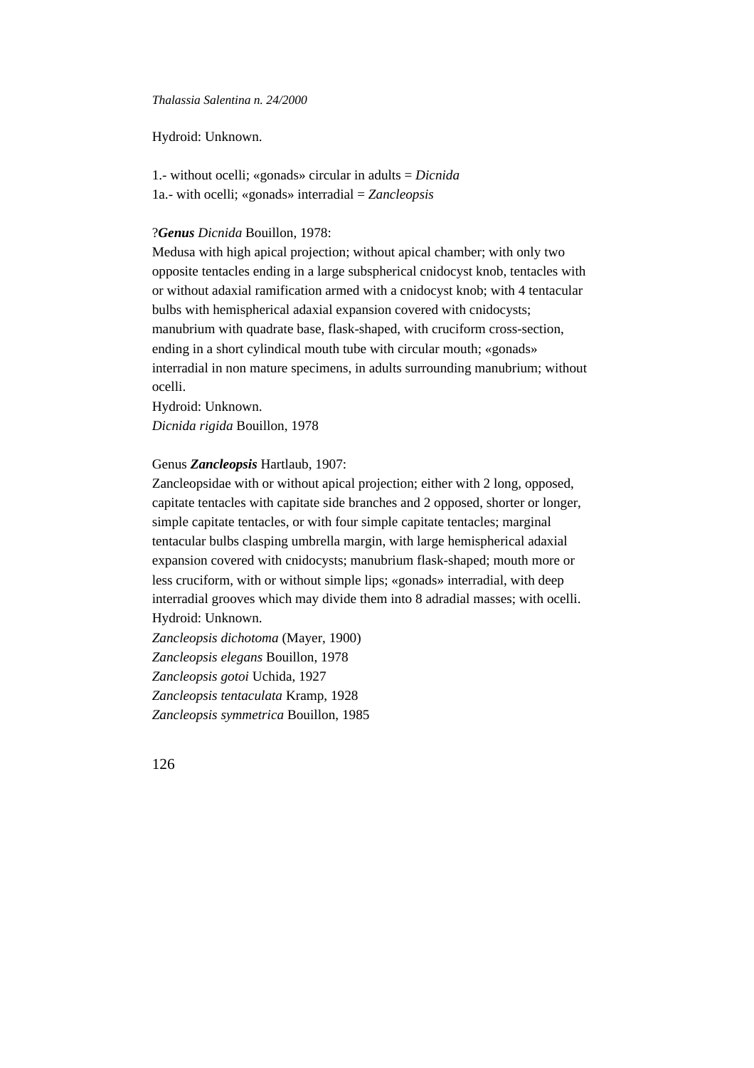Hydroid: Unknown.

1.- without ocelli; «gonads» circular in adults = *Dicnida*
1a.- with ocelli; «gonads» interradial = *Zancleopsis*

?***Genus*** *Dicnida* Bouillon, 1978:
Medusa with high apical projection; without apical chamber; with only two opposite tentacles ending in a large subspherical cnidocyst knob, tentacles with or without adaxial ramification armed with a cnidocyst knob; with 4 tentacular bulbs with hemispherical adaxial expansion covered with cnidocysts; manubrium with quadrate base, flask-shaped, with cruciform cross-section, ending in a short cylindical mouth tube with circular mouth; «gonads» interradial in non mature specimens, in adults surrounding manubrium; without ocelli.
Hydroid: Unknown.
*Dicnida rigida* Bouillon, 1978

Genus ***Zancleopsis*** Hartlaub, 1907:
Zancleopsidae with or without apical projection; either with 2 long, opposed, capitate tentacles with capitate side branches and 2 opposed, shorter or longer, simple capitate tentacles, or with four simple capitate tentacles; marginal tentacular bulbs clasping umbrella margin, with large hemispherical adaxial expansion covered with cnidocysts; manubrium flask-shaped; mouth more or less cruciform, with or without simple lips; «gonads» interradial, with deep interradial grooves which may divide them into 8 adradial masses; with ocelli.
Hydroid: Unknown.
*Zancleopsis dichotoma* (Mayer, 1900)
*Zancleopsis elegans* Bouillon, 1978
*Zancleopsis gotoi* Uchida, 1927
*Zancleopsis tentaculata* Kramp, 1928
*Zancleopsis symmetrica* Bouillon, 1985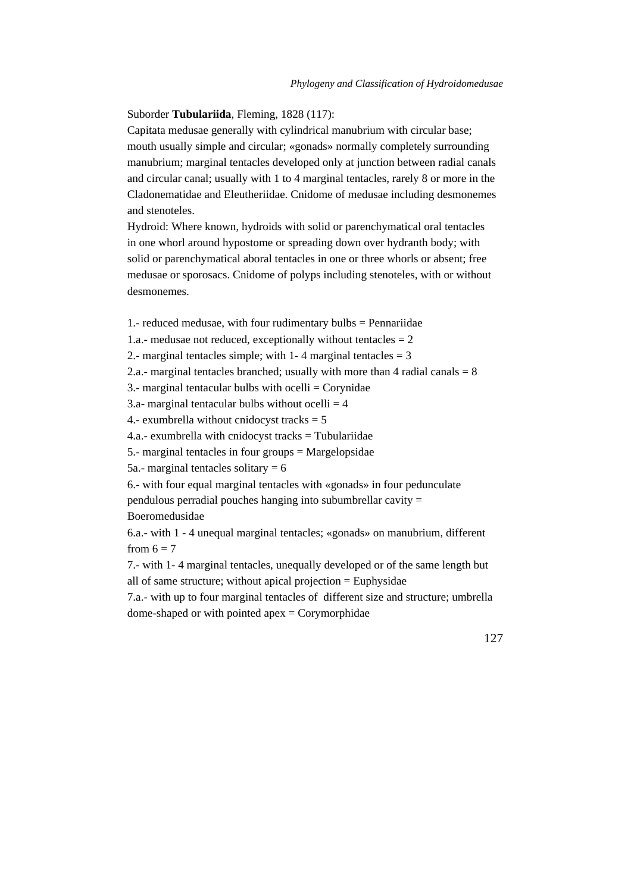Suborder **Tubulariida**, Fleming, 1828 (117):

Capitata medusae generally with cylindrical manubrium with circular base; mouth usually simple and circular; «gonads» normally completely surrounding manubrium; marginal tentacles developed only at junction between radial canals and circular canal; usually with 1 to 4 marginal tentacles, rarely 8 or more in the Cladonematidae and Eleutheriidae. Cnidome of medusae including desmonemes and stenoteles.

Hydroid: Where known, hydroids with solid or parenchymatical oral tentacles in one whorl around hypostome or spreading down over hydranth body; with solid or parenchymatical aboral tentacles in one or three whorls or absent; free medusae or sporosacs. Cnidome of polyps including stenoteles, with or without desmonemes.

1.- reduced medusae, with four rudimentary bulbs = Pennariidae

1.a.- medusae not reduced, exceptionally without tentacles = 2

2.- marginal tentacles simple; with 1- 4 marginal tentacles = 3

2.a.- marginal tentacles branched; usually with more than 4 radial canals = 8

3.- marginal tentacular bulbs with ocelli = Corynidae

3.a- marginal tentacular bulbs without ocelli = 4

4.- exumbrella without cnidocyst tracks = 5

4.a.- exumbrella with cnidocyst tracks = Tubulariidae

5.- marginal tentacles in four groups = Margelopsidae

5a.- marginal tentacles solitary = 6

6.- with four equal marginal tentacles with «gonads» in four pedunculate pendulous perradial pouches hanging into subumbrellar cavity = Boeromedusidae

6.a.- with 1 - 4 unequal marginal tentacles; «gonads» on manubrium, different from 6 = 7

7.- with 1- 4 marginal tentacles, unequally developed or of the same length but all of same structure; without apical projection = Euphysidae

7.a.- with up to four marginal tentacles of different size and structure; umbrella dome-shaped or with pointed apex = Corymorphidae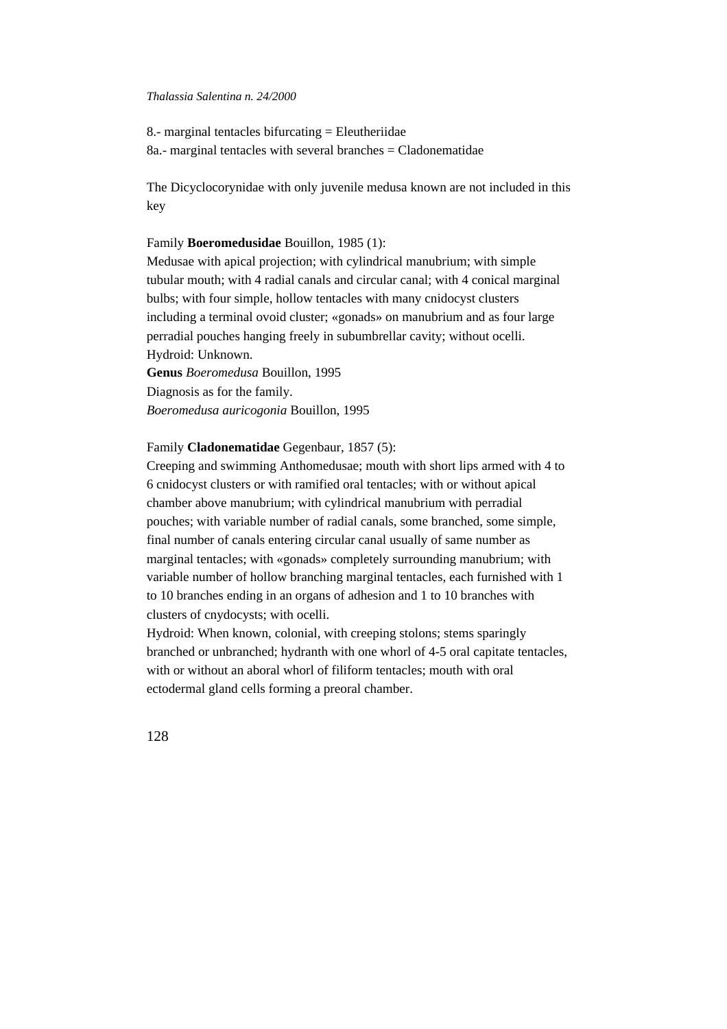8.- marginal tentacles bifurcating = Eleutheriidae
8a.- marginal tentacles with several branches = Cladonematidae

The Dicyclocorynidae with only juvenile medusa known are not included in this key

Family **Boeromedusidae** Bouillon, 1985 (1):
Medusae with apical projection; with cylindrical manubrium; with simple tubular mouth; with 4 radial canals and circular canal; with 4 conical marginal bulbs; with four simple, hollow tentacles with many cnidocyst clusters including a terminal ovoid cluster; «gonads» on manubrium and as four large perradial pouches hanging freely in subumbrellar cavity; without ocelli.
Hydroid: Unknown.
**Genus** *Boeromedusa* Bouillon, 1995
Diagnosis as for the family.
*Boeromedusa auricogonia* Bouillon, 1995

Family **Cladonematidae** Gegenbaur, 1857 (5):
Creeping and swimming Anthomedusae; mouth with short lips armed with 4 to 6 cnidocyst clusters or with ramified oral tentacles; with or without apical chamber above manubrium; with cylindrical manubrium with perradial pouches; with variable number of radial canals, some branched, some simple, final number of canals entering circular canal usually of same number as marginal tentacles; with «gonads» completely surrounding manubrium; with variable number of hollow branching marginal tentacles, each furnished with 1 to 10 branches ending in an organs of adhesion and 1 to 10 branches with clusters of cnydocysts; with ocelli.
Hydroid: When known, colonial, with creeping stolons; stems sparingly branched or unbranched; hydranth with one whorl of 4-5 oral capitate tentacles, with or without an aboral whorl of filiform tentacles; mouth with oral ectodermal gland cells forming a preoral chamber.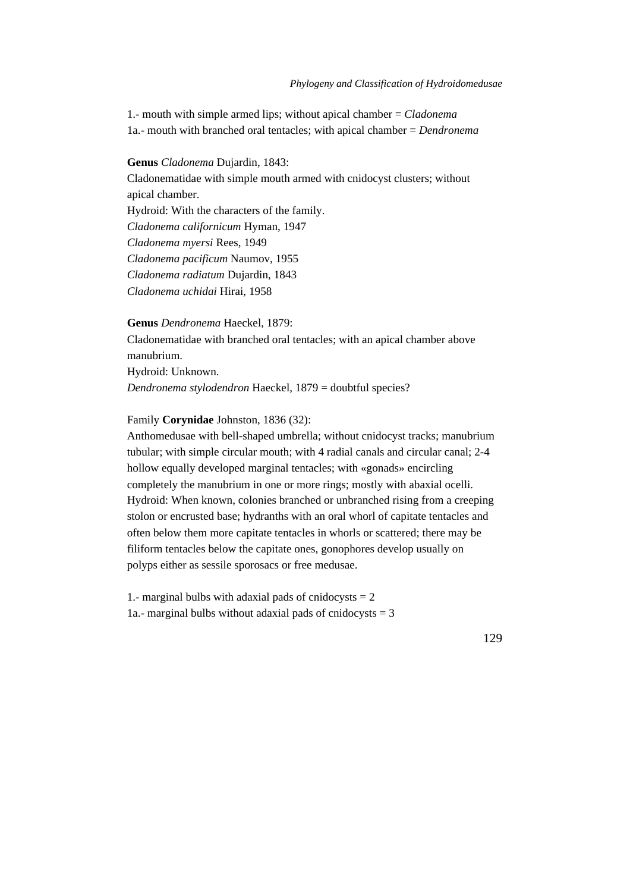1.- mouth with simple armed lips; without apical chamber = *Cladonema*
1a.- mouth with branched oral tentacles; with apical chamber = *Dendronema*

**Genus** *Cladonema* Dujardin, 1843:
Cladonematidae with simple mouth armed with cnidocyst clusters; without apical chamber.
Hydroid: With the characters of the family.
*Cladonema californicum* Hyman, 1947
*Cladonema myersi* Rees, 1949
*Cladonema pacificum* Naumov, 1955
*Cladonema radiatum* Dujardin, 1843
*Cladonema uchidai* Hirai, 1958

**Genus** *Dendronema* Haeckel, 1879:
Cladonematidae with branched oral tentacles; with an apical chamber above manubrium.
Hydroid: Unknown.
*Dendronema stylodendron* Haeckel, 1879 = doubtful species?

Family **Corynidae** Johnston, 1836 (32):
Anthomedusae with bell-shaped umbrella; without cnidocyst tracks; manubrium tubular; with simple circular mouth; with 4 radial canals and circular canal; 2-4 hollow equally developed marginal tentacles; with «gonads» encircling completely the manubrium in one or more rings; mostly with abaxial ocelli.
Hydroid: When known, colonies branched or unbranched rising from a creeping stolon or encrusted base; hydranths with an oral whorl of capitate tentacles and often below them more capitate tentacles in whorls or scattered; there may be filiform tentacles below the capitate ones, gonophores develop usually on polyps either as sessile sporosacs or free medusae.

1.- marginal bulbs with adaxial pads of cnidocysts = 2
1a.- marginal bulbs without adaxial pads of cnidocysts = 3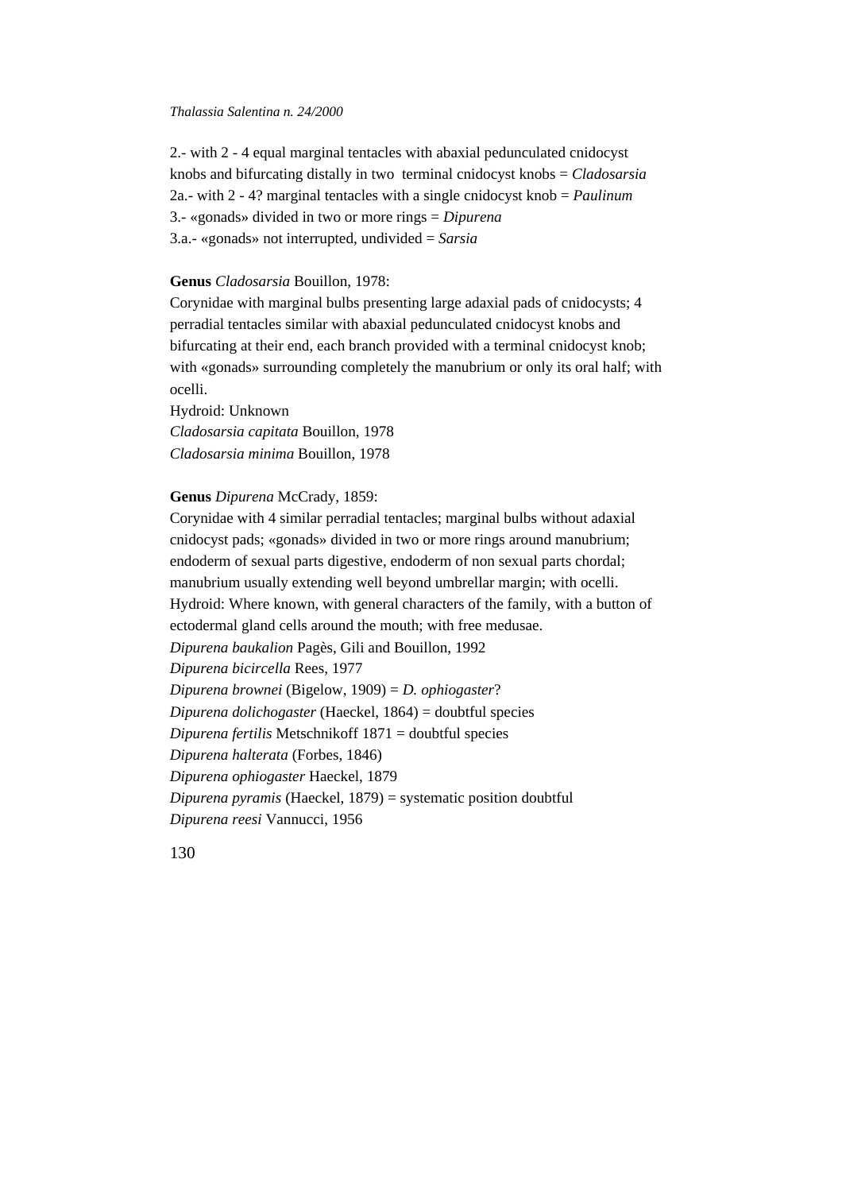2.- with 2 - 4 equal marginal tentacles with abaxial pedunculated cnidocyst knobs and bifurcating distally in two terminal cnidocyst knobs = *Cladosarsia*
2a.- with 2 - 4? marginal tentacles with a single cnidocyst knob = *Paulinum*
3.- «gonads» divided in two or more rings = *Dipurena*
3.a.- «gonads» not interrupted, undivided = *Sarsia*

**Genus** *Cladosarsia* Bouillon, 1978:

Corynidae with marginal bulbs presenting large adaxial pads of cnidocysts; 4 perradial tentacles similar with abaxial pedunculated cnidocyst knobs and bifurcating at their end, each branch provided with a terminal cnidocyst knob; with «gonads» surrounding completely the manubrium or only its oral half; with ocelli.

Hydroid: Unknown

*Cladosarsia capitata* Bouillon, 1978
*Cladosarsia minima* Bouillon, 1978

**Genus** *Dipurena* McCrady, 1859:

Corynidae with 4 similar perradial tentacles; marginal bulbs without adaxial cnidocyst pads; «gonads» divided in two or more rings around manubrium; endoderm of sexual parts digestive, endoderm of non sexual parts chordal; manubrium usually extending well beyond umbrellar margin; with ocelli.

Hydroid: Where known, with general characters of the family, with a button of ectodermal gland cells around the mouth; with free medusae.

*Dipurena baukalion* Pagès, Gili and Bouillon, 1992
*Dipurena bicircella* Rees, 1977
*Dipurena brownei* (Bigelow, 1909) = *D. ophiogaster*?
*Dipurena dolichogaster* (Haeckel, 1864) = doubtful species
*Dipurena fertilis* Metschnikoff 1871 = doubtful species
*Dipurena halterata* (Forbes, 1846)
*Dipurena ophiogaster* Haeckel, 1879
*Dipurena pyramis* (Haeckel, 1879) = systematic position doubtful
*Dipurena reesi* Vannucci, 1956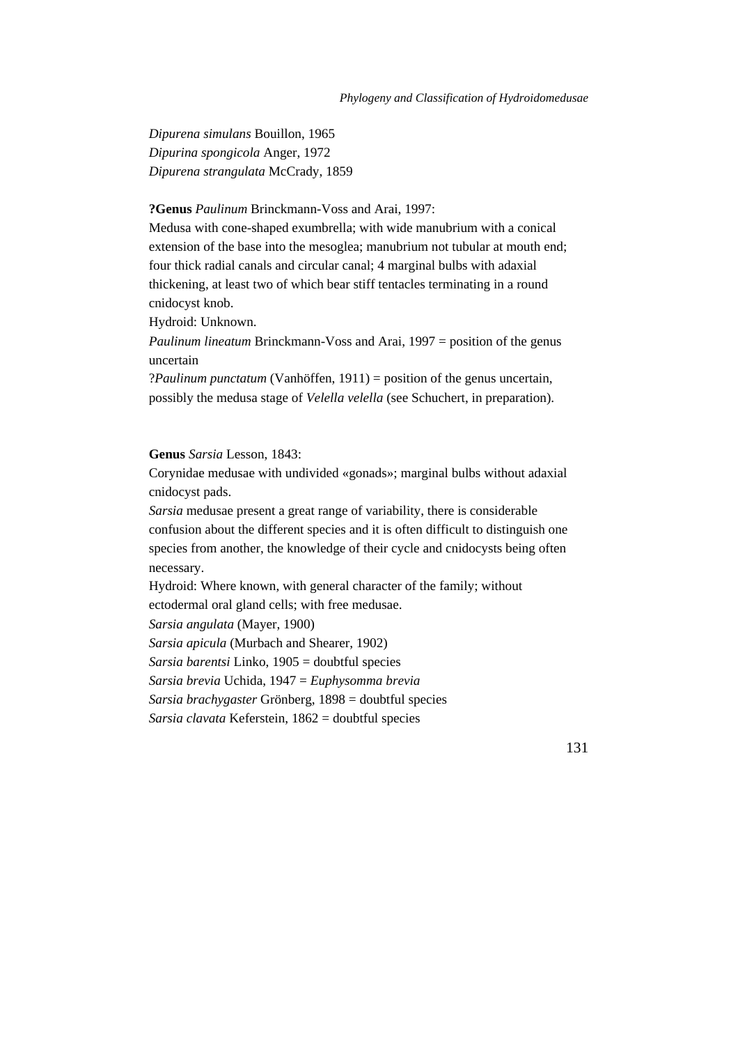*Dipurena simulans* Bouillon, 1965
*Dipurina spongicola* Anger, 1972
*Dipurena strangulata* McCrady, 1859

**?Genus** *Paulinum* Brinckmann-Voss and Arai, 1997:
Medusa with cone-shaped exumbrella; with wide manubrium with a conical extension of the base into the mesoglea; manubrium not tubular at mouth end; four thick radial canals and circular canal; 4 marginal bulbs with adaxial thickening, at least two of which bear stiff tentacles terminating in a round cnidocyst knob.
Hydroid: Unknown.
*Paulinum lineatum* Brinckmann-Voss and Arai, 1997 = position of the genus uncertain
?*Paulinum punctatum* (Vanhöffen, 1911) = position of the genus uncertain, possibly the medusa stage of *Velella velella* (see Schuchert, in preparation).

**Genus** *Sarsia* Lesson, 1843:
Corynidae medusae with undivided «gonads»; marginal bulbs without adaxial cnidocyst pads.
*Sarsia* medusae present a great range of variability, there is considerable confusion about the different species and it is often difficult to distinguish one species from another, the knowledge of their cycle and cnidocysts being often necessary.
Hydroid: Where known, with general character of the family; without ectodermal oral gland cells; with free medusae.
*Sarsia angulata* (Mayer, 1900)
*Sarsia apicula* (Murbach and Shearer, 1902)
*Sarsia barentsi* Linko, 1905 = doubtful species
*Sarsia brevia* Uchida, 1947 = *Euphysomma brevia*
*Sarsia brachygaster* Grönberg, 1898 = doubtful species
*Sarsia clavata* Keferstein, 1862 = doubtful species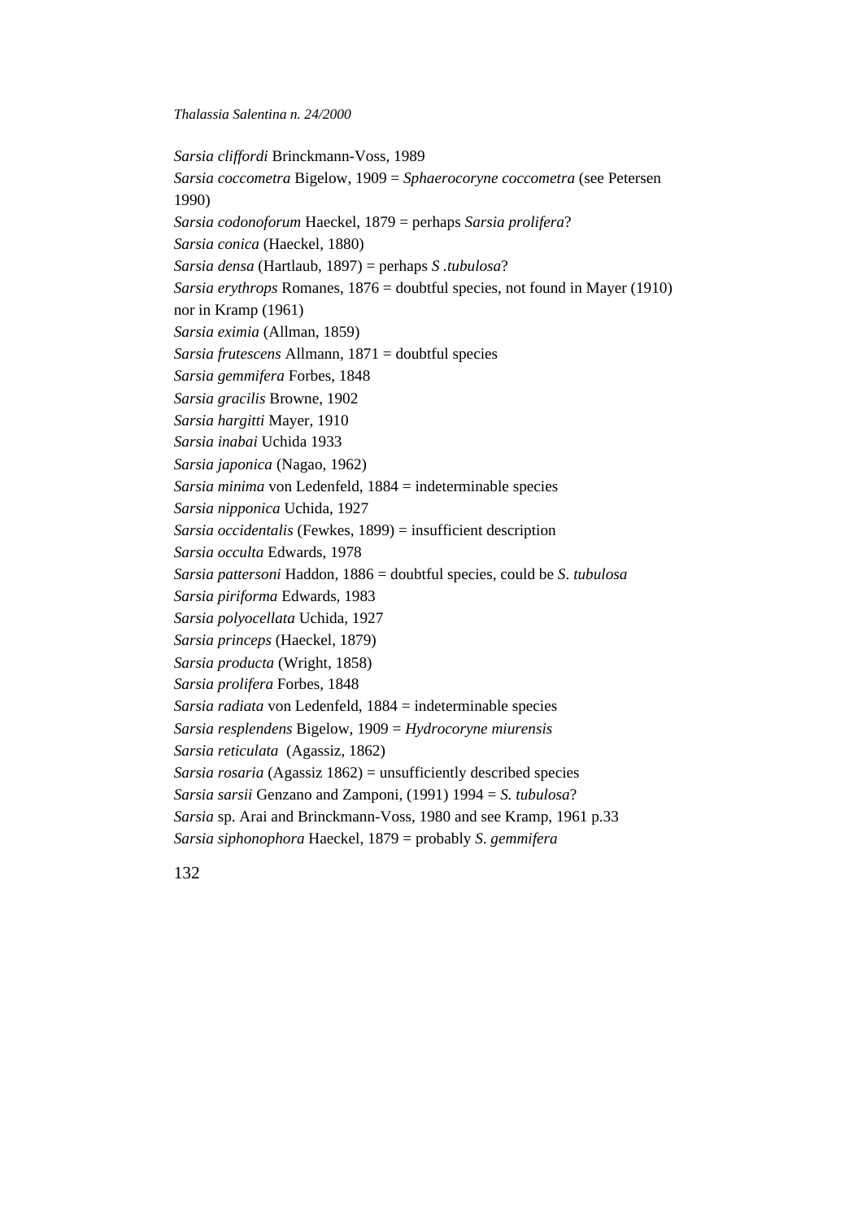*Sarsia cliffordi* Brinckmann-Voss, 1989  
*Sarsia coccometra* Bigelow, 1909 = *Sphaerocoryne coccometra* (see Petersen 1990)  
*Sarsia codonoforum* Haeckel, 1879 = perhaps *Sarsia prolifera*?  
*Sarsia conica* (Haeckel, 1880)  
*Sarsia densa* (Hartlaub, 1897) = perhaps *S .tubulosa*?  
*Sarsia erythrops* Romanes, 1876 = doubtful species, not found in Mayer (1910) nor in Kramp (1961)  
*Sarsia eximia* (Allman, 1859)  
*Sarsia frutescens* Allmann, 1871 = doubtful species  
*Sarsia gemmifera* Forbes, 1848  
*Sarsia gracilis* Browne, 1902  
*Sarsia hargitti* Mayer, 1910  
*Sarsia inabai* Uchida 1933  
*Sarsia japonica* (Nagao, 1962)  
*Sarsia minima* von Ledenfeld, 1884 = indeterminable species  
*Sarsia nipponica* Uchida, 1927  
*Sarsia occidentalis* (Fewkes, 1899) = insufficient description  
*Sarsia occulta* Edwards, 1978  
*Sarsia pattersoni* Haddon, 1886 = doubtful species, could be *S. tubulosa*  
*Sarsia piriforma* Edwards, 1983  
*Sarsia polyocellata* Uchida, 1927  
*Sarsia princeps* (Haeckel, 1879)  
*Sarsia producta* (Wright, 1858)  
*Sarsia prolifera* Forbes, 1848  
*Sarsia radiata* von Ledenfeld, 1884 = indeterminable species  
*Sarsia resplendens* Bigelow, 1909 = *Hydrocoryne miurensis*  
*Sarsia reticulata* (Agassiz, 1862)  
*Sarsia rosaria* (Agassiz 1862) = unsufficiently described species  
*Sarsia sarsii* Genzano and Zamponi, (1991) 1994 = *S. tubulosa*?  
*Sarsia* sp. Arai and Brinckmann-Voss, 1980 and see Kramp, 1961 p.33  
*Sarsia siphonophora* Haeckel, 1879 = probably *S. gemmifera*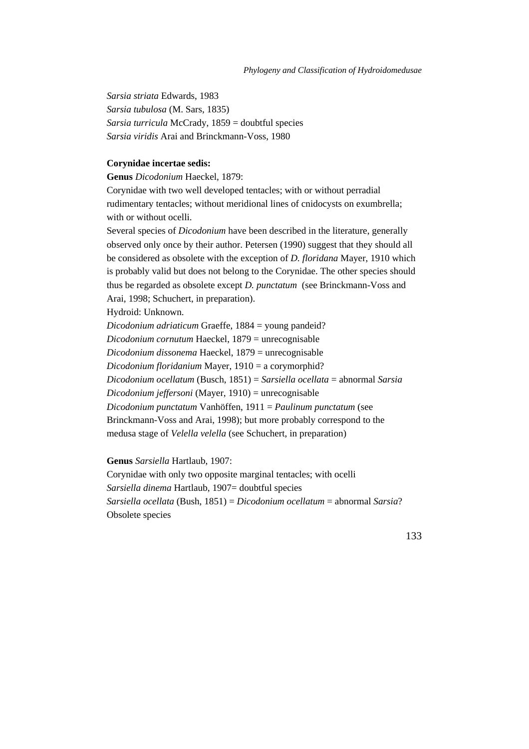*Sarsia striata* Edwards, 1983
*Sarsia tubulosa* (M. Sars, 1835)
*Sarsia turricula* McCrady, 1859 = doubtful species
*Sarsia viridis* Arai and Brinckmann-Voss, 1980

**Corynidae incertae sedis:**

**Genus** *Dicodonium* Haeckel, 1879:

Corynidae with two well developed tentacles; with or without perradial rudimentary tentacles; without meridional lines of cnidocysts on exumbrella; with or without ocelli.

Several species of *Dicodonium* have been described in the literature, generally observed only once by their author. Petersen (1990) suggest that they should all be considered as obsolete with the exception of *D. floridana* Mayer, 1910 which is probably valid but does not belong to the Corynidae. The other species should thus be regarded as obsolete except *D. punctatum* (see Brinckmann-Voss and Arai, 1998; Schuchert, in preparation).

Hydroid: Unknown.

*Dicodonium adriaticum* Graeffe, 1884 = young pandeid?
*Dicodonium cornutum* Haeckel, 1879 = unrecognisable
*Dicodonium dissonema* Haeckel, 1879 = unrecognisable
*Dicodonium floridanium* Mayer, 1910 = a corymorphid?
*Dicodonium ocellatum* (Busch, 1851) = *Sarsiella ocellata* = abnormal *Sarsia*
*Dicodonium jeffersoni* (Mayer, 1910) = unrecognisable
*Dicodonium punctatum* Vanhöffen, 1911 = *Paulinum punctatum* (see Brinckmann-Voss and Arai, 1998); but more probably correspond to the medusa stage of *Velella velella* (see Schuchert, in preparation)

**Genus** *Sarsiella* Hartlaub, 1907:

Corynidae with only two opposite marginal tentacles; with ocelli
*Sarsiella dinema* Hartlaub, 1907= doubtful species
*Sarsiella ocellata* (Bush, 1851) = *Dicodonium ocellatum* = abnormal *Sarsia*?
Obsolete species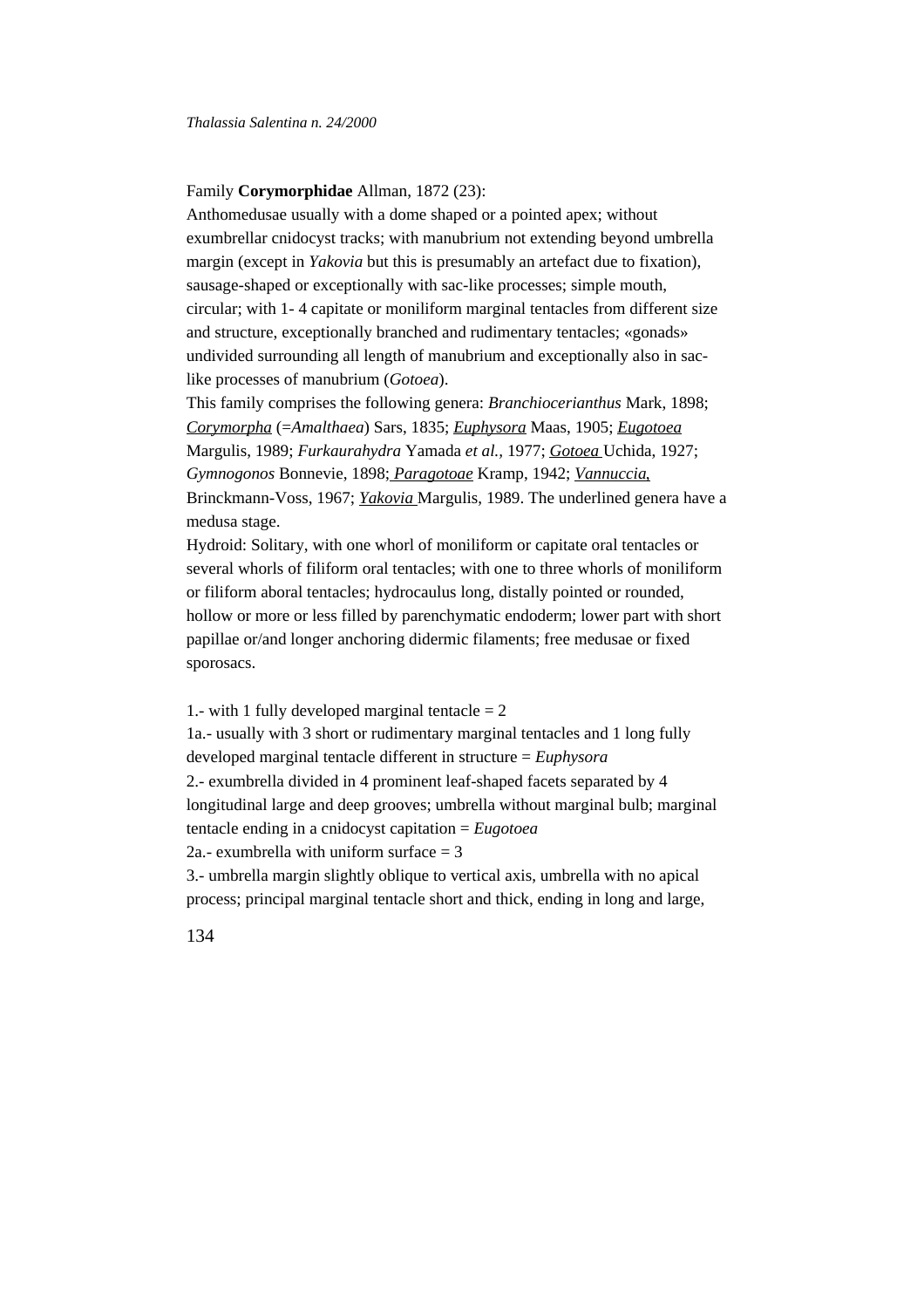Family **Corymorphidae** Allman, 1872 (23):

Anthomedusae usually with a dome shaped or a pointed apex; without exumbrellar cnidocyst tracks; with manubrium not extending beyond umbrella margin (except in *Yakovia* but this is presumably an artefact due to fixation), sausage-shaped or exceptionally with sac-like processes; simple mouth, circular; with 1- 4 capitate or moniliform marginal tentacles from different size and structure, exceptionally branched and rudimentary tentacles; «gonads» undivided surrounding all length of manubrium and exceptionally also in sac-like processes of manubrium (*Gotoea*).

This family comprises the following genera: *Branchiocerianthus* Mark, 1898; <u>*Corymorpha*</u> (=*Amalthaea*) Sars, 1835; <u>*Euphysora*</u> Maas, 1905; <u>*Eugotoea*</u> Margulis, 1989; *Furkaurahydra* Yamada *et al.,* 1977; <u>*Gotoea*</u> Uchida, 1927; *Gymnogonos* Bonnevie, 1898; <u>*Paragotoae*</u> Kramp, 1942; <u>*Vannuccia,*</u> Brinckmann-Voss, 1967; <u>*Yakovia*</u> Margulis, 1989. The underlined genera have a medusa stage.

Hydroid: Solitary, with one whorl of moniliform or capitate oral tentacles or several whorls of filiform oral tentacles; with one to three whorls of moniliform or filiform aboral tentacles; hydrocaulus long, distally pointed or rounded, hollow or more or less filled by parenchymatic endoderm; lower part with short papillae or/and longer anchoring didermic filaments; free medusae or fixed sporosacs.

1.- with 1 fully developed marginal tentacle = 2

1a.- usually with 3 short or rudimentary marginal tentacles and 1 long fully developed marginal tentacle different in structure = *Euphysora*

2.- exumbrella divided in 4 prominent leaf-shaped facets separated by 4 longitudinal large and deep grooves; umbrella without marginal bulb; marginal tentacle ending in a cnidocyst capitation = *Eugotoea*

2a.- exumbrella with uniform surface = 3

3.- umbrella margin slightly oblique to vertical axis, umbrella with no apical process; principal marginal tentacle short and thick, ending in long and large,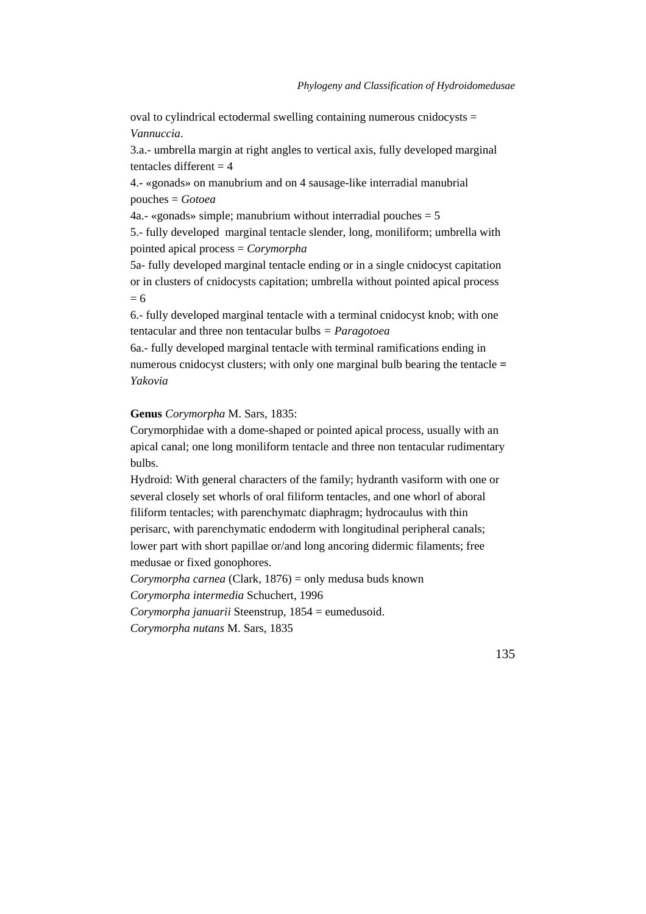oval to cylindrical ectodermal swelling containing numerous cnidocysts = *Vannuccia*.

3.a.- umbrella margin at right angles to vertical axis, fully developed marginal tentacles different = 4

4.- «gonads» on manubrium and on 4 sausage-like interradial manubrial pouches = *Gotoea*

4a.- «gonads» simple; manubrium without interradial pouches = 5

5.- fully developed marginal tentacle slender, long, moniliform; umbrella with pointed apical process = *Corymorpha*

5a- fully developed marginal tentacle ending or in a single cnidocyst capitation or in clusters of cnidocysts capitation; umbrella without pointed apical process = 6

6.- fully developed marginal tentacle with a terminal cnidocyst knob; with one tentacular and three non tentacular bulbs = *Paragotoea*

6a.- fully developed marginal tentacle with terminal ramifications ending in numerous cnidocyst clusters; with only one marginal bulb bearing the tentacle = *Yakovia*

**Genus** *Corymorpha* M. Sars, 1835:

Corymorphidae with a dome-shaped or pointed apical process, usually with an apical canal; one long moniliform tentacle and three non tentacular rudimentary bulbs.

Hydroid: With general characters of the family; hydranth vasiform with one or several closely set whorls of oral filiform tentacles, and one whorl of aboral filiform tentacles; with parenchymatc diaphragm; hydrocaulus with thin perisarc, with parenchymatic endoderm with longitudinal peripheral canals; lower part with short papillae or/and long ancoring didermic filaments; free medusae or fixed gonophores.

*Corymorpha carnea* (Clark, 1876) = only medusa buds known

*Corymorpha intermedia* Schuchert, 1996

*Corymorpha januarii* Steenstrup, 1854 = eumedusoid.

*Corymorpha nutans* M. Sars, 1835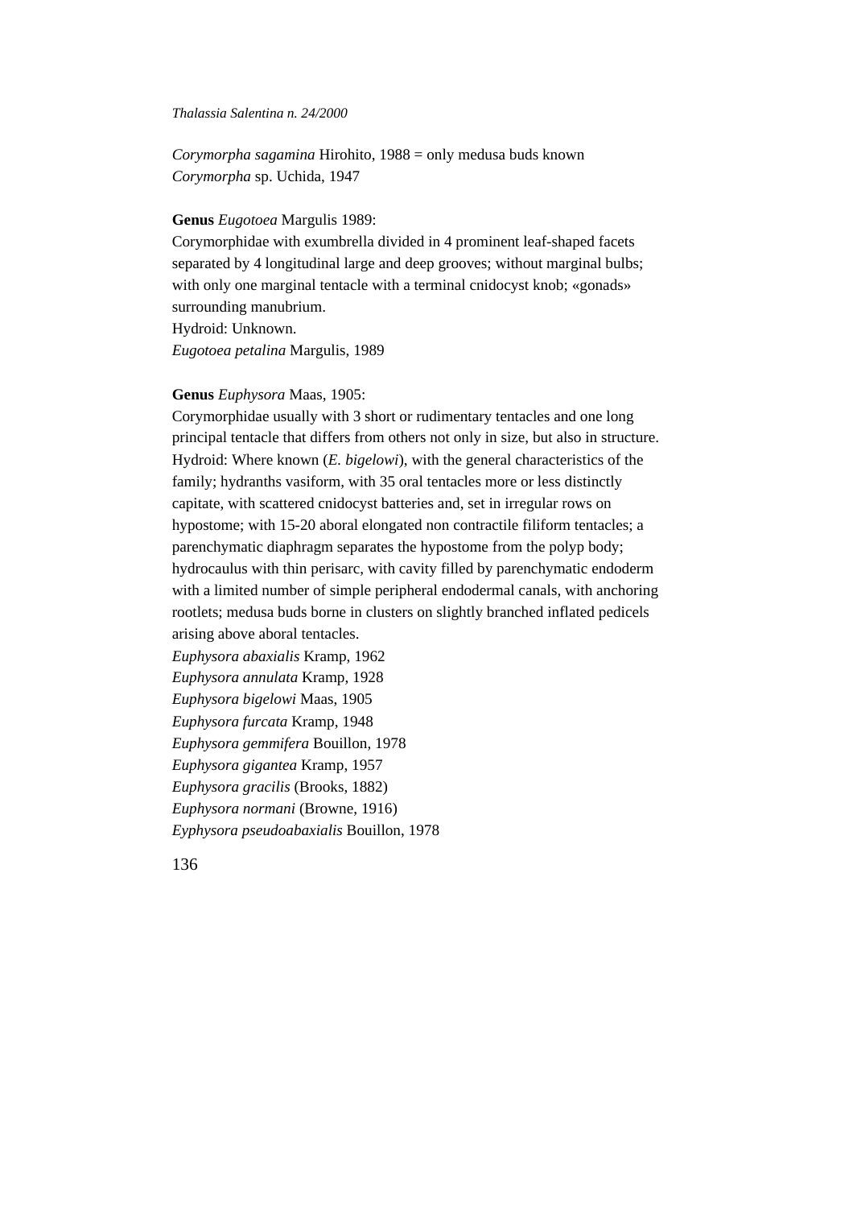*Corymorpha sagamina* Hirohito, 1988 = only medusa buds known
*Corymorpha* sp. Uchida, 1947

**Genus** *Eugotoea* Margulis 1989:
Corymorphidae with exumbrella divided in 4 prominent leaf-shaped facets separated by 4 longitudinal large and deep grooves; without marginal bulbs; with only one marginal tentacle with a terminal cnidocyst knob; «gonads» surrounding manubrium.
Hydroid: Unknown.
*Eugotoea petalina* Margulis, 1989

**Genus** *Euphysora* Maas, 1905:
Corymorphidae usually with 3 short or rudimentary tentacles and one long principal tentacle that differs from others not only in size, but also in structure.
Hydroid: Where known (*E. bigelowi*), with the general characteristics of the family; hydranths vasiform, with 35 oral tentacles more or less distinctly capitate, with scattered cnidocyst batteries and, set in irregular rows on hypostome; with 15-20 aboral elongated non contractile filiform tentacles; a parenchymatic diaphragm separates the hypostome from the polyp body; hydrocaulus with thin perisarc, with cavity filled by parenchymatic endoderm with a limited number of simple peripheral endodermal canals, with anchoring rootlets; medusa buds borne in clusters on slightly branched inflated pedicels arising above aboral tentacles.
*Euphysora abaxialis* Kramp, 1962
*Euphysora annulata* Kramp, 1928
*Euphysora bigelowi* Maas, 1905
*Euphysora furcata* Kramp, 1948
*Euphysora gemmifera* Bouillon, 1978
*Euphysora gigantea* Kramp, 1957
*Euphysora gracilis* (Brooks, 1882)
*Euphysora normani* (Browne, 1916)
*Eyphysora pseudoabaxialis* Bouillon, 1978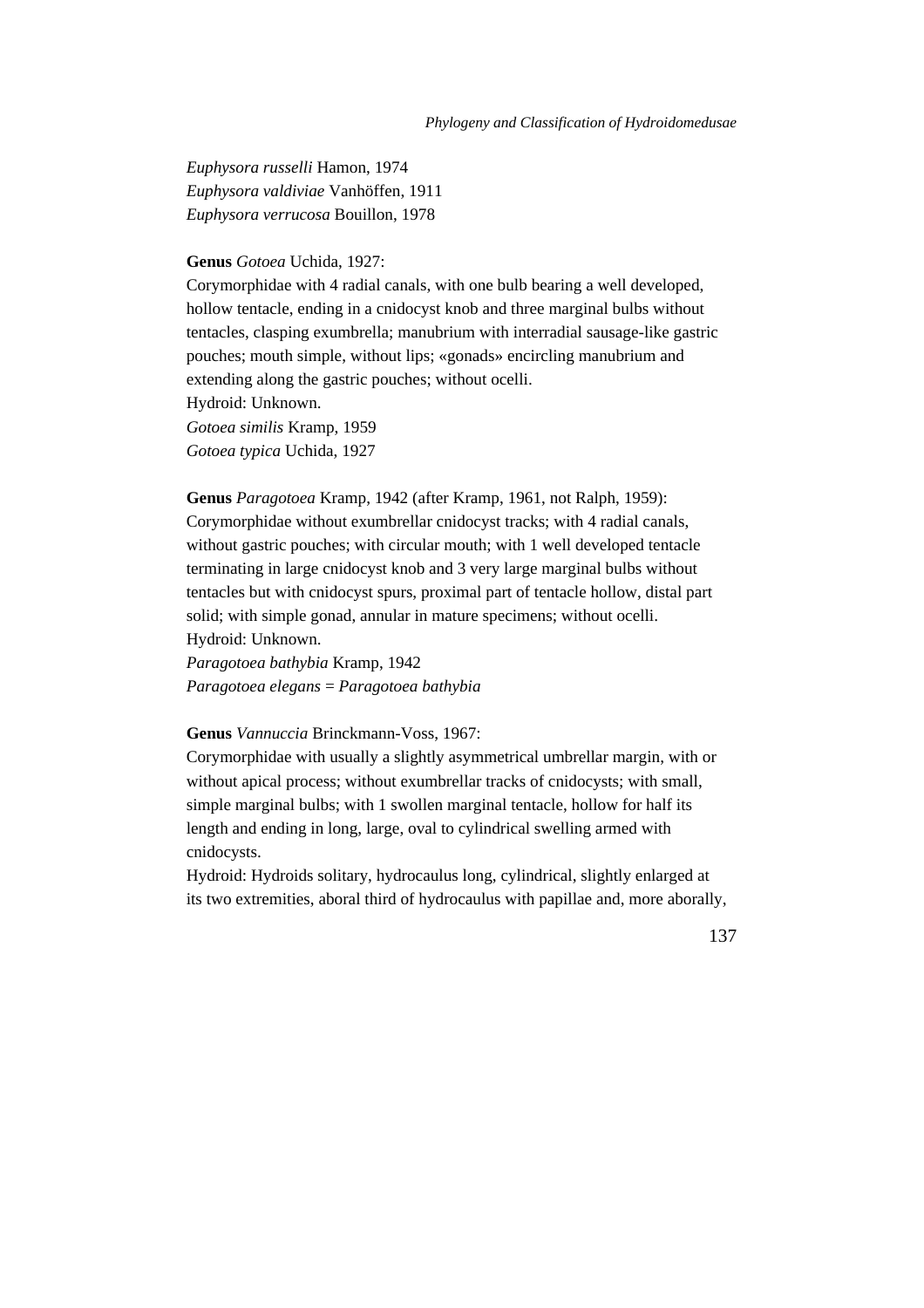*Euphysora russelli* Hamon, 1974
*Euphysora valdiviae* Vanhöffen, 1911
*Euphysora verrucosa* Bouillon, 1978

**Genus** *Gotoea* Uchida, 1927:
Corymorphidae with 4 radial canals, with one bulb bearing a well developed, hollow tentacle, ending in a cnidocyst knob and three marginal bulbs without tentacles, clasping exumbrella; manubrium with interradial sausage-like gastric pouches; mouth simple, without lips; «gonads» encircling manubrium and extending along the gastric pouches; without ocelli.
Hydroid: Unknown.
*Gotoea similis* Kramp, 1959
*Gotoea typica* Uchida, 1927

**Genus** *Paragotoea* Kramp, 1942 (after Kramp, 1961, not Ralph, 1959):
Corymorphidae without exumbrellar cnidocyst tracks; with 4 radial canals, without gastric pouches; with circular mouth; with 1 well developed tentacle terminating in large cnidocyst knob and 3 very large marginal bulbs without tentacles but with cnidocyst spurs, proximal part of tentacle hollow, distal part solid; with simple gonad, annular in mature specimens; without ocelli.
Hydroid: Unknown.
*Paragotoea bathybia* Kramp, 1942
*Paragotoea elegans* = *Paragotoea bathybia*

**Genus** *Vannuccia* Brinckmann-Voss, 1967:
Corymorphidae with usually a slightly asymmetrical umbrellar margin, with or without apical process; without exumbrellar tracks of cnidocysts; with small, simple marginal bulbs; with 1 swollen marginal tentacle, hollow for half its length and ending in long, large, oval to cylindrical swelling armed with cnidocysts.
Hydroid: Hydroids solitary, hydrocaulus long, cylindrical, slightly enlarged at its two extremities, aboral third of hydrocaulus with papillae and, more aborally,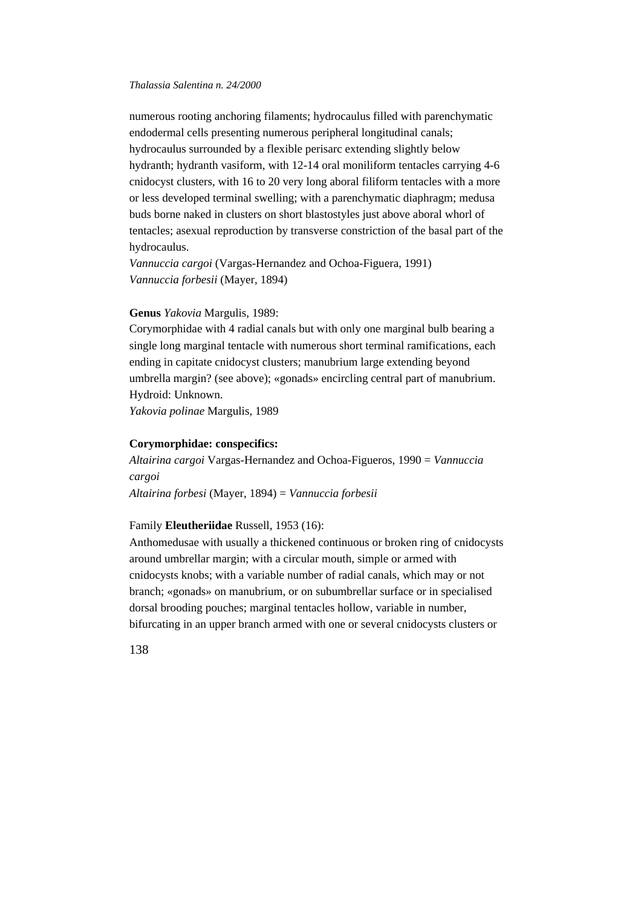numerous rooting anchoring filaments; hydrocaulus filled with parenchymatic endodermal cells presenting numerous peripheral longitudinal canals; hydrocaulus surrounded by a flexible perisarc extending slightly below hydranth; hydranth vasiform, with 12-14 oral moniliform tentacles carrying 4-6 cnidocyst clusters, with 16 to 20 very long aboral filiform tentacles with a more or less developed terminal swelling; with a parenchymatic diaphragm; medusa buds borne naked in clusters on short blastostyles just above aboral whorl of tentacles; asexual reproduction by transverse constriction of the basal part of the hydrocaulus.

*Vannuccia cargoi* (Vargas-Hernandez and Ochoa-Figuera, 1991)
*Vannuccia forbesii* (Mayer, 1894)

**Genus** *Yakovia* Margulis, 1989:

Corymorphidae with 4 radial canals but with only one marginal bulb bearing a single long marginal tentacle with numerous short terminal ramifications, each ending in capitate cnidocyst clusters; manubrium large extending beyond umbrella margin? (see above); «gonads» encircling central part of manubrium. Hydroid: Unknown.

*Yakovia polinae* Margulis, 1989

**Corymorphidae: conspecifics:**

*Altairina cargoi* Vargas-Hernandez and Ochoa-Figueros, 1990 = *Vannuccia cargoi*
*Altairina forbesi* (Mayer, 1894) = *Vannuccia forbesii*

Family **Eleutheriidae** Russell, 1953 (16):

Anthomedusae with usually a thickened continuous or broken ring of cnidocysts around umbrellar margin; with a circular mouth, simple or armed with cnidocysts knobs; with a variable number of radial canals, which may or not branch; «gonads» on manubrium, or on subumbrellar surface or in specialised dorsal brooding pouches; marginal tentacles hollow, variable in number, bifurcating in an upper branch armed with one or several cnidocysts clusters or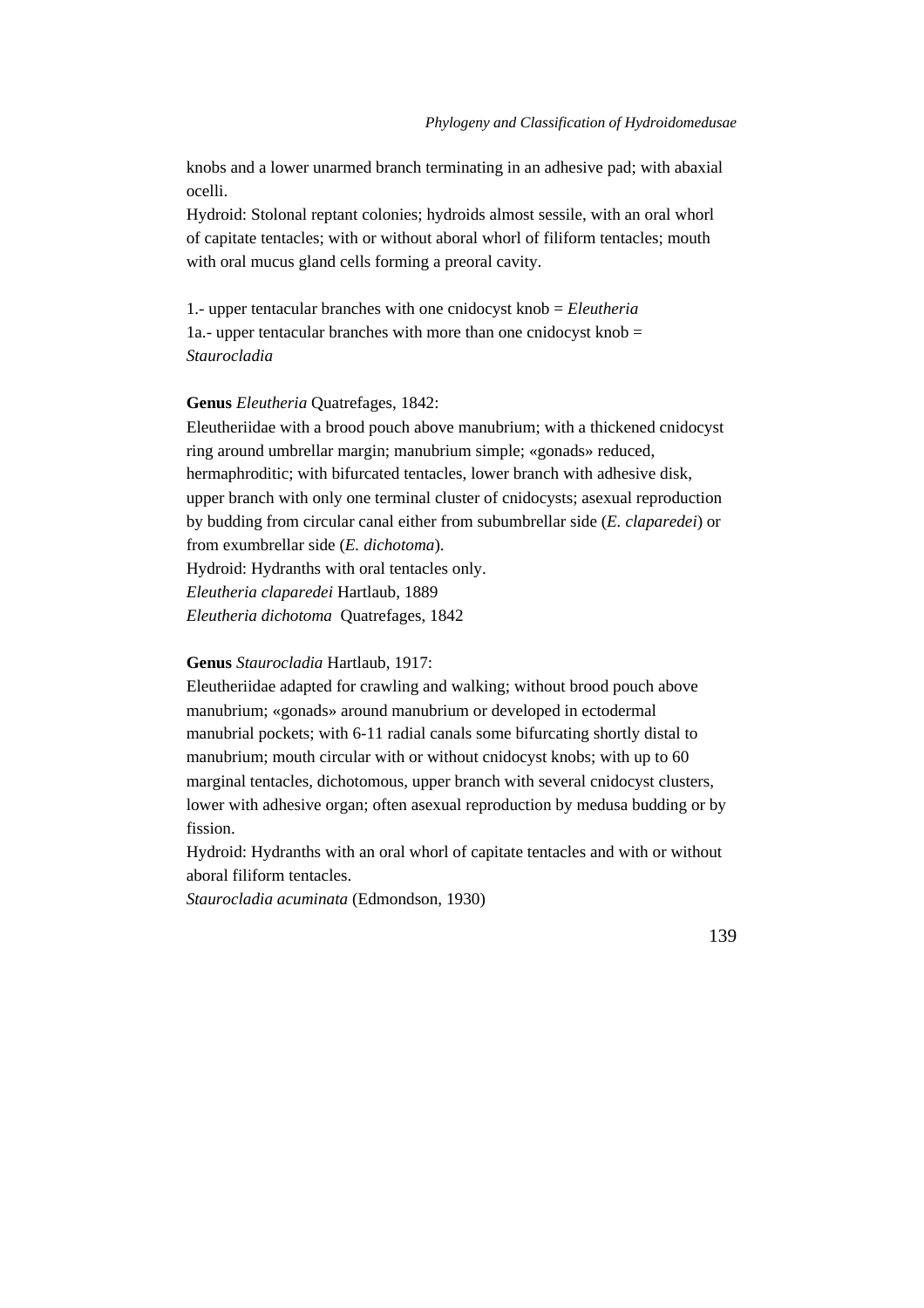knobs and a lower unarmed branch terminating in an adhesive pad; with abaxial ocelli.
Hydroid: Stolonal reptant colonies; hydroids almost sessile, with an oral whorl of capitate tentacles; with or without aboral whorl of filiform tentacles; mouth with oral mucus gland cells forming a preoral cavity.

1.- upper tentacular branches with one cnidocyst knob = *Eleutheria*
1a.- upper tentacular branches with more than one cnidocyst knob = *Staurocladia*

**Genus** *Eleutheria* Quatrefages, 1842:
Eleutheriidae with a brood pouch above manubrium; with a thickened cnidocyst ring around umbrellar margin; manubrium simple; «gonads» reduced, hermaphroditic; with bifurcated tentacles, lower branch with adhesive disk, upper branch with only one terminal cluster of cnidocysts; asexual reproduction by budding from circular canal either from subumbrellar side (*E. claparedei*) or from exumbrellar side (*E. dichotoma*).
Hydroid: Hydranths with oral tentacles only.
*Eleutheria claparedei* Hartlaub, 1889
*Eleutheria dichotoma* Quatrefages, 1842

**Genus** *Staurocladia* Hartlaub, 1917:
Eleutheriidae adapted for crawling and walking; without brood pouch above manubrium; «gonads» around manubrium or developed in ectodermal manubrial pockets; with 6-11 radial canals some bifurcating shortly distal to manubrium; mouth circular with or without cnidocyst knobs; with up to 60 marginal tentacles, dichotomous, upper branch with several cnidocyst clusters, lower with adhesive organ; often asexual reproduction by medusa budding or by fission.
Hydroid: Hydranths with an oral whorl of capitate tentacles and with or without aboral filiform tentacles.
*Staurocladia acuminata* (Edmondson, 1930)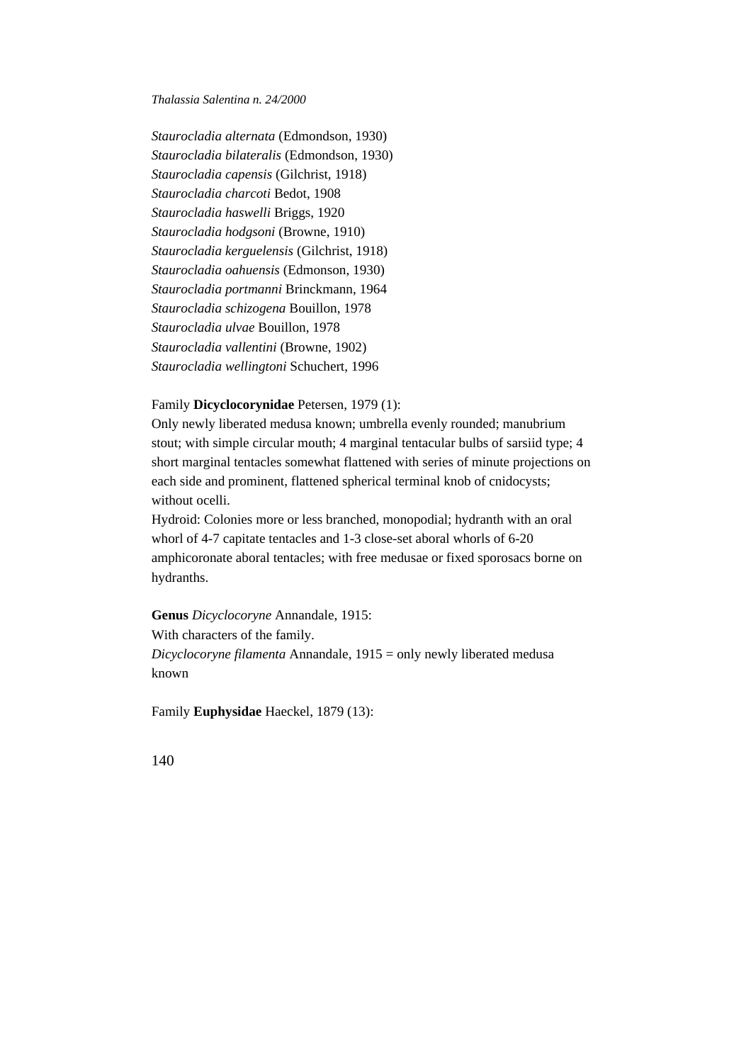*Staurocladia alternata* (Edmondson, 1930)
*Staurocladia bilateralis* (Edmondson, 1930)
*Staurocladia capensis* (Gilchrist, 1918)
*Staurocladia charcoti* Bedot, 1908
*Staurocladia haswelli* Briggs, 1920
*Staurocladia hodgsoni* (Browne, 1910)
*Staurocladia kerguelensis* (Gilchrist, 1918)
*Staurocladia oahuensis* (Edmonson, 1930)
*Staurocladia portmanni* Brinckmann, 1964
*Staurocladia schizogena* Bouillon, 1978
*Staurocladia ulvae* Bouillon, 1978
*Staurocladia vallentini* (Browne, 1902)
*Staurocladia wellingtoni* Schuchert, 1996

Family **Dicyclocorynidae** Petersen, 1979 (1):
Only newly liberated medusa known; umbrella evenly rounded; manubrium stout; with simple circular mouth; 4 marginal tentacular bulbs of sarsiid type; 4 short marginal tentacles somewhat flattened with series of minute projections on each side and prominent, flattened spherical terminal knob of cnidocysts; without ocelli.
Hydroid: Colonies more or less branched, monopodial; hydranth with an oral whorl of 4-7 capitate tentacles and 1-3 close-set aboral whorls of 6-20 amphicoronate aboral tentacles; with free medusae or fixed sporosacs borne on hydranths.

**Genus** *Dicyclocoryne* Annandale, 1915:
With characters of the family.
*Dicyclocoryne filamenta* Annandale, 1915 = only newly liberated medusa known

Family **Euphysidae** Haeckel, 1879 (13):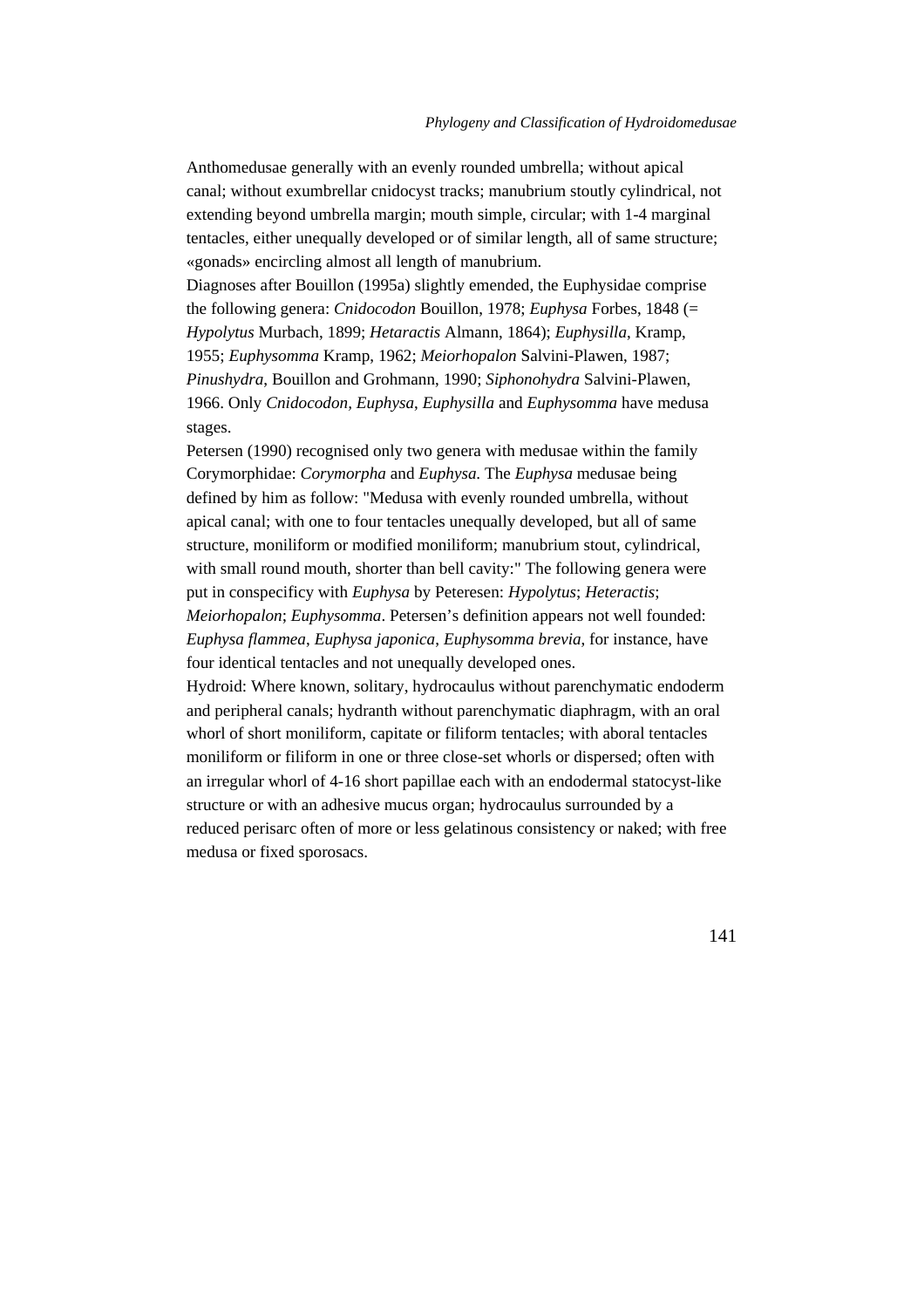Anthomedusae generally with an evenly rounded umbrella; without apical canal; without exumbrellar cnidocyst tracks; manubrium stoutly cylindrical, not extending beyond umbrella margin; mouth simple, circular; with 1-4 marginal tentacles, either unequally developed or of similar length, all of same structure; «gonads» encircling almost all length of manubrium.

Diagnoses after Bouillon (1995a) slightly emended, the Euphysidae comprise the following genera: *Cnidocodon* Bouillon, 1978; *Euphysa* Forbes, 1848 (= *Hypolytus* Murbach, 1899; *Hetaractis* Almann, 1864); *Euphysilla*, Kramp, 1955; *Euphysomma* Kramp, 1962; *Meiorhopalon* Salvini-Plawen, 1987; *Pinushydra*, Bouillon and Grohmann, 1990; *Siphonohydra* Salvini-Plawen, 1966. Only *Cnidocodon*, *Euphysa*, *Euphysilla* and *Euphysomma* have medusa stages.

Petersen (1990) recognised only two genera with medusae within the family Corymorphidae: *Corymorpha* and *Euphysa*. The *Euphysa* medusae being defined by him as follow: "Medusa with evenly rounded umbrella, without apical canal; with one to four tentacles unequally developed, but all of same structure, moniliform or modified moniliform; manubrium stout, cylindrical, with small round mouth, shorter than bell cavity:" The following genera were put in conspecificy with *Euphysa* by Peteresen: *Hypolytus*; *Heteractis*; *Meiorhopalon*; *Euphysomma*. Petersen's definition appears not well founded: *Euphysa flammea*, *Euphysa japonica*, *Euphysomma brevia*, for instance, have four identical tentacles and not unequally developed ones.

Hydroid: Where known, solitary, hydrocaulus without parenchymatic endoderm and peripheral canals; hydranth without parenchymatic diaphragm, with an oral whorl of short moniliform, capitate or filiform tentacles; with aboral tentacles moniliform or filiform in one or three close-set whorls or dispersed; often with an irregular whorl of 4-16 short papillae each with an endodermal statocyst-like structure or with an adhesive mucus organ; hydrocaulus surrounded by a reduced perisarc often of more or less gelatinous consistency or naked; with free medusa or fixed sporosacs.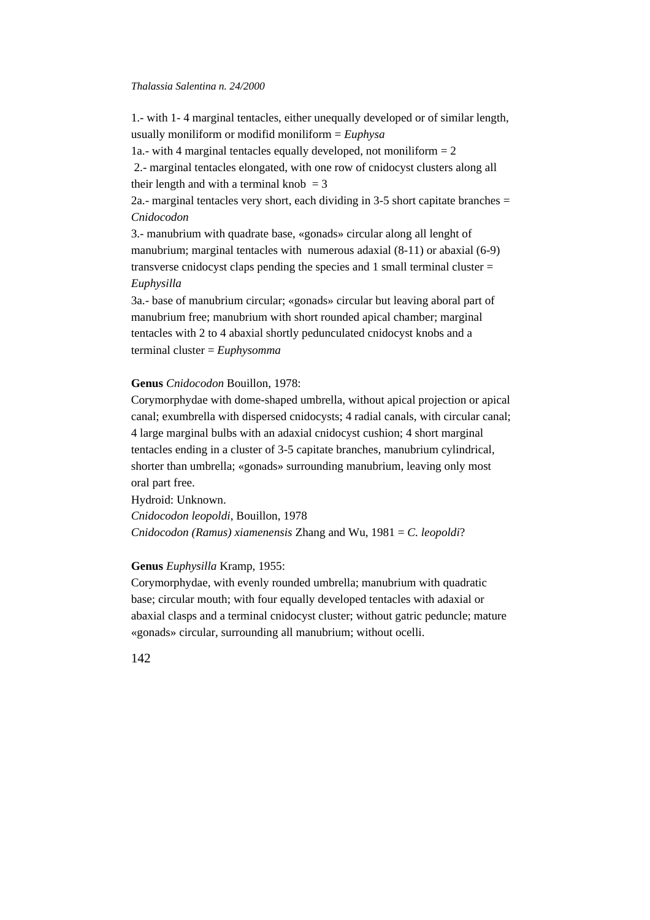1.- with 1- 4 marginal tentacles, either unequally developed or of similar length, usually moniliform or modifid moniliform = *Euphysa*

1a.- with 4 marginal tentacles equally developed, not moniliform = 2

2.- marginal tentacles elongated, with one row of cnidocyst clusters along all their length and with a terminal knob = 3

2a.- marginal tentacles very short, each dividing in 3-5 short capitate branches = *Cnidocodon*

3.- manubrium with quadrate base, «gonads» circular along all lenght of manubrium; marginal tentacles with numerous adaxial (8-11) or abaxial (6-9) transverse cnidocyst claps pending the species and 1 small terminal cluster = *Euphysilla*

3a.- base of manubrium circular; «gonads» circular but leaving aboral part of manubrium free; manubrium with short rounded apical chamber; marginal tentacles with 2 to 4 abaxial shortly pedunculated cnidocyst knobs and a terminal cluster = *Euphysomma*

**Genus** *Cnidocodon* Bouillon, 1978:

Corymorphydae with dome-shaped umbrella, without apical projection or apical canal; exumbrella with dispersed cnidocysts; 4 radial canals, with circular canal; 4 large marginal bulbs with an adaxial cnidocyst cushion; 4 short marginal tentacles ending in a cluster of 3-5 capitate branches, manubrium cylindrical, shorter than umbrella; «gonads» surrounding manubrium, leaving only most oral part free.

Hydroid: Unknown.

*Cnidocodon leopoldi*, Bouillon, 1978

*Cnidocodon (Ramus) xiamenensis* Zhang and Wu, 1981 = *C. leopoldi*?

**Genus** *Euphysilla* Kramp, 1955:

Corymorphydae, with evenly rounded umbrella; manubrium with quadratic base; circular mouth; with four equally developed tentacles with adaxial or abaxial clasps and a terminal cnidocyst cluster; without gatric peduncle; mature «gonads» circular, surrounding all manubrium; without ocelli.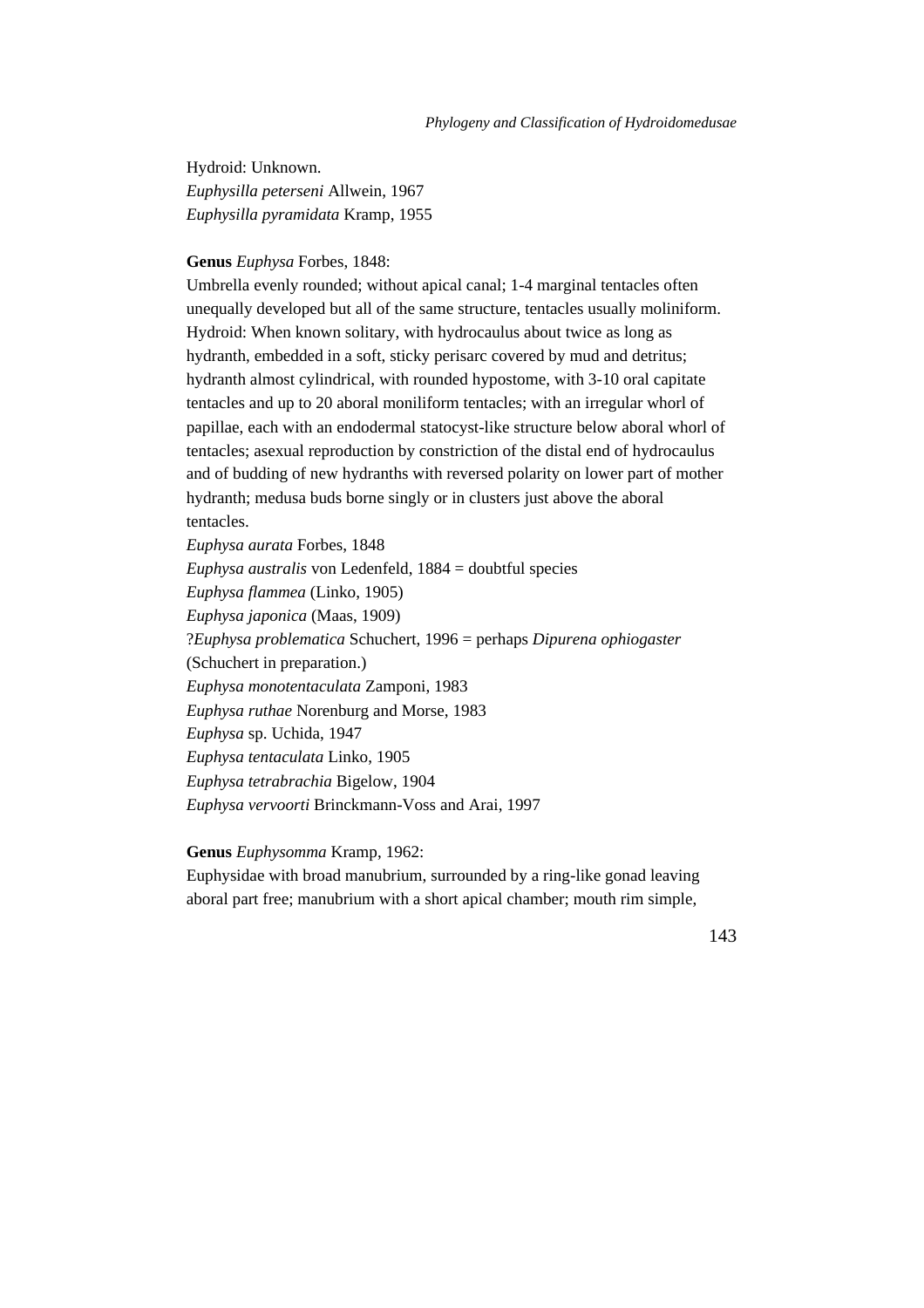Hydroid: Unknown.
*Euphysilla peterseni* Allwein, 1967
*Euphysilla pyramidata* Kramp, 1955

**Genus** *Euphysa* Forbes, 1848:
Umbrella evenly rounded; without apical canal; 1-4 marginal tentacles often unequally developed but all of the same structure, tentacles usually moliniform.
Hydroid: When known solitary, with hydrocaulus about twice as long as hydranth, embedded in a soft, sticky perisarc covered by mud and detritus; hydranth almost cylindrical, with rounded hypostome, with 3-10 oral capitate tentacles and up to 20 aboral moniliform tentacles; with an irregular whorl of papillae, each with an endodermal statocyst-like structure below aboral whorl of tentacles; asexual reproduction by constriction of the distal end of hydrocaulus and of budding of new hydranths with reversed polarity on lower part of mother hydranth; medusa buds borne singly or in clusters just above the aboral tentacles.
*Euphysa aurata* Forbes, 1848
*Euphysa australis* von Ledenfeld, 1884 = doubtful species
*Euphysa flammea* (Linko, 1905)
*Euphysa japonica* (Maas, 1909)
?*Euphysa problematica* Schuchert, 1996 = perhaps *Dipurena ophiogaster* (Schuchert in preparation.)
*Euphysa monotentaculata* Zamponi, 1983
*Euphysa ruthae* Norenburg and Morse, 1983
*Euphysa* sp. Uchida, 1947
*Euphysa tentaculata* Linko, 1905
*Euphysa tetrabrachia* Bigelow, 1904
*Euphysa vervoorti* Brinckmann-Voss and Arai, 1997

**Genus** *Euphysomma* Kramp, 1962:
Euphysidae with broad manubrium, surrounded by a ring-like gonad leaving aboral part free; manubrium with a short apical chamber; mouth rim simple,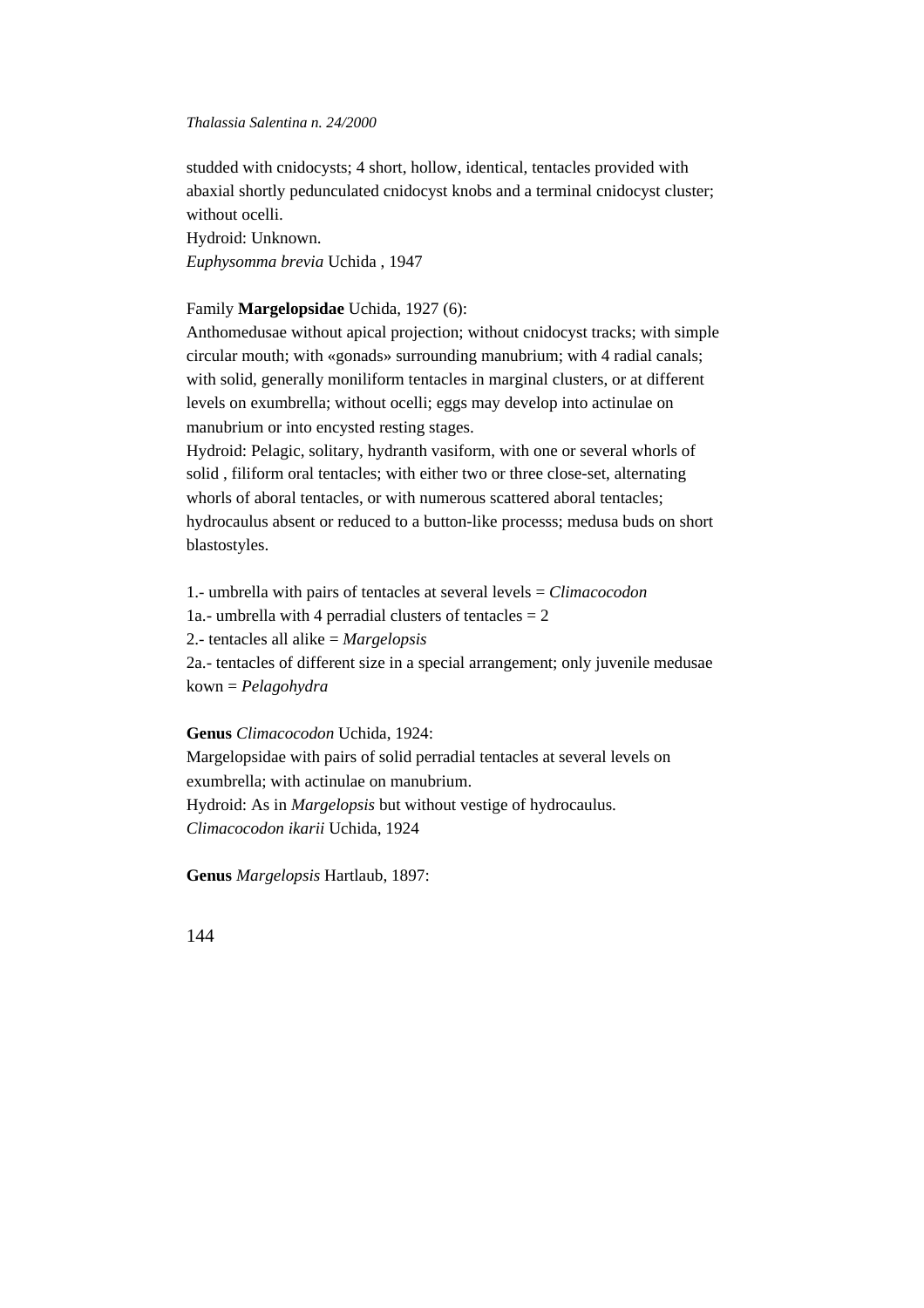studded with cnidocysts; 4 short, hollow, identical, tentacles provided with abaxial shortly pedunculated cnidocyst knobs and a terminal cnidocyst cluster; without ocelli.
Hydroid: Unknown.
*Euphysomma brevia* Uchida , 1947

Family **Margelopsidae** Uchida, 1927 (6):
Anthomedusae without apical projection; without cnidocyst tracks; with simple circular mouth; with «gonads» surrounding manubrium; with 4 radial canals; with solid, generally moniliform tentacles in marginal clusters, or at different levels on exumbrella; without ocelli; eggs may develop into actinulae on manubrium or into encysted resting stages.
Hydroid: Pelagic, solitary, hydranth vasiform, with one or several whorls of solid , filiform oral tentacles; with either two or three close-set, alternating whorls of aboral tentacles, or with numerous scattered aboral tentacles; hydrocaulus absent or reduced to a button-like processs; medusa buds on short blastostyles.

1.- umbrella with pairs of tentacles at several levels = *Climacocodon*
1a.- umbrella with 4 perradial clusters of tentacles = 2
2.- tentacles all alike = *Margelopsis*
2a.- tentacles of different size in a special arrangement; only juvenile medusae kown = *Pelagohydra*

**Genus** *Climacocodon* Uchida, 1924:
Margelopsidae with pairs of solid perradial tentacles at several levels on exumbrella; with actinulae on manubrium.
Hydroid: As in *Margelopsis* but without vestige of hydrocaulus.
*Climacocodon ikarii* Uchida, 1924

**Genus** *Margelopsis* Hartlaub, 1897: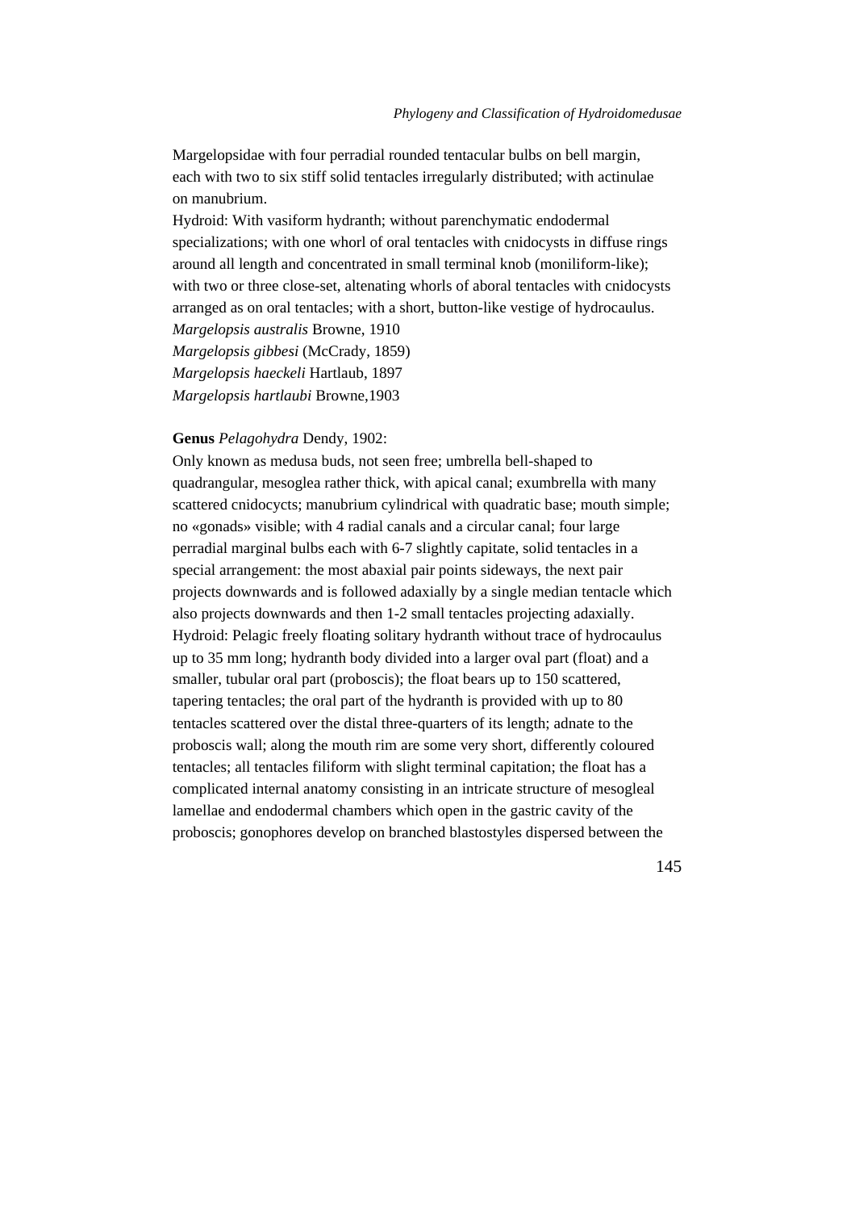Margelopsidae with four perradial rounded tentacular bulbs on bell margin, each with two to six stiff solid tentacles irregularly distributed; with actinulae on manubrium.

Hydroid: With vasiform hydranth; without parenchymatic endodermal specializations; with one whorl of oral tentacles with cnidocysts in diffuse rings around all length and concentrated in small terminal knob (moniliform-like); with two or three close-set, altenating whorls of aboral tentacles with cnidocysts arranged as on oral tentacles; with a short, button-like vestige of hydrocaulus.

*Margelopsis australis* Browne, 1910
*Margelopsis gibbesi* (McCrady, 1859)
*Margelopsis haeckeli* Hartlaub, 1897
*Margelopsis hartlaubi* Browne,1903

**Genus** *Pelagohydra* Dendy, 1902:

Only known as medusa buds, not seen free; umbrella bell-shaped to quadrangular, mesoglea rather thick, with apical canal; exumbrella with many scattered cnidocycts; manubrium cylindrical with quadratic base; mouth simple; no «gonads» visible; with 4 radial canals and a circular canal; four large perradial marginal bulbs each with 6-7 slightly capitate, solid tentacles in a special arrangement: the most abaxial pair points sideways, the next pair projects downwards and is followed adaxially by a single median tentacle which also projects downwards and then 1-2 small tentacles projecting adaxially.

Hydroid: Pelagic freely floating solitary hydranth without trace of hydrocaulus up to 35 mm long; hydranth body divided into a larger oval part (float) and a smaller, tubular oral part (proboscis); the float bears up to 150 scattered, tapering tentacles; the oral part of the hydranth is provided with up to 80 tentacles scattered over the distal three-quarters of its length; adnate to the proboscis wall; along the mouth rim are some very short, differently coloured tentacles; all tentacles filiform with slight terminal capitation; the float has a complicated internal anatomy consisting in an intricate structure of mesogleal lamellae and endodermal chambers which open in the gastric cavity of the proboscis; gonophores develop on branched blastostyles dispersed between the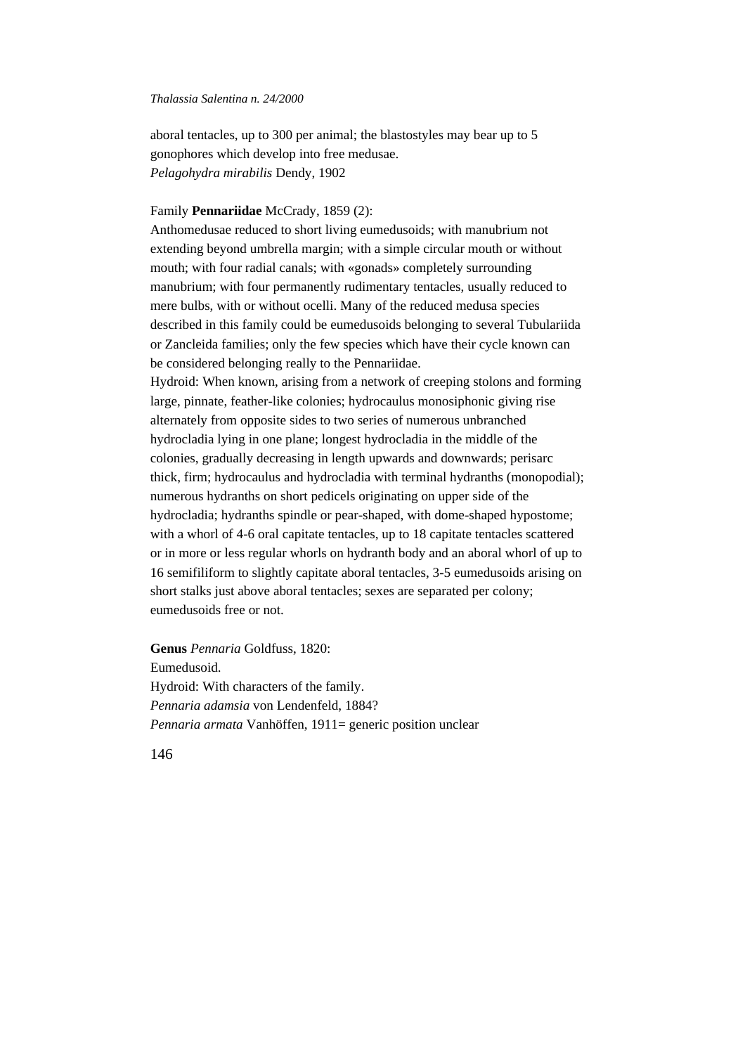aboral tentacles, up to 300 per animal; the blastostyles may bear up to 5 gonophores which develop into free medusae.
*Pelagohydra mirabilis* Dendy, 1902

Family **Pennariidae** McCrady, 1859 (2):
Anthomedusae reduced to short living eumedusoids; with manubrium not extending beyond umbrella margin; with a simple circular mouth or without mouth; with four radial canals; with «gonads» completely surrounding manubrium; with four permanently rudimentary tentacles, usually reduced to mere bulbs, with or without ocelli. Many of the reduced medusa species described in this family could be eumedusoids belonging to several Tubulariida or Zancleida families; only the few species which have their cycle known can be considered belonging really to the Pennariidae.
Hydroid: When known, arising from a network of creeping stolons and forming large, pinnate, feather-like colonies; hydrocaulus monosiphonic giving rise alternately from opposite sides to two series of numerous unbranched hydrocladia lying in one plane; longest hydrocladia in the middle of the colonies, gradually decreasing in length upwards and downwards; perisarc thick, firm; hydrocaulus and hydrocladia with terminal hydranths (monopodial); numerous hydranths on short pedicels originating on upper side of the hydrocladia; hydranths spindle or pear-shaped, with dome-shaped hypostome; with a whorl of 4-6 oral capitate tentacles, up to 18 capitate tentacles scattered or in more or less regular whorls on hydranth body and an aboral whorl of up to 16 semifiliform to slightly capitate aboral tentacles, 3-5 eumedusoids arising on short stalks just above aboral tentacles; sexes are separated per colony; eumedusoids free or not.

**Genus** *Pennaria* Goldfuss, 1820:
Eumedusoid.
Hydroid: With characters of the family.
*Pennaria adamsia* von Lendenfeld, 1884?
*Pennaria armata* Vanhöffen, 1911= generic position unclear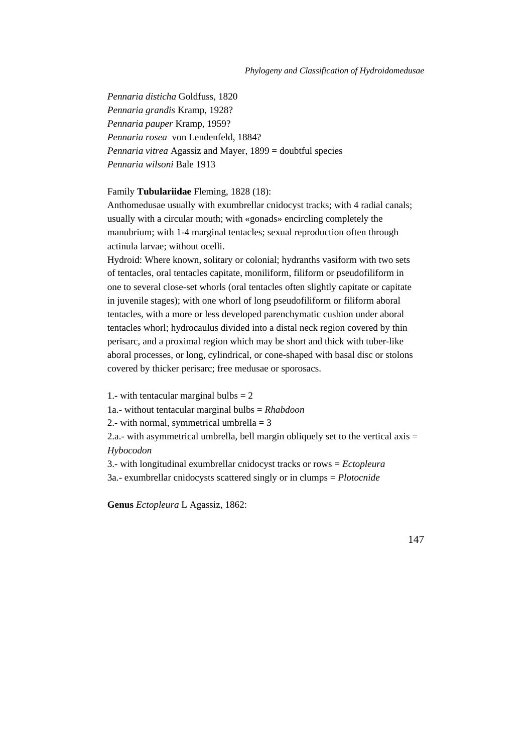*Pennaria disticha* Goldfuss, 1820
*Pennaria grandis* Kramp, 1928?
*Pennaria pauper* Kramp, 1959?
*Pennaria rosea* von Lendenfeld, 1884?
*Pennaria vitrea* Agassiz and Mayer, 1899 = doubtful species
*Pennaria wilsoni* Bale 1913

Family **Tubulariidae** Fleming, 1828 (18):
Anthomedusae usually with exumbrellar cnidocyst tracks; with 4 radial canals; usually with a circular mouth; with «gonads» encircling completely the manubrium; with 1-4 marginal tentacles; sexual reproduction often through actinula larvae; without ocelli.
Hydroid: Where known, solitary or colonial; hydranths vasiform with two sets of tentacles, oral tentacles capitate, moniliform, filiform or pseudofiliform in one to several close-set whorls (oral tentacles often slightly capitate or capitate in juvenile stages); with one whorl of long pseudofiliform or filiform aboral tentacles, with a more or less developed parenchymatic cushion under aboral tentacles whorl; hydrocaulus divided into a distal neck region covered by thin perisarc, and a proximal region which may be short and thick with tuber-like aboral processes, or long, cylindrical, or cone-shaped with basal disc or stolons covered by thicker perisarc; free medusae or sporosacs.

1.- with tentacular marginal bulbs = 2
1a.- without tentacular marginal bulbs = *Rhabdoon*
2.- with normal, symmetrical umbrella = 3
2.a.- with asymmetrical umbrella, bell margin obliquely set to the vertical axis = *Hybocodon*
3.- with longitudinal exumbrellar cnidocyst tracks or rows = *Ectopleura*
3a.- exumbrellar cnidocysts scattered singly or in clumps = *Plotocnide*

**Genus** *Ectopleura* L Agassiz, 1862: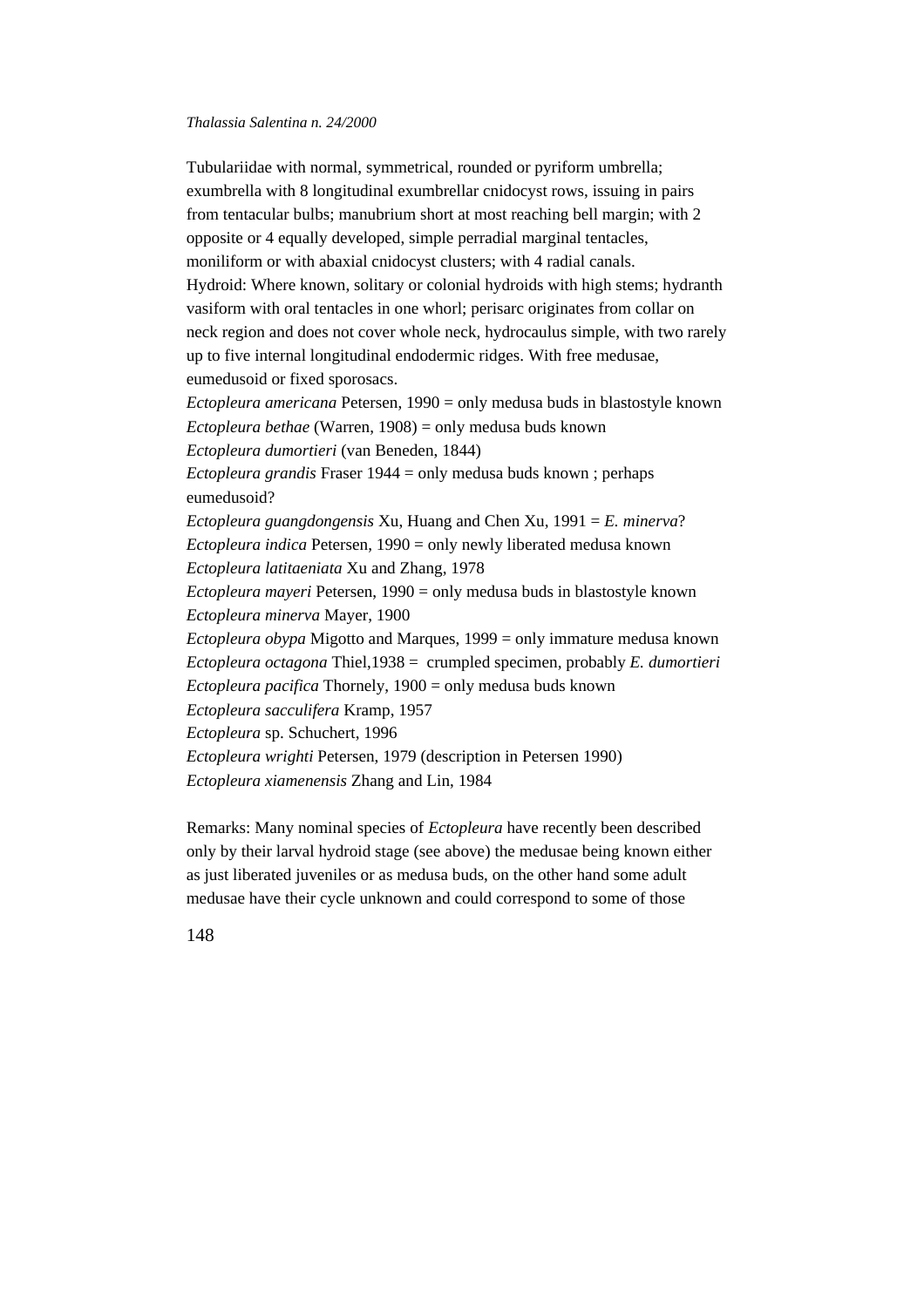Tubulariidae with normal, symmetrical, rounded or pyriform umbrella; exumbrella with 8 longitudinal exumbrellar cnidocyst rows, issuing in pairs from tentacular bulbs; manubrium short at most reaching bell margin; with 2 opposite or 4 equally developed, simple perradial marginal tentacles, moniliform or with abaxial cnidocyst clusters; with 4 radial canals.
Hydroid: Where known, solitary or colonial hydroids with high stems; hydranth vasiform with oral tentacles in one whorl; perisarc originates from collar on neck region and does not cover whole neck, hydrocaulus simple, with two rarely up to five internal longitudinal endodermic ridges. With free medusae, eumedusoid or fixed sporosacs.

*Ectopleura americana* Petersen, 1990 = only medusa buds in blastostyle known
*Ectopleura bethae* (Warren, 1908) = only medusa buds known
*Ectopleura dumortieri* (van Beneden, 1844)
*Ectopleura grandis* Fraser 1944 = only medusa buds known ; perhaps eumedusoid?
*Ectopleura guangdongensis* Xu, Huang and Chen Xu, 1991 = *E. minerva*?
*Ectopleura indica* Petersen, 1990 = only newly liberated medusa known
*Ectopleura latitaeniata* Xu and Zhang, 1978
*Ectopleura mayeri* Petersen, 1990 = only medusa buds in blastostyle known
*Ectopleura minerva* Mayer, 1900
*Ectopleura obypa* Migotto and Marques, 1999 = only immature medusa known
*Ectopleura octagona* Thiel,1938 = crumpled specimen, probably *E. dumortieri*
*Ectopleura pacifica* Thornely, 1900 = only medusa buds known
*Ectopleura sacculifera* Kramp, 1957
*Ectopleura* sp. Schuchert, 1996
*Ectopleura wrighti* Petersen, 1979 (description in Petersen 1990)
*Ectopleura xiamenensis* Zhang and Lin, 1984

Remarks: Many nominal species of *Ectopleura* have recently been described only by their larval hydroid stage (see above) the medusae being known either as just liberated juveniles or as medusa buds, on the other hand some adult medusae have their cycle unknown and could correspond to some of those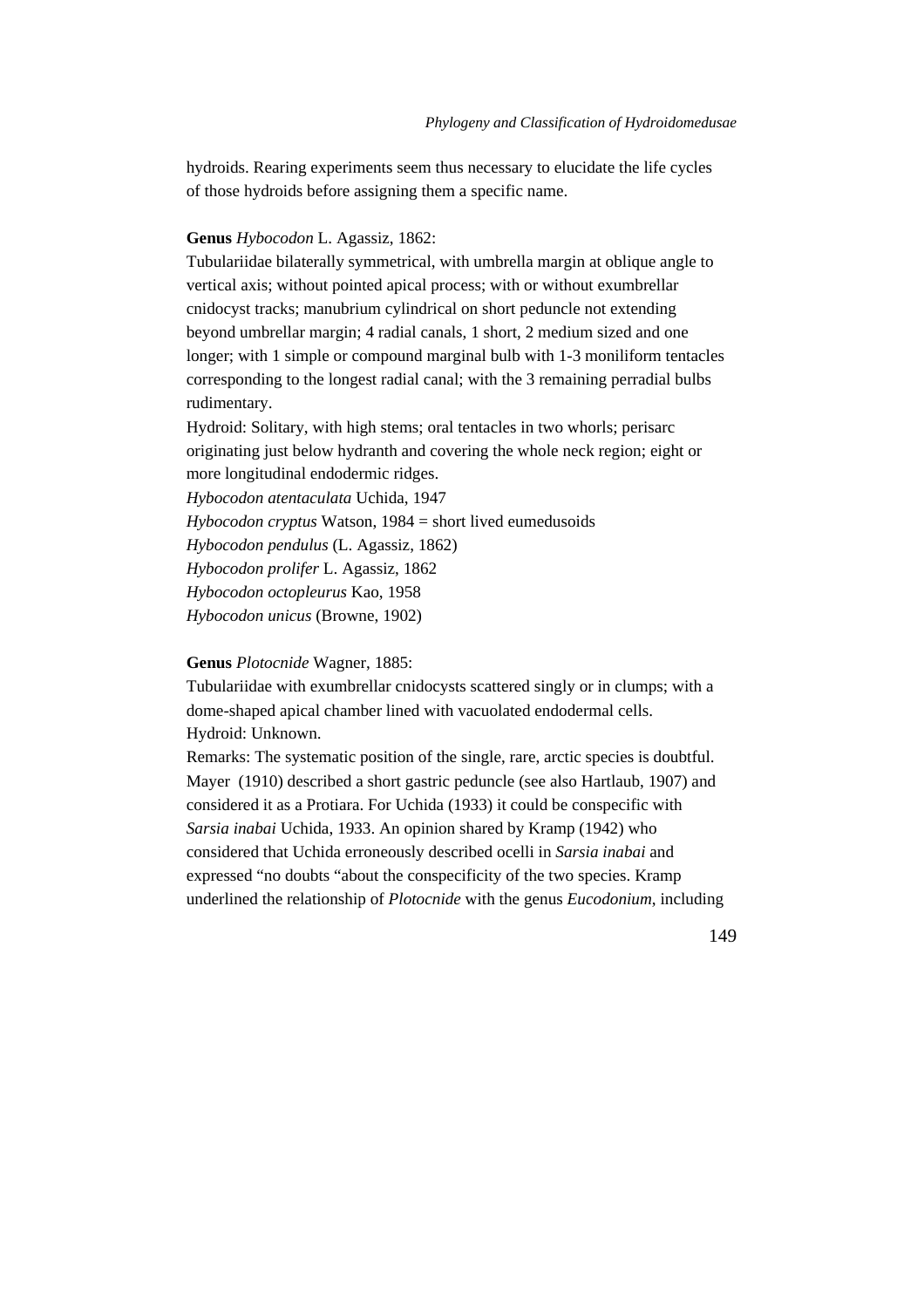hydroids. Rearing experiments seem thus necessary to elucidate the life cycles of those hydroids before assigning them a specific name.

**Genus** *Hybocodon* L. Agassiz, 1862:

Tubulariidae bilaterally symmetrical, with umbrella margin at oblique angle to vertical axis; without pointed apical process; with or without exumbrellar cnidocyst tracks; manubrium cylindrical on short peduncle not extending beyond umbrellar margin; 4 radial canals, 1 short, 2 medium sized and one longer; with 1 simple or compound marginal bulb with 1-3 moniliform tentacles corresponding to the longest radial canal; with the 3 remaining perradial bulbs rudimentary.

Hydroid: Solitary, with high stems; oral tentacles in two whorls; perisarc originating just below hydranth and covering the whole neck region; eight or more longitudinal endodermic ridges.

*Hybocodon atentaculata* Uchida, 1947
*Hybocodon cryptus* Watson, 1984 = short lived eumedusoids
*Hybocodon pendulus* (L. Agassiz, 1862)
*Hybocodon prolifer* L. Agassiz, 1862
*Hybocodon octopleurus* Kao, 1958
*Hybocodon unicus* (Browne, 1902)

**Genus** *Plotocnide* Wagner, 1885:

Tubulariidae with exumbrellar cnidocysts scattered singly or in clumps; with a dome-shaped apical chamber lined with vacuolated endodermal cells.

Hydroid: Unknown.

Remarks: The systematic position of the single, rare, arctic species is doubtful. Mayer (1910) described a short gastric peduncle (see also Hartlaub, 1907) and considered it as a Protiara. For Uchida (1933) it could be conspecific with *Sarsia inabai* Uchida, 1933. An opinion shared by Kramp (1942) who considered that Uchida erroneously described ocelli in *Sarsia inabai* and expressed "no doubts "about the conspecificity of the two species. Kramp underlined the relationship of *Plotocnide* with the genus *Eucodonium*, including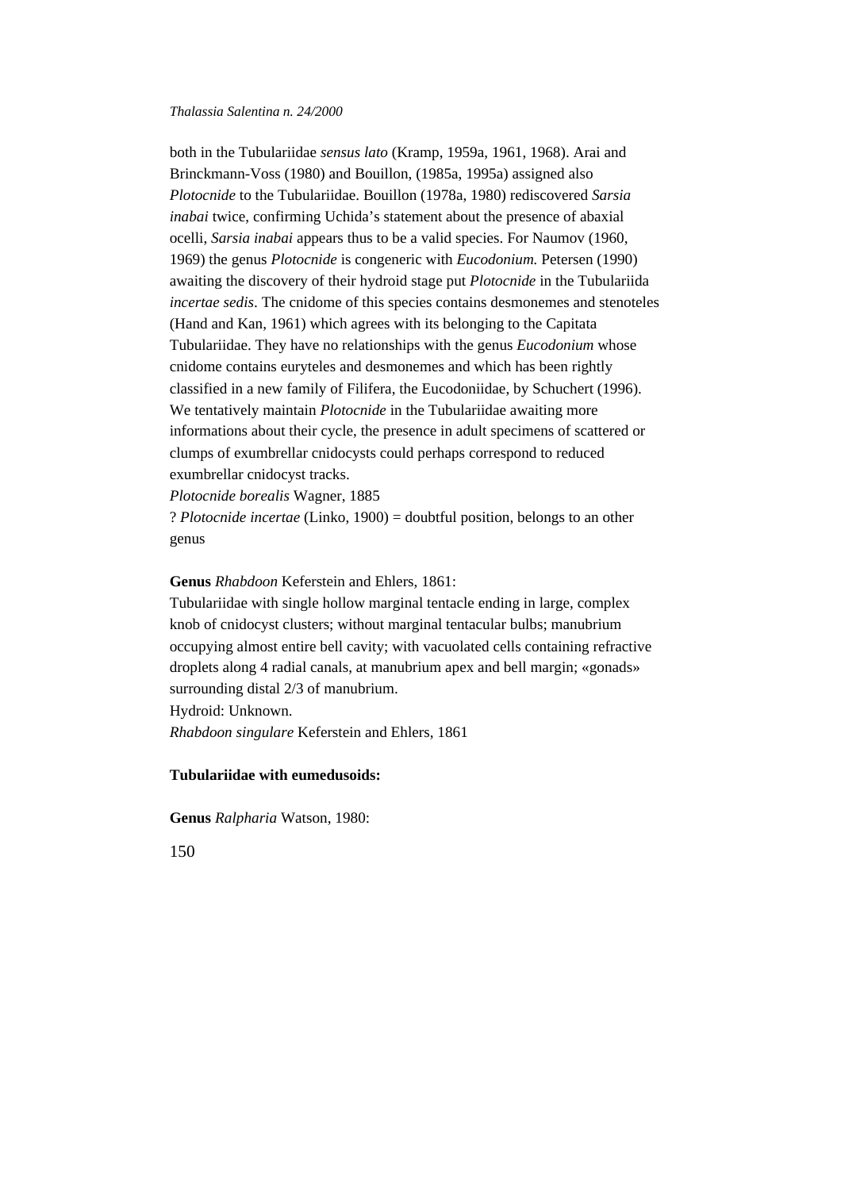both in the Tubulariidae *sensus lato* (Kramp, 1959a, 1961, 1968). Arai and Brinckmann-Voss (1980) and Bouillon, (1985a, 1995a) assigned also *Plotocnide* to the Tubulariidae. Bouillon (1978a, 1980) rediscovered *Sarsia inabai* twice, confirming Uchida's statement about the presence of abaxial ocelli, *Sarsia inabai* appears thus to be a valid species. For Naumov (1960, 1969) the genus *Plotocnide* is congeneric with *Eucodonium.* Petersen (1990) awaiting the discovery of their hydroid stage put *Plotocnide* in the Tubulariida *incertae sedis*. The cnidome of this species contains desmonemes and stenoteles (Hand and Kan, 1961) which agrees with its belonging to the Capitata Tubulariidae. They have no relationships with the genus *Eucodonium* whose cnidome contains euryteles and desmonemes and which has been rightly classified in a new family of Filifera, the Eucodoniidae, by Schuchert (1996). We tentatively maintain *Plotocnide* in the Tubulariidae awaiting more informations about their cycle, the presence in adult specimens of scattered or clumps of exumbrellar cnidocysts could perhaps correspond to reduced exumbrellar cnidocyst tracks.

*Plotocnide borealis* Wagner, 1885

? *Plotocnide incertae* (Linko, 1900) = doubtful position, belongs to an other genus

**Genus** *Rhabdoon* Keferstein and Ehlers, 1861:

Tubulariidae with single hollow marginal tentacle ending in large, complex knob of cnidocyst clusters; without marginal tentacular bulbs; manubrium occupying almost entire bell cavity; with vacuolated cells containing refractive droplets along 4 radial canals, at manubrium apex and bell margin; «gonads» surrounding distal 2/3 of manubrium.

Hydroid: Unknown.

*Rhabdoon singulare* Keferstein and Ehlers, 1861

**Tubulariidae with eumedusoids:**

**Genus** *Ralpharia* Watson, 1980: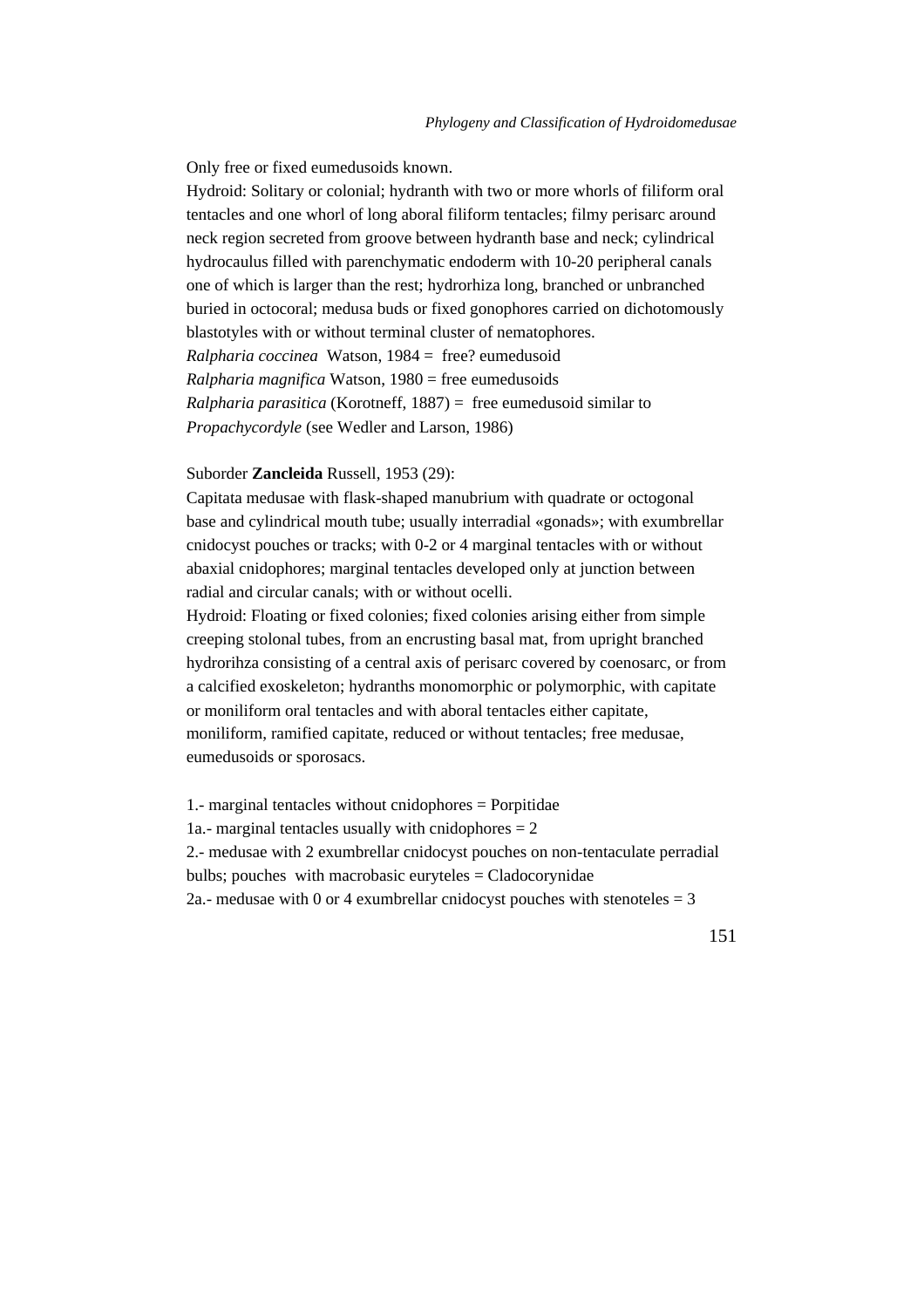Only free or fixed eumedusoids known.

Hydroid: Solitary or colonial; hydranth with two or more whorls of filiform oral tentacles and one whorl of long aboral filiform tentacles; filmy perisarc around neck region secreted from groove between hydranth base and neck; cylindrical hydrocaulus filled with parenchymatic endoderm with 10-20 peripheral canals one of which is larger than the rest; hydrorhiza long, branched or unbranched buried in octocoral; medusa buds or fixed gonophores carried on dichotomously blastotyles with or without terminal cluster of nematophores.

*Ralpharia coccinea* Watson, 1984 = free? eumedusoid
*Ralpharia magnifica* Watson, 1980 = free eumedusoids
*Ralpharia parasitica* (Korotneff, 1887) = free eumedusoid similar to *Propachycordyle* (see Wedler and Larson, 1986)

Suborder **Zancleida** Russell, 1953 (29):

Capitata medusae with flask-shaped manubrium with quadrate or octogonal base and cylindrical mouth tube; usually interradial «gonads»; with exumbrellar cnidocyst pouches or tracks; with 0-2 or 4 marginal tentacles with or without abaxial cnidophores; marginal tentacles developed only at junction between radial and circular canals; with or without ocelli.

Hydroid: Floating or fixed colonies; fixed colonies arising either from simple creeping stolonal tubes, from an encrusting basal mat, from upright branched hydrorihza consisting of a central axis of perisarc covered by coenosarc, or from a calcified exoskeleton; hydranths monomorphic or polymorphic, with capitate or moniliform oral tentacles and with aboral tentacles either capitate, moniliform, ramified capitate, reduced or without tentacles; free medusae, eumedusoids or sporosacs.

1.- marginal tentacles without cnidophores = Porpitidae
1a.- marginal tentacles usually with cnidophores = 2
2.- medusae with 2 exumbrellar cnidocyst pouches on non-tentaculate perradial bulbs; pouches with macrobasic euryteles = Cladocorynidae
2a.- medusae with 0 or 4 exumbrellar cnidocyst pouches with stenoteles = 3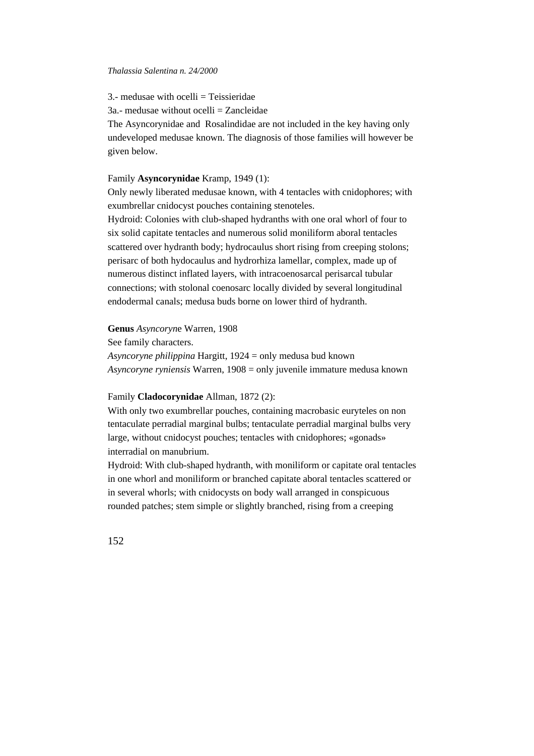3.- medusae with ocelli = Teissieridae

3a.- medusae without ocelli = Zancleidae

The Asyncorynidae and  Rosalindidae are not included in the key having only undeveloped medusae known. The diagnosis of those families will however be given below.

Family **Asyncorynidae** Kramp, 1949 (1):

Only newly liberated medusae known, with 4 tentacles with cnidophores; with exumbrellar cnidocyst pouches containing stenoteles.

Hydroid: Colonies with club-shaped hydranths with one oral whorl of four to six solid capitate tentacles and numerous solid moniliform aboral tentacles scattered over hydranth body; hydrocaulus short rising from creeping stolons; perisarc of both hydocaulus and hydrorhiza lamellar, complex, made up of numerous distinct inflated layers, with intracoenosarcal perisarcal tubular connections; with stolonal coenosarc locally divided by several longitudinal endodermal canals; medusa buds borne on lower third of hydranth.

**Genus** *Asyncoryn*e Warren, 1908

See family characters.

*Asyncoryne philippina* Hargitt, 1924 = only medusa bud known

*Asyncoryne ryniensis* Warren, 1908 = only juvenile immature medusa known

Family **Cladocorynidae** Allman, 1872 (2):

With only two exumbrellar pouches, containing macrobasic euryteles on non tentaculate perradial marginal bulbs; tentaculate perradial marginal bulbs very large, without cnidocyst pouches; tentacles with cnidophores; «gonads» interradial on manubrium.

Hydroid: With club-shaped hydranth, with moniliform or capitate oral tentacles in one whorl and moniliform or branched capitate aboral tentacles scattered or in several whorls; with cnidocysts on body wall arranged in conspicuous rounded patches; stem simple or slightly branched, rising from a creeping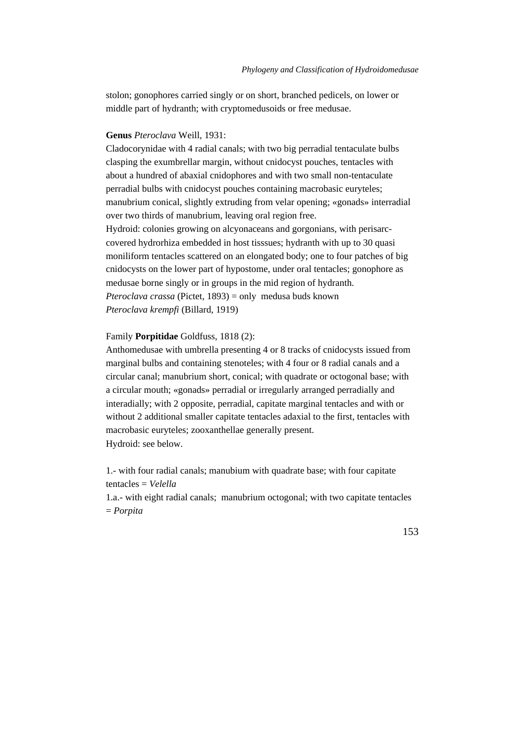stolon; gonophores carried singly or on short, branched pedicels, on lower or middle part of hydranth; with cryptomedusoids or free medusae.

**Genus** *Pteroclava* Weill, 1931:

Cladocorynidae with 4 radial canals; with two big perradial tentaculate bulbs clasping the exumbrellar margin, without cnidocyst pouches, tentacles with about a hundred of abaxial cnidophores and with two small non-tentaculate perradial bulbs with cnidocyst pouches containing macrobasic euryteles; manubrium conical, slightly extruding from velar opening; «gonads» interradial over two thirds of manubrium, leaving oral region free.

Hydroid: colonies growing on alcyonaceans and gorgonians, with perisarc-covered hydrorhiza embedded in host tisssues; hydranth with up to 30 quasi moniliform tentacles scattered on an elongated body; one to four patches of big cnidocysts on the lower part of hypostome, under oral tentacles; gonophore as medusae borne singly or in groups in the mid region of hydranth.

*Pteroclava crassa* (Pictet, 1893) = only medusa buds known

*Pteroclava krempfi* (Billard, 1919)

Family **Porpitidae** Goldfuss, 1818 (2):

Anthomedusae with umbrella presenting 4 or 8 tracks of cnidocysts issued from marginal bulbs and containing stenoteles; with 4 four or 8 radial canals and a circular canal; manubrium short, conical; with quadrate or octogonal base; with a circular mouth; «gonads» perradial or irregularly arranged perradially and interadially; with 2 opposite, perradial, capitate marginal tentacles and with or without 2 additional smaller capitate tentacles adaxial to the first, tentacles with macrobasic euryteles; zooxanthellae generally present.

Hydroid: see below.

1.- with four radial canals; manubium with quadrate base; with four capitate tentacles = *Velella*

1.a.- with eight radial canals; manubrium octogonal; with two capitate tentacles = *Porpita*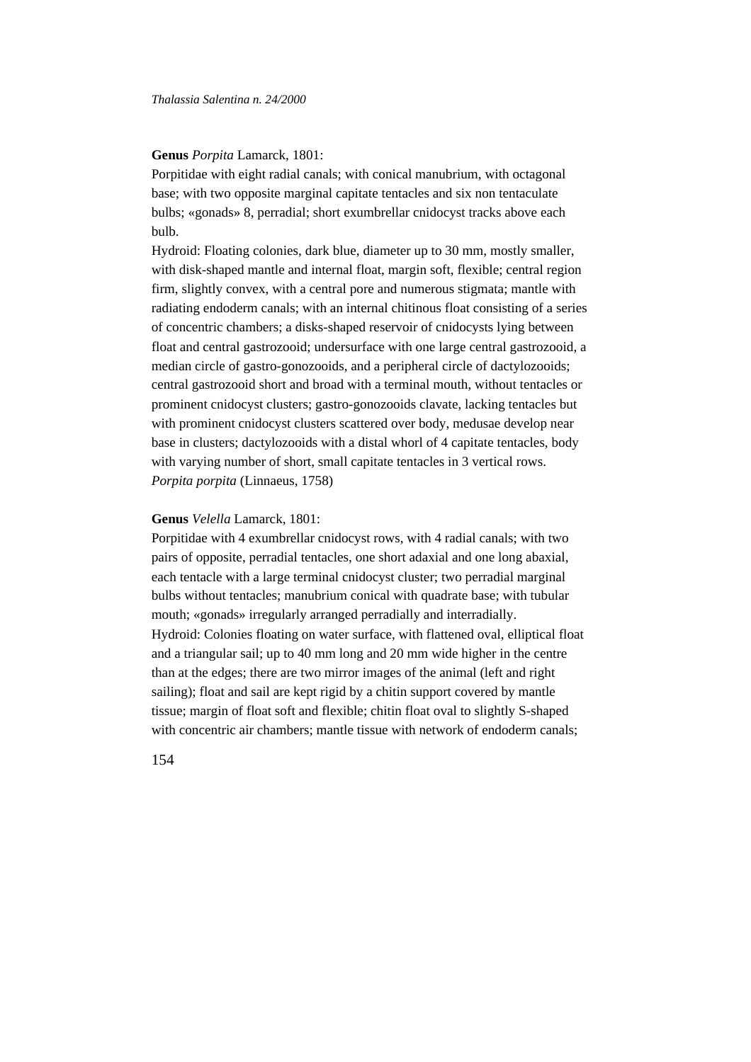**Genus** *Porpita* Lamarck, 1801:

Porpitidae with eight radial canals; with conical manubrium, with octagonal base; with two opposite marginal capitate tentacles and six non tentaculate bulbs; «gonads» 8, perradial; short exumbrellar cnidocyst tracks above each bulb.

Hydroid: Floating colonies, dark blue, diameter up to 30 mm, mostly smaller, with disk-shaped mantle and internal float, margin soft, flexible; central region firm, slightly convex, with a central pore and numerous stigmata; mantle with radiating endoderm canals; with an internal chitinous float consisting of a series of concentric chambers; a disks-shaped reservoir of cnidocysts lying between float and central gastrozooid; undersurface with one large central gastrozooid, a median circle of gastro-gonozooids, and a peripheral circle of dactylozooids; central gastrozooid short and broad with a terminal mouth, without tentacles or prominent cnidocyst clusters; gastro-gonozooids clavate, lacking tentacles but with prominent cnidocyst clusters scattered over body, medusae develop near base in clusters; dactylozooids with a distal whorl of 4 capitate tentacles, body with varying number of short, small capitate tentacles in 3 vertical rows.

*Porpita porpita* (Linnaeus, 1758)

**Genus** *Velella* Lamarck, 1801:

Porpitidae with 4 exumbrellar cnidocyst rows, with 4 radial canals; with two pairs of opposite, perradial tentacles, one short adaxial and one long abaxial, each tentacle with a large terminal cnidocyst cluster; two perradial marginal bulbs without tentacles; manubrium conical with quadrate base; with tubular mouth; «gonads» irregularly arranged perradially and interradially.

Hydroid: Colonies floating on water surface, with flattened oval, elliptical float and a triangular sail; up to 40 mm long and 20 mm wide higher in the centre than at the edges; there are two mirror images of the animal (left and right sailing); float and sail are kept rigid by a chitin support covered by mantle tissue; margin of float soft and flexible; chitin float oval to slightly S-shaped with concentric air chambers; mantle tissue with network of endoderm canals;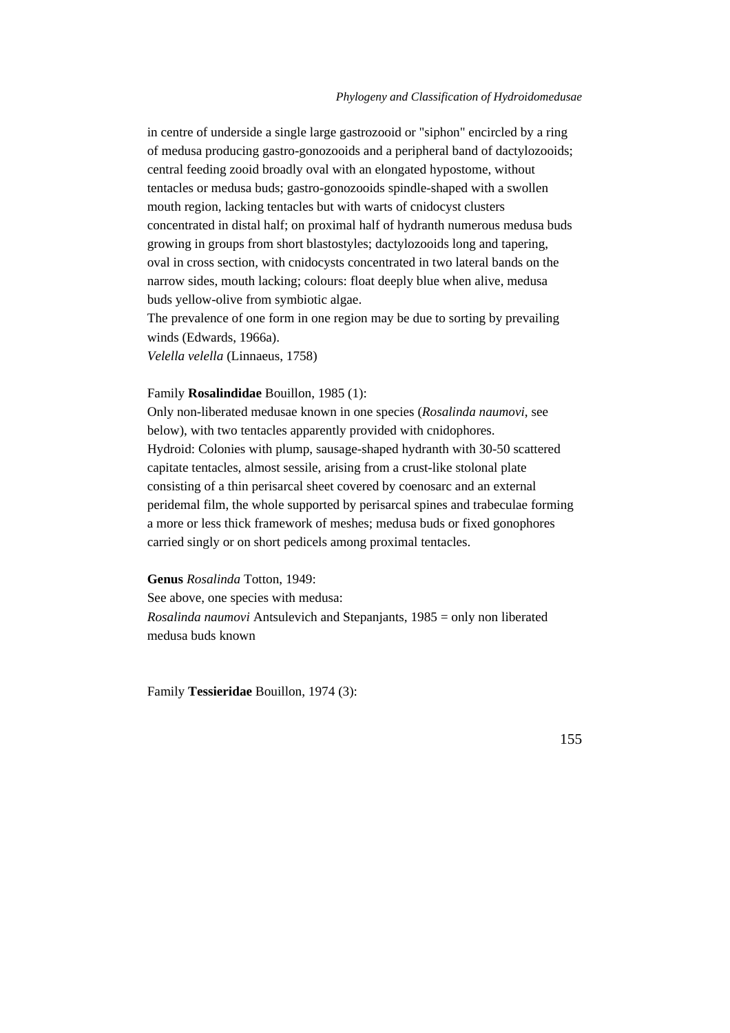in centre of underside a single large gastrozooid or "siphon" encircled by a ring of medusa producing gastro-gonozooids and a peripheral band of dactylozooids; central feeding zooid broadly oval with an elongated hypostome, without tentacles or medusa buds; gastro-gonozooids spindle-shaped with a swollen mouth region, lacking tentacles but with warts of cnidocyst clusters concentrated in distal half; on proximal half of hydranth numerous medusa buds growing in groups from short blastostyles; dactylozooids long and tapering, oval in cross section, with cnidocysts concentrated in two lateral bands on the narrow sides, mouth lacking; colours: float deeply blue when alive, medusa buds yellow-olive from symbiotic algae.

The prevalence of one form in one region may be due to sorting by prevailing winds (Edwards, 1966a).

*Velella velella* (Linnaeus, 1758)

Family **Rosalindidae** Bouillon, 1985 (1):

Only non-liberated medusae known in one species (*Rosalinda naumovi*, see below), with two tentacles apparently provided with cnidophores.

Hydroid: Colonies with plump, sausage-shaped hydranth with 30-50 scattered capitate tentacles, almost sessile, arising from a crust-like stolonal plate consisting of a thin perisarcal sheet covered by coenosarc and an external peridemal film, the whole supported by perisarcal spines and trabeculae forming a more or less thick framework of meshes; medusa buds or fixed gonophores carried singly or on short pedicels among proximal tentacles.

**Genus** *Rosalinda* Totton, 1949:

See above, one species with medusa:

*Rosalinda naumovi* Antsulevich and Stepanjants, 1985 = only non liberated medusa buds known

Family **Tessieridae** Bouillon, 1974 (3):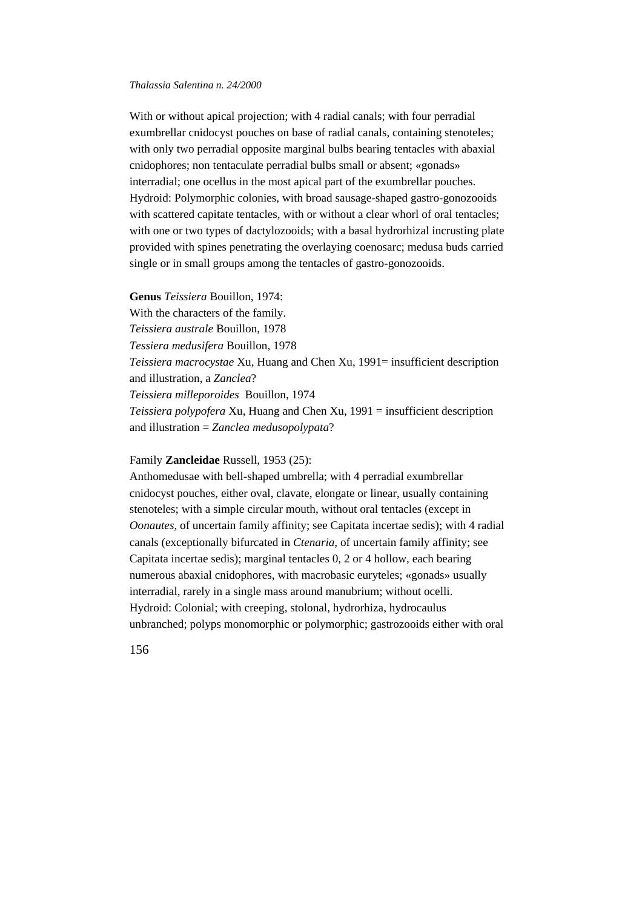With or without apical projection; with 4 radial canals; with four perradial exumbrellar cnidocyst pouches on base of radial canals, containing stenoteles; with only two perradial opposite marginal bulbs bearing tentacles with abaxial cnidophores; non tentaculate perradial bulbs small or absent; «gonads» interradial; one ocellus in the most apical part of the exumbrellar pouches. Hydroid: Polymorphic colonies, with broad sausage-shaped gastro-gonozooids with scattered capitate tentacles, with or without a clear whorl of oral tentacles; with one or two types of dactylozooids; with a basal hydrorhizal incrusting plate provided with spines penetrating the overlaying coenosarc; medusa buds carried single or in small groups among the tentacles of gastro-gonozooids.

**Genus** *Teissiera* Bouillon, 1974:
With the characters of the family.
*Teissiera australe* Bouillon, 1978
*Tessiera medusifera* Bouillon, 1978
*Teissiera macrocystae* Xu, Huang and Chen Xu, 1991= insufficient description and illustration, a *Zanclea*?
*Teissiera milleporoides* Bouillon, 1974
*Teissiera polypofera* Xu, Huang and Chen Xu, 1991 = insufficient description and illustration = *Zanclea medusopolypata*?

Family **Zancleidae** Russell, 1953 (25):
Anthomedusae with bell-shaped umbrella; with 4 perradial exumbrellar cnidocyst pouches, either oval, clavate, elongate or linear, usually containing stenoteles; with a simple circular mouth, without oral tentacles (except in *Oonautes*, of uncertain family affinity; see Capitata incertae sedis); with 4 radial canals (exceptionally bifurcated in *Ctenaria*, of uncertain family affinity; see Capitata incertae sedis); marginal tentacles 0, 2 or 4 hollow, each bearing numerous abaxial cnidophores, with macrobasic euryteles; «gonads» usually interradial, rarely in a single mass around manubrium; without ocelli.
Hydroid: Colonial; with creeping, stolonal, hydrorhiza, hydrocaulus unbranched; polyps monomorphic or polymorphic; gastrozooids either with oral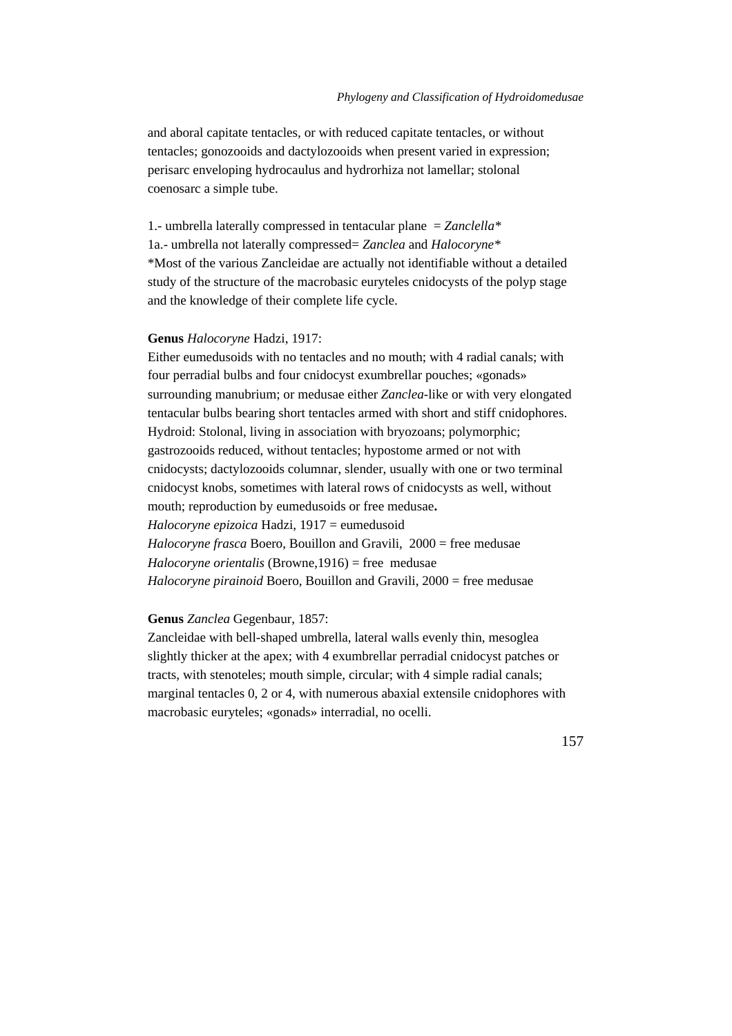and aboral capitate tentacles, or with reduced capitate tentacles, or without tentacles; gonozooids and dactylozooids when present varied in expression; perisarc enveloping hydrocaulus and hydrorhiza not lamellar; stolonal coenosarc a simple tube.

1.- umbrella laterally compressed in tentacular plane = *Zanclella**
1a.- umbrella not laterally compressed= *Zanclea* and *Halocoryne**
*Most of the various Zancleidae are actually not identifiable without a detailed study of the structure of the macrobasic euryteles cnidocysts of the polyp stage and the knowledge of their complete life cycle.

**Genus** *Halocoryne* Hadzi, 1917:
Either eumedusoids with no tentacles and no mouth; with 4 radial canals; with four perradial bulbs and four cnidocyst exumbrellar pouches; «gonads» surrounding manubrium; or medusae either *Zanclea*-like or with very elongated tentacular bulbs bearing short tentacles armed with short and stiff cnidophores. Hydroid: Stolonal, living in association with bryozoans; polymorphic; gastrozooids reduced, without tentacles; hypostome armed or not with cnidocysts; dactylozooids columnar, slender, usually with one or two terminal cnidocyst knobs, sometimes with lateral rows of cnidocysts as well, without mouth; reproduction by eumedusoids or free medusae**.**
*Halocoryne epizoica* Hadzi, 1917 = eumedusoid
*Halocoryne frasca* Boero, Bouillon and Gravili, 2000 = free medusae
*Halocoryne orientalis* (Browne,1916) = free medusae
*Halocoryne pirainoid* Boero, Bouillon and Gravili, 2000 = free medusae

**Genus** *Zanclea* Gegenbaur, 1857:
Zancleidae with bell-shaped umbrella, lateral walls evenly thin, mesoglea slightly thicker at the apex; with 4 exumbrellar perradial cnidocyst patches or tracts, with stenoteles; mouth simple, circular; with 4 simple radial canals; marginal tentacles 0, 2 or 4, with numerous abaxial extensile cnidophores with macrobasic euryteles; «gonads» interradial, no ocelli.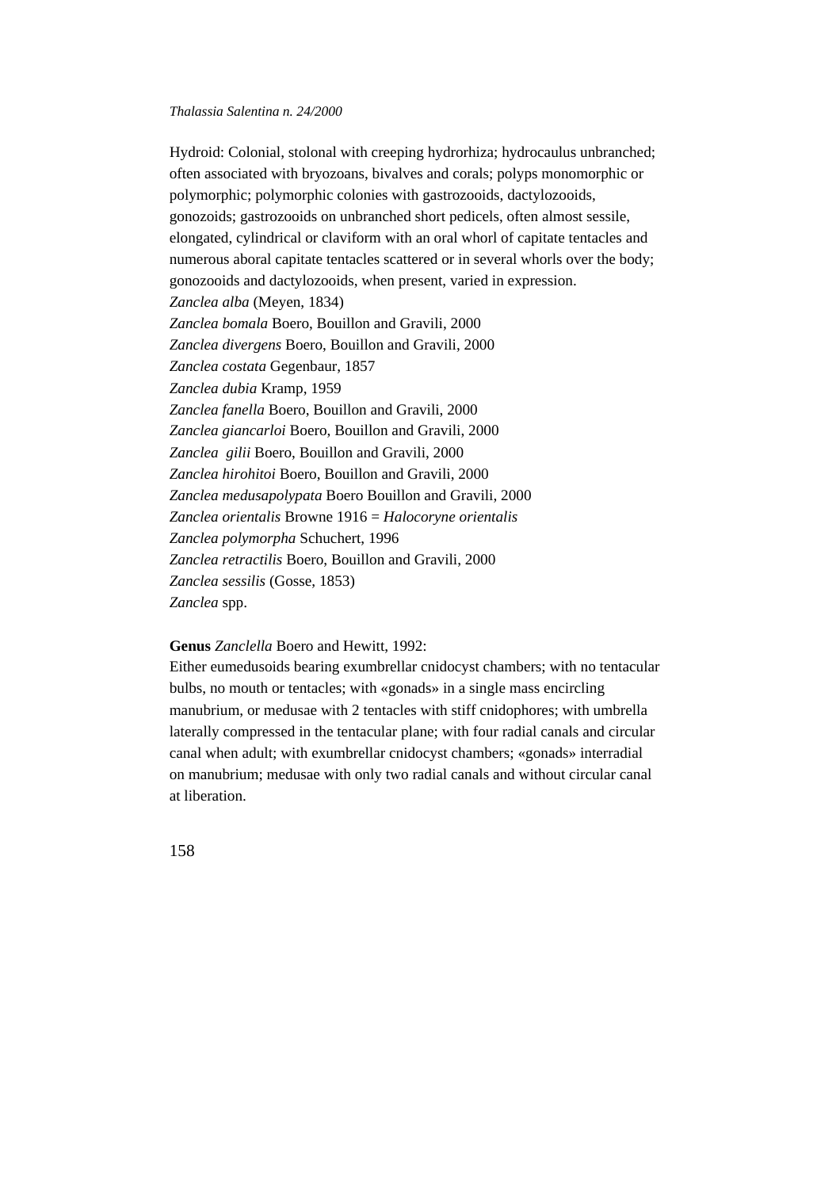Hydroid: Colonial, stolonal with creeping hydrorhiza; hydrocaulus unbranched; often associated with bryozoans, bivalves and corals; polyps monomorphic or polymorphic; polymorphic colonies with gastrozooids, dactylozooids, gonozoids; gastrozooids on unbranched short pedicels, often almost sessile, elongated, cylindrical or claviform with an oral whorl of capitate tentacles and numerous aboral capitate tentacles scattered or in several whorls over the body; gonozooids and dactylozooids, when present, varied in expression.

*Zanclea alba* (Meyen, 1834)
*Zanclea bomala* Boero, Bouillon and Gravili, 2000
*Zanclea divergens* Boero, Bouillon and Gravili, 2000
*Zanclea costata* Gegenbaur, 1857
*Zanclea dubia* Kramp, 1959
*Zanclea fanella* Boero, Bouillon and Gravili, 2000
*Zanclea giancarloi* Boero, Bouillon and Gravili, 2000
*Zanclea gilii* Boero, Bouillon and Gravili, 2000
*Zanclea hirohitoi* Boero, Bouillon and Gravili, 2000
*Zanclea medusapolypata* Boero Bouillon and Gravili, 2000
*Zanclea orientalis* Browne 1916 = *Halocoryne orientalis*
*Zanclea polymorpha* Schuchert, 1996
*Zanclea retractilis* Boero, Bouillon and Gravili, 2000
*Zanclea sessilis* (Gosse, 1853)
*Zanclea* spp.

**Genus** *Zanclella* Boero and Hewitt, 1992:
Either eumedusoids bearing exumbrellar cnidocyst chambers; with no tentacular bulbs, no mouth or tentacles; with «gonads» in a single mass encircling manubrium, or medusae with 2 tentacles with stiff cnidophores; with umbrella laterally compressed in the tentacular plane; with four radial canals and circular canal when adult; with exumbrellar cnidocyst chambers; «gonads» interradial on manubrium; medusae with only two radial canals and without circular canal at liberation.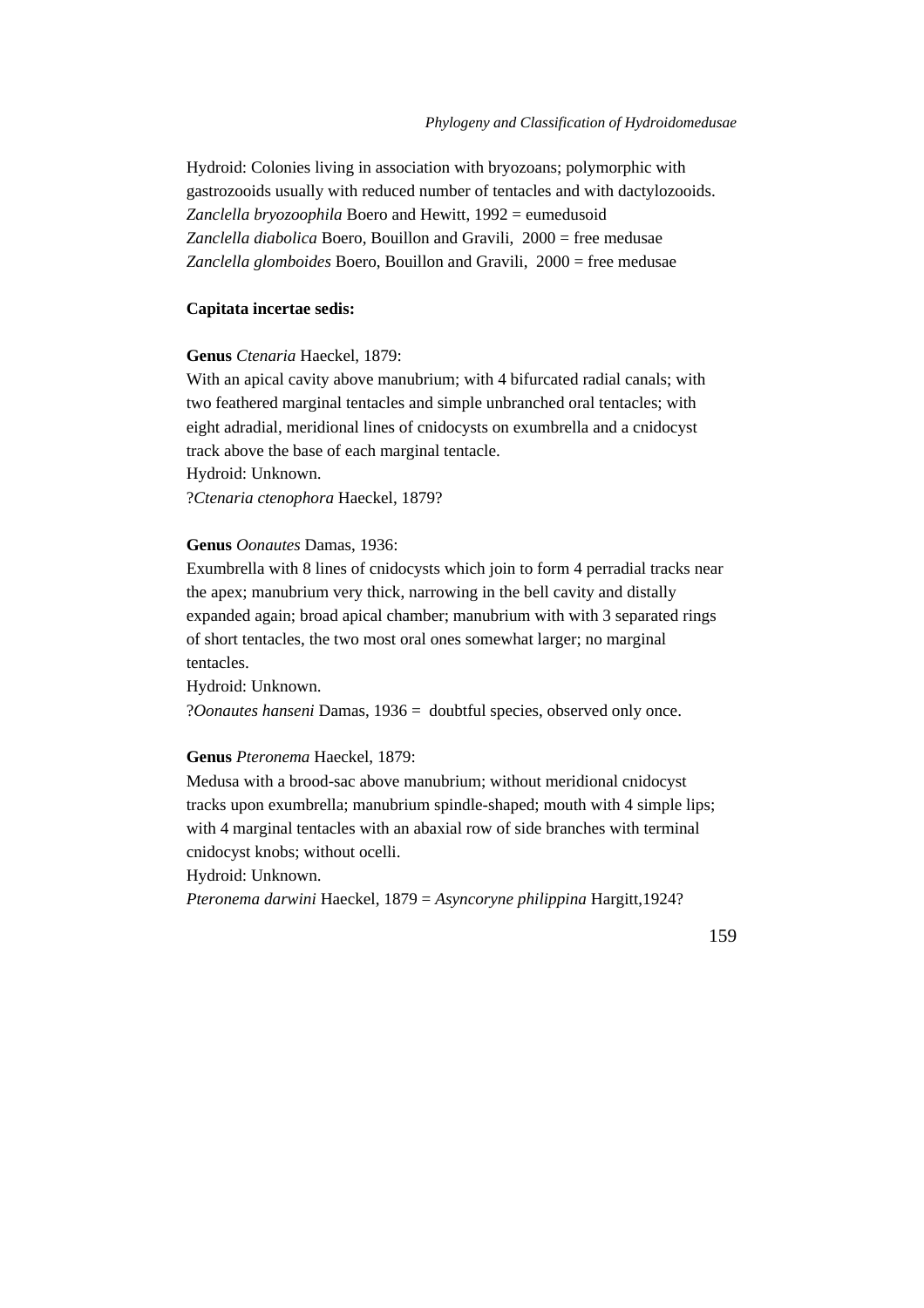Hydroid: Colonies living in association with bryozoans; polymorphic with gastrozooids usually with reduced number of tentacles and with dactylozooids.
*Zanclella bryozoophila* Boero and Hewitt, 1992 = eumedusoid
*Zanclella diabolica* Boero, Bouillon and Gravili, 2000 = free medusae
*Zanclella glomboides* Boero, Bouillon and Gravili, 2000 = free medusae

**Capitata incertae sedis:**

**Genus** *Ctenaria* Haeckel, 1879:
With an apical cavity above manubrium; with 4 bifurcated radial canals; with two feathered marginal tentacles and simple unbranched oral tentacles; with eight adradial, meridional lines of cnidocysts on exumbrella and a cnidocyst track above the base of each marginal tentacle.
Hydroid: Unknown.
?*Ctenaria ctenophora* Haeckel, 1879?

**Genus** *Oonautes* Damas, 1936:
Exumbrella with 8 lines of cnidocysts which join to form 4 perradial tracks near the apex; manubrium very thick, narrowing in the bell cavity and distally expanded again; broad apical chamber; manubrium with with 3 separated rings of short tentacles, the two most oral ones somewhat larger; no marginal tentacles.
Hydroid: Unknown.
?*Oonautes hanseni* Damas, 1936 = doubtful species, observed only once.

**Genus** *Pteronema* Haeckel, 1879:
Medusa with a brood-sac above manubrium; without meridional cnidocyst tracks upon exumbrella; manubrium spindle-shaped; mouth with 4 simple lips; with 4 marginal tentacles with an abaxial row of side branches with terminal cnidocyst knobs; without ocelli.
Hydroid: Unknown.
*Pteronema darwini* Haeckel, 1879 = *Asyncoryne philippina* Hargitt,1924?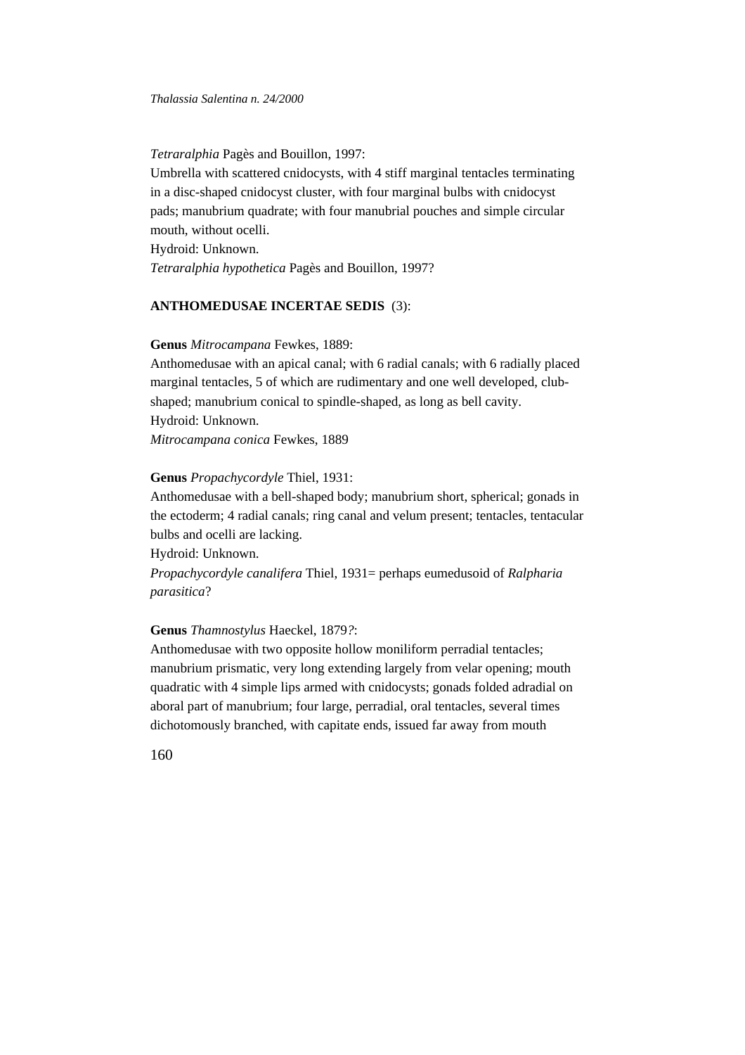*Tetraralphia* Pagès and Bouillon, 1997:
Umbrella with scattered cnidocysts, with 4 stiff marginal tentacles terminating in a disc-shaped cnidocyst cluster, with four marginal bulbs with cnidocyst pads; manubrium quadrate; with four manubrial pouches and simple circular mouth, without ocelli.
Hydroid: Unknown.
*Tetraralphia hypothetica* Pagès and Bouillon, 1997?

**ANTHOMEDUSAE INCERTAE SEDIS** (3):

**Genus** *Mitrocampana* Fewkes, 1889:
Anthomedusae with an apical canal; with 6 radial canals; with 6 radially placed marginal tentacles, 5 of which are rudimentary and one well developed, club-shaped; manubrium conical to spindle-shaped, as long as bell cavity.
Hydroid: Unknown.
*Mitrocampana conica* Fewkes, 1889

**Genus** *Propachycordyle* Thiel, 1931:
Anthomedusae with a bell-shaped body; manubrium short, spherical; gonads in the ectoderm; 4 radial canals; ring canal and velum present; tentacles, tentacular bulbs and ocelli are lacking.
Hydroid: Unknown.
*Propachycordyle canalifera* Thiel, 1931= perhaps eumedusoid of *Ralpharia parasitica*?

**Genus** *Thamnostylus* Haeckel, 1879*?*:
Anthomedusae with two opposite hollow moniliform perradial tentacles; manubrium prismatic, very long extending largely from velar opening; mouth quadratic with 4 simple lips armed with cnidocysts; gonads folded adradial on aboral part of manubrium; four large, perradial, oral tentacles, several times dichotomously branched, with capitate ends, issued far away from mouth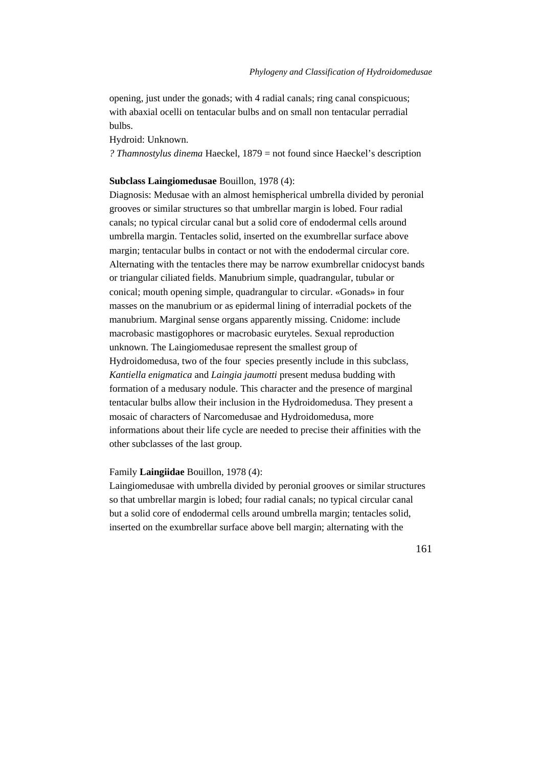opening, just under the gonads; with 4 radial canals; ring canal conspicuous; with abaxial ocelli on tentacular bulbs and on small non tentacular perradial bulbs.

Hydroid: Unknown.

*? Thamnostylus dinema* Haeckel, 1879 = not found since Haeckel's description

**Subclass Laingiomedusae** Bouillon, 1978 (4):

Diagnosis: Medusae with an almost hemispherical umbrella divided by peronial grooves or similar structures so that umbrellar margin is lobed. Four radial canals; no typical circular canal but a solid core of endodermal cells around umbrella margin. Tentacles solid, inserted on the exumbrellar surface above margin; tentacular bulbs in contact or not with the endodermal circular core. Alternating with the tentacles there may be narrow exumbrellar cnidocyst bands or triangular ciliated fields. Manubrium simple, quadrangular, tubular or conical; mouth opening simple, quadrangular to circular. «Gonads» in four masses on the manubrium or as epidermal lining of interradial pockets of the manubrium. Marginal sense organs apparently missing. Cnidome: include macrobasic mastigophores or macrobasic euryteles. Sexual reproduction unknown. The Laingiomedusae represent the smallest group of Hydroidomedusa, two of the four species presently include in this subclass, *Kantiella enigmatica* and *Laingia jaumotti* present medusa budding with formation of a medusary nodule. This character and the presence of marginal tentacular bulbs allow their inclusion in the Hydroidomedusa. They present a mosaic of characters of Narcomedusae and Hydroidomedusa, more informations about their life cycle are needed to precise their affinities with the other subclasses of the last group.

Family **Laingiidae** Bouillon, 1978 (4):

Laingiomedusae with umbrella divided by peronial grooves or similar structures so that umbrellar margin is lobed; four radial canals; no typical circular canal but a solid core of endodermal cells around umbrella margin; tentacles solid, inserted on the exumbrellar surface above bell margin; alternating with the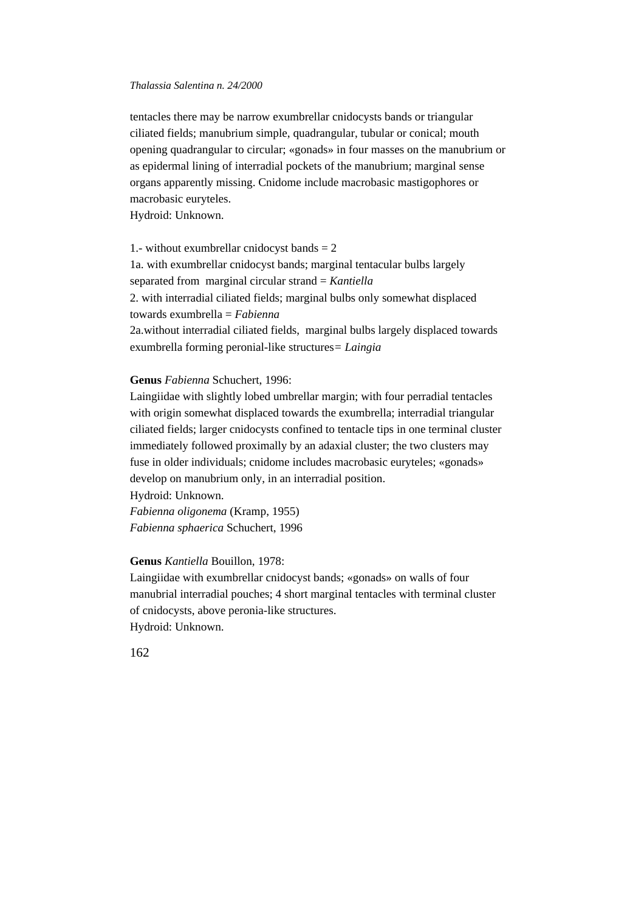tentacles there may be narrow exumbrellar cnidocysts bands or triangular ciliated fields; manubrium simple, quadrangular, tubular or conical; mouth opening quadrangular to circular; «gonads» in four masses on the manubrium or as epidermal lining of interradial pockets of the manubrium; marginal sense organs apparently missing. Cnidome include macrobasic mastigophores or macrobasic euryteles.
Hydroid: Unknown.

1.- without exumbrellar cnidocyst bands = 2
1a. with exumbrellar cnidocyst bands; marginal tentacular bulbs largely separated from marginal circular strand = *Kantiella*
2. with interradial ciliated fields; marginal bulbs only somewhat displaced towards exumbrella = *Fabienna*
2a.without interradial ciliated fields, marginal bulbs largely displaced towards exumbrella forming peronial-like structures= *Laingia*

**Genus** *Fabienna* Schuchert, 1996:
Laingiidae with slightly lobed umbrellar margin; with four perradial tentacles with origin somewhat displaced towards the exumbrella; interradial triangular ciliated fields; larger cnidocysts confined to tentacle tips in one terminal cluster immediately followed proximally by an adaxial cluster; the two clusters may fuse in older individuals; cnidome includes macrobasic euryteles; «gonads» develop on manubrium only, in an interradial position.
Hydroid: Unknown.
*Fabienna oligonema* (Kramp, 1955)
*Fabienna sphaerica* Schuchert, 1996

**Genus** *Kantiella* Bouillon, 1978:
Laingiidae with exumbrellar cnidocyst bands; «gonads» on walls of four manubrial interradial pouches; 4 short marginal tentacles with terminal cluster of cnidocysts, above peronia-like structures.
Hydroid: Unknown.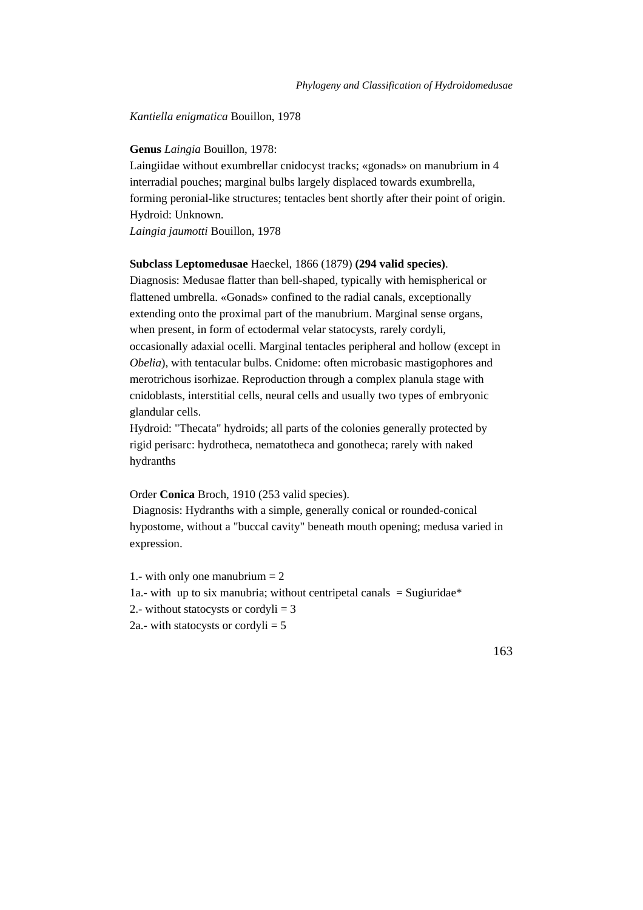*Kantiella enigmatica* Bouillon, 1978

**Genus** *Laingia* Bouillon, 1978:
Laingiidae without exumbrellar cnidocyst tracks; «gonads» on manubrium in 4 interradial pouches; marginal bulbs largely displaced towards exumbrella, forming peronial-like structures; tentacles bent shortly after their point of origin.
Hydroid: Unknown.
*Laingia jaumotti* Bouillon, 1978

**Subclass Leptomedusae** Haeckel, 1866 (1879) **(294 valid species)**.
Diagnosis: Medusae flatter than bell-shaped, typically with hemispherical or flattened umbrella. «Gonads» confined to the radial canals, exceptionally extending onto the proximal part of the manubrium. Marginal sense organs, when present, in form of ectodermal velar statocysts, rarely cordyli, occasionally adaxial ocelli. Marginal tentacles peripheral and hollow (except in *Obelia*), with tentacular bulbs. Cnidome: often microbasic mastigophores and merotrichous isorhizae. Reproduction through a complex planula stage with cnidoblasts, interstitial cells, neural cells and usually two types of embryonic glandular cells.
Hydroid: "Thecata" hydroids; all parts of the colonies generally protected by rigid perisarc: hydrotheca, nematotheca and gonotheca; rarely with naked hydranths

Order **Conica** Broch, 1910 (253 valid species).
Diagnosis: Hydranths with a simple, generally conical or rounded-conical hypostome, without a "buccal cavity" beneath mouth opening; medusa varied in expression.

1.- with only one manubrium = 2
1a.- with up to six manubria; without centripetal canals = Sugiuridae*
2.- without statocysts or cordyli = 3
2a.- with statocysts or cordyli = 5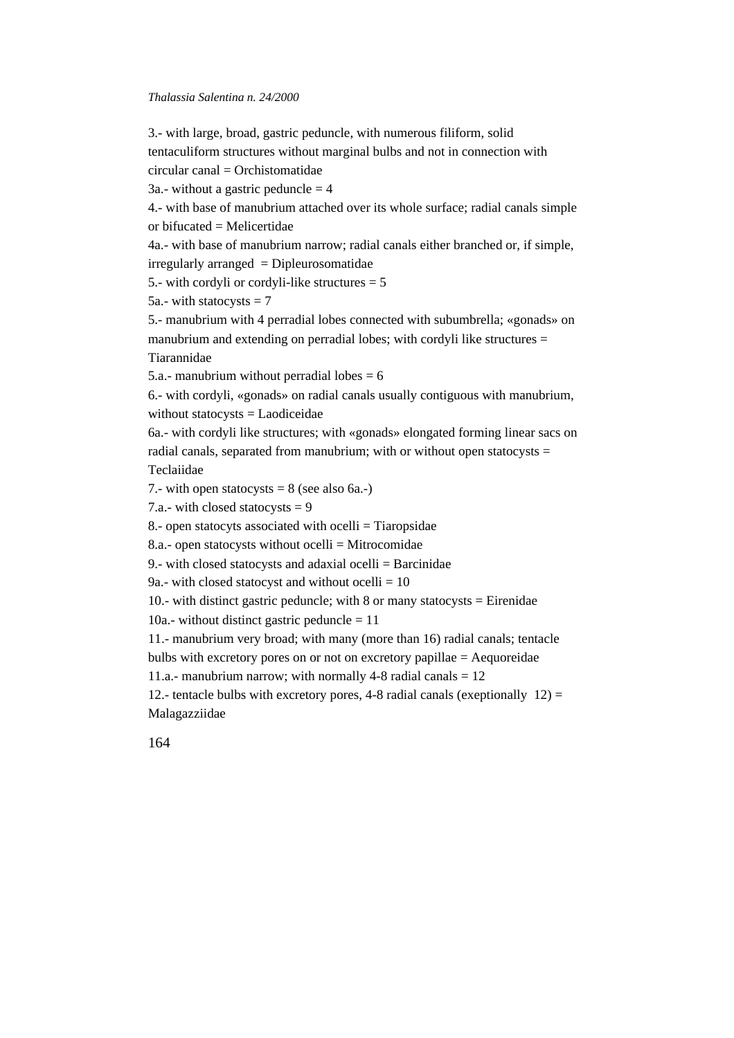3.- with large, broad, gastric peduncle, with numerous filiform, solid tentaculiform structures without marginal bulbs and not in connection with circular canal = Orchistomatidae

3a.- without a gastric peduncle = 4

4.- with base of manubrium attached over its whole surface; radial canals simple or bifucated = Melicertidae

4a.- with base of manubrium narrow; radial canals either branched or, if simple, irregularly arranged = Dipleurosomatidae

5.- with cordyli or cordyli-like structures = 5

5a.- with statocysts = 7

5.- manubrium with 4 perradial lobes connected with subumbrella; «gonads» on manubrium and extending on perradial lobes; with cordyli like structures = Tiarannidae

5.a.- manubrium without perradial lobes = 6

6.- with cordyli, «gonads» on radial canals usually contiguous with manubrium, without statocysts = Laodiceidae

6a.- with cordyli like structures; with «gonads» elongated forming linear sacs on radial canals, separated from manubrium; with or without open statocysts = Teclaiidae

7.- with open statocysts = 8 (see also 6a.-)

7.a.- with closed statocysts = 9

8.- open statocyts associated with ocelli = Tiaropsidae

8.a.- open statocysts without ocelli = Mitrocomidae

9.- with closed statocysts and adaxial ocelli = Barcinidae

9a.- with closed statocyst and without ocelli = 10

10.- with distinct gastric peduncle; with 8 or many statocysts = Eirenidae

10a.- without distinct gastric peduncle = 11

11.- manubrium very broad; with many (more than 16) radial canals; tentacle bulbs with excretory pores on or not on excretory papillae = Aequoreidae

11.a.- manubrium narrow; with normally 4-8 radial canals = 12

12.- tentacle bulbs with excretory pores, 4-8 radial canals (exeptionally 12) = Malagazziidae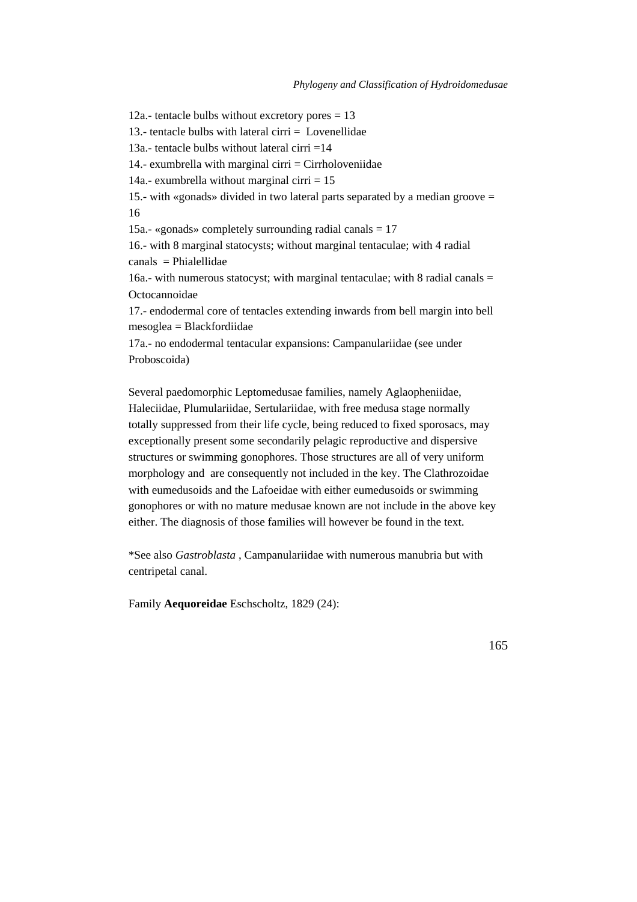12a.- tentacle bulbs without excretory pores = 13

13.- tentacle bulbs with lateral cirri = Lovenellidae

13a.- tentacle bulbs without lateral cirri =14

14.- exumbrella with marginal cirri = Cirrholoveniidae

14a.- exumbrella without marginal cirri = 15

15.- with «gonads» divided in two lateral parts separated by a median groove = 16

15a.- «gonads» completely surrounding radial canals = 17

16.- with 8 marginal statocysts; without marginal tentaculae; with 4 radial canals = Phialellidae

16a.- with numerous statocyst; with marginal tentaculae; with 8 radial canals = Octocannoidae

17.- endodermal core of tentacles extending inwards from bell margin into bell mesoglea = Blackfordiidae

17a.- no endodermal tentacular expansions: Campanulariidae (see under Proboscoida)

Several paedomorphic Leptomedusae families, namely Aglaopheniidae, Haleciidae, Plumulariidae, Sertulariidae, with free medusa stage normally totally suppressed from their life cycle, being reduced to fixed sporosacs, may exceptionally present some secondarily pelagic reproductive and dispersive structures or swimming gonophores. Those structures are all of very uniform morphology and are consequently not included in the key. The Clathrozoidae with eumedusoids and the Lafoeidae with either eumedusoids or swimming gonophores or with no mature medusae known are not include in the above key either. The diagnosis of those families will however be found in the text.

*See also *Gastroblasta* , Campanulariidae with numerous manubria but with centripetal canal.

Family **Aequoreidae** Eschscholtz, 1829 (24):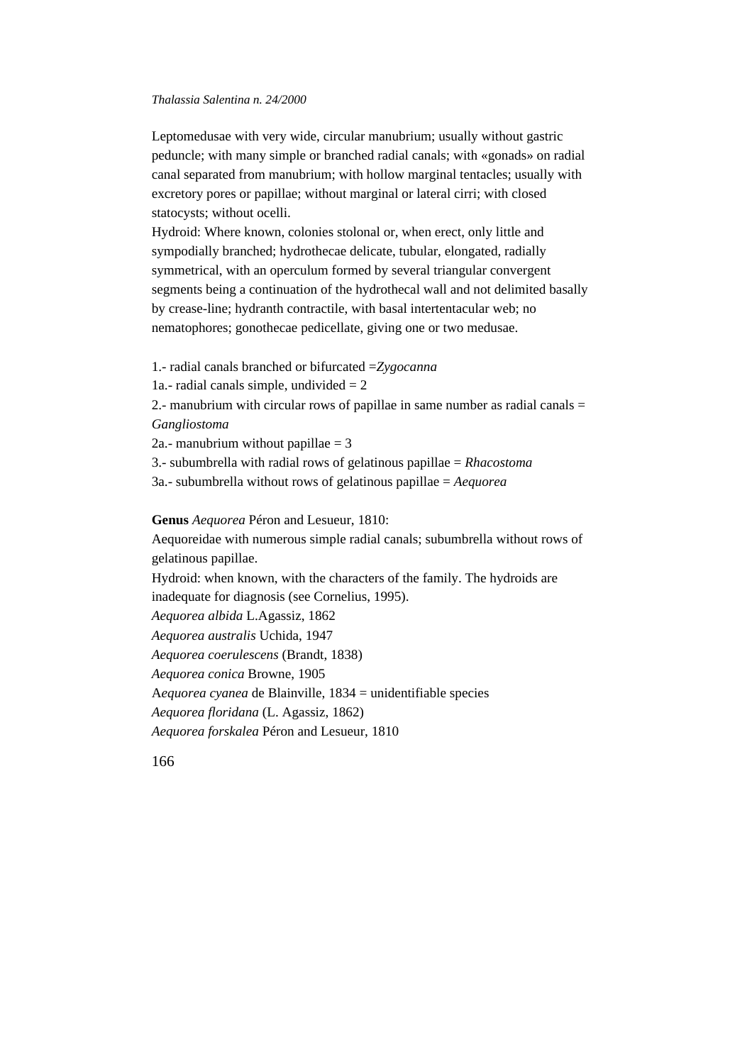Leptomedusae with very wide, circular manubrium; usually without gastric peduncle; with many simple or branched radial canals; with «gonads» on radial canal separated from manubrium; with hollow marginal tentacles; usually with excretory pores or papillae; without marginal or lateral cirri; with closed statocysts; without ocelli.
Hydroid: Where known, colonies stolonal or, when erect, only little and sympodially branched; hydrothecae delicate, tubular, elongated, radially symmetrical, with an operculum formed by several triangular convergent segments being a continuation of the hydrothecal wall and not delimited basally by crease-line; hydranth contractile, with basal intertentacular web; no nematophores; gonothecae pedicellate, giving one or two medusae.

1.- radial canals branched or bifurcated =*Zygocanna*
1a.- radial canals simple, undivided = 2
2.- manubrium with circular rows of papillae in same number as radial canals = *Gangliostoma*
2a.- manubrium without papillae = 3
3.- subumbrella with radial rows of gelatinous papillae = *Rhacostoma*
3a.- subumbrella without rows of gelatinous papillae = *Aequorea*

**Genus** *Aequorea* Péron and Lesueur, 1810:
Aequoreidae with numerous simple radial canals; subumbrella without rows of gelatinous papillae.
Hydroid: when known, with the characters of the family. The hydroids are inadequate for diagnosis (see Cornelius, 1995).
*Aequorea albida* L.Agassiz, 1862
*Aequorea australis* Uchida, 1947
*Aequorea coerulescens* (Brandt, 1838)
*Aequorea conica* Browne, 1905
A*equorea cyanea* de Blainville, 1834 = unidentifiable species
*Aequorea floridana* (L. Agassiz, 1862)
*Aequorea forskalea* Péron and Lesueur, 1810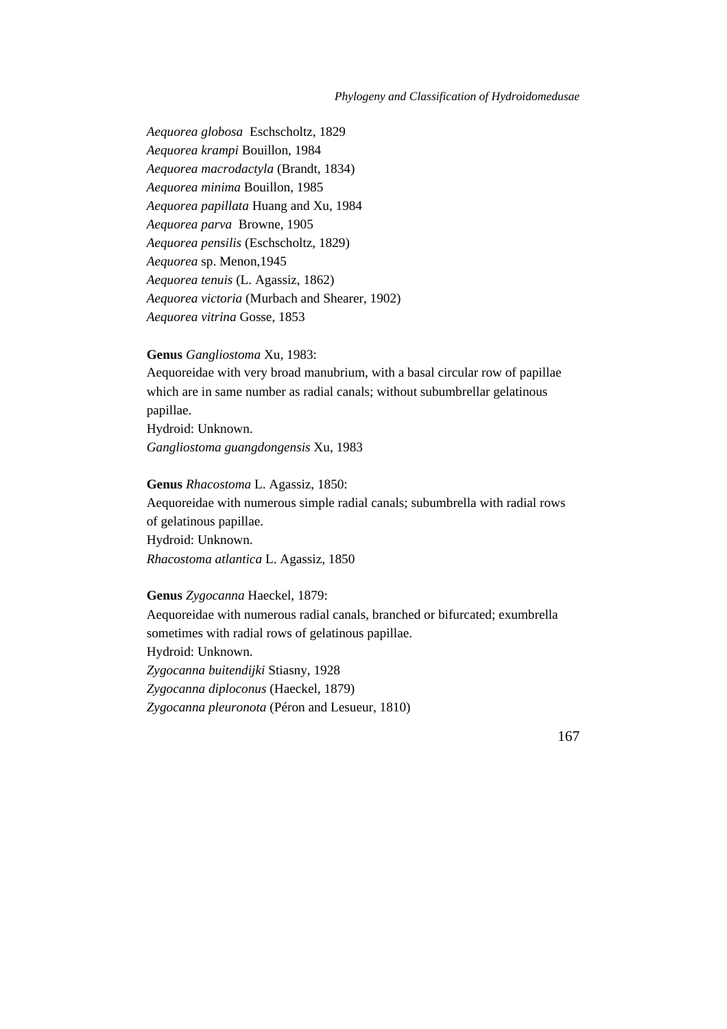*Aequorea globosa* Eschscholtz, 1829
*Aequorea krampi* Bouillon, 1984
*Aequorea macrodactyla* (Brandt, 1834)
*Aequorea minima* Bouillon, 1985
*Aequorea papillata* Huang and Xu, 1984
*Aequorea parva* Browne, 1905
*Aequorea pensilis* (Eschscholtz, 1829)
*Aequorea* sp. Menon,1945
*Aequorea tenuis* (L. Agassiz, 1862)
*Aequorea victoria* (Murbach and Shearer, 1902)
*Aequorea vitrina* Gosse, 1853

**Genus** *Gangliostoma* Xu, 1983:
Aequoreidae with very broad manubrium, with a basal circular row of papillae which are in same number as radial canals; without subumbrellar gelatinous papillae.
Hydroid: Unknown.
*Gangliostoma guangdongensis* Xu, 1983

**Genus** *Rhacostoma* L. Agassiz, 1850:
Aequoreidae with numerous simple radial canals; subumbrella with radial rows of gelatinous papillae.
Hydroid: Unknown.
*Rhacostoma atlantica* L. Agassiz, 1850

**Genus** *Zygocanna* Haeckel, 1879:
Aequoreidae with numerous radial canals, branched or bifurcated; exumbrella sometimes with radial rows of gelatinous papillae.
Hydroid: Unknown.
*Zygocanna buitendijki* Stiasny, 1928
*Zygocanna diploconus* (Haeckel, 1879)
*Zygocanna pleuronota* (Péron and Lesueur, 1810)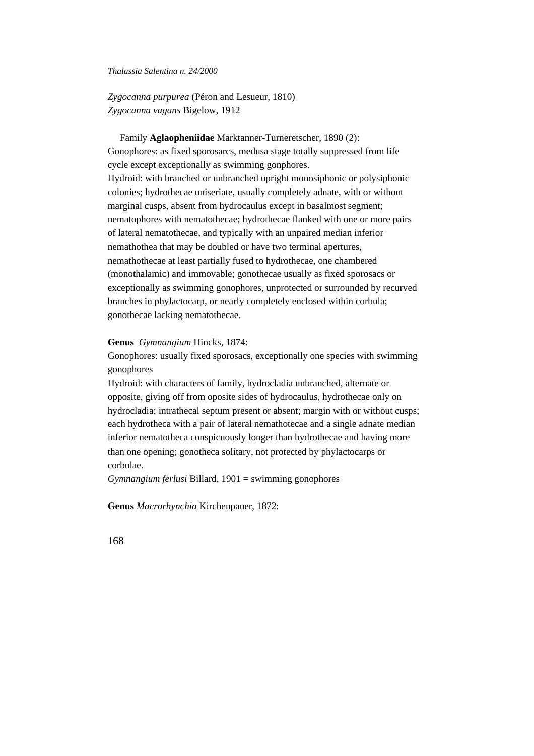*Zygocanna purpurea* (Péron and Lesueur, 1810)
*Zygocanna vagans* Bigelow, 1912

Family **Aglaopheniidae** Marktanner-Turneretscher, 1890 (2):
Gonophores: as fixed sporosarcs, medusa stage totally suppressed from life cycle except exceptionally as swimming gonphores.
Hydroid: with branched or unbranched upright monosiphonic or polysiphonic colonies; hydrothecae uniseriate, usually completely adnate, with or without marginal cusps, absent from hydrocaulus except in basalmost segment; nematophores with nematothecae; hydrothecae flanked with one or more pairs of lateral nematothecae, and typically with an unpaired median inferior nemathothea that may be doubled or have two terminal apertures, nemathothecae at least partially fused to hydrothecae, one chambered (monothalamic) and immovable; gonothecae usually as fixed sporosacs or exceptionally as swimming gonophores, unprotected or surrounded by recurved branches in phylactocarp, or nearly completely enclosed within corbula; gonothecae lacking nematothecae.

**Genus** *Gymnangium* Hincks, 1874:
Gonophores: usually fixed sporosacs, exceptionally one species with swimming gonophores
Hydroid: with characters of family, hydrocladia unbranched, alternate or opposite, giving off from oposite sides of hydrocaulus, hydrothecae only on hydrocladia; intrathecal septum present or absent; margin with or without cusps; each hydrotheca with a pair of lateral nemathotecae and a single adnate median inferior nematotheca conspicuously longer than hydrothecae and having more than one opening; gonotheca solitary, not protected by phylactocarps or corbulae.
*Gymnangium ferlusi* Billard, 1901 = swimming gonophores

**Genus** *Macrorhynchia* Kirchenpauer, 1872: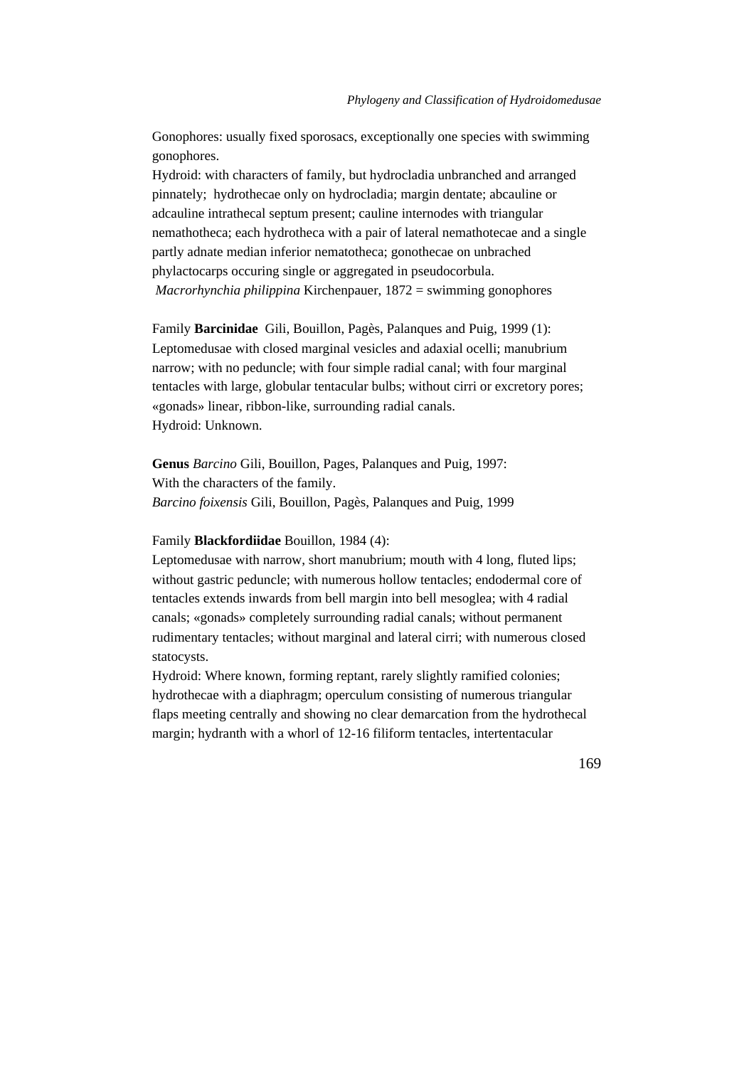Gonophores: usually fixed sporosacs, exceptionally one species with swimming gonophores.
Hydroid: with characters of family, but hydrocladia unbranched and arranged pinnately; hydrothecae only on hydrocladia; margin dentate; abcauline or adcauline intrathecal septum present; cauline internodes with triangular nemathotheca; each hydrotheca with a pair of lateral nemathotecae and a single partly adnate median inferior nematotheca; gonothecae on unbrached phylactocarps occuring single or aggregated in pseudocorbula.
*Macrorhynchia philippina* Kirchenpauer, 1872 = swimming gonophores

Family **Barcinidae** Gili, Bouillon, Pagès, Palanques and Puig, 1999 (1):
Leptomedusae with closed marginal vesicles and adaxial ocelli; manubrium narrow; with no peduncle; with four simple radial canal; with four marginal tentacles with large, globular tentacular bulbs; without cirri or excretory pores; «gonads» linear, ribbon-like, surrounding radial canals.
Hydroid: Unknown.

**Genus** *Barcino* Gili, Bouillon, Pages, Palanques and Puig, 1997:
With the characters of the family.
*Barcino foixensis* Gili, Bouillon, Pagès, Palanques and Puig, 1999

Family **Blackfordiidae** Bouillon, 1984 (4):
Leptomedusae with narrow, short manubrium; mouth with 4 long, fluted lips; without gastric peduncle; with numerous hollow tentacles; endodermal core of tentacles extends inwards from bell margin into bell mesoglea; with 4 radial canals; «gonads» completely surrounding radial canals; without permanent rudimentary tentacles; without marginal and lateral cirri; with numerous closed statocysts.
Hydroid: Where known, forming reptant, rarely slightly ramified colonies; hydrothecae with a diaphragm; operculum consisting of numerous triangular flaps meeting centrally and showing no clear demarcation from the hydrothecal margin; hydranth with a whorl of 12-16 filiform tentacles, intertentacular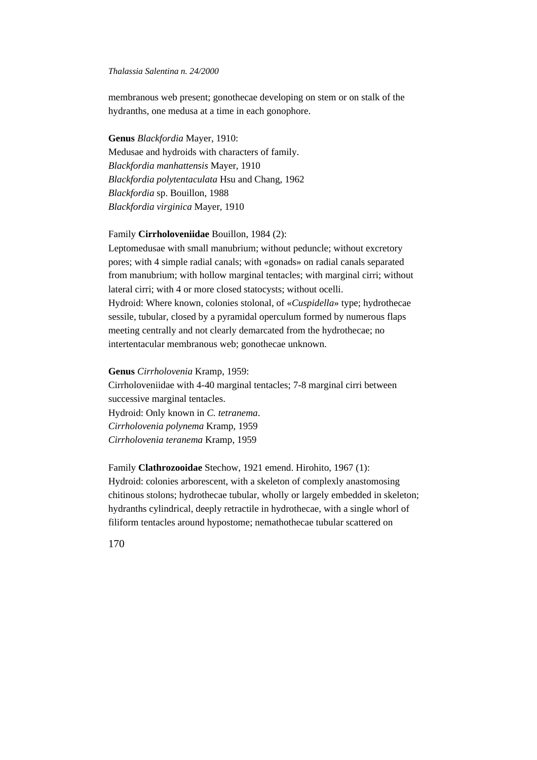membranous web present; gonothecae developing on stem or on stalk of the hydranths, one medusa at a time in each gonophore.

**Genus** *Blackfordia* Mayer, 1910:
Medusae and hydroids with characters of family.
*Blackfordia manhattensis* Mayer, 1910
*Blackfordia polytentaculata* Hsu and Chang, 1962
*Blackfordia* sp. Bouillon, 1988
*Blackfordia virginica* Mayer, 1910

Family **Cirrholoveniidae** Bouillon, 1984 (2):
Leptomedusae with small manubrium; without peduncle; without excretory pores; with 4 simple radial canals; with «gonads» on radial canals separated from manubrium; with hollow marginal tentacles; with marginal cirri; without lateral cirri; with 4 or more closed statocysts; without ocelli.
Hydroid: Where known, colonies stolonal, of «*Cuspidella*» type; hydrothecae sessile, tubular, closed by a pyramidal operculum formed by numerous flaps meeting centrally and not clearly demarcated from the hydrothecae; no intertentacular membranous web; gonothecae unknown.

**Genus** *Cirrholovenia* Kramp, 1959:
Cirrholoveniidae with 4-40 marginal tentacles; 7-8 marginal cirri between successive marginal tentacles.
Hydroid: Only known in *C. tetranema*.
*Cirrholovenia polynema* Kramp, 1959
*Cirrholovenia teranema* Kramp, 1959

Family **Clathrozooidae** Stechow, 1921 emend. Hirohito, 1967 (1):
Hydroid: colonies arborescent, with a skeleton of complexly anastomosing chitinous stolons; hydrothecae tubular, wholly or largely embedded in skeleton; hydranths cylindrical, deeply retractile in hydrothecae, with a single whorl of filiform tentacles around hypostome; nemathothecae tubular scattered on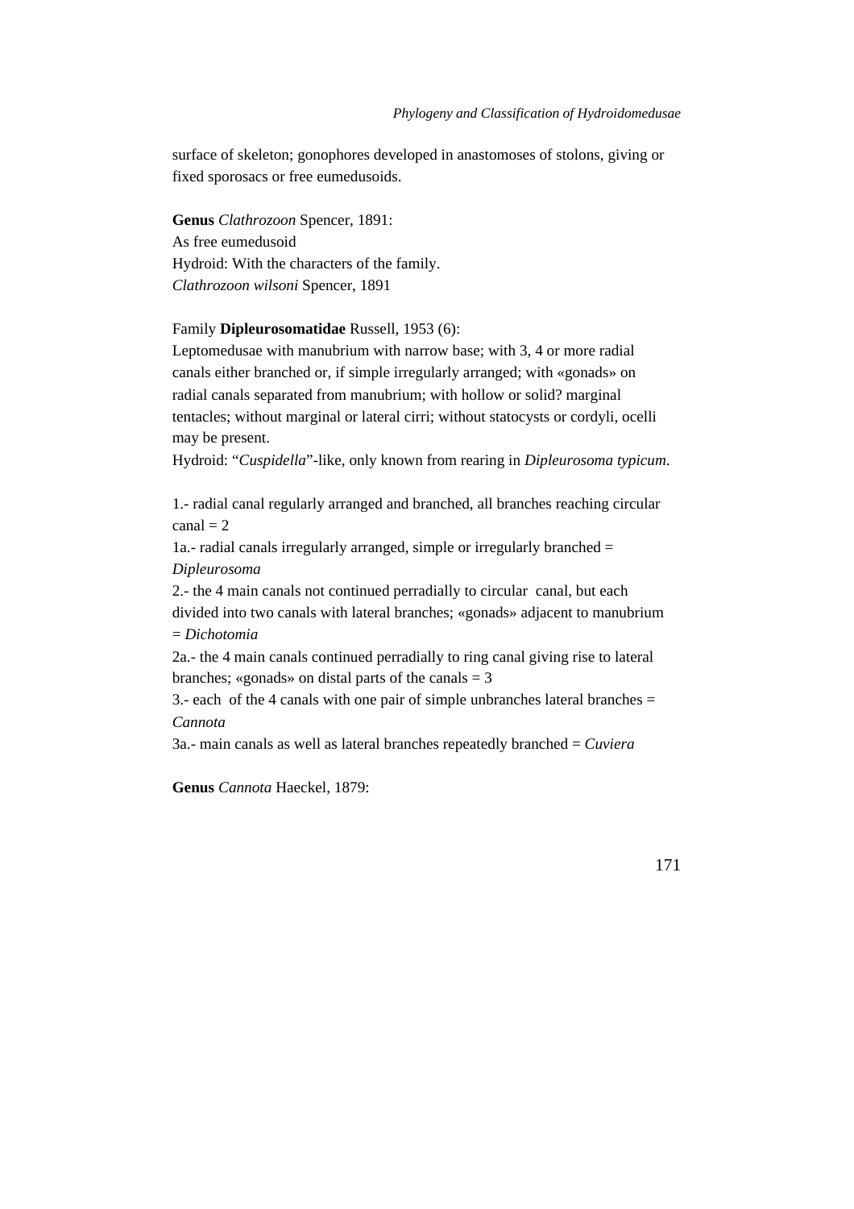surface of skeleton; gonophores developed in anastomoses of stolons, giving or fixed sporosacs or free eumedusoids.

**Genus** *Clathrozoon* Spencer, 1891:
As free eumedusoid
Hydroid: With the characters of the family.
*Clathrozoon wilsoni* Spencer, 1891

Family **Dipleurosomatidae** Russell, 1953 (6):
Leptomedusae with manubrium with narrow base; with 3, 4 or more radial canals either branched or, if simple irregularly arranged; with «gonads» on radial canals separated from manubrium; with hollow or solid? marginal tentacles; without marginal or lateral cirri; without statocysts or cordyli, ocelli may be present.
Hydroid: "*Cuspidella*"-like, only known from rearing in *Dipleurosoma typicum*.

1.- radial canal regularly arranged and branched, all branches reaching circular canal = 2
1a.- radial canals irregularly arranged, simple or irregularly branched = *Dipleurosoma*
2.- the 4 main canals not continued perradially to circular canal, but each divided into two canals with lateral branches; «gonads» adjacent to manubrium = *Dichotomia*
2a.- the 4 main canals continued perradially to ring canal giving rise to lateral branches; «gonads» on distal parts of the canals = 3
3.- each of the 4 canals with one pair of simple unbranches lateral branches = *Cannota*
3a.- main canals as well as lateral branches repeatedly branched = *Cuviera*

**Genus** *Cannota* Haeckel, 1879: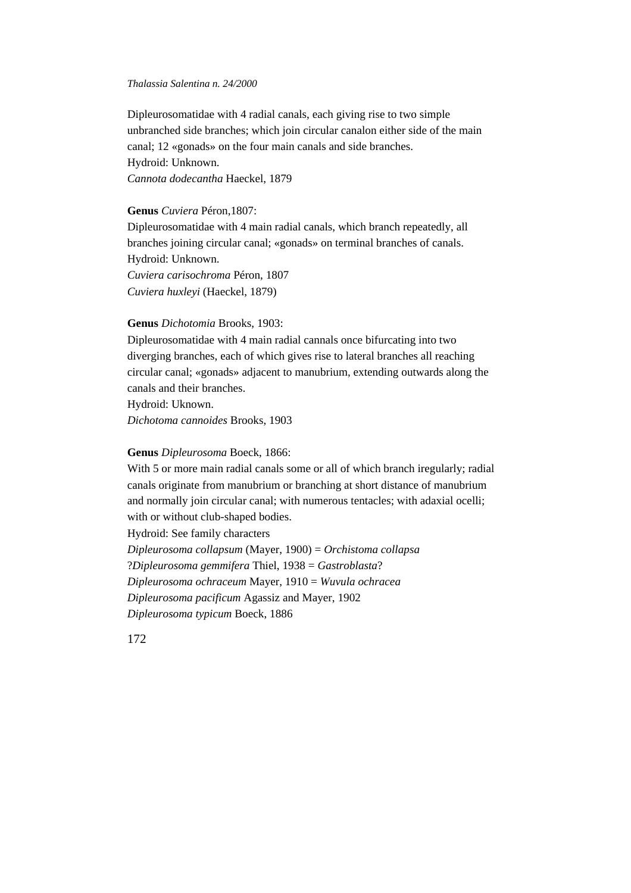Dipleurosomatidae with 4 radial canals, each giving rise to two simple unbranched side branches; which join circular canalon either side of the main canal; 12 «gonads» on the four main canals and side branches.
Hydroid: Unknown.
*Cannota dodecantha* Haeckel, 1879

**Genus** *Cuviera* Péron,1807:
Dipleurosomatidae with 4 main radial canals, which branch repeatedly, all branches joining circular canal; «gonads» on terminal branches of canals.
Hydroid: Unknown.
*Cuviera carisochroma* Péron, 1807
*Cuviera huxleyi* (Haeckel, 1879)

**Genus** *Dichotomia* Brooks, 1903:
Dipleurosomatidae with 4 main radial cannals once bifurcating into two diverging branches, each of which gives rise to lateral branches all reaching circular canal; «gonads» adjacent to manubrium, extending outwards along the canals and their branches.
Hydroid: Uknown.
*Dichotoma cannoides* Brooks, 1903

**Genus** *Dipleurosoma* Boeck, 1866:
With 5 or more main radial canals some or all of which branch iregularly; radial canals originate from manubrium or branching at short distance of manubrium and normally join circular canal; with numerous tentacles; with adaxial ocelli; with or without club-shaped bodies.
Hydroid: See family characters
*Dipleurosoma collapsum* (Mayer, 1900) = *Orchistoma collapsa*
?*Dipleurosoma gemmifera* Thiel, 1938 = *Gastroblasta*?
*Dipleurosoma ochraceum* Mayer, 1910 = *Wuvula ochracea*
*Dipleurosoma pacificum* Agassiz and Mayer, 1902
*Dipleurosoma typicum* Boeck, 1886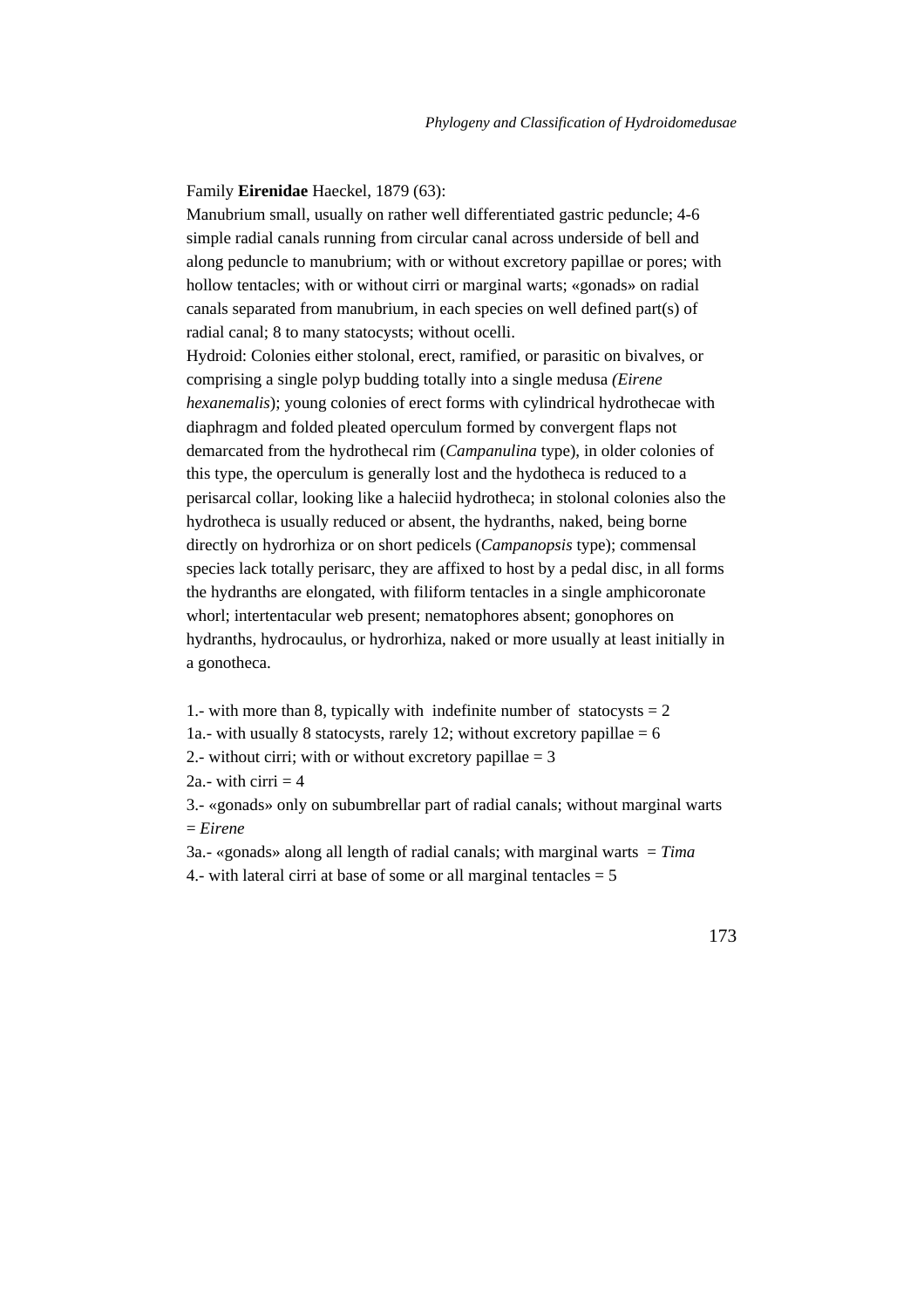Family **Eirenidae** Haeckel, 1879 (63):

Manubrium small, usually on rather well differentiated gastric peduncle; 4-6 simple radial canals running from circular canal across underside of bell and along peduncle to manubrium; with or without excretory papillae or pores; with hollow tentacles; with or without cirri or marginal warts; «gonads» on radial canals separated from manubrium, in each species on well defined part(s) of radial canal; 8 to many statocysts; without ocelli.

Hydroid: Colonies either stolonal, erect, ramified, or parasitic on bivalves, or comprising a single polyp budding totally into a single medusa *(Eirene hexanemalis*); young colonies of erect forms with cylindrical hydrothecae with diaphragm and folded pleated operculum formed by convergent flaps not demarcated from the hydrothecal rim (*Campanulina* type), in older colonies of this type, the operculum is generally lost and the hydotheca is reduced to a perisarcal collar, looking like a haleciid hydrotheca; in stolonal colonies also the hydrotheca is usually reduced or absent, the hydranths, naked, being borne directly on hydrorhiza or on short pedicels (*Campanopsis* type); commensal species lack totally perisarc, they are affixed to host by a pedal disc, in all forms the hydranths are elongated, with filiform tentacles in a single amphicoronate whorl; intertentacular web present; nematophores absent; gonophores on hydranths, hydrocaulus, or hydrorhiza, naked or more usually at least initially in a gonotheca.

1.- with more than 8, typically with indefinite number of statocysts = 2

1a.- with usually 8 statocysts, rarely 12; without excretory papillae = 6

2.- without cirri; with or without excretory papillae = 3

2a.- with cirri = 4

3.- «gonads» only on subumbrellar part of radial canals; without marginal warts = *Eirene*

3a.- «gonads» along all length of radial canals; with marginal warts = *Tima*

4.- with lateral cirri at base of some or all marginal tentacles = 5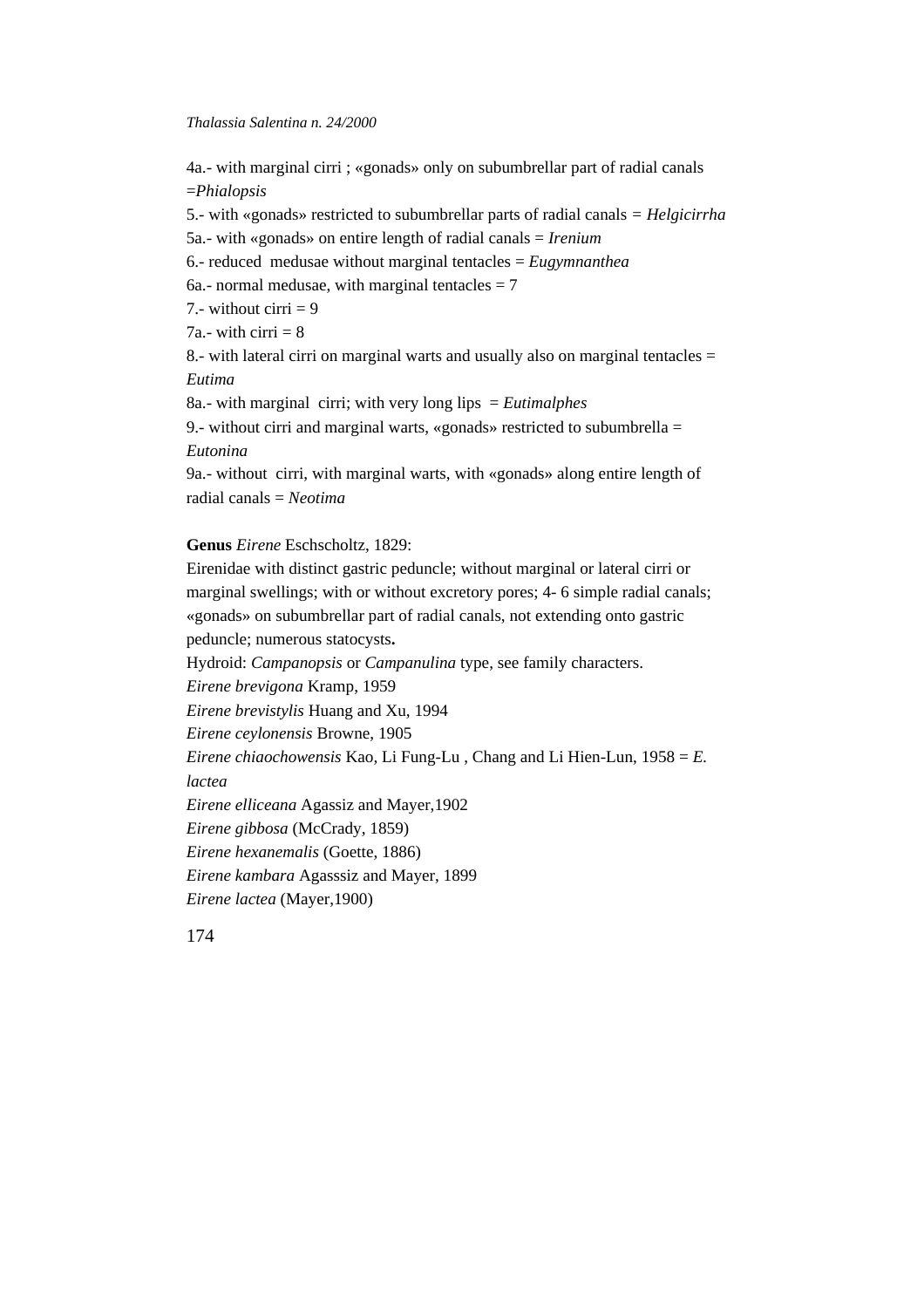4a.- with marginal cirri ; «gonads» only on subumbrellar part of radial canals =*Phialopsis*

5.- with «gonads» restricted to subumbrellar parts of radial canals = *Helgicirrha*

5a.- with «gonads» on entire length of radial canals = *Irenium*

6.- reduced medusae without marginal tentacles = *Eugymnanthea*

6a.- normal medusae, with marginal tentacles = 7

7.- without cirri = 9

7a.- with cirri = 8

8.- with lateral cirri on marginal warts and usually also on marginal tentacles = *Eutima*

8a.- with marginal cirri; with very long lips = *Eutimalphes*

9.- without cirri and marginal warts, «gonads» restricted to subumbrella = *Eutonina*

9a.- without cirri, with marginal warts, with «gonads» along entire length of radial canals = *Neotima*

**Genus** *Eirene* Eschscholtz, 1829:

Eirenidae with distinct gastric peduncle; without marginal or lateral cirri or marginal swellings; with or without excretory pores; 4- 6 simple radial canals; «gonads» on subumbrellar part of radial canals, not extending onto gastric peduncle; numerous statocysts**.**

Hydroid: *Campanopsis* or *Campanulina* type, see family characters.

*Eirene brevigona* Kramp, 1959

*Eirene brevistylis* Huang and Xu, 1994

*Eirene ceylonensis* Browne, 1905

*Eirene chiaochowensis* Kao, Li Fung-Lu , Chang and Li Hien-Lun, 1958 = *E. lactea*

*Eirene elliceana* Agassiz and Mayer,1902

*Eirene gibbosa* (McCrady, 1859)

*Eirene hexanemalis* (Goette, 1886)

*Eirene kambara* Agasssiz and Mayer, 1899

*Eirene lactea* (Mayer,1900)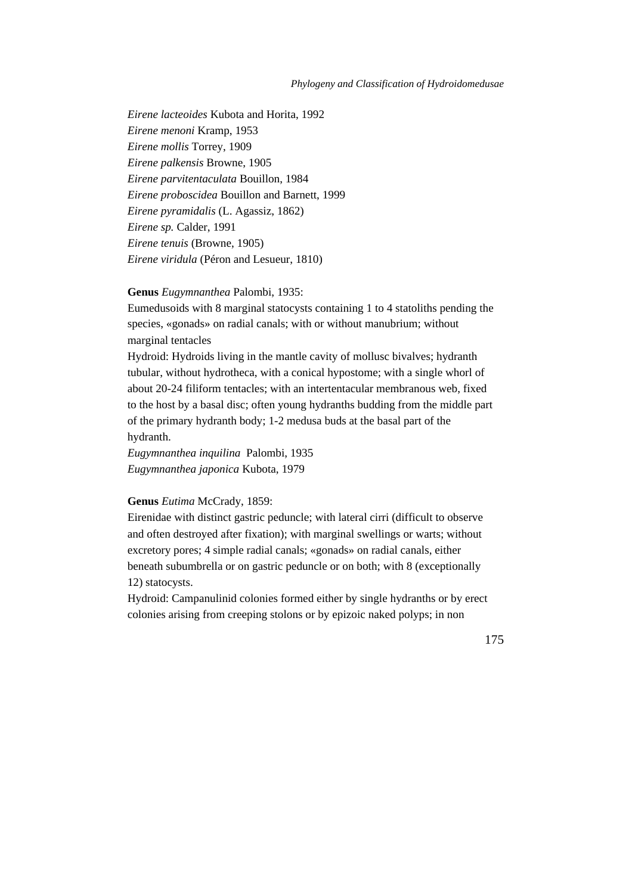*Eirene lacteoides* Kubota and Horita, 1992
*Eirene menoni* Kramp, 1953
*Eirene mollis* Torrey, 1909
*Eirene palkensis* Browne, 1905
*Eirene parvitentaculata* Bouillon, 1984
*Eirene proboscidea* Bouillon and Barnett, 1999
*Eirene pyramidalis* (L. Agassiz, 1862)
*Eirene sp.* Calder, 1991
*Eirene tenuis* (Browne, 1905)
*Eirene viridula* (Péron and Lesueur, 1810)

**Genus** *Eugymnanthea* Palombi, 1935:

Eumedusoids with 8 marginal statocysts containing 1 to 4 statoliths pending the species, «gonads» on radial canals; with or without manubrium; without marginal tentacles

Hydroid: Hydroids living in the mantle cavity of mollusc bivalves; hydranth tubular, without hydrotheca, with a conical hypostome; with a single whorl of about 20-24 filiform tentacles; with an intertentacular membranous web, fixed to the host by a basal disc; often young hydranths budding from the middle part of the primary hydranth body; 1-2 medusa buds at the basal part of the hydranth.

*Eugymnanthea inquilina* Palombi, 1935
*Eugymnanthea japonica* Kubota, 1979

**Genus** *Eutima* McCrady, 1859:

Eirenidae with distinct gastric peduncle; with lateral cirri (difficult to observe and often destroyed after fixation); with marginal swellings or warts; without excretory pores; 4 simple radial canals; «gonads» on radial canals, either beneath subumbrella or on gastric peduncle or on both; with 8 (exceptionally 12) statocysts.

Hydroid: Campanulinid colonies formed either by single hydranths or by erect colonies arising from creeping stolons or by epizoic naked polyps; in non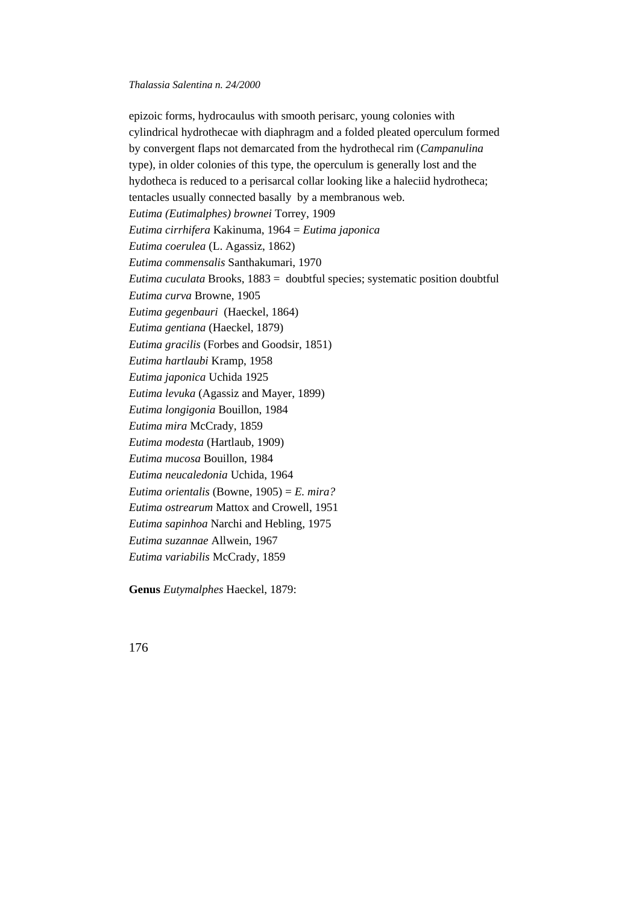epizoic forms, hydrocaulus with smooth perisarc, young colonies with cylindrical hydrothecae with diaphragm and a folded pleated operculum formed by convergent flaps not demarcated from the hydrothecal rim (*Campanulina* type), in older colonies of this type, the operculum is generally lost and the hydotheca is reduced to a perisarcal collar looking like a haleciid hydrotheca; tentacles usually connected basally by a membranous web.

*Eutima (Eutimalphes) brownei* Torrey, 1909
*Eutima cirrhifera* Kakinuma, 1964 = *Eutima japonica*
*Eutima coerulea* (L. Agassiz, 1862)
*Eutima commensalis* Santhakumari, 1970
*Eutima cuculata* Brooks, 1883 = doubtful species; systematic position doubtful
*Eutima curva* Browne, 1905
*Eutima gegenbauri* (Haeckel, 1864)
*Eutima gentiana* (Haeckel, 1879)
*Eutima gracilis* (Forbes and Goodsir, 1851)
*Eutima hartlaubi* Kramp, 1958
*Eutima japonica* Uchida 1925
*Eutima levuka* (Agassiz and Mayer, 1899)
*Eutima longigonia* Bouillon, 1984
*Eutima mira* McCrady, 1859
*Eutima modesta* (Hartlaub, 1909)
*Eutima mucosa* Bouillon, 1984
*Eutima neucaledonia* Uchida, 1964
*Eutima orientalis* (Bowne, 1905) = *E. mira?*
*Eutima ostrearum* Mattox and Crowell, 1951
*Eutima sapinhoa* Narchi and Hebling, 1975
*Eutima suzannae* Allwein, 1967
*Eutima variabilis* McCrady, 1859

**Genus** *Eutymalphes* Haeckel, 1879: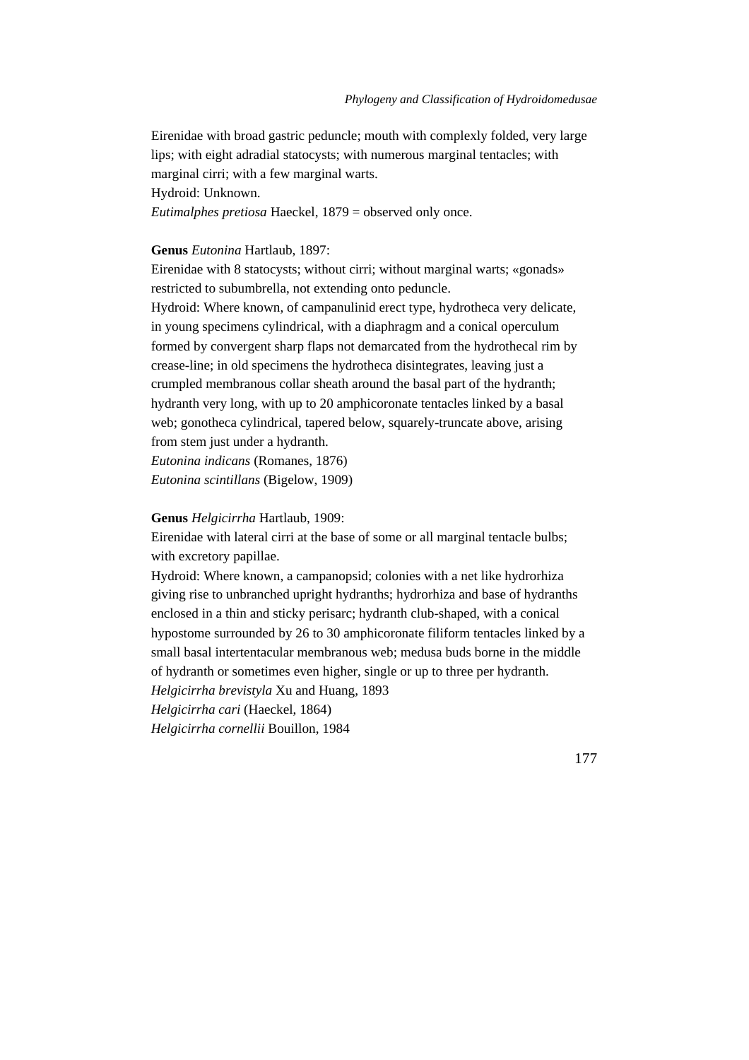Eirenidae with broad gastric peduncle; mouth with complexly folded, very large lips; with eight adradial statocysts; with numerous marginal tentacles; with marginal cirri; with a few marginal warts.
Hydroid: Unknown.
*Eutimalphes pretiosa* Haeckel, 1879 = observed only once.

**Genus** *Eutonina* Hartlaub, 1897:
Eirenidae with 8 statocysts; without cirri; without marginal warts; «gonads» restricted to subumbrella, not extending onto peduncle.
Hydroid: Where known, of campanulinid erect type, hydrotheca very delicate, in young specimens cylindrical, with a diaphragm and a conical operculum formed by convergent sharp flaps not demarcated from the hydrothecal rim by crease-line; in old specimens the hydrotheca disintegrates, leaving just a crumpled membranous collar sheath around the basal part of the hydranth; hydranth very long, with up to 20 amphicoronate tentacles linked by a basal web; gonotheca cylindrical, tapered below, squarely-truncate above, arising from stem just under a hydranth.
*Eutonina indicans* (Romanes, 1876)
*Eutonina scintillans* (Bigelow, 1909)

**Genus** *Helgicirrha* Hartlaub, 1909:
Eirenidae with lateral cirri at the base of some or all marginal tentacle bulbs; with excretory papillae.
Hydroid: Where known, a campanopsid; colonies with a net like hydrorhiza giving rise to unbranched upright hydranths; hydrorhiza and base of hydranths enclosed in a thin and sticky perisarc; hydranth club-shaped, with a conical hypostome surrounded by 26 to 30 amphicoronate filiform tentacles linked by a small basal intertentacular membranous web; medusa buds borne in the middle of hydranth or sometimes even higher, single or up to three per hydranth.
*Helgicirrha brevistyla* Xu and Huang, 1893
*Helgicirrha cari* (Haeckel, 1864)
*Helgicirrha cornellii* Bouillon, 1984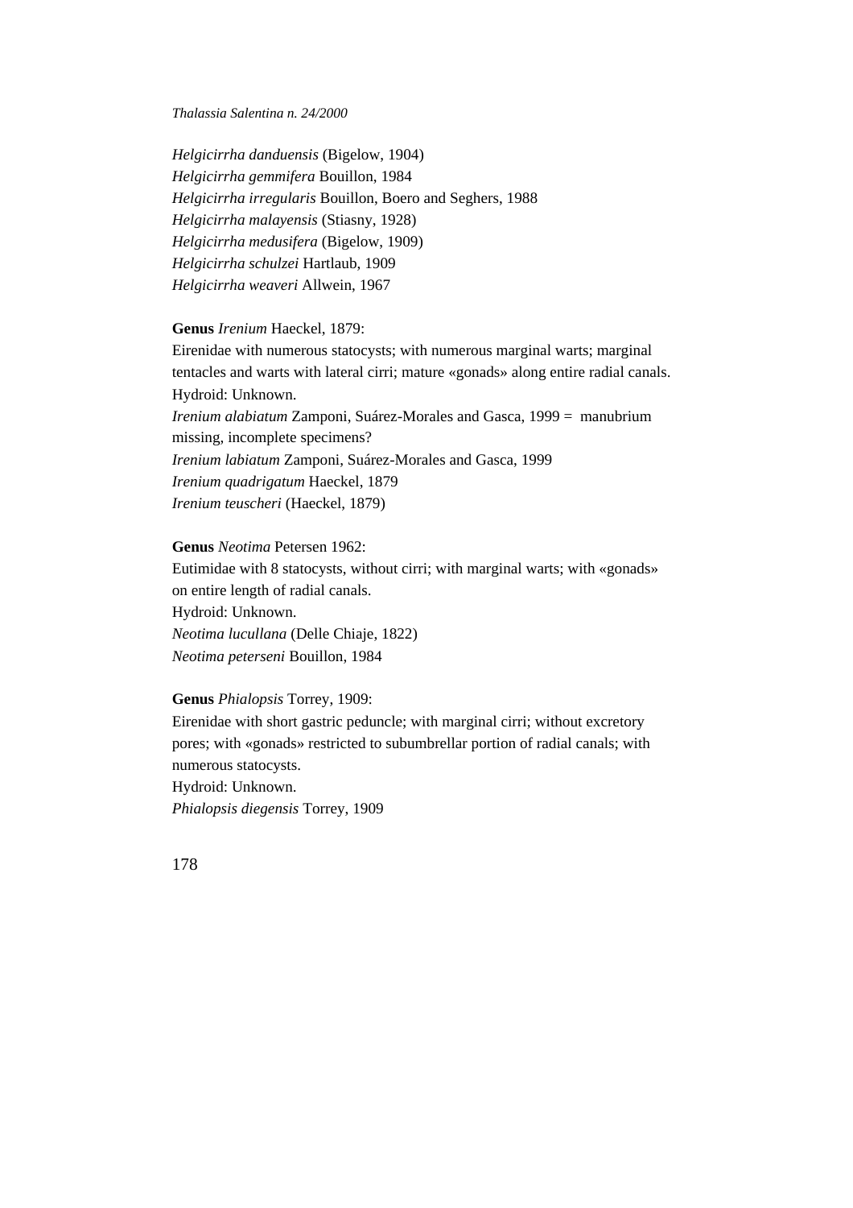*Helgicirrha danduensis* (Bigelow, 1904)
*Helgicirrha gemmifera* Bouillon, 1984
*Helgicirrha irregularis* Bouillon, Boero and Seghers, 1988
*Helgicirrha malayensis* (Stiasny, 1928)
*Helgicirrha medusifera* (Bigelow, 1909)
*Helgicirrha schulzei* Hartlaub, 1909
*Helgicirrha weaveri* Allwein, 1967

**Genus** *Irenium* Haeckel, 1879:
Eirenidae with numerous statocysts; with numerous marginal warts; marginal tentacles and warts with lateral cirri; mature «gonads» along entire radial canals.
Hydroid: Unknown.
*Irenium alabiatum* Zamponi, Suárez-Morales and Gasca, 1999 = manubrium missing, incomplete specimens?
*Irenium labiatum* Zamponi, Suárez-Morales and Gasca, 1999
*Irenium quadrigatum* Haeckel, 1879
*Irenium teuscheri* (Haeckel, 1879)

**Genus** *Neotima* Petersen 1962:
Eutimidae with 8 statocysts, without cirri; with marginal warts; with «gonads» on entire length of radial canals.
Hydroid: Unknown.
*Neotima lucullana* (Delle Chiaje, 1822)
*Neotima peterseni* Bouillon, 1984

**Genus** *Phialopsis* Torrey, 1909:
Eirenidae with short gastric peduncle; with marginal cirri; without excretory pores; with «gonads» restricted to subumbrellar portion of radial canals; with numerous statocysts.
Hydroid: Unknown.
*Phialopsis diegensis* Torrey, 1909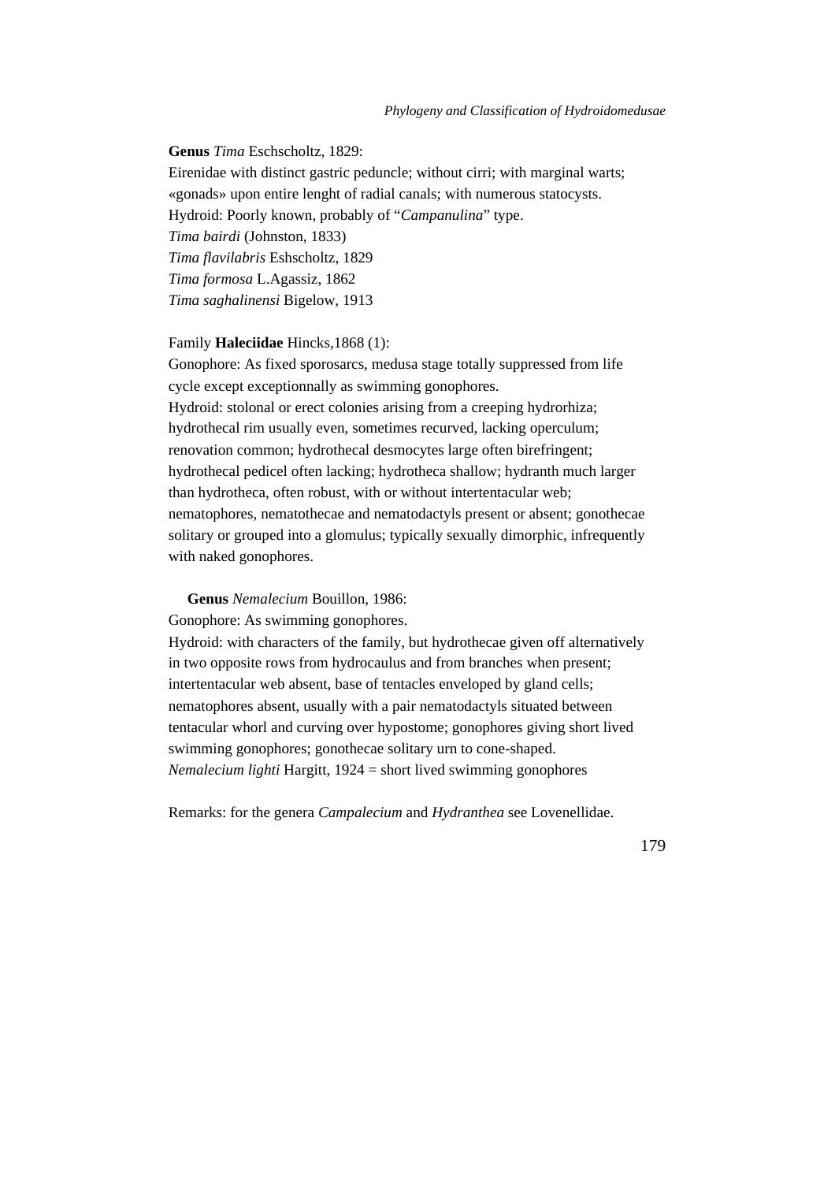**Genus** *Tima* Eschscholtz, 1829:

Eirenidae with distinct gastric peduncle; without cirri; with marginal warts; «gonads» upon entire lenght of radial canals; with numerous statocysts.

Hydroid: Poorly known, probably of "*Campanulina*" type.

*Tima bairdi* (Johnston, 1833)

*Tima flavilabris* Eshscholtz, 1829

*Tima formosa* L.Agassiz, 1862

*Tima saghalinensi* Bigelow, 1913

Family **Haleciidae** Hincks,1868 (1):

Gonophore: As fixed sporosarcs, medusa stage totally suppressed from life cycle except exceptionnally as swimming gonophores.

Hydroid: stolonal or erect colonies arising from a creeping hydrorhiza; hydrothecal rim usually even, sometimes recurved, lacking operculum; renovation common; hydrothecal desmocytes large often birefringent; hydrothecal pedicel often lacking; hydrotheca shallow; hydranth much larger than hydrotheca, often robust, with or without intertentacular web; nematophores, nematothecae and nematodactyls present or absent; gonothecae solitary or grouped into a glomulus; typically sexually dimorphic, infrequently with naked gonophores.

**Genus** *Nemalecium* Bouillon, 1986:

Gonophore: As swimming gonophores.

Hydroid: with characters of the family, but hydrothecae given off alternatively in two opposite rows from hydrocaulus and from branches when present; intertentacular web absent, base of tentacles enveloped by gland cells; nematophores absent, usually with a pair nematodactyls situated between tentacular whorl and curving over hypostome; gonophores giving short lived swimming gonophores; gonothecae solitary urn to cone-shaped.

*Nemalecium lighti* Hargitt, 1924 = short lived swimming gonophores

Remarks: for the genera *Campalecium* and *Hydranthea* see Lovenellidae.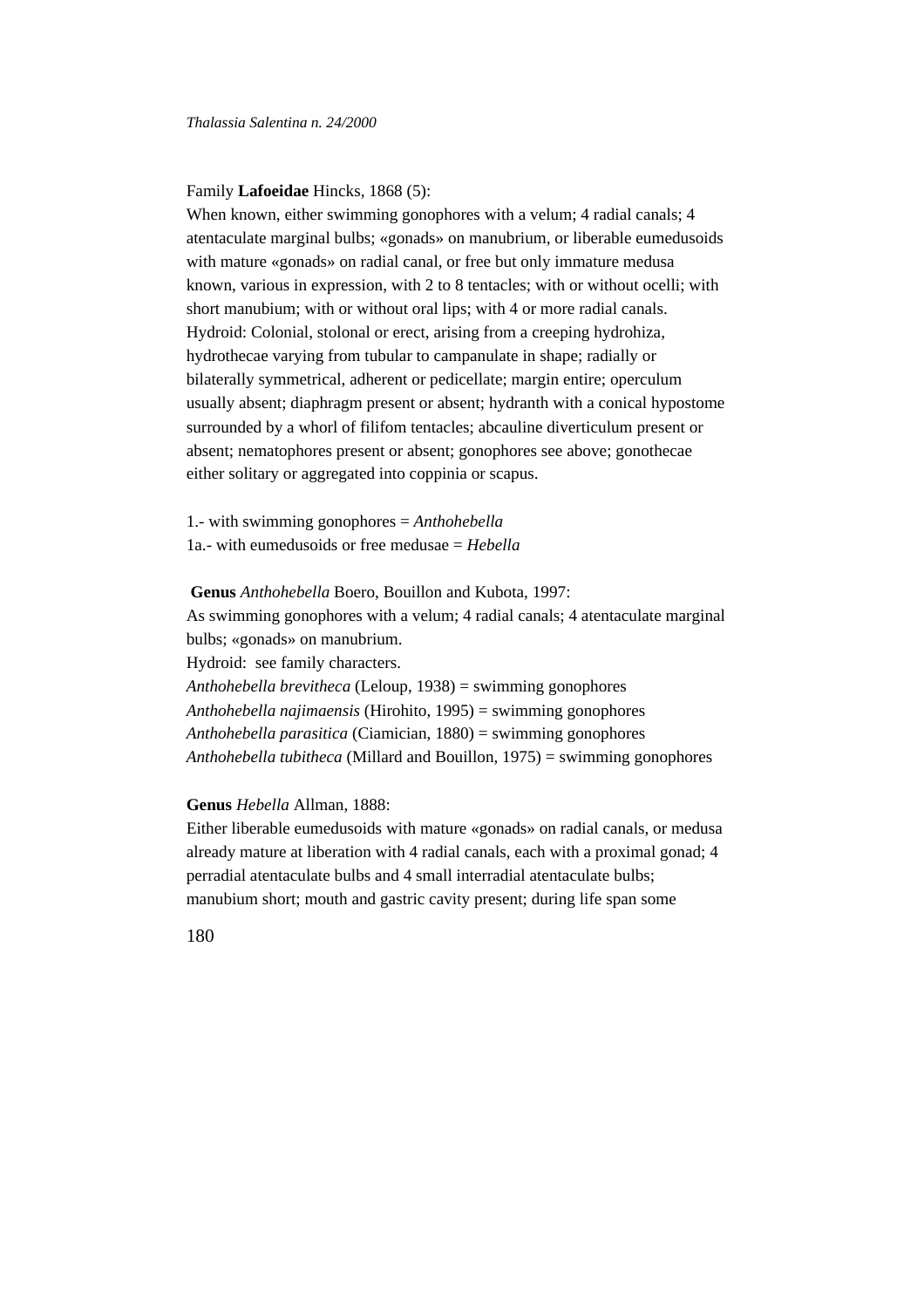Family **Lafoeidae** Hincks, 1868 (5):

When known, either swimming gonophores with a velum; 4 radial canals; 4 atentaculate marginal bulbs; «gonads» on manubrium, or liberable eumedusoids with mature «gonads» on radial canal, or free but only immature medusa known, various in expression, with 2 to 8 tentacles; with or without ocelli; with short manubium; with or without oral lips; with 4 or more radial canals.

Hydroid: Colonial, stolonal or erect, arising from a creeping hydrohiza, hydrothecae varying from tubular to campanulate in shape; radially or bilaterally symmetrical, adherent or pedicellate; margin entire; operculum usually absent; diaphragm present or absent; hydranth with a conical hypostome surrounded by a whorl of filifom tentacles; abcauline diverticulum present or absent; nematophores present or absent; gonophores see above; gonothecae either solitary or aggregated into coppinia or scapus.

1.- with swimming gonophores = *Anthohebella*
1a.- with eumedusoids or free medusae = *Hebella*

**Genus** *Anthohebella* Boero, Bouillon and Kubota, 1997:

As swimming gonophores with a velum; 4 radial canals; 4 atentaculate marginal bulbs; «gonads» on manubrium.

Hydroid: see family characters.

*Anthohebella brevitheca* (Leloup, 1938) = swimming gonophores
*Anthohebella najimaensis* (Hirohito, 1995) = swimming gonophores
*Anthohebella parasitica* (Ciamician, 1880) = swimming gonophores
*Anthohebella tubitheca* (Millard and Bouillon, 1975) = swimming gonophores

**Genus** *Hebella* Allman, 1888:

Either liberable eumedusoids with mature «gonads» on radial canals, or medusa already mature at liberation with 4 radial canals, each with a proximal gonad; 4 perradial atentaculate bulbs and 4 small interradial atentaculate bulbs; manubium short; mouth and gastric cavity present; during life span some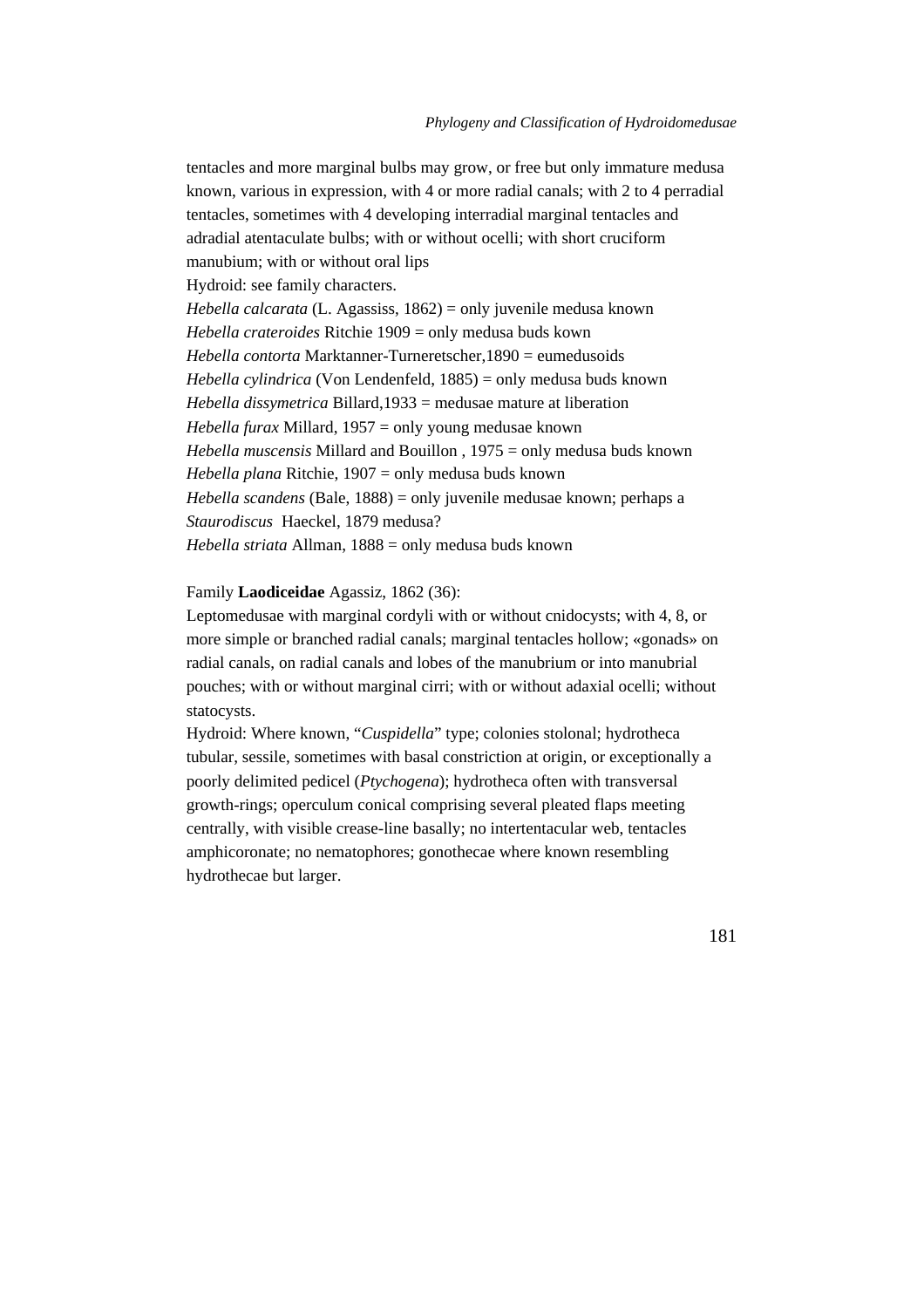tentacles and more marginal bulbs may grow, or free but only immature medusa known, various in expression, with 4 or more radial canals; with 2 to 4 perradial tentacles, sometimes with 4 developing interradial marginal tentacles and adradial atentaculate bulbs; with or without ocelli; with short cruciform manubium; with or without oral lips

Hydroid: see family characters.

*Hebella calcarata* (L. Agassiss, 1862) = only juvenile medusa known  
*Hebella crateroides* Ritchie 1909 = only medusa buds kown  
*Hebella contorta* Marktanner-Turneretscher,1890 = eumedusoids  
*Hebella cylindrica* (Von Lendenfeld, 1885) = only medusa buds known  
*Hebella dissymetrica* Billard,1933 = medusae mature at liberation  
*Hebella furax* Millard, 1957 = only young medusae known  
*Hebella muscensis* Millard and Bouillon , 1975 = only medusa buds known  
*Hebella plana* Ritchie, 1907 = only medusa buds known  
*Hebella scandens* (Bale, 1888) = only juvenile medusae known; perhaps a *Staurodiscus* Haeckel, 1879 medusa?  
*Hebella striata* Allman, 1888 = only medusa buds known

Family **Laodiceidae** Agassiz, 1862 (36):

Leptomedusae with marginal cordyli with or without cnidocysts; with 4, 8, or more simple or branched radial canals; marginal tentacles hollow; «gonads» on radial canals, on radial canals and lobes of the manubrium or into manubrial pouches; with or without marginal cirri; with or without adaxial ocelli; without statocysts.

Hydroid: Where known, "*Cuspidella*" type; colonies stolonal; hydrotheca tubular, sessile, sometimes with basal constriction at origin, or exceptionally a poorly delimited pedicel (*Ptychogena*); hydrotheca often with transversal growth-rings; operculum conical comprising several pleated flaps meeting centrally, with visible crease-line basally; no intertentacular web, tentacles amphicoronate; no nematophores; gonothecae where known resembling hydrothecae but larger.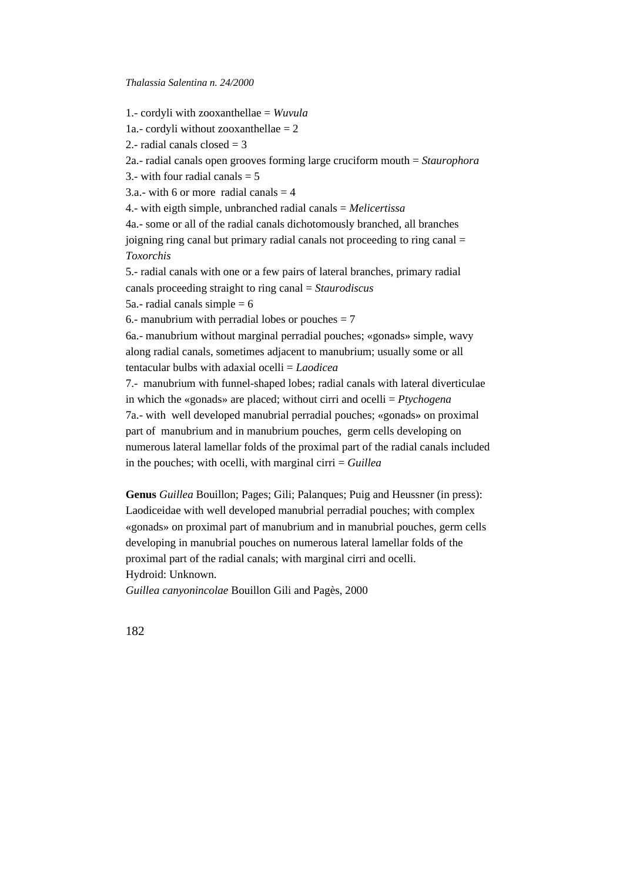1.- cordyli with zooxanthellae = *Wuvula*
1a.- cordyli without zooxanthellae = 2
2.- radial canals closed = 3
2a.- radial canals open grooves forming large cruciform mouth = *Staurophora*
3.- with four radial canals = 5
3.a.- with 6 or more radial canals = 4
4.- with eigth simple, unbranched radial canals = *Melicertissa*
4a.- some or all of the radial canals dichotomously branched, all branches joigning ring canal but primary radial canals not proceeding to ring canal = *Toxorchis*
5.- radial canals with one or a few pairs of lateral branches, primary radial canals proceeding straight to ring canal = *Staurodiscus*
5a.- radial canals simple = 6
6.- manubrium with perradial lobes or pouches = 7
6a.- manubrium without marginal perradial pouches; «gonads» simple, wavy along radial canals, sometimes adjacent to manubrium; usually some or all tentacular bulbs with adaxial ocelli = *Laodicea*
7.- manubrium with funnel-shaped lobes; radial canals with lateral diverticulae in which the «gonads» are placed; without cirri and ocelli = *Ptychogena*
7a.- with well developed manubrial perradial pouches; «gonads» on proximal part of manubrium and in manubrium pouches, germ cells developing on numerous lateral lamellar folds of the proximal part of the radial canals included in the pouches; with ocelli, with marginal cirri = *Guillea*

**Genus** *Guillea* Bouillon; Pages; Gili; Palanques; Puig and Heussner (in press): Laodiceidae with well developed manubrial perradial pouches; with complex «gonads» on proximal part of manubrium and in manubrial pouches, germ cells developing in manubrial pouches on numerous lateral lamellar folds of the proximal part of the radial canals; with marginal cirri and ocelli.
Hydroid: Unknown.
*Guillea canyonincolae* Bouillon Gili and Pagès, 2000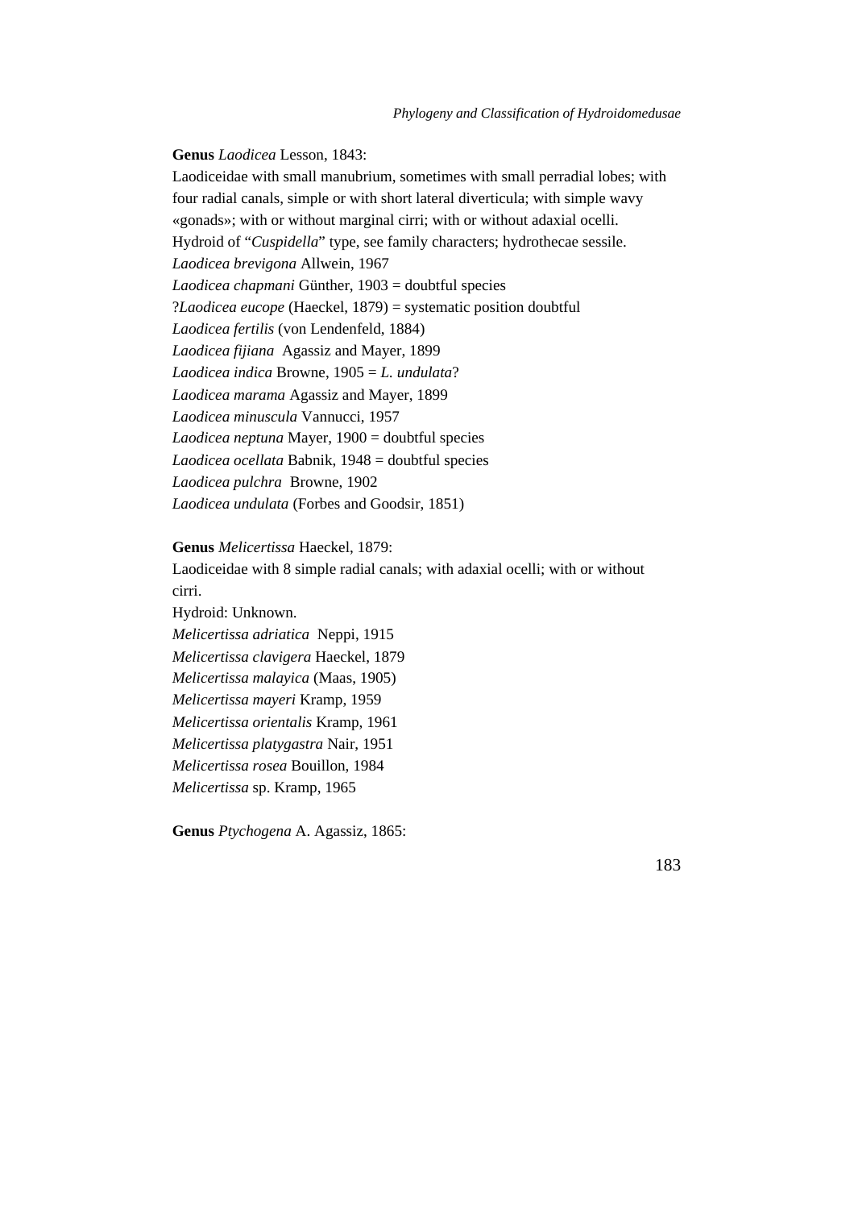**Genus** *Laodicea* Lesson, 1843:

Laodiceidae with small manubrium, sometimes with small perradial lobes; with four radial canals, simple or with short lateral diverticula; with simple wavy «gonads»; with or without marginal cirri; with or without adaxial ocelli.

Hydroid of "*Cuspidella*" type, see family characters; hydrothecae sessile.

*Laodicea brevigona* Allwein, 1967
*Laodicea chapmani* Günther, 1903 = doubtful species
?*Laodicea eucope* (Haeckel, 1879) = systematic position doubtful
*Laodicea fertilis* (von Lendenfeld, 1884)
*Laodicea fijiana* Agassiz and Mayer, 1899
*Laodicea indica* Browne, 1905 = *L. undulata*?
*Laodicea marama* Agassiz and Mayer, 1899
*Laodicea minuscula* Vannucci, 1957
*Laodicea neptuna* Mayer, 1900 = doubtful species
*Laodicea ocellata* Babnik, 1948 = doubtful species
*Laodicea pulchra* Browne, 1902
*Laodicea undulata* (Forbes and Goodsir, 1851)

**Genus** *Melicertissa* Haeckel, 1879:

Laodiceidae with 8 simple radial canals; with adaxial ocelli; with or without cirri.

Hydroid: Unknown.

*Melicertissa adriatica* Neppi, 1915
*Melicertissa clavigera* Haeckel, 1879
*Melicertissa malayica* (Maas, 1905)
*Melicertissa mayeri* Kramp, 1959
*Melicertissa orientalis* Kramp, 1961
*Melicertissa platygastra* Nair, 1951
*Melicertissa rosea* Bouillon, 1984
*Melicertissa* sp. Kramp, 1965

**Genus** *Ptychogena* A. Agassiz, 1865: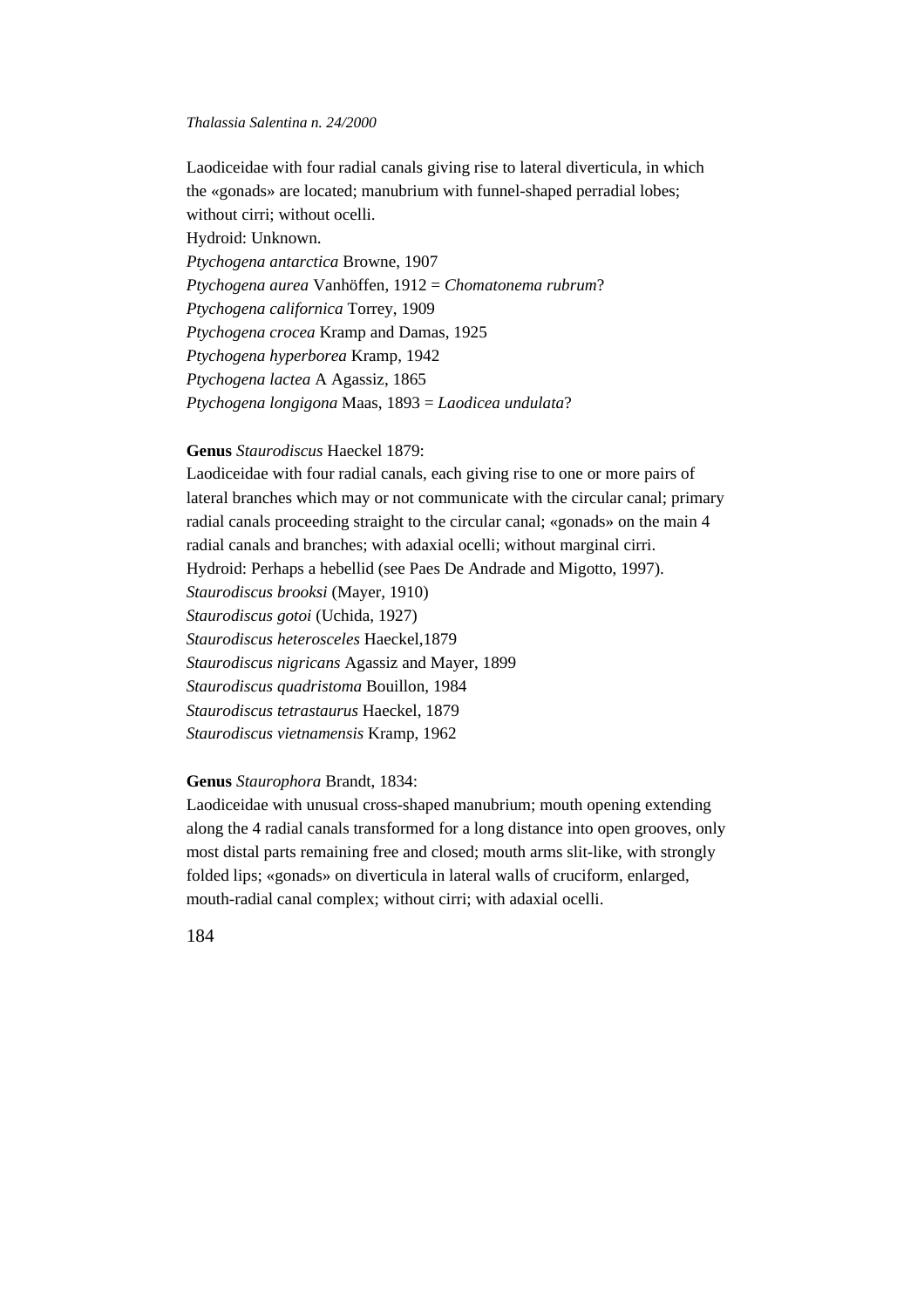Laodiceidae with four radial canals giving rise to lateral diverticula, in which the «gonads» are located; manubrium with funnel-shaped perradial lobes; without cirri; without ocelli.
Hydroid: Unknown.
*Ptychogena antarctica* Browne, 1907
*Ptychogena aurea* Vanhöffen, 1912 = *Chomatonema rubrum*?
*Ptychogena californica* Torrey, 1909
*Ptychogena crocea* Kramp and Damas, 1925
*Ptychogena hyperborea* Kramp, 1942
*Ptychogena lactea* A Agassiz, 1865
*Ptychogena longigona* Maas, 1893 = *Laodicea undulata*?

**Genus** *Staurodiscus* Haeckel 1879:
Laodiceidae with four radial canals, each giving rise to one or more pairs of lateral branches which may or not communicate with the circular canal; primary radial canals proceeding straight to the circular canal; «gonads» on the main 4 radial canals and branches; with adaxial ocelli; without marginal cirri.
Hydroid: Perhaps a hebellid (see Paes De Andrade and Migotto, 1997).
*Staurodiscus brooksi* (Mayer, 1910)
*Staurodiscus gotoi* (Uchida, 1927)
*Staurodiscus heterosceles* Haeckel,1879
*Staurodiscus nigricans* Agassiz and Mayer, 1899
*Staurodiscus quadristoma* Bouillon, 1984
*Staurodiscus tetrastaurus* Haeckel, 1879
*Staurodiscus vietnamensis* Kramp, 1962

**Genus** *Staurophora* Brandt, 1834:
Laodiceidae with unusual cross-shaped manubrium; mouth opening extending along the 4 radial canals transformed for a long distance into open grooves, only most distal parts remaining free and closed; mouth arms slit-like, with strongly folded lips; «gonads» on diverticula in lateral walls of cruciform, enlarged, mouth-radial canal complex; without cirri; with adaxial ocelli.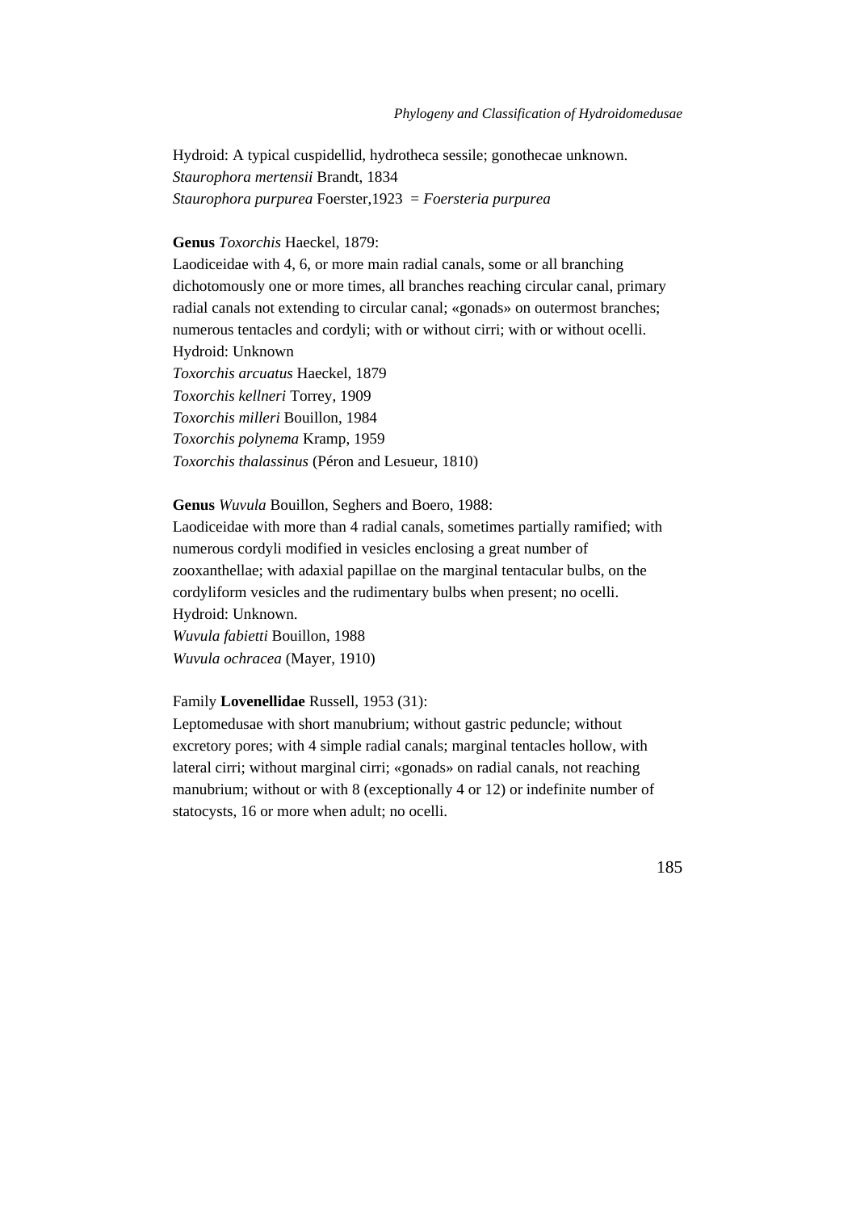Hydroid: A typical cuspidellid, hydrotheca sessile; gonothecae unknown.
*Staurophora mertensii* Brandt, 1834
*Staurophora purpurea* Foerster,1923 = *Foersteria purpurea*

**Genus** *Toxorchis* Haeckel, 1879:
Laodiceidae with 4, 6, or more main radial canals, some or all branching dichotomously one or more times, all branches reaching circular canal, primary radial canals not extending to circular canal; «gonads» on outermost branches; numerous tentacles and cordyli; with or without cirri; with or without ocelli.
Hydroid: Unknown
*Toxorchis arcuatus* Haeckel, 1879
*Toxorchis kellneri* Torrey, 1909
*Toxorchis milleri* Bouillon, 1984
*Toxorchis polynema* Kramp, 1959
*Toxorchis thalassinus* (Péron and Lesueur, 1810)

**Genus** *Wuvula* Bouillon, Seghers and Boero, 1988:
Laodiceidae with more than 4 radial canals, sometimes partially ramified; with numerous cordyli modified in vesicles enclosing a great number of zooxanthellae; with adaxial papillae on the marginal tentacular bulbs, on the cordyliform vesicles and the rudimentary bulbs when present; no ocelli.
Hydroid: Unknown.
*Wuvula fabietti* Bouillon, 1988
*Wuvula ochracea* (Mayer, 1910)

Family **Lovenellidae** Russell, 1953 (31):
Leptomedusae with short manubrium; without gastric peduncle; without excretory pores; with 4 simple radial canals; marginal tentacles hollow, with lateral cirri; without marginal cirri; «gonads» on radial canals, not reaching manubrium; without or with 8 (exceptionally 4 or 12) or indefinite number of statocysts, 16 or more when adult; no ocelli.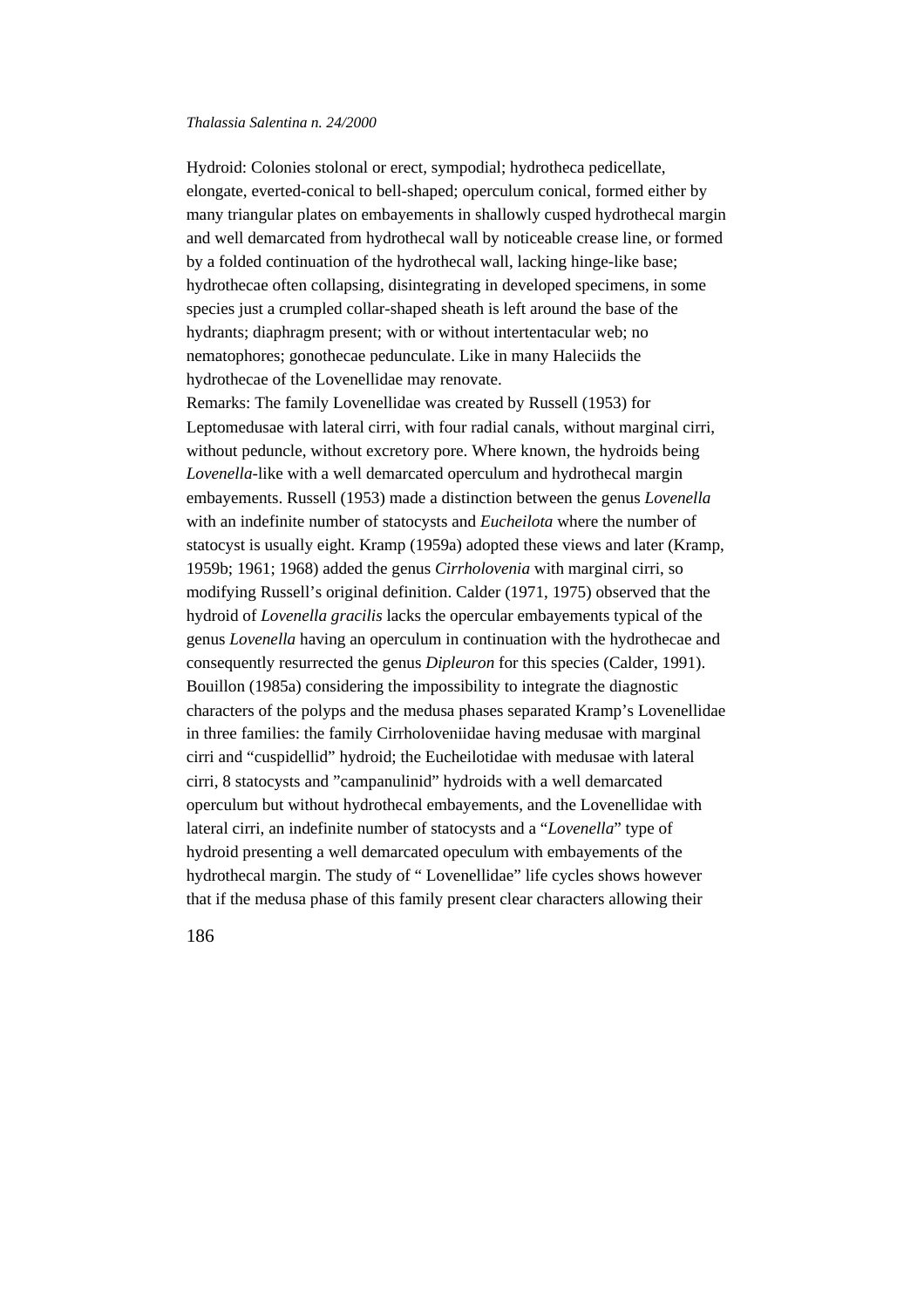Hydroid: Colonies stolonal or erect, sympodial; hydrotheca pedicellate, elongate, everted-conical to bell-shaped; operculum conical, formed either by many triangular plates on embayements in shallowly cusped hydrothecal margin and well demarcated from hydrothecal wall by noticeable crease line, or formed by a folded continuation of the hydrothecal wall, lacking hinge-like base; hydrothecae often collapsing, disintegrating in developed specimens, in some species just a crumpled collar-shaped sheath is left around the base of the hydrants; diaphragm present; with or without intertentacular web; no nematophores; gonothecae pedunculate. Like in many Haleciids the hydrothecae of the Lovenellidae may renovate.

Remarks: The family Lovenellidae was created by Russell (1953) for Leptomedusae with lateral cirri, with four radial canals, without marginal cirri, without peduncle, without excretory pore. Where known, the hydroids being *Lovenella*-like with a well demarcated operculum and hydrothecal margin embayements. Russell (1953) made a distinction between the genus *Lovenella* with an indefinite number of statocysts and *Eucheilota* where the number of statocyst is usually eight. Kramp (1959a) adopted these views and later (Kramp, 1959b; 1961; 1968) added the genus *Cirrholovenia* with marginal cirri, so modifying Russell's original definition. Calder (1971, 1975) observed that the hydroid of *Lovenella gracilis* lacks the opercular embayements typical of the genus *Lovenella* having an operculum in continuation with the hydrothecae and consequently resurrected the genus *Dipleuron* for this species (Calder, 1991). Bouillon (1985a) considering the impossibility to integrate the diagnostic characters of the polyps and the medusa phases separated Kramp's Lovenellidae in three families: the family Cirrholoveniidae having medusae with marginal cirri and "cuspidellid" hydroid; the Eucheilotidae with medusae with lateral cirri, 8 statocysts and "campanulinid" hydroids with a well demarcated operculum but without hydrothecal embayements, and the Lovenellidae with lateral cirri, an indefinite number of statocysts and a "*Lovenella*" type of hydroid presenting a well demarcated opeculum with embayements of the hydrothecal margin. The study of " Lovenellidae" life cycles shows however that if the medusa phase of this family present clear characters allowing their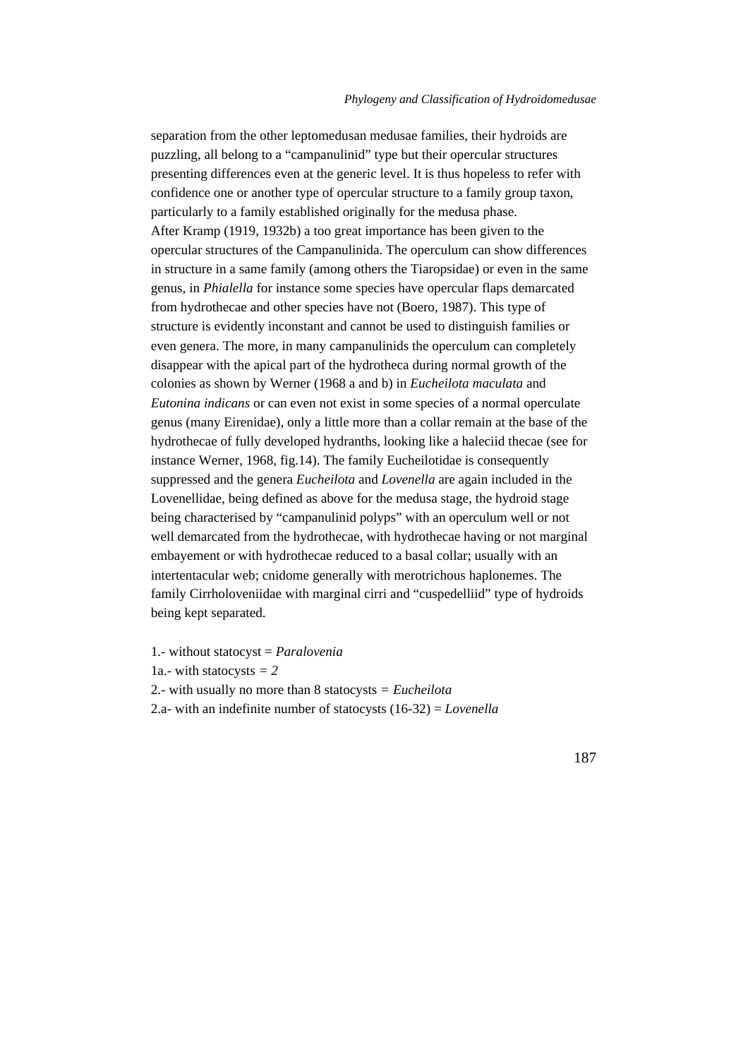separation from the other leptomedusan medusae families, their hydroids are puzzling, all belong to a "campanulinid" type but their opercular structures presenting differences even at the generic level. It is thus hopeless to refer with confidence one or another type of opercular structure to a family group taxon, particularly to a family established originally for the medusa phase.
After Kramp (1919, 1932b) a too great importance has been given to the opercular structures of the Campanulinida. The operculum can show differences in structure in a same family (among others the Tiaropsidae) or even in the same genus, in *Phialella* for instance some species have opercular flaps demarcated from hydrothecae and other species have not (Boero, 1987). This type of structure is evidently inconstant and cannot be used to distinguish families or even genera. The more, in many campanulinids the operculum can completely disappear with the apical part of the hydrotheca during normal growth of the colonies as shown by Werner (1968 a and b) in *Eucheilota maculata* and *Eutonina indicans* or can even not exist in some species of a normal operculate genus (many Eirenidae), only a little more than a collar remain at the base of the hydrothecae of fully developed hydranths, looking like a haleciid thecae (see for instance Werner, 1968, fig.14). The family Eucheilotidae is consequently suppressed and the genera *Eucheilota* and *Lovenella* are again included in the Lovenellidae, being defined as above for the medusa stage, the hydroid stage being characterised by "campanulinid polyps" with an operculum well or not well demarcated from the hydrothecae, with hydrothecae having or not marginal embayement or with hydrothecae reduced to a basal collar; usually with an intertentacular web; cnidome generally with merotrichous haplonemes. The family Cirrholoveniidae with marginal cirri and "cuspedelliid" type of hydroids being kept separated.

1.- without statocyst = *Paralovenia*
1a.- with statocysts *= 2*
2.- with usually no more than 8 statocysts *= Eucheilota*
2.a- with an indefinite number of statocysts (16-32) = *Lovenella*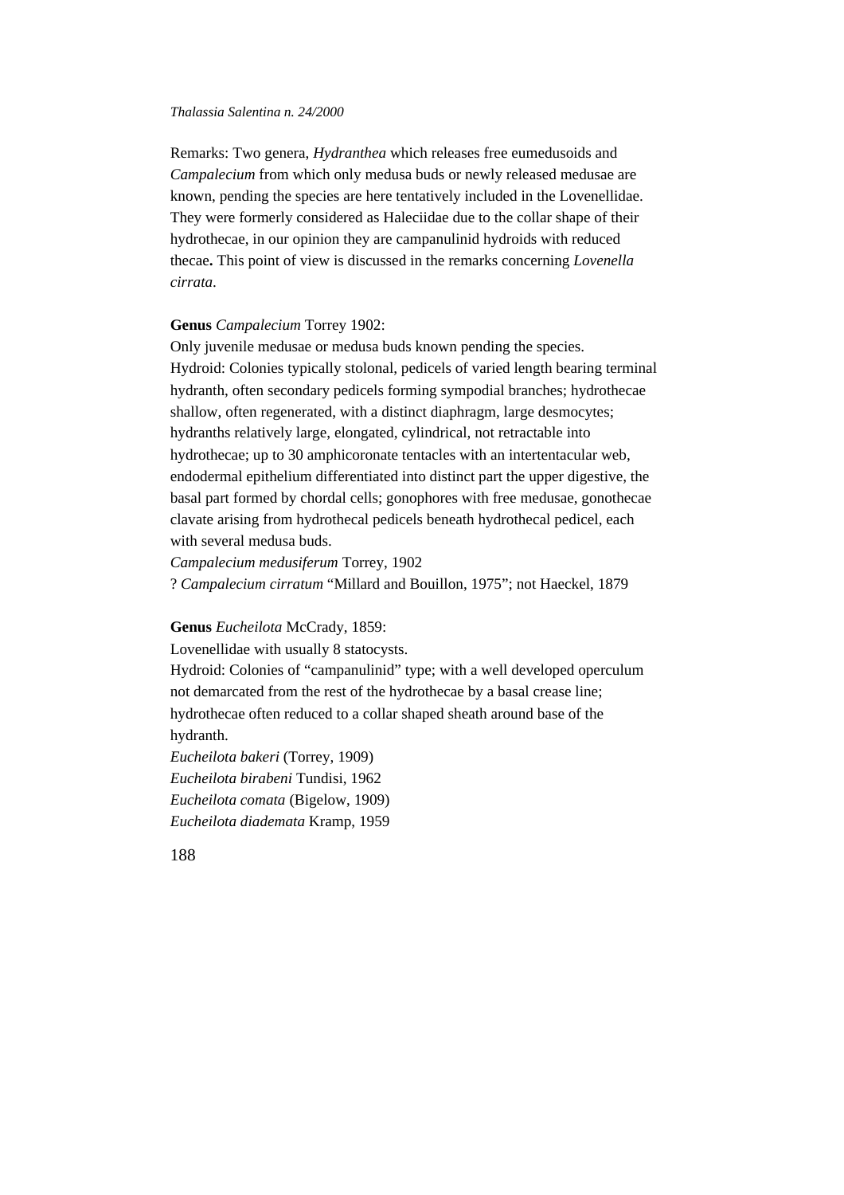Remarks: Two genera, *Hydranthea* which releases free eumedusoids and *Campalecium* from which only medusa buds or newly released medusae are known, pending the species are here tentatively included in the Lovenellidae. They were formerly considered as Haleciidae due to the collar shape of their hydrothecae, in our opinion they are campanulinid hydroids with reduced thecae**.** This point of view is discussed in the remarks concerning *Lovenella cirrata*.

**Genus** *Campalecium* Torrey 1902:

Only juvenile medusae or medusa buds known pending the species.

Hydroid: Colonies typically stolonal, pedicels of varied length bearing terminal hydranth, often secondary pedicels forming sympodial branches; hydrothecae shallow, often regenerated, with a distinct diaphragm, large desmocytes; hydranths relatively large, elongated, cylindrical, not retractable into hydrothecae; up to 30 amphicoronate tentacles with an intertentacular web, endodermal epithelium differentiated into distinct part the upper digestive, the basal part formed by chordal cells; gonophores with free medusae, gonothecae clavate arising from hydrothecal pedicels beneath hydrothecal pedicel, each with several medusa buds.

*Campalecium medusiferum* Torrey, 1902

? *Campalecium cirratum* "Millard and Bouillon, 1975"; not Haeckel, 1879

**Genus** *Eucheilota* McCrady, 1859:

Lovenellidae with usually 8 statocysts.

Hydroid: Colonies of "campanulinid" type; with a well developed operculum not demarcated from the rest of the hydrothecae by a basal crease line; hydrothecae often reduced to a collar shaped sheath around base of the hydranth.

*Eucheilota bakeri* (Torrey, 1909)

*Eucheilota birabeni* Tundisi, 1962

*Eucheilota comata* (Bigelow, 1909)

*Eucheilota diademata* Kramp, 1959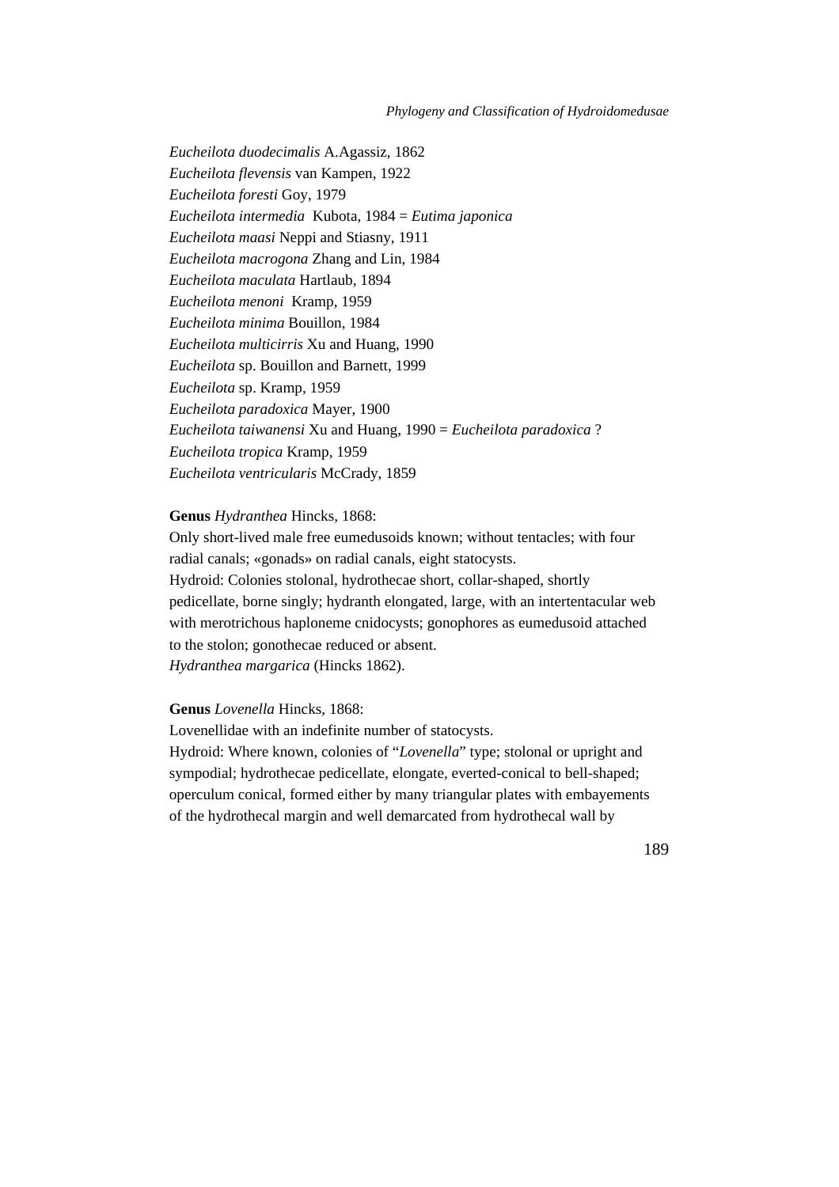*Eucheilota duodecimalis* A.Agassiz, 1862
*Eucheilota flevensis* van Kampen, 1922
*Eucheilota foresti* Goy, 1979
*Eucheilota intermedia* Kubota, 1984 = *Eutima japonica*
*Eucheilota maasi* Neppi and Stiasny, 1911
*Eucheilota macrogona* Zhang and Lin, 1984
*Eucheilota maculata* Hartlaub, 1894
*Eucheilota menoni* Kramp, 1959
*Eucheilota minima* Bouillon, 1984
*Eucheilota multicirris* Xu and Huang, 1990
*Eucheilota* sp. Bouillon and Barnett, 1999
*Eucheilota* sp. Kramp, 1959
*Eucheilota paradoxica* Mayer, 1900
*Eucheilota taiwanensi* Xu and Huang, 1990 = *Eucheilota paradoxica* ?
*Eucheilota tropica* Kramp, 1959
*Eucheilota ventricularis* McCrady, 1859

**Genus** *Hydranthea* Hincks, 1868:
Only short-lived male free eumedusoids known; without tentacles; with four radial canals; «gonads» on radial canals, eight statocysts.
Hydroid: Colonies stolonal, hydrothecae short, collar-shaped, shortly pedicellate, borne singly; hydranth elongated, large, with an intertentacular web with merotrichous haploneme cnidocysts; gonophores as eumedusoid attached to the stolon; gonothecae reduced or absent.
*Hydranthea margarica* (Hincks 1862).

**Genus** *Lovenella* Hincks, 1868:
Lovenellidae with an indefinite number of statocysts.
Hydroid: Where known, colonies of "*Lovenella*" type; stolonal or upright and sympodial; hydrothecae pedicellate, elongate, everted-conical to bell-shaped; operculum conical, formed either by many triangular plates with embayements of the hydrothecal margin and well demarcated from hydrothecal wall by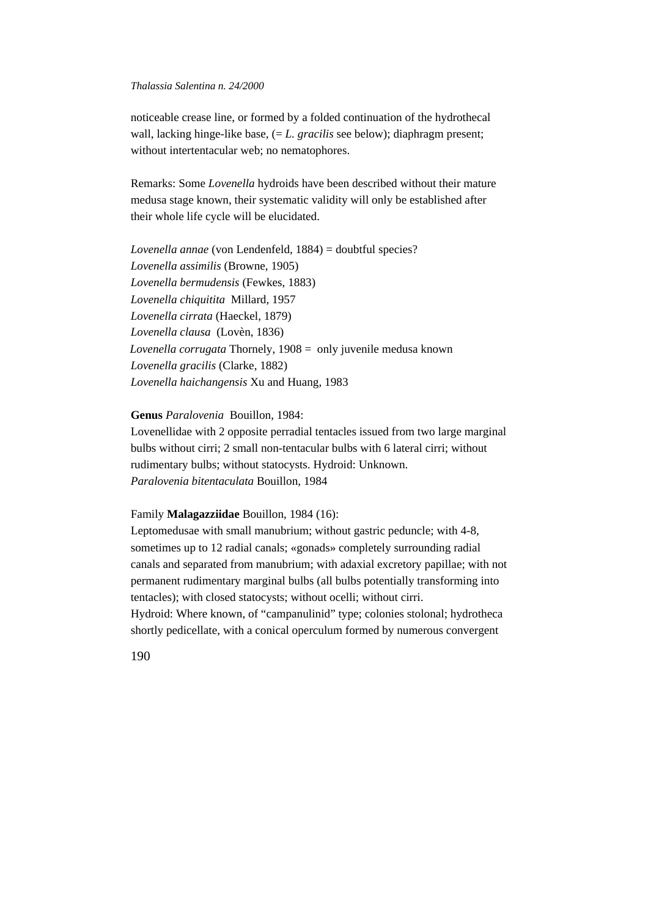noticeable crease line, or formed by a folded continuation of the hydrothecal wall, lacking hinge-like base, (= *L. gracilis* see below); diaphragm present; without intertentacular web; no nematophores.

Remarks: Some *Lovenella* hydroids have been described without their mature medusa stage known, their systematic validity will only be established after their whole life cycle will be elucidated.

*Lovenella annae* (von Lendenfeld, 1884) = doubtful species?
*Lovenella assimilis* (Browne, 1905)
*Lovenella bermudensis* (Fewkes, 1883)
*Lovenella chiquitita* Millard, 1957
*Lovenella cirrata* (Haeckel, 1879)
*Lovenella clausa* (Lovèn, 1836)
*Lovenella corrugata* Thornely, 1908 = only juvenile medusa known
*Lovenella gracilis* (Clarke, 1882)
*Lovenella haichangensis* Xu and Huang, 1983

**Genus** *Paralovenia* Bouillon, 1984:
Lovenellidae with 2 opposite perradial tentacles issued from two large marginal bulbs without cirri; 2 small non-tentacular bulbs with 6 lateral cirri; without rudimentary bulbs; without statocysts. Hydroid: Unknown.
*Paralovenia bitentaculata* Bouillon, 1984

Family **Malagazziidae** Bouillon, 1984 (16):
Leptomedusae with small manubrium; without gastric peduncle; with 4-8, sometimes up to 12 radial canals; «gonads» completely surrounding radial canals and separated from manubrium; with adaxial excretory papillae; with not permanent rudimentary marginal bulbs (all bulbs potentially transforming into tentacles); with closed statocysts; without ocelli; without cirri.
Hydroid: Where known, of "campanulinid" type; colonies stolonal; hydrotheca shortly pedicellate, with a conical operculum formed by numerous convergent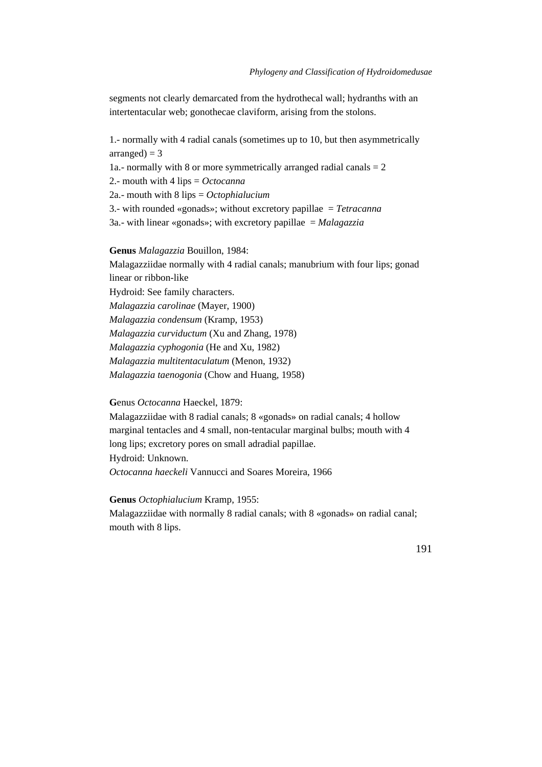segments not clearly demarcated from the hydrothecal wall; hydranths with an intertentacular web; gonothecae claviform, arising from the stolons.

1.- normally with 4 radial canals (sometimes up to 10, but then asymmetrically arranged) = 3  
1a.- normally with 8 or more symmetrically arranged radial canals = 2  
2.- mouth with 4 lips = *Octocanna*  
2a.- mouth with 8 lips = *Octophialucium*  
3.- with rounded «gonads»; without excretory papillae = *Tetracanna*  
3a.- with linear «gonads»; with excretory papillae = *Malagazzia*

**Genus** *Malagazzia* Bouillon, 1984:  
Malagazziidae normally with 4 radial canals; manubrium with four lips; gonad linear or ribbon-like  
Hydroid: See family characters.  
*Malagazzia carolinae* (Mayer, 1900)  
*Malagazzia condensum* (Kramp, 1953)  
*Malagazzia curviductum* (Xu and Zhang, 1978)  
*Malagazzia cyphogonia* (He and Xu, 1982)  
*Malagazzia multitentaculatum* (Menon, 1932)  
*Malagazzia taenogonia* (Chow and Huang, 1958)

**G**enus *Octocanna* Haeckel, 1879:  
Malagazziidae with 8 radial canals; 8 «gonads» on radial canals; 4 hollow marginal tentacles and 4 small, non-tentacular marginal bulbs; mouth with 4 long lips; excretory pores on small adradial papillae.  
Hydroid: Unknown.  
*Octocanna haeckeli* Vannucci and Soares Moreira, 1966

**Genus** *Octophialucium* Kramp, 1955:  
Malagazziidae with normally 8 radial canals; with 8 «gonads» on radial canal; mouth with 8 lips.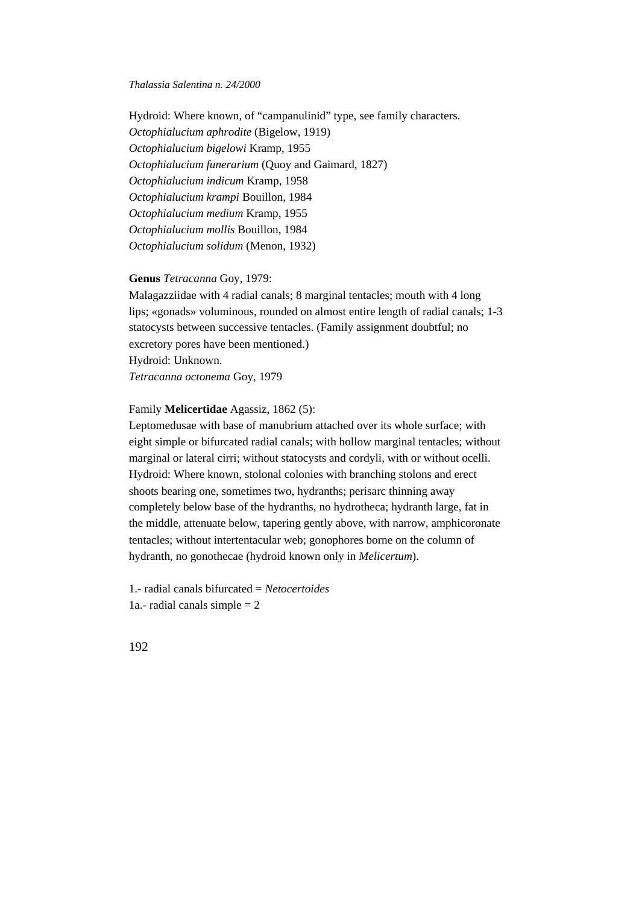Hydroid: Where known, of "campanulinid" type, see family characters.
*Octophialucium aphrodite* (Bigelow, 1919)
*Octophialucium bigelowi* Kramp, 1955
*Octophialucium funerarium* (Quoy and Gaimard, 1827)
*Octophialucium indicum* Kramp, 1958
*Octophialucium krampi* Bouillon, 1984
*Octophialucium medium* Kramp, 1955
*Octophialucium mollis* Bouillon, 1984
*Octophialucium solidum* (Menon, 1932)

**Genus** *Tetracanna* Goy, 1979:
Malagazziidae with 4 radial canals; 8 marginal tentacles; mouth with 4 long lips; «gonads» voluminous, rounded on almost entire length of radial canals; 1-3 statocysts between successive tentacles. (Family assignment doubtful; no excretory pores have been mentioned.)
Hydroid: Unknown.
*Tetracanna octonema* Goy, 1979

Family **Melicertidae** Agassiz, 1862 (5):
Leptomedusae with base of manubrium attached over its whole surface; with eight simple or bifurcated radial canals; with hollow marginal tentacles; without marginal or lateral cirri; without statocysts and cordyli, with or without ocelli.
Hydroid: Where known, stolonal colonies with branching stolons and erect shoots bearing one, sometimes two, hydranths; perisarc thinning away completely below base of the hydranths, no hydrotheca; hydranth large, fat in the middle, attenuate below, tapering gently above, with narrow, amphicoronate tentacles; without intertentacular web; gonophores borne on the column of hydranth, no gonothecae (hydroid known only in *Melicertum*).

1.- radial canals bifurcated = *Netocertoides*
1a.- radial canals simple = 2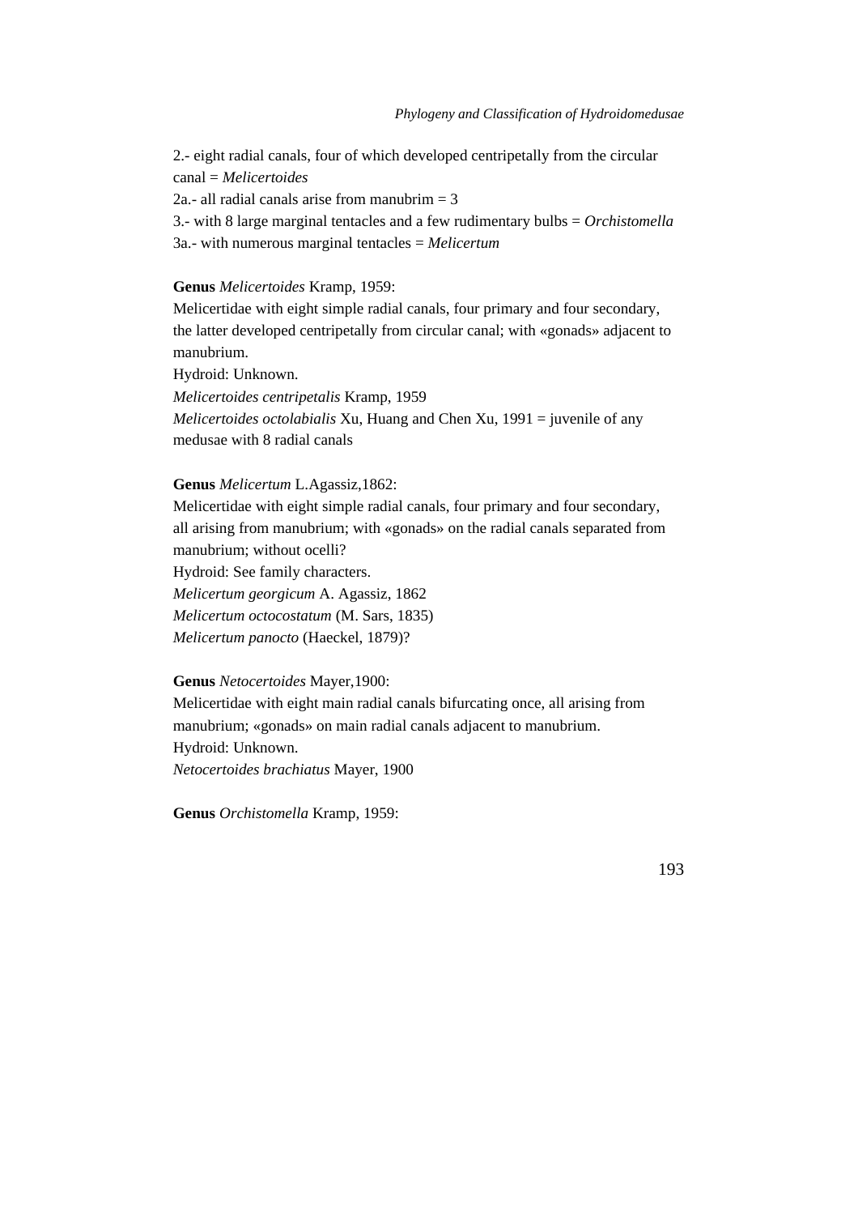2.- eight radial canals, four of which developed centripetally from the circular canal = *Melicertoides*

2a.- all radial canals arise from manubrim = 3

3.- with 8 large marginal tentacles and a few rudimentary bulbs = *Orchistomella*

3a.- with numerous marginal tentacles = *Melicertum*

**Genus** *Melicertoides* Kramp, 1959:

Melicertidae with eight simple radial canals, four primary and four secondary, the latter developed centripetally from circular canal; with «gonads» adjacent to manubrium.

Hydroid: Unknown.

*Melicertoides centripetalis* Kramp, 1959

*Melicertoides octolabialis* Xu, Huang and Chen Xu, 1991 = juvenile of any medusae with 8 radial canals

**Genus** *Melicertum* L.Agassiz,1862:

Melicertidae with eight simple radial canals, four primary and four secondary, all arising from manubrium; with «gonads» on the radial canals separated from manubrium; without ocelli?

Hydroid: See family characters.

*Melicertum georgicum* A. Agassiz, 1862

*Melicertum octocostatum* (M. Sars, 1835)

*Melicertum panocto* (Haeckel, 1879)?

**Genus** *Netocertoides* Mayer,1900:

Melicertidae with eight main radial canals bifurcating once, all arising from manubrium; «gonads» on main radial canals adjacent to manubrium.

Hydroid: Unknown.

*Netocertoides brachiatus* Mayer, 1900

**Genus** *Orchistomella* Kramp, 1959: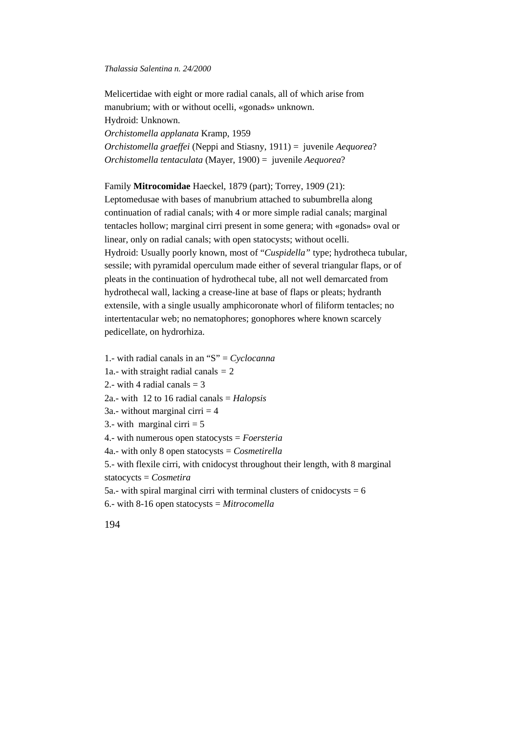Melicertidae with eight or more radial canals, all of which arise from manubrium; with or without ocelli, «gonads» unknown.
Hydroid: Unknown.
*Orchistomella applanata* Kramp, 1959
*Orchistomella graeffei* (Neppi and Stiasny, 1911) = juvenile *Aequorea*?
*Orchistomella tentaculata* (Mayer, 1900) = juvenile *Aequorea*?

Family **Mitrocomidae** Haeckel, 1879 (part); Torrey, 1909 (21):
Leptomedusae with bases of manubrium attached to subumbrella along continuation of radial canals; with 4 or more simple radial canals; marginal tentacles hollow; marginal cirri present in some genera; with «gonads» oval or linear, only on radial canals; with open statocysts; without ocelli.
Hydroid: Usually poorly known, most of "*Cuspidella*" type; hydrotheca tubular, sessile; with pyramidal operculum made either of several triangular flaps, or of pleats in the continuation of hydrothecal tube, all not well demarcated from hydrothecal wall, lacking a crease-line at base of flaps or pleats; hydranth extensile, with a single usually amphicoronate whorl of filiform tentacles; no intertentacular web; no nematophores; gonophores where known scarcely pedicellate, on hydrorhiza.

1.- with radial canals in an "S" = *Cyclocanna*
1a.- with straight radial canals = 2
2.- with 4 radial canals = 3
2a.- with 12 to 16 radial canals = *Halopsis*
3a.- without marginal cirri = 4
3.- with marginal cirri = 5
4.- with numerous open statocysts = *Foersteria*
4a.- with only 8 open statocysts = *Cosmetirella*
5.- with flexile cirri, with cnidocyst throughout their length, with 8 marginal statocycts = *Cosmetira*
5a.- with spiral marginal cirri with terminal clusters of cnidocysts = 6
6.- with 8-16 open statocysts = *Mitrocomella*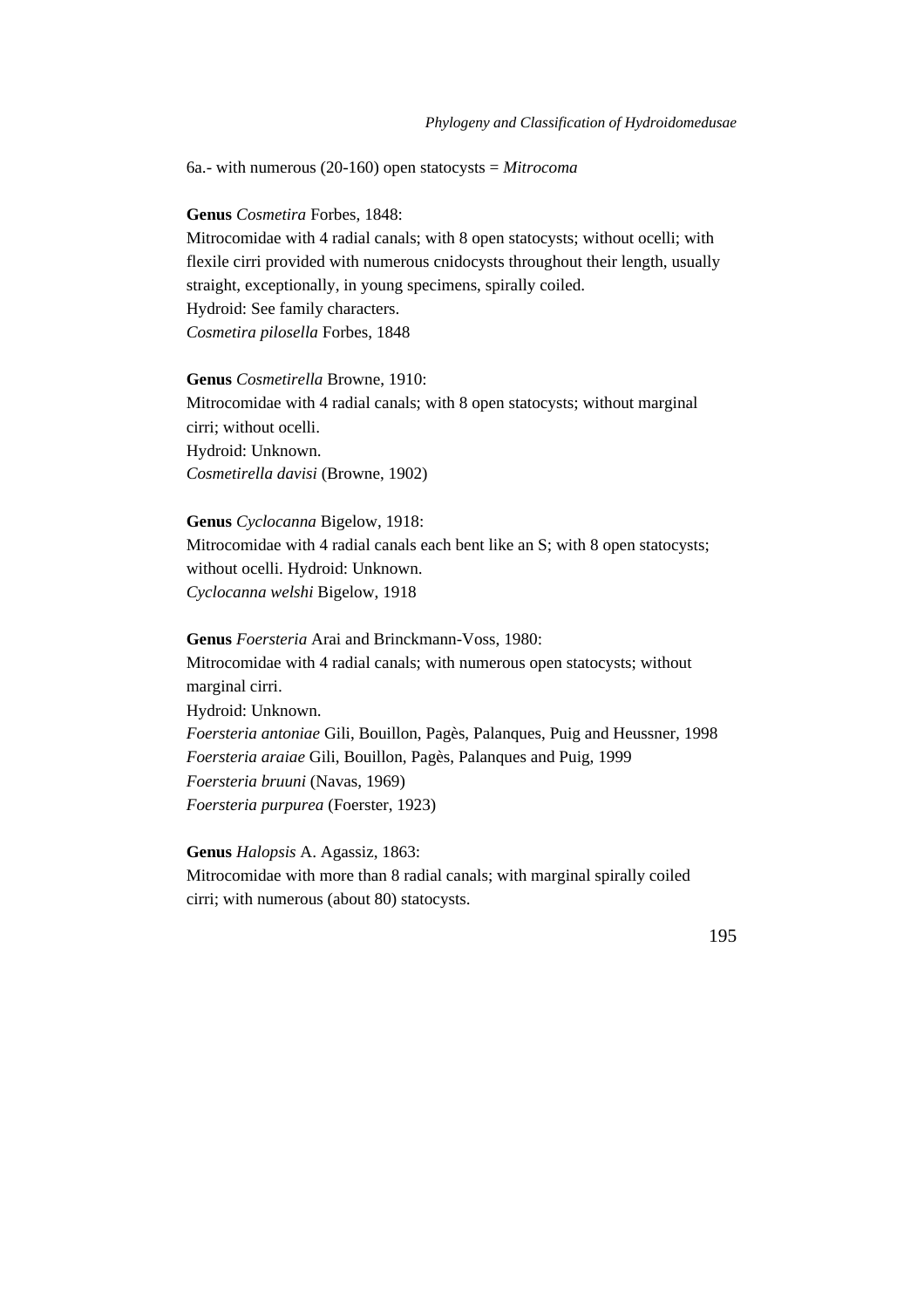6a.- with numerous (20-160) open statocysts = *Mitrocoma*

**Genus** *Cosmetira* Forbes, 1848:
Mitrocomidae with 4 radial canals; with 8 open statocysts; without ocelli; with flexile cirri provided with numerous cnidocysts throughout their length, usually straight, exceptionally, in young specimens, spirally coiled.
Hydroid: See family characters.
*Cosmetira pilosella* Forbes, 1848

**Genus** *Cosmetirella* Browne, 1910:
Mitrocomidae with 4 radial canals; with 8 open statocysts; without marginal cirri; without ocelli.
Hydroid: Unknown.
*Cosmetirella davisi* (Browne, 1902)

**Genus** *Cyclocanna* Bigelow, 1918:
Mitrocomidae with 4 radial canals each bent like an S; with 8 open statocysts; without ocelli. Hydroid: Unknown.
*Cyclocanna welshi* Bigelow, 1918

**Genus** *Foersteria* Arai and Brinckmann-Voss, 1980:
Mitrocomidae with 4 radial canals; with numerous open statocysts; without marginal cirri.
Hydroid: Unknown.
*Foersteria antoniae* Gili, Bouillon, Pagès, Palanques, Puig and Heussner, 1998
*Foersteria araiae* Gili, Bouillon, Pagès, Palanques and Puig, 1999
*Foersteria bruuni* (Navas, 1969)
*Foersteria purpurea* (Foerster, 1923)

**Genus** *Halopsis* A. Agassiz, 1863:
Mitrocomidae with more than 8 radial canals; with marginal spirally coiled cirri; with numerous (about 80) statocysts.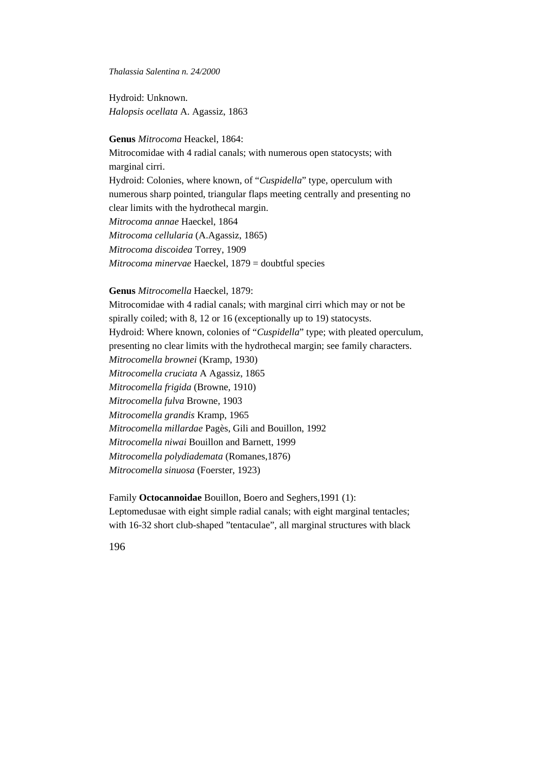Hydroid: Unknown.
*Halopsis ocellata* A. Agassiz, 1863

**Genus** *Mitrocoma* Heackel, 1864:
Mitrocomidae with 4 radial canals; with numerous open statocysts; with marginal cirri.
Hydroid: Colonies, where known, of "*Cuspidella*" type, operculum with numerous sharp pointed, triangular flaps meeting centrally and presenting no clear limits with the hydrothecal margin.
*Mitrocoma annae* Heackel, 1864
*Mitrocoma cellularia* (A.Agassiz, 1865)
*Mitrocoma discoidea* Torrey, 1909
*Mitrocoma minervae* Haeckel, 1879 = doubtful species

**Genus** *Mitrocomella* Haeckel, 1879:
Mitrocomidae with 4 radial canals; with marginal cirri which may or not be spirally coiled; with 8, 12 or 16 (exceptionally up to 19) statocysts.
Hydroid: Where known, colonies of "*Cuspidella*" type; with pleated operculum, presenting no clear limits with the hydrothecal margin; see family characters.
*Mitrocomella brownei* (Kramp, 1930)
*Mitrocomella cruciata* A Agassiz, 1865
*Mitrocomella frigida* (Browne, 1910)
*Mitrocomella fulva* Browne, 1903
*Mitrocomella grandis* Kramp, 1965
*Mitrocomella millardae* Pagès, Gili and Bouillon, 1992
*Mitrocomella niwai* Bouillon and Barnett, 1999
*Mitrocomella polydiademata* (Romanes,1876)
*Mitrocomella sinuosa* (Foerster, 1923)

Family **Octocannoidae** Bouillon, Boero and Seghers,1991 (1):
Leptomedusae with eight simple radial canals; with eight marginal tentacles; with 16-32 short club-shaped "tentaculae", all marginal structures with black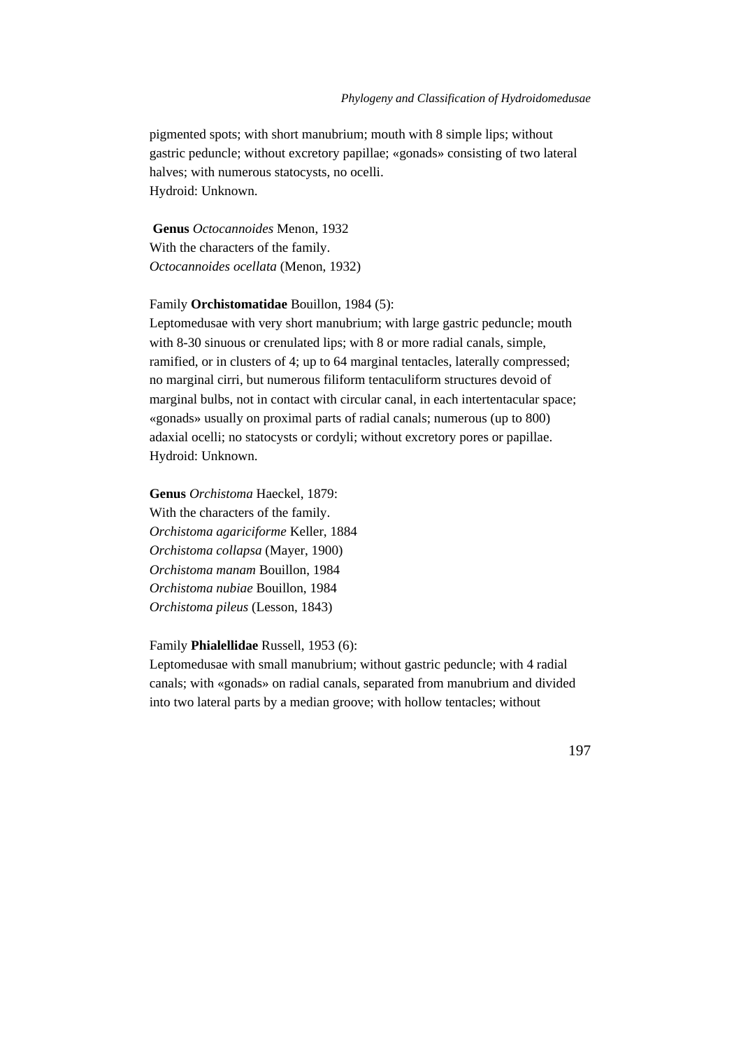pigmented spots; with short manubrium; mouth with 8 simple lips; without gastric peduncle; without excretory papillae; «gonads» consisting of two lateral halves; with numerous statocysts, no ocelli.
Hydroid: Unknown.

**Genus** *Octocannoides* Menon, 1932
With the characters of the family.
*Octocannoides ocellata* (Menon, 1932)

Family **Orchistomatidae** Bouillon, 1984 (5):
Leptomedusae with very short manubrium; with large gastric peduncle; mouth with 8-30 sinuous or crenulated lips; with 8 or more radial canals, simple, ramified, or in clusters of 4; up to 64 marginal tentacles, laterally compressed; no marginal cirri, but numerous filiform tentaculiform structures devoid of marginal bulbs, not in contact with circular canal, in each intertentacular space; «gonads» usually on proximal parts of radial canals; numerous (up to 800) adaxial ocelli; no statocysts or cordyli; without excretory pores or papillae.
Hydroid: Unknown.

**Genus** *Orchistoma* Haeckel, 1879:
With the characters of the family.
*Orchistoma agariciforme* Keller, 1884
*Orchistoma collapsa* (Mayer, 1900)
*Orchistoma manam* Bouillon, 1984
*Orchistoma nubiae* Bouillon, 1984
*Orchistoma pileus* (Lesson, 1843)

Family **Phialellidae** Russell, 1953 (6):
Leptomedusae with small manubrium; without gastric peduncle; with 4 radial canals; with «gonads» on radial canals, separated from manubrium and divided into two lateral parts by a median groove; with hollow tentacles; without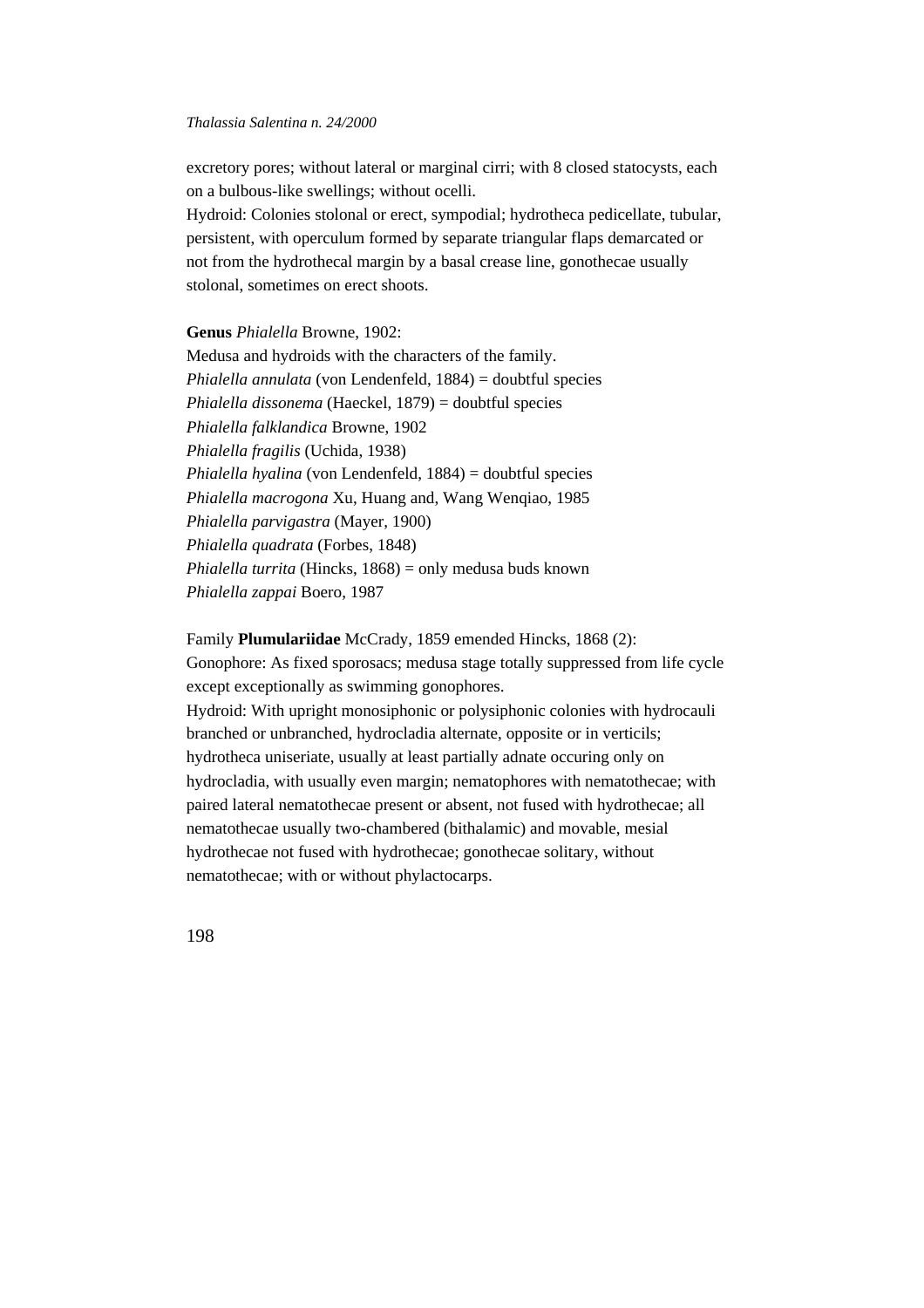excretory pores; without lateral or marginal cirri; with 8 closed statocysts, each on a bulbous-like swellings; without ocelli.
Hydroid: Colonies stolonal or erect, sympodial; hydrotheca pedicellate, tubular, persistent, with operculum formed by separate triangular flaps demarcated or not from the hydrothecal margin by a basal crease line, gonothecae usually stolonal, sometimes on erect shoots.

**Genus** *Phialella* Browne, 1902:
Medusa and hydroids with the characters of the family.
*Phialella annulata* (von Lendenfeld, 1884) = doubtful species
*Phialella dissonema* (Haeckel, 1879) = doubtful species
*Phialella falklandica* Browne, 1902
*Phialella fragilis* (Uchida, 1938)
*Phialella hyalina* (von Lendenfeld, 1884) = doubtful species
*Phialella macrogona* Xu, Huang and, Wang Wenqiao, 1985
*Phialella parvigastra* (Mayer, 1900)
*Phialella quadrata* (Forbes, 1848)
*Phialella turrita* (Hincks, 1868) = only medusa buds known
*Phialella zappai* Boero, 1987

Family **Plumulariidae** McCrady, 1859 emended Hincks, 1868 (2):
Gonophore: As fixed sporosacs; medusa stage totally suppressed from life cycle except exceptionally as swimming gonophores.
Hydroid: With upright monosiphonic or polysiphonic colonies with hydrocauli branched or unbranched, hydrocladia alternate, opposite or in verticils; hydrotheca uniseriate, usually at least partially adnate occuring only on hydrocladia, with usually even margin; nematophores with nematothecae; with paired lateral nematothecae present or absent, not fused with hydrothecae; all nematothecae usually two-chambered (bithalamic) and movable, mesial hydrothecae not fused with hydrothecae; gonothecae solitary, without nematothecae; with or without phylactocarps.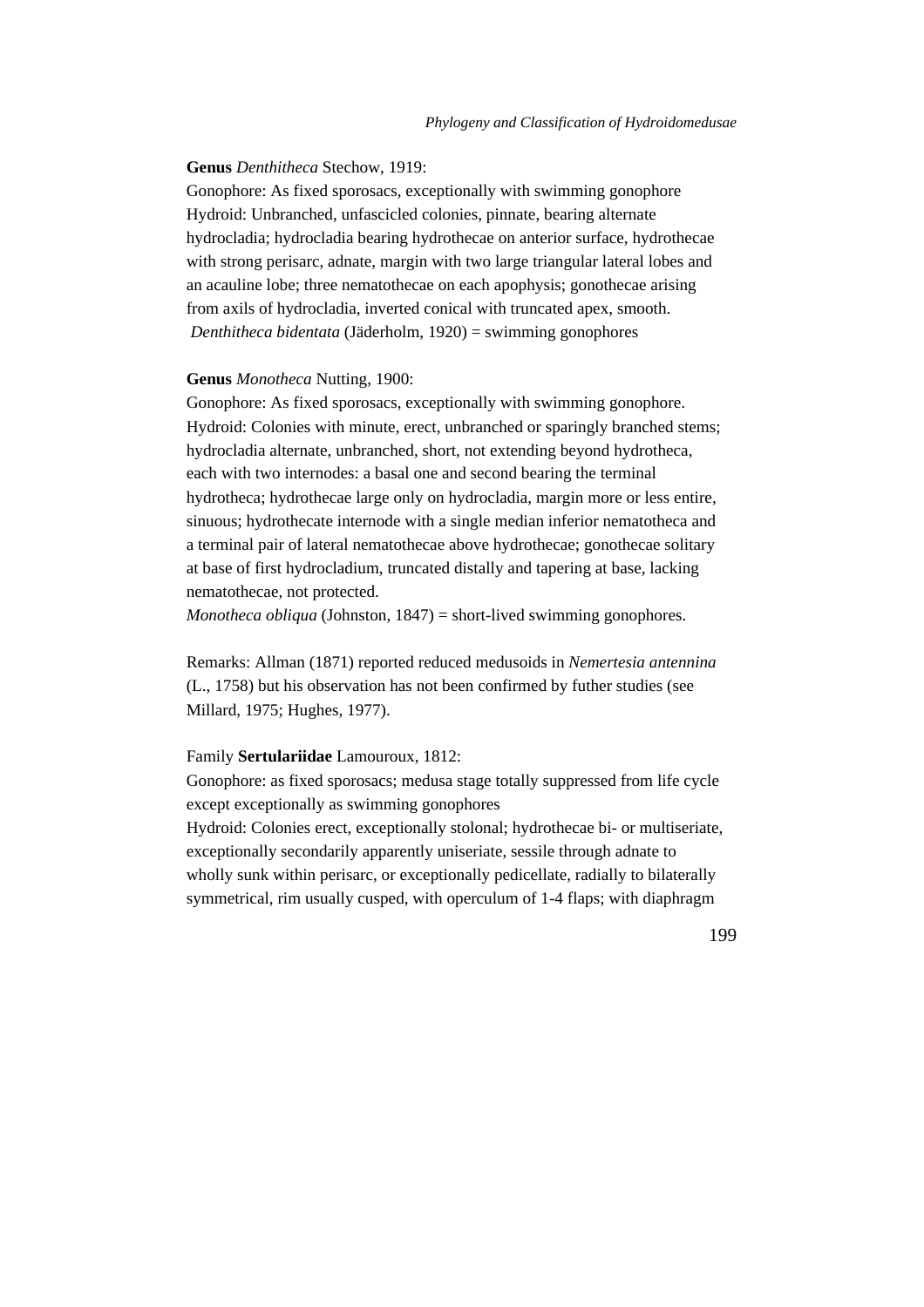**Genus** *Denthitheca* Stechow, 1919:
Gonophore: As fixed sporosacs, exceptionally with swimming gonophore
Hydroid: Unbranched, unfascicled colonies, pinnate, bearing alternate hydrocladia; hydrocladia bearing hydrothecae on anterior surface, hydrothecae with strong perisarc, adnate, margin with two large triangular lateral lobes and an acauline lobe; three nematothecae on each apophysis; gonothecae arising from axils of hydrocladia, inverted conical with truncated apex, smooth.
*Denthitheca bidentata* (Jäderholm, 1920) = swimming gonophores

**Genus** *Monotheca* Nutting, 1900:
Gonophore: As fixed sporosacs, exceptionally with swimming gonophore.
Hydroid: Colonies with minute, erect, unbranched or sparingly branched stems; hydrocladia alternate, unbranched, short, not extending beyond hydrotheca, each with two internodes: a basal one and second bearing the terminal hydrotheca; hydrothecae large only on hydrocladia, margin more or less entire, sinuous; hydrothecate internode with a single median inferior nematotheca and a terminal pair of lateral nematothecae above hydrothecae; gonothecae solitary at base of first hydrocladium, truncated distally and tapering at base, lacking nematothecae, not protected.
*Monotheca obliqua* (Johnston, 1847) = short-lived swimming gonophores.

Remarks: Allman (1871) reported reduced medusoids in *Nemertesia antennina* (L., 1758) but his observation has not been confirmed by futher studies (see Millard, 1975; Hughes, 1977).

Family **Sertulariidae** Lamouroux, 1812:
Gonophore: as fixed sporosacs; medusa stage totally suppressed from life cycle except exceptionally as swimming gonophores
Hydroid: Colonies erect, exceptionally stolonal; hydrothecae bi- or multiseriate, exceptionally secondarily apparently uniseriate, sessile through adnate to wholly sunk within perisarc, or exceptionally pedicellate, radially to bilaterally symmetrical, rim usually cusped, with operculum of 1-4 flaps; with diaphragm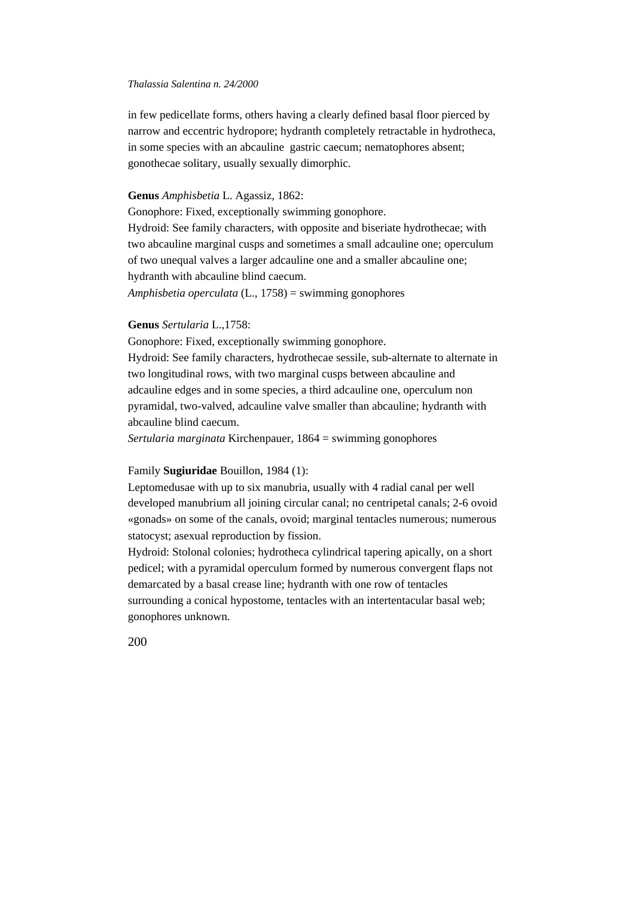in few pedicellate forms, others having a clearly defined basal floor pierced by narrow and eccentric hydropore; hydranth completely retractable in hydrotheca, in some species with an abcauline  gastric caecum; nematophores absent; gonothecae solitary, usually sexually dimorphic.

**Genus** *Amphisbetia* L. Agassiz, 1862:
Gonophore: Fixed, exceptionally swimming gonophore.
Hydroid: See family characters, with opposite and biseriate hydrothecae; with two abcauline marginal cusps and sometimes a small adcauline one; operculum of two unequal valves a larger adcauline one and a smaller abcauline one; hydranth with abcauline blind caecum.
*Amphisbetia operculata* (L., 1758) = swimming gonophores

**Genus** *Sertularia* L.,1758:
Gonophore: Fixed, exceptionally swimming gonophore.
Hydroid: See family characters, hydrothecae sessile, sub-alternate to alternate in two longitudinal rows, with two marginal cusps between abcauline and adcauline edges and in some species, a third adcauline one, operculum non pyramidal, two-valved, adcauline valve smaller than abcauline; hydranth with abcauline blind caecum.
*Sertularia marginata* Kirchenpauer, 1864 = swimming gonophores

Family **Sugiuridae** Bouillon, 1984 (1):
Leptomedusae with up to six manubria, usually with 4 radial canal per well developed manubrium all joining circular canal; no centripetal canals; 2-6 ovoid «gonads» on some of the canals, ovoid; marginal tentacles numerous; numerous statocyst; asexual reproduction by fission.
Hydroid: Stolonal colonies; hydrotheca cylindrical tapering apically, on a short pedicel; with a pyramidal operculum formed by numerous convergent flaps not demarcated by a basal crease line; hydranth with one row of tentacles surrounding a conical hypostome, tentacles with an intertentacular basal web; gonophores unknown.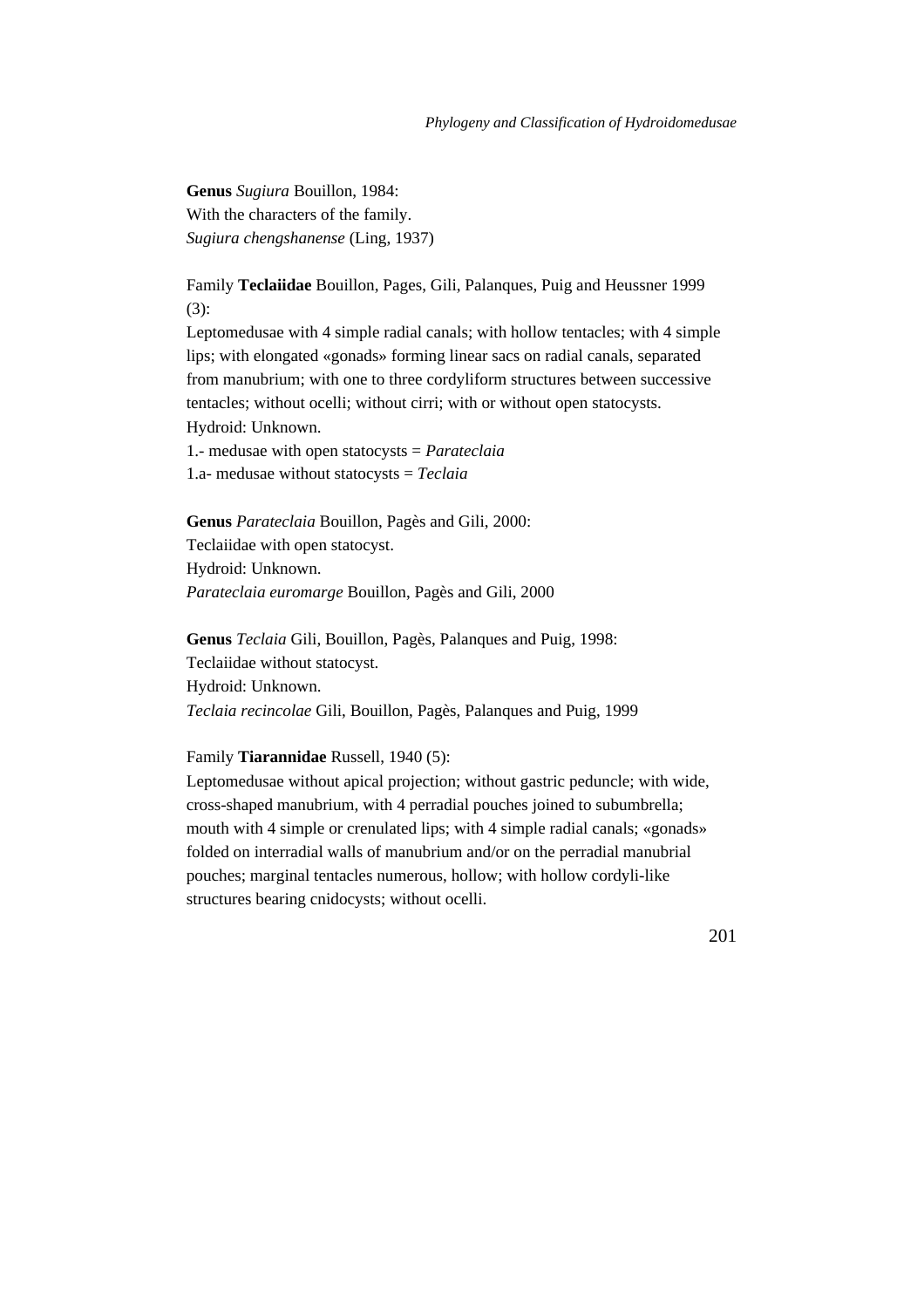**Genus** *Sugiura* Bouillon, 1984:
With the characters of the family.
*Sugiura chengshanense* (Ling, 1937)

Family **Teclaiidae** Bouillon, Pages, Gili, Palanques, Puig and Heussner 1999 (3):
Leptomedusae with 4 simple radial canals; with hollow tentacles; with 4 simple lips; with elongated «gonads» forming linear sacs on radial canals, separated from manubrium; with one to three cordyliform structures between successive tentacles; without ocelli; without cirri; with or without open statocysts.
Hydroid: Unknown.
1.- medusae with open statocysts = *Parateclaia*
1.a- medusae without statocysts = *Teclaia*

**Genus** *Parateclaia* Bouillon, Pagès and Gili, 2000:
Teclaiidae with open statocyst.
Hydroid: Unknown.
*Parateclaia euromarge* Bouillon, Pagès and Gili, 2000

**Genus** *Teclaia* Gili, Bouillon, Pagès, Palanques and Puig, 1998:
Teclaiidae without statocyst.
Hydroid: Unknown.
*Teclaia recincolae* Gili, Bouillon, Pagès, Palanques and Puig, 1999

Family **Tiarannidae** Russell, 1940 (5):
Leptomedusae without apical projection; without gastric peduncle; with wide, cross-shaped manubrium, with 4 perradial pouches joined to subumbrella; mouth with 4 simple or crenulated lips; with 4 simple radial canals; «gonads» folded on interradial walls of manubrium and/or on the perradial manubrial pouches; marginal tentacles numerous, hollow; with hollow cordyli-like structures bearing cnidocysts; without ocelli.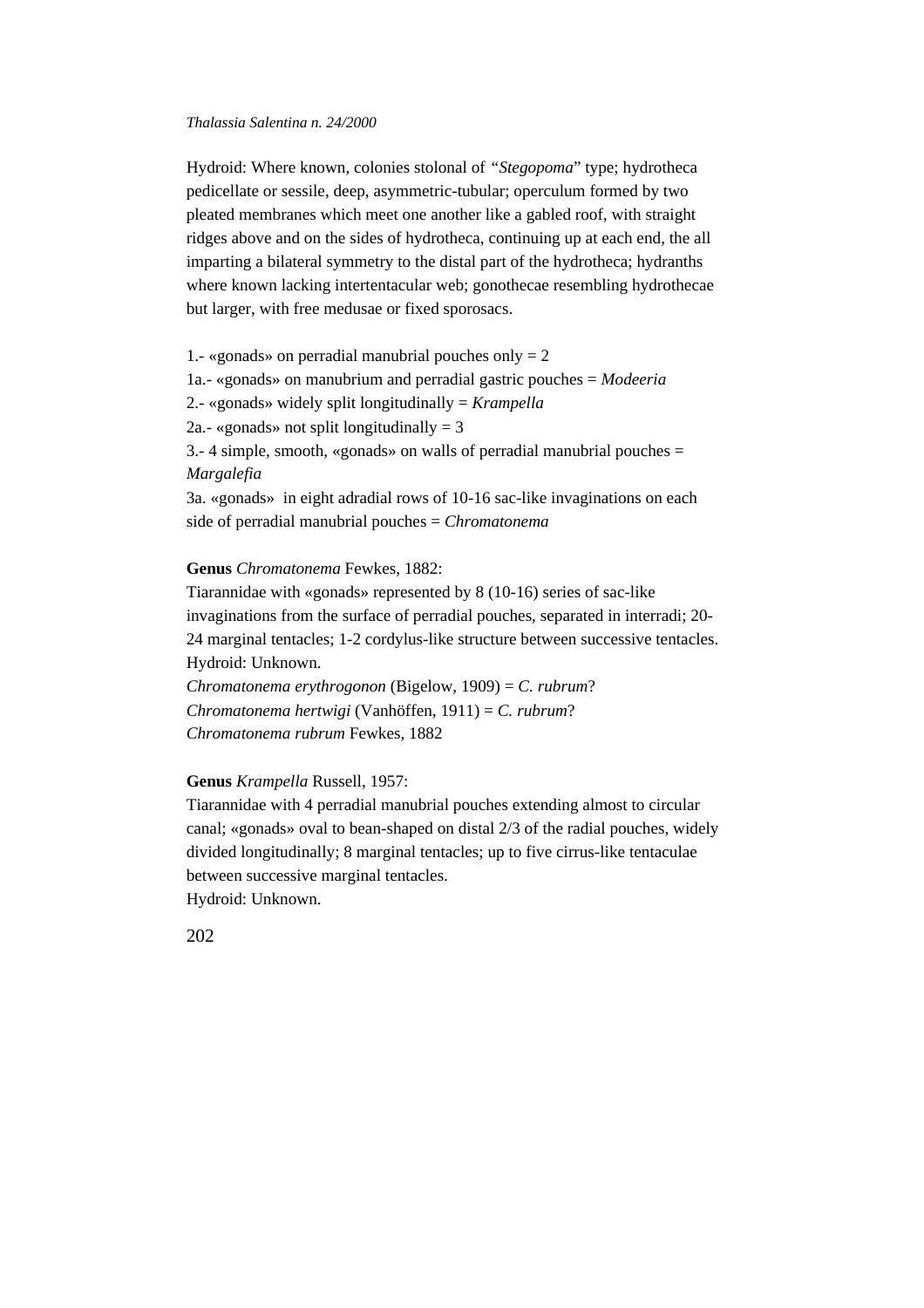Hydroid: Where known, colonies stolonal of *"Stegopoma"* type; hydrotheca pedicellate or sessile, deep, asymmetric-tubular; operculum formed by two pleated membranes which meet one another like a gabled roof, with straight ridges above and on the sides of hydrotheca, continuing up at each end, the all imparting a bilateral symmetry to the distal part of the hydrotheca; hydranths where known lacking intertentacular web; gonothecae resembling hydrothecae but larger, with free medusae or fixed sporosacs.

1.- «gonads» on perradial manubrial pouches only = 2
1a.- «gonads» on manubrium and perradial gastric pouches = *Modeeria*
2.- «gonads» widely split longitudinally = *Krampella*
2a.- «gonads» not split longitudinally = 3
3.- 4 simple, smooth, «gonads» on walls of perradial manubrial pouches = *Margalefia*
3a. «gonads» in eight adradial rows of 10-16 sac-like invaginations on each side of perradial manubrial pouches = *Chromatonema*

**Genus** *Chromatonema* Fewkes, 1882:
Tiarannidae with «gonads» represented by 8 (10-16) series of sac-like invaginations from the surface of perradial pouches, separated in interradi; 20-24 marginal tentacles; 1-2 cordylus-like structure between successive tentacles.
Hydroid: Unknown.
*Chromatonema erythrogonon* (Bigelow, 1909) = *C. rubrum*?
*Chromatonema hertwigi* (Vanhöffen, 1911) = *C. rubrum*?
*Chromatonema rubrum* Fewkes, 1882

**Genus** *Krampella* Russell, 1957:
Tiarannidae with 4 perradial manubrial pouches extending almost to circular canal; «gonads» oval to bean-shaped on distal 2/3 of the radial pouches, widely divided longitudinally; 8 marginal tentacles; up to five cirrus-like tentaculae between successive marginal tentacles.
Hydroid: Unknown.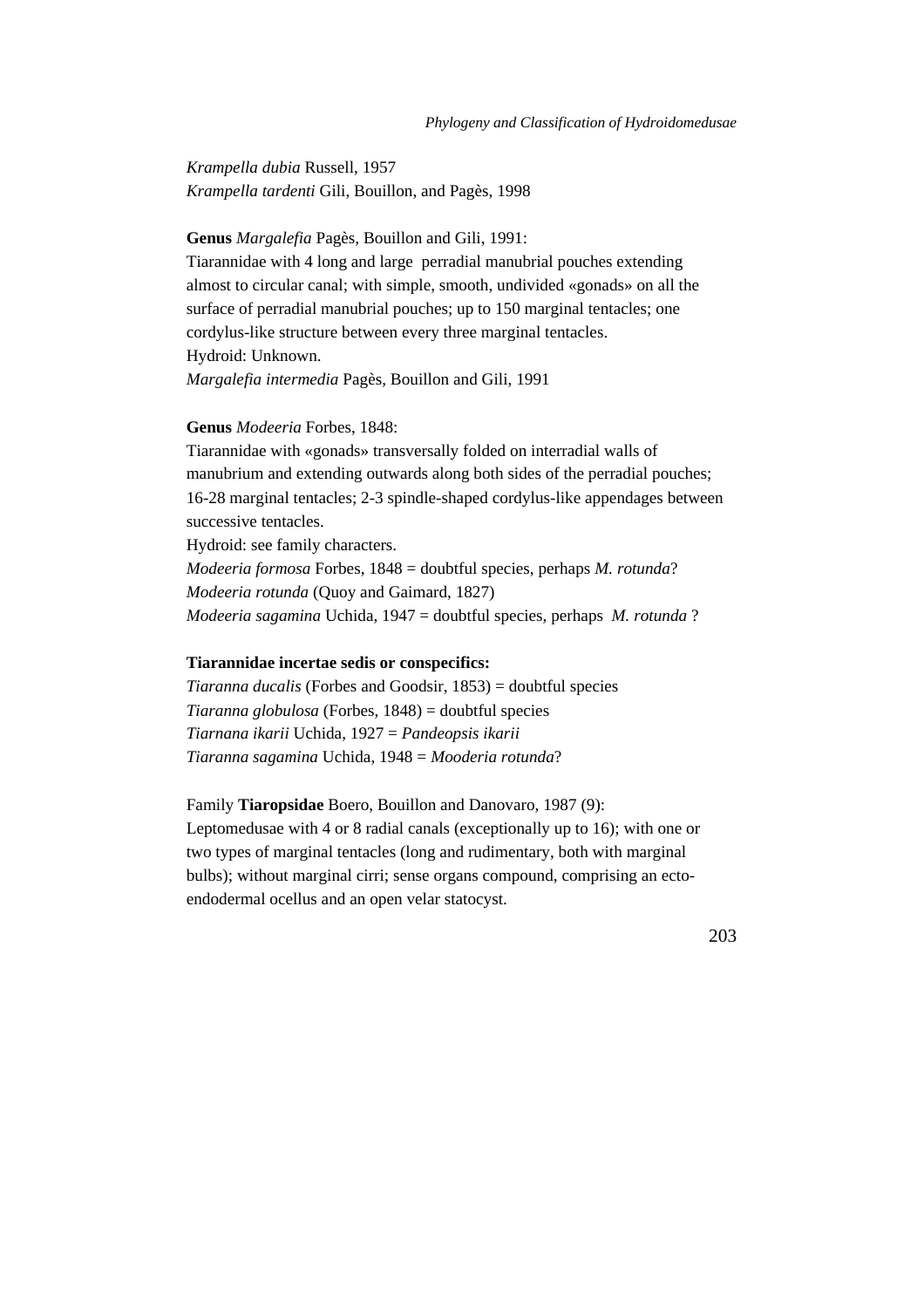*Krampella dubia* Russell, 1957
*Krampella tardenti* Gili, Bouillon, and Pagès, 1998

**Genus** *Margalefia* Pagès, Bouillon and Gili, 1991:
Tiarannidae with 4 long and large perradial manubrial pouches extending almost to circular canal; with simple, smooth, undivided «gonads» on all the surface of perradial manubrial pouches; up to 150 marginal tentacles; one cordylus-like structure between every three marginal tentacles.
Hydroid: Unknown.
*Margalefia intermedia* Pagès, Bouillon and Gili, 1991

**Genus** *Modeeria* Forbes, 1848:
Tiarannidae with «gonads» transversally folded on interradial walls of manubrium and extending outwards along both sides of the perradial pouches; 16-28 marginal tentacles; 2-3 spindle-shaped cordylus-like appendages between successive tentacles.
Hydroid: see family characters.
*Modeeria formosa* Forbes, 1848 = doubtful species, perhaps *M. rotunda*?
*Modeeria rotunda* (Quoy and Gaimard, 1827)
*Modeeria sagamina* Uchida, 1947 = doubtful species, perhaps *M. rotunda* ?

**Tiarannidae incertae sedis or conspecifics:**
*Tiaranna ducalis* (Forbes and Goodsir, 1853) = doubtful species
*Tiaranna globulosa* (Forbes, 1848) = doubtful species
*Tiarnana ikarii* Uchida, 1927 = *Pandeopsis ikarii*
*Tiaranna sagamina* Uchida, 1948 = *Mooderia rotunda*?

Family **Tiaropsidae** Boero, Bouillon and Danovaro, 1987 (9):
Leptomedusae with 4 or 8 radial canals (exceptionally up to 16); with one or two types of marginal tentacles (long and rudimentary, both with marginal bulbs); without marginal cirri; sense organs compound, comprising an ecto-endodermal ocellus and an open velar statocyst.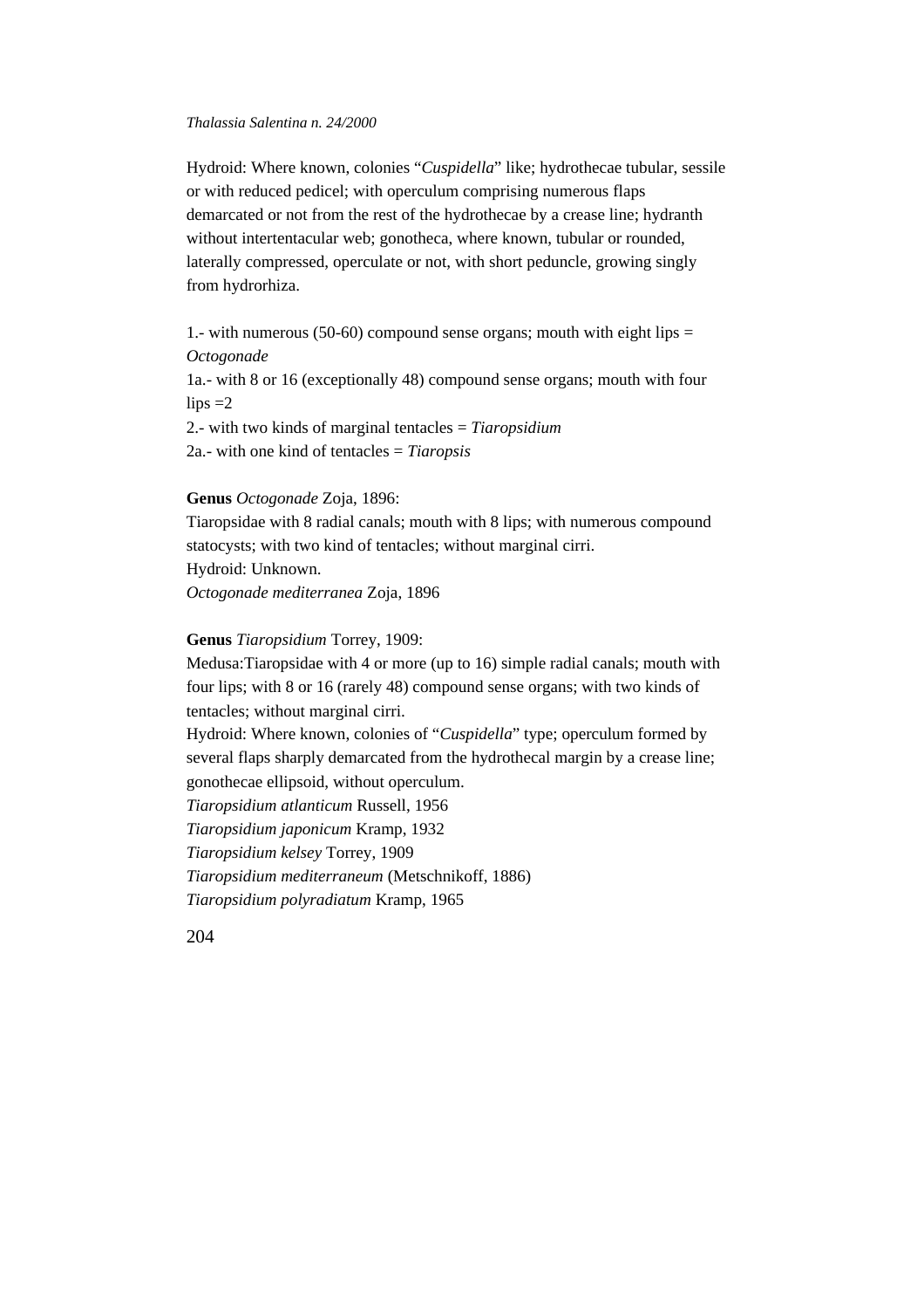Hydroid: Where known, colonies "*Cuspidella*" like; hydrothecae tubular, sessile or with reduced pedicel; with operculum comprising numerous flaps demarcated or not from the rest of the hydrothecae by a crease line; hydranth without intertentacular web; gonotheca, where known, tubular or rounded, laterally compressed, operculate or not, with short peduncle, growing singly from hydrorhiza.

1.- with numerous (50-60) compound sense organs; mouth with eight lips = *Octogonade*
1a.- with 8 or 16 (exceptionally 48) compound sense organs; mouth with four lips =2
2.- with two kinds of marginal tentacles = *Tiaropsidium*
2a.- with one kind of tentacles = *Tiaropsis*

**Genus** *Octogonade* Zoja, 1896:
Tiaropsidae with 8 radial canals; mouth with 8 lips; with numerous compound statocysts; with two kind of tentacles; without marginal cirri.
Hydroid: Unknown.
*Octogonade mediterranea* Zoja, 1896

**Genus** *Tiaropsidium* Torrey, 1909:
Medusa:Tiaropsidae with 4 or more (up to 16) simple radial canals; mouth with four lips; with 8 or 16 (rarely 48) compound sense organs; with two kinds of tentacles; without marginal cirri.
Hydroid: Where known, colonies of "*Cuspidella*" type; operculum formed by several flaps sharply demarcated from the hydrothecal margin by a crease line; gonothecae ellipsoid, without operculum.
*Tiaropsidium atlanticum* Russell, 1956
*Tiaropsidium japonicum* Kramp, 1932
*Tiaropsidium kelsey* Torrey, 1909
*Tiaropsidium mediterraneum* (Metschnikoff, 1886)
*Tiaropsidium polyradiatum* Kramp, 1965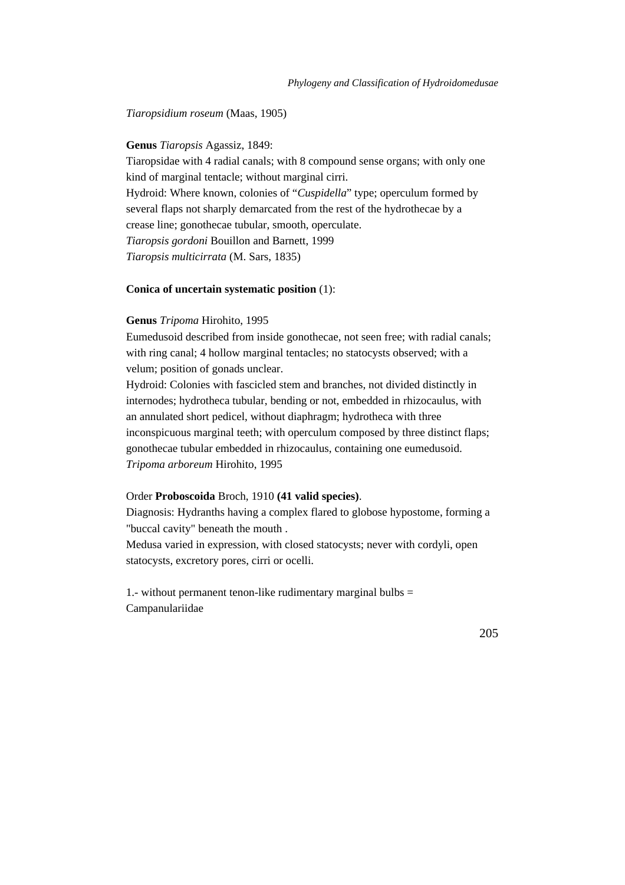*Tiaropsidium roseum* (Maas, 1905)

**Genus** *Tiaropsis* Agassiz, 1849:

Tiaropsidae with 4 radial canals; with 8 compound sense organs; with only one kind of marginal tentacle; without marginal cirri.

Hydroid: Where known, colonies of "*Cuspidella*" type; operculum formed by several flaps not sharply demarcated from the rest of the hydrothecae by a crease line; gonothecae tubular, smooth, operculate.

*Tiaropsis gordoni* Bouillon and Barnett, 1999

*Tiaropsis multicirrata* (M. Sars, 1835)

**Conica of uncertain systematic position** (1):

**Genus** *Tripoma* Hirohito, 1995

Eumedusoid described from inside gonothecae, not seen free; with radial canals; with ring canal; 4 hollow marginal tentacles; no statocysts observed; with a velum; position of gonads unclear.

Hydroid: Colonies with fascicled stem and branches, not divided distinctly in internodes; hydrotheca tubular, bending or not, embedded in rhizocaulus, with an annulated short pedicel, without diaphragm; hydrotheca with three inconspicuous marginal teeth; with operculum composed by three distinct flaps; gonothecae tubular embedded in rhizocaulus, containing one eumedusoid.

*Tripoma arboreum* Hirohito, 1995

Order **Proboscoida** Broch, 1910 **(41 valid species)**.

Diagnosis: Hydranths having a complex flared to globose hypostome, forming a "buccal cavity" beneath the mouth .

Medusa varied in expression, with closed statocysts; never with cordyli, open statocysts, excretory pores, cirri or ocelli.

1.- without permanent tenon-like rudimentary marginal bulbs = Campanulariidae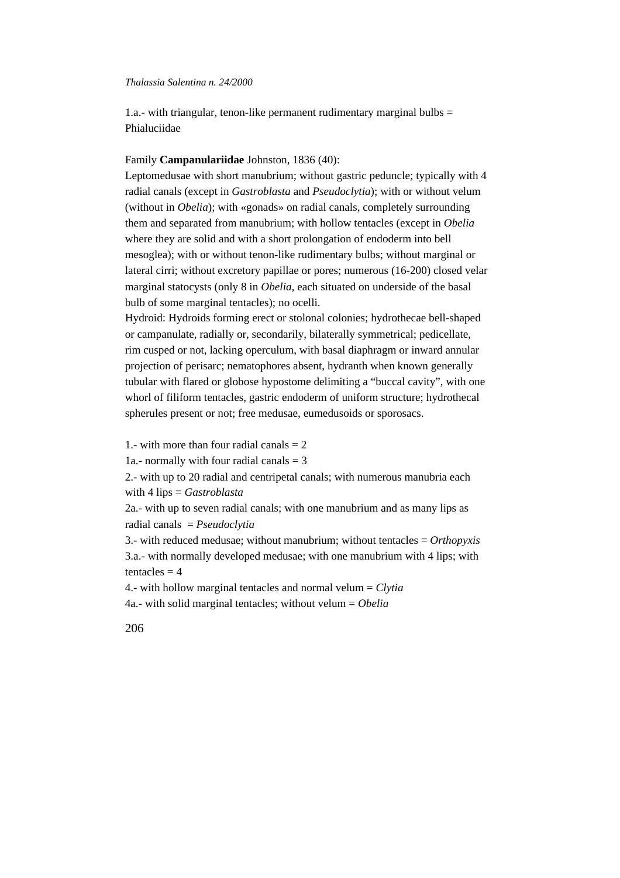1.a.- with triangular, tenon-like permanent rudimentary marginal bulbs = Phialuciidae

Family **Campanulariidae** Johnston, 1836 (40):

Leptomedusae with short manubrium; without gastric peduncle; typically with 4 radial canals (except in *Gastroblasta* and *Pseudoclytia*); with or without velum (without in *Obelia*); with «gonads» on radial canals, completely surrounding them and separated from manubrium; with hollow tentacles (except in *Obelia* where they are solid and with a short prolongation of endoderm into bell mesoglea); with or without tenon-like rudimentary bulbs; without marginal or lateral cirri; without excretory papillae or pores; numerous (16-200) closed velar marginal statocysts (only 8 in *Obelia*, each situated on underside of the basal bulb of some marginal tentacles); no ocelli.

Hydroid: Hydroids forming erect or stolonal colonies; hydrothecae bell-shaped or campanulate, radially or, secondarily, bilaterally symmetrical; pedicellate, rim cusped or not, lacking operculum, with basal diaphragm or inward annular projection of perisarc; nematophores absent, hydranth when known generally tubular with flared or globose hypostome delimiting a “buccal cavity”, with one whorl of filiform tentacles, gastric endoderm of uniform structure; hydrothecal spherules present or not; free medusae, eumedusoids or sporosacs.

1.- with more than four radial canals = 2

1a.- normally with four radial canals = 3

2.- with up to 20 radial and centripetal canals; with numerous manubria each with 4 lips = *Gastroblasta*

2a.- with up to seven radial canals; with one manubrium and as many lips as radial canals = *Pseudoclytia*

3.- with reduced medusae; without manubrium; without tentacles = *Orthopyxis*

3.a.- with normally developed medusae; with one manubrium with 4 lips; with tentacles = 4

4.- with hollow marginal tentacles and normal velum = *Clytia*

4a.- with solid marginal tentacles; without velum = *Obelia*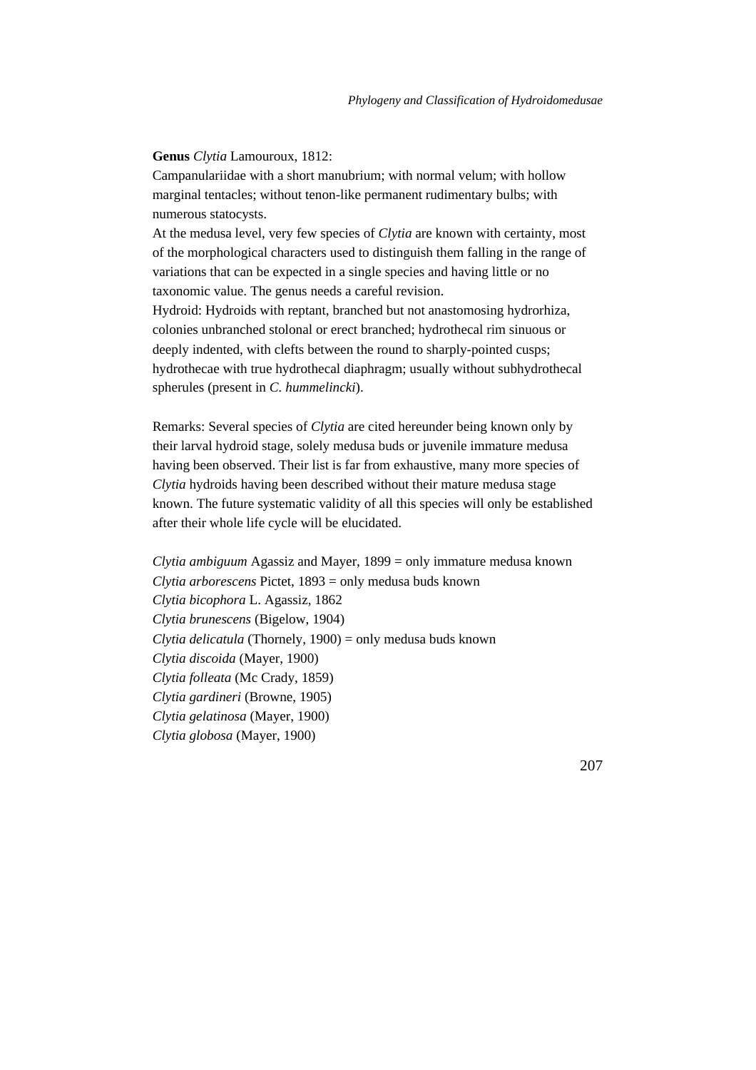**Genus** *Clytia* Lamouroux, 1812:

Campanulariidae with a short manubrium; with normal velum; with hollow marginal tentacles; without tenon-like permanent rudimentary bulbs; with numerous statocysts.

At the medusa level, very few species of *Clytia* are known with certainty, most of the morphological characters used to distinguish them falling in the range of variations that can be expected in a single species and having little or no taxonomic value. The genus needs a careful revision.

Hydroid: Hydroids with reptant, branched but not anastomosing hydrorhiza, colonies unbranched stolonal or erect branched; hydrothecal rim sinuous or deeply indented, with clefts between the round to sharply-pointed cusps; hydrothecae with true hydrothecal diaphragm; usually without subhydrothecal spherules (present in *C. hummelincki*).

Remarks: Several species of *Clytia* are cited hereunder being known only by their larval hydroid stage, solely medusa buds or juvenile immature medusa having been observed. Their list is far from exhaustive, many more species of *Clytia* hydroids having been described without their mature medusa stage known. The future systematic validity of all this species will only be established after their whole life cycle will be elucidated.

*Clytia ambiguum* Agassiz and Mayer, 1899 = only immature medusa known  
*Clytia arborescens* Pictet, 1893 = only medusa buds known  
*Clytia bicophora* L. Agassiz, 1862  
*Clytia brunescens* (Bigelow, 1904)  
*Clytia delicatula* (Thornely, 1900) = only medusa buds known  
*Clytia discoida* (Mayer, 1900)  
*Clytia folleata* (Mc Crady, 1859)  
*Clytia gardineri* (Browne, 1905)  
*Clytia gelatinosa* (Mayer, 1900)  
*Clytia globosa* (Mayer, 1900)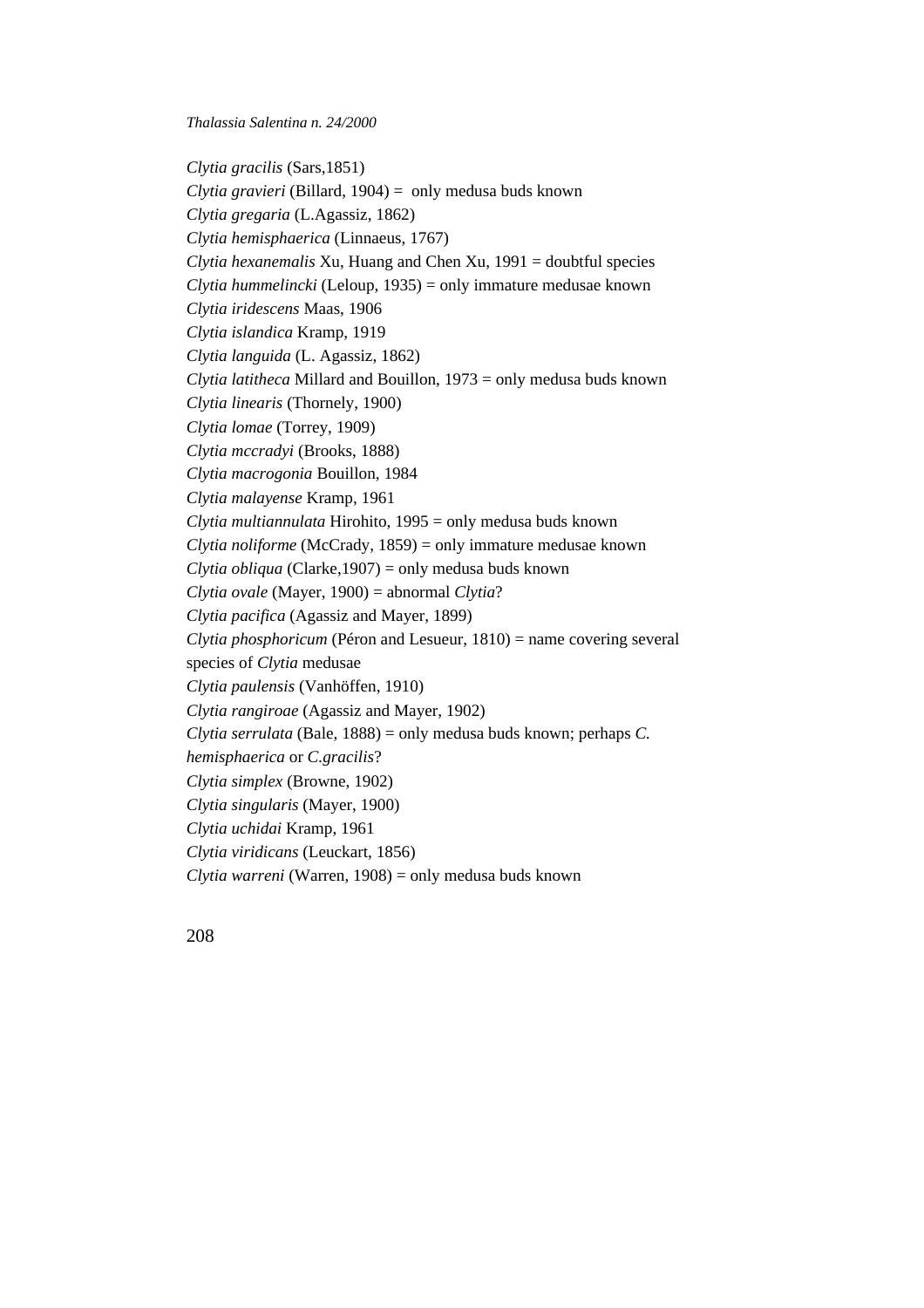*Clytia gracilis* (Sars,1851)  
*Clytia gravieri* (Billard, 1904) =  only medusa buds known  
*Clytia gregaria* (L.Agassiz, 1862)  
*Clytia hemisphaerica* (Linnaeus, 1767)  
*Clytia hexanemalis* Xu, Huang and Chen Xu, 1991 = doubtful species  
*Clytia hummelincki* (Leloup, 1935) = only immature medusae known  
*Clytia iridescens* Maas, 1906  
*Clytia islandica* Kramp, 1919  
*Clytia languida* (L. Agassiz, 1862)  
*Clytia latitheca* Millard and Bouillon, 1973 = only medusa buds known  
*Clytia linearis* (Thornely, 1900)  
*Clytia lomae* (Torrey, 1909)  
*Clytia mccradyi* (Brooks, 1888)  
*Clytia macrogonia* Bouillon, 1984  
*Clytia malayense* Kramp, 1961  
*Clytia multiannulata* Hirohito, 1995 = only medusa buds known  
*Clytia noliforme* (McCrady, 1859) = only immature medusae known  
*Clytia obliqua* (Clarke,1907) = only medusa buds known  
*Clytia ovale* (Mayer, 1900) = abnormal *Clytia*?  
*Clytia pacifica* (Agassiz and Mayer, 1899)  
*Clytia phosphoricum* (Péron and Lesueur, 1810) = name covering several species of *Clytia* medusae  
*Clytia paulensis* (Vanhöffen, 1910)  
*Clytia rangiroae* (Agassiz and Mayer, 1902)  
*Clytia serrulata* (Bale, 1888) = only medusa buds known; perhaps *C. hemisphaerica* or *C.gracilis*?  
*Clytia simplex* (Browne, 1902)  
*Clytia singularis* (Mayer, 1900)  
*Clytia uchidai* Kramp, 1961  
*Clytia viridicans* (Leuckart, 1856)  
*Clytia warreni* (Warren, 1908) = only medusa buds known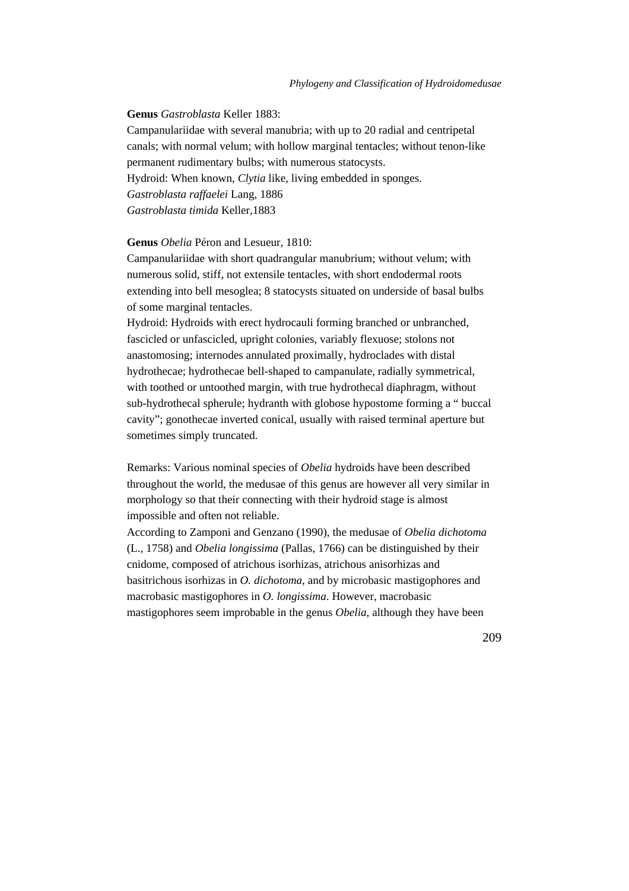**Genus** *Gastroblasta* Keller 1883:

Campanulariidae with several manubria; with up to 20 radial and centripetal canals; with normal velum; with hollow marginal tentacles; without tenon-like permanent rudimentary bulbs; with numerous statocysts.

Hydroid: When known, *Clytia* like, living embedded in sponges.

*Gastroblasta raffaelei* Lang, 1886

*Gastroblasta timida* Keller,1883

**Genus** *Obelia* Péron and Lesueur, 1810:

Campanulariidae with short quadrangular manubrium; without velum; with numerous solid, stiff, not extensile tentacles, with short endodermal roots extending into bell mesoglea; 8 statocysts situated on underside of basal bulbs of some marginal tentacles.

Hydroid: Hydroids with erect hydrocauli forming branched or unbranched, fascicled or unfascicled, upright colonies, variably flexuose; stolons not anastomosing; internodes annulated proximally, hydroclades with distal hydrothecae; hydrothecae bell-shaped to campanulate, radially symmetrical, with toothed or untoothed margin, with true hydrothecal diaphragm, without sub-hydrothecal spherule; hydranth with globose hypostome forming a " buccal cavity"; gonothecae inverted conical, usually with raised terminal aperture but sometimes simply truncated.

Remarks: Various nominal species of *Obelia* hydroids have been described throughout the world, the medusae of this genus are however all very similar in morphology so that their connecting with their hydroid stage is almost impossible and often not reliable.

According to Zamponi and Genzano (1990), the medusae of *Obelia dichotoma* (L., 1758) and *Obelia longissima* (Pallas, 1766) can be distinguished by their cnidome, composed of atrichous isorhizas, atrichous anisorhizas and basitrichous isorhizas in *O. dichotoma*, and by microbasic mastigophores and macrobasic mastigophores in *O. longissima*. However, macrobasic mastigophores seem improbable in the genus *Obelia*, although they have been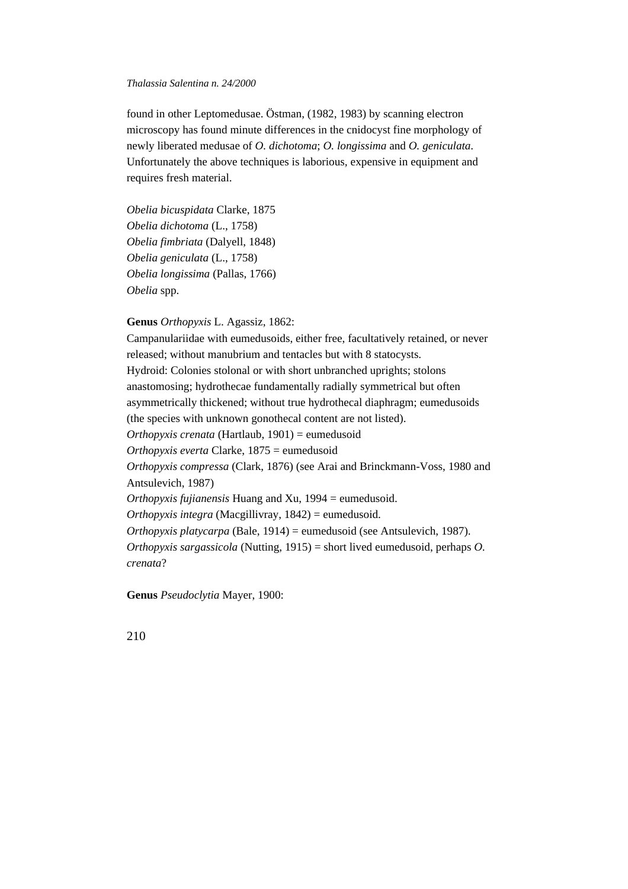found in other Leptomedusae. Östman, (1982, 1983) by scanning electron microscopy has found minute differences in the cnidocyst fine morphology of newly liberated medusae of *O. dichotoma*; *O. longissima* and *O. geniculata*. Unfortunately the above techniques is laborious, expensive in equipment and requires fresh material.

*Obelia bicuspidata* Clarke, 1875
*Obelia dichotoma* (L., 1758)
*Obelia fimbriata* (Dalyell, 1848)
*Obelia geniculata* (L., 1758)
*Obelia longissima* (Pallas, 1766)
*Obelia* spp.

**Genus** *Orthopyxis* L. Agassiz, 1862:
Campanulariidae with eumedusoids, either free, facultatively retained, or never released; without manubrium and tentacles but with 8 statocysts.
Hydroid: Colonies stolonal or with short unbranched uprights; stolons anastomosing; hydrothecae fundamentally radially symmetrical but often asymmetrically thickened; without true hydrothecal diaphragm; eumedusoids (the species with unknown gonothecal content are not listed).
*Orthopyxis crenata* (Hartlaub, 1901) = eumedusoid
*Orthopyxis everta* Clarke, 1875 = eumedusoid
*Orthopyxis compressa* (Clark, 1876) (see Arai and Brinckmann-Voss, 1980 and Antsulevich, 1987)
*Orthopyxis fujianensis* Huang and Xu, 1994 = eumedusoid.
*Orthopyxis integra* (Macgillivray, 1842) = eumedusoid.
*Orthopyxis platycarpa* (Bale, 1914) = eumedusoid (see Antsulevich, 1987).
*Orthopyxis sargassicola* (Nutting, 1915) = short lived eumedusoid, perhaps *O. crenata*?

**Genus** *Pseudoclytia* Mayer, 1900: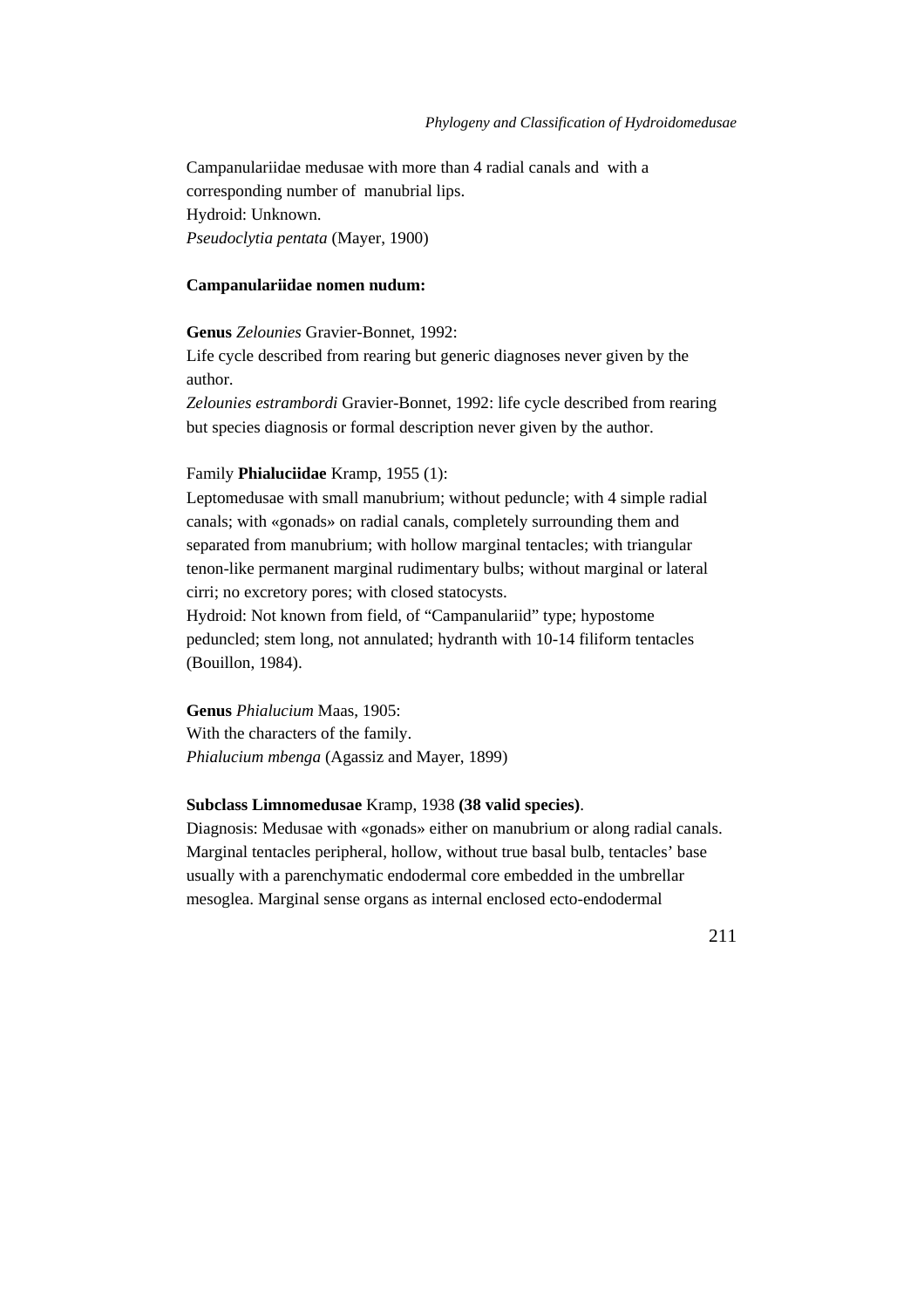Campanulariidae medusae with more than 4 radial canals and with a corresponding number of manubrial lips.
Hydroid: Unknown.
*Pseudoclytia pentata* (Mayer, 1900)

**Campanulariidae nomen nudum:**

**Genus** *Zelounies* Gravier-Bonnet, 1992:
Life cycle described from rearing but generic diagnoses never given by the author.
*Zelounies estrambordi* Gravier-Bonnet, 1992: life cycle described from rearing but species diagnosis or formal description never given by the author.

Family **Phialuciidae** Kramp, 1955 (1):
Leptomedusae with small manubrium; without peduncle; with 4 simple radial canals; with «gonads» on radial canals, completely surrounding them and separated from manubrium; with hollow marginal tentacles; with triangular tenon-like permanent marginal rudimentary bulbs; without marginal or lateral cirri; no excretory pores; with closed statocysts.
Hydroid: Not known from field, of "Campanulariid" type; hypostome peduncled; stem long, not annulated; hydranth with 10-14 filiform tentacles (Bouillon, 1984).

**Genus** *Phialucium* Maas, 1905:
With the characters of the family.
*Phialucium mbenga* (Agassiz and Mayer, 1899)

**Subclass Limnomedusae** Kramp, 1938 **(38 valid species)**.
Diagnosis: Medusae with «gonads» either on manubrium or along radial canals. Marginal tentacles peripheral, hollow, without true basal bulb, tentacles' base usually with a parenchymatic endodermal core embedded in the umbrellar mesoglea. Marginal sense organs as internal enclosed ecto-endodermal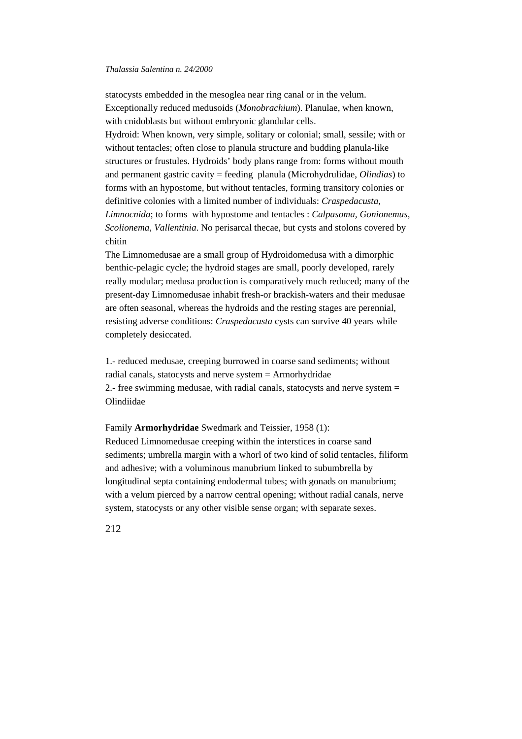statocysts embedded in the mesoglea near ring canal or in the velum. Exceptionally reduced medusoids (*Monobrachium*). Planulae, when known, with cnidoblasts but without embryonic glandular cells.

Hydroid: When known, very simple, solitary or colonial; small, sessile; with or without tentacles; often close to planula structure and budding planula-like structures or frustules. Hydroids' body plans range from: forms without mouth and permanent gastric cavity = feeding planula (Microhydrulidae, *Olindias*) to forms with an hypostome, but without tentacles, forming transitory colonies or definitive colonies with a limited number of individuals: *Craspedacusta, Limnocnida*; to forms with hypostome and tentacles : *Calpasoma, Gonionemus, Scolionema, Vallentinia*. No perisarcal thecae, but cysts and stolons covered by chitin

The Limnomedusae are a small group of Hydroidomedusa with a dimorphic benthic-pelagic cycle; the hydroid stages are small, poorly developed, rarely really modular; medusa production is comparatively much reduced; many of the present-day Limnomedusae inhabit fresh-or brackish-waters and their medusae are often seasonal, whereas the hydroids and the resting stages are perennial, resisting adverse conditions: *Craspedacusta* cysts can survive 40 years while completely desiccated.

1.- reduced medusae, creeping burrowed in coarse sand sediments; without radial canals, statocysts and nerve system = Armorhydridae

2.- free swimming medusae, with radial canals, statocysts and nerve system = Olindiidae

Family **Armorhydridae** Swedmark and Teissier, 1958 (1):

Reduced Limnomedusae creeping within the interstices in coarse sand sediments; umbrella margin with a whorl of two kind of solid tentacles, filiform and adhesive; with a voluminous manubrium linked to subumbrella by longitudinal septa containing endodermal tubes; with gonads on manubrium; with a velum pierced by a narrow central opening; without radial canals, nerve system, statocysts or any other visible sense organ; with separate sexes.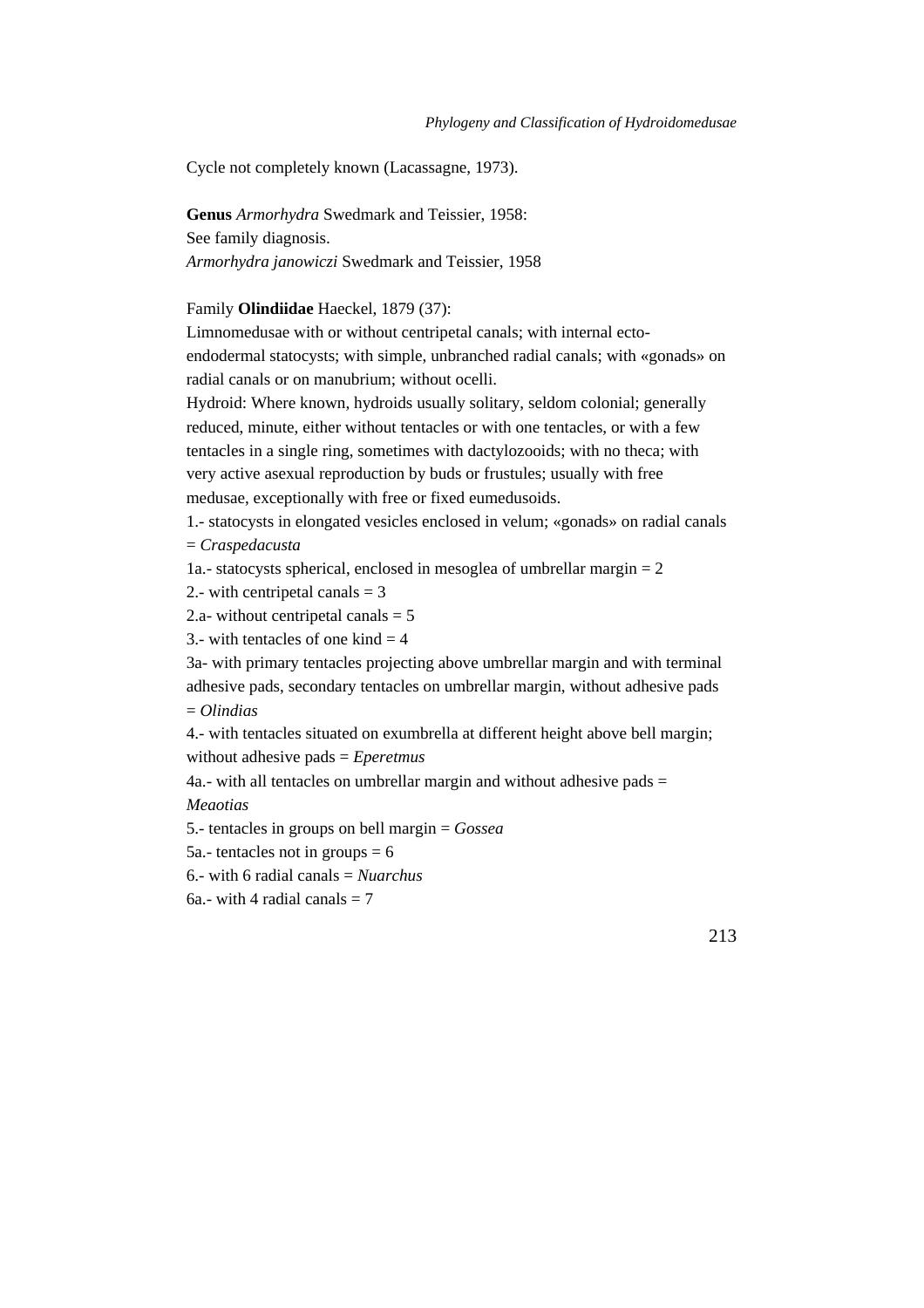Cycle not completely known (Lacassagne, 1973).

**Genus** *Armorhydra* Swedmark and Teissier, 1958:
See family diagnosis.
*Armorhydra janowiczi* Swedmark and Teissier, 1958

Family **Olindiidae** Haeckel, 1879 (37):
Limnomedusae with or without centripetal canals; with internal ecto-endodermal statocysts; with simple, unbranched radial canals; with «gonads» on radial canals or on manubrium; without ocelli.
Hydroid: Where known, hydroids usually solitary, seldom colonial; generally reduced, minute, either without tentacles or with one tentacles, or with a few tentacles in a single ring, sometimes with dactylozooids; with no theca; with very active asexual reproduction by buds or frustules; usually with free medusae, exceptionally with free or fixed eumedusoids.
1.- statocysts in elongated vesicles enclosed in velum; «gonads» on radial canals = *Craspedacusta*
1a.- statocysts spherical, enclosed in mesoglea of umbrellar margin = 2
2.- with centripetal canals = 3
2.a- without centripetal canals = 5
3.- with tentacles of one kind = 4
3a- with primary tentacles projecting above umbrellar margin and with terminal adhesive pads, secondary tentacles on umbrellar margin, without adhesive pads = *Olindias*
4.- with tentacles situated on exumbrella at different height above bell margin; without adhesive pads = *Eperetmus*
4a.- with all tentacles on umbrellar margin and without adhesive pads = *Meaotias*
5.- tentacles in groups on bell margin = *Gossea*
5a.- tentacles not in groups = 6
6.- with 6 radial canals = *Nuarchus*
6a.- with 4 radial canals = 7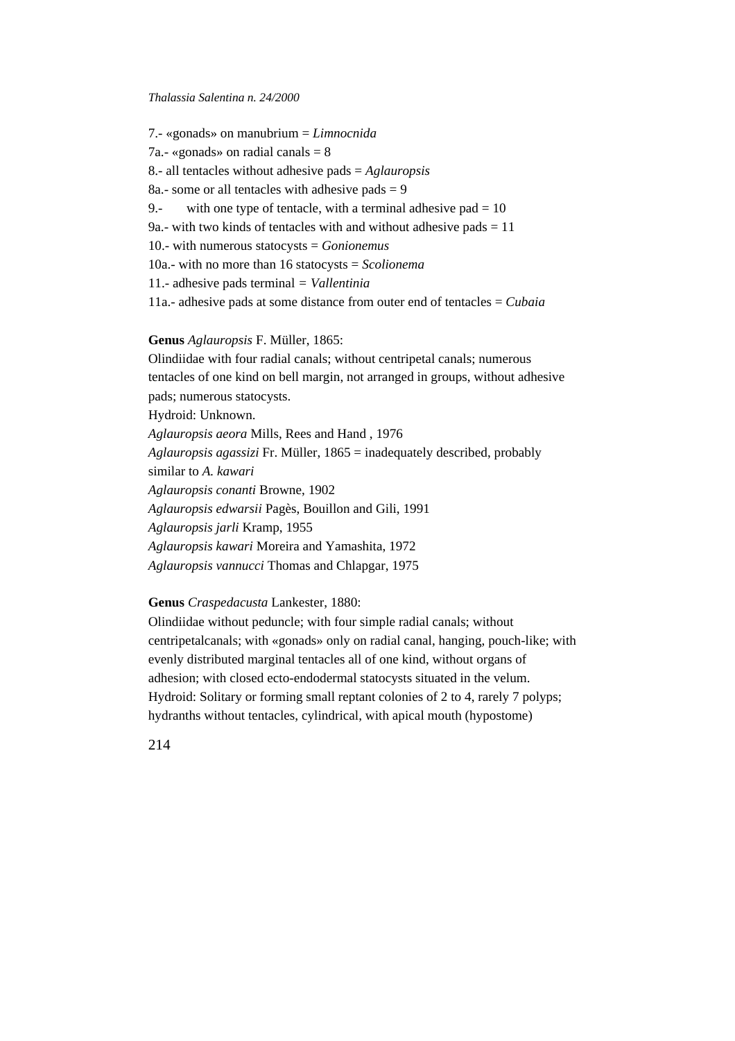7.- «gonads» on manubrium = *Limnocnida*

7a.- «gonads» on radial canals = 8

8.- all tentacles without adhesive pads = *Aglauropsis*

8a.- some or all tentacles with adhesive pads = 9

9.- with one type of tentacle, with a terminal adhesive pad = 10

9a.- with two kinds of tentacles with and without adhesive pads = 11

10.- with numerous statocysts = *Gonionemus*

10a.- with no more than 16 statocysts = *Scolionema*

11.- adhesive pads terminal = *Vallentinia*

11a.- adhesive pads at some distance from outer end of tentacles = *Cubaia*

**Genus** *Aglauropsis* F. Müller, 1865:

Olindiidae with four radial canals; without centripetal canals; numerous tentacles of one kind on bell margin, not arranged in groups, without adhesive pads; numerous statocysts.

Hydroid: Unknown.

*Aglauropsis aeora* Mills, Rees and Hand , 1976

*Aglauropsis agassizi* Fr. Müller, 1865 = inadequately described, probably similar to *A. kawari*

*Aglauropsis conanti* Browne, 1902

*Aglauropsis edwarsii* Pagès, Bouillon and Gili, 1991

*Aglauropsis jarli* Kramp, 1955

*Aglauropsis kawari* Moreira and Yamashita, 1972

*Aglauropsis vannucci* Thomas and Chlapgar, 1975

**Genus** *Craspedacusta* Lankester, 1880:

Olindiidae without peduncle; with four simple radial canals; without centripetalcanals; with «gonads» only on radial canal, hanging, pouch-like; with evenly distributed marginal tentacles all of one kind, without organs of adhesion; with closed ecto-endodermal statocysts situated in the velum.

Hydroid: Solitary or forming small reptant colonies of 2 to 4, rarely 7 polyps; hydranths without tentacles, cylindrical, with apical mouth (hypostome)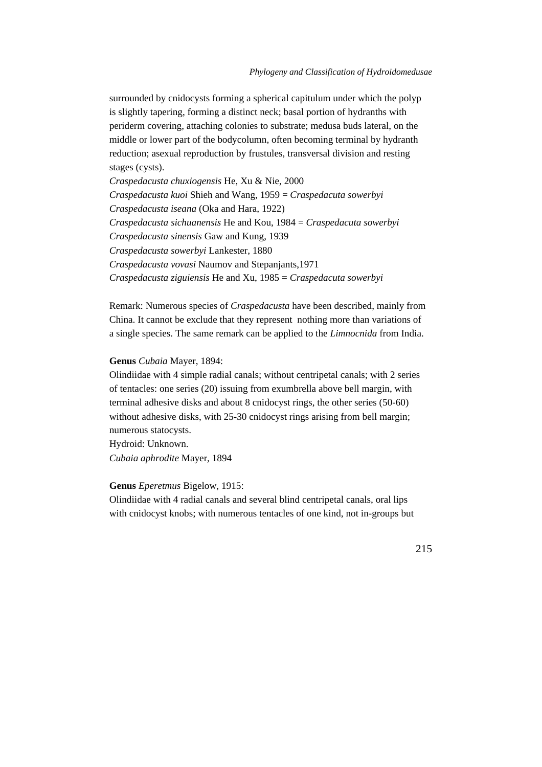surrounded by cnidocysts forming a spherical capitulum under which the polyp is slightly tapering, forming a distinct neck; basal portion of hydranths with periderm covering, attaching colonies to substrate; medusa buds lateral, on the middle or lower part of the bodycolumn, often becoming terminal by hydranth reduction; asexual reproduction by frustules, transversal division and resting stages (cysts).

*Craspedacusta chuxiogensis* He, Xu & Nie, 2000
*Craspedacusta kuoi* Shieh and Wang, 1959 = *Craspedacuta sowerbyi*
*Craspedacusta iseana* (Oka and Hara, 1922)
*Craspedacusta sichuanensis* He and Kou, 1984 = *Craspedacuta sowerbyi*
*Craspedacusta sinensis* Gaw and Kung, 1939
*Craspedacusta sowerbyi* Lankester, 1880
*Craspedacusta vovasi* Naumov and Stepanjants,1971
*Craspedacusta ziguiensis* He and Xu, 1985 = *Craspedacuta sowerbyi*

Remark: Numerous species of *Craspedacusta* have been described, mainly from China. It cannot be exclude that they represent nothing more than variations of a single species. The same remark can be applied to the *Limnocnida* from India.

**Genus** *Cubaia* Mayer, 1894:

Olindiidae with 4 simple radial canals; without centripetal canals; with 2 series of tentacles: one series (20) issuing from exumbrella above bell margin, with terminal adhesive disks and about 8 cnidocyst rings, the other series (50-60) without adhesive disks, with 25-30 cnidocyst rings arising from bell margin; numerous statocysts.

Hydroid: Unknown.

*Cubaia aphrodite* Mayer, 1894

**Genus** *Eperetmus* Bigelow, 1915:

Olindiidae with 4 radial canals and several blind centripetal canals, oral lips with cnidocyst knobs; with numerous tentacles of one kind, not in-groups but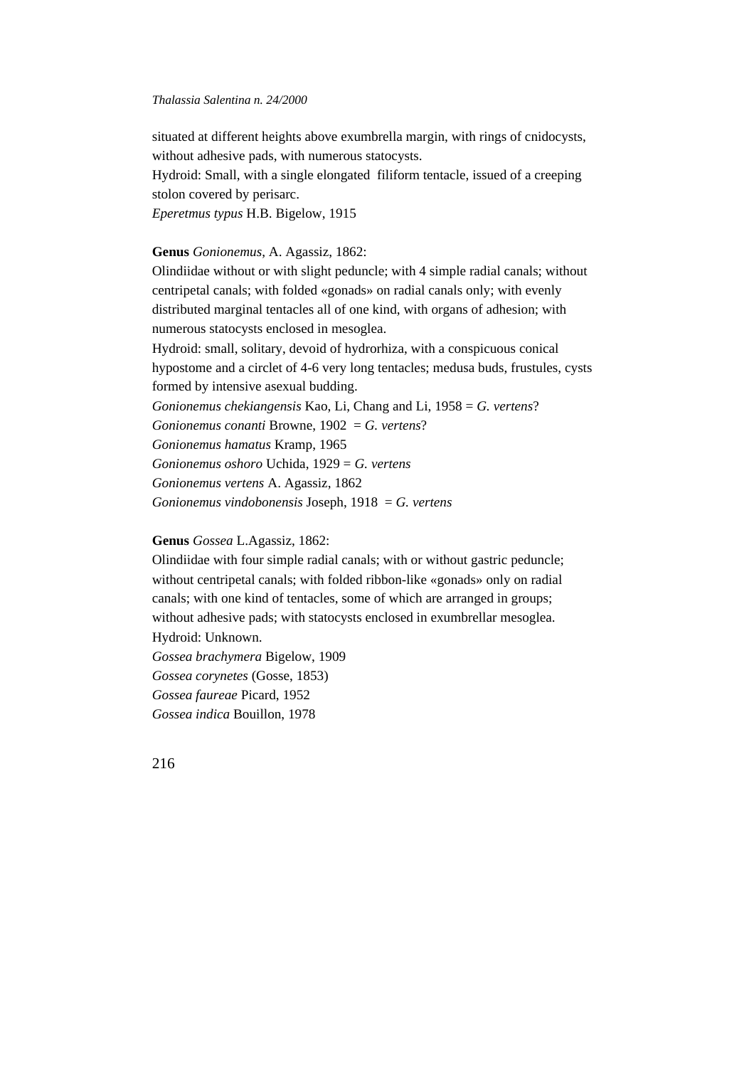situated at different heights above exumbrella margin, with rings of cnidocysts, without adhesive pads, with numerous statocysts.
Hydroid: Small, with a single elongated filiform tentacle, issued of a creeping stolon covered by perisarc.
*Eperetmus typus* H.B. Bigelow, 1915

**Genus** *Gonionemus*, A. Agassiz, 1862:
Olindiidae without or with slight peduncle; with 4 simple radial canals; without centripetal canals; with folded «gonads» on radial canals only; with evenly distributed marginal tentacles all of one kind, with organs of adhesion; with numerous statocysts enclosed in mesoglea.
Hydroid: small, solitary, devoid of hydrorhiza, with a conspicuous conical hypostome and a circlet of 4-6 very long tentacles; medusa buds, frustules, cysts formed by intensive asexual budding.
*Gonionemus chekiangensis* Kao, Li, Chang and Li, 1958 = *G. vertens*?
*Gonionemus conanti* Browne, 1902 = *G. vertens*?
*Gonionemus hamatus* Kramp, 1965
*Gonionemus oshoro* Uchida, 1929 = *G. vertens*
*Gonionemus vertens* A. Agassiz, 1862
*Gonionemus vindobonensis* Joseph, 1918 = *G. vertens*

**Genus** *Gossea* L.Agassiz, 1862:
Olindiidae with four simple radial canals; with or without gastric peduncle; without centripetal canals; with folded ribbon-like «gonads» only on radial canals; with one kind of tentacles, some of which are arranged in groups; without adhesive pads; with statocysts enclosed in exumbrellar mesoglea.
Hydroid: Unknown.
*Gossea brachymera* Bigelow, 1909
*Gossea corynetes* (Gosse, 1853)
*Gossea faureae* Picard, 1952
*Gossea indica* Bouillon, 1978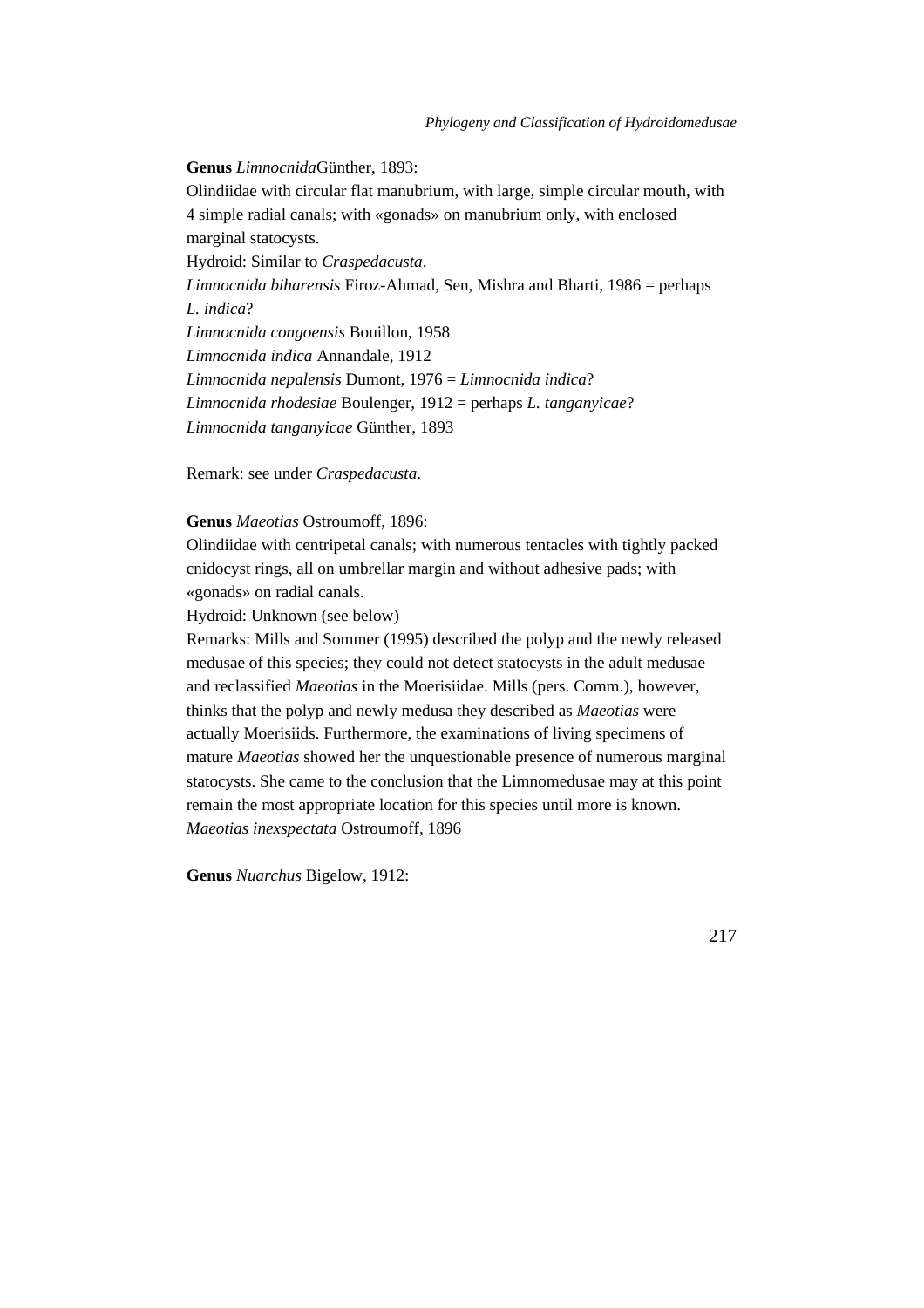**Genus** *Limnocnida*Günther, 1893:

Olindiidae with circular flat manubrium, with large, simple circular mouth, with 4 simple radial canals; with «gonads» on manubrium only, with enclosed marginal statocysts.

Hydroid: Similar to *Craspedacusta*.

*Limnocnida biharensis* Firoz-Ahmad, Sen, Mishra and Bharti, 1986 = perhaps *L. indica*?

*Limnocnida congoensis* Bouillon, 1958

*Limnocnida indica* Annandale, 1912

*Limnocnida nepalensis* Dumont, 1976 = *Limnocnida indica*?

*Limnocnida rhodesiae* Boulenger, 1912 = perhaps *L. tanganyicae*?

*Limnocnida tanganyicae* Günther, 1893

Remark: see under *Craspedacusta*.

**Genus** *Maeotias* Ostroumoff, 1896:

Olindiidae with centripetal canals; with numerous tentacles with tightly packed cnidocyst rings, all on umbrellar margin and without adhesive pads; with «gonads» on radial canals.

Hydroid: Unknown (see below)

Remarks: Mills and Sommer (1995) described the polyp and the newly released medusae of this species; they could not detect statocysts in the adult medusae and reclassified *Maeotias* in the Moerisiidae. Mills (pers. Comm.), however, thinks that the polyp and newly medusa they described as *Maeotias* were actually Moerisiids. Furthermore, the examinations of living specimens of mature *Maeotias* showed her the unquestionable presence of numerous marginal statocysts. She came to the conclusion that the Limnomedusae may at this point remain the most appropriate location for this species until more is known.

*Maeotias inexspectata* Ostroumoff, 1896

**Genus** *Nuarchus* Bigelow, 1912: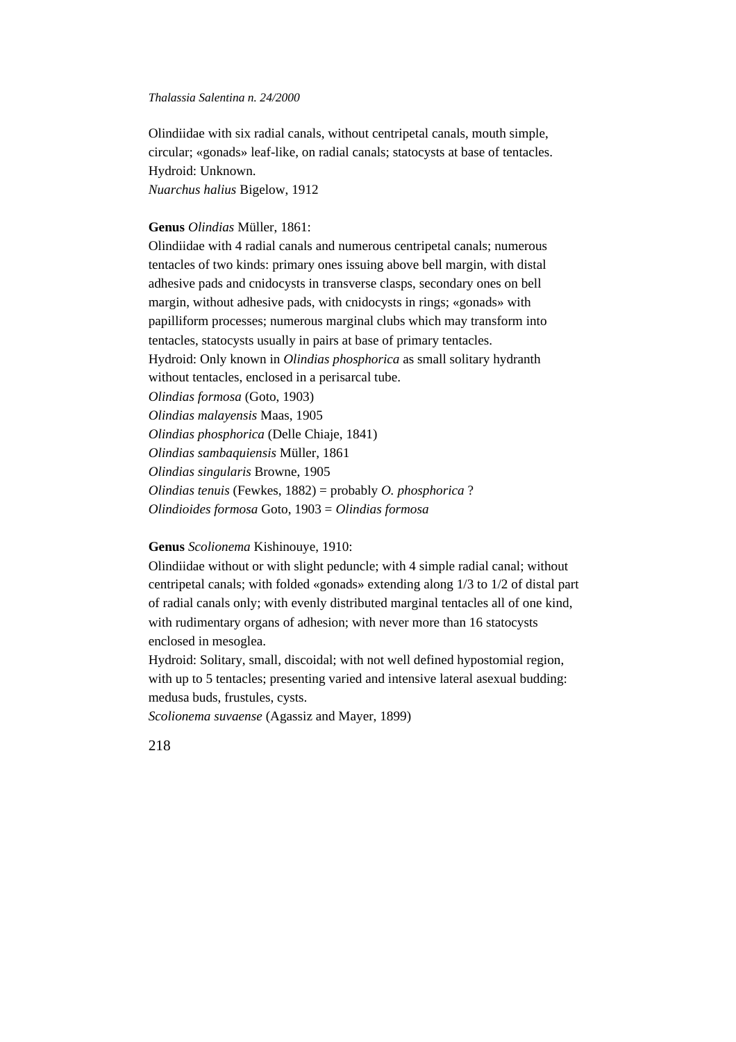Olindiidae with six radial canals, without centripetal canals, mouth simple, circular; «gonads» leaf-like, on radial canals; statocysts at base of tentacles.
Hydroid: Unknown.
*Nuarchus halius* Bigelow, 1912

**Genus** *Olindias* Müller, 1861:
Olindiidae with 4 radial canals and numerous centripetal canals; numerous tentacles of two kinds: primary ones issuing above bell margin, with distal adhesive pads and cnidocysts in transverse clasps, secondary ones on bell margin, without adhesive pads, with cnidocysts in rings; «gonads» with papilliform processes; numerous marginal clubs which may transform into tentacles, statocysts usually in pairs at base of primary tentacles.
Hydroid: Only known in *Olindias phosphorica* as small solitary hydranth without tentacles, enclosed in a perisarcal tube.
*Olindias formosa* (Goto, 1903)
*Olindias malayensis* Maas, 1905
*Olindias phosphorica* (Delle Chiaje, 1841)
*Olindias sambaquiensis* Müller, 1861
*Olindias singularis* Browne, 1905
*Olindias tenuis* (Fewkes, 1882) = probably *O. phosphorica* ?
*Olindioides formosa* Goto, 1903 = *Olindias formosa*

**Genus** *Scolionema* Kishinouye, 1910:
Olindiidae without or with slight peduncle; with 4 simple radial canal; without centripetal canals; with folded «gonads» extending along 1/3 to 1/2 of distal part of radial canals only; with evenly distributed marginal tentacles all of one kind, with rudimentary organs of adhesion; with never more than 16 statocysts enclosed in mesoglea.
Hydroid: Solitary, small, discoidal; with not well defined hypostomial region, with up to 5 tentacles; presenting varied and intensive lateral asexual budding: medusa buds, frustules, cysts.
*Scolionema suvaense* (Agassiz and Mayer, 1899)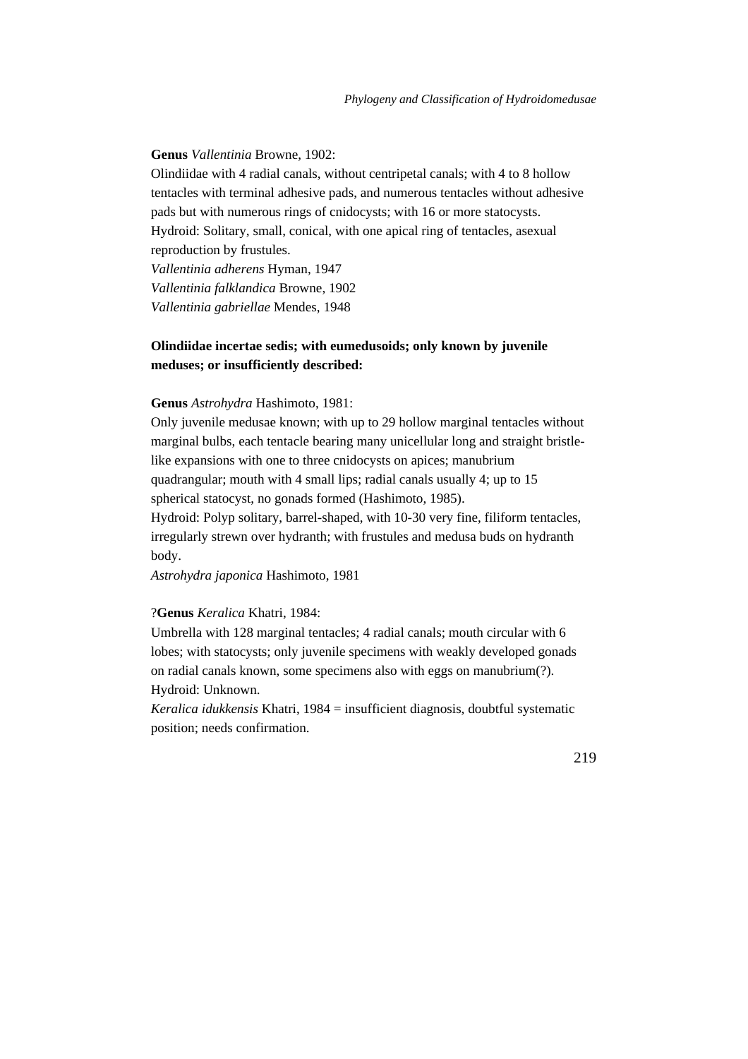**Genus** *Vallentinia* Browne, 1902:
Olindiidae with 4 radial canals, without centripetal canals; with 4 to 8 hollow tentacles with terminal adhesive pads, and numerous tentacles without adhesive pads but with numerous rings of cnidocysts; with 16 or more statocysts.
Hydroid: Solitary, small, conical, with one apical ring of tentacles, asexual reproduction by frustules.
*Vallentinia adherens* Hyman, 1947
*Vallentinia falklandica* Browne, 1902
*Vallentinia gabriellae* Mendes, 1948

**Olindiidae incertae sedis; with eumedusoids; only known by juvenile meduses; or insufficiently described:**

**Genus** *Astrohydra* Hashimoto, 1981:
Only juvenile medusae known; with up to 29 hollow marginal tentacles without marginal bulbs, each tentacle bearing many unicellular long and straight bristle-like expansions with one to three cnidocysts on apices; manubrium quadrangular; mouth with 4 small lips; radial canals usually 4; up to 15 spherical statocyst, no gonads formed (Hashimoto, 1985).
Hydroid: Polyp solitary, barrel-shaped, with 10-30 very fine, filiform tentacles, irregularly strewn over hydranth; with frustules and medusa buds on hydranth body.
*Astrohydra japonica* Hashimoto, 1981

?**Genus** *Keralica* Khatri, 1984:
Umbrella with 128 marginal tentacles; 4 radial canals; mouth circular with 6 lobes; with statocysts; only juvenile specimens with weakly developed gonads on radial canals known, some specimens also with eggs on manubrium(?).
Hydroid: Unknown.
*Keralica idukkensis* Khatri, 1984 = insufficient diagnosis, doubtful systematic position; needs confirmation.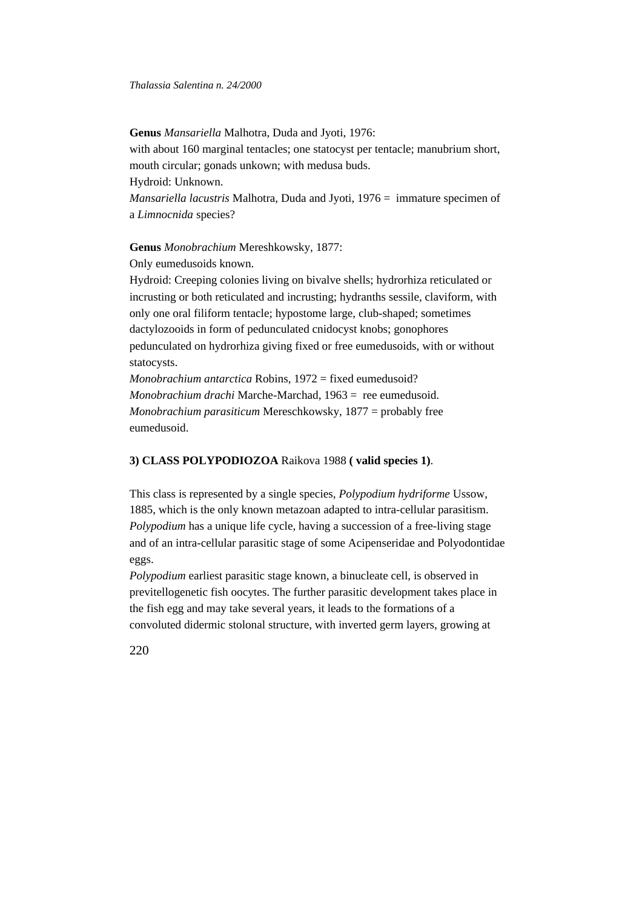**Genus** *Mansariella* Malhotra, Duda and Jyoti, 1976:
with about 160 marginal tentacles; one statocyst per tentacle; manubrium short, mouth circular; gonads unkown; with medusa buds.
Hydroid: Unknown.
*Mansariella lacustris* Malhotra, Duda and Jyoti, 1976 = immature specimen of a *Limnocnida* species?

**Genus** *Monobrachium* Mereshkowsky, 1877:
Only eumedusoids known.
Hydroid: Creeping colonies living on bivalve shells; hydrorhiza reticulated or incrusting or both reticulated and incrusting; hydranths sessile, claviform, with only one oral filiform tentacle; hypostome large, club-shaped; sometimes dactylozooids in form of pedunculated cnidocyst knobs; gonophores pedunculated on hydrorhiza giving fixed or free eumedusoids, with or without statocysts.
*Monobrachium antarctica* Robins, 1972 = fixed eumedusoid?
*Monobrachium drachi* Marche-Marchad, 1963 = ree eumedusoid.
*Monobrachium parasiticum* Mereschkowsky, 1877 = probably free eumedusoid.

## 3) CLASS POLYPODIOZOA Raikova 1988 ( valid species 1).

This class is represented by a single species, *Polypodium hydriforme* Ussow, 1885, which is the only known metazoan adapted to intra-cellular parasitism. *Polypodium* has a unique life cycle, having a succession of a free-living stage and of an intra-cellular parasitic stage of some Acipenseridae and Polyodontidae eggs.
*Polypodium* earliest parasitic stage known, a binucleate cell, is observed in previtellogenetic fish oocytes. The further parasitic development takes place in the fish egg and may take several years, it leads to the formations of a convoluted didermic stolonal structure, with inverted germ layers, growing at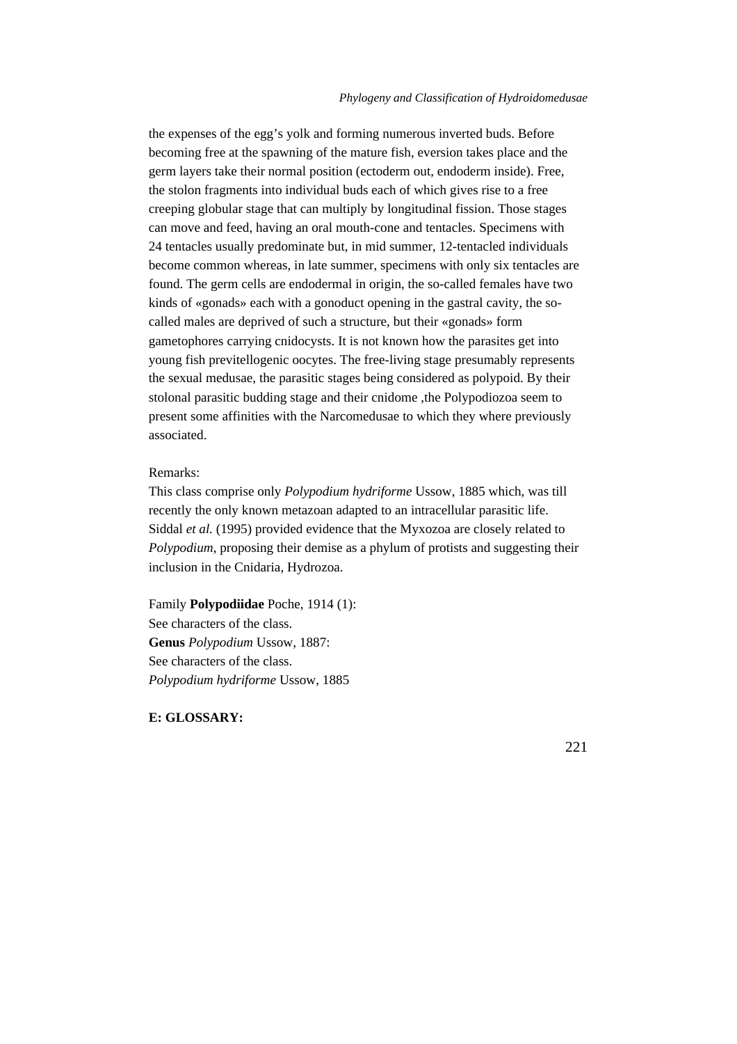the expenses of the egg's yolk and forming numerous inverted buds. Before becoming free at the spawning of the mature fish, eversion takes place and the germ layers take their normal position (ectoderm out, endoderm inside). Free, the stolon fragments into individual buds each of which gives rise to a free creeping globular stage that can multiply by longitudinal fission. Those stages can move and feed, having an oral mouth-cone and tentacles. Specimens with 24 tentacles usually predominate but, in mid summer, 12-tentacled individuals become common whereas, in late summer, specimens with only six tentacles are found. The germ cells are endodermal in origin, the so-called females have two kinds of «gonads» each with a gonoduct opening in the gastral cavity, the so-called males are deprived of such a structure, but their «gonads» form gametophores carrying cnidocysts. It is not known how the parasites get into young fish previtellogenic oocytes. The free-living stage presumably represents the sexual medusae, the parasitic stages being considered as polypoid. By their stolonal parasitic budding stage and their cnidome ,the Polypodiozoa seem to present some affinities with the Narcomedusae to which they where previously associated.

Remarks:
This class comprise only *Polypodium hydriforme* Ussow, 1885 which, was till recently the only known metazoan adapted to an intracellular parasitic life. Siddal *et al.* (1995) provided evidence that the Myxozoa are closely related to *Polypodium*, proposing their demise as a phylum of protists and suggesting their inclusion in the Cnidaria, Hydrozoa.

Family **Polypodiidae** Poche, 1914 (1):
See characters of the class.
**Genus** *Polypodium* Ussow, 1887:
See characters of the class.
*Polypodium hydriforme* Ussow, 1885

**E: GLOSSARY:**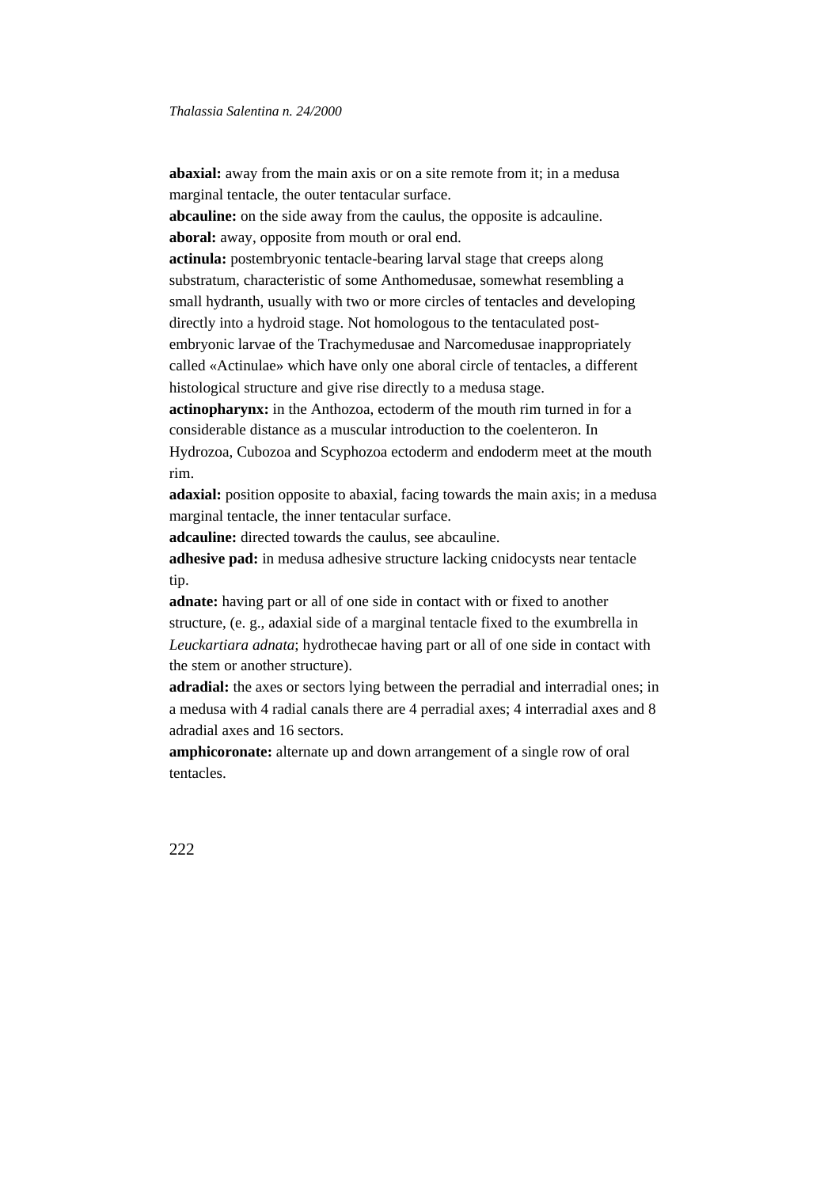**abaxial:** away from the main axis or on a site remote from it; in a medusa marginal tentacle, the outer tentacular surface.

**abcauline:** on the side away from the caulus, the opposite is adcauline.

**aboral:** away, opposite from mouth or oral end.

**actinula:** postembryonic tentacle-bearing larval stage that creeps along substratum, characteristic of some Anthomedusae, somewhat resembling a small hydranth, usually with two or more circles of tentacles and developing directly into a hydroid stage. Not homologous to the tentaculated post-embryonic larvae of the Trachymedusae and Narcomedusae inappropriately called «Actinulae» which have only one aboral circle of tentacles, a different histological structure and give rise directly to a medusa stage.

**actinopharynx:** in the Anthozoa, ectoderm of the mouth rim turned in for a considerable distance as a muscular introduction to the coelenteron. In Hydrozoa, Cubozoa and Scyphozoa ectoderm and endoderm meet at the mouth rim.

**adaxial:** position opposite to abaxial, facing towards the main axis; in a medusa marginal tentacle, the inner tentacular surface.

**adcauline:** directed towards the caulus, see abcauline.

**adhesive pad:** in medusa adhesive structure lacking cnidocysts near tentacle tip.

**adnate:** having part or all of one side in contact with or fixed to another structure, (e. g., adaxial side of a marginal tentacle fixed to the exumbrella in *Leuckartiara adnata*; hydrothecae having part or all of one side in contact with the stem or another structure).

**adradial:** the axes or sectors lying between the perradial and interradial ones; in a medusa with 4 radial canals there are 4 perradial axes; 4 interradial axes and 8 adradial axes and 16 sectors.

**amphicoronate:** alternate up and down arrangement of a single row of oral tentacles.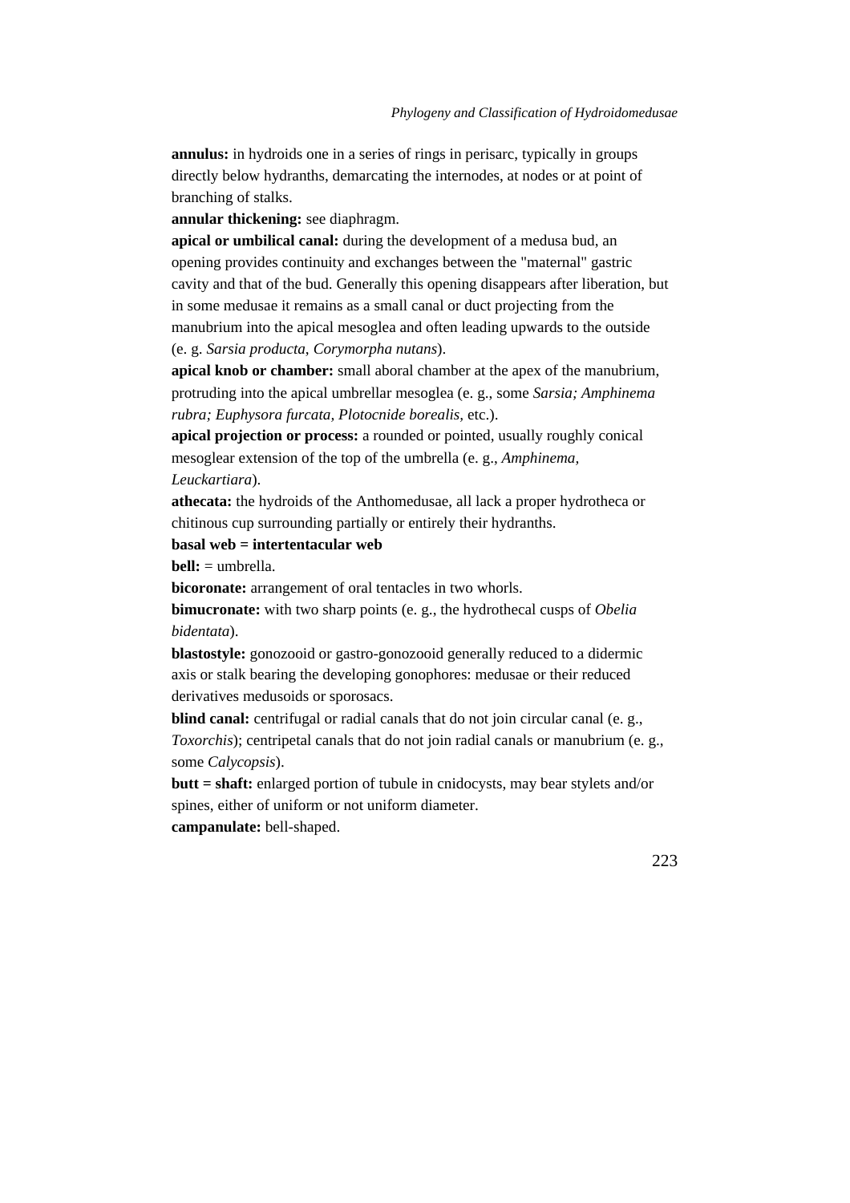**annulus:** in hydroids one in a series of rings in perisarc, typically in groups directly below hydranths, demarcating the internodes, at nodes or at point of branching of stalks.

**annular thickening:** see diaphragm.

**apical or umbilical canal:** during the development of a medusa bud, an opening provides continuity and exchanges between the "maternal" gastric cavity and that of the bud. Generally this opening disappears after liberation, but in some medusae it remains as a small canal or duct projecting from the manubrium into the apical mesoglea and often leading upwards to the outside (e. g. *Sarsia producta*, *Corymorpha nutans*).

**apical knob or chamber:** small aboral chamber at the apex of the manubrium, protruding into the apical umbrellar mesoglea (e. g., some *Sarsia; Amphinema rubra; Euphysora furcata, Plotocnide borealis,* etc.).

**apical projection or process:** a rounded or pointed, usually roughly conical mesoglear extension of the top of the umbrella (e. g., *Amphinema, Leuckartiara*).

**athecata:** the hydroids of the Anthomedusae, all lack a proper hydrotheca or chitinous cup surrounding partially or entirely their hydranths.

**basal web = intertentacular web**

**bell:** = umbrella.

**bicoronate:** arrangement of oral tentacles in two whorls.

**bimucronate:** with two sharp points (e. g., the hydrothecal cusps of *Obelia bidentata*).

**blastostyle:** gonozooid or gastro-gonozooid generally reduced to a didermic axis or stalk bearing the developing gonophores: medusae or their reduced derivatives medusoids or sporosacs.

**blind canal:** centrifugal or radial canals that do not join circular canal (e. g., *Toxorchis*); centripetal canals that do not join radial canals or manubrium (e. g., some *Calycopsis*).

**butt = shaft:** enlarged portion of tubule in cnidocysts, may bear stylets and/or spines, either of uniform or not uniform diameter.

**campanulate:** bell-shaped.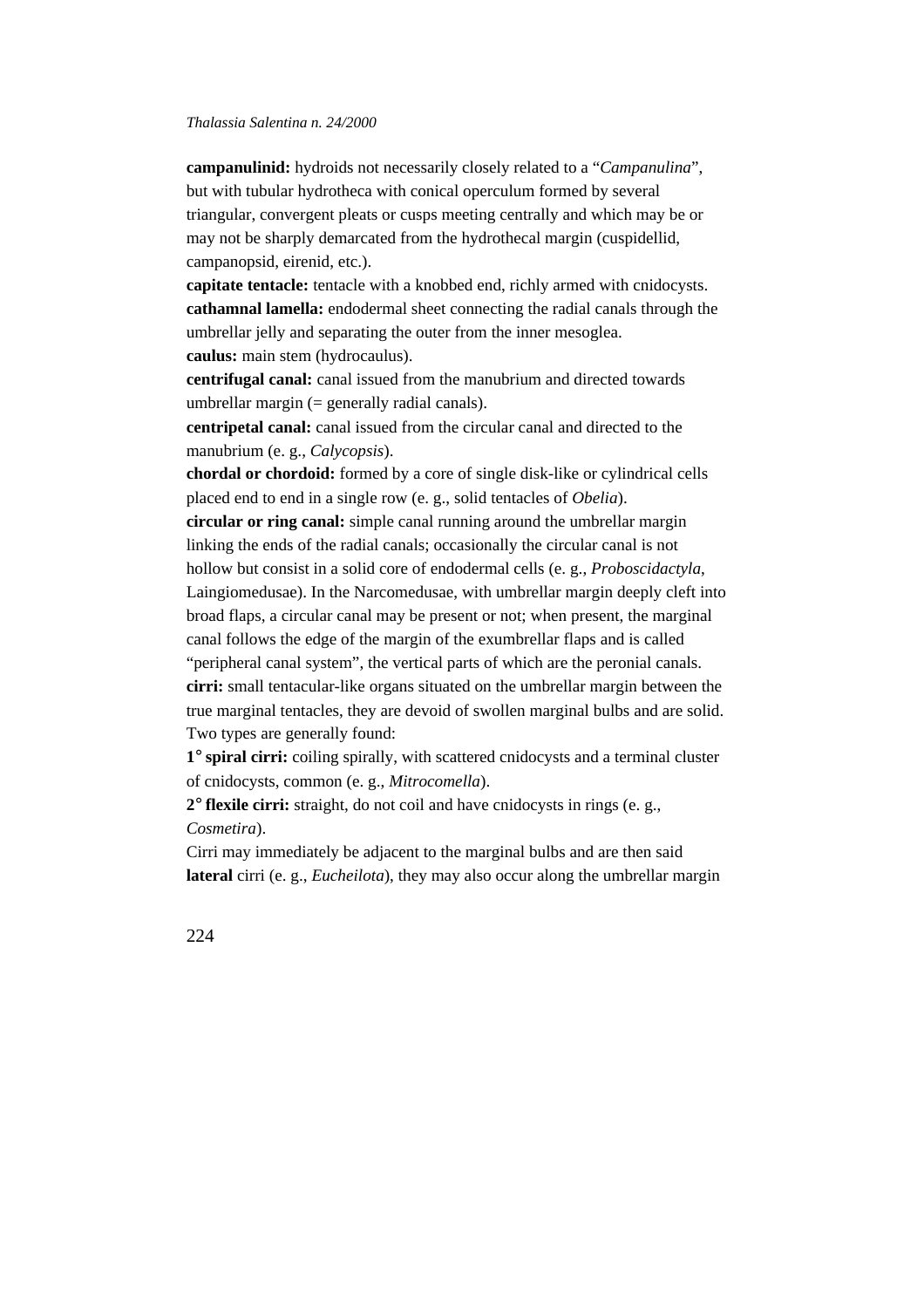**campanulinid:** hydroids not necessarily closely related to a "*Campanulina*", but with tubular hydrotheca with conical operculum formed by several triangular, convergent pleats or cusps meeting centrally and which may be or may not be sharply demarcated from the hydrothecal margin (cuspidellid, campanopsid, eirenid, etc.).

**capitate tentacle:** tentacle with a knobbed end, richly armed with cnidocysts.

**cathamnal lamella:** endodermal sheet connecting the radial canals through the umbrellar jelly and separating the outer from the inner mesoglea.

**caulus:** main stem (hydrocaulus).

**centrifugal canal:** canal issued from the manubrium and directed towards umbrellar margin (= generally radial canals).

**centripetal canal:** canal issued from the circular canal and directed to the manubrium (e. g., *Calycopsis*).

**chordal or chordoid:** formed by a core of single disk-like or cylindrical cells placed end to end in a single row (e. g., solid tentacles of *Obelia*).

**circular or ring canal:** simple canal running around the umbrellar margin linking the ends of the radial canals; occasionally the circular canal is not hollow but consist in a solid core of endodermal cells (e. g., *Proboscidactyla*, Laingiomedusae). In the Narcomedusae, with umbrellar margin deeply cleft into broad flaps, a circular canal may be present or not; when present, the marginal canal follows the edge of the margin of the exumbrellar flaps and is called "peripheral canal system", the vertical parts of which are the peronial canals.

**cirri:** small tentacular-like organs situated on the umbrellar margin between the true marginal tentacles, they are devoid of swollen marginal bulbs and are solid. Two types are generally found:

**1° spiral cirri:** coiling spirally, with scattered cnidocysts and a terminal cluster of cnidocysts, common (e. g., *Mitrocomella*).

**2° flexile cirri:** straight, do not coil and have cnidocysts in rings (e. g., *Cosmetira*).

Cirri may immediately be adjacent to the marginal bulbs and are then said **lateral** cirri (e. g., *Eucheilota*), they may also occur along the umbrellar margin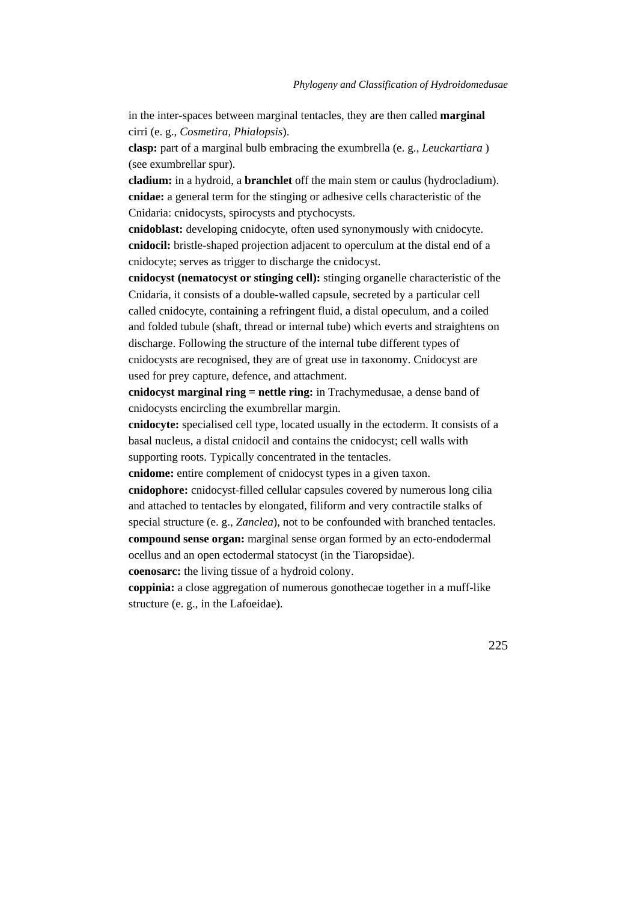in the inter-spaces between marginal tentacles, they are then called **marginal** cirri (e. g., *Cosmetira, Phialopsis*).

**clasp:** part of a marginal bulb embracing the exumbrella (e. g., *Leuckartiara* ) (see exumbrellar spur).

**cladium:** in a hydroid, a **branchlet** off the main stem or caulus (hydrocladium).

**cnidae:** a general term for the stinging or adhesive cells characteristic of the Cnidaria: cnidocysts, spirocysts and ptychocysts.

**cnidoblast:** developing cnidocyte, often used synonymously with cnidocyte.

**cnidocil:** bristle-shaped projection adjacent to operculum at the distal end of a cnidocyte; serves as trigger to discharge the cnidocyst.

**cnidocyst (nematocyst or stinging cell):** stinging organelle characteristic of the Cnidaria, it consists of a double-walled capsule, secreted by a particular cell called cnidocyte, containing a refringent fluid, a distal opeculum, and a coiled and folded tubule (shaft, thread or internal tube) which everts and straightens on discharge. Following the structure of the internal tube different types of cnidocysts are recognised, they are of great use in taxonomy. Cnidocyst are used for prey capture, defence, and attachment.

**cnidocyst marginal ring = nettle ring:** in Trachymedusae, a dense band of cnidocysts encircling the exumbrellar margin.

**cnidocyte:** specialised cell type, located usually in the ectoderm. It consists of a basal nucleus, a distal cnidocil and contains the cnidocyst; cell walls with supporting roots. Typically concentrated in the tentacles.

**cnidome:** entire complement of cnidocyst types in a given taxon.

**cnidophore:** cnidocyst-filled cellular capsules covered by numerous long cilia and attached to tentacles by elongated, filiform and very contractile stalks of special structure (e. g., *Zanclea*), not to be confounded with branched tentacles.

**compound sense organ:** marginal sense organ formed by an ecto-endodermal ocellus and an open ectodermal statocyst (in the Tiaropsidae).

**coenosarc:** the living tissue of a hydroid colony.

**coppinia:** a close aggregation of numerous gonothecae together in a muff-like structure (e. g., in the Lafoeidae).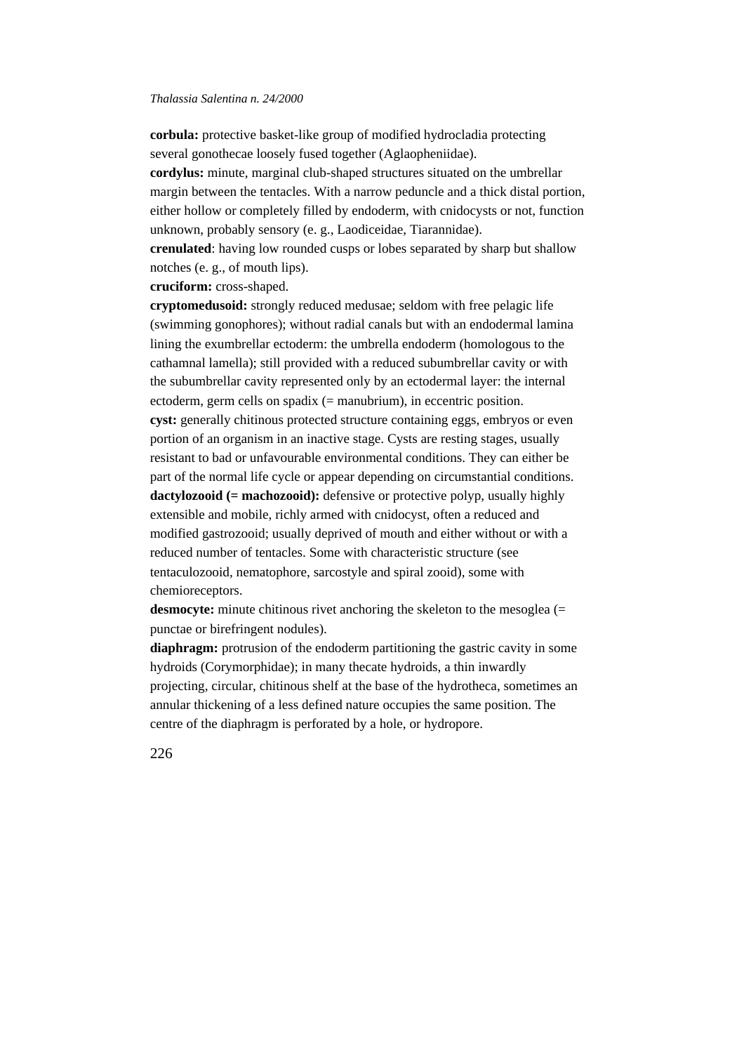**corbula:** protective basket-like group of modified hydrocladia protecting several gonothecae loosely fused together (Aglaopheniidae).
**cordylus:** minute, marginal club-shaped structures situated on the umbrellar margin between the tentacles. With a narrow peduncle and a thick distal portion, either hollow or completely filled by endoderm, with cnidocysts or not, function unknown, probably sensory (e. g., Laodiceidae, Tiarannidae).
**crenulated**: having low rounded cusps or lobes separated by sharp but shallow notches (e. g., of mouth lips).
**cruciform:** cross-shaped.
**cryptomedusoid:** strongly reduced medusae; seldom with free pelagic life (swimming gonophores); without radial canals but with an endodermal lamina lining the exumbrellar ectoderm: the umbrella endoderm (homologous to the cathamnal lamella); still provided with a reduced subumbrellar cavity or with the subumbrellar cavity represented only by an ectodermal layer: the internal ectoderm, germ cells on spadix (= manubrium), in eccentric position.
**cyst:** generally chitinous protected structure containing eggs, embryos or even portion of an organism in an inactive stage. Cysts are resting stages, usually resistant to bad or unfavourable environmental conditions. They can either be part of the normal life cycle or appear depending on circumstantial conditions.
**dactylozooid (= machozooid):** defensive or protective polyp, usually highly extensible and mobile, richly armed with cnidocyst, often a reduced and modified gastrozooid; usually deprived of mouth and either without or with a reduced number of tentacles. Some with characteristic structure (see tentaculozooid, nematophore, sarcostyle and spiral zooid), some with chemioreceptors.
**desmocyte:** minute chitinous rivet anchoring the skeleton to the mesoglea (= punctae or birefringent nodules).
**diaphragm:** protrusion of the endoderm partitioning the gastric cavity in some hydroids (Corymorphidae); in many thecate hydroids, a thin inwardly projecting, circular, chitinous shelf at the base of the hydrotheca, sometimes an annular thickening of a less defined nature occupies the same position. The centre of the diaphragm is perforated by a hole, or hydropore.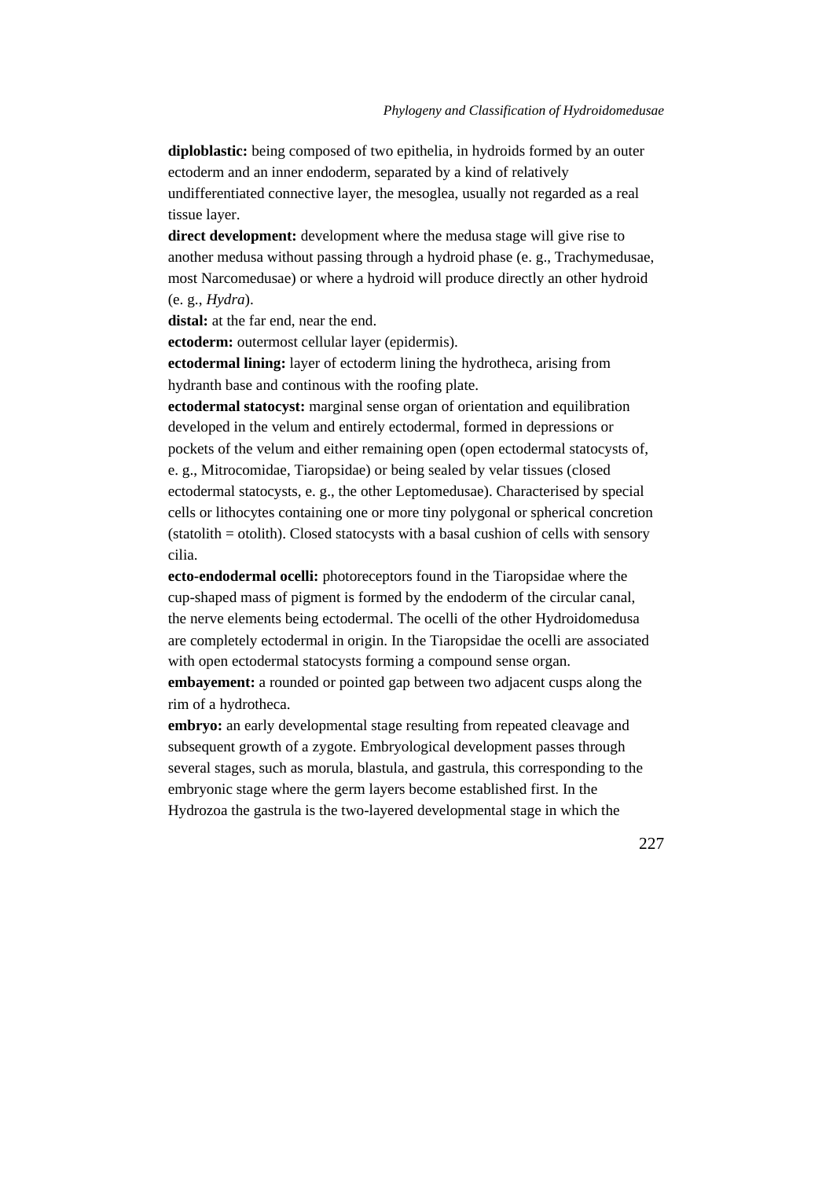**diploblastic:** being composed of two epithelia, in hydroids formed by an outer ectoderm and an inner endoderm, separated by a kind of relatively undifferentiated connective layer, the mesoglea, usually not regarded as a real tissue layer.

**direct development:** development where the medusa stage will give rise to another medusa without passing through a hydroid phase (e. g., Trachymedusae, most Narcomedusae) or where a hydroid will produce directly an other hydroid (e. g., *Hydra*).

**distal:** at the far end, near the end.

**ectoderm:** outermost cellular layer (epidermis).

**ectodermal lining:** layer of ectoderm lining the hydrotheca, arising from hydranth base and continous with the roofing plate.

**ectodermal statocyst:** marginal sense organ of orientation and equilibration developed in the velum and entirely ectodermal, formed in depressions or pockets of the velum and either remaining open (open ectodermal statocysts of, e. g., Mitrocomidae, Tiaropsidae) or being sealed by velar tissues (closed ectodermal statocysts, e. g., the other Leptomedusae). Characterised by special cells or lithocytes containing one or more tiny polygonal or spherical concretion (statolith = otolith). Closed statocysts with a basal cushion of cells with sensory cilia.

**ecto-endodermal ocelli:** photoreceptors found in the Tiaropsidae where the cup-shaped mass of pigment is formed by the endoderm of the circular canal, the nerve elements being ectodermal. The ocelli of the other Hydroidomedusa are completely ectodermal in origin. In the Tiaropsidae the ocelli are associated with open ectodermal statocysts forming a compound sense organ.

**embayement:** a rounded or pointed gap between two adjacent cusps along the rim of a hydrotheca.

**embryo:** an early developmental stage resulting from repeated cleavage and subsequent growth of a zygote. Embryological development passes through several stages, such as morula, blastula, and gastrula, this corresponding to the embryonic stage where the germ layers become established first. In the Hydrozoa the gastrula is the two-layered developmental stage in which the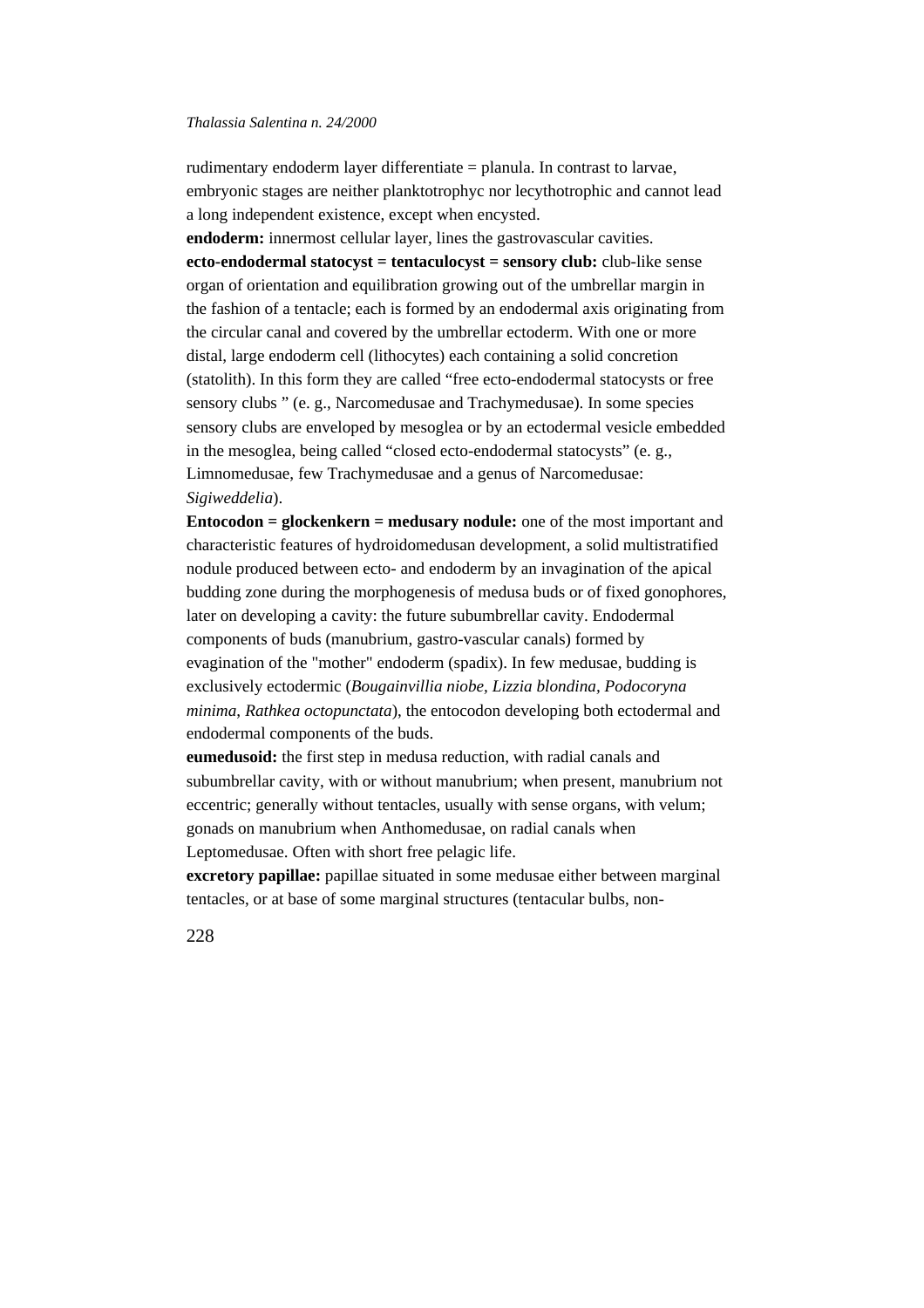rudimentary endoderm layer differentiate = planula. In contrast to larvae, embryonic stages are neither planktotrophyc nor lecythotrophic and cannot lead a long independent existence, except when encysted.

**endoderm:** innermost cellular layer, lines the gastrovascular cavities.

**ecto-endodermal statocyst = tentaculocyst = sensory club:** club-like sense organ of orientation and equilibration growing out of the umbrellar margin in the fashion of a tentacle; each is formed by an endodermal axis originating from the circular canal and covered by the umbrellar ectoderm. With one or more distal, large endoderm cell (lithocytes) each containing a solid concretion (statolith). In this form they are called "free ecto-endodermal statocysts or free sensory clubs " (e. g., Narcomedusae and Trachymedusae). In some species sensory clubs are enveloped by mesoglea or by an ectodermal vesicle embedded in the mesoglea, being called "closed ecto-endodermal statocysts" (e. g., Limnomedusae, few Trachymedusae and a genus of Narcomedusae: *Sigiweddelia*).

**Entocodon = glockenkern = medusary nodule:** one of the most important and characteristic features of hydroidomedusan development, a solid multistratified nodule produced between ecto- and endoderm by an invagination of the apical budding zone during the morphogenesis of medusa buds or of fixed gonophores, later on developing a cavity: the future subumbrellar cavity. Endodermal components of buds (manubrium, gastro-vascular canals) formed by evagination of the "mother" endoderm (spadix). In few medusae, budding is exclusively ectodermic (*Bougainvillia niobe, Lizzia blondina*, *Podocoryna minima*, *Rathkea octopunctata*), the entocodon developing both ectodermal and endodermal components of the buds.

**eumedusoid:** the first step in medusa reduction, with radial canals and subumbrellar cavity, with or without manubrium; when present, manubrium not eccentric; generally without tentacles, usually with sense organs, with velum; gonads on manubrium when Anthomedusae, on radial canals when Leptomedusae. Often with short free pelagic life.

**excretory papillae:** papillae situated in some medusae either between marginal tentacles, or at base of some marginal structures (tentacular bulbs, non-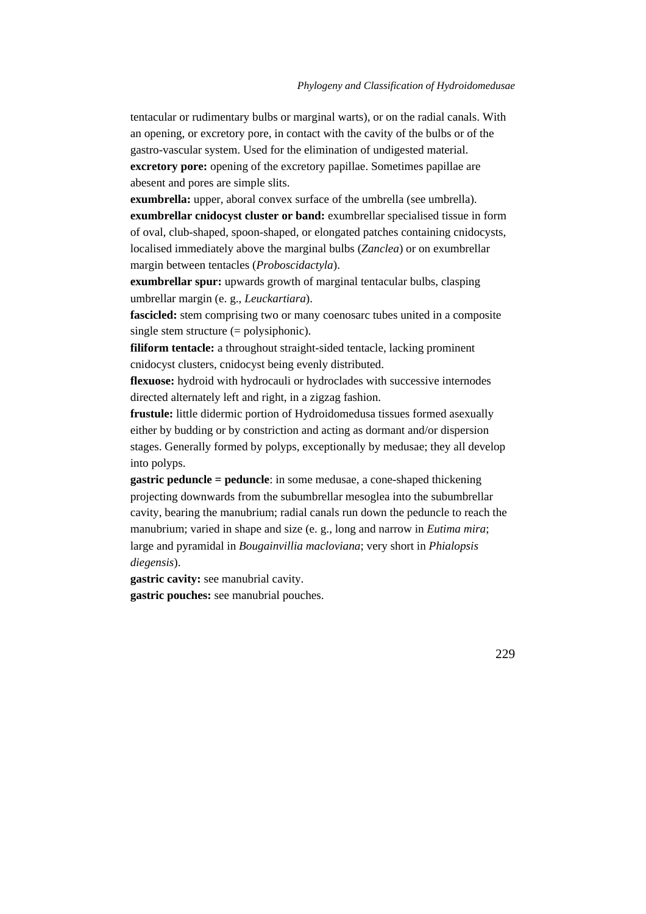tentacular or rudimentary bulbs or marginal warts), or on the radial canals. With an opening, or excretory pore, in contact with the cavity of the bulbs or of the gastro-vascular system. Used for the elimination of undigested material.

**excretory pore:** opening of the excretory papillae. Sometimes papillae are abesent and pores are simple slits.

**exumbrella:** upper, aboral convex surface of the umbrella (see umbrella).

**exumbrellar cnidocyst cluster or band:** exumbrellar specialised tissue in form of oval, club-shaped, spoon-shaped, or elongated patches containing cnidocysts, localised immediately above the marginal bulbs (*Zanclea*) or on exumbrellar margin between tentacles (*Proboscidactyla*).

**exumbrellar spur:** upwards growth of marginal tentacular bulbs, clasping umbrellar margin (e. g., *Leuckartiara*).

**fascicled:** stem comprising two or many coenosarc tubes united in a composite single stem structure (= polysiphonic).

**filiform tentacle:** a throughout straight-sided tentacle, lacking prominent cnidocyst clusters, cnidocyst being evenly distributed.

**flexuose:** hydroid with hydrocauli or hydroclades with successive internodes directed alternately left and right, in a zigzag fashion.

**frustule:** little didermic portion of Hydroidomedusa tissues formed asexually either by budding or by constriction and acting as dormant and/or dispersion stages. Generally formed by polyps, exceptionally by medusae; they all develop into polyps.

**gastric peduncle = peduncle**: in some medusae, a cone-shaped thickening projecting downwards from the subumbrellar mesoglea into the subumbrellar cavity, bearing the manubrium; radial canals run down the peduncle to reach the manubrium; varied in shape and size (e. g., long and narrow in *Eutima mira*; large and pyramidal in *Bougainvillia macloviana*; very short in *Phialopsis diegensis*).

**gastric cavity:** see manubrial cavity.

**gastric pouches:** see manubrial pouches.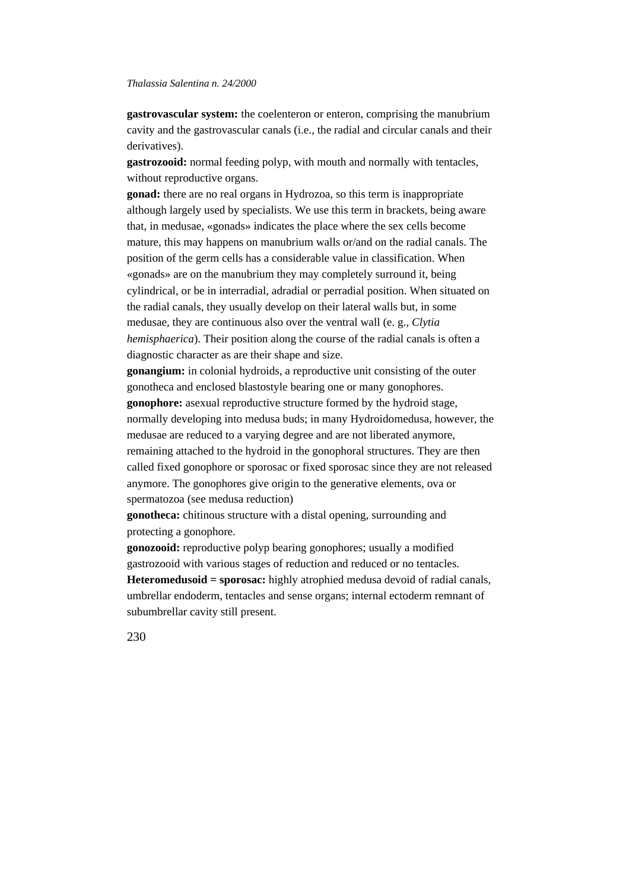**gastrovascular system:** the coelenteron or enteron, comprising the manubrium cavity and the gastrovascular canals (i.e., the radial and circular canals and their derivatives).

**gastrozooid:** normal feeding polyp, with mouth and normally with tentacles, without reproductive organs.

**gonad:** there are no real organs in Hydrozoa, so this term is inappropriate although largely used by specialists. We use this term in brackets, being aware that, in medusae, «gonads» indicates the place where the sex cells become mature, this may happens on manubrium walls or/and on the radial canals. The position of the germ cells has a considerable value in classification. When «gonads» are on the manubrium they may completely surround it, being cylindrical, or be in interradial, adradial or perradial position. When situated on the radial canals, they usually develop on their lateral walls but, in some medusae, they are continuous also over the ventral wall (e. g., *Clytia hemisphaerica*). Their position along the course of the radial canals is often a diagnostic character as are their shape and size.

**gonangium:** in colonial hydroids, a reproductive unit consisting of the outer gonotheca and enclosed blastostyle bearing one or many gonophores.

**gonophore:** asexual reproductive structure formed by the hydroid stage, normally developing into medusa buds; in many Hydroidomedusa, however, the medusae are reduced to a varying degree and are not liberated anymore, remaining attached to the hydroid in the gonophoral structures. They are then called fixed gonophore or sporosac or fixed sporosac since they are not released anymore. The gonophores give origin to the generative elements, ova or spermatozoa (see medusa reduction)

**gonotheca:** chitinous structure with a distal opening, surrounding and protecting a gonophore.

**gonozooid:** reproductive polyp bearing gonophores; usually a modified gastrozooid with various stages of reduction and reduced or no tentacles.

**Heteromedusoid = sporosac:** highly atrophied medusa devoid of radial canals, umbrellar endoderm, tentacles and sense organs; internal ectoderm remnant of subumbrellar cavity still present.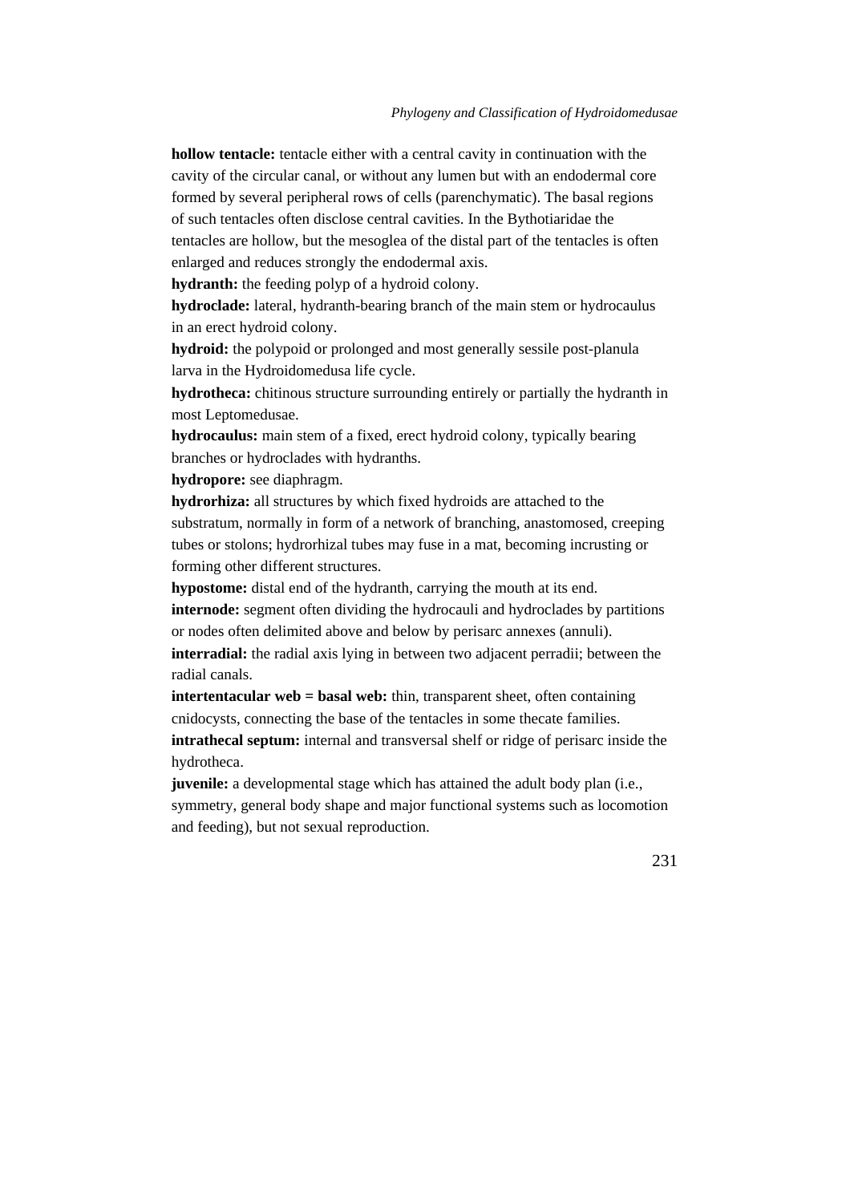**hollow tentacle:** tentacle either with a central cavity in continuation with the cavity of the circular canal, or without any lumen but with an endodermal core formed by several peripheral rows of cells (parenchymatic). The basal regions of such tentacles often disclose central cavities. In the Bythotiaridae the tentacles are hollow, but the mesoglea of the distal part of the tentacles is often enlarged and reduces strongly the endodermal axis.

**hydranth:** the feeding polyp of a hydroid colony.

**hydroclade:** lateral, hydranth-bearing branch of the main stem or hydrocaulus in an erect hydroid colony.

**hydroid:** the polypoid or prolonged and most generally sessile post-planula larva in the Hydroidomedusa life cycle.

**hydrotheca:** chitinous structure surrounding entirely or partially the hydranth in most Leptomedusae.

**hydrocaulus:** main stem of a fixed, erect hydroid colony, typically bearing branches or hydroclades with hydranths.

**hydropore:** see diaphragm.

**hydrorhiza:** all structures by which fixed hydroids are attached to the substratum, normally in form of a network of branching, anastomosed, creeping tubes or stolons; hydrorhizal tubes may fuse in a mat, becoming incrusting or forming other different structures.

**hypostome:** distal end of the hydranth, carrying the mouth at its end.

**internode:** segment often dividing the hydrocauli and hydroclades by partitions or nodes often delimited above and below by perisarc annexes (annuli).

**interradial:** the radial axis lying in between two adjacent perradii; between the radial canals.

**intertentacular web = basal web:** thin, transparent sheet, often containing cnidocysts, connecting the base of the tentacles in some thecate families.

**intrathecal septum:** internal and transversal shelf or ridge of perisarc inside the hydrotheca.

**juvenile:** a developmental stage which has attained the adult body plan (i.e., symmetry, general body shape and major functional systems such as locomotion and feeding), but not sexual reproduction.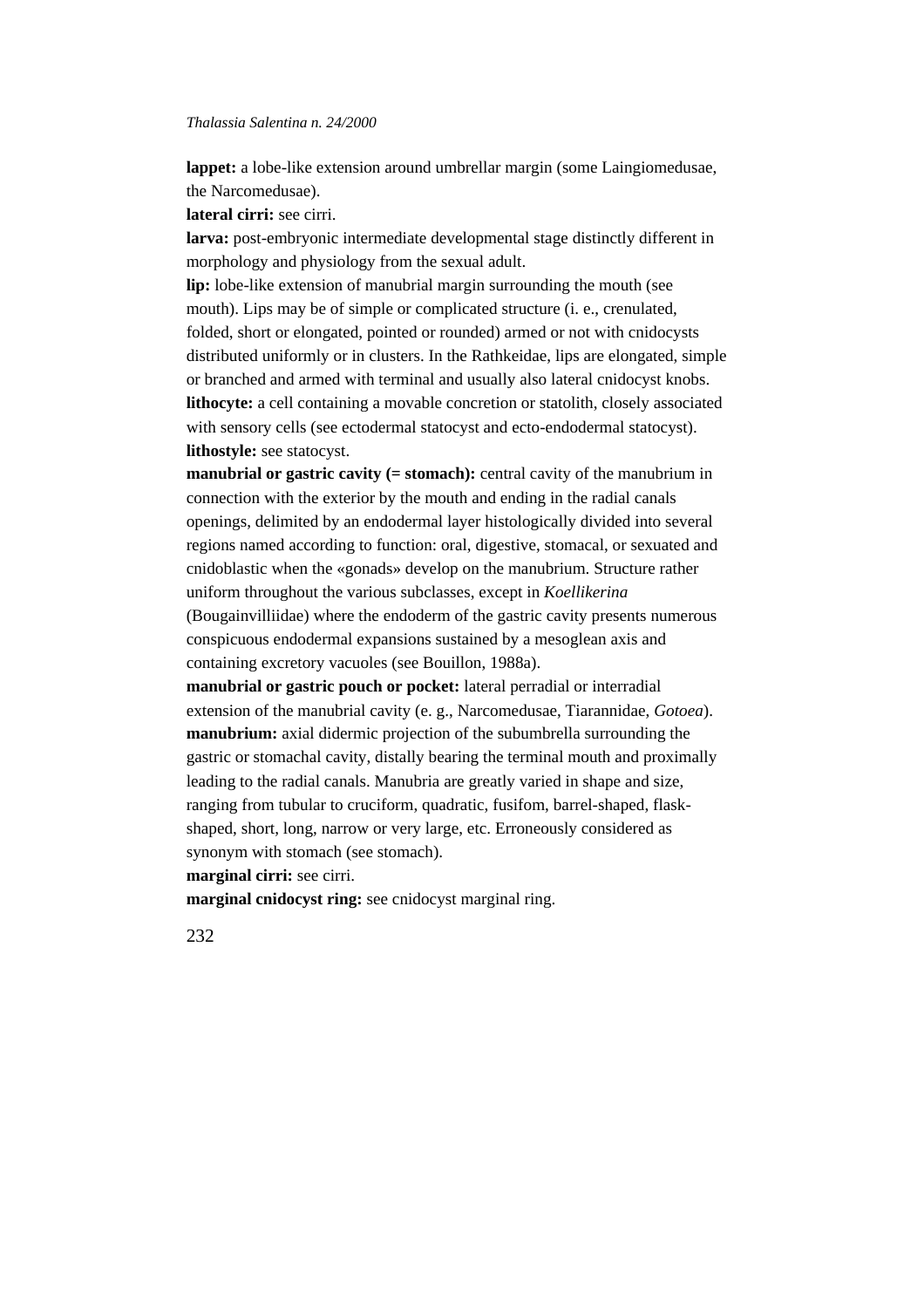**lappet:** a lobe-like extension around umbrellar margin (some Laingiomedusae, the Narcomedusae).

**lateral cirri:** see cirri.

**larva:** post-embryonic intermediate developmental stage distinctly different in morphology and physiology from the sexual adult.

**lip:** lobe-like extension of manubrial margin surrounding the mouth (see mouth). Lips may be of simple or complicated structure (i. e., crenulated, folded, short or elongated, pointed or rounded) armed or not with cnidocysts distributed uniformly or in clusters. In the Rathkeidae, lips are elongated, simple or branched and armed with terminal and usually also lateral cnidocyst knobs.

**lithocyte:** a cell containing a movable concretion or statolith, closely associated with sensory cells (see ectodermal statocyst and ecto-endodermal statocyst).

**lithostyle:** see statocyst.

**manubrial or gastric cavity (= stomach):** central cavity of the manubrium in connection with the exterior by the mouth and ending in the radial canals openings, delimited by an endodermal layer histologically divided into several regions named according to function: oral, digestive, stomacal, or sexuated and cnidoblastic when the «gonads» develop on the manubrium. Structure rather uniform throughout the various subclasses, except in *Koellikerina* (Bougainvilliidae) where the endoderm of the gastric cavity presents numerous conspicuous endodermal expansions sustained by a mesoglean axis and containing excretory vacuoles (see Bouillon, 1988a).

**manubrial or gastric pouch or pocket:** lateral perradial or interradial extension of the manubrial cavity (e. g., Narcomedusae, Tiarannidae, *Gotoea*).

**manubrium:** axial didermic projection of the subumbrella surrounding the gastric or stomachal cavity, distally bearing the terminal mouth and proximally leading to the radial canals. Manubria are greatly varied in shape and size, ranging from tubular to cruciform, quadratic, fusifom, barrel-shaped, flask-shaped, short, long, narrow or very large, etc. Erroneously considered as synonym with stomach (see stomach).

**marginal cirri:** see cirri.

**marginal cnidocyst ring:** see cnidocyst marginal ring.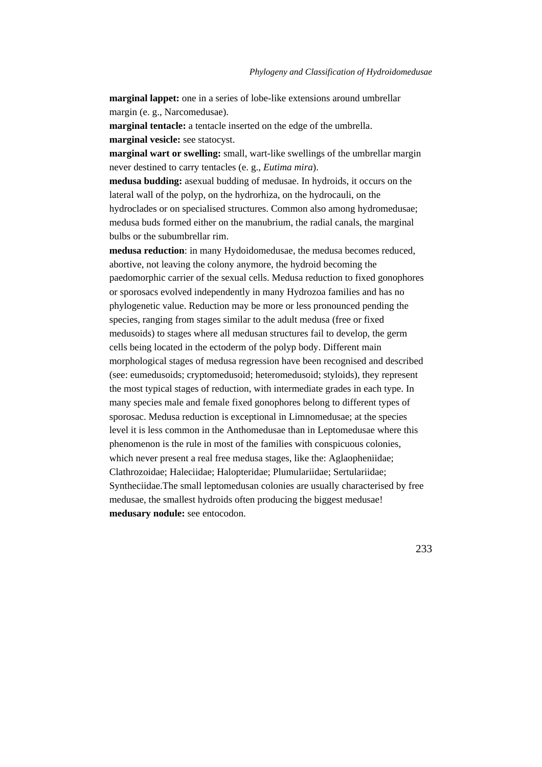**marginal lappet:** one in a series of lobe-like extensions around umbrellar margin (e. g., Narcomedusae).

**marginal tentacle:** a tentacle inserted on the edge of the umbrella.

**marginal vesicle:** see statocyst.

**marginal wart or swelling:** small, wart-like swellings of the umbrellar margin never destined to carry tentacles (e. g., *Eutima mira*).

**medusa budding:** asexual budding of medusae. In hydroids, it occurs on the lateral wall of the polyp, on the hydrorhiza, on the hydrocauli, on the hydroclades or on specialised structures. Common also among hydromedusae; medusa buds formed either on the manubrium, the radial canals, the marginal bulbs or the subumbrellar rim.

**medusa reduction**: in many Hydoidomedusae, the medusa becomes reduced, abortive, not leaving the colony anymore, the hydroid becoming the paedomorphic carrier of the sexual cells. Medusa reduction to fixed gonophores or sporosacs evolved independently in many Hydrozoa families and has no phylogenetic value. Reduction may be more or less pronounced pending the species, ranging from stages similar to the adult medusa (free or fixed medusoids) to stages where all medusan structures fail to develop, the germ cells being located in the ectoderm of the polyp body. Different main morphological stages of medusa regression have been recognised and described (see: eumedusoids; cryptomedusoid; heteromedusoid; styloids), they represent the most typical stages of reduction, with intermediate grades in each type. In many species male and female fixed gonophores belong to different types of sporosac. Medusa reduction is exceptional in Limnomedusae; at the species level it is less common in the Anthomedusae than in Leptomedusae where this phenomenon is the rule in most of the families with conspicuous colonies, which never present a real free medusa stages, like the: Aglaopheniidae; Clathrozoidae; Haleciidae; Halopteridae; Plumulariidae; Sertulariidae; Syntheciidae.The small leptomedusan colonies are usually characterised by free medusae, the smallest hydroids often producing the biggest medusae!

**medusary nodule:** see entocodon.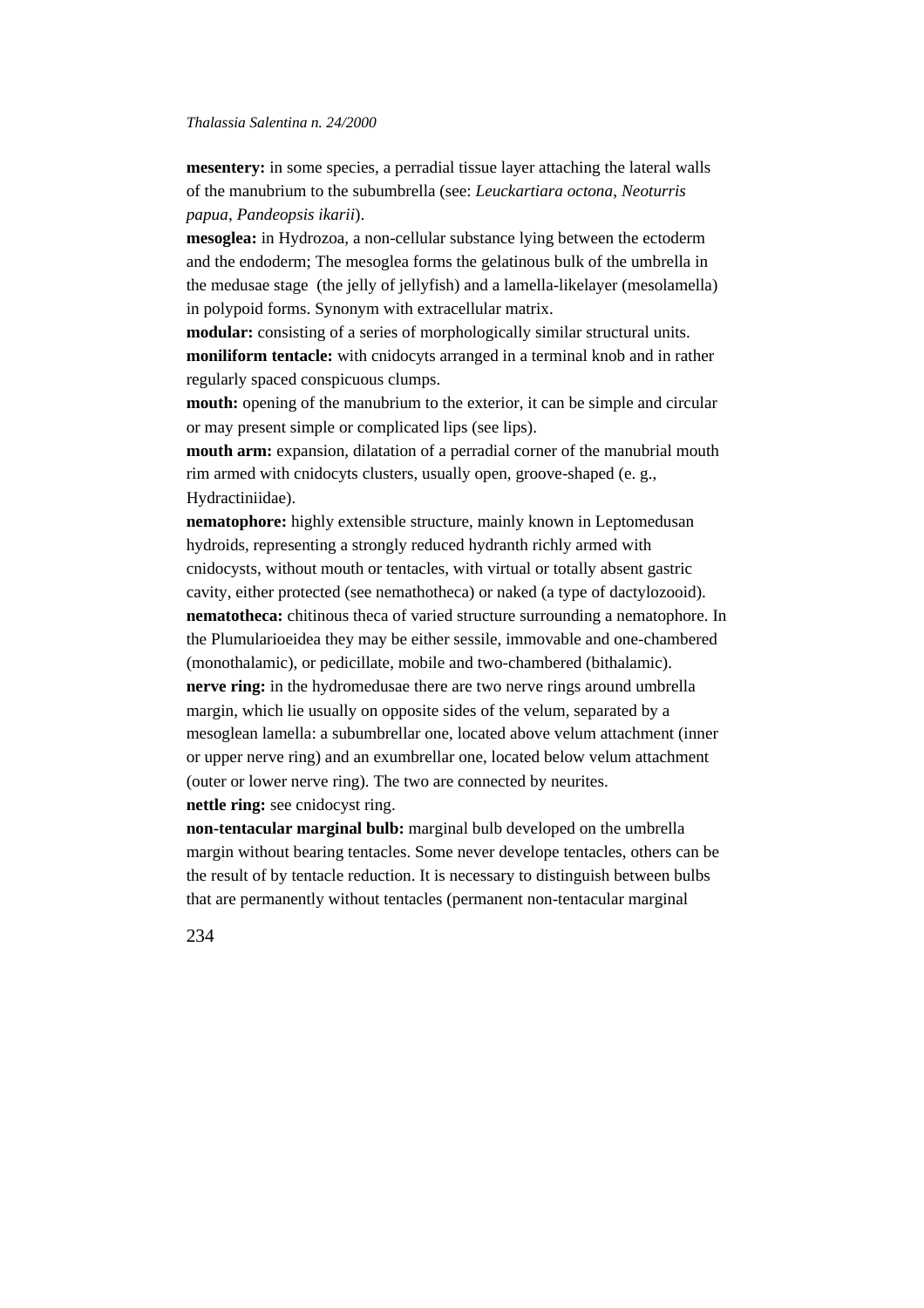**mesentery:** in some species, a perradial tissue layer attaching the lateral walls of the manubrium to the subumbrella (see: *Leuckartiara octona*, *Neoturris papua*, *Pandeopsis ikarii*).

**mesoglea:** in Hydrozoa, a non-cellular substance lying between the ectoderm and the endoderm; The mesoglea forms the gelatinous bulk of the umbrella in the medusae stage (the jelly of jellyfish) and a lamella-likelayer (mesolamella) in polypoid forms. Synonym with extracellular matrix.

**modular:** consisting of a series of morphologically similar structural units.

**moniliform tentacle:** with cnidocyts arranged in a terminal knob and in rather regularly spaced conspicuous clumps.

**mouth:** opening of the manubrium to the exterior, it can be simple and circular or may present simple or complicated lips (see lips).

**mouth arm:** expansion, dilatation of a perradial corner of the manubrial mouth rim armed with cnidocyts clusters, usually open, groove-shaped (e. g., Hydractiniidae).

**nematophore:** highly extensible structure, mainly known in Leptomedusan hydroids, representing a strongly reduced hydranth richly armed with cnidocysts, without mouth or tentacles, with virtual or totally absent gastric cavity, either protected (see nemathotheca) or naked (a type of dactylozooid).

**nematotheca:** chitinous theca of varied structure surrounding a nematophore. In the Plumularioeidea they may be either sessile, immovable and one-chambered (monothalamic), or pedicillate, mobile and two-chambered (bithalamic).

**nerve ring:** in the hydromedusae there are two nerve rings around umbrella margin, which lie usually on opposite sides of the velum, separated by a mesoglean lamella: a subumbrellar one, located above velum attachment (inner or upper nerve ring) and an exumbrellar one, located below velum attachment (outer or lower nerve ring). The two are connected by neurites.

**nettle ring:** see cnidocyst ring.

**non-tentacular marginal bulb:** marginal bulb developed on the umbrella margin without bearing tentacles. Some never develope tentacles, others can be the result of by tentacle reduction. It is necessary to distinguish between bulbs that are permanently without tentacles (permanent non-tentacular marginal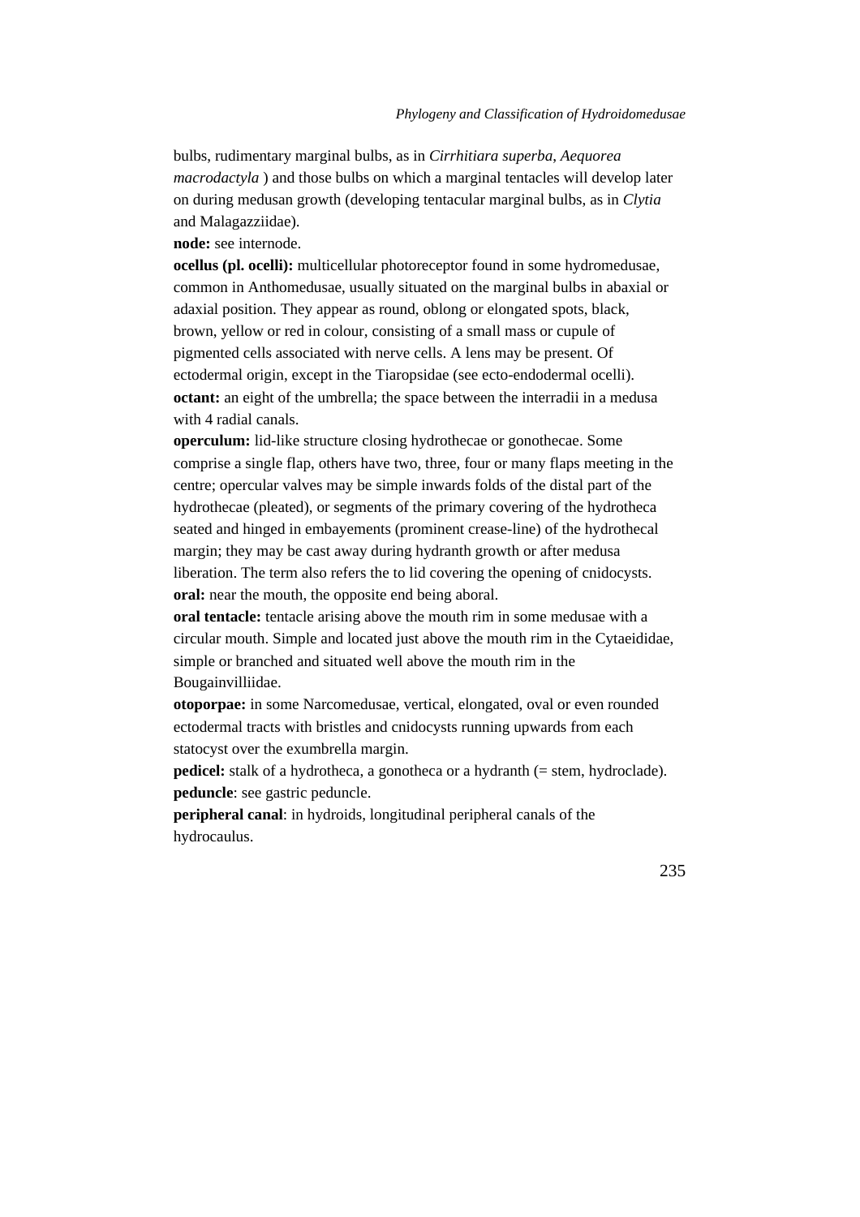bulbs, rudimentary marginal bulbs, as in *Cirrhitiara superba*, *Aequorea macrodactyla* ) and those bulbs on which a marginal tentacles will develop later on during medusan growth (developing tentacular marginal bulbs, as in *Clytia* and Malagazziidae).

**node:** see internode.

**ocellus (pl. ocelli):** multicellular photoreceptor found in some hydromedusae, common in Anthomedusae, usually situated on the marginal bulbs in abaxial or adaxial position. They appear as round, oblong or elongated spots, black, brown, yellow or red in colour, consisting of a small mass or cupule of pigmented cells associated with nerve cells. A lens may be present. Of ectodermal origin, except in the Tiaropsidae (see ecto-endodermal ocelli).

**octant:** an eight of the umbrella; the space between the interradii in a medusa with 4 radial canals.

**operculum:** lid-like structure closing hydrothecae or gonothecae. Some comprise a single flap, others have two, three, four or many flaps meeting in the centre; opercular valves may be simple inwards folds of the distal part of the hydrothecae (pleated), or segments of the primary covering of the hydrotheca seated and hinged in embayements (prominent crease-line) of the hydrothecal margin; they may be cast away during hydranth growth or after medusa liberation. The term also refers the to lid covering the opening of cnidocysts.

**oral:** near the mouth, the opposite end being aboral.

**oral tentacle:** tentacle arising above the mouth rim in some medusae with a circular mouth. Simple and located just above the mouth rim in the Cytaeididae, simple or branched and situated well above the mouth rim in the Bougainvilliidae.

**otoporpae:** in some Narcomedusae, vertical, elongated, oval or even rounded ectodermal tracts with bristles and cnidocysts running upwards from each statocyst over the exumbrella margin.

**pedicel:** stalk of a hydrotheca, a gonotheca or a hydranth (= stem, hydroclade).

**peduncle**: see gastric peduncle.

**peripheral canal**: in hydroids, longitudinal peripheral canals of the hydrocaulus.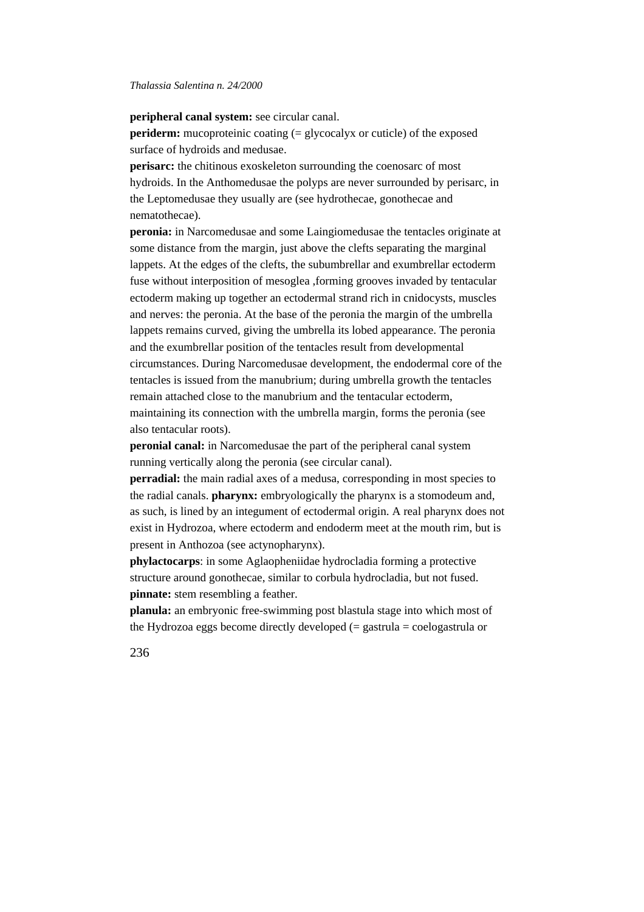**peripheral canal system:** see circular canal.

**periderm:** mucoproteinic coating (= glycocalyx or cuticle) of the exposed surface of hydroids and medusae.

**perisarc:** the chitinous exoskeleton surrounding the coenosarc of most hydroids. In the Anthomedusae the polyps are never surrounded by perisarc, in the Leptomedusae they usually are (see hydrothecae, gonothecae and nematothecae).

**peronia:** in Narcomedusae and some Laingiomedusae the tentacles originate at some distance from the margin, just above the clefts separating the marginal lappets. At the edges of the clefts, the subumbrellar and exumbrellar ectoderm fuse without interposition of mesoglea ,forming grooves invaded by tentacular ectoderm making up together an ectodermal strand rich in cnidocysts, muscles and nerves: the peronia. At the base of the peronia the margin of the umbrella lappets remains curved, giving the umbrella its lobed appearance. The peronia and the exumbrellar position of the tentacles result from developmental circumstances. During Narcomedusae development, the endodermal core of the tentacles is issued from the manubrium; during umbrella growth the tentacles remain attached close to the manubrium and the tentacular ectoderm, maintaining its connection with the umbrella margin, forms the peronia (see also tentacular roots).

**peronial canal:** in Narcomedusae the part of the peripheral canal system running vertically along the peronia (see circular canal).

**perradial:** the main radial axes of a medusa, corresponding in most species to the radial canals. **pharynx:** embryologically the pharynx is a stomodeum and, as such, is lined by an integument of ectodermal origin. A real pharynx does not exist in Hydrozoa, where ectoderm and endoderm meet at the mouth rim, but is present in Anthozoa (see actynopharynx).

**phylactocarps**: in some Aglaopheniidae hydrocladia forming a protective structure around gonothecae, similar to corbula hydrocladia, but not fused.

**pinnate:** stem resembling a feather.

**planula:** an embryonic free-swimming post blastula stage into which most of the Hydrozoa eggs become directly developed (= gastrula = coelogastrula or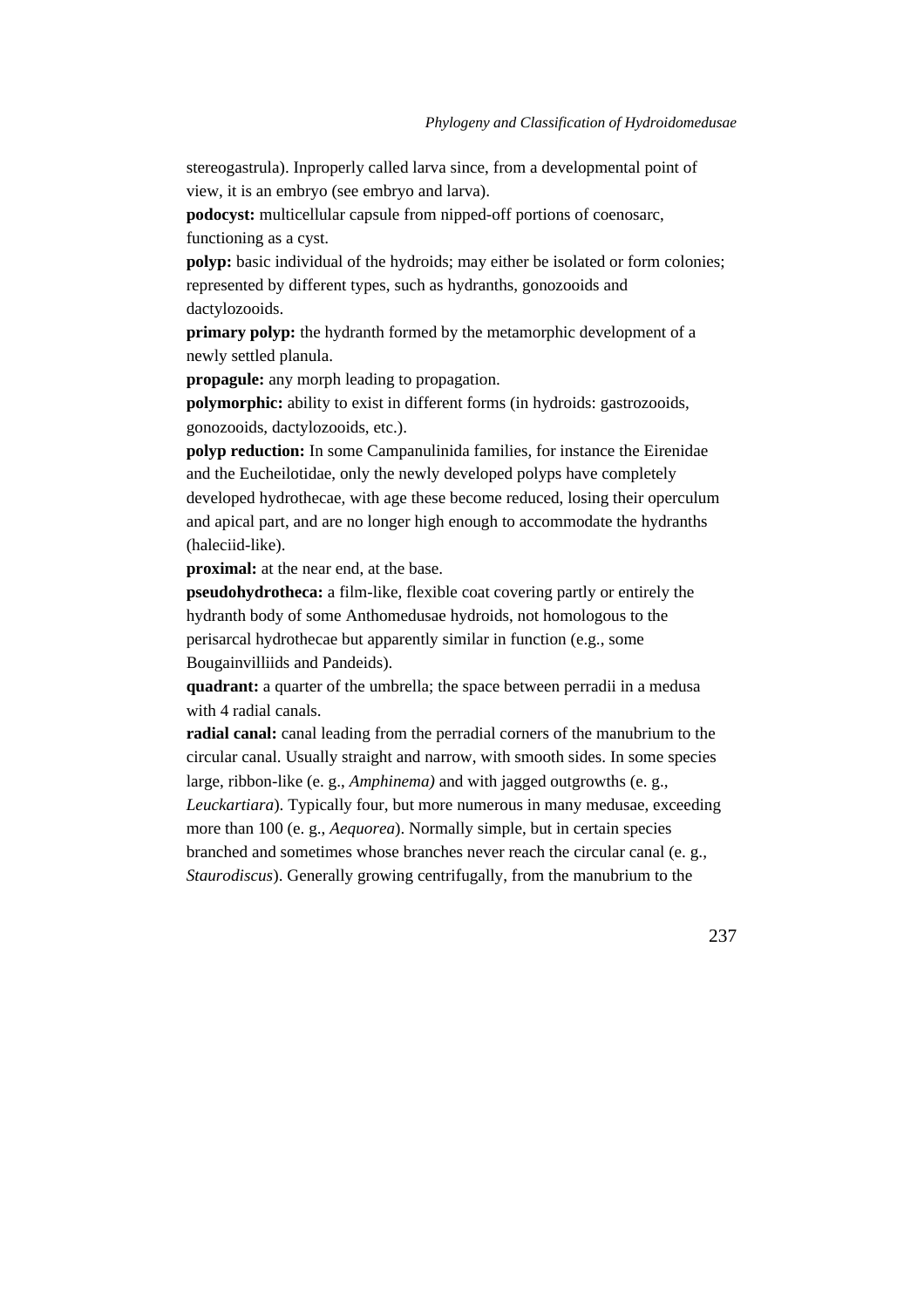stereogastrula). Inproperly called larva since, from a developmental point of view, it is an embryo (see embryo and larva).

**podocyst:** multicellular capsule from nipped-off portions of coenosarc, functioning as a cyst.

**polyp:** basic individual of the hydroids; may either be isolated or form colonies; represented by different types, such as hydranths, gonozooids and dactylozooids.

**primary polyp:** the hydranth formed by the metamorphic development of a newly settled planula.

**propagule:** any morph leading to propagation.

**polymorphic:** ability to exist in different forms (in hydroids: gastrozooids, gonozooids, dactylozooids, etc.).

**polyp reduction:** In some Campanulinida families, for instance the Eirenidae and the Eucheilotidae, only the newly developed polyps have completely developed hydrothecae, with age these become reduced, losing their operculum and apical part, and are no longer high enough to accommodate the hydranths (haleciid-like).

**proximal:** at the near end, at the base.

**pseudohydrotheca:** a film-like, flexible coat covering partly or entirely the hydranth body of some Anthomedusae hydroids, not homologous to the perisarcal hydrothecae but apparently similar in function (e.g., some Bougainvilliids and Pandeids).

**quadrant:** a quarter of the umbrella; the space between perradii in a medusa with 4 radial canals.

**radial canal:** canal leading from the perradial corners of the manubrium to the circular canal. Usually straight and narrow, with smooth sides. In some species large, ribbon-like (e. g., *Amphinema)* and with jagged outgrowths (e. g., *Leuckartiara*). Typically four, but more numerous in many medusae, exceeding more than 100 (e. g., *Aequorea*). Normally simple, but in certain species branched and sometimes whose branches never reach the circular canal (e. g., *Staurodiscus*). Generally growing centrifugally, from the manubrium to the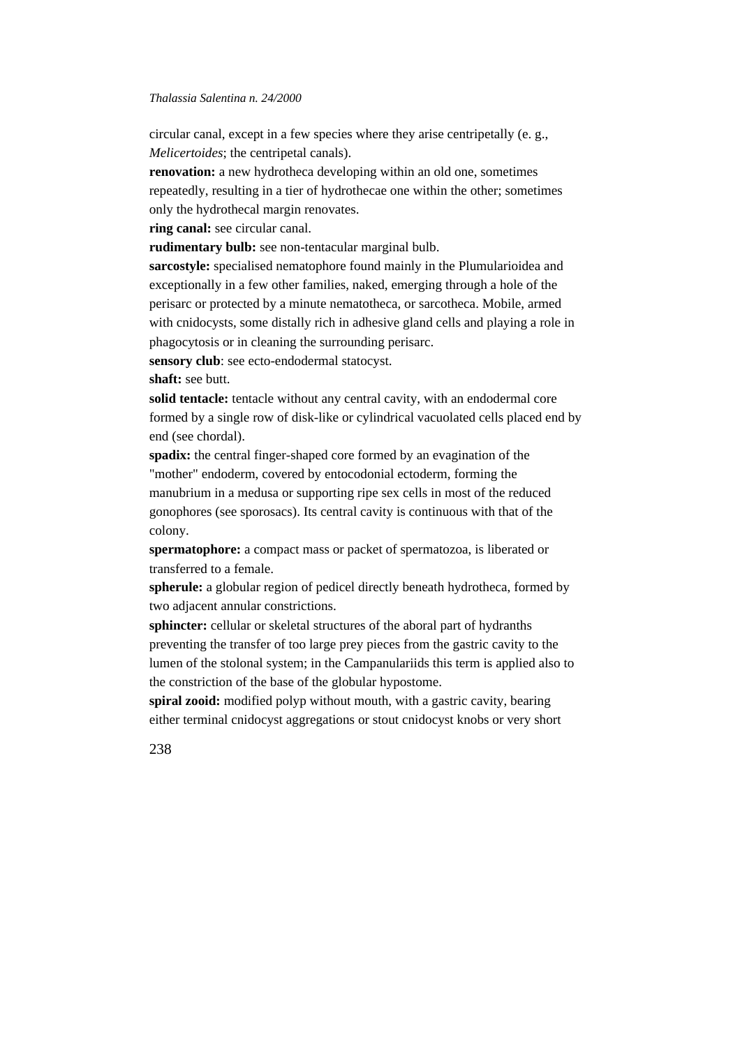circular canal, except in a few species where they arise centripetally (e. g., *Melicertoides*; the centripetal canals).

**renovation:** a new hydrotheca developing within an old one, sometimes repeatedly, resulting in a tier of hydrothecae one within the other; sometimes only the hydrothecal margin renovates.

**ring canal:** see circular canal.

**rudimentary bulb:** see non-tentacular marginal bulb.

**sarcostyle:** specialised nematophore found mainly in the Plumularioidea and exceptionally in a few other families, naked, emerging through a hole of the perisarc or protected by a minute nematotheca, or sarcotheca. Mobile, armed with cnidocysts, some distally rich in adhesive gland cells and playing a role in phagocytosis or in cleaning the surrounding perisarc.

**sensory club**: see ecto-endodermal statocyst.

**shaft:** see butt.

**solid tentacle:** tentacle without any central cavity, with an endodermal core formed by a single row of disk-like or cylindrical vacuolated cells placed end by end (see chordal).

**spadix:** the central finger-shaped core formed by an evagination of the "mother" endoderm, covered by entocodonial ectoderm, forming the manubrium in a medusa or supporting ripe sex cells in most of the reduced gonophores (see sporosacs). Its central cavity is continuous with that of the colony.

**spermatophore:** a compact mass or packet of spermatozoa, is liberated or transferred to a female.

**spherule:** a globular region of pedicel directly beneath hydrotheca, formed by two adjacent annular constrictions.

**sphincter:** cellular or skeletal structures of the aboral part of hydranths preventing the transfer of too large prey pieces from the gastric cavity to the lumen of the stolonal system; in the Campanulariids this term is applied also to the constriction of the base of the globular hypostome.

**spiral zooid:** modified polyp without mouth, with a gastric cavity, bearing either terminal cnidocyst aggregations or stout cnidocyst knobs or very short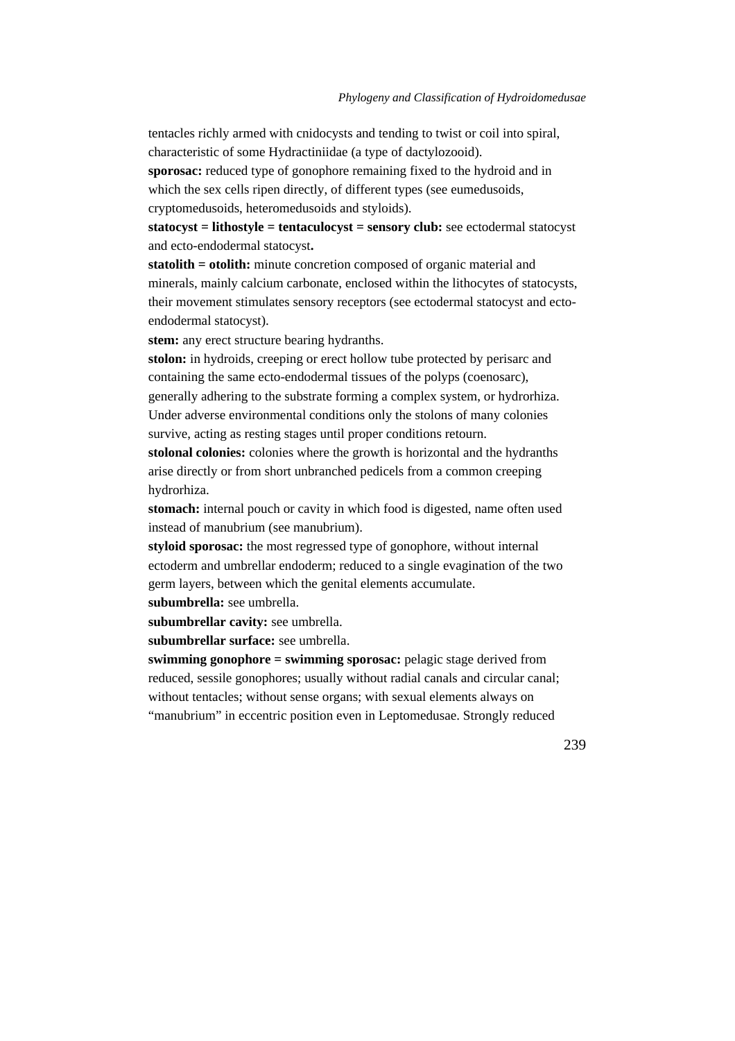tentacles richly armed with cnidocysts and tending to twist or coil into spiral, characteristic of some Hydractiniidae (a type of dactylozooid).

**sporosac:** reduced type of gonophore remaining fixed to the hydroid and in which the sex cells ripen directly, of different types (see eumedusoids, cryptomedusoids, heteromedusoids and styloids).

**statocyst = lithostyle = tentaculocyst = sensory club:** see ectodermal statocyst and ecto-endodermal statocyst**.**

**statolith = otolith:** minute concretion composed of organic material and minerals, mainly calcium carbonate, enclosed within the lithocytes of statocysts, their movement stimulates sensory receptors (see ectodermal statocyst and ecto-endodermal statocyst).

**stem:** any erect structure bearing hydranths.

**stolon:** in hydroids, creeping or erect hollow tube protected by perisarc and containing the same ecto-endodermal tissues of the polyps (coenosarc), generally adhering to the substrate forming a complex system, or hydrorhiza. Under adverse environmental conditions only the stolons of many colonies survive, acting as resting stages until proper conditions retourn.

**stolonal colonies:** colonies where the growth is horizontal and the hydranths arise directly or from short unbranched pedicels from a common creeping hydrorhiza.

**stomach:** internal pouch or cavity in which food is digested, name often used instead of manubrium (see manubrium).

**styloid sporosac:** the most regressed type of gonophore, without internal ectoderm and umbrellar endoderm; reduced to a single evagination of the two germ layers, between which the genital elements accumulate.

**subumbrella:** see umbrella.

**subumbrellar cavity:** see umbrella.

**subumbrellar surface:** see umbrella.

**swimming gonophore = swimming sporosac:** pelagic stage derived from reduced, sessile gonophores; usually without radial canals and circular canal; without tentacles; without sense organs; with sexual elements always on "manubrium" in eccentric position even in Leptomedusae. Strongly reduced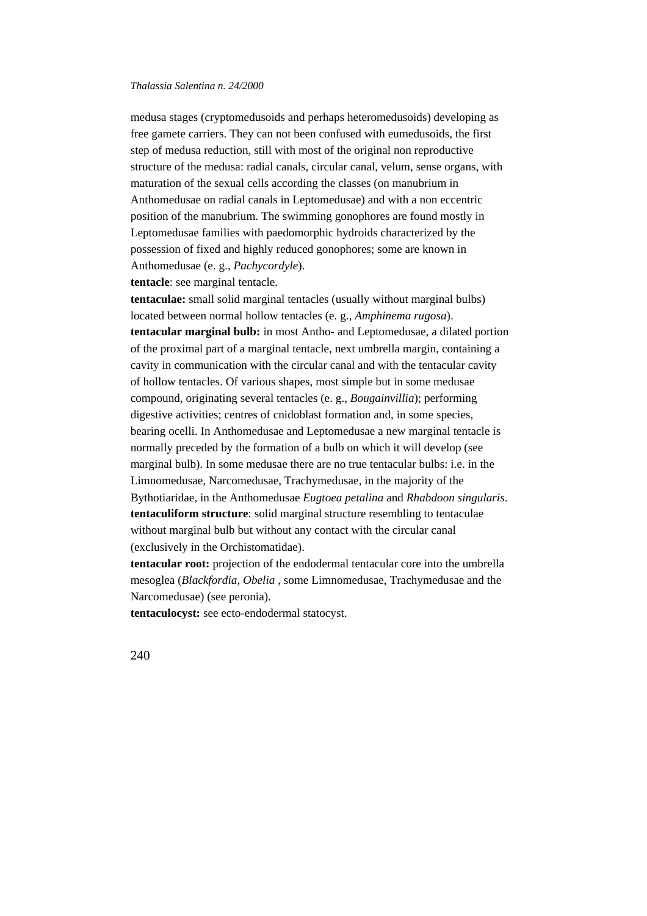medusa stages (cryptomedusoids and perhaps heteromedusoids) developing as free gamete carriers. They can not been confused with eumedusoids, the first step of medusa reduction, still with most of the original non reproductive structure of the medusa: radial canals, circular canal, velum, sense organs, with maturation of the sexual cells according the classes (on manubrium in Anthomedusae on radial canals in Leptomedusae) and with a non eccentric position of the manubrium. The swimming gonophores are found mostly in Leptomedusae families with paedomorphic hydroids characterized by the possession of fixed and highly reduced gonophores; some are known in Anthomedusae (e. g., *Pachycordyle*).

**tentacle**: see marginal tentacle.

**tentaculae:** small solid marginal tentacles (usually without marginal bulbs) located between normal hollow tentacles (e. g., *Amphinema rugosa*).

**tentacular marginal bulb:** in most Antho- and Leptomedusae, a dilated portion of the proximal part of a marginal tentacle, next umbrella margin, containing a cavity in communication with the circular canal and with the tentacular cavity of hollow tentacles. Of various shapes, most simple but in some medusae compound, originating several tentacles (e. g., *Bougainvillia*); performing digestive activities; centres of cnidoblast formation and, in some species, bearing ocelli. In Anthomedusae and Leptomedusae a new marginal tentacle is normally preceded by the formation of a bulb on which it will develop (see marginal bulb). In some medusae there are no true tentacular bulbs: i.e. in the Limnomedusae, Narcomedusae, Trachymedusae, in the majority of the Bythotiaridae, in the Anthomedusae *Eugtoea petalina* and *Rhabdoon singularis*.

**tentaculiform structure**: solid marginal structure resembling to tentaculae without marginal bulb but without any contact with the circular canal (exclusively in the Orchistomatidae).

**tentacular root:** projection of the endodermal tentacular core into the umbrella mesoglea (*Blackfordia, Obelia* , some Limnomedusae, Trachymedusae and the Narcomedusae) (see peronia).

**tentaculocyst:** see ecto-endodermal statocyst.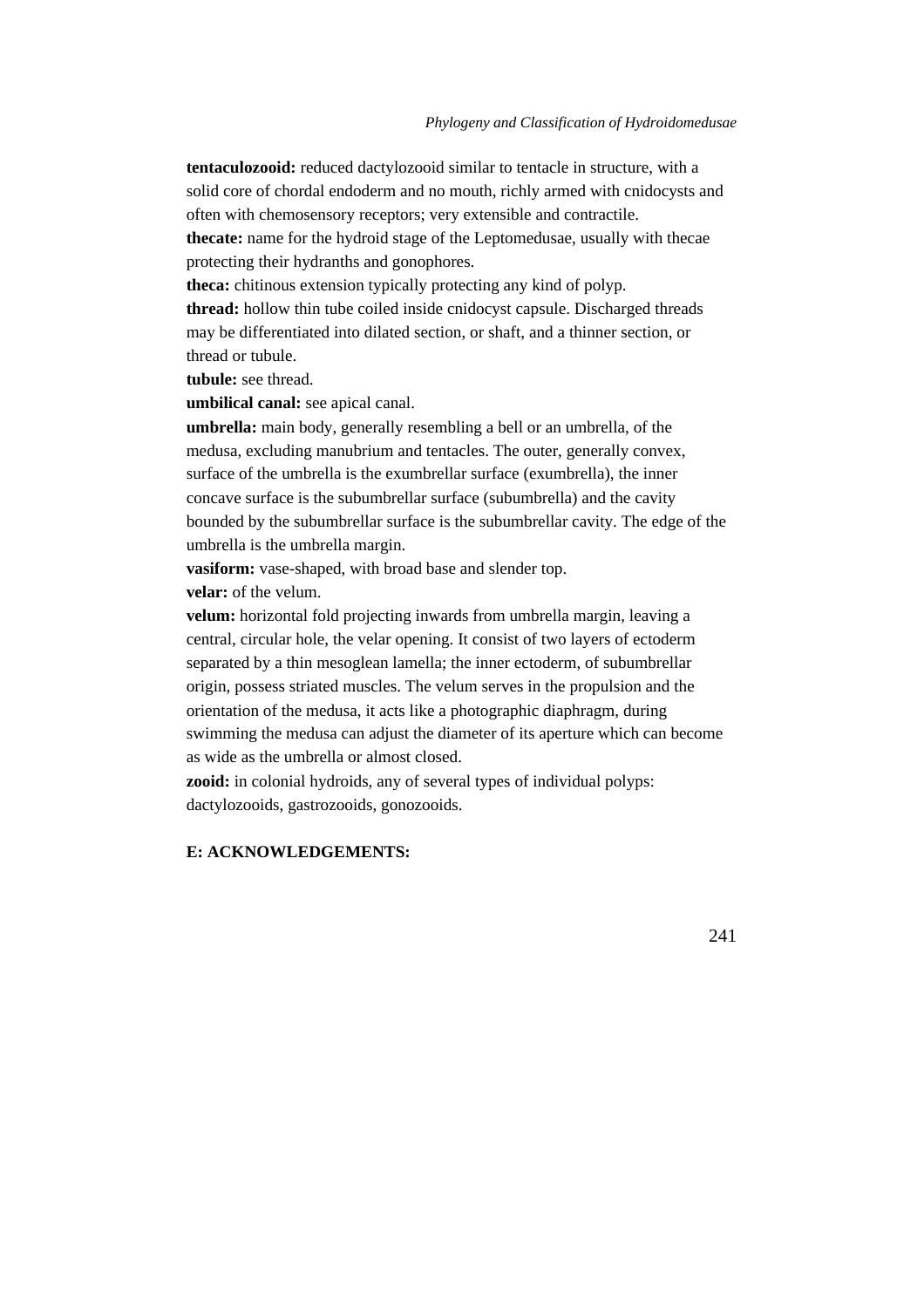**tentaculozooid:** reduced dactylozooid similar to tentacle in structure, with a solid core of chordal endoderm and no mouth, richly armed with cnidocysts and often with chemosensory receptors; very extensible and contractile.
**thecate:** name for the hydroid stage of the Leptomedusae, usually with thecae protecting their hydranths and gonophores.
**theca:** chitinous extension typically protecting any kind of polyp.
**thread:** hollow thin tube coiled inside cnidocyst capsule. Discharged threads may be differentiated into dilated section, or shaft, and a thinner section, or thread or tubule.
**tubule:** see thread.
**umbilical canal:** see apical canal.
**umbrella:** main body, generally resembling a bell or an umbrella, of the medusa, excluding manubrium and tentacles. The outer, generally convex, surface of the umbrella is the exumbrellar surface (exumbrella), the inner concave surface is the subumbrellar surface (subumbrella) and the cavity bounded by the subumbrellar surface is the subumbrellar cavity. The edge of the umbrella is the umbrella margin.
**vasiform:** vase-shaped, with broad base and slender top.
**velar:** of the velum.
**velum:** horizontal fold projecting inwards from umbrella margin, leaving a central, circular hole, the velar opening. It consist of two layers of ectoderm separated by a thin mesoglean lamella; the inner ectoderm, of subumbrellar origin, possess striated muscles. The velum serves in the propulsion and the orientation of the medusa, it acts like a photographic diaphragm, during swimming the medusa can adjust the diameter of its aperture which can become as wide as the umbrella or almost closed.
**zooid:** in colonial hydroids, any of several types of individual polyps: dactylozooids, gastrozooids, gonozooids.

**E: ACKNOWLEDGEMENTS:**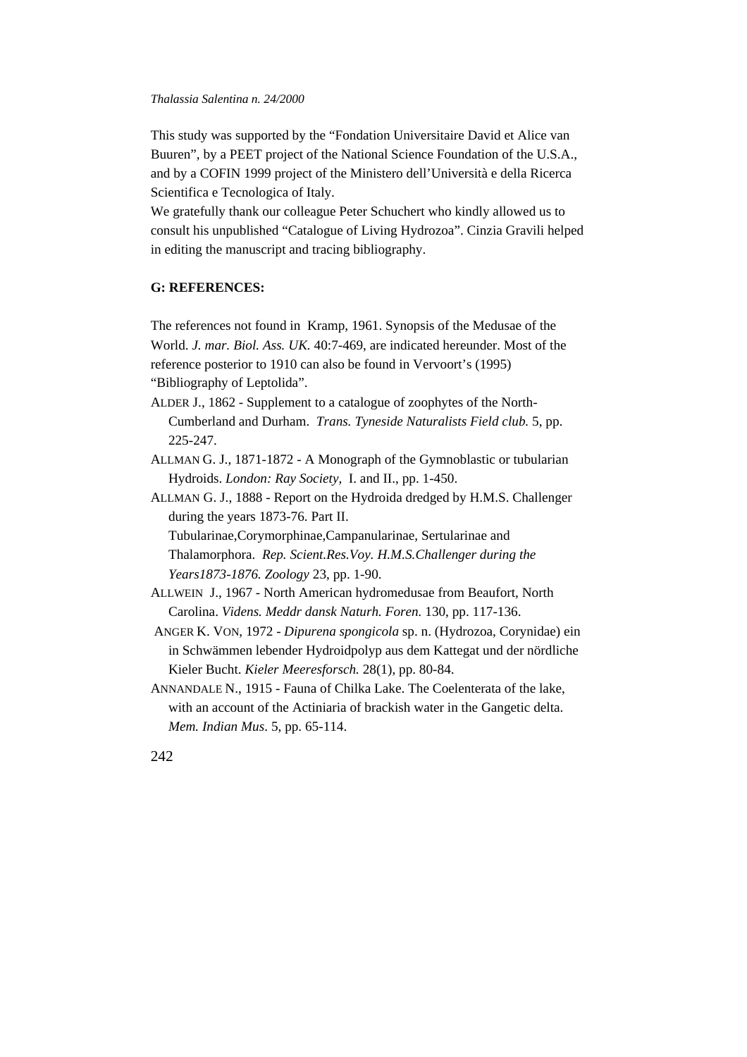This study was supported by the "Fondation Universitaire David et Alice van Buuren", by a PEET project of the National Science Foundation of the U.S.A., and by a COFIN 1999 project of the Ministero dell'Università e della Ricerca Scientifica e Tecnologica of Italy.
We gratefully thank our colleague Peter Schuchert who kindly allowed us to consult his unpublished "Catalogue of Living Hydrozoa". Cinzia Gravili helped in editing the manuscript and tracing bibliography.

## G: REFERENCES:

The references not found in Kramp, 1961. Synopsis of the Medusae of the World. *J. mar. Biol. Ass. UK.* 40:7-469, are indicated hereunder. Most of the reference posterior to 1910 can also be found in Vervoort's (1995) "Bibliography of Leptolida".

ALDER J., 1862 - Supplement to a catalogue of zoophytes of the North-Cumberland and Durham. *Trans. Tyneside Naturalists Field club.* 5, pp. 225-247.

ALLMAN G. J., 1871-1872 - A Monograph of the Gymnoblastic or tubularian Hydroids. *London: Ray Society,* I. and II., pp. 1-450.

ALLMAN G. J., 1888 - Report on the Hydroida dredged by H.M.S. Challenger during the years 1873-76. Part II. Tubularinae,Corymorphinae,Campanularinae, Sertularinae and Thalamorphora. *Rep. Scient.Res.Voy. H.M.S.Challenger during the Years1873-1876. Zoology* 23, pp. 1-90.

ALLWEIN J., 1967 - North American hydromedusae from Beaufort, North Carolina. *Videns. Meddr dansk Naturh. Foren.* 130, pp. 117-136.

ANGER K. VON, 1972 - *Dipurena spongicola* sp. n. (Hydrozoa, Corynidae) ein in Schwämmen lebender Hydroidpolyp aus dem Kattegat und der nördliche Kieler Bucht. *Kieler Meeresforsch.* 28(1), pp. 80-84.

ANNANDALE N., 1915 - Fauna of Chilka Lake. The Coelenterata of the lake, with an account of the Actiniaria of brackish water in the Gangetic delta. *Mem. Indian Mus*. 5, pp. 65-114.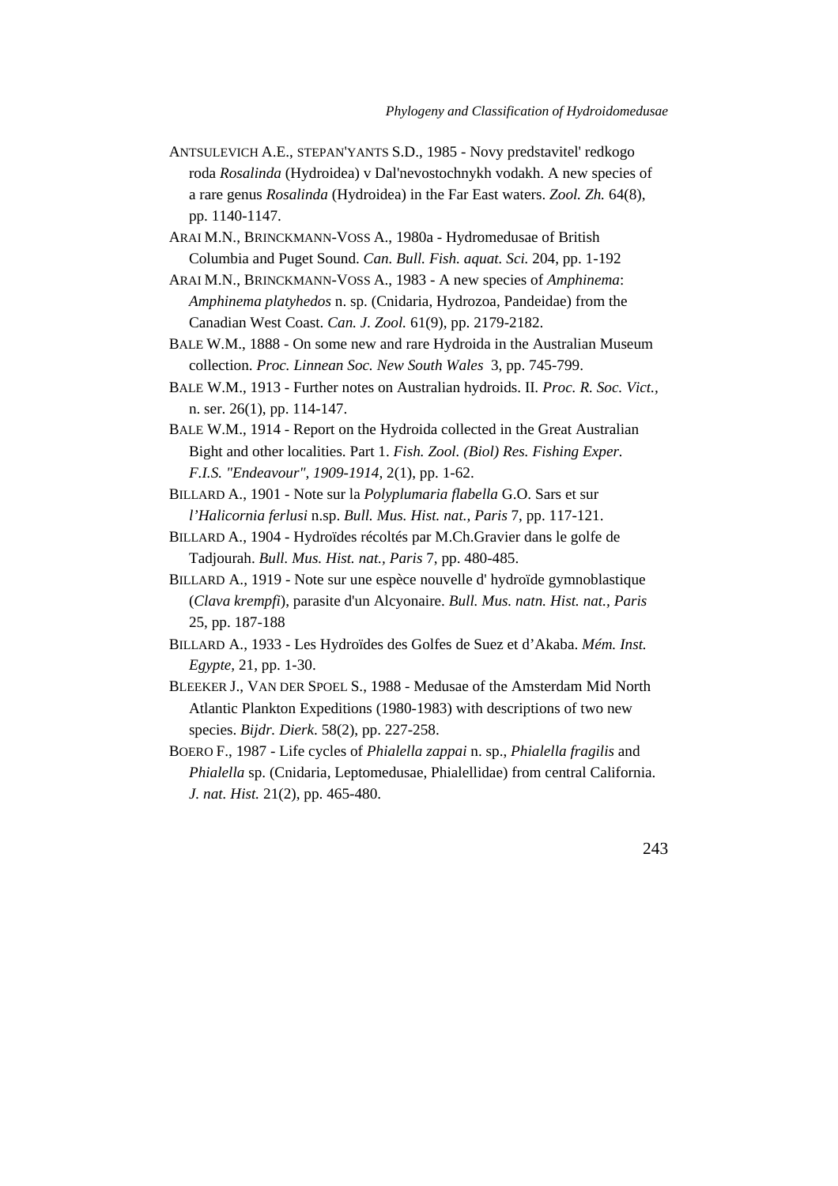ANTSULEVICH A.E., STEPAN'YANTS S.D., 1985 - Novy predstavitel' redkogo roda *Rosalinda* (Hydroidea) v Dal'nevostochnykh vodakh. A new species of a rare genus *Rosalinda* (Hydroidea) in the Far East waters. *Zool. Zh.* 64(8), pp. 1140-1147.

ARAI M.N., BRINCKMANN-VOSS A., 1980a - Hydromedusae of British Columbia and Puget Sound. *Can. Bull. Fish. aquat. Sci.* 204, pp. 1-192

ARAI M.N., BRINCKMANN-VOSS A., 1983 - A new species of *Amphinema*: *Amphinema platyhedos* n. sp. (Cnidaria, Hydrozoa, Pandeidae) from the Canadian West Coast. *Can. J. Zool.* 61(9), pp. 2179-2182.

BALE W.M., 1888 - On some new and rare Hydroida in the Australian Museum collection. *Proc. Linnean Soc. New South Wales* 3, pp. 745-799.

BALE W.M., 1913 - Further notes on Australian hydroids. II. *Proc. R. Soc. Vict.,* n. ser. 26(1), pp. 114-147.

BALE W.M., 1914 - Report on the Hydroida collected in the Great Australian Bight and other localities. Part 1. *Fish. Zool. (Biol) Res. Fishing Exper. F.I.S. "Endeavour", 1909-1914,* 2(1), pp. 1-62.

BILLARD A., 1901 - Note sur la *Polyplumaria flabella* G.O. Sars et sur *l'Halicornia ferlusi* n.sp. *Bull. Mus. Hist. nat., Paris* 7, pp. 117-121.

BILLARD A., 1904 - Hydroïdes récoltés par M.Ch.Gravier dans le golfe de Tadjourah. *Bull. Mus. Hist. nat., Paris* 7, pp. 480-485.

BILLARD A., 1919 - Note sur une espèce nouvelle d' hydroïde gymnoblastique (*Clava krempfi*), parasite d'un Alcyonaire. *Bull. Mus. natn. Hist. nat., Paris* 25, pp. 187-188

BILLARD A., 1933 - Les Hydroïdes des Golfes de Suez et d'Akaba. *Mém. Inst. Egypte,* 21, pp. 1-30.

BLEEKER J., VAN DER SPOEL S., 1988 - Medusae of the Amsterdam Mid North Atlantic Plankton Expeditions (1980-1983) with descriptions of two new species. *Bijdr. Dierk*. 58(2), pp. 227-258.

BOERO F., 1987 - Life cycles of *Phialella zappai* n. sp., *Phialella fragilis* and *Phialella* sp. (Cnidaria, Leptomedusae, Phialellidae) from central California. *J. nat. Hist.* 21(2), pp. 465-480.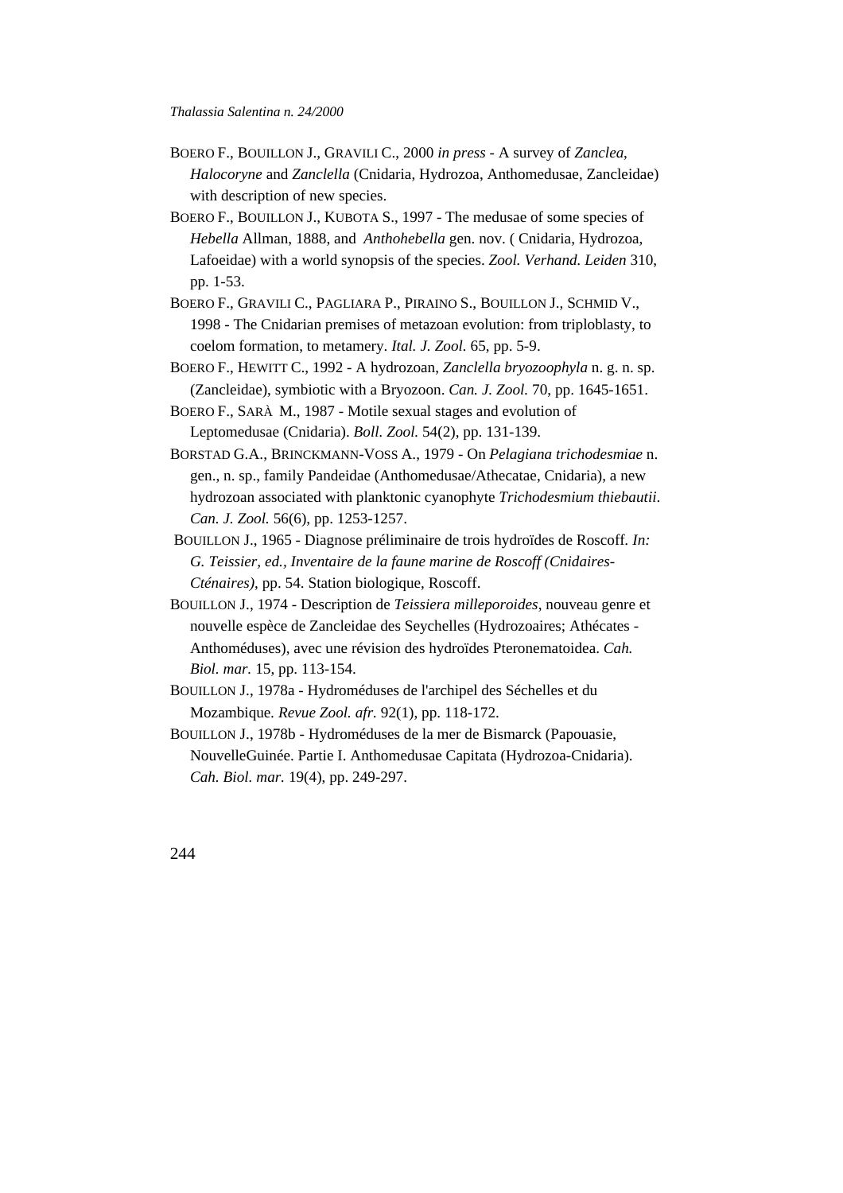BOERO F., BOUILLON J., GRAVILI C., 2000 *in press* - A survey of *Zanclea*, *Halocoryne* and *Zanclella* (Cnidaria, Hydrozoa, Anthomedusae, Zancleidae) with description of new species.

BOERO F., BOUILLON J., KUBOTA S., 1997 - The medusae of some species of *Hebella* Allman, 1888, and *Anthohebella* gen. nov. ( Cnidaria, Hydrozoa, Lafoeidae) with a world synopsis of the species. *Zool. Verhand. Leiden* 310, pp. 1-53.

BOERO F., GRAVILI C., PAGLIARA P., PIRAINO S., BOUILLON J., SCHMID V., 1998 - The Cnidarian premises of metazoan evolution: from triploblasty, to coelom formation, to metamery. *Ital. J. Zool.* 65, pp. 5-9.

BOERO F., HEWITT C., 1992 - A hydrozoan, *Zanclella bryozoophyla* n. g. n. sp. (Zancleidae), symbiotic with a Bryozoon. *Can. J. Zool.* 70, pp. 1645-1651.

BOERO F., SARÀ M., 1987 - Motile sexual stages and evolution of Leptomedusae (Cnidaria). *Boll. Zool.* 54(2), pp. 131-139.

BORSTAD G.A., BRINCKMANN-VOSS A., 1979 - On *Pelagiana trichodesmiae* n. gen., n. sp., family Pandeidae (Anthomedusae/Athecatae, Cnidaria), a new hydrozoan associated with planktonic cyanophyte *Trichodesmium thiebautii*. *Can. J. Zool.* 56(6), pp. 1253-1257.

BOUILLON J., 1965 - Diagnose préliminaire de trois hydroïdes de Roscoff. *In: G. Teissier, ed., Inventaire de la faune marine de Roscoff (Cnidaires-Cténaires)*, pp. 54. Station biologique, Roscoff.

BOUILLON J., 1974 - Description de *Teissiera milleporoides*, nouveau genre et nouvelle espèce de Zancleidae des Seychelles (Hydrozoaires; Athécates - Anthoméduses), avec une révision des hydroïdes Pteronematoidea. *Cah. Biol. mar.* 15, pp. 113-154.

BOUILLON J., 1978a - Hydroméduses de l'archipel des Séchelles et du Mozambique. *Revue Zool. afr.* 92(1), pp. 118-172.

BOUILLON J., 1978b - Hydroméduses de la mer de Bismarck (Papouasie, NouvelleGuinée. Partie I. Anthomedusae Capitata (Hydrozoa-Cnidaria). *Cah. Biol. mar.* 19(4), pp. 249-297.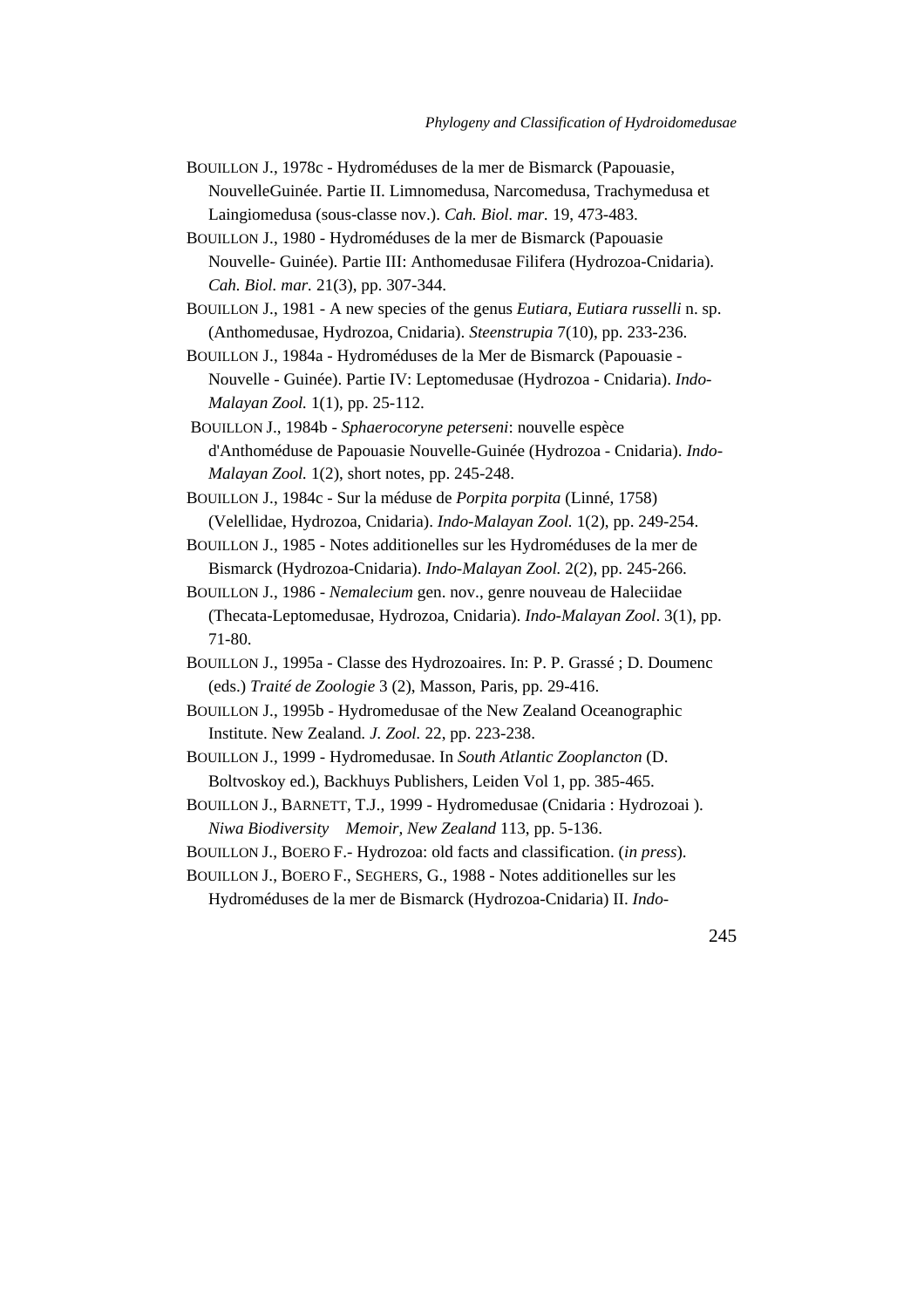BOUILLON J., 1978c - Hydroméduses de la mer de Bismarck (Papouasie, NouvelleGuinée. Partie II. Limnomedusa, Narcomedusa, Trachymedusa et Laingiomedusa (sous-classe nov.). *Cah. Biol. mar.* 19, 473-483.

BOUILLON J., 1980 - Hydroméduses de la mer de Bismarck (Papouasie Nouvelle- Guinée). Partie III: Anthomedusae Filifera (Hydrozoa-Cnidaria). *Cah. Biol. mar.* 21(3), pp. 307-344.

BOUILLON J., 1981 - A new species of the genus *Eutiara*, *Eutiara russelli* n. sp. (Anthomedusae, Hydrozoa, Cnidaria). *Steenstrupia* 7(10), pp. 233-236.

BOUILLON J., 1984a - Hydroméduses de la Mer de Bismarck (Papouasie - Nouvelle - Guinée). Partie IV: Leptomedusae (Hydrozoa - Cnidaria). *Indo-Malayan Zool.* 1(1), pp. 25-112.

BOUILLON J., 1984b - *Sphaerocoryne peterseni*: nouvelle espèce d'Anthoméduse de Papouasie Nouvelle-Guinée (Hydrozoa - Cnidaria). *Indo-Malayan Zool.* 1(2), short notes, pp. 245-248.

BOUILLON J., 1984c - Sur la méduse de *Porpita porpita* (Linné, 1758) (Velellidae, Hydrozoa, Cnidaria). *Indo-Malayan Zool.* 1(2), pp. 249-254.

BOUILLON J., 1985 - Notes additionelles sur les Hydroméduses de la mer de Bismarck (Hydrozoa-Cnidaria). *Indo-Malayan Zool.* 2(2), pp. 245-266.

BOUILLON J., 1986 - *Nemalecium* gen. nov., genre nouveau de Haleciidae (Thecata-Leptomedusae, Hydrozoa, Cnidaria). *Indo-Malayan Zool*. 3(1), pp. 71-80.

BOUILLON J., 1995a - Classe des Hydrozoaires. In: P. P. Grassé ; D. Doumenc (eds.) *Traité de Zoologie* 3 (2), Masson, Paris, pp. 29-416.

BOUILLON J., 1995b - Hydromedusae of the New Zealand Oceanographic Institute. New Zealand. *J. Zool.* 22, pp. 223-238.

BOUILLON J., 1999 - Hydromedusae. In *South Atlantic Zooplancton* (D. Boltvoskoy ed.), Backhuys Publishers, Leiden Vol 1, pp. 385-465.

BOUILLON J., BARNETT, T.J., 1999 - Hydromedusae (Cnidaria : Hydrozoai ). *Niwa Biodiversity Memoir, New Zealand* 113, pp. 5-136.

BOUILLON J., BOERO F.- Hydrozoa: old facts and classification. (*in press*).

BOUILLON J., BOERO F., SEGHERS, G., 1988 - Notes additionelles sur les Hydroméduses de la mer de Bismarck (Hydrozoa-Cnidaria) II. *Indo-*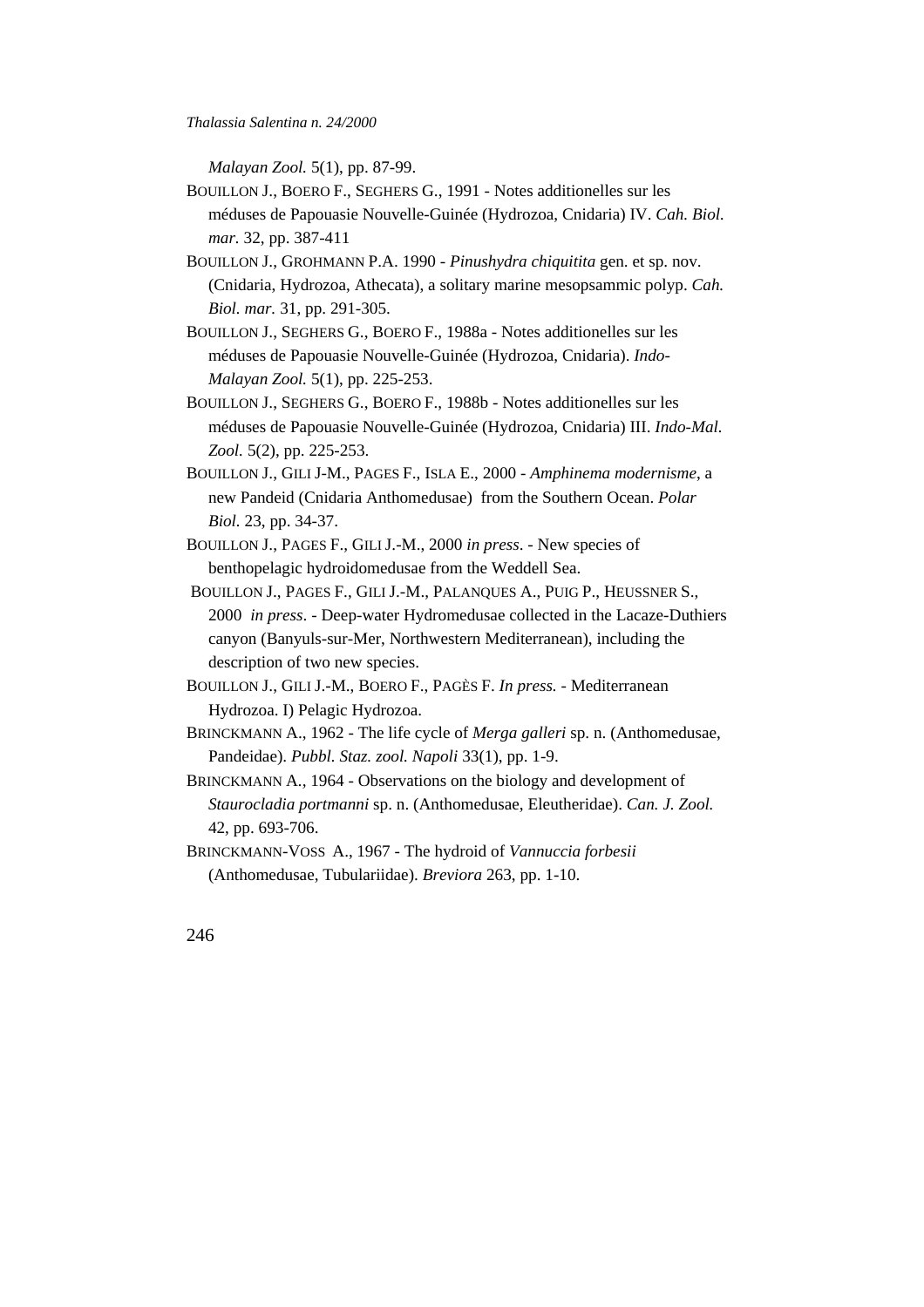*Malayan Zool.* 5(1), pp. 87-99.

BOUILLON J., BOERO F., SEGHERS G., 1991 - Notes additionelles sur les méduses de Papouasie Nouvelle-Guinée (Hydrozoa, Cnidaria) IV. *Cah. Biol. mar.* 32, pp. 387-411

BOUILLON J., GROHMANN P.A. 1990 - *Pinushydra chiquitita* gen. et sp. nov. (Cnidaria, Hydrozoa, Athecata), a solitary marine mesopsammic polyp. *Cah. Biol. mar.* 31, pp. 291-305.

BOUILLON J., SEGHERS G., BOERO F., 1988a - Notes additionelles sur les méduses de Papouasie Nouvelle-Guinée (Hydrozoa, Cnidaria). *Indo-Malayan Zool.* 5(1), pp. 225-253.

BOUILLON J., SEGHERS G., BOERO F., 1988b - Notes additionelles sur les méduses de Papouasie Nouvelle-Guinée (Hydrozoa, Cnidaria) III. *Indo-Mal. Zool.* 5(2), pp. 225-253.

BOUILLON J., GILI J-M., PAGES F., ISLA E., 2000 - *Amphinema modernisme*, a new Pandeid (Cnidaria Anthomedusae) from the Southern Ocean. *Polar Biol.* 23, pp. 34-37.

BOUILLON J., PAGES F., GILI J.-M., 2000 *in press*. - New species of benthopelagic hydroidomedusae from the Weddell Sea.

BOUILLON J., PAGES F., GILI J.-M., PALANQUES A., PUIG P., HEUSSNER S., 2000 *in press*. - Deep-water Hydromedusae collected in the Lacaze-Duthiers canyon (Banyuls-sur-Mer, Northwestern Mediterranean), including the description of two new species.

BOUILLON J., GILI J.-M., BOERO F., PAGÈS F. *In press.* - Mediterranean Hydrozoa. I) Pelagic Hydrozoa.

BRINCKMANN A., 1962 - The life cycle of *Merga galleri* sp. n. (Anthomedusae, Pandeidae). *Pubbl. Staz. zool. Napoli* 33(1), pp. 1-9.

BRINCKMANN A., 1964 - Observations on the biology and development of *Staurocladia portmanni* sp. n. (Anthomedusae, Eleutheridae). *Can. J. Zool.* 42, pp. 693-706.

BRINCKMANN-VOSS A., 1967 - The hydroid of *Vannuccia forbesii* (Anthomedusae, Tubulariidae). *Breviora* 263, pp. 1-10.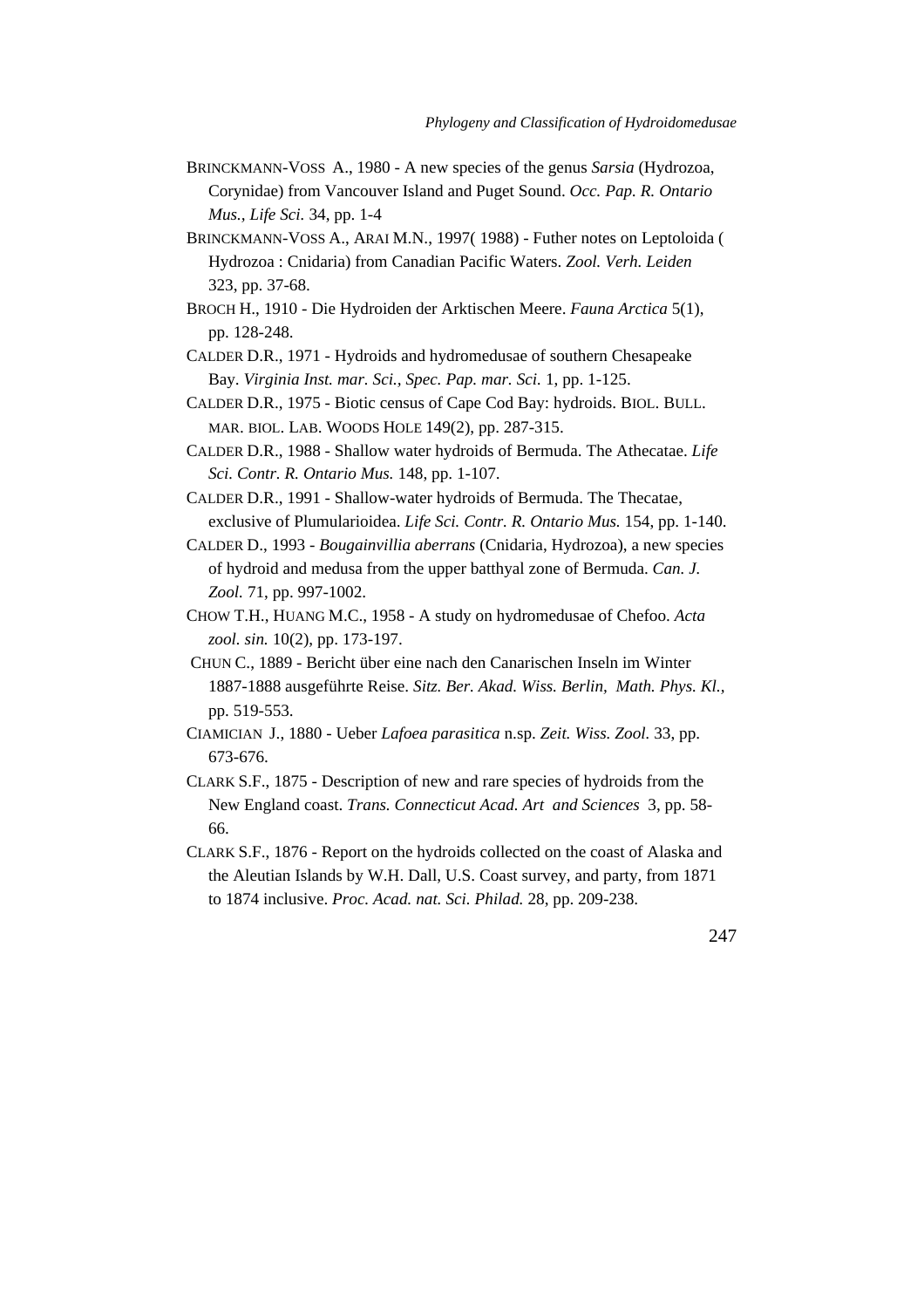BRINCKMANN-VOSS A., 1980 - A new species of the genus *Sarsia* (Hydrozoa, Corynidae) from Vancouver Island and Puget Sound. *Occ. Pap. R. Ontario Mus., Life Sci.* 34, pp. 1-4

BRINCKMANN-VOSS A., ARAI M.N., 1997( 1988) - Futher notes on Leptoloida ( Hydrozoa : Cnidaria) from Canadian Pacific Waters. *Zool. Verh. Leiden* 323, pp. 37-68.

BROCH H., 1910 - Die Hydroiden der Arktischen Meere. *Fauna Arctica* 5(1), pp. 128-248.

CALDER D.R., 1971 - Hydroids and hydromedusae of southern Chesapeake Bay. *Virginia Inst. mar. Sci., Spec. Pap. mar. Sci.* 1, pp. 1-125.

CALDER D.R., 1975 - Biotic census of Cape Cod Bay: hydroids. BIOL. BULL. MAR. BIOL. LAB. WOODS HOLE 149(2), pp. 287-315.

CALDER D.R., 1988 - Shallow water hydroids of Bermuda. The Athecatae. *Life Sci. Contr. R. Ontario Mus.* 148, pp. 1-107.

CALDER D.R., 1991 - Shallow-water hydroids of Bermuda. The Thecatae, exclusive of Plumularioidea. *Life Sci. Contr. R. Ontario Mus.* 154, pp. 1-140.

CALDER D., 1993 - *Bougainvillia aberrans* (Cnidaria, Hydrozoa), a new species of hydroid and medusa from the upper batthyal zone of Bermuda. *Can. J. Zool.* 71, pp. 997-1002.

CHOW T.H., HUANG M.C., 1958 - A study on hydromedusae of Chefoo. *Acta zool. sin.* 10(2), pp. 173-197.

CHUN C., 1889 - Bericht über eine nach den Canarischen Inseln im Winter 1887-1888 ausgeführte Reise. *Sitz. Ber. Akad. Wiss. Berlin, Math. Phys. Kl.*, pp. 519-553.

CIAMICIAN J., 1880 - Ueber *Lafoea parasitica* n.sp. *Zeit. Wiss. Zool.* 33, pp. 673-676.

CLARK S.F., 1875 - Description of new and rare species of hydroids from the New England coast. *Trans. Connecticut Acad. Art and Sciences* 3, pp. 58-66.

CLARK S.F., 1876 - Report on the hydroids collected on the coast of Alaska and the Aleutian Islands by W.H. Dall, U.S. Coast survey, and party, from 1871 to 1874 inclusive. *Proc. Acad. nat. Sci. Philad.* 28, pp. 209-238.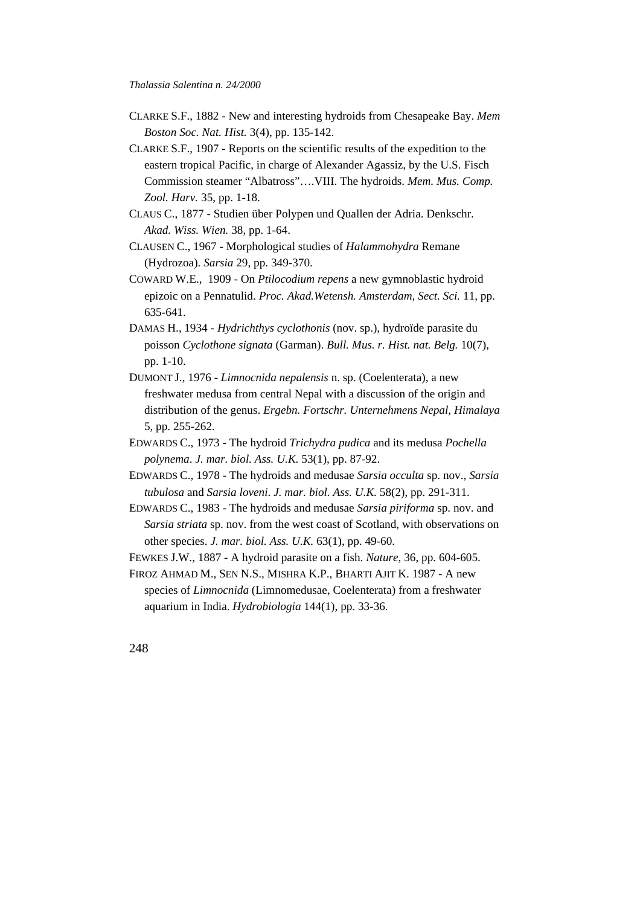CLARKE S.F., 1882 - New and interesting hydroids from Chesapeake Bay. *Mem Boston Soc. Nat. Hist.* 3(4), pp. 135-142.

CLARKE S.F., 1907 - Reports on the scientific results of the expedition to the eastern tropical Pacific, in charge of Alexander Agassiz, by the U.S. Fisch Commission steamer "Albatross"….VIII. The hydroids. *Mem. Mus. Comp. Zool. Harv.* 35, pp. 1-18.

CLAUS C., 1877 - Studien über Polypen und Quallen der Adria. Denkschr. *Akad. Wiss. Wien.* 38, pp. 1-64.

CLAUSEN C., 1967 - Morphological studies of *Halammohydra* Remane (Hydrozoa). *Sarsia* 29, pp. 349-370.

COWARD W.E., 1909 - On *Ptilocodium repens* a new gymnoblastic hydroid epizoic on a Pennatulid. *Proc. Akad.Wetensh. Amsterdam, Sect. Sci.* 11, pp. 635-641.

DAMAS H., 1934 - *Hydrichthys cyclothonis* (nov. sp.), hydroïde parasite du poisson *Cyclothone signata* (Garman). *Bull. Mus. r. Hist. nat. Belg.* 10(7), pp. 1-10.

DUMONT J., 1976 - *Limnocnida nepalensis* n. sp. (Coelenterata), a new freshwater medusa from central Nepal with a discussion of the origin and distribution of the genus. *Ergebn. Fortschr. Unternehmens Nepal, Himalaya* 5, pp. 255-262.

EDWARDS C., 1973 - The hydroid *Trichydra pudica* and its medusa *Pochella polynema*. *J. mar. biol. Ass. U.K.* 53(1), pp. 87-92.

EDWARDS C., 1978 - The hydroids and medusae *Sarsia occulta* sp. nov., *Sarsia tubulosa* and *Sarsia loveni*. *J. mar. biol. Ass. U.K.* 58(2), pp. 291-311.

EDWARDS C., 1983 - The hydroids and medusae *Sarsia piriforma* sp. nov. and *Sarsia striata* sp. nov. from the west coast of Scotland, with observations on other species. *J. mar. biol. Ass. U.K.* 63(1), pp. 49-60.

FEWKES J.W., 1887 - A hydroid parasite on a fish. *Nature*, 36, pp. 604-605.

FIROZ AHMAD M., SEN N.S., MISHRA K.P., BHARTI AJIT K. 1987 - A new species of *Limnocnida* (Limnomedusae, Coelenterata) from a freshwater aquarium in India. *Hydrobiologia* 144(1), pp. 33-36.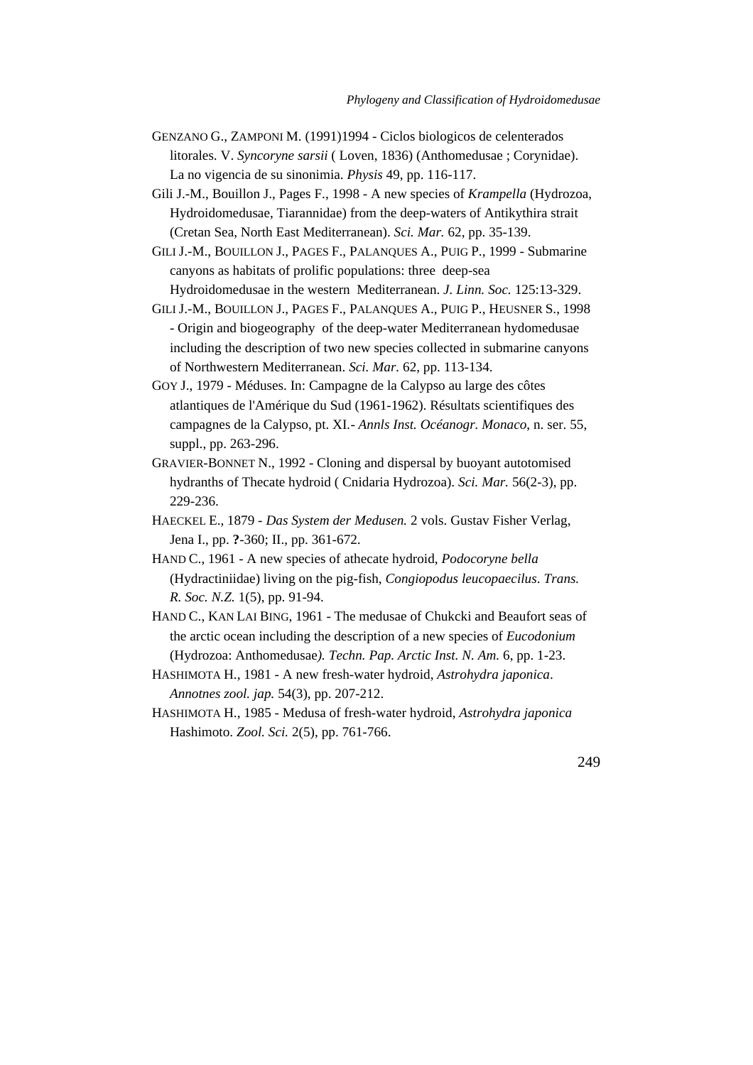GENZANO G., ZAMPONI M. (1991)1994 - Ciclos biologicos de celenterados litorales. V. *Syncoryne sarsii* ( Loven, 1836) (Anthomedusae ; Corynidae). La no vigencia de su sinonimia. *Physis* 49, pp. 116-117.

Gili J.-M., Bouillon J., Pages F., 1998 - A new species of *Krampella* (Hydrozoa, Hydroidomedusae, Tiarannidae) from the deep-waters of Antikythira strait (Cretan Sea, North East Mediterranean). *Sci. Mar.* 62, pp. 35-139.

GILI J.-M., BOUILLON J., PAGES F., PALANQUES A., PUIG P., 1999 - Submarine canyons as habitats of prolific populations: three deep-sea Hydroidomedusae in the western Mediterranean. *J. Linn. Soc.* 125:13-329.

GILI J.-M., BOUILLON J., PAGES F., PALANQUES A., PUIG P., HEUSNER S., 1998 - Origin and biogeography of the deep-water Mediterranean hydomedusae including the description of two new species collected in submarine canyons of Northwestern Mediterranean. *Sci. Mar.* 62, pp. 113-134.

GOY J., 1979 - Méduses. In: Campagne de la Calypso au large des côtes atlantiques de l'Amérique du Sud (1961-1962). Résultats scientifiques des campagnes de la Calypso, pt. XI.- *Annls Inst. Océanogr. Monaco*, n. ser. 55, suppl., pp. 263-296.

GRAVIER-BONNET N., 1992 - Cloning and dispersal by buoyant autotomised hydranths of Thecate hydroid ( Cnidaria Hydrozoa). *Sci. Mar.* 56(2-3), pp. 229-236.

HAECKEL E., 1879 - *Das System der Medusen.* 2 vols. Gustav Fisher Verlag, Jena I., pp. **?**-360; II., pp. 361-672.

HAND C., 1961 - A new species of athecate hydroid, *Podocoryne bella* (Hydractiniidae) living on the pig-fish, *Congiopodus leucopaecilus*. *Trans. R. Soc. N.Z.* 1(5), pp. 91-94.

HAND C., KAN LAI BING, 1961 - The medusae of Chukcki and Beaufort seas of the arctic ocean including the description of a new species of *Eucodonium* (Hydrozoa: Anthomedusae*). Techn. Pap. Arctic Inst. N. Am.* 6, pp. 1-23.

HASHIMOTA H., 1981 - A new fresh-water hydroid, *Astrohydra japonica*. *Annotnes zool. jap.* 54(3), pp. 207-212.

HASHIMOTA H., 1985 - Medusa of fresh-water hydroid, *Astrohydra japonica* Hashimoto. *Zool. Sci.* 2(5), pp. 761-766.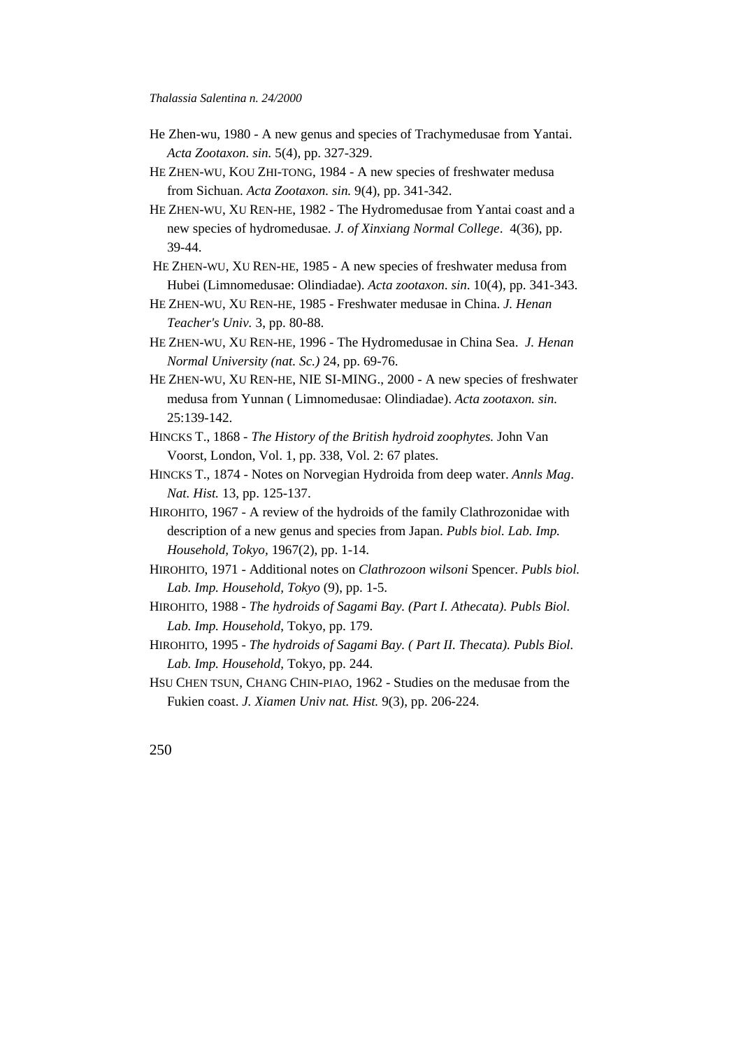He Zhen-wu, 1980 - A new genus and species of Trachymedusae from Yantai. *Acta Zootaxon. sin.* 5(4), pp. 327-329.

HE ZHEN-WU, KOU ZHI-TONG, 1984 - A new species of freshwater medusa from Sichuan. *Acta Zootaxon. sin.* 9(4), pp. 341-342.

HE ZHEN-WU, XU REN-HE, 1982 - The Hydromedusae from Yantai coast and a new species of hydromedusae. *J. of Xinxiang Normal College*. 4(36), pp. 39-44.

HE ZHEN-WU, XU REN-HE, 1985 - A new species of freshwater medusa from Hubei (Limnomedusae: Olindiadae). *Acta zootaxon. sin.* 10(4), pp. 341-343.

HE ZHEN-WU, XU REN-HE, 1985 - Freshwater medusae in China. *J. Henan Teacher's Univ.* 3, pp. 80-88.

HE ZHEN-WU, XU REN-HE, 1996 - The Hydromedusae in China Sea. *J. Henan Normal University (nat. Sc.)* 24, pp. 69-76.

HE ZHEN-WU, XU REN-HE, NIE SI-MING., 2000 - A new species of freshwater medusa from Yunnan ( Limnomedusae: Olindiadae). *Acta zootaxon. sin.* 25:139-142.

HINCKS T., 1868 - *The History of the British hydroid zoophytes.* John Van Voorst, London, Vol. 1, pp. 338, Vol. 2: 67 plates.

HINCKS T., 1874 - Notes on Norvegian Hydroida from deep water. *Annls Mag. Nat. Hist.* 13, pp. 125-137.

HIROHITO, 1967 - A review of the hydroids of the family Clathrozonidae with description of a new genus and species from Japan. *Publs biol. Lab. Imp. Household, Tokyo*, 1967(2), pp. 1-14.

HIROHITO, 1971 - Additional notes on *Clathrozoon wilsoni* Spencer. *Publs biol. Lab. Imp. Household, Tokyo* (9), pp. 1-5.

HIROHITO, 1988 - *The hydroids of Sagami Bay. (Part I. Athecata). Publs Biol. Lab. Imp. Household*, Tokyo, pp. 179.

HIROHITO, 1995 - *The hydroids of Sagami Bay. ( Part II. Thecata). Publs Biol. Lab. Imp. Household*, Tokyo, pp. 244.

HSU CHEN TSUN, CHANG CHIN-PIAO, 1962 - Studies on the medusae from the Fukien coast. *J. Xiamen Univ nat. Hist.* 9(3), pp. 206-224.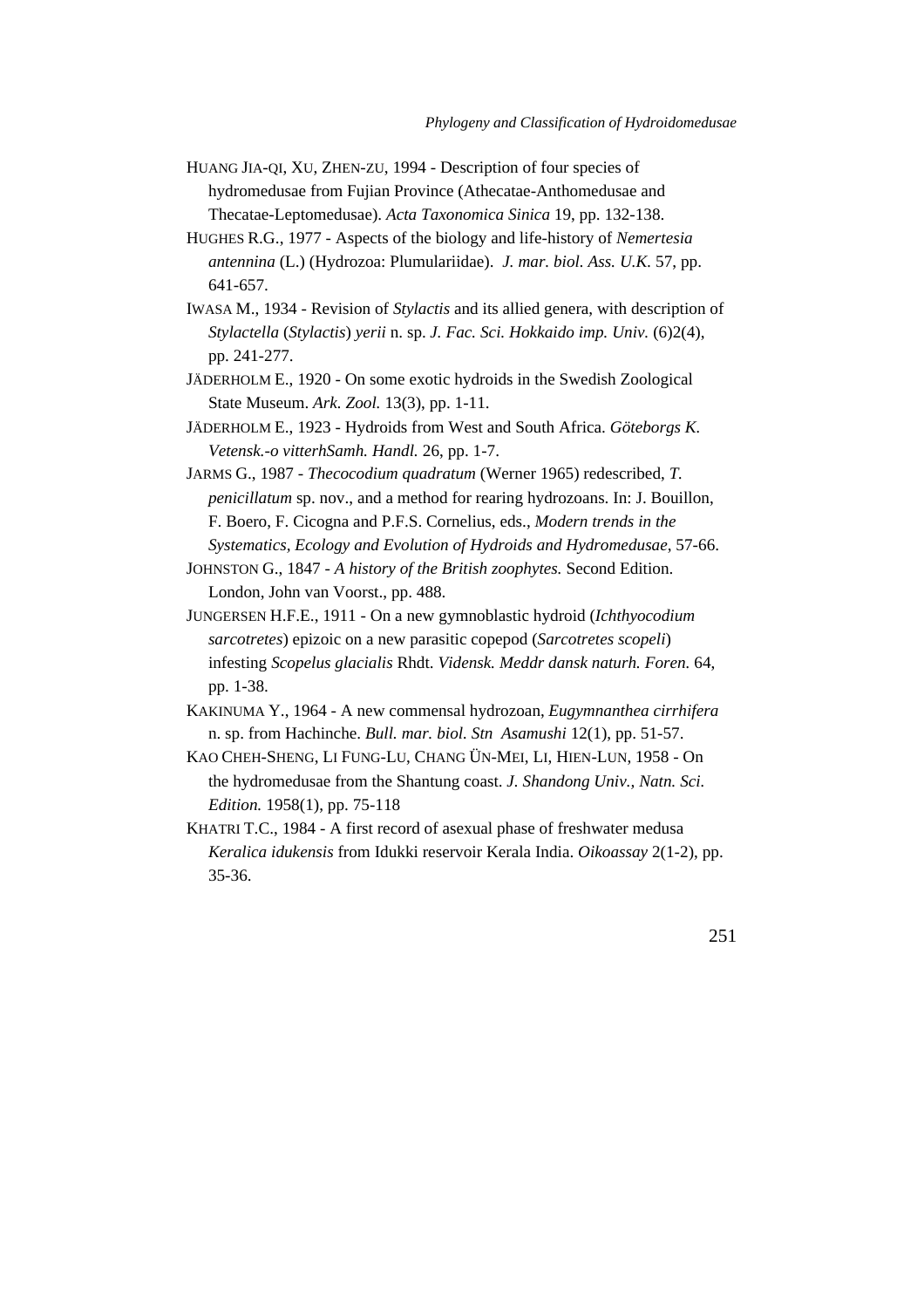HUANG JIA-QI, XU, ZHEN-ZU, 1994 - Description of four species of hydromedusae from Fujian Province (Athecatae-Anthomedusae and Thecatae-Leptomedusae). *Acta Taxonomica Sinica* 19, pp. 132-138.

HUGHES R.G., 1977 - Aspects of the biology and life-history of *Nemertesia antennina* (L.) (Hydrozoa: Plumulariidae). *J. mar. biol. Ass. U.K.* 57, pp. 641-657.

IWASA M., 1934 - Revision of *Stylactis* and its allied genera, with description of *Stylactella* (*Stylactis*) *yerii* n. sp. *J. Fac. Sci. Hokkaido imp. Univ.* (6)2(4), pp. 241-277.

JÄDERHOLM E., 1920 - On some exotic hydroids in the Swedish Zoological State Museum. *Ark. Zool.* 13(3), pp. 1-11.

JÄDERHOLM E., 1923 - Hydroids from West and South Africa. *Göteborgs K. Vetensk.-o vitterhSamh. Handl.* 26, pp. 1-7.

JARMS G., 1987 - *Thecocodium quadratum* (Werner 1965) redescribed, *T. penicillatum* sp. nov., and a method for rearing hydrozoans. In: J. Bouillon, F. Boero, F. Cicogna and P.F.S. Cornelius, eds., *Modern trends in the Systematics, Ecology and Evolution of Hydroids and Hydromedusae*, 57-66.

JOHNSTON G., 1847 - *A history of the British zoophytes.* Second Edition. London, John van Voorst., pp. 488.

JUNGERSEN H.F.E., 1911 - On a new gymnoblastic hydroid (*Ichthyocodium sarcotretes*) epizoic on a new parasitic copepod (*Sarcotretes scopeli*) infesting *Scopelus glacialis* Rhdt. *Vidensk. Meddr dansk naturh. Foren.* 64, pp. 1-38.

KAKINUMA Y., 1964 - A new commensal hydrozoan, *Eugymnanthea cirrhifera* n. sp. from Hachinche. *Bull. mar. biol. Stn Asamushi* 12(1), pp. 51-57.

KAO CHEH-SHENG, LI FUNG-LU, CHANG ÜN-MEI, LI, HIEN-LUN, 1958 - On the hydromedusae from the Shantung coast. *J. Shandong Univ., Natn. Sci. Edition.* 1958(1), pp. 75-118

KHATRI T.C., 1984 - A first record of asexual phase of freshwater medusa *Keralica idukensis* from Idukki reservoir Kerala India. *Oikoassay* 2(1-2), pp. 35-36.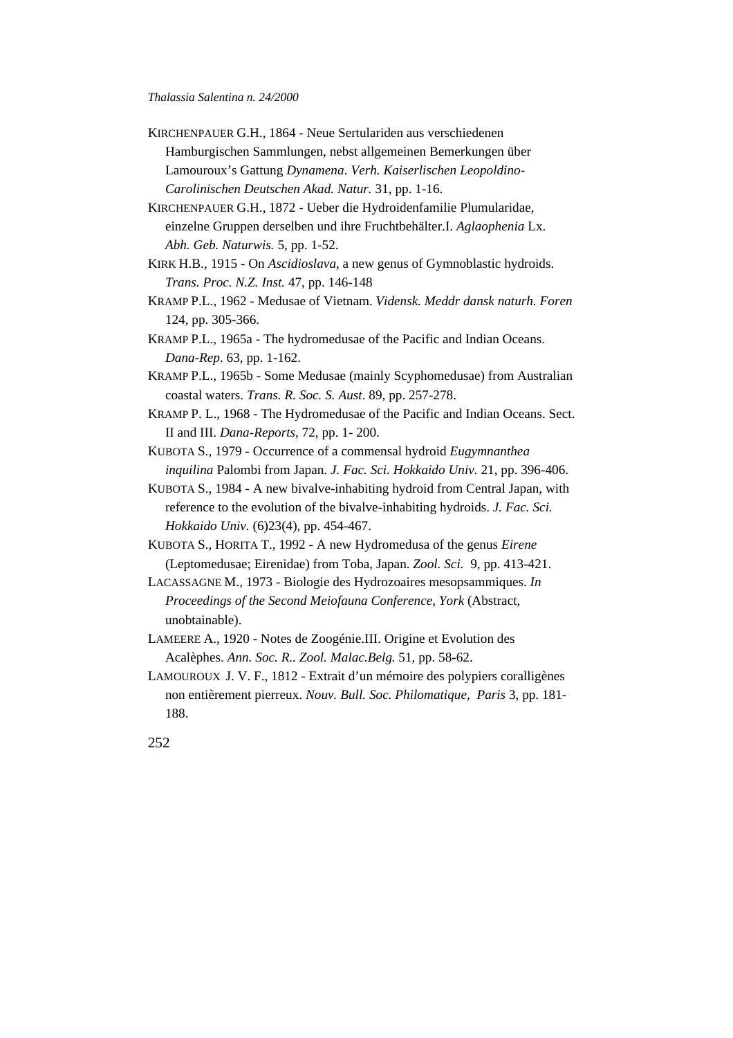KIRCHENPAUER G.H., 1864 - Neue Sertulariden aus verschiedenen Hamburgischen Sammlungen, nebst allgemeinen Bemerkungen über Lamouroux's Gattung *Dynamena*. *Verh. Kaiserlischen Leopoldino-Carolinischen Deutschen Akad. Natur.* 31, pp. 1-16.

KIRCHENPAUER G.H., 1872 - Ueber die Hydroidenfamilie Plumularidae, einzelne Gruppen derselben und ihre Fruchtbehälter.I. *Aglaophenia* Lx. *Abh. Geb. Naturwis.* 5, pp. 1-52.

KIRK H.B., 1915 - On *Ascidioslava*, a new genus of Gymnoblastic hydroids. *Trans. Proc. N.Z. Inst.* 47, pp. 146-148

KRAMP P.L., 1962 - Medusae of Vietnam. *Vidensk. Meddr dansk naturh. Foren* 124, pp. 305-366.

KRAMP P.L., 1965a - The hydromedusae of the Pacific and Indian Oceans. *Dana-Rep*. 63, pp. 1-162.

KRAMP P.L., 1965b - Some Medusae (mainly Scyphomedusae) from Australian coastal waters. *Trans. R. Soc. S. Aust*. 89, pp. 257-278.

KRAMP P. L., 1968 - The Hydromedusae of the Pacific and Indian Oceans. Sect. II and III. *Dana-Reports*, 72, pp. 1- 200.

KUBOTA S., 1979 - Occurrence of a commensal hydroid *Eugymnanthea inquilina* Palombi from Japan. *J. Fac. Sci. Hokkaido Univ.* 21, pp. 396-406.

KUBOTA S., 1984 - A new bivalve-inhabiting hydroid from Central Japan, with reference to the evolution of the bivalve-inhabiting hydroids. *J. Fac. Sci. Hokkaido Univ*. (6)23(4), pp. 454-467.

KUBOTA S., HORITA T., 1992 - A new Hydromedusa of the genus *Eirene* (Leptomedusae; Eirenidae) from Toba, Japan. *Zool. Sci.* 9, pp. 413-421.

LACASSAGNE M., 1973 - Biologie des Hydrozoaires mesopsammiques. *In Proceedings of the Second Meiofauna Conference, York* (Abstract, unobtainable).

LAMEERE A., 1920 - Notes de Zoogénie.III. Origine et Evolution des Acalèphes. *Ann. Soc. R.. Zool. Malac.Belg.* 51, pp. 58-62.

LAMOUROUX J. V. F., 1812 - Extrait d'un mémoire des polypiers coralligènes non entièrement pierreux. *Nouv. Bull. Soc. Philomatique, Paris* 3, pp. 181-188.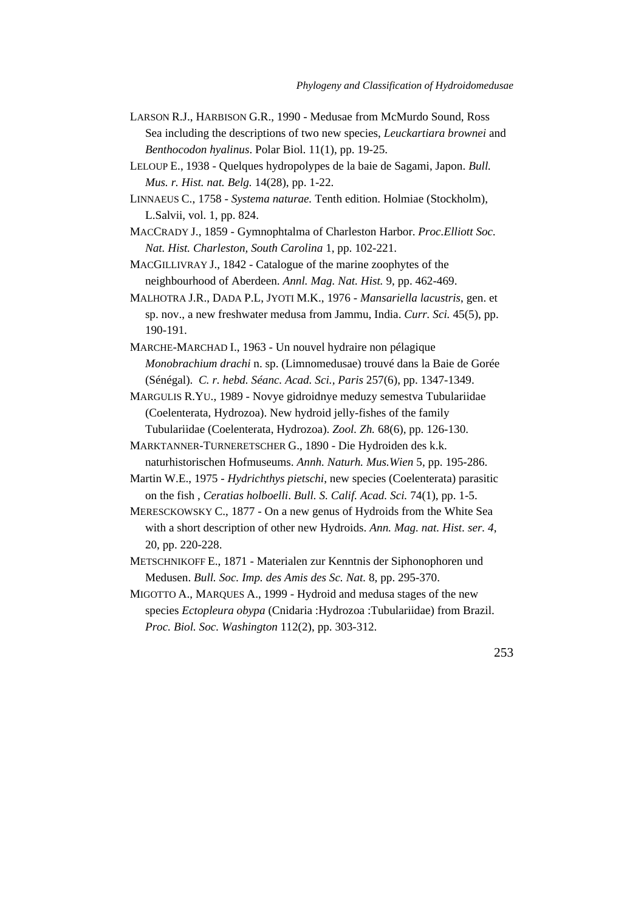LARSON R.J., HARBISON G.R., 1990 - Medusae from McMurdo Sound, Ross Sea including the descriptions of two new species, *Leuckartiara brownei* and *Benthocodon hyalinus*. Polar Biol. 11(1), pp. 19-25.

LELOUP E., 1938 - Quelques hydropolypes de la baie de Sagami, Japon. *Bull. Mus. r. Hist. nat. Belg.* 14(28), pp. 1-22.

LINNAEUS C., 1758 - *Systema naturae.* Tenth edition. Holmiae (Stockholm), L.Salvii, vol. 1, pp. 824.

MACCRADY J., 1859 - Gymnophtalma of Charleston Harbor. *Proc.Elliott Soc. Nat. Hist. Charleston, South Carolina* 1, pp. 102-221.

MACGILLIVRAY J., 1842 - Catalogue of the marine zoophytes of the neighbourhood of Aberdeen. *Annl. Mag. Nat. Hist.* 9, pp. 462-469.

MALHOTRA J.R., DADA P.L, JYOTI M.K., 1976 - *Mansariella lacustris*, gen. et sp. nov., a new freshwater medusa from Jammu, India. *Curr. Sci.* 45(5), pp. 190-191.

MARCHE-MARCHAD I., 1963 - Un nouvel hydraire non pélagique *Monobrachium drachi* n. sp. (Limnomedusae) trouvé dans la Baie de Gorée (Sénégal). *C. r. hebd. Séanc. Acad. Sci., Paris* 257(6), pp. 1347-1349.

MARGULIS R.YU., 1989 - Novye gidroidnye meduzy semestva Tubulariidae (Coelenterata, Hydrozoa). New hydroid jelly-fishes of the family Tubulariidae (Coelenterata, Hydrozoa). *Zool. Zh.* 68(6), pp. 126-130.

MARKTANNER-TURNERETSCHER G., 1890 - Die Hydroiden des k.k. naturhistorischen Hofmuseums. *Annh. Naturh. Mus.Wien* 5, pp. 195-286.

Martin W.E., 1975 - *Hydrichthys pietschi*, new species (Coelenterata) parasitic on the fish , *Ceratias holboelli*. *Bull. S. Calif. Acad. Sci.* 74(1), pp. 1-5.

MERESCKOWSKY C., 1877 - On a new genus of Hydroids from the White Sea with a short description of other new Hydroids. *Ann. Mag. nat. Hist. ser. 4*, 20, pp. 220-228.

METSCHNIKOFF E., 1871 - Materialen zur Kenntnis der Siphonophoren und Medusen. *Bull. Soc. Imp. des Amis des Sc. Nat.* 8, pp. 295-370.

MIGOTTO A., MARQUES A., 1999 - Hydroid and medusa stages of the new species *Ectopleura obypa* (Cnidaria :Hydrozoa :Tubulariidae) from Brazil. *Proc. Biol. Soc. Washington* 112(2), pp. 303-312.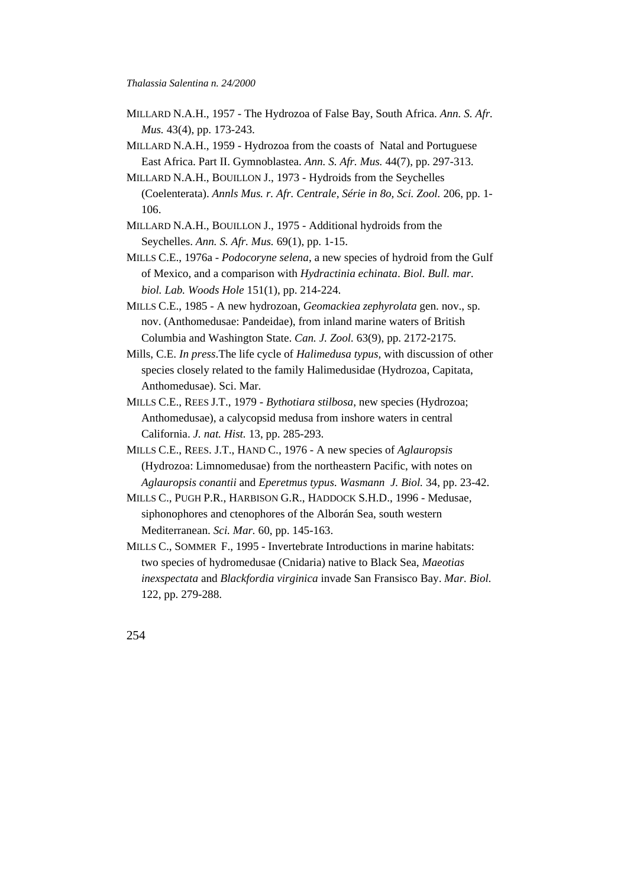MILLARD N.A.H., 1957 - The Hydrozoa of False Bay, South Africa. *Ann. S. Afr. Mus.* 43(4), pp. 173-243.

MILLARD N.A.H., 1959 - Hydrozoa from the coasts of Natal and Portuguese East Africa. Part II. Gymnoblastea. *Ann. S. Afr. Mus.* 44(7), pp. 297-313.

MILLARD N.A.H., BOUILLON J., 1973 - Hydroids from the Seychelles (Coelenterata). *Annls Mus. r. Afr. Centrale, Série in 8o, Sci. Zool.* 206, pp. 1-106.

MILLARD N.A.H., BOUILLON J., 1975 - Additional hydroids from the Seychelles. *Ann. S. Afr. Mus.* 69(1), pp. 1-15.

MILLS C.E., 1976a - *Podocoryne selena*, a new species of hydroid from the Gulf of Mexico, and a comparison with *Hydractinia echinata*. *Biol. Bull. mar. biol. Lab. Woods Hole* 151(1), pp. 214-224.

MILLS C.E., 1985 - A new hydrozoan, *Geomackiea zephyrolata* gen. nov., sp. nov. (Anthomedusae: Pandeidae), from inland marine waters of British Columbia and Washington State. *Can. J. Zool.* 63(9), pp. 2172-2175.

Mills, C.E. *In press*.The life cycle of *Halimedusa typus*, with discussion of other species closely related to the family Halimedusidae (Hydrozoa, Capitata, Anthomedusae). Sci. Mar.

MILLS C.E., REES J.T., 1979 - *Bythotiara stilbosa*, new species (Hydrozoa; Anthomedusae), a calycopsid medusa from inshore waters in central California. *J. nat. Hist.* 13, pp. 285-293.

MILLS C.E., REES. J.T., HAND C., 1976 - A new species of *Aglauropsis* (Hydrozoa: Limnomedusae) from the northeastern Pacific, with notes on *Aglauropsis conantii* and *Eperetmus typus*. *Wasmann J. Biol.* 34, pp. 23-42.

MILLS C., PUGH P.R., HARBISON G.R., HADDOCK S.H.D., 1996 - Medusae, siphonophores and ctenophores of the Alborán Sea, south western Mediterranean. *Sci. Mar.* 60, pp. 145-163.

MILLS C., SOMMER F., 1995 - Invertebrate Introductions in marine habitats: two species of hydromedusae (Cnidaria) native to Black Sea, *Maeotias inexspectata* and *Blackfordia virginica* invade San Fransisco Bay. *Mar. Biol.* 122, pp. 279-288.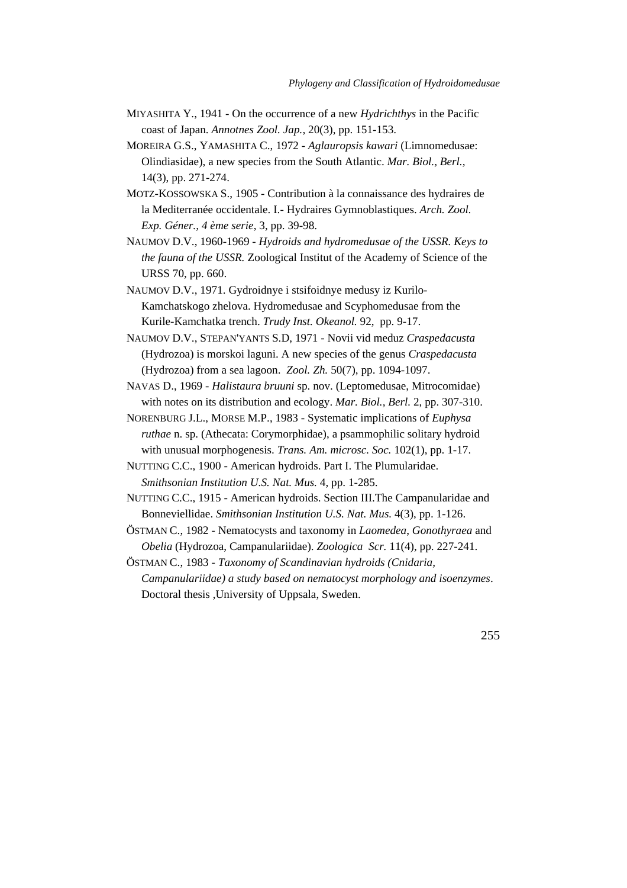MIYASHITA Y., 1941 - On the occurrence of a new *Hydrichthys* in the Pacific coast of Japan. *Annotnes Zool. Jap.*, 20(3), pp. 151-153.

MOREIRA G.S., YAMASHITA C., 1972 - *Aglauropsis kawari* (Limnomedusae: Olindiasidae), a new species from the South Atlantic. *Mar. Biol., Berl.*, 14(3), pp. 271-274.

MOTZ-KOSSOWSKA S., 1905 - Contribution à la connaissance des hydraires de la Mediterranée occidentale. I.- Hydraires Gymnoblastiques. *Arch. Zool. Exp. Géner., 4 ème serie*, 3, pp. 39-98.

NAUMOV D.V., 1960-1969 - *Hydroids and hydromedusae of the USSR. Keys to the fauna of the USSR.* Zoological Institut of the Academy of Science of the URSS 70, pp. 660.

NAUMOV D.V., 1971. Gydroidnye i stsifoidnye medusy iz Kurilo-Kamchatskogo zhelova. Hydromedusae and Scyphomedusae from the Kurile-Kamchatka trench. *Trudy Inst. Okeanol.* 92, pp. 9-17.

NAUMOV D.V., STEPAN'YANTS S.D, 1971 - Novii vid meduz *Craspedacusta* (Hydrozoa) is morskoi laguni. A new species of the genus *Craspedacusta* (Hydrozoa) from a sea lagoon. *Zool. Zh.* 50(7), pp. 1094-1097.

NAVAS D., 1969 - *Halistaura bruuni* sp. nov. (Leptomedusae, Mitrocomidae) with notes on its distribution and ecology. *Mar. Biol., Berl.* 2, pp. 307-310.

NORENBURG J.L., MORSE M.P., 1983 - Systematic implications of *Euphysa ruthae* n. sp. (Athecata: Corymorphidae), a psammophilic solitary hydroid with unusual morphogenesis. *Trans. Am. microsc. Soc.* 102(1), pp. 1-17.

NUTTING C.C., 1900 - American hydroids. Part I. The Plumularidae. *Smithsonian Institution U.S. Nat. Mus.* 4, pp. 1-285.

NUTTING C.C., 1915 - American hydroids. Section III.The Campanularidae and Bonneviellidae. *Smithsonian Institution U.S. Nat. Mus.* 4(3), pp. 1-126.

ÖSTMAN C., 1982 - Nematocysts and taxonomy in *Laomedea*, *Gonothyraea* and *Obelia* (Hydrozoa, Campanulariidae). *Zoologica Scr.* 11(4), pp. 227-241.

ÖSTMAN C., 1983 - *Taxonomy of Scandinavian hydroids (Cnidaria, Campanulariidae) a study based on nematocyst morphology and isoenzymes*. Doctoral thesis ,University of Uppsala, Sweden.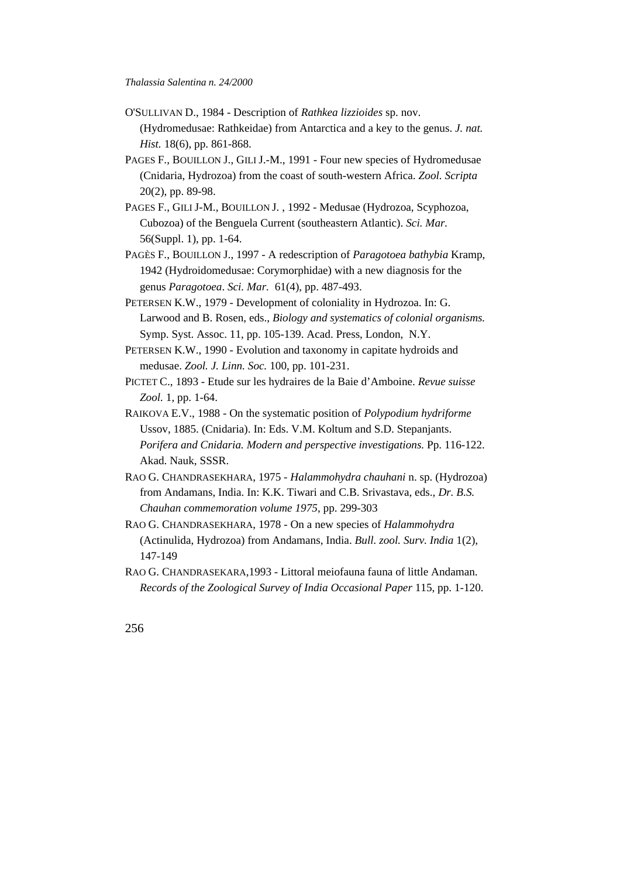O'SULLIVAN D., 1984 - Description of *Rathkea lizzioides* sp. nov. (Hydromedusae: Rathkeidae) from Antarctica and a key to the genus. *J. nat. Hist.* 18(6), pp. 861-868.

PAGES F., BOUILLON J., GILI J.-M., 1991 - Four new species of Hydromedusae (Cnidaria, Hydrozoa) from the coast of south-western Africa. *Zool. Scripta* 20(2), pp. 89-98.

PAGES F., GILI J-M., BOUILLON J. , 1992 - Medusae (Hydrozoa, Scyphozoa, Cubozoa) of the Benguela Current (southeastern Atlantic). *Sci. Mar.* 56(Suppl. 1), pp. 1-64.

PAGÈS F., BOUILLON J., 1997 - A redescription of *Paragotoea bathybia* Kramp, 1942 (Hydroidomedusae: Corymorphidae) with a new diagnosis for the genus *Paragotoea*. *Sci. Mar.* 61(4), pp. 487-493.

PETERSEN K.W., 1979 - Development of coloniality in Hydrozoa. In: G. Larwood and B. Rosen, eds., *Biology and systematics of colonial organisms.* Symp. Syst. Assoc. 11, pp. 105-139. Acad. Press, London, N.Y.

PETERSEN K.W., 1990 - Evolution and taxonomy in capitate hydroids and medusae. *Zool. J. Linn. Soc.* 100, pp. 101-231.

PICTET C., 1893 - Etude sur les hydraires de la Baie d'Amboine. *Revue suisse Zool.* 1, pp. 1-64.

RAIKOVA E.V., 1988 - On the systematic position of *Polypodium hydriforme* Ussov, 1885. (Cnidaria). In: Eds. V.M. Koltum and S.D. Stepanjants. *Porifera and Cnidaria. Modern and perspective investigations.* Pp. 116-122. Akad. Nauk, SSSR.

RAO G. CHANDRASEKHARA, 1975 - *Halammohydra chauhani* n. sp. (Hydrozoa) from Andamans, India. In: K.K. Tiwari and C.B. Srivastava, eds., *Dr. B.S. Chauhan commemoration volume 1975*, pp. 299-303

RAO G. CHANDRASEKHARA, 1978 - On a new species of *Halammohydra* (Actinulida, Hydrozoa) from Andamans, India. *Bull. zool. Surv. India* 1(2), 147-149

RAO G. CHANDRASEKARA,1993 - Littoral meiofauna fauna of little Andaman. *Records of the Zoological Survey of India Occasional Paper* 115, pp. 1-120.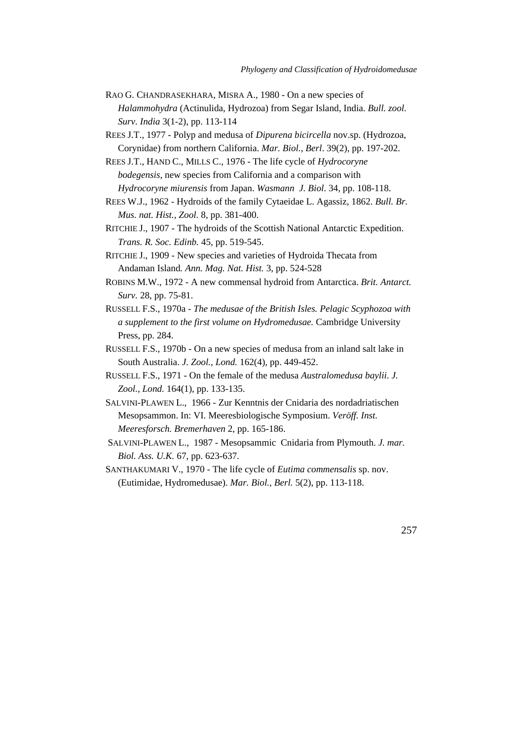RAO G. CHANDRASEKHARA, MISRA A., 1980 - On a new species of *Halammohydra* (Actinulida, Hydrozoa) from Segar Island, India. *Bull. zool. Surv. India* 3(1-2), pp. 113-114

REES J.T., 1977 - Polyp and medusa of *Dipurena bicircella* nov.sp. (Hydrozoa, Corynidae) from northern California. *Mar. Biol., Berl*. 39(2), pp. 197-202.

REES J.T., HAND C., MILLS C., 1976 - The life cycle of *Hydrocoryne bodegensis*, new species from California and a comparison with *Hydrocoryne miurensis* from Japan. *Wasmann J. Biol*. 34, pp. 108-118.

REES W.J., 1962 - Hydroids of the family Cytaeidae L. Agassiz, 1862. *Bull. Br. Mus. nat. Hist., Zool.* 8, pp. 381-400.

RITCHIE J., 1907 - The hydroids of the Scottish National Antarctic Expedition. *Trans. R. Soc. Edinb.* 45, pp. 519-545.

RITCHIE J., 1909 - New species and varieties of Hydroida Thecata from Andaman Island. *Ann. Mag. Nat. Hist.* 3, pp. 524-528

ROBINS M.W., 1972 - A new commensal hydroid from Antarctica. *Brit. Antarct. Surv.* 28, pp. 75-81.

RUSSELL F.S., 1970a - *The medusae of the British Isles. Pelagic Scyphozoa with a supplement to the first volume on Hydromedusae.* Cambridge University Press, pp. 284.

RUSSELL F.S., 1970b - On a new species of medusa from an inland salt lake in South Australia. *J. Zool., Lond.* 162(4), pp. 449-452.

RUSSELL F.S., 1971 - On the female of the medusa *Australomedusa baylii. J. Zool., Lond.* 164(1), pp. 133-135.

SALVINI-PLAWEN L., 1966 - Zur Kenntnis der Cnidaria des nordadriatischen Mesopsammon. In: VI. Meeresbiologische Symposium. *Veröff. Inst. Meeresforsch. Bremerhaven* 2, pp. 165-186.

SALVINI-PLAWEN L., 1987 - Mesopsammic Cnidaria from Plymouth. *J. mar. Biol. Ass. U.K.* 67, pp. 623-637.

SANTHAKUMARI V., 1970 - The life cycle of *Eutima commensalis* sp. nov. (Eutimidae, Hydromedusae). *Mar. Biol., Berl.* 5(2), pp. 113-118.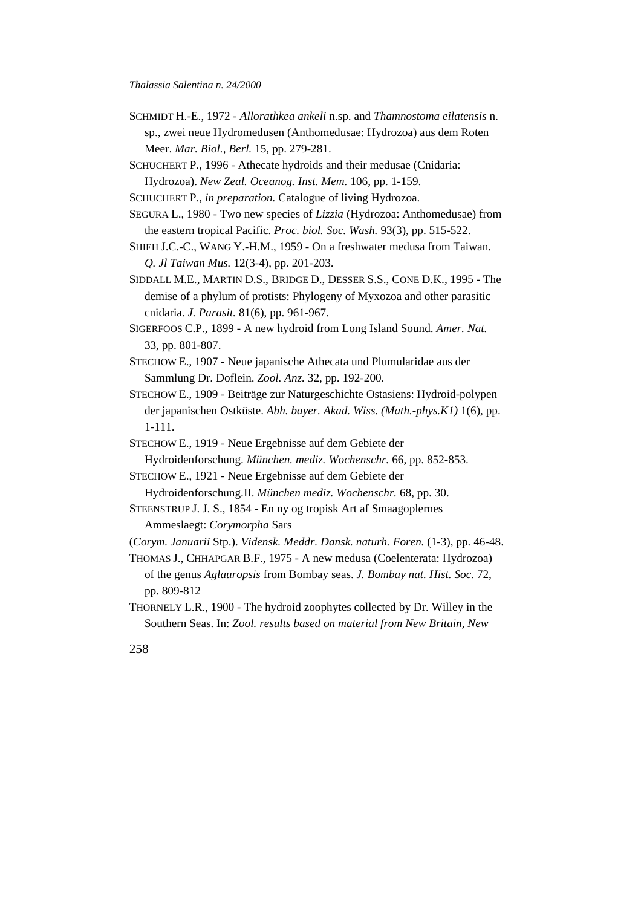SCHMIDT H.-E., 1972 - *Allorathkea ankeli* n.sp. and *Thamnostoma eilatensis* n. sp., zwei neue Hydromedusen (Anthomedusae: Hydrozoa) aus dem Roten Meer. *Mar. Biol., Berl.* 15, pp. 279-281.

SCHUCHERT P., 1996 - Athecate hydroids and their medusae (Cnidaria: Hydrozoa). *New Zeal. Oceanog. Inst. Mem.* 106, pp. 1-159.

SCHUCHERT P., *in preparation.* Catalogue of living Hydrozoa.

SEGURA L., 1980 - Two new species of *Lizzia* (Hydrozoa: Anthomedusae) from the eastern tropical Pacific. *Proc. biol. Soc. Wash.* 93(3), pp. 515-522.

SHIEH J.C.-C., WANG Y.-H.M., 1959 - On a freshwater medusa from Taiwan. *Q. Jl Taiwan Mus.* 12(3-4), pp. 201-203.

SIDDALL M.E., MARTIN D.S., BRIDGE D., DESSER S.S., CONE D.K., 1995 - The demise of a phylum of protists: Phylogeny of Myxozoa and other parasitic cnidaria. *J. Parasit.* 81(6), pp. 961-967.

SIGERFOOS C.P., 1899 - A new hydroid from Long Island Sound. *Amer. Nat.* 33, pp. 801-807.

STECHOW E., 1907 - Neue japanische Athecata und Plumularidae aus der Sammlung Dr. Doflein. *Zool. Anz.* 32, pp. 192-200.

STECHOW E., 1909 - Beiträge zur Naturgeschichte Ostasiens: Hydroid-polypen der japanischen Ostküste. *Abh. bayer. Akad. Wiss. (Math.-phys.K1)* 1(6), pp. 1-111.

STECHOW E., 1919 - Neue Ergebnisse auf dem Gebiete der Hydroidenforschung. *München. mediz. Wochenschr.* 66, pp. 852-853.

STECHOW E., 1921 - Neue Ergebnisse auf dem Gebiete der Hydroidenforschung.II. *München mediz. Wochenschr.* 68, pp. 30.

STEENSTRUP J. J. S., 1854 - En ny og tropisk Art af Smaagoplernes Ammeslaegt: *Corymorpha* Sars (*Corym. Januarii* Stp.). *Vidensk. Meddr. Dansk. naturh. Foren.* (1-3), pp. 46-48.

THOMAS J., CHHAPGAR B.F., 1975 - A new medusa (Coelenterata: Hydrozoa) of the genus *Aglauropsis* from Bombay seas. *J. Bombay nat. Hist. Soc.* 72, pp. 809-812

THORNELY L.R., 1900 - The hydroid zoophytes collected by Dr. Willey in the Southern Seas. In: *Zool. results based on material from New Britain, New*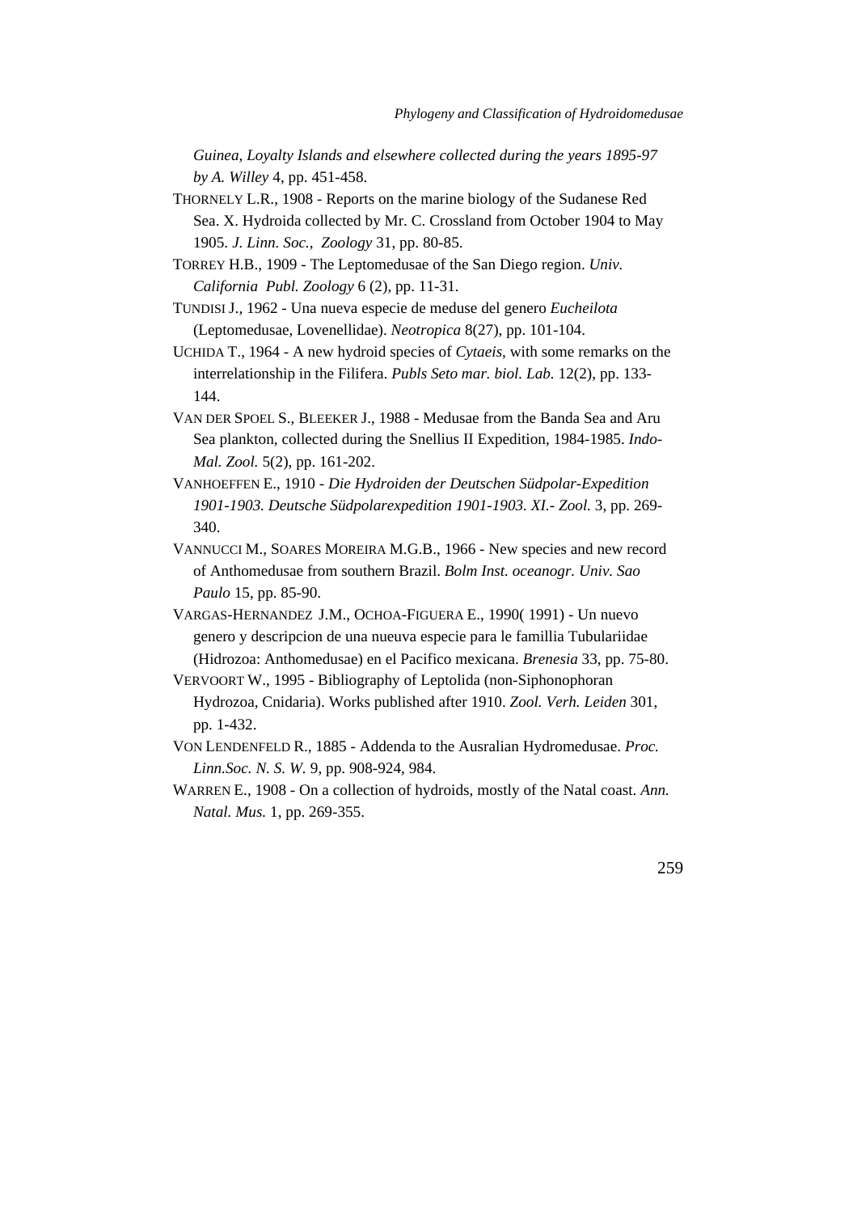*Guinea, Loyalty Islands and elsewhere collected during the years 1895-97 by A. Willey* 4, pp. 451-458.

THORNELY L.R., 1908 - Reports on the marine biology of the Sudanese Red Sea. X. Hydroida collected by Mr. C. Crossland from October 1904 to May 1905. *J. Linn. Soc., Zoology* 31, pp. 80-85.

TORREY H.B., 1909 - The Leptomedusae of the San Diego region. *Univ. California Publ. Zoology* 6 (2), pp. 11-31.

TUNDISI J., 1962 - Una nueva especie de meduse del genero *Eucheilota* (Leptomedusae, Lovenellidae). *Neotropica* 8(27), pp. 101-104.

UCHIDA T., 1964 - A new hydroid species of *Cytaeis*, with some remarks on the interrelationship in the Filifera. *Publs Seto mar. biol. Lab.* 12(2), pp. 133-144.

VAN DER SPOEL S., BLEEKER J., 1988 - Medusae from the Banda Sea and Aru Sea plankton, collected during the Snellius II Expedition, 1984-1985. *Indo-Mal. Zool.* 5(2), pp. 161-202.

VANHOEFFEN E., 1910 - *Die Hydroiden der Deutschen Südpolar-Expedition 1901-1903. Deutsche Südpolarexpedition 1901-1903. XI.- Zool.* 3, pp. 269-340.

VANNUCCI M., SOARES MOREIRA M.G.B., 1966 - New species and new record of Anthomedusae from southern Brazil. *Bolm Inst. oceanogr. Univ. Sao Paulo* 15, pp. 85-90.

VARGAS-HERNANDEZ J.M., OCHOA-FIGUERA E., 1990( 1991) - Un nuevo genero y descripcion de una nueuva especie para le famillia Tubulariidae (Hidrozoa: Anthomedusae) en el Pacifico mexicana. *Brenesia* 33, pp. 75-80.

VERVOORT W., 1995 - Bibliography of Leptolida (non-Siphonophoran Hydrozoa, Cnidaria). Works published after 1910. *Zool. Verh. Leiden* 301, pp. 1-432.

VON LENDENFELD R., 1885 - Addenda to the Ausralian Hydromedusae. *Proc. Linn.Soc. N. S. W.* 9, pp. 908-924, 984.

WARREN E., 1908 - On a collection of hydroids, mostly of the Natal coast. *Ann. Natal. Mus.* 1, pp. 269-355.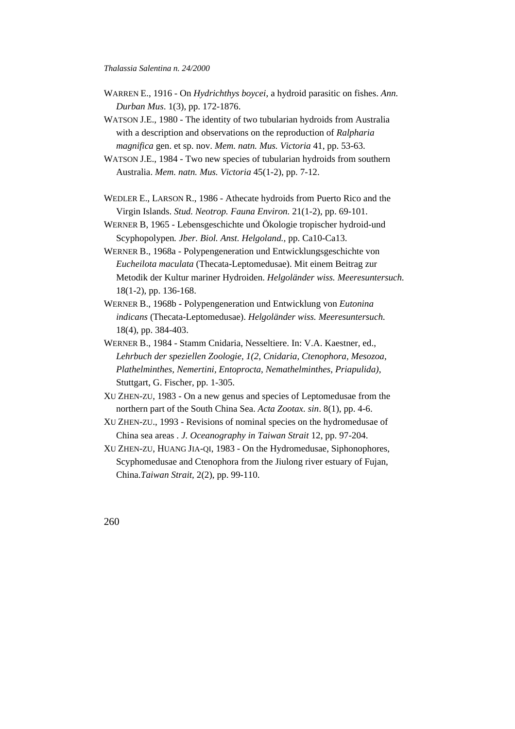WARREN E., 1916 - On *Hydrichthys boycei*, a hydroid parasitic on fishes. *Ann. Durban Mus*. 1(3), pp. 172-1876.

WATSON J.E., 1980 - The identity of two tubularian hydroids from Australia with a description and observations on the reproduction of *Ralpharia magnifica* gen. et sp. nov. *Mem. natn. Mus. Victoria* 41, pp. 53-63.

WATSON J.E., 1984 - Two new species of tubularian hydroids from southern Australia. *Mem. natn. Mus. Victoria* 45(1-2), pp. 7-12.

WEDLER E., LARSON R., 1986 - Athecate hydroids from Puerto Rico and the Virgin Islands. *Stud. Neotrop. Fauna Environ.* 21(1-2), pp. 69-101.

WERNER B, 1965 - Lebensgeschichte und Ökologie tropischer hydroid-und Scyphopolypen*. Jber. Biol. Anst. Helgoland.*, pp. Ca10-Ca13.

WERNER B., 1968a - Polypengeneration und Entwicklungsgeschichte von *Eucheilota maculata* (Thecata-Leptomedusae). Mit einem Beitrag zur Metodik der Kultur mariner Hydroiden. *Helgoländer wiss. Meeresuntersuch.* 18(1-2), pp. 136-168.

WERNER B., 1968b - Polypengeneration und Entwicklung von *Eutonina indicans* (Thecata-Leptomedusae). *Helgoländer wiss. Meeresuntersuch.* 18(4), pp. 384-403.

WERNER B., 1984 - Stamm Cnidaria, Nesseltiere. In: V.A. Kaestner, ed., *Lehrbuch der speziellen Zoologie, 1(2, Cnidaria, Ctenophora, Mesozoa, Plathelminthes, Nemertini, Entoprocta, Nemathelminthes, Priapulida)*, Stuttgart, G. Fischer, pp. 1-305.

XU ZHEN-ZU, 1983 - On a new genus and species of Leptomedusae from the northern part of the South China Sea. *Acta Zootax. sin*. 8(1), pp. 4-6.

XU ZHEN-ZU., 1993 - Revisions of nominal species on the hydromedusae of China sea areas . *J. Oceanography in Taiwan Strait* 12, pp. 97-204.

XU ZHEN-ZU, HUANG JIA-QI, 1983 - On the Hydromedusae, Siphonophores, Scyphomedusae and Ctenophora from the Jiulong river estuary of Fujan, China.*Taiwan Strait,* 2(2), pp. 99-110.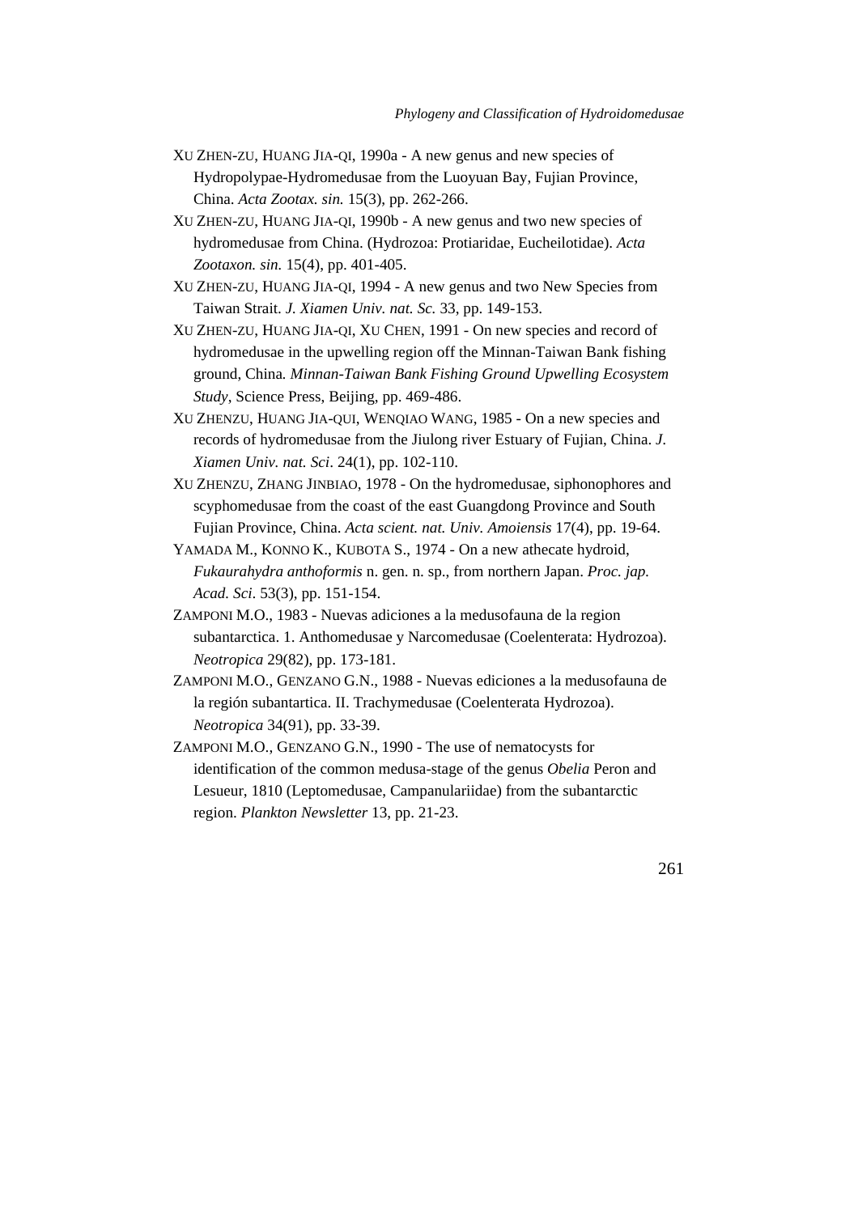XU ZHEN-ZU, HUANG JIA-QI, 1990a - A new genus and new species of Hydropolypae-Hydromedusae from the Luoyuan Bay, Fujian Province, China. *Acta Zootax. sin.* 15(3), pp. 262-266.

XU ZHEN-ZU, HUANG JIA-QI, 1990b - A new genus and two new species of hydromedusae from China. (Hydrozoa: Protiaridae, Eucheilotidae). *Acta Zootaxon. sin.* 15(4), pp. 401-405.

XU ZHEN-ZU, HUANG JIA-QI, 1994 - A new genus and two New Species from Taiwan Strait. *J. Xiamen Univ. nat. Sc.* 33, pp. 149-153.

XU ZHEN-ZU, HUANG JIA-QI, XU CHEN, 1991 - On new species and record of hydromedusae in the upwelling region off the Minnan-Taiwan Bank fishing ground, China. *Minnan-Taiwan Bank Fishing Ground Upwelling Ecosystem Study*, Science Press, Beijing, pp. 469-486.

XU ZHENZU, HUANG JIA-QUI, WENQIAO WANG, 1985 - On a new species and records of hydromedusae from the Jiulong river Estuary of Fujian, China. *J. Xiamen Univ. nat. Sci*. 24(1), pp. 102-110.

XU ZHENZU, ZHANG JINBIAO, 1978 - On the hydromedusae, siphonophores and scyphomedusae from the coast of the east Guangdong Province and South Fujian Province, China. *Acta scient. nat. Univ. Amoiensis* 17(4), pp. 19-64.

YAMADA M., KONNO K., KUBOTA S., 1974 - On a new athecate hydroid, *Fukaurahydra anthoformis* n. gen. n. sp., from northern Japan. *Proc. jap. Acad. Sci*. 53(3), pp. 151-154.

ZAMPONI M.O., 1983 - Nuevas adiciones a la medusofauna de la region subantarctica. 1. Anthomedusae y Narcomedusae (Coelenterata: Hydrozoa). *Neotropica* 29(82), pp. 173-181.

ZAMPONI M.O., GENZANO G.N., 1988 - Nuevas ediciones a la medusofauna de la región subantartica. II. Trachymedusae (Coelenterata Hydrozoa). *Neotropica* 34(91), pp. 33-39.

ZAMPONI M.O., GENZANO G.N., 1990 - The use of nematocysts for identification of the common medusa-stage of the genus *Obelia* Peron and Lesueur, 1810 (Leptomedusae, Campanulariidae) from the subantarctic region. *Plankton Newsletter* 13, pp. 21-23.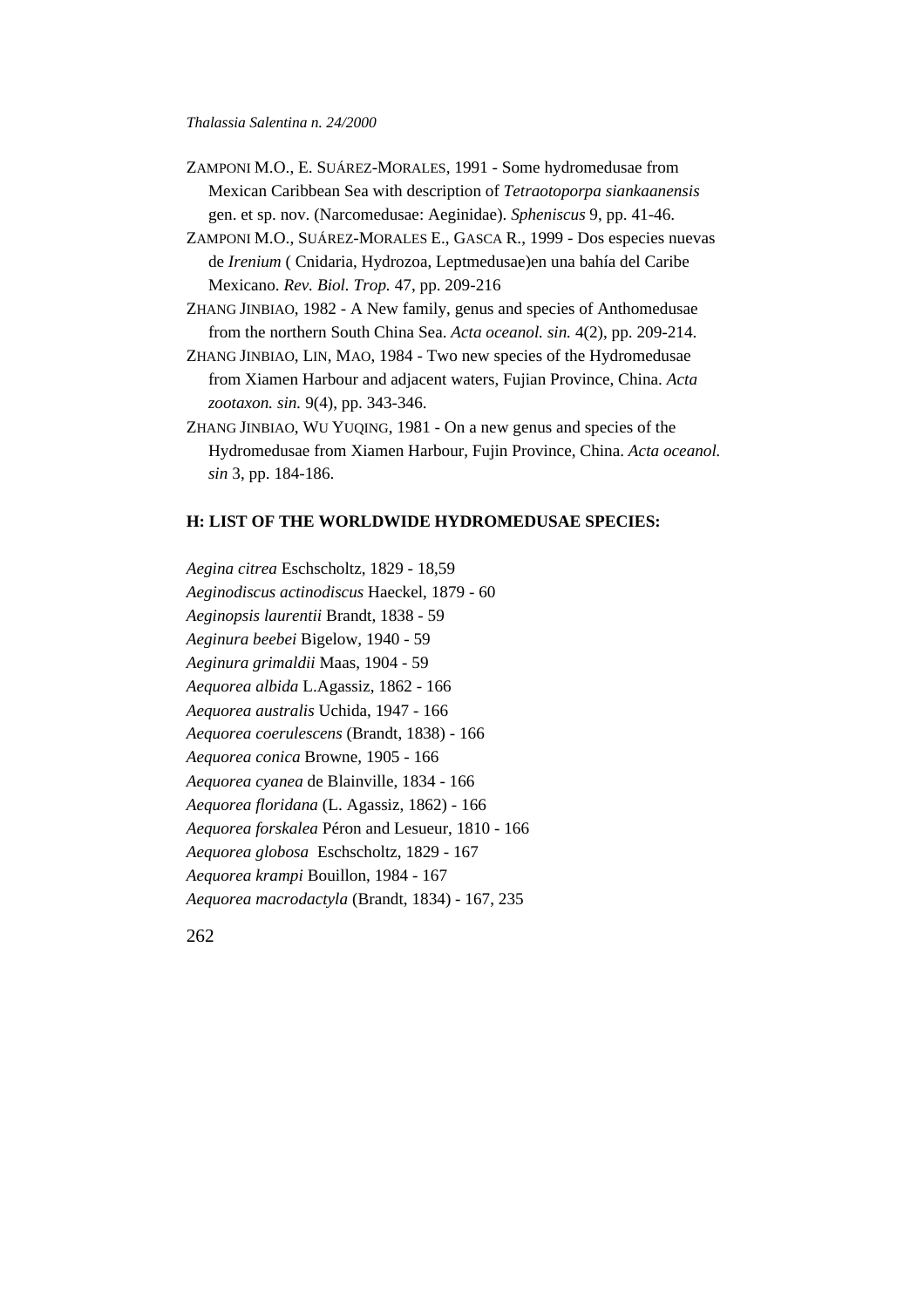ZAMPONI M.O., E. SUÁREZ-MORALES, 1991 - Some hydromedusae from Mexican Caribbean Sea with description of *Tetraotoporpa siankaanensis* gen. et sp. nov. (Narcomedusae: Aeginidae). *Spheniscus* 9, pp. 41-46.

ZAMPONI M.O., SUÁREZ-MORALES E., GASCA R., 1999 - Dos especies nuevas de *Irenium* ( Cnidaria, Hydrozoa, Leptmedusae)en una bahía del Caribe Mexicano. *Rev. Biol. Trop.* 47, pp. 209-216

ZHANG JINBIAO, 1982 - A New family, genus and species of Anthomedusae from the northern South China Sea. *Acta oceanol. sin.* 4(2), pp. 209-214.

ZHANG JINBIAO, LIN, MAO, 1984 - Two new species of the Hydromedusae from Xiamen Harbour and adjacent waters, Fujian Province, China. *Acta zootaxon. sin.* 9(4), pp. 343-346.

ZHANG JINBIAO, WU YUQING, 1981 - On a new genus and species of the Hydromedusae from Xiamen Harbour, Fujin Province, China. *Acta oceanol. sin* 3, pp. 184-186.

**H: LIST OF THE WORLDWIDE HYDROMEDUSAE SPECIES:**

*Aegina citrea* Eschscholtz, 1829 - 18,59
*Aeginodiscus actinodiscus* Haeckel, 1879 - 60
*Aeginopsis laurentii* Brandt, 1838 - 59
*Aeginura beebei* Bigelow, 1940 - 59
*Aeginura grimaldii* Maas, 1904 - 59
*Aequorea albida* L.Agassiz, 1862 - 166
*Aequorea australis* Uchida, 1947 - 166
*Aequorea coerulescens* (Brandt, 1838) - 166
*Aequorea conica* Browne, 1905 - 166
*Aequorea cyanea* de Blainville, 1834 - 166
*Aequorea floridana* (L. Agassiz, 1862) - 166
*Aequorea forskalea* Péron and Lesueur, 1810 - 166
*Aequorea globosa* Eschscholtz, 1829 - 167
*Aequorea krampi* Bouillon, 1984 - 167
*Aequorea macrodactyla* (Brandt, 1834) - 167, 235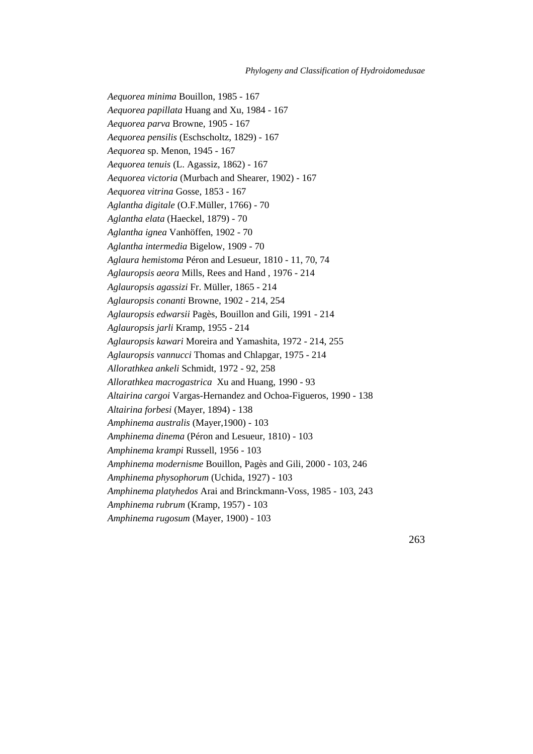*Aequorea minima* Bouillon, 1985 - 167
*Aequorea papillata* Huang and Xu, 1984 - 167
*Aequorea parva* Browne, 1905 - 167
*Aequorea pensilis* (Eschscholtz, 1829) - 167
*Aequorea* sp. Menon, 1945 - 167
*Aequorea tenuis* (L. Agassiz, 1862) - 167
*Aequorea victoria* (Murbach and Shearer, 1902) - 167
*Aequorea vitrina* Gosse, 1853 - 167
*Aglantha digitale* (O.F.Müller, 1766) - 70
*Aglantha elata* (Haeckel, 1879) - 70
*Aglantha ignea* Vanhöffen, 1902 - 70
*Aglantha intermedia* Bigelow, 1909 - 70
*Aglaura hemistoma* Péron and Lesueur, 1810 - 11, 70, 74
*Aglauropsis aeora* Mills, Rees and Hand , 1976 - 214
*Aglauropsis agassizi* Fr. Müller, 1865 - 214
*Aglauropsis conanti* Browne, 1902 - 214, 254
*Aglauropsis edwarsii* Pagès, Bouillon and Gili, 1991 - 214
*Aglauropsis jarli* Kramp, 1955 - 214
*Aglauropsis kawari* Moreira and Yamashita, 1972 - 214, 255
*Aglauropsis vannucci* Thomas and Chlapgar, 1975 - 214
*Allorathkea ankeli* Schmidt, 1972 - 92, 258
*Allorathkea macrogastrica* Xu and Huang, 1990 - 93
*Altairina cargoi* Vargas-Hernandez and Ochoa-Figueros, 1990 - 138
*Altairina forbesi* (Mayer, 1894) - 138
*Amphinema australis* (Mayer,1900) - 103
*Amphinema dinema* (Péron and Lesueur, 1810) - 103
*Amphinema krampi* Russell, 1956 - 103
*Amphinema modernisme* Bouillon, Pagès and Gili, 2000 - 103, 246
*Amphinema physophorum* (Uchida, 1927) - 103
*Amphinema platyhedos* Arai and Brinckmann-Voss, 1985 - 103, 243
*Amphinema rubrum* (Kramp, 1957) - 103
*Amphinema rugosum* (Mayer, 1900) - 103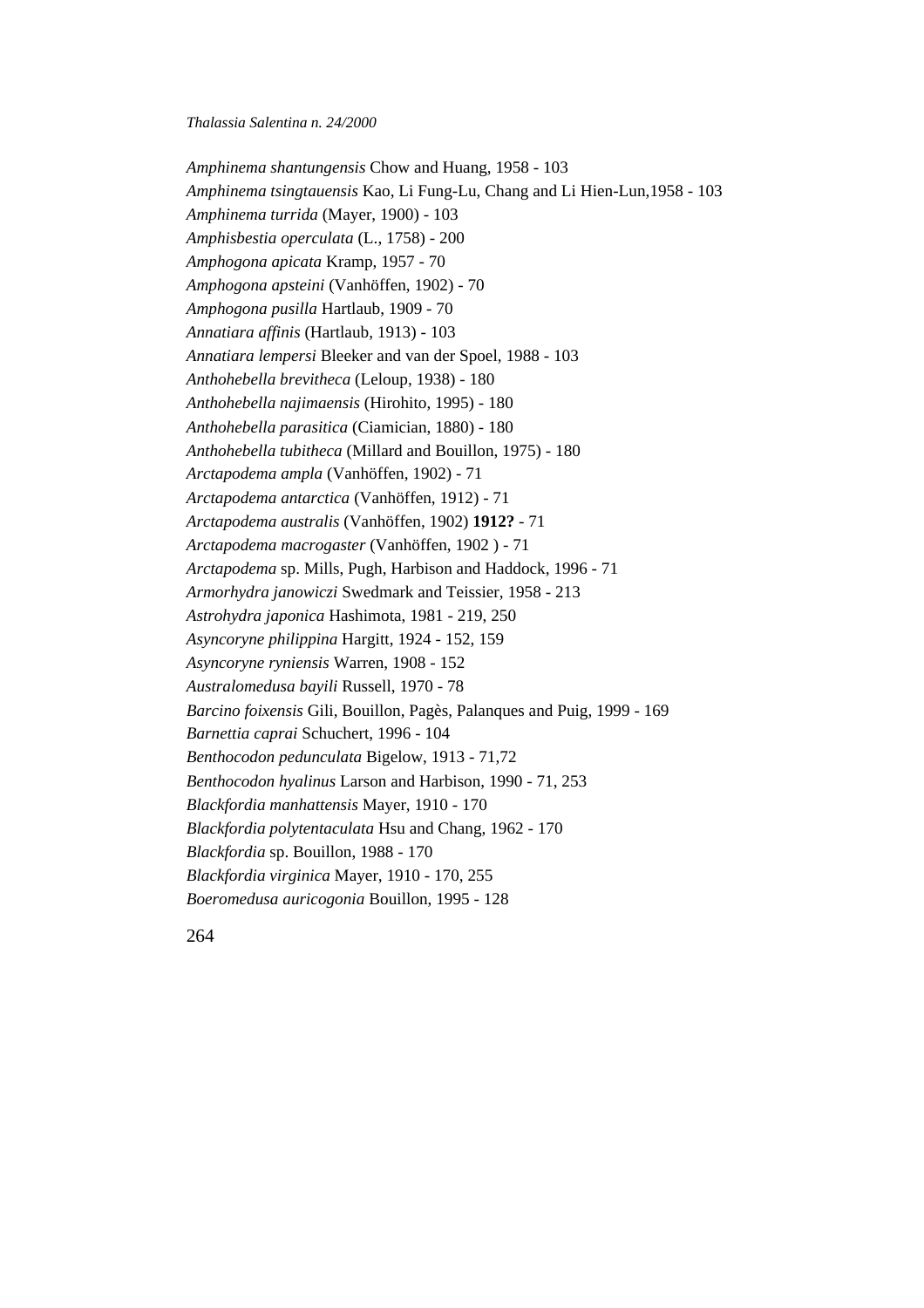*Amphinema shantungensis* Chow and Huang, 1958 - 103

*Amphinema tsingtauensis* Kao, Li Fung-Lu, Chang and Li Hien-Lun,1958 - 103

*Amphinema turrida* (Mayer, 1900) - 103

*Amphisbestia operculata* (L., 1758) - 200

*Amphogona apicata* Kramp, 1957 - 70

*Amphogona apsteini* (Vanhöffen, 1902) - 70

*Amphogona pusilla* Hartlaub, 1909 - 70

*Annatiara affinis* (Hartlaub, 1913) - 103

*Annatiara lempersi* Bleeker and van der Spoel, 1988 - 103

*Anthohebella brevitheca* (Leloup, 1938) - 180

*Anthohebella najimaensis* (Hirohito, 1995) - 180

*Anthohebella parasitica* (Ciamician, 1880) - 180

*Anthohebella tubitheca* (Millard and Bouillon, 1975) - 180

*Arctapodema ampla* (Vanhöffen, 1902) - 71

*Arctapodema antarctica* (Vanhöffen, 1912) - 71

*Arctapodema australis* (Vanhöffen, 1902) **1912?** - 71

*Arctapodema macrogaster* (Vanhöffen, 1902 ) - 71

*Arctapodema* sp. Mills, Pugh, Harbison and Haddock, 1996 - 71

*Armorhydra janowiczi* Swedmark and Teissier, 1958 - 213

*Astrohydra japonica* Hashimota, 1981 - 219, 250

*Asyncoryne philippina* Hargitt, 1924 - 152, 159

*Asyncoryne ryniensis* Warren, 1908 - 152

*Australomedusa bayili* Russell, 1970 - 78

*Barcino foixensis* Gili, Bouillon, Pagès, Palanques and Puig, 1999 - 169

*Barnettia caprai* Schuchert, 1996 - 104

*Benthocodon pedunculata* Bigelow, 1913 - 71,72

*Benthocodon hyalinus* Larson and Harbison, 1990 - 71, 253

*Blackfordia manhattensis* Mayer, 1910 - 170

*Blackfordia polytentaculata* Hsu and Chang, 1962 - 170

*Blackfordia* sp. Bouillon, 1988 - 170

*Blackfordia virginica* Mayer, 1910 - 170, 255

*Boeromedusa auricogonia* Bouillon, 1995 - 128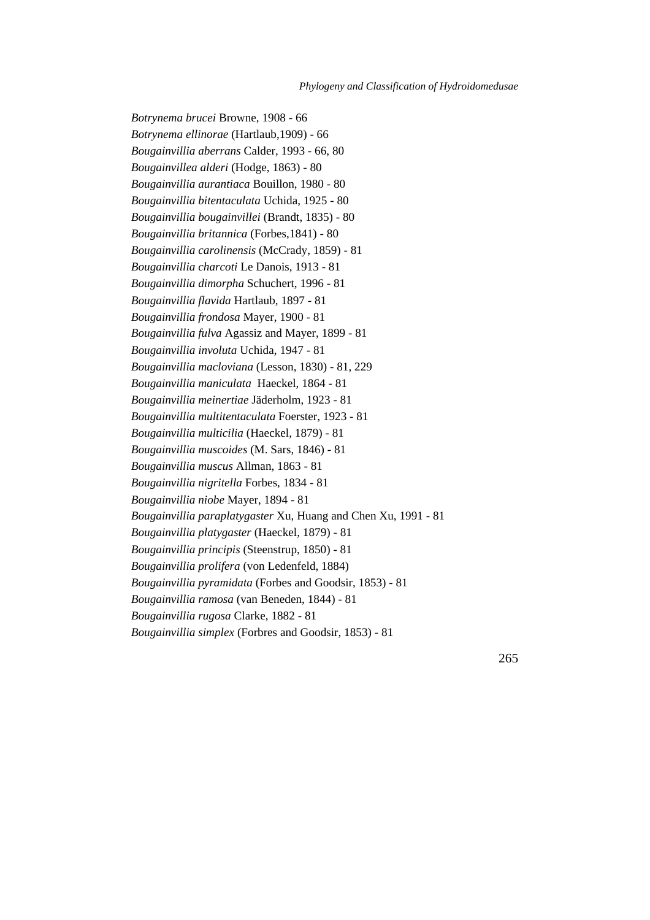*Botrynema brucei* Browne, 1908 - 66  
*Botrynema ellinorae* (Hartlaub,1909) - 66  
*Bougainvillia aberrans* Calder, 1993 - 66, 80  
*Bougainvillea alderi* (Hodge, 1863) - 80  
*Bougainvillia aurantiaca* Bouillon, 1980 - 80  
*Bougainvillia bitentaculata* Uchida, 1925 - 80  
*Bougainvillia bougainvillei* (Brandt, 1835) - 80  
*Bougainvillia britannica* (Forbes,1841) - 80  
*Bougainvillia carolinensis* (McCrady, 1859) - 81  
*Bougainvillia charcoti* Le Danois, 1913 - 81  
*Bougainvillia dimorpha* Schuchert, 1996 - 81  
*Bougainvillia flavida* Hartlaub, 1897 - 81  
*Bougainvillia frondosa* Mayer, 1900 - 81  
*Bougainvillia fulva* Agassiz and Mayer, 1899 - 81  
*Bougainvillia involuta* Uchida, 1947 - 81  
*Bougainvillia macloviana* (Lesson, 1830) - 81, 229  
*Bougainvillia maniculata*  Haeckel, 1864 - 81  
*Bougainvillia meinertiae* Jäderholm, 1923 - 81  
*Bougainvillia multitentaculata* Foerster, 1923 - 81  
*Bougainvillia multicilia* (Haeckel, 1879) - 81  
*Bougainvillia muscoides* (M. Sars, 1846) - 81  
*Bougainvillia muscus* Allman, 1863 - 81  
*Bougainvillia nigritella* Forbes, 1834 - 81  
*Bougainvillia niobe* Mayer, 1894 - 81  
*Bougainvillia paraplatygaster* Xu, Huang and Chen Xu, 1991 - 81  
*Bougainvillia platygaster* (Haeckel, 1879) - 81  
*Bougainvillia principis* (Steenstrup, 1850) - 81  
*Bougainvillia prolifera* (von Ledenfeld, 1884)  
*Bougainvillia pyramidata* (Forbes and Goodsir, 1853) - 81  
*Bougainvillia ramosa* (van Beneden, 1844) - 81  
*Bougainvillia rugosa* Clarke, 1882 - 81  
*Bougainvillia simplex* (Forbres and Goodsir, 1853) - 81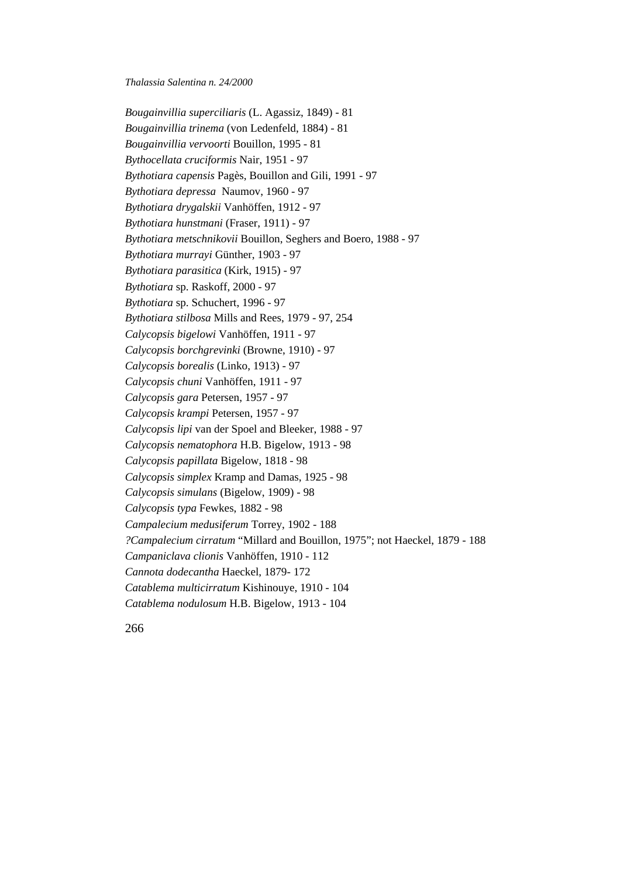*Bougainvillia superciliaris* (L. Agassiz, 1849) - 81  
*Bougainvillia trinema* (von Ledenfeld, 1884) - 81  
*Bougainvillia vervoorti* Bouillon, 1995 - 81  
*Bythocellata cruciformis* Nair, 1951 - 97  
*Bythotiara capensis* Pagès, Bouillon and Gili, 1991 - 97  
*Bythotiara depressa* Naumov, 1960 - 97  
*Bythotiara drygalskii* Vanhöffen, 1912 - 97  
*Bythotiara hunstmani* (Fraser, 1911) - 97  
*Bythotiara metschnikovii* Bouillon, Seghers and Boero, 1988 - 97  
*Bythotiara murrayi* Günther, 1903 - 97  
*Bythotiara parasitica* (Kirk, 1915) - 97  
*Bythotiara* sp. Raskoff, 2000 - 97  
*Bythotiara* sp. Schuchert, 1996 - 97  
*Bythotiara stilbosa* Mills and Rees, 1979 - 97, 254  
*Calycopsis bigelowi* Vanhöffen, 1911 - 97  
*Calycopsis borchgrevinki* (Browne, 1910) - 97  
*Calycopsis borealis* (Linko, 1913) - 97  
*Calycopsis chuni* Vanhöffen, 1911 - 97  
*Calycopsis gara* Petersen, 1957 - 97  
*Calycopsis krampi* Petersen, 1957 - 97  
*Calycopsis lipi* van der Spoel and Bleeker, 1988 - 97  
*Calycopsis nematophora* H.B. Bigelow, 1913 - 98  
*Calycopsis papillata* Bigelow, 1818 - 98  
*Calycopsis simplex* Kramp and Damas, 1925 - 98  
*Calycopsis simulans* (Bigelow, 1909) - 98  
*Calycopsis typa* Fewkes, 1882 - 98  
*Campalecium medusiferum* Torrey, 1902 - 188  
*?Campalecium cirratum* "Millard and Bouillon, 1975"; not Haeckel, 1879 - 188  
*Campaniclava clionis* Vanhöffen, 1910 - 112  
*Cannota dodecantha* Haeckel, 1879- 172  
*Catablema multicirratum* Kishinouye, 1910 - 104  
*Catablema nodulosum* H.B. Bigelow, 1913 - 104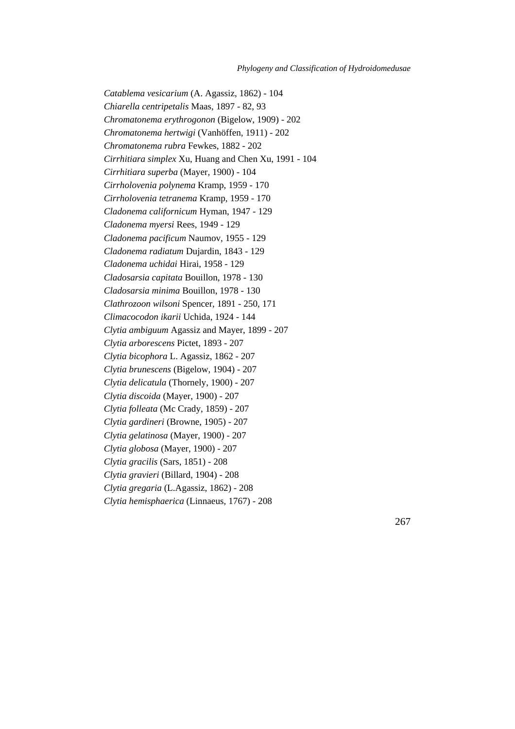*Catablema vesicarium* (A. Agassiz, 1862) - 104
*Chiarella centripetalis* Maas, 1897 - 82, 93
*Chromatonema erythrogonon* (Bigelow, 1909) - 202
*Chromatonema hertwigi* (Vanhöffen, 1911) - 202
*Chromatonema rubra* Fewkes, 1882 - 202
*Cirrhitiara simplex* Xu, Huang and Chen Xu, 1991 - 104
*Cirrhitiara superba* (Mayer, 1900) - 104
*Cirrholovenia polynema* Kramp, 1959 - 170
*Cirrholovenia tetranema* Kramp, 1959 - 170
*Cladonema californicum* Hyman, 1947 - 129
*Cladonema myersi* Rees, 1949 - 129
*Cladonema pacificum* Naumov, 1955 - 129
*Cladonema radiatum* Dujardin, 1843 - 129
*Cladonema uchidai* Hirai, 1958 - 129
*Cladosarsia capitata* Bouillon, 1978 - 130
*Cladosarsia minima* Bouillon, 1978 - 130
*Clathrozoon wilsoni* Spencer, 1891 - 250, 171
*Climacocodon ikarii* Uchida, 1924 - 144
*Clytia ambiguum* Agassiz and Mayer, 1899 - 207
*Clytia arborescens* Pictet, 1893 - 207
*Clytia bicophora* L. Agassiz, 1862 - 207
*Clytia brunescens* (Bigelow, 1904) - 207
*Clytia delicatula* (Thornely, 1900) - 207
*Clytia discoida* (Mayer, 1900) - 207
*Clytia folleata* (Mc Crady, 1859) - 207
*Clytia gardineri* (Browne, 1905) - 207
*Clytia gelatinosa* (Mayer, 1900) - 207
*Clytia globosa* (Mayer, 1900) - 207
*Clytia gracilis* (Sars, 1851) - 208
*Clytia gravieri* (Billard, 1904) - 208
*Clytia gregaria* (L.Agassiz, 1862) - 208
*Clytia hemisphaerica* (Linnaeus, 1767) - 208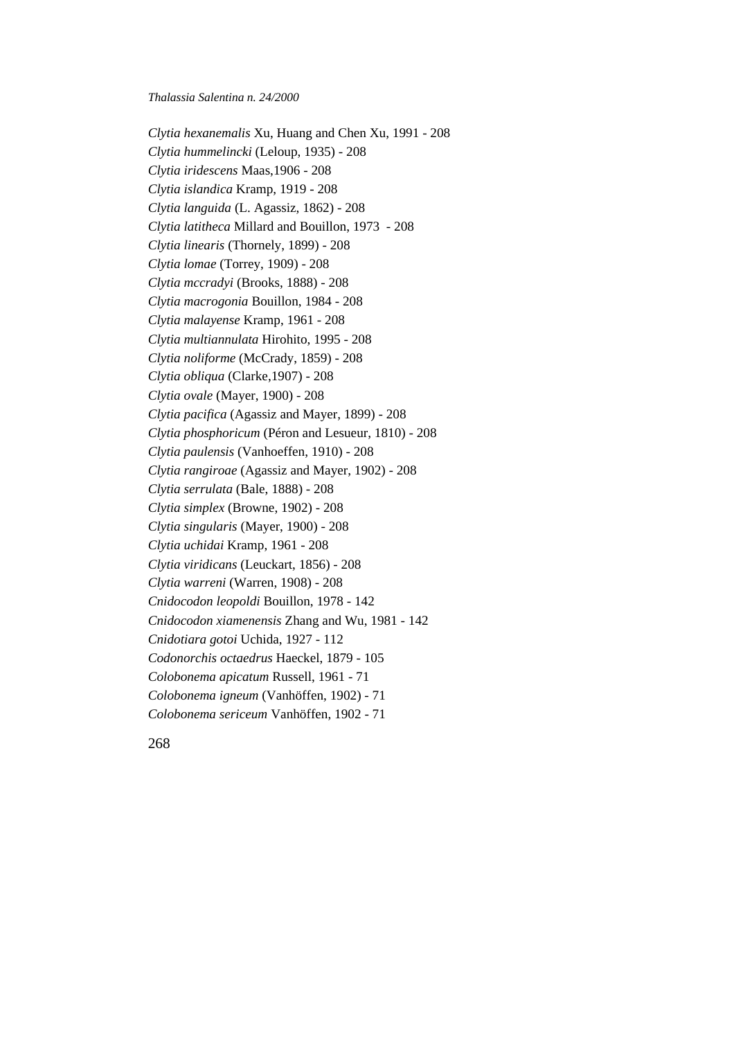*Clytia hexanemalis* Xu, Huang and Chen Xu, 1991 - 208
*Clytia hummelincki* (Leloup, 1935) - 208
*Clytia iridescens* Maas,1906 - 208
*Clytia islandica* Kramp, 1919 - 208
*Clytia languida* (L. Agassiz, 1862) - 208
*Clytia latitheca* Millard and Bouillon, 1973 - 208
*Clytia linearis* (Thornely, 1899) - 208
*Clytia lomae* (Torrey, 1909) - 208
*Clytia mccradyi* (Brooks, 1888) - 208
*Clytia macrogonia* Bouillon, 1984 - 208
*Clytia malayense* Kramp, 1961 - 208
*Clytia multiannulata* Hirohito, 1995 - 208
*Clytia noliforme* (McCrady, 1859) - 208
*Clytia obliqua* (Clarke,1907) - 208
*Clytia ovale* (Mayer, 1900) - 208
*Clytia pacifica* (Agassiz and Mayer, 1899) - 208
*Clytia phosphoricum* (Péron and Lesueur, 1810) - 208
*Clytia paulensis* (Vanhoeffen, 1910) - 208
*Clytia rangiroae* (Agassiz and Mayer, 1902) - 208
*Clytia serrulata* (Bale, 1888) - 208
*Clytia simplex* (Browne, 1902) - 208
*Clytia singularis* (Mayer, 1900) - 208
*Clytia uchidai* Kramp, 1961 - 208
*Clytia viridicans* (Leuckart, 1856) - 208
*Clytia warreni* (Warren, 1908) - 208
*Cnidocodon leopoldi* Bouillon, 1978 - 142
*Cnidocodon xiamenensis* Zhang and Wu, 1981 - 142
*Cnidotiara gotoi* Uchida, 1927 - 112
*Codonorchis octaedrus* Haeckel, 1879 - 105
*Colobonema apicatum* Russell, 1961 - 71
*Colobonema igneum* (Vanhöffen, 1902) - 71
*Colobonema sericeum* Vanhöffen, 1902 - 71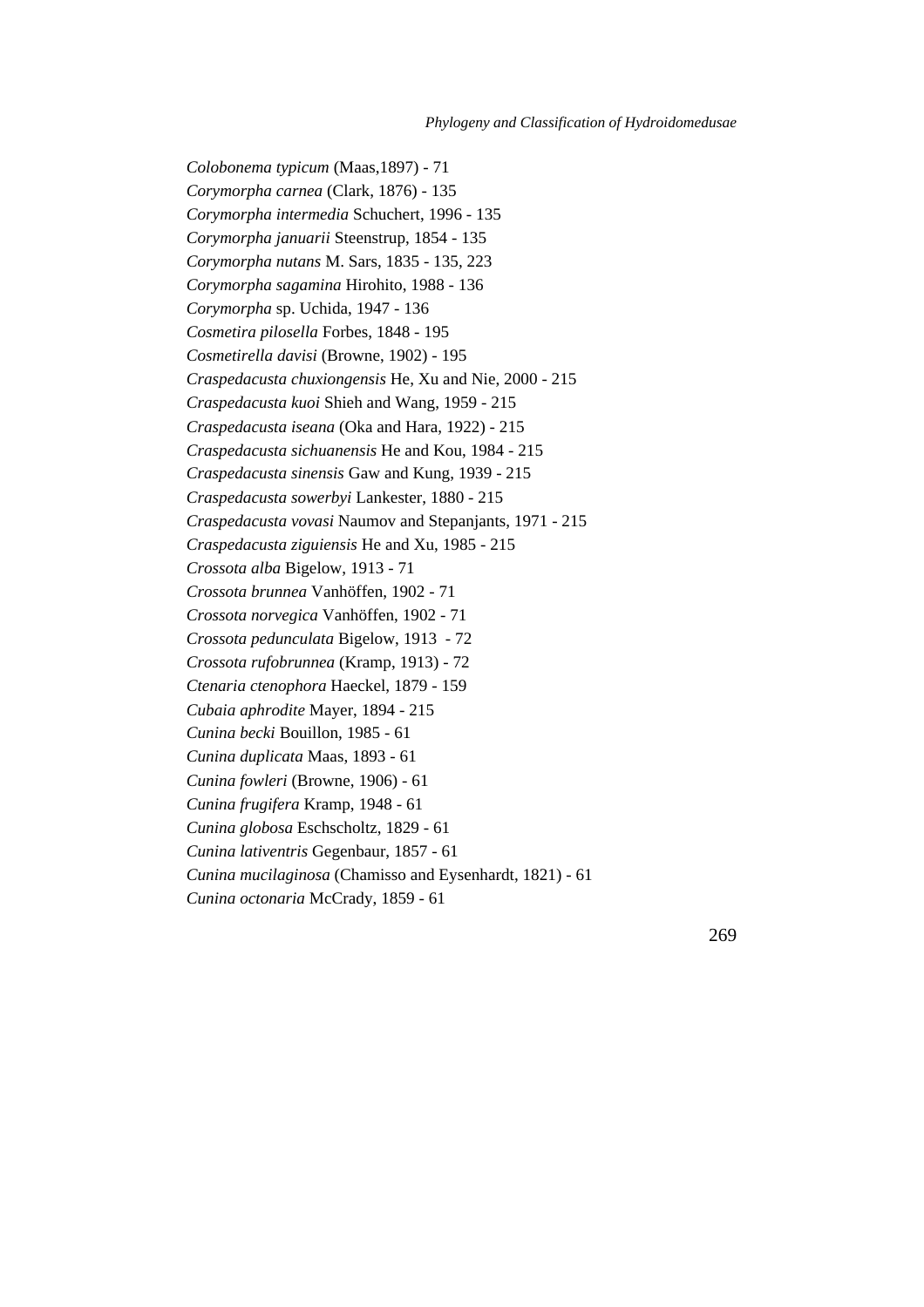*Colobonema typicum* (Maas,1897) - 71
*Corymorpha carnea* (Clark, 1876) - 135
*Corymorpha intermedia* Schuchert, 1996 - 135
*Corymorpha januarii* Steenstrup, 1854 - 135
*Corymorpha nutans* M. Sars, 1835 - 135, 223
*Corymorpha sagamina* Hirohito, 1988 - 136
*Corymorpha* sp. Uchida, 1947 - 136
*Cosmetira pilosella* Forbes, 1848 - 195
*Cosmetirella davisi* (Browne, 1902) - 195
*Craspedacusta chuxiongensis* He, Xu and Nie, 2000 - 215
*Craspedacusta kuoi* Shieh and Wang, 1959 - 215
*Craspedacusta iseana* (Oka and Hara, 1922) - 215
*Craspedacusta sichuanensis* He and Kou, 1984 - 215
*Craspedacusta sinensis* Gaw and Kung, 1939 - 215
*Craspedacusta sowerbyi* Lankester, 1880 - 215
*Craspedacusta vovasi* Naumov and Stepanjants, 1971 - 215
*Craspedacusta ziguiensis* He and Xu, 1985 - 215
*Crossota alba* Bigelow, 1913 - 71
*Crossota brunnea* Vanhöffen, 1902 - 71
*Crossota norvegica* Vanhöffen, 1902 - 71
*Crossota pedunculata* Bigelow, 1913 - 72
*Crossota rufobrunnea* (Kramp, 1913) - 72
*Ctenaria ctenophora* Haeckel, 1879 - 159
*Cubaia aphrodite* Mayer, 1894 - 215
*Cunina becki* Bouillon, 1985 - 61
*Cunina duplicata* Maas, 1893 - 61
*Cunina fowleri* (Browne, 1906) - 61
*Cunina frugifera* Kramp, 1948 - 61
*Cunina globosa* Eschscholtz, 1829 - 61
*Cunina lativentris* Gegenbaur, 1857 - 61
*Cunina mucilaginosa* (Chamisso and Eysenhardt, 1821) - 61
*Cunina octonaria* McCrady, 1859 - 61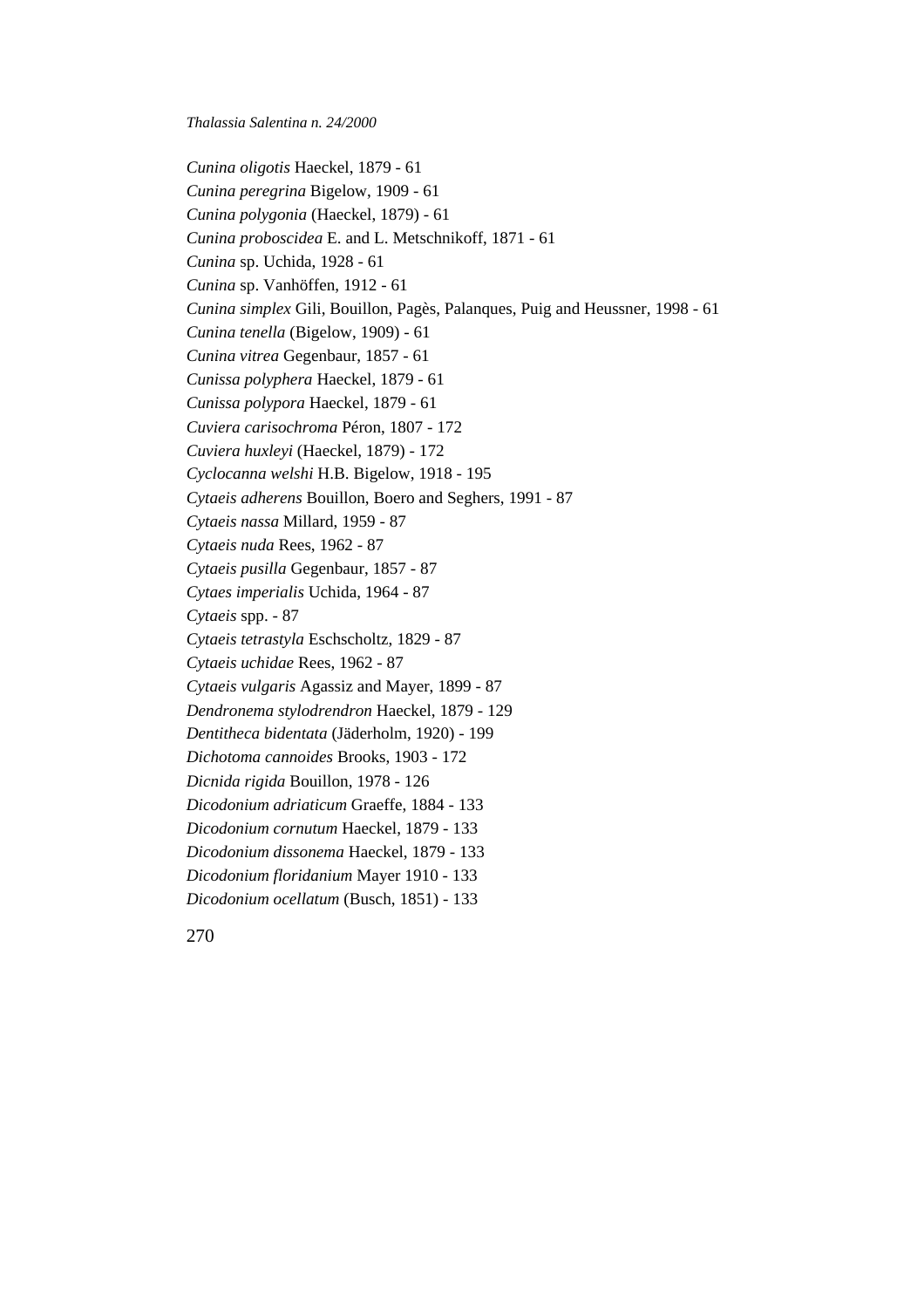*Cunina oligotis* Haeckel, 1879 - 61
*Cunina peregrina* Bigelow, 1909 - 61
*Cunina polygonia* (Haeckel, 1879) - 61
*Cunina proboscidea* E. and L. Metschnikoff, 1871 - 61
*Cunina* sp. Uchida, 1928 - 61
*Cunina* sp. Vanhöffen, 1912 - 61
*Cunina simplex* Gili, Bouillon, Pagès, Palanques, Puig and Heussner, 1998 - 61
*Cunina tenella* (Bigelow, 1909) - 61
*Cunina vitrea* Gegenbaur, 1857 - 61
*Cunissa polyphera* Haeckel, 1879 - 61
*Cunissa polypora* Haeckel, 1879 - 61
*Cuviera carisochroma* Péron, 1807 - 172
*Cuviera huxleyi* (Haeckel, 1879) - 172
*Cyclocanna welshi* H.B. Bigelow, 1918 - 195
*Cytaeis adherens* Bouillon, Boero and Seghers, 1991 - 87
*Cytaeis nassa* Millard, 1959 - 87
*Cytaeis nuda* Rees, 1962 - 87
*Cytaeis pusilla* Gegenbaur, 1857 - 87
*Cytaes imperialis* Uchida, 1964 - 87
*Cytaeis* spp. - 87
*Cytaeis tetrastyla* Eschscholtz, 1829 - 87
*Cytaeis uchidae* Rees, 1962 - 87
*Cytaeis vulgaris* Agassiz and Mayer, 1899 - 87
*Dendronema stylodrendron* Haeckel, 1879 - 129
*Dentitheca bidentata* (Jäderholm, 1920) - 199
*Dichotoma cannoides* Brooks, 1903 - 172
*Dicnida rigida* Bouillon, 1978 - 126
*Dicodonium adriaticum* Graeffe, 1884 - 133
*Dicodonium cornutum* Haeckel, 1879 - 133
*Dicodonium dissonema* Haeckel, 1879 - 133
*Dicodonium floridanium* Mayer 1910 - 133
*Dicodonium ocellatum* (Busch, 1851) - 133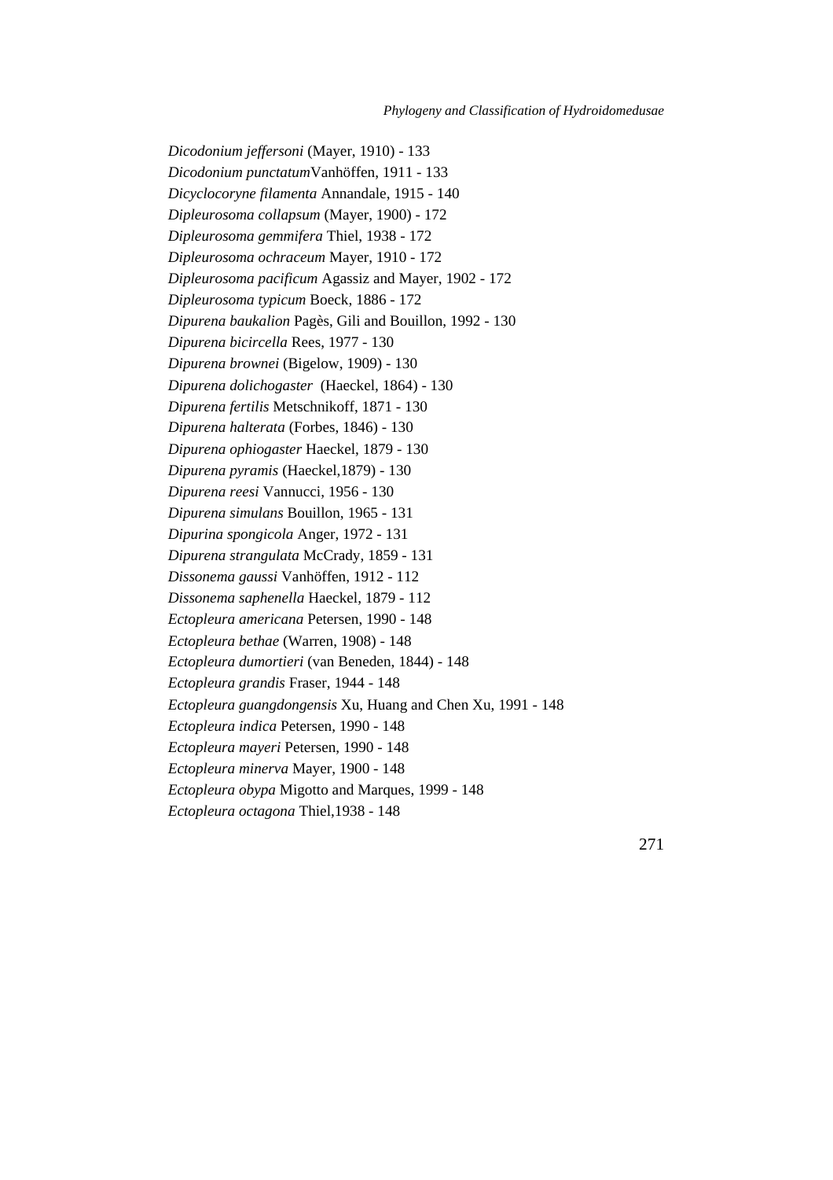*Dicodonium jeffersoni* (Mayer, 1910) - 133  
*Dicodonium punctatum*Vanhöffen, 1911 - 133  
*Dicyclocoryne filamenta* Annandale, 1915 - 140  
*Dipleurosoma collapsum* (Mayer, 1900) - 172  
*Dipleurosoma gemmifera* Thiel, 1938 - 172  
*Dipleurosoma ochraceum* Mayer, 1910 - 172  
*Dipleurosoma pacificum* Agassiz and Mayer, 1902 - 172  
*Dipleurosoma typicum* Boeck, 1886 - 172  
*Dipurena baukalion* Pagès, Gili and Bouillon, 1992 - 130  
*Dipurena bicircella* Rees, 1977 - 130  
*Dipurena brownei* (Bigelow, 1909) - 130  
*Dipurena dolichogaster* (Haeckel, 1864) - 130  
*Dipurena fertilis* Metschnikoff, 1871 - 130  
*Dipurena halterata* (Forbes, 1846) - 130  
*Dipurena ophiogaster* Haeckel, 1879 - 130  
*Dipurena pyramis* (Haeckel,1879) - 130  
*Dipurena reesi* Vannucci, 1956 - 130  
*Dipurena simulans* Bouillon, 1965 - 131  
*Dipurina spongicola* Anger, 1972 - 131  
*Dipurena strangulata* McCrady, 1859 - 131  
*Dissonema gaussi* Vanhöffen, 1912 - 112  
*Dissonema saphenella* Haeckel, 1879 - 112  
*Ectopleura americana* Petersen, 1990 - 148  
*Ectopleura bethae* (Warren, 1908) - 148  
*Ectopleura dumortieri* (van Beneden, 1844) - 148  
*Ectopleura grandis* Fraser, 1944 - 148  
*Ectopleura guangdongensis* Xu, Huang and Chen Xu, 1991 - 148  
*Ectopleura indica* Petersen, 1990 - 148  
*Ectopleura mayeri* Petersen, 1990 - 148  
*Ectopleura minerva* Mayer, 1900 - 148  
*Ectopleura obypa* Migotto and Marques, 1999 - 148  
*Ectopleura octagona* Thiel,1938 - 148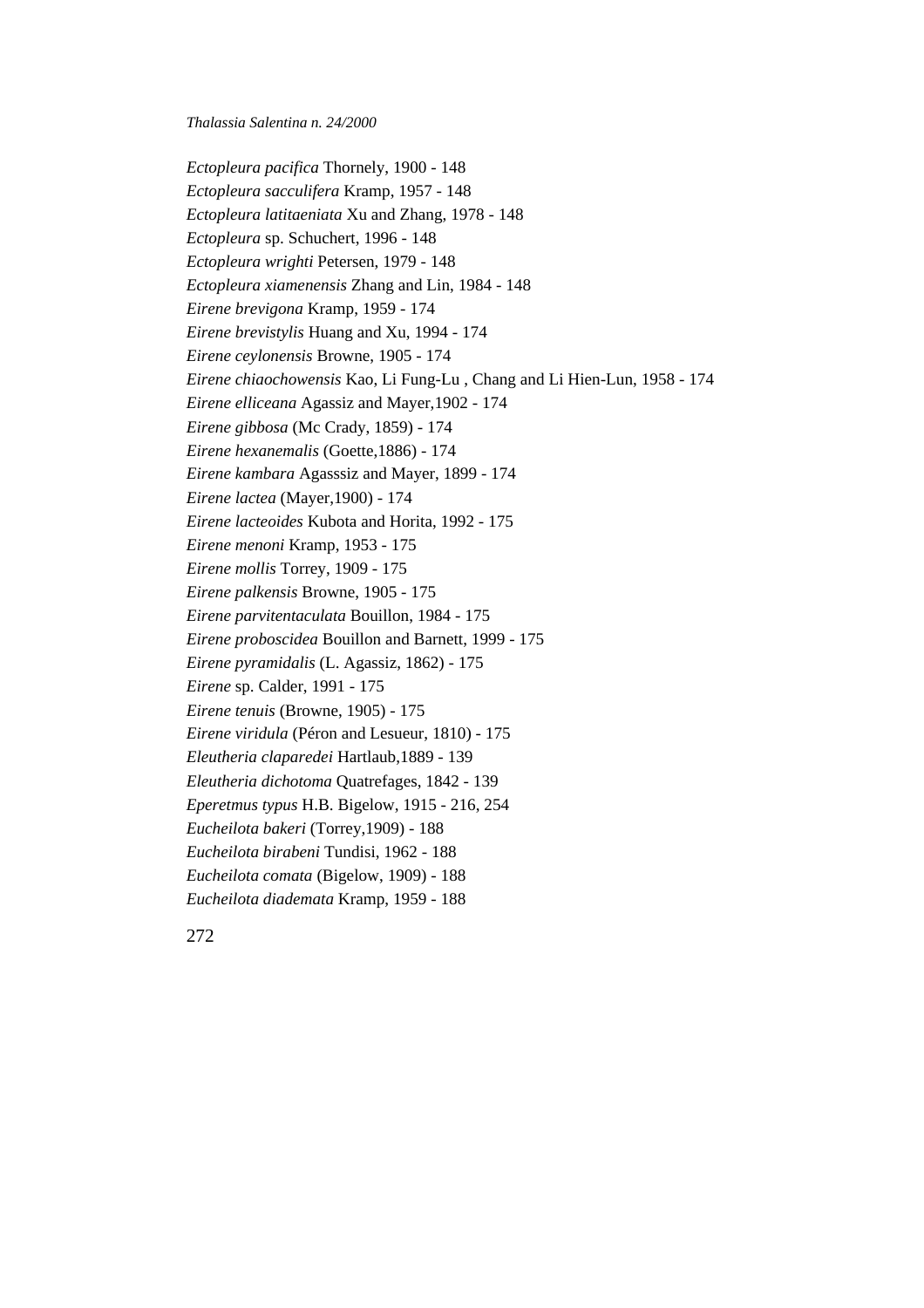*Ectopleura pacifica* Thornely, 1900 - 148
*Ectopleura sacculifera* Kramp, 1957 - 148
*Ectopleura latitaeniata* Xu and Zhang, 1978 - 148
*Ectopleura* sp. Schuchert, 1996 - 148
*Ectopleura wrighti* Petersen, 1979 - 148
*Ectopleura xiamenensis* Zhang and Lin, 1984 - 148
*Eirene brevigona* Kramp, 1959 - 174
*Eirene brevistylis* Huang and Xu, 1994 - 174
*Eirene ceylonensis* Browne, 1905 - 174
*Eirene chiaochowensis* Kao, Li Fung-Lu , Chang and Li Hien-Lun, 1958 - 174
*Eirene elliceana* Agassiz and Mayer,1902 - 174
*Eirene gibbosa* (Mc Crady, 1859) - 174
*Eirene hexanemalis* (Goette,1886) - 174
*Eirene kambara* Agasssiz and Mayer, 1899 - 174
*Eirene lactea* (Mayer,1900) - 174
*Eirene lacteoides* Kubota and Horita, 1992 - 175
*Eirene menoni* Kramp, 1953 - 175
*Eirene mollis* Torrey, 1909 - 175
*Eirene palkensis* Browne, 1905 - 175
*Eirene parvitentaculata* Bouillon, 1984 - 175
*Eirene proboscidea* Bouillon and Barnett, 1999 - 175
*Eirene pyramidalis* (L. Agassiz, 1862) - 175
*Eirene* sp. Calder, 1991 - 175
*Eirene tenuis* (Browne, 1905) - 175
*Eirene viridula* (Péron and Lesueur, 1810) - 175
*Eleutheria claparedei* Hartlaub,1889 - 139
*Eleutheria dichotoma* Quatrefages, 1842 - 139
*Eperetmus typus* H.B. Bigelow, 1915 - 216, 254
*Eucheilota bakeri* (Torrey,1909) - 188
*Eucheilota birabeni* Tundisi, 1962 - 188
*Eucheilota comata* (Bigelow, 1909) - 188
*Eucheilota diademata* Kramp, 1959 - 188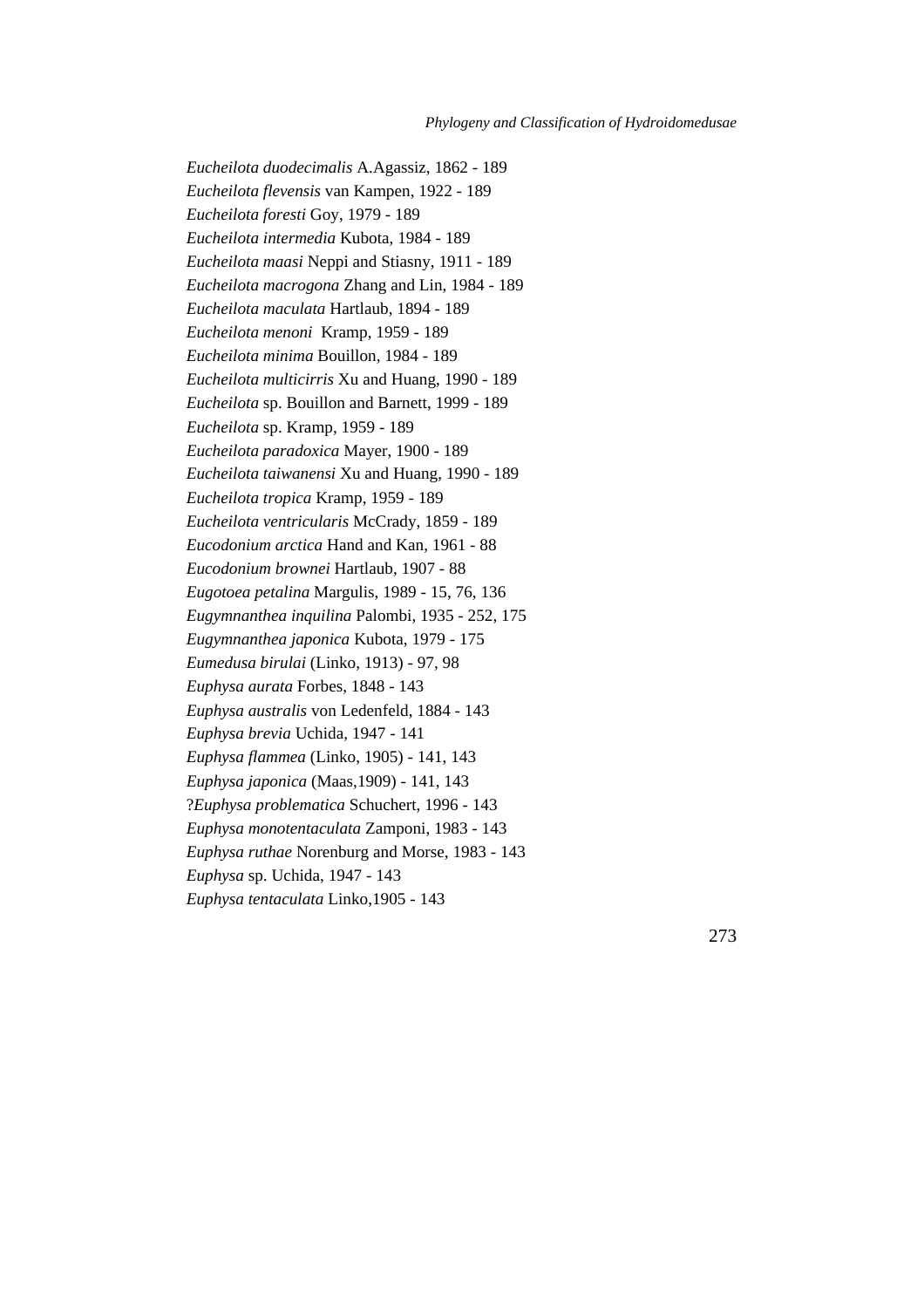*Eucheilota duodecimalis* A.Agassiz, 1862 - 189
*Eucheilota flevensis* van Kampen, 1922 - 189
*Eucheilota foresti* Goy, 1979 - 189
*Eucheilota intermedia* Kubota, 1984 - 189
*Eucheilota maasi* Neppi and Stiasny, 1911 - 189
*Eucheilota macrogona* Zhang and Lin, 1984 - 189
*Eucheilota maculata* Hartlaub, 1894 - 189
*Eucheilota menoni* Kramp, 1959 - 189
*Eucheilota minima* Bouillon, 1984 - 189
*Eucheilota multicirris* Xu and Huang, 1990 - 189
*Eucheilota* sp. Bouillon and Barnett, 1999 - 189
*Eucheilota* sp. Kramp, 1959 - 189
*Eucheilota paradoxica* Mayer, 1900 - 189
*Eucheilota taiwanensi* Xu and Huang, 1990 - 189
*Eucheilota tropica* Kramp, 1959 - 189
*Eucheilota ventricularis* McCrady, 1859 - 189
*Eucodonium arctica* Hand and Kan, 1961 - 88
*Eucodonium brownei* Hartlaub, 1907 - 88
*Eugotoea petalina* Margulis, 1989 - 15, 76, 136
*Eugymnanthea inquilina* Palombi, 1935 - 252, 175
*Eugymnanthea japonica* Kubota, 1979 - 175
*Eumedusa birulai* (Linko, 1913) - 97, 98
*Euphysa aurata* Forbes, 1848 - 143
*Euphysa australis* von Ledenfeld, 1884 - 143
*Euphysa brevia* Uchida, 1947 - 141
*Euphysa flammea* (Linko, 1905) - 141, 143
*Euphysa japonica* (Maas,1909) - 141, 143
?*Euphysa problematica* Schuchert, 1996 - 143
*Euphysa monotentaculata* Zamponi, 1983 - 143
*Euphysa ruthae* Norenburg and Morse, 1983 - 143
*Euphysa* sp. Uchida, 1947 - 143
*Euphysa tentaculata* Linko,1905 - 143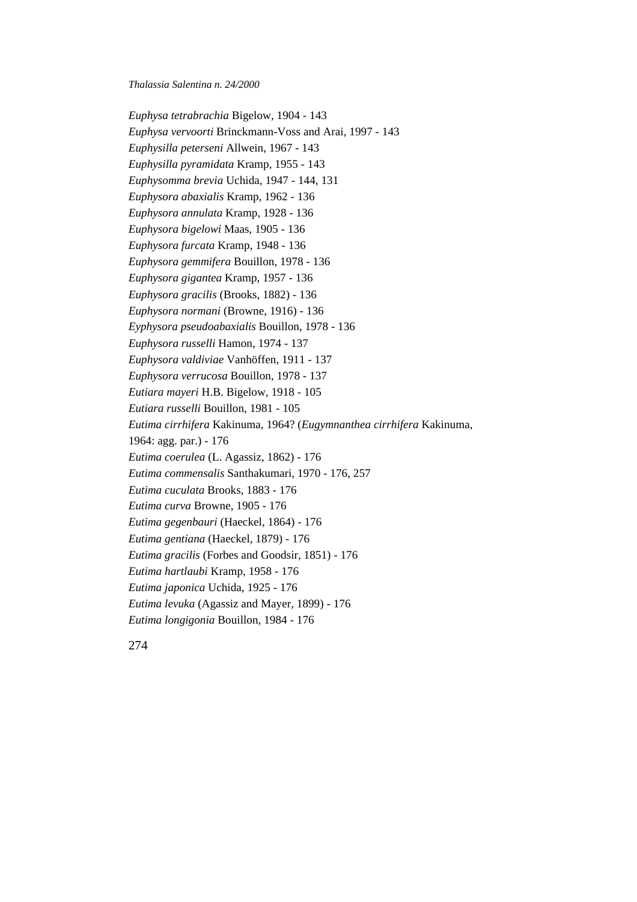*Euphysa tetrabrachia* Bigelow, 1904 - 143
*Euphysa vervoorti* Brinckmann-Voss and Arai, 1997 - 143
*Euphysilla peterseni* Allwein, 1967 - 143
*Euphysilla pyramidata* Kramp, 1955 - 143
*Euphysomma brevia* Uchida, 1947 - 144, 131
*Euphysora abaxialis* Kramp, 1962 - 136
*Euphysora annulata* Kramp, 1928 - 136
*Euphysora bigelowi* Maas, 1905 - 136
*Euphysora furcata* Kramp, 1948 - 136
*Euphysora gemmifera* Bouillon, 1978 - 136
*Euphysora gigantea* Kramp, 1957 - 136
*Euphysora gracilis* (Brooks, 1882) - 136
*Euphysora normani* (Browne, 1916) - 136
*Eyphysora pseudoabaxialis* Bouillon, 1978 - 136
*Euphysora russelli* Hamon, 1974 - 137
*Euphysora valdiviae* Vanhöffen, 1911 - 137
*Euphysora verrucosa* Bouillon, 1978 - 137
*Eutiara mayeri* H.B. Bigelow, 1918 - 105
*Eutiara russelli* Bouillon, 1981 - 105
*Eutima cirrhifera* Kakinuma, 1964? (*Eugymnanthea cirrhifera* Kakinuma, 1964: agg. par.) - 176
*Eutima coerulea* (L. Agassiz, 1862) - 176
*Eutima commensalis* Santhakumari, 1970 - 176, 257
*Eutima cuculata* Brooks, 1883 - 176
*Eutima curva* Browne, 1905 - 176
*Eutima gegenbauri* (Haeckel, 1864) - 176
*Eutima gentiana* (Haeckel, 1879) - 176
*Eutima gracilis* (Forbes and Goodsir, 1851) - 176
*Eutima hartlaubi* Kramp, 1958 - 176
*Eutima japonica* Uchida, 1925 - 176
*Eutima levuka* (Agassiz and Mayer, 1899) - 176
*Eutima longigonia* Bouillon, 1984 - 176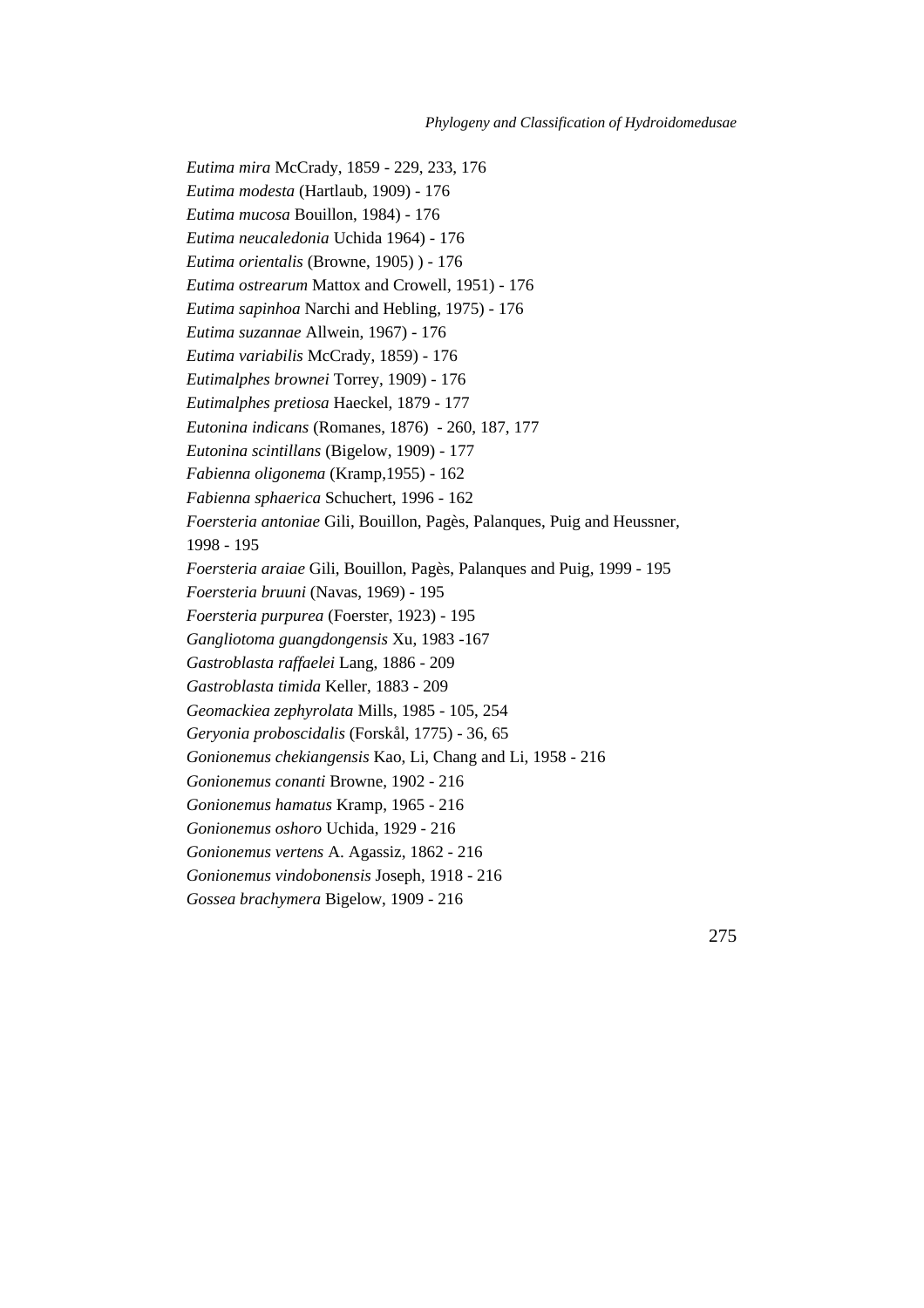*Eutima mira* McCrady, 1859 - 229, 233, 176

*Eutima modesta* (Hartlaub, 1909) - 176

*Eutima mucosa* Bouillon, 1984) - 176

*Eutima neucaledonia* Uchida 1964) - 176

*Eutima orientalis* (Browne, 1905) ) - 176

*Eutima ostrearum* Mattox and Crowell, 1951) - 176

*Eutima sapinhoa* Narchi and Hebling, 1975) - 176

*Eutima suzannae* Allwein, 1967) - 176

*Eutima variabilis* McCrady, 1859) - 176

*Eutimalphes brownei* Torrey, 1909) - 176

*Eutimalphes pretiosa* Haeckel, 1879 - 177

*Eutonina indicans* (Romanes, 1876) - 260, 187, 177

*Eutonina scintillans* (Bigelow, 1909) - 177

*Fabienna oligonema* (Kramp,1955) - 162

*Fabienna sphaerica* Schuchert, 1996 - 162

*Foersteria antoniae* Gili, Bouillon, Pagès, Palanques, Puig and Heussner, 1998 - 195

*Foersteria araiae* Gili, Bouillon, Pagès, Palanques and Puig, 1999 - 195

*Foersteria bruuni* (Navas, 1969) - 195

*Foersteria purpurea* (Foerster, 1923) - 195

*Gangliotoma guangdongensis* Xu, 1983 -167

*Gastroblasta raffaelei* Lang, 1886 - 209

*Gastroblasta timida* Keller, 1883 - 209

*Geomackiea zephyrolata* Mills, 1985 - 105, 254

*Geryonia proboscidalis* (Forskål, 1775) - 36, 65

*Gonionemus chekiangensis* Kao, Li, Chang and Li, 1958 - 216

*Gonionemus conanti* Browne, 1902 - 216

*Gonionemus hamatus* Kramp, 1965 - 216

*Gonionemus oshoro* Uchida, 1929 - 216

*Gonionemus vertens* A. Agassiz, 1862 - 216

*Gonionemus vindobonensis* Joseph, 1918 - 216

*Gossea brachymera* Bigelow, 1909 - 216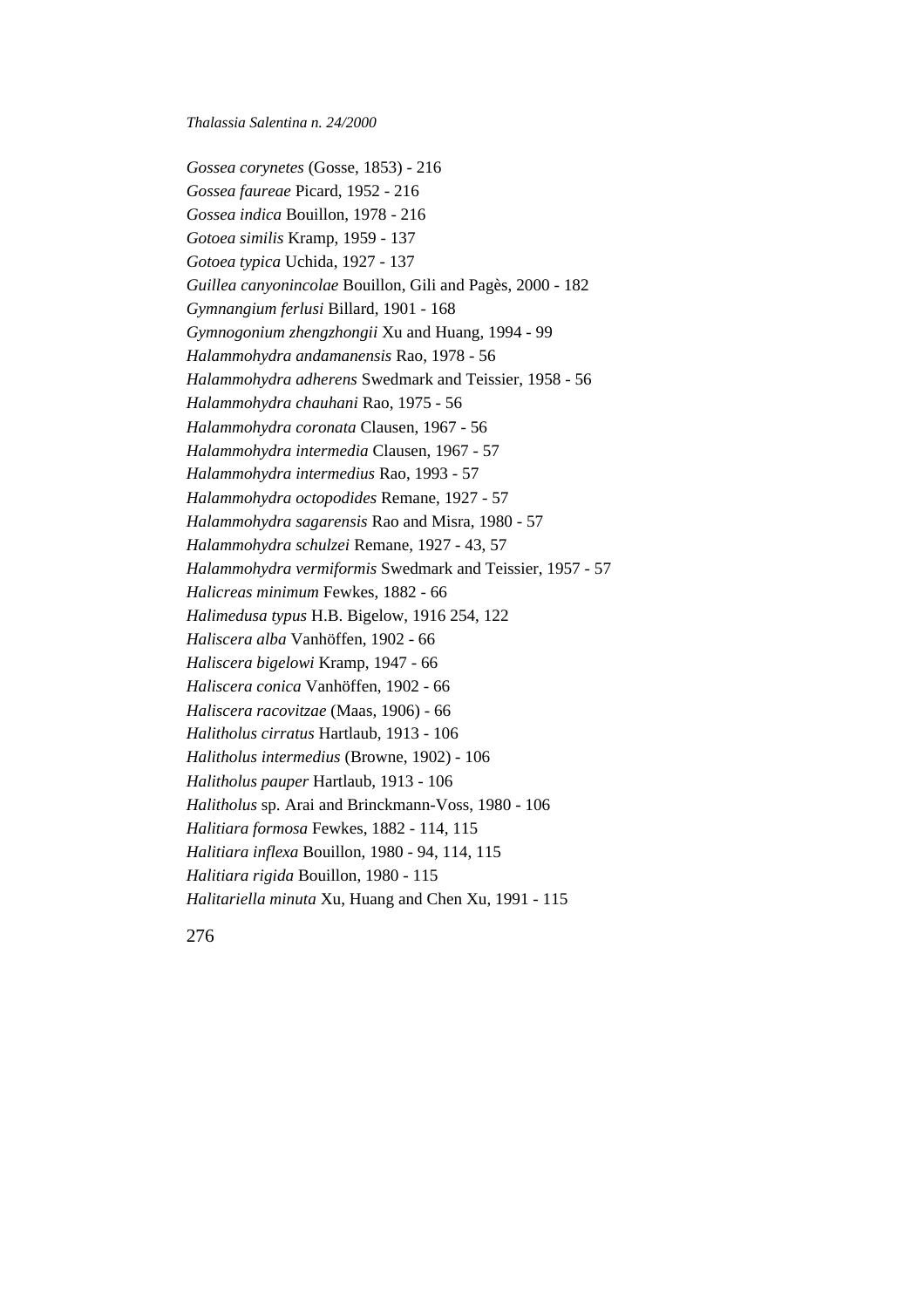*Gossea corynetes* (Gosse, 1853) - 216
*Gossea faureae* Picard, 1952 - 216
*Gossea indica* Bouillon, 1978 - 216
*Gotoea similis* Kramp, 1959 - 137
*Gotoea typica* Uchida, 1927 - 137
*Guillea canyonincolae* Bouillon, Gili and Pagès, 2000 - 182
*Gymnangium ferlusi* Billard, 1901 - 168
*Gymnogonium zhengzhongii* Xu and Huang, 1994 - 99
*Halammohydra andamanensis* Rao, 1978 - 56
*Halammohydra adherens* Swedmark and Teissier, 1958 - 56
*Halammohydra chauhani* Rao, 1975 - 56
*Halammohydra coronata* Clausen, 1967 - 56
*Halammohydra intermedia* Clausen, 1967 - 57
*Halammohydra intermedius* Rao, 1993 - 57
*Halammohydra octopodides* Remane, 1927 - 57
*Halammohydra sagarensis* Rao and Misra, 1980 - 57
*Halammohydra schulzei* Remane, 1927 - 43, 57
*Halammohydra vermiformis* Swedmark and Teissier, 1957 - 57
*Halicreas minimum* Fewkes, 1882 - 66
*Halimedusa typus* H.B. Bigelow, 1916 254, 122
*Haliscera alba* Vanhöffen, 1902 - 66
*Haliscera bigelowi* Kramp, 1947 - 66
*Haliscera conica* Vanhöffen, 1902 - 66
*Haliscera racovitzae* (Maas, 1906) - 66
*Halitholus cirratus* Hartlaub, 1913 - 106
*Halitholus intermedius* (Browne, 1902) - 106
*Halitholus pauper* Hartlaub, 1913 - 106
*Halitholus* sp. Arai and Brinckmann-Voss, 1980 - 106
*Halitiara formosa* Fewkes, 1882 - 114, 115
*Halitiara inflexa* Bouillon, 1980 - 94, 114, 115
*Halitiara rigida* Bouillon, 1980 - 115
*Halitariella minuta* Xu, Huang and Chen Xu, 1991 - 115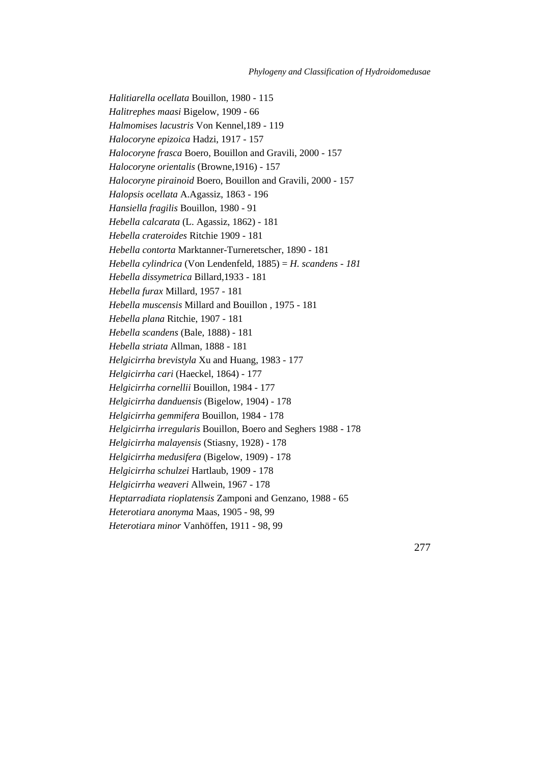*Halitiarella ocellata* Bouillon, 1980 - 115

*Halitrephes maasi* Bigelow, 1909 - 66

*Halmomises lacustris* Von Kennel,189 - 119

*Halocoryne epizoica* Hadzi, 1917 - 157

*Halocoryne frasca* Boero, Bouillon and Gravili, 2000 - 157

*Halocoryne orientalis* (Browne,1916) - 157

*Halocoryne pirainoid* Boero, Bouillon and Gravili, 2000 - 157

*Halopsis ocellata* A.Agassiz, 1863 - 196

*Hansiella fragilis* Bouillon, 1980 - 91

*Hebella calcarata* (L. Agassiz, 1862) - 181

*Hebella crateroides* Ritchie 1909 - 181

*Hebella contorta* Marktanner-Turneretscher, 1890 - 181

*Hebella cylindrica* (Von Lendenfeld, 1885) = *H. scandens - 181*

*Hebella dissymetrica* Billard,1933 - 181

*Hebella furax* Millard, 1957 - 181

*Hebella muscensis* Millard and Bouillon , 1975 - 181

*Hebella plana* Ritchie, 1907 - 181

*Hebella scandens* (Bale, 1888) - 181

*Hebella striata* Allman, 1888 - 181

*Helgicirrha brevistyla* Xu and Huang, 1983 - 177

*Helgicirrha cari* (Haeckel, 1864) - 177

*Helgicirrha cornellii* Bouillon, 1984 - 177

*Helgicirrha danduensis* (Bigelow, 1904) - 178

*Helgicirrha gemmifera* Bouillon, 1984 - 178

*Helgicirrha irregularis* Bouillon, Boero and Seghers 1988 - 178

*Helgicirrha malayensis* (Stiasny, 1928) - 178

*Helgicirrha medusifera* (Bigelow, 1909) - 178

*Helgicirrha schulzei* Hartlaub, 1909 - 178

*Helgicirrha weaveri* Allwein, 1967 - 178

*Heptarradiata rioplatensis* Zamponi and Genzano, 1988 - 65

*Heterotiara anonyma* Maas, 1905 - 98, 99

*Heterotiara minor* Vanhöffen, 1911 - 98, 99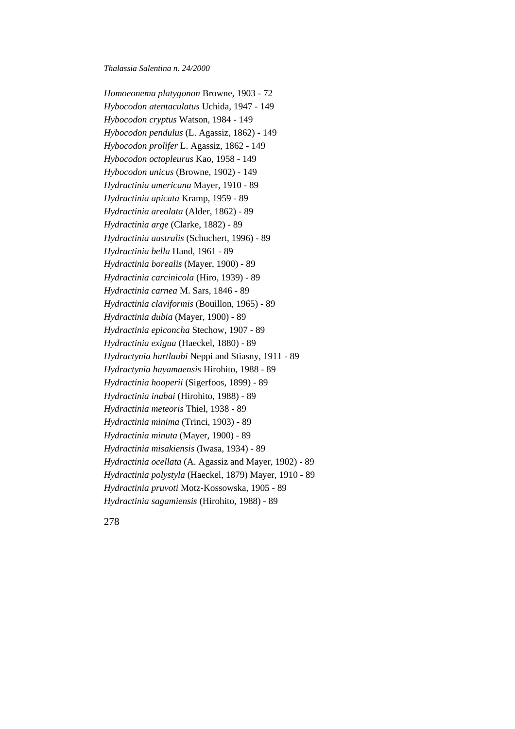*Homoeonema platygonon* Browne, 1903 - 72
*Hybocodon atentaculatus* Uchida, 1947 - 149
*Hybocodon cryptus* Watson, 1984 - 149
*Hybocodon pendulus* (L. Agassiz, 1862) - 149
*Hybocodon prolifer* L. Agassiz, 1862 - 149
*Hybocodon octopleurus* Kao, 1958 - 149
*Hybocodon unicus* (Browne, 1902) - 149
*Hydractinia americana* Mayer, 1910 - 89
*Hydractinia apicata* Kramp, 1959 - 89
*Hydractinia areolata* (Alder, 1862) - 89
*Hydractinia arge* (Clarke, 1882) - 89
*Hydractinia australis* (Schuchert, 1996) - 89
*Hydractinia bella* Hand, 1961 - 89
*Hydractinia borealis* (Mayer, 1900) - 89
*Hydractinia carcinicola* (Hiro, 1939) - 89
*Hydractinia carnea* M. Sars, 1846 - 89
*Hydractinia claviformis* (Bouillon, 1965) - 89
*Hydractinia dubia* (Mayer, 1900) - 89
*Hydractinia epiconcha* Stechow, 1907 - 89
*Hydractinia exigua* (Haeckel, 1880) - 89
*Hydractynia hartlaubi* Neppi and Stiasny, 1911 - 89
*Hydractynia hayamaensis* Hirohito, 1988 - 89
*Hydractinia hooperii* (Sigerfoos, 1899) - 89
*Hydractinia inabai* (Hirohito, 1988) - 89
*Hydractinia meteoris* Thiel, 1938 - 89
*Hydractinia minima* (Trinci, 1903) - 89
*Hydractinia minuta* (Mayer, 1900) - 89
*Hydractinia misakiensis* (Iwasa, 1934) - 89
*Hydractinia ocellata* (A. Agassiz and Mayer, 1902) - 89
*Hydractinia polystyla* (Haeckel, 1879) Mayer, 1910 - 89
*Hydractinia pruvoti* Motz-Kossowska, 1905 - 89
*Hydractinia sagamiensis* (Hirohito, 1988) - 89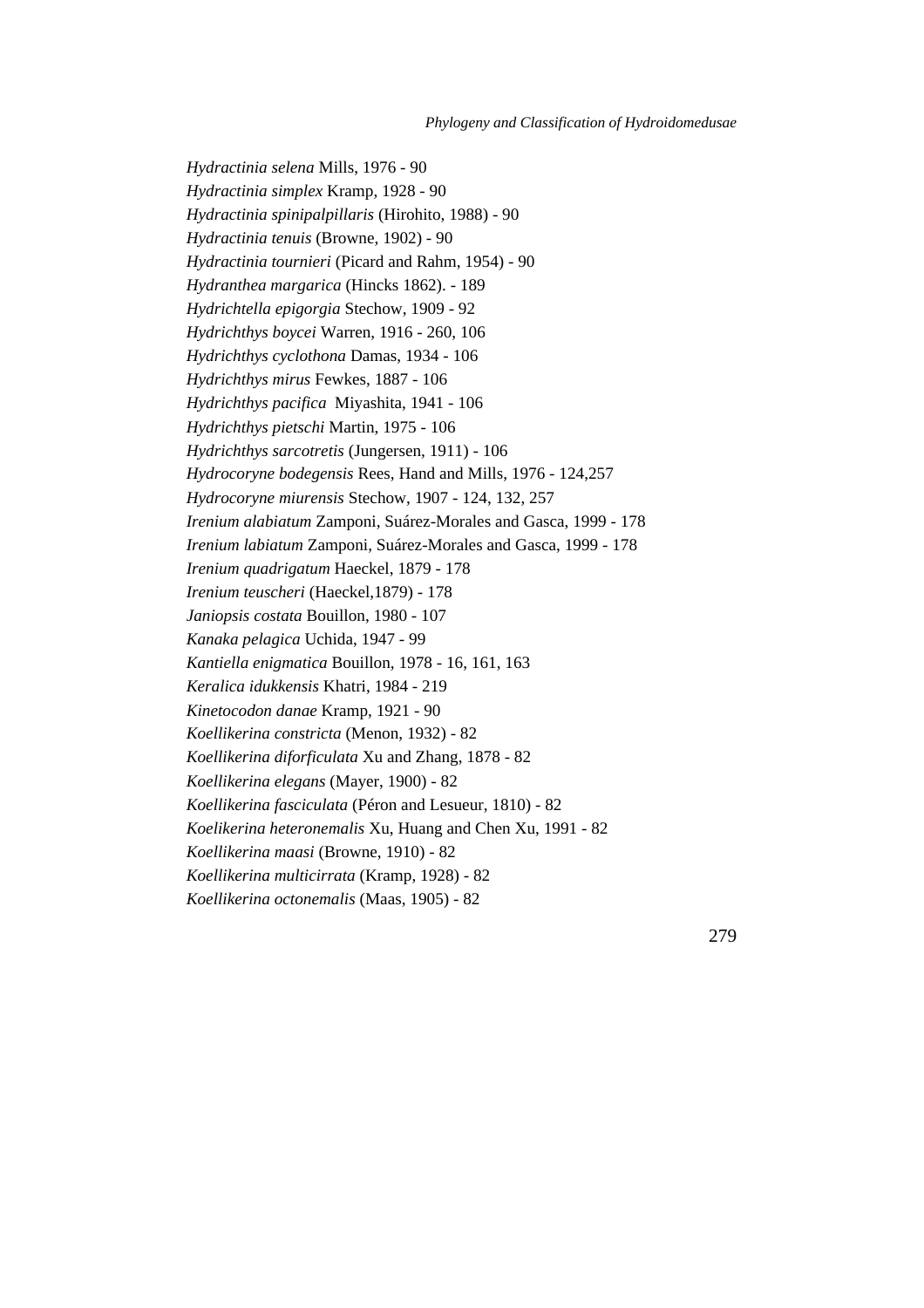*Hydractinia selena* Mills, 1976 - 90
*Hydractinia simplex* Kramp, 1928 - 90
*Hydractinia spinipalpillaris* (Hirohito, 1988) - 90
*Hydractinia tenuis* (Browne, 1902) - 90
*Hydractinia tournieri* (Picard and Rahm, 1954) - 90
*Hydranthea margarica* (Hincks 1862). - 189
*Hydrichtella epigorgia* Stechow, 1909 - 92
*Hydrichthys boycei* Warren, 1916 - 260, 106
*Hydrichthys cyclothona* Damas, 1934 - 106
*Hydrichthys mirus* Fewkes, 1887 - 106
*Hydrichthys pacifica* Miyashita, 1941 - 106
*Hydrichthys pietschi* Martin, 1975 - 106
*Hydrichthys sarcotretis* (Jungersen, 1911) - 106
*Hydrocoryne bodegensis* Rees, Hand and Mills, 1976 - 124,257
*Hydrocoryne miurensis* Stechow, 1907 - 124, 132, 257
*Irenium alabiatum* Zamponi, Suárez-Morales and Gasca, 1999 - 178
*Irenium labiatum* Zamponi, Suárez-Morales and Gasca, 1999 - 178
*Irenium quadrigatum* Haeckel, 1879 - 178
*Irenium teuscheri* (Haeckel,1879) - 178
*Janiopsis costata* Bouillon, 1980 - 107
*Kanaka pelagica* Uchida, 1947 - 99
*Kantiella enigmatica* Bouillon, 1978 - 16, 161, 163
*Keralica idukkensis* Khatri, 1984 - 219
*Kinetocodon danae* Kramp, 1921 - 90
*Koellikerina constricta* (Menon, 1932) - 82
*Koellikerina diforficulata* Xu and Zhang, 1878 - 82
*Koellikerina elegans* (Mayer, 1900) - 82
*Koellikerina fasciculata* (Péron and Lesueur, 1810) - 82
*Koelikerina heteronemalis* Xu, Huang and Chen Xu, 1991 - 82
*Koellikerina maasi* (Browne, 1910) - 82
*Koellikerina multicirrata* (Kramp, 1928) - 82
*Koellikerina octonemalis* (Maas, 1905) - 82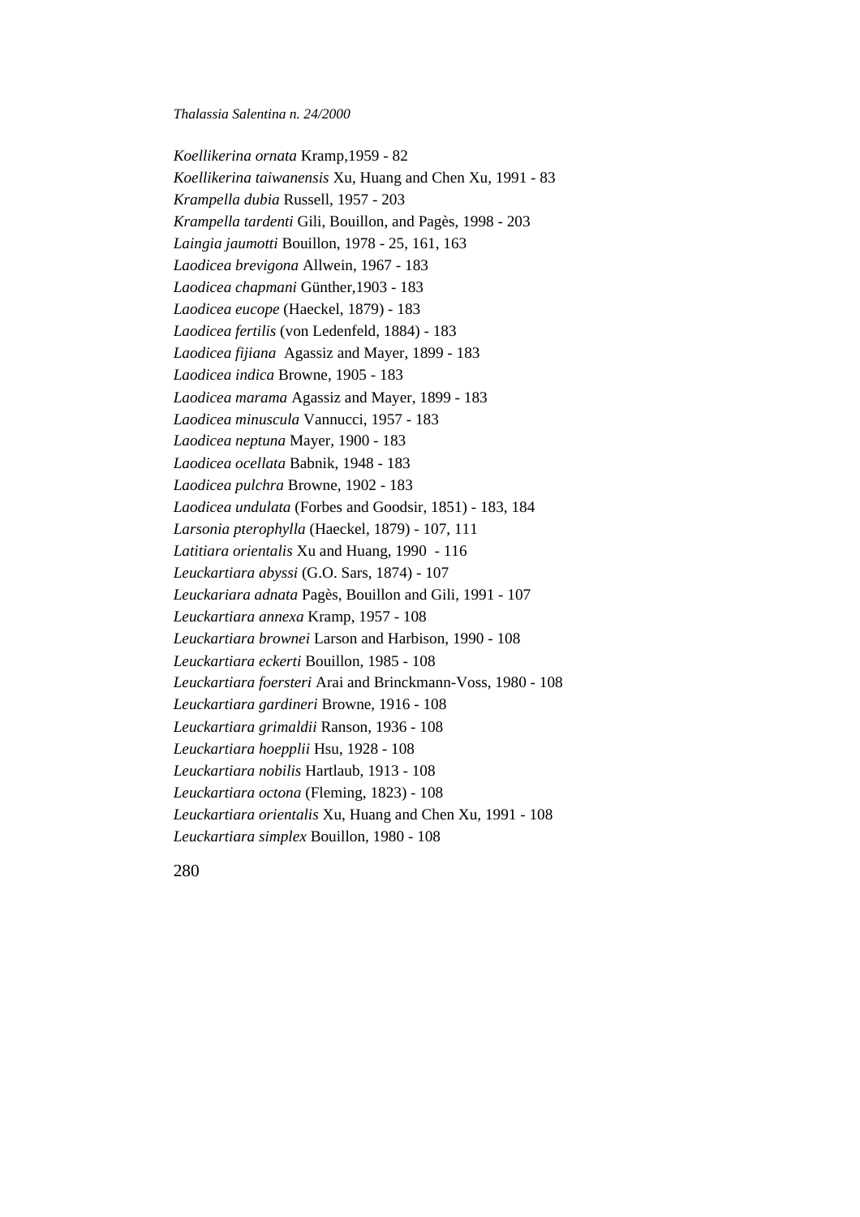*Koellikerina ornata* Kramp,1959 - 82
*Koellikerina taiwanensis* Xu, Huang and Chen Xu, 1991 - 83
*Krampella dubia* Russell, 1957 - 203
*Krampella tardenti* Gili, Bouillon, and Pagès, 1998 - 203
*Laingia jaumotti* Bouillon, 1978 - 25, 161, 163
*Laodicea brevigona* Allwein, 1967 - 183
*Laodicea chapmani* Günther,1903 - 183
*Laodicea eucope* (Haeckel, 1879) - 183
*Laodicea fertilis* (von Ledenfeld, 1884) - 183
*Laodicea fijiana* Agassiz and Mayer, 1899 - 183
*Laodicea indica* Browne, 1905 - 183
*Laodicea marama* Agassiz and Mayer, 1899 - 183
*Laodicea minuscula* Vannucci, 1957 - 183
*Laodicea neptuna* Mayer, 1900 - 183
*Laodicea ocellata* Babnik, 1948 - 183
*Laodicea pulchra* Browne, 1902 - 183
*Laodicea undulata* (Forbes and Goodsir, 1851) - 183, 184
*Larsonia pterophylla* (Haeckel, 1879) - 107, 111
*Latitiara orientalis* Xu and Huang, 1990 - 116
*Leuckartiara abyssi* (G.O. Sars, 1874) - 107
*Leuckariara adnata* Pagès, Bouillon and Gili, 1991 - 107
*Leuckartiara annexa* Kramp, 1957 - 108
*Leuckartiara brownei* Larson and Harbison, 1990 - 108
*Leuckartiara eckerti* Bouillon, 1985 - 108
*Leuckartiara foersteri* Arai and Brinckmann-Voss, 1980 - 108
*Leuckartiara gardineri* Browne, 1916 - 108
*Leuckartiara grimaldii* Ranson, 1936 - 108
*Leuckartiara hoepplii* Hsu, 1928 - 108
*Leuckartiara nobilis* Hartlaub, 1913 - 108
*Leuckartiara octona* (Fleming, 1823) - 108
*Leuckartiara orientalis* Xu, Huang and Chen Xu, 1991 - 108
*Leuckartiara simplex* Bouillon, 1980 - 108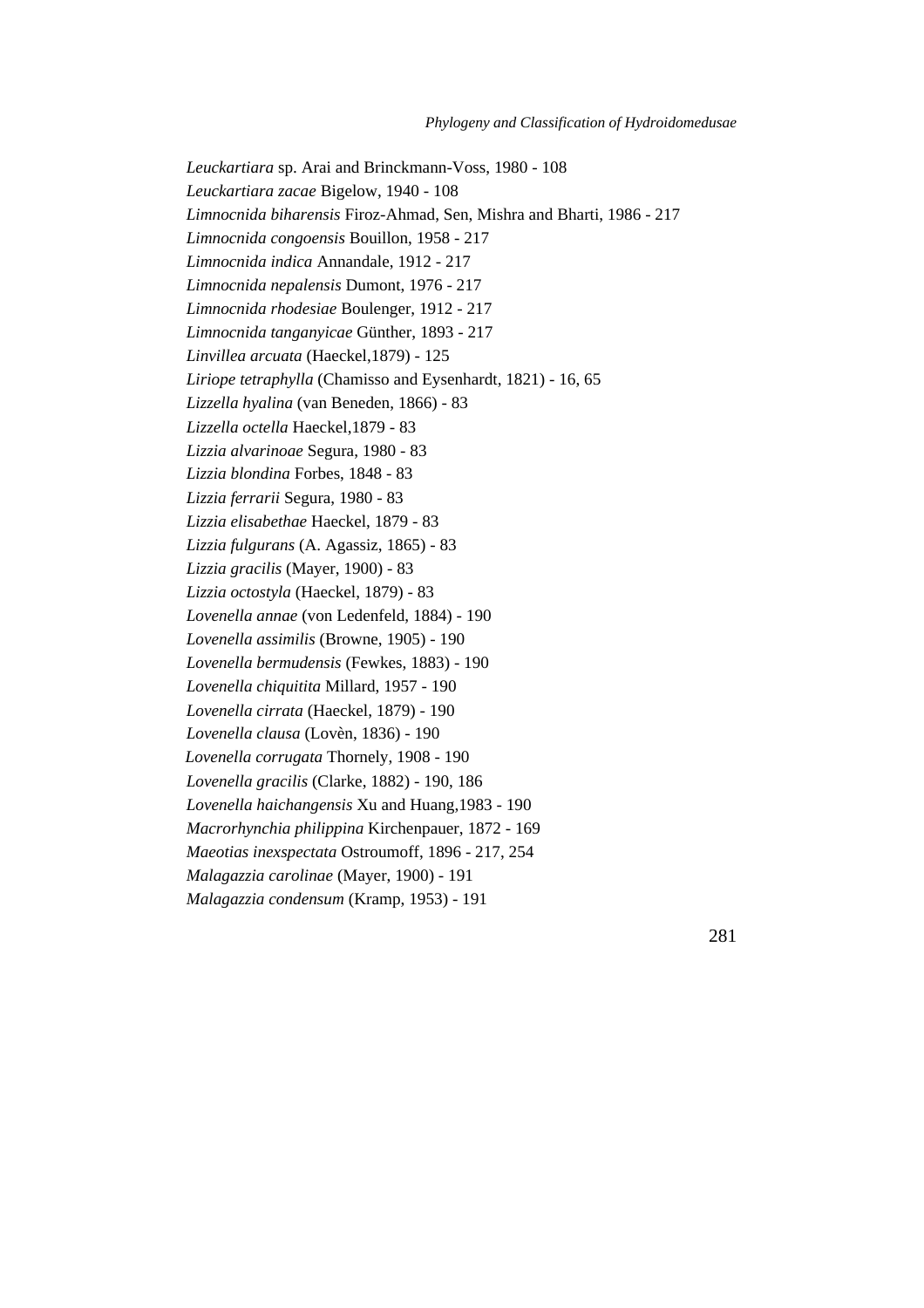*Leuckartiara* sp. Arai and Brinckmann-Voss, 1980 - 108
*Leuckartiara zacae* Bigelow, 1940 - 108
*Limnocnida biharensis* Firoz-Ahmad, Sen, Mishra and Bharti, 1986 - 217
*Limnocnida congoensis* Bouillon, 1958 - 217
*Limnocnida indica* Annandale, 1912 - 217
*Limnocnida nepalensis* Dumont, 1976 - 217
*Limnocnida rhodesiae* Boulenger, 1912 - 217
*Limnocnida tanganyicae* Günther, 1893 - 217
*Linvillea arcuata* (Haeckel,1879) - 125
*Liriope tetraphylla* (Chamisso and Eysenhardt, 1821) - 16, 65
*Lizzella hyalina* (van Beneden, 1866) - 83
*Lizzella octella* Haeckel,1879 - 83
*Lizzia alvarinoae* Segura, 1980 - 83
*Lizzia blondina* Forbes, 1848 - 83
*Lizzia ferrarii* Segura, 1980 - 83
*Lizzia elisabethae* Haeckel, 1879 - 83
*Lizzia fulgurans* (A. Agassiz, 1865) - 83
*Lizzia gracilis* (Mayer, 1900) - 83
*Lizzia octostyla* (Haeckel, 1879) - 83
*Lovenella annae* (von Ledenfeld, 1884) - 190
*Lovenella assimilis* (Browne, 1905) - 190
*Lovenella bermudensis* (Fewkes, 1883) - 190
*Lovenella chiquitita* Millard, 1957 - 190
*Lovenella cirrata* (Haeckel, 1879) - 190
*Lovenella clausa* (Lovèn, 1836) - 190
*Lovenella corrugata* Thornely, 1908 - 190
*Lovenella gracilis* (Clarke, 1882) - 190, 186
*Lovenella haichangensis* Xu and Huang,1983 - 190
*Macrorhynchia philippina* Kirchenpauer, 1872 - 169
*Maeotias inexspectata* Ostroumoff, 1896 - 217, 254
*Malagazzia carolinae* (Mayer, 1900) - 191
*Malagazzia condensum* (Kramp, 1953) - 191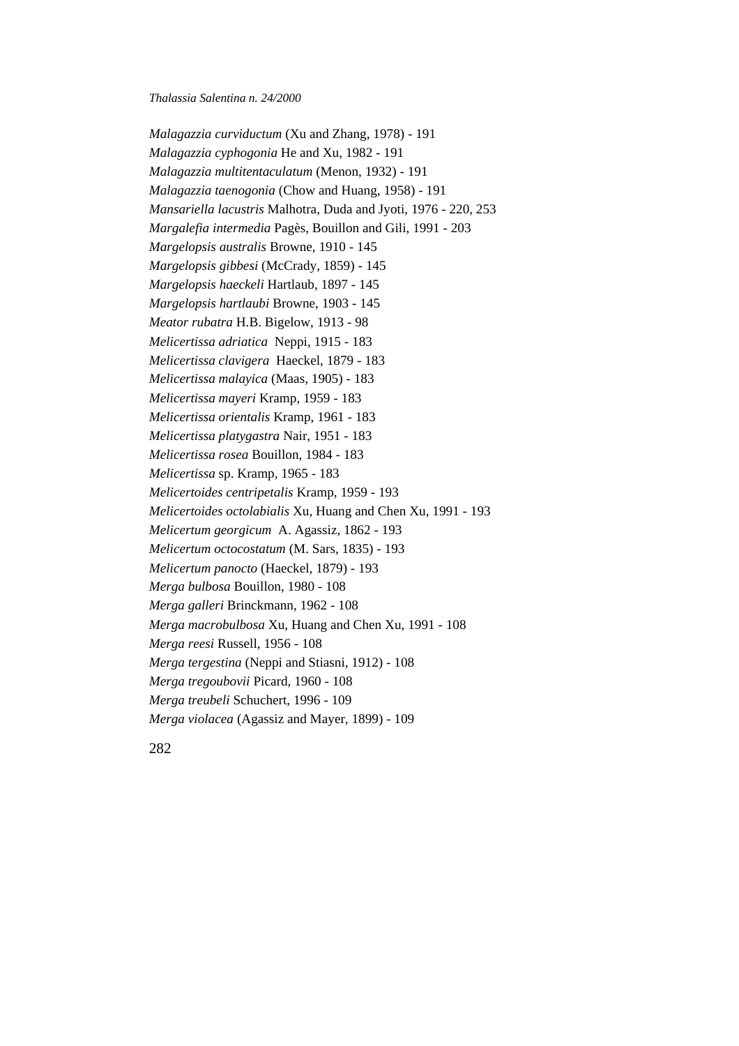*Malagazzia curviductum* (Xu and Zhang, 1978) - 191
*Malagazzia cyphogonia* He and Xu, 1982 - 191
*Malagazzia multitentaculatum* (Menon, 1932) - 191
*Malagazzia taenogonia* (Chow and Huang, 1958) - 191
*Mansariella lacustris* Malhotra, Duda and Jyoti, 1976 - 220, 253
*Margalefia intermedia* Pagès, Bouillon and Gili, 1991 - 203
*Margelopsis australis* Browne, 1910 - 145
*Margelopsis gibbesi* (McCrady, 1859) - 145
*Margelopsis haeckeli* Hartlaub, 1897 - 145
*Margelopsis hartlaubi* Browne, 1903 - 145
*Meator rubatra* H.B. Bigelow, 1913 - 98
*Melicertissa adriatica* Neppi, 1915 - 183
*Melicertissa clavigera* Haeckel, 1879 - 183
*Melicertissa malayica* (Maas, 1905) - 183
*Melicertissa mayeri* Kramp, 1959 - 183
*Melicertissa orientalis* Kramp, 1961 - 183
*Melicertissa platygastra* Nair, 1951 - 183
*Melicertissa rosea* Bouillon, 1984 - 183
*Melicertissa* sp. Kramp, 1965 - 183
*Melicertoides centripetalis* Kramp, 1959 - 193
*Melicertoides octolabialis* Xu, Huang and Chen Xu, 1991 - 193
*Melicertum georgicum* A. Agassiz, 1862 - 193
*Melicertum octocostatum* (M. Sars, 1835) - 193
*Melicertum panocto* (Haeckel, 1879) - 193
*Merga bulbosa* Bouillon, 1980 - 108
*Merga galleri* Brinckmann, 1962 - 108
*Merga macrobulbosa* Xu, Huang and Chen Xu, 1991 - 108
*Merga reesi* Russell, 1956 - 108
*Merga tergestina* (Neppi and Stiasni, 1912) - 108
*Merga tregoubovii* Picard, 1960 - 108
*Merga treubeli* Schuchert, 1996 - 109
*Merga violacea* (Agassiz and Mayer, 1899) - 109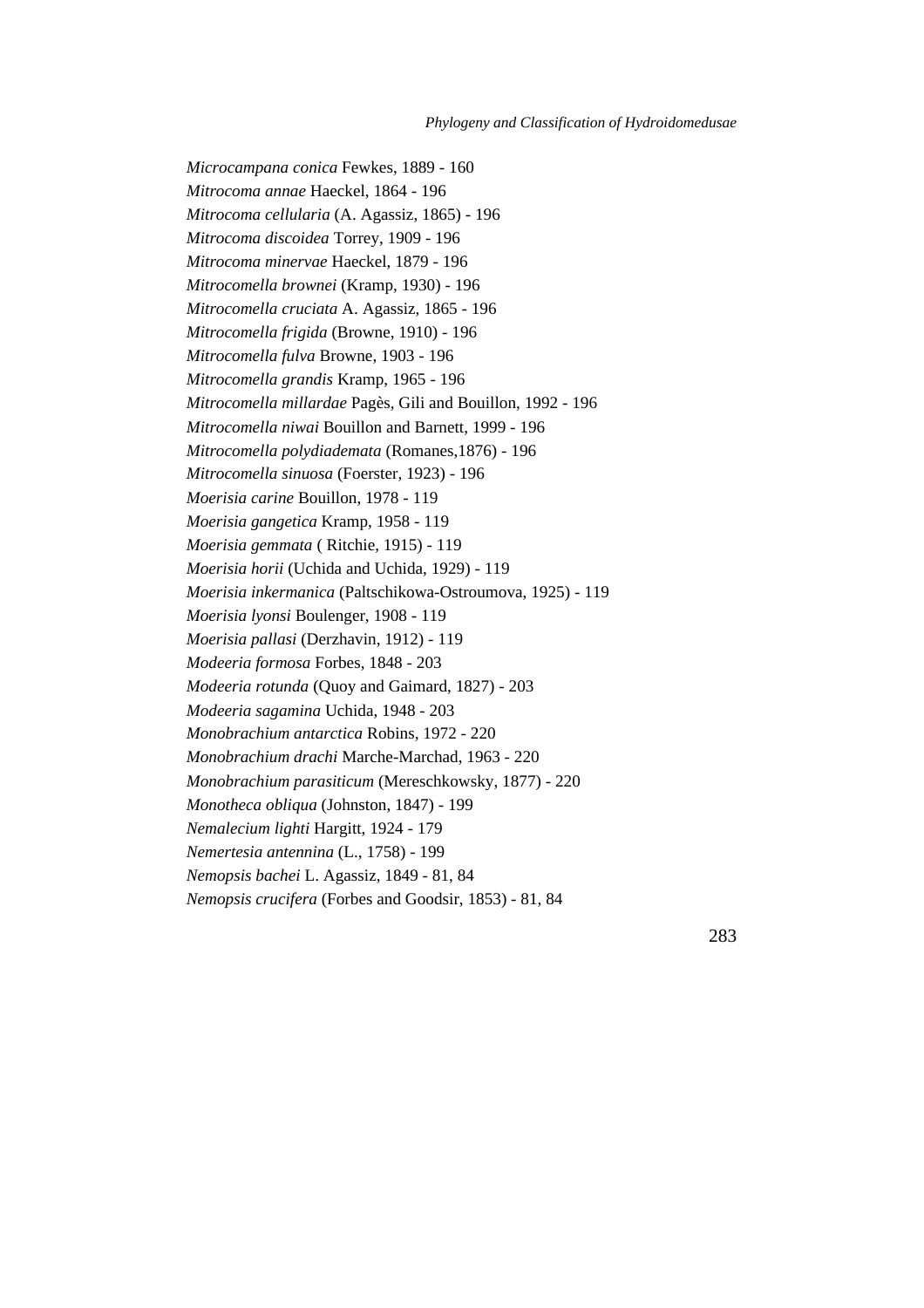*Microcampana conica* Fewkes, 1889 - 160
*Mitrocoma annae* Haeckel, 1864 - 196
*Mitrocoma cellularia* (A. Agassiz, 1865) - 196
*Mitrocoma discoidea* Torrey, 1909 - 196
*Mitrocoma minervae* Haeckel, 1879 - 196
*Mitrocomella brownei* (Kramp, 1930) - 196
*Mitrocomella cruciata* A. Agassiz, 1865 - 196
*Mitrocomella frigida* (Browne, 1910) - 196
*Mitrocomella fulva* Browne, 1903 - 196
*Mitrocomella grandis* Kramp, 1965 - 196
*Mitrocomella millardae* Pagès, Gili and Bouillon, 1992 - 196
*Mitrocomella niwai* Bouillon and Barnett, 1999 - 196
*Mitrocomella polydiademata* (Romanes,1876) - 196
*Mitrocomella sinuosa* (Foerster, 1923) - 196
*Moerisia carine* Bouillon, 1978 - 119
*Moerisia gangetica* Kramp, 1958 - 119
*Moerisia gemmata* ( Ritchie, 1915) - 119
*Moerisia horii* (Uchida and Uchida, 1929) - 119
*Moerisia inkermanica* (Paltschikowa-Ostroumova, 1925) - 119
*Moerisia lyonsi* Boulenger, 1908 - 119
*Moerisia pallasi* (Derzhavin, 1912) - 119
*Modeeria formosa* Forbes, 1848 - 203
*Modeeria rotunda* (Quoy and Gaimard, 1827) - 203
*Modeeria sagamina* Uchida, 1948 - 203
*Monobrachium antarctica* Robins, 1972 - 220
*Monobrachium drachi* Marche-Marchad, 1963 - 220
*Monobrachium parasiticum* (Mereschkowsky, 1877) - 220
*Monotheca obliqua* (Johnston, 1847) - 199
*Nemalecium lighti* Hargitt, 1924 - 179
*Nemertesia antennina* (L., 1758) - 199
*Nemopsis bachei* L. Agassiz, 1849 - 81, 84
*Nemopsis crucifera* (Forbes and Goodsir, 1853) - 81, 84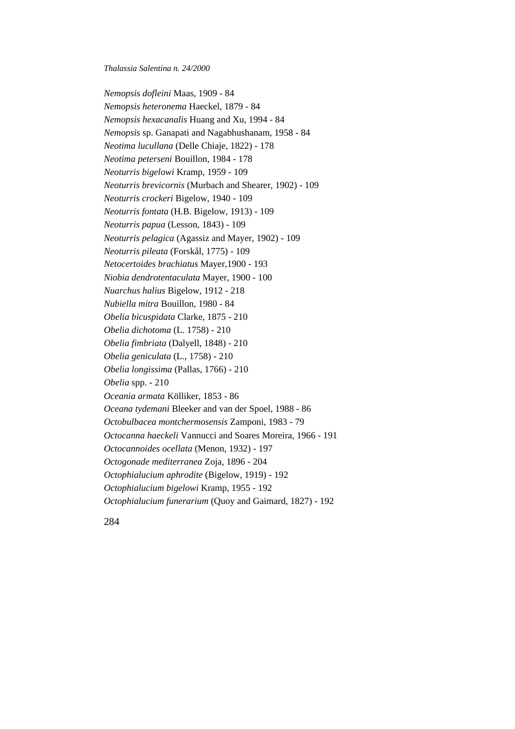*Nemopsis dofleini* Maas, 1909 - 84
*Nemopsis heteronema* Haeckel, 1879 - 84
*Nemopsis hexacanalis* Huang and Xu, 1994 - 84
*Nemopsis* sp. Ganapati and Nagabhushanam, 1958 - 84
*Neotima lucullana* (Delle Chiaje, 1822) - 178
*Neotima peterseni* Bouillon, 1984 - 178
*Neoturris bigelowi* Kramp, 1959 - 109
*Neoturris brevicornis* (Murbach and Shearer, 1902) - 109
*Neoturris crockeri* Bigelow, 1940 - 109
*Neoturris fontata* (H.B. Bigelow, 1913) - 109
*Neoturris papua* (Lesson, 1843) - 109
*Neoturris pelagica* (Agassiz and Mayer, 1902) - 109
*Neoturris pileata* (Forskål, 1775) - 109
*Netocertoides brachiatus* Mayer,1900 - 193
*Niobia dendrotentaculata* Mayer, 1900 - 100
*Nuarchus halius* Bigelow, 1912 - 218
*Nubiella mitra* Bouillon, 1980 - 84
*Obelia bicuspidata* Clarke, 1875 - 210
*Obelia dichotoma* (L. 1758) - 210
*Obelia fimbriata* (Dalyell, 1848) - 210
*Obelia geniculata* (L., 1758) - 210
*Obelia longissima* (Pallas, 1766) - 210
*Obelia* spp. - 210
*Oceania armata* Kölliker, 1853 - 86
*Oceana tydemani* Bleeker and van der Spoel, 1988 - 86
*Octobulbacea montchermosensis* Zamponi, 1983 - 79
*Octocanna haeckeli* Vannucci and Soares Moreira, 1966 - 191
*Octocannoides ocellata* (Menon, 1932) - 197
*Octogonade mediterranea* Zoja, 1896 - 204
*Octophialucium aphrodite* (Bigelow, 1919) - 192
*Octophialucium bigelowi* Kramp, 1955 - 192
*Octophialucium funerarium* (Quoy and Gaimard, 1827) - 192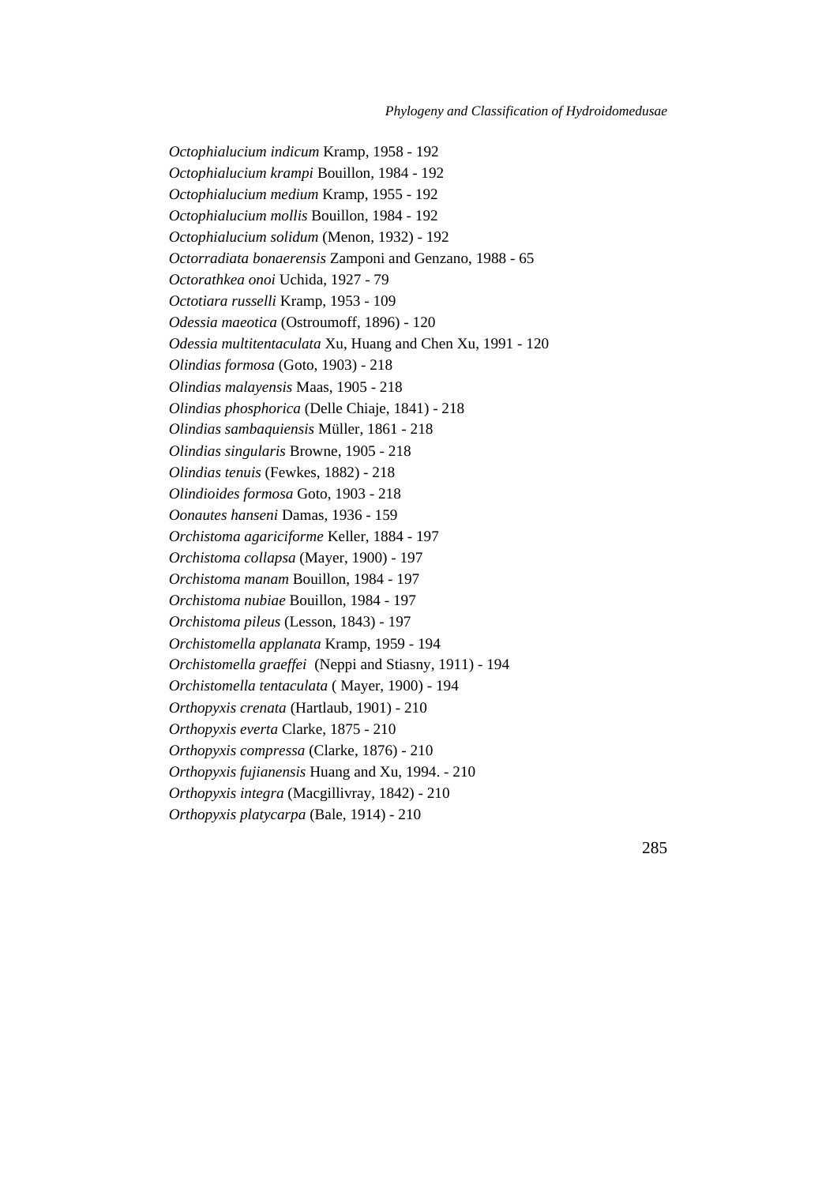*Octophialucium indicum* Kramp, 1958 - 192
*Octophialucium krampi* Bouillon, 1984 - 192
*Octophialucium medium* Kramp, 1955 - 192
*Octophialucium mollis* Bouillon, 1984 - 192
*Octophialucium solidum* (Menon, 1932) - 192
*Octorradiata bonaerensis* Zamponi and Genzano, 1988 - 65
*Octorathkea onoi* Uchida, 1927 - 79
*Octotiara russelli* Kramp, 1953 - 109
*Odessia maeotica* (Ostroumoff, 1896) - 120
*Odessia multitentaculata* Xu, Huang and Chen Xu, 1991 - 120
*Olindias formosa* (Goto, 1903) - 218
*Olindias malayensis* Maas, 1905 - 218
*Olindias phosphorica* (Delle Chiaje, 1841) - 218
*Olindias sambaquiensis* Müller, 1861 - 218
*Olindias singularis* Browne, 1905 - 218
*Olindias tenuis* (Fewkes, 1882) - 218
*Olindioides formosa* Goto, 1903 - 218
*Oonautes hanseni* Damas, 1936 - 159
*Orchistoma agariciforme* Keller, 1884 - 197
*Orchistoma collapsa* (Mayer, 1900) - 197
*Orchistoma manam* Bouillon, 1984 - 197
*Orchistoma nubiae* Bouillon, 1984 - 197
*Orchistoma pileus* (Lesson, 1843) - 197
*Orchistomella applanata* Kramp, 1959 - 194
*Orchistomella graeffei* (Neppi and Stiasny, 1911) - 194
*Orchistomella tentaculata* ( Mayer, 1900) - 194
*Orthopyxis crenata* (Hartlaub, 1901) - 210
*Orthopyxis everta* Clarke, 1875 - 210
*Orthopyxis compressa* (Clarke, 1876) - 210
*Orthopyxis fujianensis* Huang and Xu, 1994. - 210
*Orthopyxis integra* (Macgillivray, 1842) - 210
*Orthopyxis platycarpa* (Bale, 1914) - 210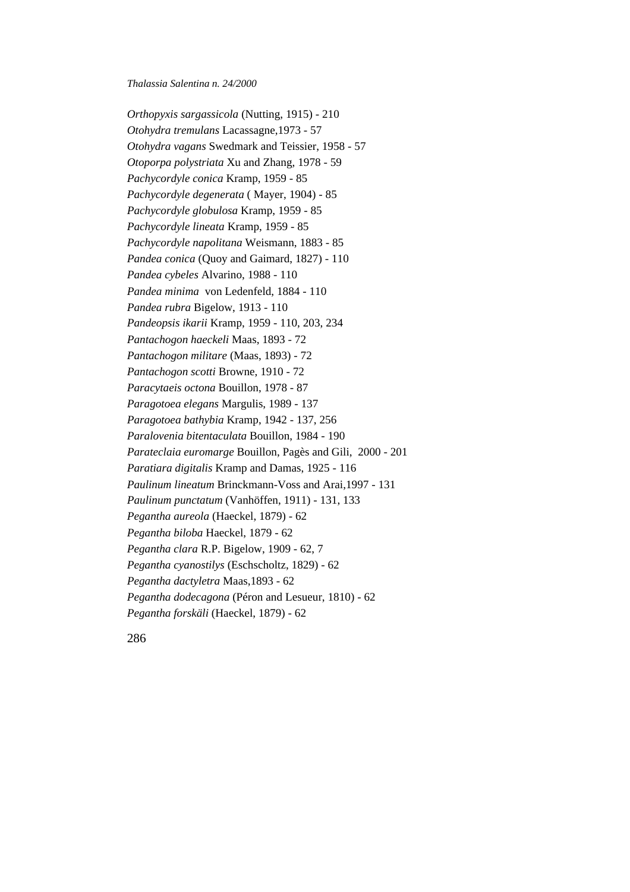*Orthopyxis sargassicola* (Nutting, 1915) - 210
*Otohydra tremulans* Lacassagne,1973 - 57
*Otohydra vagans* Swedmark and Teissier, 1958 - 57
*Otoporpa polystriata* Xu and Zhang, 1978 - 59
*Pachycordyle conica* Kramp, 1959 - 85
*Pachycordyle degenerata* ( Mayer, 1904) - 85
*Pachycordyle globulosa* Kramp, 1959 - 85
*Pachycordyle lineata* Kramp, 1959 - 85
*Pachycordyle napolitana* Weismann, 1883 - 85
*Pandea conica* (Quoy and Gaimard, 1827) - 110
*Pandea cybeles* Alvarino, 1988 - 110
*Pandea minima* von Ledenfeld, 1884 - 110
*Pandea rubra* Bigelow, 1913 - 110
*Pandeopsis ikarii* Kramp, 1959 - 110, 203, 234
*Pantachogon haeckeli* Maas, 1893 - 72
*Pantachogon militare* (Maas, 1893) - 72
*Pantachogon scotti* Browne, 1910 - 72
*Paracytaeis octona* Bouillon, 1978 - 87
*Paragotoea elegans* Margulis, 1989 - 137
*Paragotoea bathybia* Kramp, 1942 - 137, 256
*Paralovenia bitentaculata* Bouillon, 1984 - 190
*Parateclaia euromarge* Bouillon, Pagès and Gili, 2000 - 201
*Paratiara digitalis* Kramp and Damas, 1925 - 116
*Paulinum lineatum* Brinckmann-Voss and Arai,1997 - 131
*Paulinum punctatum* (Vanhöffen, 1911) - 131, 133
*Pegantha aureola* (Haeckel, 1879) - 62
*Pegantha biloba* Haeckel, 1879 - 62
*Pegantha clara* R.P. Bigelow, 1909 - 62, 7
*Pegantha cyanostilys* (Eschscholtz, 1829) - 62
*Pegantha dactyletra* Maas,1893 - 62
*Pegantha dodecagona* (Péron and Lesueur, 1810) - 62
*Pegantha forskäli* (Haeckel, 1879) - 62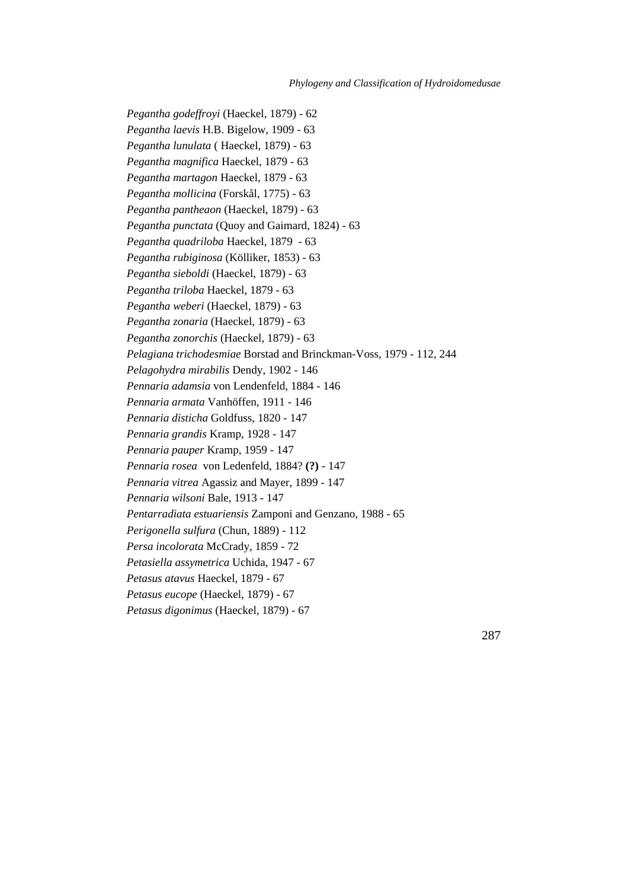*Pegantha godeffroyi* (Haeckel, 1879) - 62  
*Pegantha laevis* H.B. Bigelow, 1909 - 63  
*Pegantha lunulata* ( Haeckel, 1879) - 63  
*Pegantha magnifica* Haeckel, 1879 - 63  
*Pegantha martagon* Haeckel, 1879 - 63  
*Pegantha mollicina* (Forskål, 1775) - 63  
*Pegantha pantheaon* (Haeckel, 1879) - 63  
*Pegantha punctata* (Quoy and Gaimard, 1824) - 63  
*Pegantha quadriloba* Haeckel, 1879  - 63  
*Pegantha rubiginosa* (Kölliker, 1853) - 63  
*Pegantha sieboldi* (Haeckel, 1879) - 63  
*Pegantha triloba* Haeckel, 1879 - 63  
*Pegantha weberi* (Haeckel, 1879) - 63  
*Pegantha zonaria* (Haeckel, 1879) - 63  
*Pegantha zonorchis* (Haeckel, 1879) - 63  
*Pelagiana trichodesmiae* Borstad and Brinckman-Voss, 1979 - 112, 244  
*Pelagohydra mirabilis* Dendy, 1902 - 146  
*Pennaria adamsia* von Lendenfeld, 1884 - 146  
*Pennaria armata* Vanhöffen, 1911 - 146  
*Pennaria disticha* Goldfuss, 1820 - 147  
*Pennaria grandis* Kramp, 1928 - 147  
*Pennaria pauper* Kramp, 1959 - 147  
*Pennaria rosea*  von Ledenfeld, 1884? **(?)** - 147  
*Pennaria vitrea* Agassiz and Mayer, 1899 - 147  
*Pennaria wilsoni* Bale, 1913 - 147  
*Pentarradiata estuariensis* Zamponi and Genzano, 1988 - 65  
*Perigonella sulfura* (Chun, 1889) - 112  
*Persa incolorata* McCrady, 1859 - 72  
*Petasiella assymetrica* Uchida, 1947 - 67  
*Petasus atavus* Haeckel, 1879 - 67  
*Petasus eucope* (Haeckel, 1879) - 67  
*Petasus digonimus* (Haeckel, 1879) - 67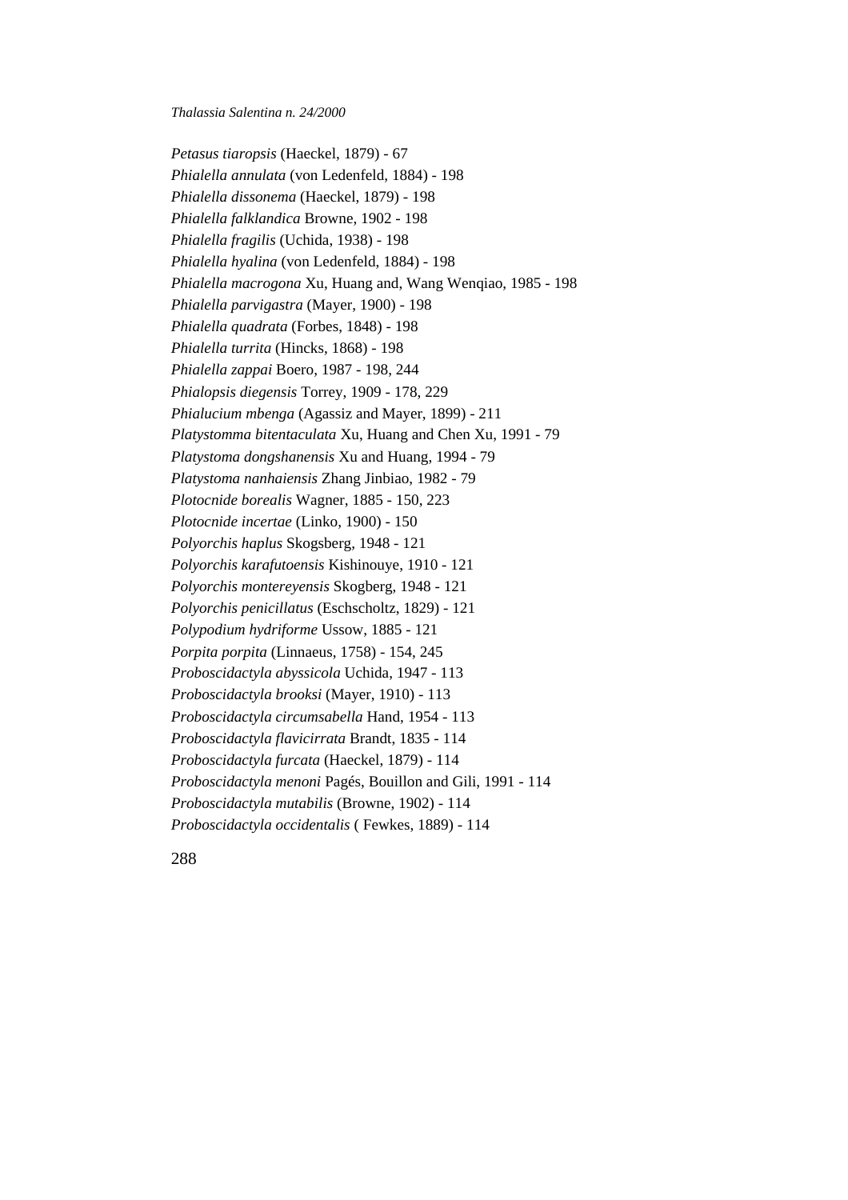*Petasus tiaropsis* (Haeckel, 1879) - 67  
*Phialella annulata* (von Ledenfeld, 1884) - 198  
*Phialella dissonema* (Haeckel, 1879) - 198  
*Phialella falklandica* Browne, 1902 - 198  
*Phialella fragilis* (Uchida, 1938) - 198  
*Phialella hyalina* (von Ledenfeld, 1884) - 198  
*Phialella macrogona* Xu, Huang and, Wang Wenqiao, 1985 - 198  
*Phialella parvigastra* (Mayer, 1900) - 198  
*Phialella quadrata* (Forbes, 1848) - 198  
*Phialella turrita* (Hincks, 1868) - 198  
*Phialella zappai* Boero, 1987 - 198, 244  
*Phialopsis diegensis* Torrey, 1909 - 178, 229  
*Phialucium mbenga* (Agassiz and Mayer, 1899) - 211  
*Platystomma bitentaculata* Xu, Huang and Chen Xu, 1991 - 79  
*Platystoma dongshanensis* Xu and Huang, 1994 - 79  
*Platystoma nanhaiensis* Zhang Jinbiao, 1982 - 79  
*Plotocnide borealis* Wagner, 1885 - 150, 223  
*Plotocnide incertae* (Linko, 1900) - 150  
*Polyorchis haplus* Skogsberg, 1948 - 121  
*Polyorchis karafutoensis* Kishinouye, 1910 - 121  
*Polyorchis montereyensis* Skogberg, 1948 - 121  
*Polyorchis penicillatus* (Eschscholtz, 1829) - 121  
*Polypodium hydriforme* Ussow, 1885 - 121  
*Porpita porpita* (Linnaeus, 1758) - 154, 245  
*Proboscidactyla abyssicola* Uchida, 1947 - 113  
*Proboscidactyla brooksi* (Mayer, 1910) - 113  
*Proboscidactyla circumsabella* Hand, 1954 - 113  
*Proboscidactyla flavicirrata* Brandt, 1835 - 114  
*Proboscidactyla furcata* (Haeckel, 1879) - 114  
*Proboscidactyla menoni* Pagés, Bouillon and Gili, 1991 - 114  
*Proboscidactyla mutabilis* (Browne, 1902) - 114  
*Proboscidactyla occidentalis* ( Fewkes, 1889) - 114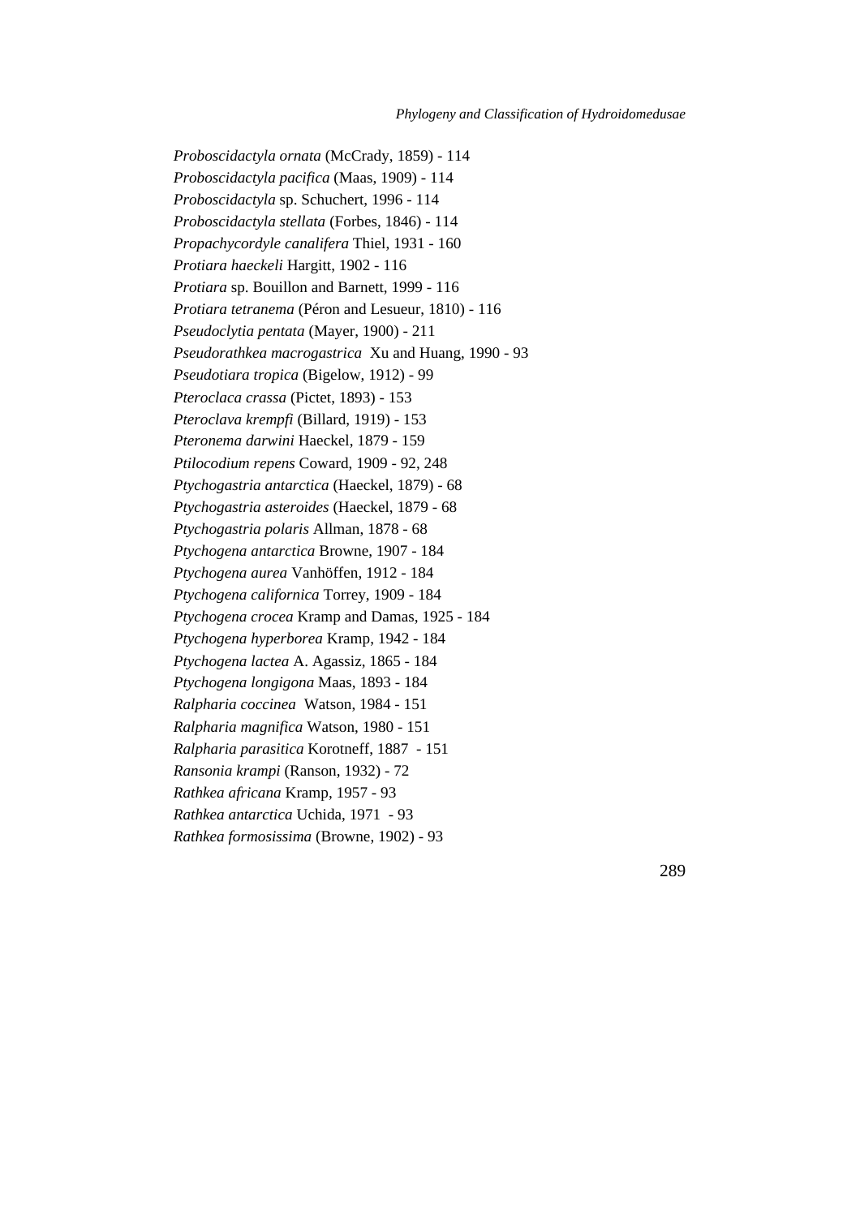*Proboscidactyla ornata* (McCrady, 1859) - 114
*Proboscidactyla pacifica* (Maas, 1909) - 114
*Proboscidactyla* sp. Schuchert, 1996 - 114
*Proboscidactyla stellata* (Forbes, 1846) - 114
*Propachycordyle canalifera* Thiel, 1931 - 160
*Protiara haeckeli* Hargitt, 1902 - 116
*Protiara* sp. Bouillon and Barnett, 1999 - 116
*Protiara tetranema* (Péron and Lesueur, 1810) - 116
*Pseudoclytia pentata* (Mayer, 1900) - 211
*Pseudorathkea macrogastrica* Xu and Huang, 1990 - 93
*Pseudotiara tropica* (Bigelow, 1912) - 99
*Pteroclaca crassa* (Pictet, 1893) - 153
*Pteroclava krempfi* (Billard, 1919) - 153
*Pteronema darwini* Haeckel, 1879 - 159
*Ptilocodium repens* Coward, 1909 - 92, 248
*Ptychogastria antarctica* (Haeckel, 1879) - 68
*Ptychogastria asteroides* (Haeckel, 1879 - 68
*Ptychogastria polaris* Allman, 1878 - 68
*Ptychogena antarctica* Browne, 1907 - 184
*Ptychogena aurea* Vanhöffen, 1912 - 184
*Ptychogena californica* Torrey, 1909 - 184
*Ptychogena crocea* Kramp and Damas, 1925 - 184
*Ptychogena hyperborea* Kramp, 1942 - 184
*Ptychogena lactea* A. Agassiz, 1865 - 184
*Ptychogena longigona* Maas, 1893 - 184
*Ralpharia coccinea* Watson, 1984 - 151
*Ralpharia magnifica* Watson, 1980 - 151
*Ralpharia parasitica* Korotneff, 1887 - 151
*Ransonia krampi* (Ranson, 1932) - 72
*Rathkea africana* Kramp, 1957 - 93
*Rathkea antarctica* Uchida, 1971 - 93
*Rathkea formosissima* (Browne, 1902) - 93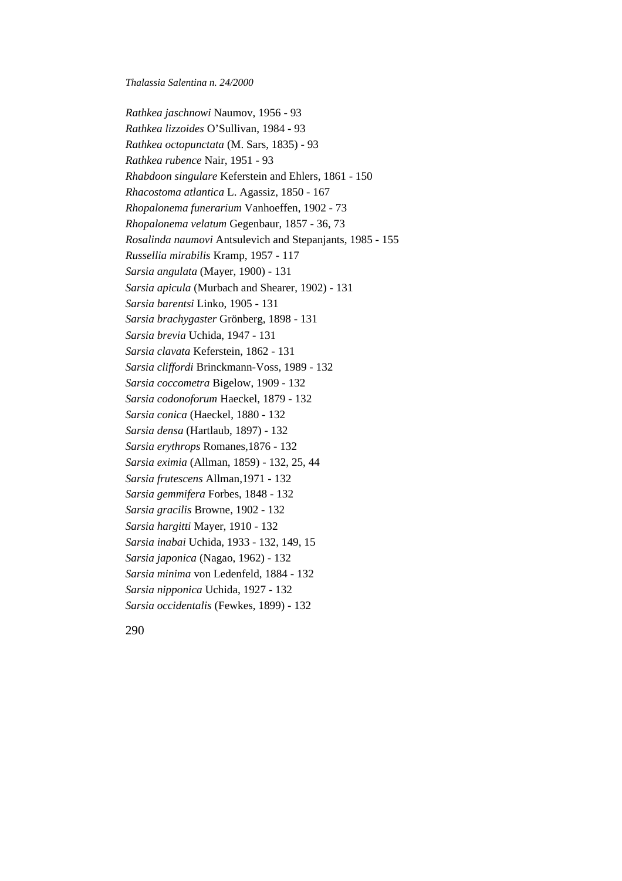*Rathkea jaschnowi* Naumov, 1956 - 93
*Rathkea lizzoides* O'Sullivan, 1984 - 93
*Rathkea octopunctata* (M. Sars, 1835) - 93
*Rathkea rubence* Nair, 1951 - 93
*Rhabdoon singulare* Keferstein and Ehlers, 1861 - 150
*Rhacostoma atlantica* L. Agassiz, 1850 - 167
*Rhopalonema funerarium* Vanhoeffen, 1902 - 73
*Rhopalonema velatum* Gegenbaur, 1857 - 36, 73
*Rosalinda naumovi* Antsulevich and Stepanjants, 1985 - 155
*Russellia mirabilis* Kramp, 1957 - 117
*Sarsia angulata* (Mayer, 1900) - 131
*Sarsia apicula* (Murbach and Shearer, 1902) - 131
*Sarsia barentsi* Linko, 1905 - 131
*Sarsia brachygaster* Grönberg, 1898 - 131
*Sarsia brevia* Uchida, 1947 - 131
*Sarsia clavata* Keferstein, 1862 - 131
*Sarsia cliffordi* Brinckmann-Voss, 1989 - 132
*Sarsia coccometra* Bigelow, 1909 - 132
*Sarsia codonoforum* Haeckel, 1879 - 132
*Sarsia conica* (Haeckel, 1880 - 132
*Sarsia densa* (Hartlaub, 1897) - 132
*Sarsia erythrops* Romanes,1876 - 132
*Sarsia eximia* (Allman, 1859) - 132, 25, 44
*Sarsia frutescens* Allman,1971 - 132
*Sarsia gemmifera* Forbes, 1848 - 132
*Sarsia gracilis* Browne, 1902 - 132
*Sarsia hargitti* Mayer, 1910 - 132
*Sarsia inabai* Uchida, 1933 - 132, 149, 15
*Sarsia japonica* (Nagao, 1962) - 132
*Sarsia minima* von Ledenfeld, 1884 - 132
*Sarsia nipponica* Uchida, 1927 - 132
*Sarsia occidentalis* (Fewkes, 1899) - 132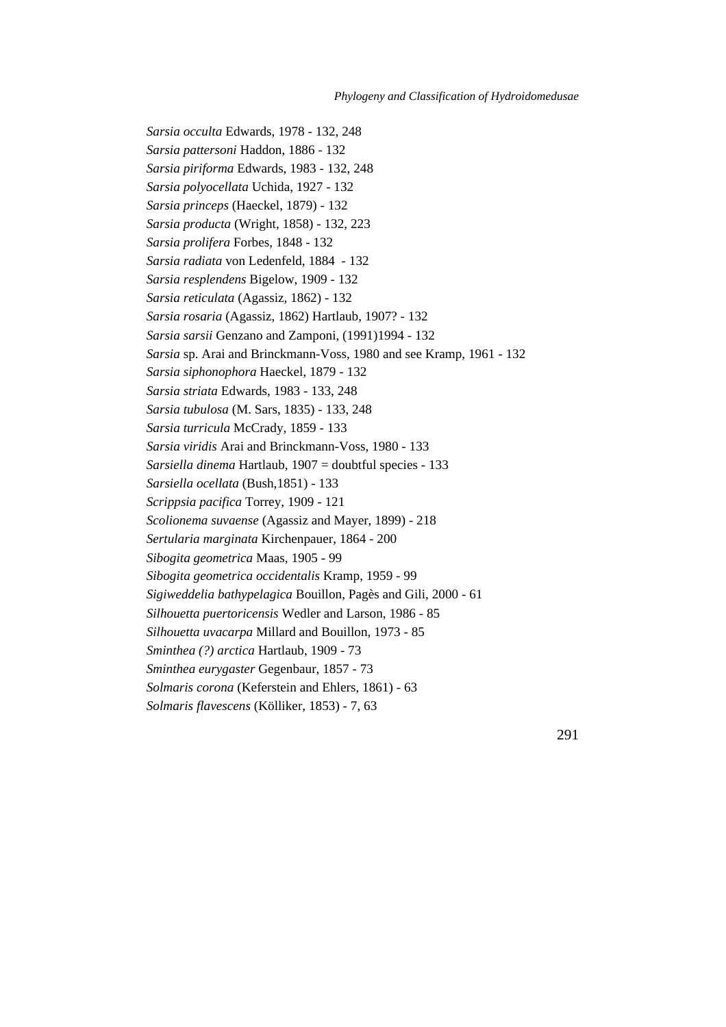*Sarsia occulta* Edwards, 1978 - 132, 248
*Sarsia pattersoni* Haddon, 1886 - 132
*Sarsia piriforma* Edwards, 1983 - 132, 248
*Sarsia polyocellata* Uchida, 1927 - 132
*Sarsia princeps* (Haeckel, 1879) - 132
*Sarsia producta* (Wright, 1858) - 132, 223
*Sarsia prolifera* Forbes, 1848 - 132
*Sarsia radiata* von Ledenfeld, 1884 - 132
*Sarsia resplendens* Bigelow, 1909 - 132
*Sarsia reticulata* (Agassiz, 1862) - 132
*Sarsia rosaria* (Agassiz, 1862) Hartlaub, 1907? - 132
*Sarsia sarsii* Genzano and Zamponi, (1991)1994 - 132
*Sarsia* sp. Arai and Brinckmann-Voss, 1980 and see Kramp, 1961 - 132
*Sarsia siphonophora* Haeckel, 1879 - 132
*Sarsia striata* Edwards, 1983 - 133, 248
*Sarsia tubulosa* (M. Sars, 1835) - 133, 248
*Sarsia turricula* McCrady, 1859 - 133
*Sarsia viridis* Arai and Brinckmann-Voss, 1980 - 133
*Sarsiella dinema* Hartlaub, 1907 = doubtful species - 133
*Sarsiella ocellata* (Bush,1851) - 133
*Scrippsia pacifica* Torrey, 1909 - 121
*Scolionema suvaense* (Agassiz and Mayer, 1899) - 218
*Sertularia marginata* Kirchenpauer, 1864 - 200
*Sibogita geometrica* Maas, 1905 - 99
*Sibogita geometrica occidentalis* Kramp, 1959 - 99
*Sigiweddelia bathypelagica* Bouillon, Pagès and Gili, 2000 - 61
*Silhouetta puertoricensis* Wedler and Larson, 1986 - 85
*Silhouetta uvacarpa* Millard and Bouillon, 1973 - 85
*Sminthea (?) arctica* Hartlaub, 1909 - 73
*Sminthea eurygaster* Gegenbaur, 1857 - 73
*Solmaris corona* (Keferstein and Ehlers, 1861) - 63
*Solmaris flavescens* (Kölliker, 1853) - 7, 63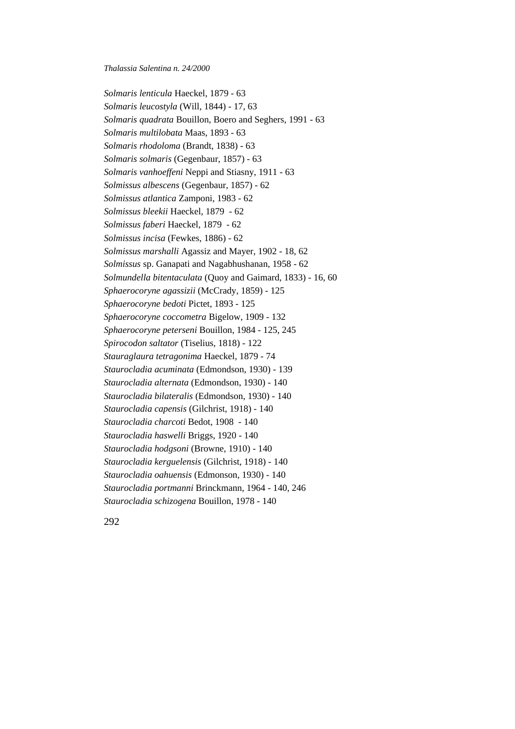*Solmaris lenticula* Haeckel, 1879 - 63
*Solmaris leucostyla* (Will, 1844) - 17, 63
*Solmaris quadrata* Bouillon, Boero and Seghers, 1991 - 63
*Solmaris multilobata* Maas, 1893 - 63
*Solmaris rhodoloma* (Brandt, 1838) - 63
*Solmaris solmaris* (Gegenbaur, 1857) - 63
*Solmaris vanhoeffeni* Neppi and Stiasny, 1911 - 63
*Solmissus albescens* (Gegenbaur, 1857) - 62
*Solmissus atlantica* Zamponi, 1983 - 62
*Solmissus bleekii* Haeckel, 1879 - 62
*Solmissus faberi* Haeckel, 1879 - 62
*Solmissus incisa* (Fewkes, 1886) - 62
*Solmissus marshalli* Agassiz and Mayer, 1902 - 18, 62
*Solmissus* sp. Ganapati and Nagabhushanan, 1958 - 62
*Solmundella bitentaculata* (Quoy and Gaimard, 1833) - 16, 60
*Sphaerocoryne agassizii* (McCrady, 1859) - 125
*Sphaerocoryne bedoti* Pictet, 1893 - 125
*Sphaerocoryne coccometra* Bigelow, 1909 - 132
*Sphaerocoryne peterseni* Bouillon, 1984 - 125, 245
*Spirocodon saltator* (Tiselius, 1818) - 122
*Stauraglaura tetragonima* Haeckel, 1879 - 74
*Staurocladia acuminata* (Edmondson, 1930) - 139
*Staurocladia alternata* (Edmondson, 1930) - 140
*Staurocladia bilateralis* (Edmondson, 1930) - 140
*Staurocladia capensis* (Gilchrist, 1918) - 140
*Staurocladia charcoti* Bedot, 1908 - 140
*Staurocladia haswelli* Briggs, 1920 - 140
*Staurocladia hodgsoni* (Browne, 1910) - 140
*Staurocladia kerguelensis* (Gilchrist, 1918) - 140
*Staurocladia oahuensis* (Edmonson, 1930) - 140
*Staurocladia portmanni* Brinckmann, 1964 - 140, 246
*Staurocladia schizogena* Bouillon, 1978 - 140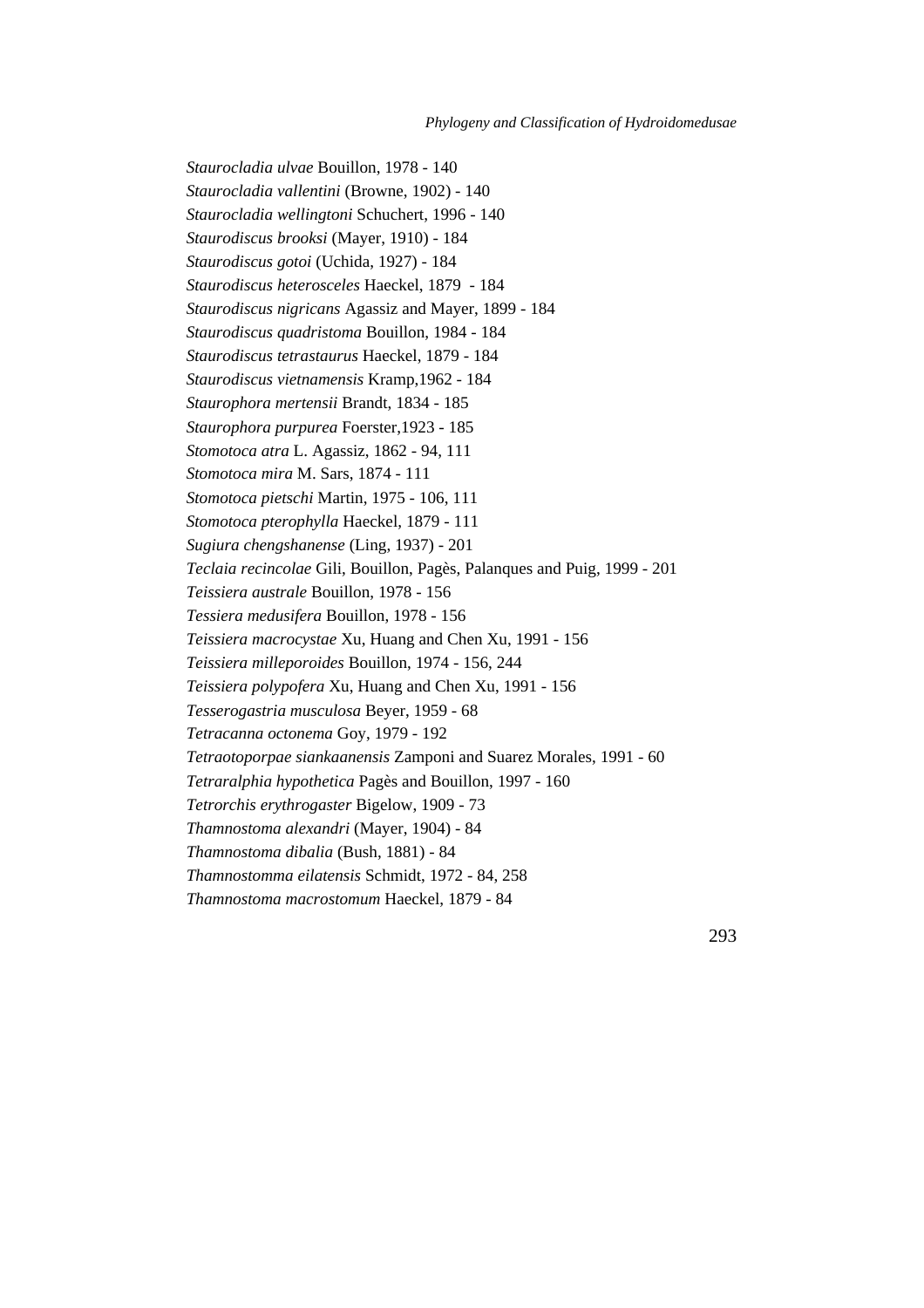*Staurocladia ulvae* Bouillon, 1978 - 140
*Staurocladia vallentini* (Browne, 1902) - 140
*Staurocladia wellingtoni* Schuchert, 1996 - 140
*Staurodiscus brooksi* (Mayer, 1910) - 184
*Staurodiscus gotoi* (Uchida, 1927) - 184
*Staurodiscus heterosceles* Haeckel, 1879 - 184
*Staurodiscus nigricans* Agassiz and Mayer, 1899 - 184
*Staurodiscus quadristoma* Bouillon, 1984 - 184
*Staurodiscus tetrastaurus* Haeckel, 1879 - 184
*Staurodiscus vietnamensis* Kramp,1962 - 184
*Staurophora mertensii* Brandt, 1834 - 185
*Staurophora purpurea* Foerster,1923 - 185
*Stomotoca atra* L. Agassiz, 1862 - 94, 111
*Stomotoca mira* M. Sars, 1874 - 111
*Stomotoca pietschi* Martin, 1975 - 106, 111
*Stomotoca pterophylla* Haeckel, 1879 - 111
*Sugiura chengshanense* (Ling, 1937) - 201
*Teclaia recincolae* Gili, Bouillon, Pagès, Palanques and Puig, 1999 - 201
*Teissiera australe* Bouillon, 1978 - 156
*Tessiera medusifera* Bouillon, 1978 - 156
*Teissiera macrocystae* Xu, Huang and Chen Xu, 1991 - 156
*Teissiera milleporoides* Bouillon, 1974 - 156, 244
*Teissiera polypofera* Xu, Huang and Chen Xu, 1991 - 156
*Tesserogastria musculosa* Beyer, 1959 - 68
*Tetracanna octonema* Goy, 1979 - 192
*Tetraotoporpae siankaanensis* Zamponi and Suarez Morales, 1991 - 60
*Tetraralphia hypothetica* Pagès and Bouillon, 1997 - 160
*Tetrorchis erythrogaster* Bigelow, 1909 - 73
*Thamnostoma alexandri* (Mayer, 1904) - 84
*Thamnostoma dibalia* (Bush, 1881) - 84
*Thamnostomma eilatensis* Schmidt, 1972 - 84, 258
*Thamnostoma macrostomum* Haeckel, 1879 - 84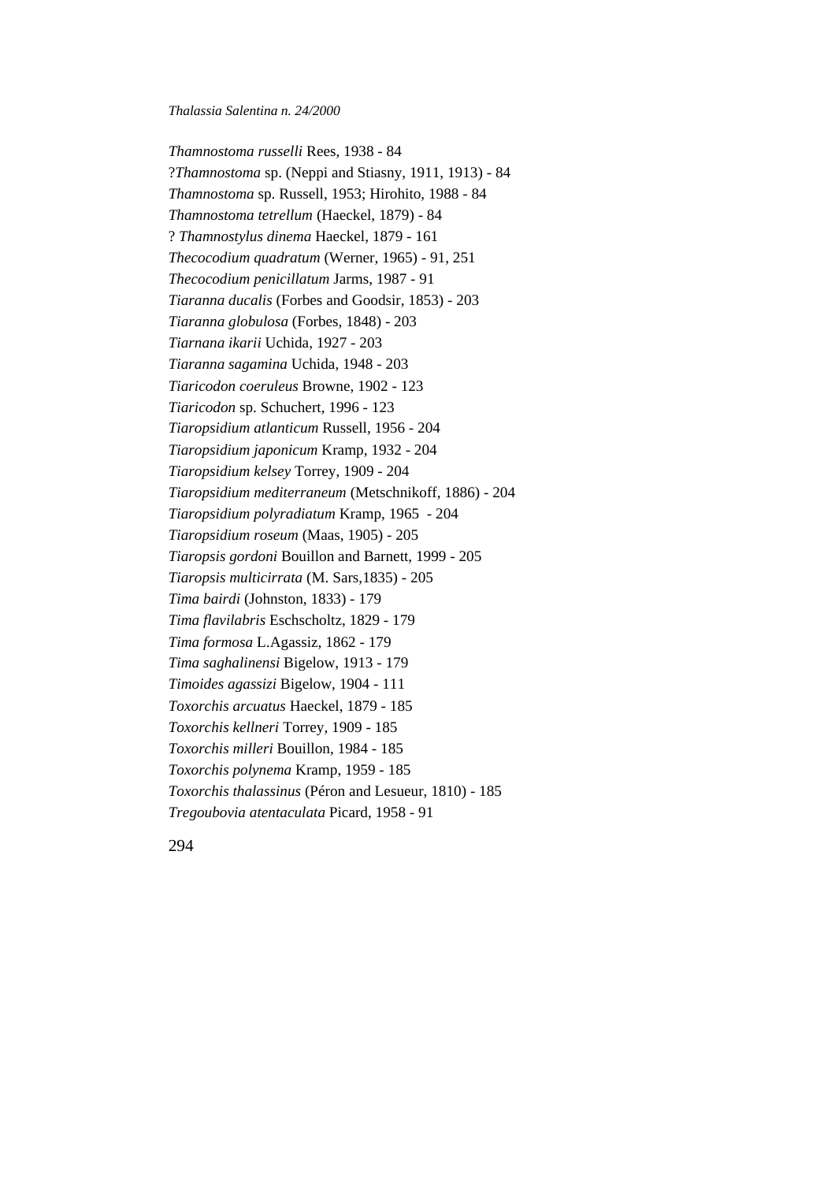*Thamnostoma russelli* Rees, 1938 - 84
?*Thamnostoma* sp. (Neppi and Stiasny, 1911, 1913) - 84
*Thamnostoma* sp. Russell, 1953; Hirohito, 1988 - 84
*Thamnostoma tetrellum* (Haeckel, 1879) - 84
? *Thamnostylus dinema* Haeckel, 1879 - 161
*Thecocodium quadratum* (Werner, 1965) - 91, 251
*Thecocodium penicillatum* Jarms, 1987 - 91
*Tiaranna ducalis* (Forbes and Goodsir, 1853) - 203
*Tiaranna globulosa* (Forbes, 1848) - 203
*Tiarnana ikarii* Uchida, 1927 - 203
*Tiaranna sagamina* Uchida, 1948 - 203
*Tiaricodon coeruleus* Browne, 1902 - 123
*Tiaricodon* sp. Schuchert, 1996 - 123
*Tiaropsidium atlanticum* Russell, 1956 - 204
*Tiaropsidium japonicum* Kramp, 1932 - 204
*Tiaropsidium kelsey* Torrey, 1909 - 204
*Tiaropsidium mediterraneum* (Metschnikoff, 1886) - 204
*Tiaropsidium polyradiatum* Kramp, 1965 - 204
*Tiaropsidium roseum* (Maas, 1905) - 205
*Tiaropsis gordoni* Bouillon and Barnett, 1999 - 205
*Tiaropsis multicirrata* (M. Sars,1835) - 205
*Tima bairdi* (Johnston, 1833) - 179
*Tima flavilabris* Eschscholtz, 1829 - 179
*Tima formosa* L.Agassiz, 1862 - 179
*Tima saghalinensi* Bigelow, 1913 - 179
*Timoides agassizi* Bigelow, 1904 - 111
*Toxorchis arcuatus* Haeckel, 1879 - 185
*Toxorchis kellneri* Torrey, 1909 - 185
*Toxorchis milleri* Bouillon, 1984 - 185
*Toxorchis polynema* Kramp, 1959 - 185
*Toxorchis thalassinus* (Péron and Lesueur, 1810) - 185
*Tregoubovia atentaculata* Picard, 1958 - 91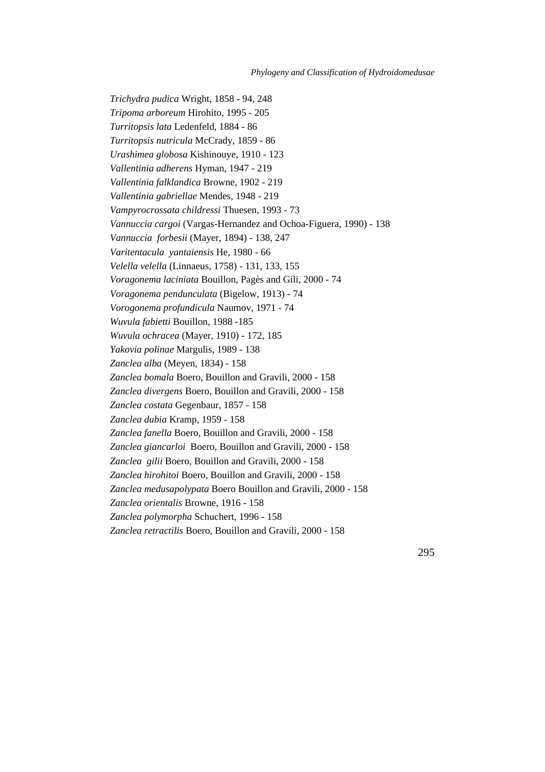*Trichydra pudica* Wright, 1858 - 94, 248  
*Tripoma arboreum* Hirohito, 1995 - 205  
*Turritopsis lata* Ledenfeld, 1884 - 86  
*Turritopsis nutricula* McCrady, 1859 - 86  
*Urashimea globosa* Kishinouye, 1910 - 123  
*Vallentinia adherens* Hyman, 1947 - 219  
*Vallentinia falklandica* Browne, 1902 - 219  
*Vallentinia gabriellae* Mendes, 1948 - 219  
*Vampyrocrossata childressi* Thuesen, 1993 - 73  
*Vannuccia cargoi* (Vargas-Hernandez and Ochoa-Figuera, 1990) - 138  
*Vannuccia forbesii* (Mayer, 1894) - 138, 247  
*Varitentacula yantaiensis* He, 1980 - 66  
*Velella velella* (Linnaeus, 1758) - 131, 133, 155  
*Voragonema laciniata* Bouillon, Pagès and Gili, 2000 - 74  
*Voragonema pendunculata* (Bigelow, 1913) - 74  
*Vorogonema profundicula* Naumov, 1971 - 74  
*Wuvula fabietti* Bouillon, 1988 -185  
*Wuvula ochracea* (Mayer, 1910) - 172, 185  
*Yakovia polinae* Margulis, 1989 - 138  
*Zanclea alba* (Meyen, 1834) - 158  
*Zanclea bomala* Boero, Bouillon and Gravili, 2000 - 158  
*Zanclea divergens* Boero, Bouillon and Gravili, 2000 - 158  
*Zanclea costata* Gegenbaur, 1857 - 158  
*Zanclea dubia* Kramp, 1959 - 158  
*Zanclea fanella* Boero, Bouillon and Gravili, 2000 - 158  
*Zanclea giancarloi* Boero, Bouillon and Gravili, 2000 - 158  
*Zanclea gilii* Boero, Bouillon and Gravili, 2000 - 158  
*Zanclea hirohitoi* Boero, Bouillon and Gravili, 2000 - 158  
*Zanclea medusapolypata* Boero Bouillon and Gravili, 2000 - 158  
*Zanclea orientalis* Browne, 1916 - 158  
*Zanclea polymorpha* Schuchert, 1996 - 158  
*Zanclea retractilis* Boero, Bouillon and Gravili, 2000 - 158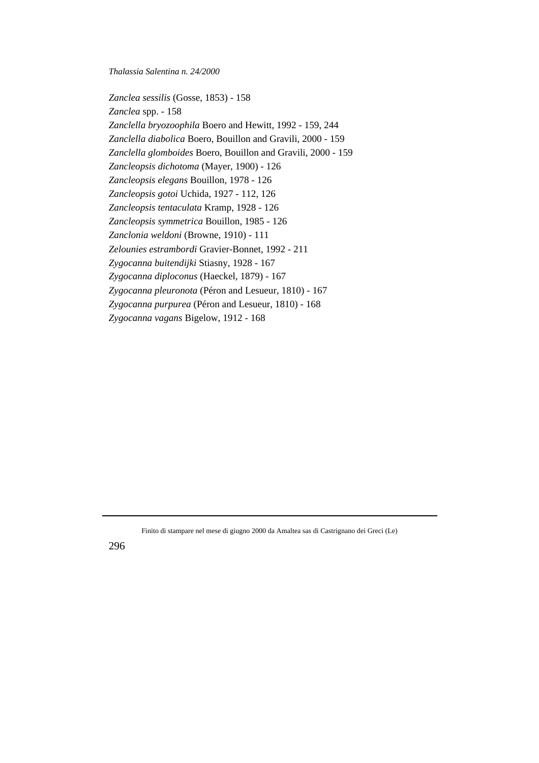*Zanclea sessilis* (Gosse, 1853) - 158
*Zanclea* spp. - 158
*Zanclella bryozoophila* Boero and Hewitt, 1992 - 159, 244
*Zanclella diabolica* Boero, Bouillon and Gravili, 2000 - 159
*Zanclella glomboides* Boero, Bouillon and Gravili, 2000 - 159
*Zancleopsis dichotoma* (Mayer, 1900) - 126
*Zancleopsis elegans* Bouillon, 1978 - 126
*Zancleopsis gotoi* Uchida, 1927 - 112, 126
*Zancleopsis tentaculata* Kramp, 1928 - 126
*Zancleopsis symmetrica* Bouillon, 1985 - 126
*Zanclonia weldoni* (Browne, 1910) - 111
*Zelounies estrambordi* Gravier-Bonnet, 1992 - 211
*Zygocanna buitendijki* Stiasny, 1928 - 167
*Zygocanna diploconus* (Haeckel, 1879) - 167
*Zygocanna pleuronota* (Péron and Lesueur, 1810) - 167
*Zygocanna purpurea* (Péron and Lesueur, 1810) - 168
*Zygocanna vagans* Bigelow, 1912 - 168

---

Finito di stampare nel mese di giugno 2000 da Amaltea sas di Castrignano dei Greci (Le)